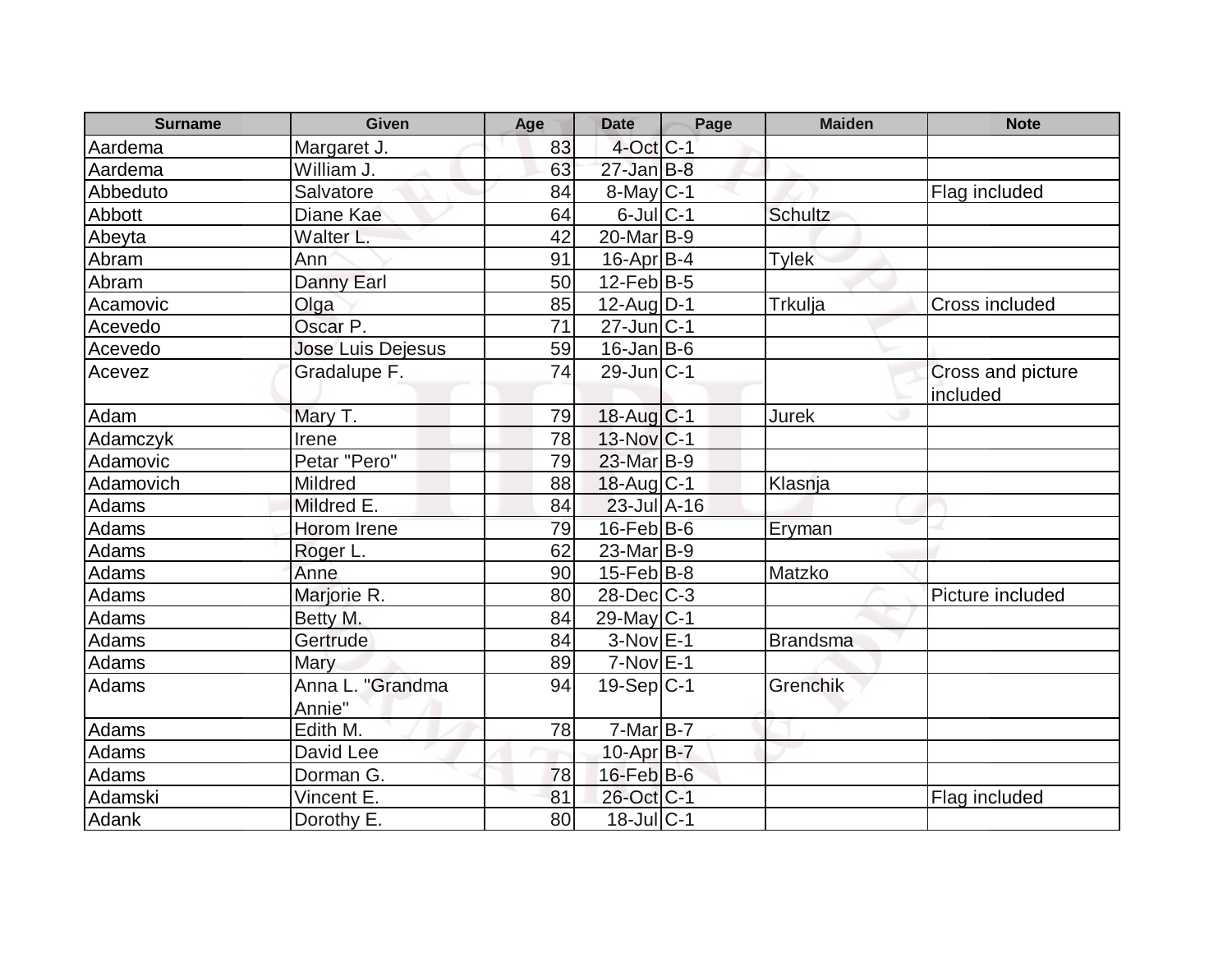| Surname | Given | Age | Date | Page | Maiden | Note |
|---|---|---|---|---|---|---|
| Aardema | Margaret J. | 83 | 4-Oct | C-1 | | |
| Aardema | William J. | 63 | 27-Jan | B-8 | | |
| Abbeduto | Salvatore | 84 | 8-May | C-1 | | Flag included |
| Abbott | Diane Kae | 64 | 6-Jul | C-1 | Schultz | |
| Abeyta | Walter L. | 42 | 20-Mar | B-9 | | |
| Abram | Ann | 91 | 16-Apr | B-4 | Tylek | |
| Abram | Danny Earl | 50 | 12-Feb | B-5 | | |
| Acamovic | Olga | 85 | 12-Aug | D-1 | Trkulja | Cross included |
| Acevedo | Oscar P. | 71 | 27-Jun | C-1 | | |
| Acevedo | Jose Luis Dejesus | 59 | 16-Jan | B-6 | | |
| Acevez | Gradalupe F. | 74 | 29-Jun | C-1 | | Cross and picture included |
| Adam | Mary T. | 79 | 18-Aug | C-1 | Jurek | |
| Adamczyk | Irene | 78 | 13-Nov | C-1 | | |
| Adamovic | Petar "Pero" | 79 | 23-Mar | B-9 | | |
| Adamovich | Mildred | 88 | 18-Aug | C-1 | Klasnja | |
| Adams | Mildred E. | 84 | 23-Jul | A-16 | | |
| Adams | Horom Irene | 79 | 16-Feb | B-6 | Eryman | |
| Adams | Roger L. | 62 | 23-Mar | B-9 | | |
| Adams | Anne | 90 | 15-Feb | B-8 | Matzko | |
| Adams | Marjorie R. | 80 | 28-Dec | C-3 | | Picture included |
| Adams | Betty M. | 84 | 29-May | C-1 | | |
| Adams | Gertrude | 84 | 3-Nov | E-1 | Brandsma | |
| Adams | Mary | 89 | 7-Nov | E-1 | | |
| Adams | Anna L. "Grandma Annie" | 94 | 19-Sep | C-1 | Grenchik | |
| Adams | Edith M. | 78 | 7-Mar | B-7 | | |
| Adams | David Lee | | 10-Apr | B-7 | | |
| Adams | Dorman G. | 78 | 16-Feb | B-6 | | |
| Adamski | Vincent E. | 81 | 26-Oct | C-1 | | Flag included |
| Adank | Dorothy E. | 80 | 18-Jul | C-1 | | |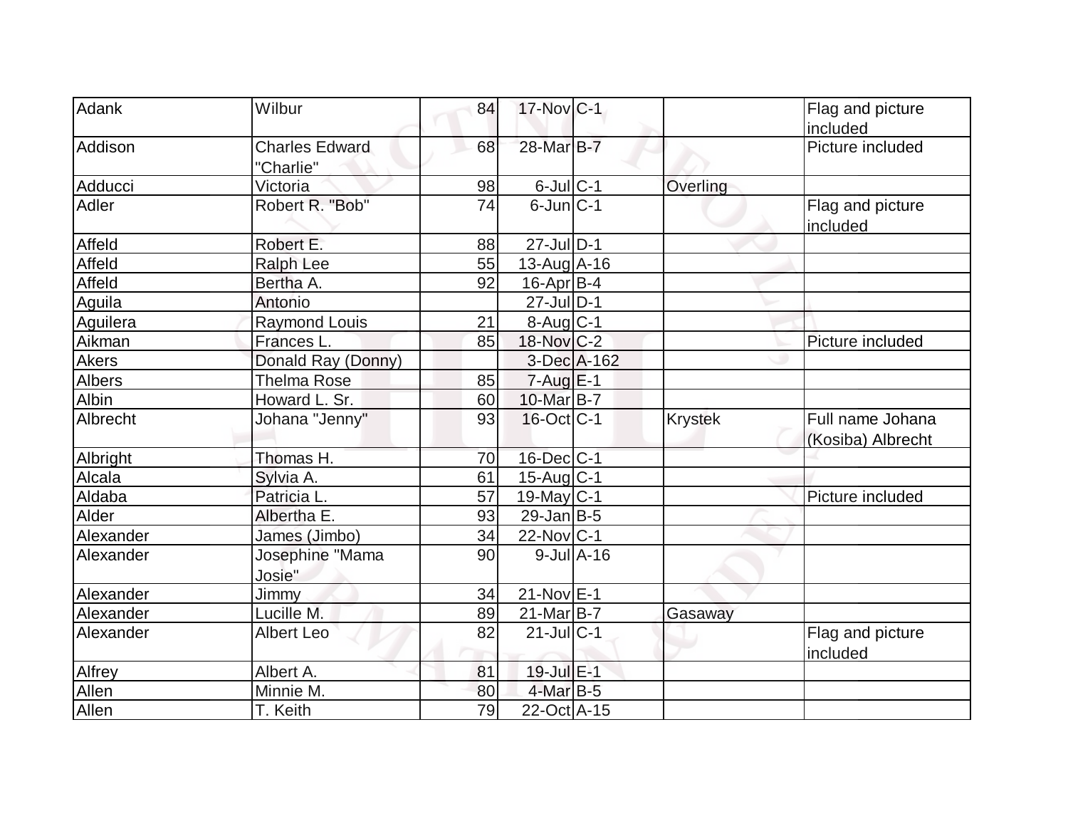| | | | | | | |
|---|---|---|---|---|---|---|
| Adank | Wilbur | 84 | 17-Nov | C-1 | | Flag and picture included |
| Addison | Charles Edward "Charlie" | 68 | 28-Mar | B-7 | | Picture included |
| Adducci | Victoria | 98 | 6-Jul | C-1 | Overling | |
| Adler | Robert R. "Bob" | 74 | 6-Jun | C-1 | | Flag and picture included |
| Affeld | Robert E. | 88 | 27-Jul | D-1 | | |
| Affeld | Ralph Lee | 55 | 13-Aug | A-16 | | |
| Affeld | Bertha A. | 92 | 16-Apr | B-4 | | |
| Aguila | Antonio | | 27-Jul | D-1 | | |
| Aguilera | Raymond Louis | 21 | 8-Aug | C-1 | | |
| Aikman | Frances L. | 85 | 18-Nov | C-2 | | Picture included |
| Akers | Donald Ray (Donny) | | 3-Dec | A-162 | | |
| Albers | Thelma Rose | 85 | 7-Aug | E-1 | | |
| Albin | Howard L. Sr. | 60 | 10-Mar | B-7 | | |
| Albrecht | Johana "Jenny" | 93 | 16-Oct | C-1 | Krystek | Full name Johana (Kosiba) Albrecht |
| Albright | Thomas H. | 70 | 16-Dec | C-1 | | |
| Alcala | Sylvia A. | 61 | 15-Aug | C-1 | | |
| Aldaba | Patricia L. | 57 | 19-May | C-1 | | Picture included |
| Alder | Albertha E. | 93 | 29-Jan | B-5 | | |
| Alexander | James (Jimbo) | 34 | 22-Nov | C-1 | | |
| Alexander | Josephine "Mama Josie" | 90 | 9-Jul | A-16 | | |
| Alexander | Jimmy | 34 | 21-Nov | E-1 | | |
| Alexander | Lucille M. | 89 | 21-Mar | B-7 | Gasaway | |
| Alexander | Albert Leo | 82 | 21-Jul | C-1 | | Flag and picture included |
| Alfrey | Albert A. | 81 | 19-Jul | E-1 | | |
| Allen | Minnie M. | 80 | 4-Mar | B-5 | | |
| Allen | T. Keith | 79 | 22-Oct | A-15 | | |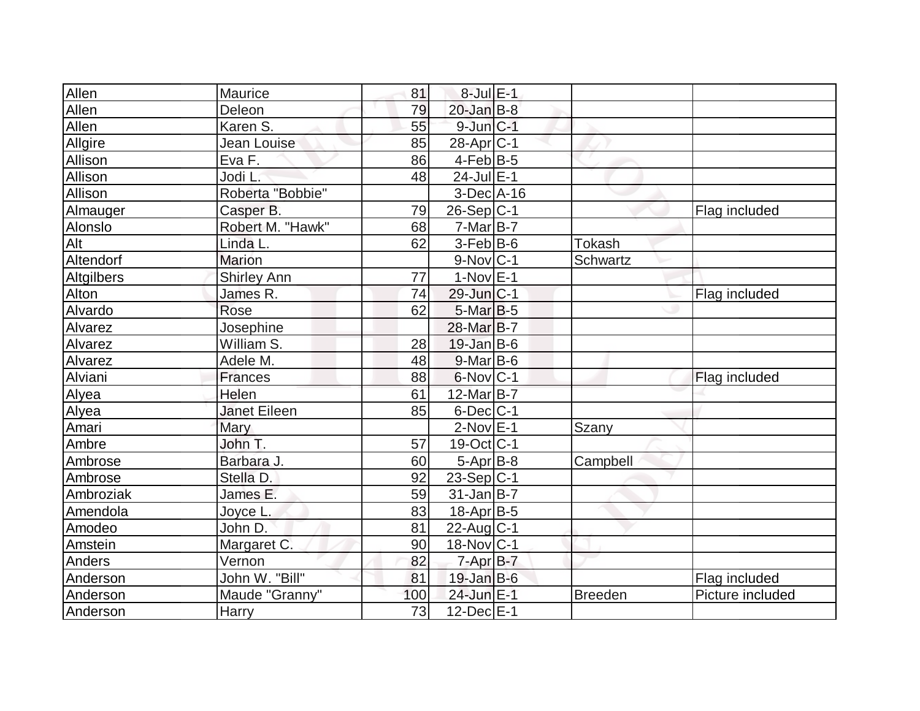| | | | | | | |
|---|---|---|---|---|---|---|
| Allen | Maurice | 81 | 8-Jul | E-1 | | |
| Allen | Deleon | 79 | 20-Jan | B-8 | | |
| Allen | Karen S. | 55 | 9-Jun | C-1 | | |
| Allgire | Jean Louise | 85 | 28-Apr | C-1 | | |
| Allison | Eva F. | 86 | 4-Feb | B-5 | | |
| Allison | Jodi L. | 48 | 24-Jul | E-1 | | |
| Allison | Roberta "Bobbie" | | 3-Dec | A-16 | | |
| Almauger | Casper B. | 79 | 26-Sep | C-1 | | Flag included |
| Alonslo | Robert M. "Hawk" | 68 | 7-Mar | B-7 | | |
| Alt | Linda L. | 62 | 3-Feb | B-6 | Tokash | |
| Altendorf | Marion | | 9-Nov | C-1 | Schwartz | |
| Altgilbers | Shirley Ann | 77 | 1-Nov | E-1 | | |
| Alton | James R. | 74 | 29-Jun | C-1 | | Flag included |
| Alvardo | Rose | 62 | 5-Mar | B-5 | | |
| Alvarez | Josephine | | 28-Mar | B-7 | | |
| Alvarez | William S. | 28 | 19-Jan | B-6 | | |
| Alvarez | Adele M. | 48 | 9-Mar | B-6 | | |
| Alviani | Frances | 88 | 6-Nov | C-1 | | Flag included |
| Alyea | Helen | 61 | 12-Mar | B-7 | | |
| Alyea | Janet Eileen | 85 | 6-Dec | C-1 | | |
| Amari | Mary | | 2-Nov | E-1 | Szany | |
| Ambre | John T. | 57 | 19-Oct | C-1 | | |
| Ambrose | Barbara J. | 60 | 5-Apr | B-8 | Campbell | |
| Ambrose | Stella D. | 92 | 23-Sep | C-1 | | |
| Ambroziak | James E. | 59 | 31-Jan | B-7 | | |
| Amendola | Joyce L. | 83 | 18-Apr | B-5 | | |
| Amodeo | John D. | 81 | 22-Aug | C-1 | | |
| Amstein | Margaret C. | 90 | 18-Nov | C-1 | | |
| Anders | Vernon | 82 | 7-Apr | B-7 | | |
| Anderson | John W. "Bill" | 81 | 19-Jan | B-6 | | Flag included |
| Anderson | Maude "Granny" | 100 | 24-Jun | E-1 | Breeden | Picture included |
| Anderson | Harry | 73 | 12-Dec | E-1 | | |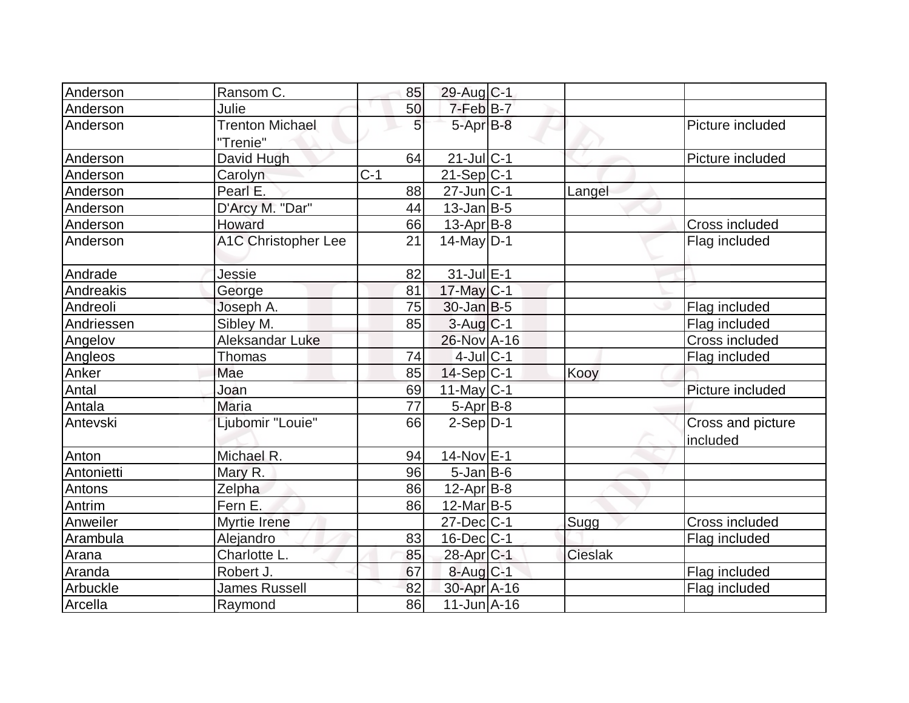| | | | | | | |
|---|---|---|---|---|---|---|
| Anderson | Ransom C. | 85 | 29-Aug | C-1 | | |
| Anderson | Julie | 50 | 7-Feb | B-7 | | |
| Anderson | Trenton Michael "Trenie" | 5 | 5-Apr | B-8 | | Picture included |
| Anderson | David Hugh | 64 | 21-Jul | C-1 | | Picture included |
| Anderson | Carolyn | C-1 | 21-Sep | C-1 | | |
| Anderson | Pearl E. | 88 | 27-Jun | C-1 | Langel | |
| Anderson | D'Arcy M. "Dar" | 44 | 13-Jan | B-5 | | |
| Anderson | Howard | 66 | 13-Apr | B-8 | | Cross included |
| Anderson | A1C Christopher Lee | 21 | 14-May | D-1 | | Flag included |
| Andrade | Jessie | 82 | 31-Jul | E-1 | | |
| Andreakis | George | 81 | 17-May | C-1 | | |
| Andreoli | Joseph A. | 75 | 30-Jan | B-5 | | Flag included |
| Andriessen | Sibley M. | 85 | 3-Aug | C-1 | | Flag included |
| Angelov | Aleksandar Luke | | 26-Nov | A-16 | | Cross included |
| Angleos | Thomas | 74 | 4-Jul | C-1 | | Flag included |
| Anker | Mae | 85 | 14-Sep | C-1 | Kooy | |
| Antal | Joan | 69 | 11-May | C-1 | | Picture included |
| Antala | Maria | 77 | 5-Apr | B-8 | | |
| Antevski | Ljubomir "Louie" | 66 | 2-Sep | D-1 | | Cross and picture included |
| Anton | Michael R. | 94 | 14-Nov | E-1 | | |
| Antonietti | Mary R. | 96 | 5-Jan | B-6 | | |
| Antons | Zelpha | 86 | 12-Apr | B-8 | | |
| Antrim | Fern E. | 86 | 12-Mar | B-5 | | |
| Anweiler | Myrtie Irene | | 27-Dec | C-1 | Sugg | Cross included |
| Arambula | Alejandro | 83 | 16-Dec | C-1 | | Flag included |
| Arana | Charlotte L. | 85 | 28-Apr | C-1 | Cieslak | |
| Aranda | Robert J. | 67 | 8-Aug | C-1 | | Flag included |
| Arbuckle | James Russell | 82 | 30-Apr | A-16 | | Flag included |
| Arcella | Raymond | 86 | 11-Jun | A-16 | | |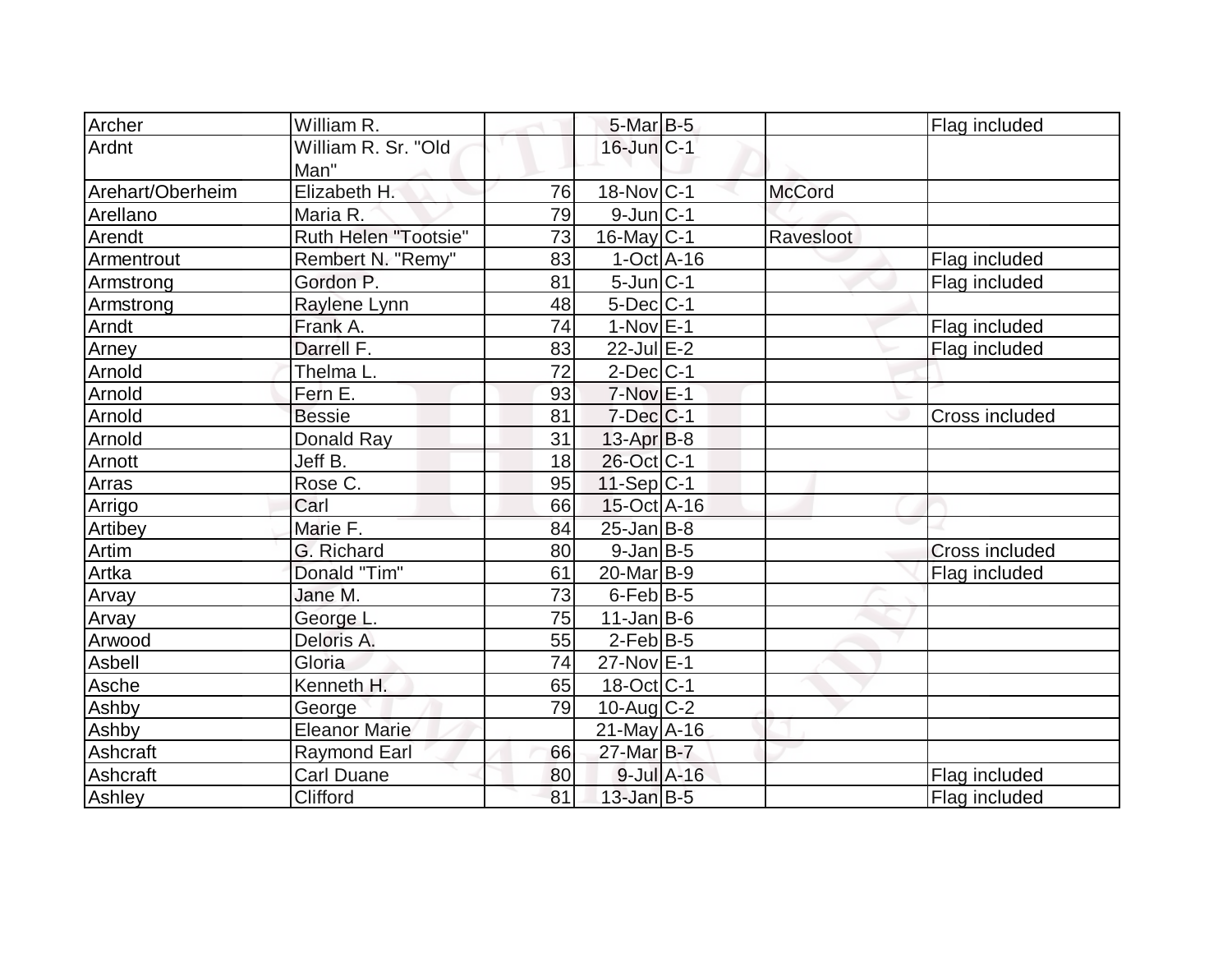| | | | | | | |
|---|---|---|---|---|---|---|
| Archer | William R. | | 5-Mar | B-5 | | Flag included |
| Ardnt | William R. Sr. "Old Man" | | 16-Jun | C-1 | | |
| Arehart/Oberheim | Elizabeth H. | 76 | 18-Nov | C-1 | McCord | |
| Arellano | Maria R. | 79 | 9-Jun | C-1 | | |
| Arendt | Ruth Helen "Tootsie" | 73 | 16-May | C-1 | Ravesloot | |
| Armentrout | Rembert N. "Remy" | 83 | 1-Oct | A-16 | | Flag included |
| Armstrong | Gordon P. | 81 | 5-Jun | C-1 | | Flag included |
| Armstrong | Raylene Lynn | 48 | 5-Dec | C-1 | | |
| Arndt | Frank A. | 74 | 1-Nov | E-1 | | Flag included |
| Arney | Darrell F. | 83 | 22-Jul | E-2 | | Flag included |
| Arnold | Thelma L. | 72 | 2-Dec | C-1 | | |
| Arnold | Fern E. | 93 | 7-Nov | E-1 | | |
| Arnold | Bessie | 81 | 7-Dec | C-1 | | Cross included |
| Arnold | Donald Ray | 31 | 13-Apr | B-8 | | |
| Arnott | Jeff B. | 18 | 26-Oct | C-1 | | |
| Arras | Rose C. | 95 | 11-Sep | C-1 | | |
| Arrigo | Carl | 66 | 15-Oct | A-16 | | |
| Artibey | Marie F. | 84 | 25-Jan | B-8 | | |
| Artim | G. Richard | 80 | 9-Jan | B-5 | | Cross included |
| Artka | Donald "Tim" | 61 | 20-Mar | B-9 | | Flag included |
| Arvay | Jane M. | 73 | 6-Feb | B-5 | | |
| Arvay | George L. | 75 | 11-Jan | B-6 | | |
| Arwood | Deloris A. | 55 | 2-Feb | B-5 | | |
| Asbell | Gloria | 74 | 27-Nov | E-1 | | |
| Asche | Kenneth H. | 65 | 18-Oct | C-1 | | |
| Ashby | George | 79 | 10-Aug | C-2 | | |
| Ashby | Eleanor Marie | | 21-May | A-16 | | |
| Ashcraft | Raymond Earl | 66 | 27-Mar | B-7 | | |
| Ashcraft | Carl Duane | 80 | 9-Jul | A-16 | | Flag included |
| Ashley | Clifford | 81 | 13-Jan | B-5 | | Flag included |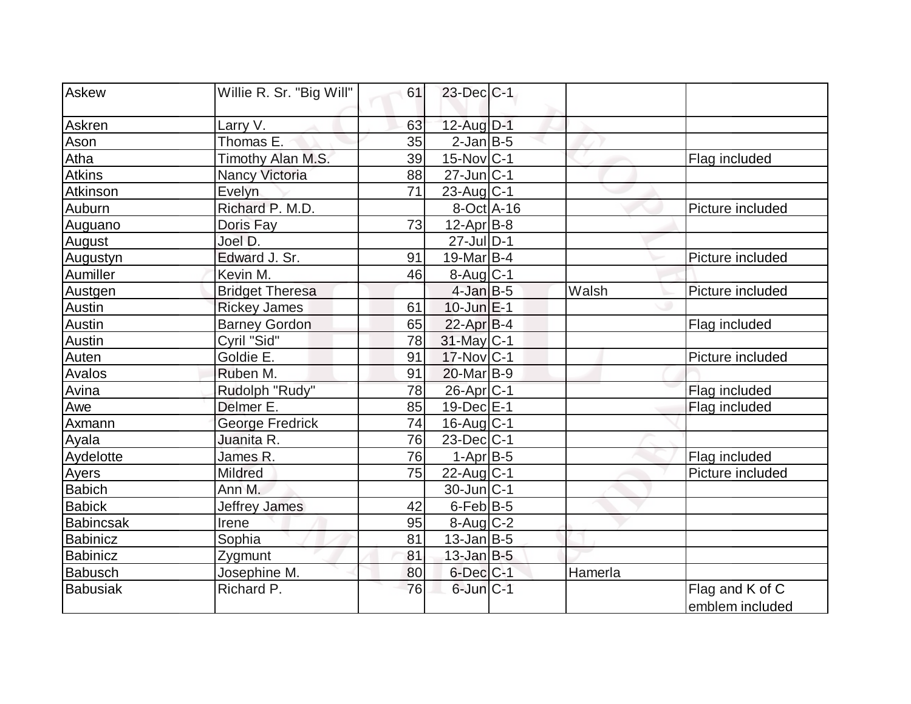| Askew | Willie R. Sr. "Big Will" | 61 | 23-Dec | C-1 | | |
|---|---|---|---|---|---|---|
| Askren | Larry V. | 63 | 12-Aug | D-1 | | |
| Ason | Thomas E. | 35 | 2-Jan | B-5 | | |
| Atha | Timothy Alan M.S. | 39 | 15-Nov | C-1 | | Flag included |
| Atkins | Nancy Victoria | 88 | 27-Jun | C-1 | | |
| Atkinson | Evelyn | 71 | 23-Aug | C-1 | | |
| Auburn | Richard P. M.D. | | 8-Oct | A-16 | | Picture included |
| Auguano | Doris Fay | 73 | 12-Apr | B-8 | | |
| August | Joel D. | | 27-Jul | D-1 | | |
| Augustyn | Edward J. Sr. | 91 | 19-Mar | B-4 | | Picture included |
| Aumiller | Kevin M. | 46 | 8-Aug | C-1 | | |
| Austgen | Bridget Theresa | | 4-Jan | B-5 | Walsh | Picture included |
| Austin | Rickey James | 61 | 10-Jun | E-1 | | |
| Austin | Barney Gordon | 65 | 22-Apr | B-4 | | Flag included |
| Austin | Cyril "Sid" | 78 | 31-May | C-1 | | |
| Auten | Goldie E. | 91 | 17-Nov | C-1 | | Picture included |
| Avalos | Ruben M. | 91 | 20-Mar | B-9 | | |
| Avina | Rudolph "Rudy" | 78 | 26-Apr | C-1 | | Flag included |
| Awe | Delmer E. | 85 | 19-Dec | E-1 | | Flag included |
| Axmann | George Fredrick | 74 | 16-Aug | C-1 | | |
| Ayala | Juanita R. | 76 | 23-Dec | C-1 | | |
| Aydelotte | James R. | 76 | 1-Apr | B-5 | | Flag included |
| Ayers | Mildred | 75 | 22-Aug | C-1 | | Picture included |
| Babich | Ann M. | | 30-Jun | C-1 | | |
| Babick | Jeffrey James | 42 | 6-Feb | B-5 | | |
| Babincsak | Irene | 95 | 8-Aug | C-2 | | |
| Babinicz | Sophia | 81 | 13-Jan | B-5 | | |
| Babinicz | Zygmunt | 81 | 13-Jan | B-5 | | |
| Babusch | Josephine M. | 80 | 6-Dec | C-1 | Hamerla | |
| Babusiak | Richard P. | 76 | 6-Jun | C-1 | | Flag and K of C emblem included |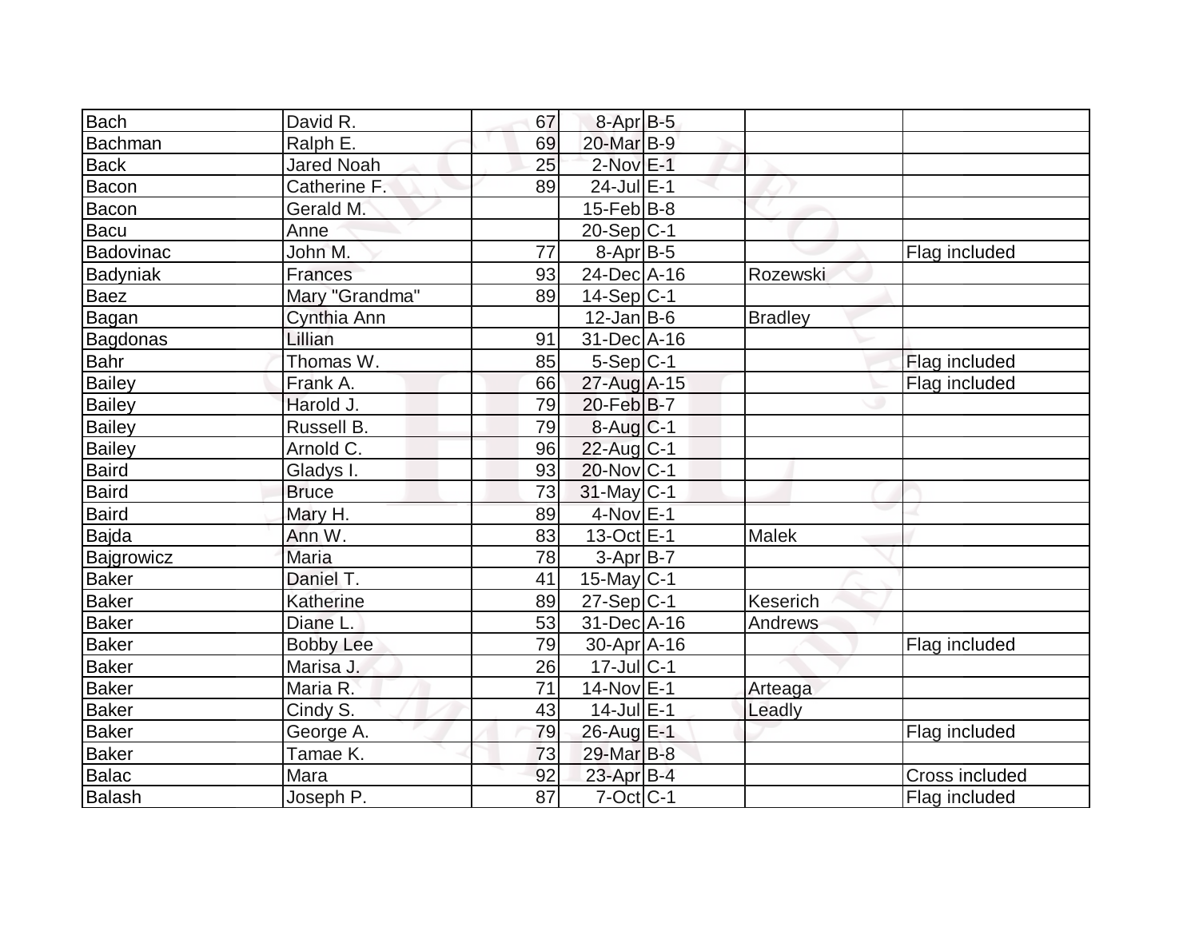| | | | | | | |
|---|---|---|---|---|---|---|
| Bach | David R. | 67 | 8-Apr | B-5 | | |
| Bachman | Ralph E. | 69 | 20-Mar | B-9 | | |
| Back | Jared Noah | 25 | 2-Nov | E-1 | | |
| Bacon | Catherine F. | 89 | 24-Jul | E-1 | | |
| Bacon | Gerald M. | | 15-Feb | B-8 | | |
| Bacu | Anne | | 20-Sep | C-1 | | |
| Badovinac | John M. | 77 | 8-Apr | B-5 | | Flag included |
| Badyniak | Frances | 93 | 24-Dec | A-16 | Rozewski | |
| Baez | Mary "Grandma" | 89 | 14-Sep | C-1 | | |
| Bagan | Cynthia Ann | | 12-Jan | B-6 | Bradley | |
| Bagdonas | Lillian | 91 | 31-Dec | A-16 | | |
| Bahr | Thomas W. | 85 | 5-Sep | C-1 | | Flag included |
| Bailey | Frank A. | 66 | 27-Aug | A-15 | | Flag included |
| Bailey | Harold J. | 79 | 20-Feb | B-7 | | |
| Bailey | Russell B. | 79 | 8-Aug | C-1 | | |
| Bailey | Arnold C. | 96 | 22-Aug | C-1 | | |
| Baird | Gladys I. | 93 | 20-Nov | C-1 | | |
| Baird | Bruce | 73 | 31-May | C-1 | | |
| Baird | Mary H. | 89 | 4-Nov | E-1 | | |
| Bajda | Ann W. | 83 | 13-Oct | E-1 | Malek | |
| Bajgrowicz | Maria | 78 | 3-Apr | B-7 | | |
| Baker | Daniel T. | 41 | 15-May | C-1 | | |
| Baker | Katherine | 89 | 27-Sep | C-1 | Keserich | |
| Baker | Diane L. | 53 | 31-Dec | A-16 | Andrews | |
| Baker | Bobby Lee | 79 | 30-Apr | A-16 | | Flag included |
| Baker | Marisa J. | 26 | 17-Jul | C-1 | | |
| Baker | Maria R. | 71 | 14-Nov | E-1 | Arteaga | |
| Baker | Cindy S. | 43 | 14-Jul | E-1 | Leadly | |
| Baker | George A. | 79 | 26-Aug | E-1 | | Flag included |
| Baker | Tamae K. | 73 | 29-Mar | B-8 | | |
| Balac | Mara | 92 | 23-Apr | B-4 | | Cross included |
| Balash | Joseph P. | 87 | 7-Oct | C-1 | | Flag included |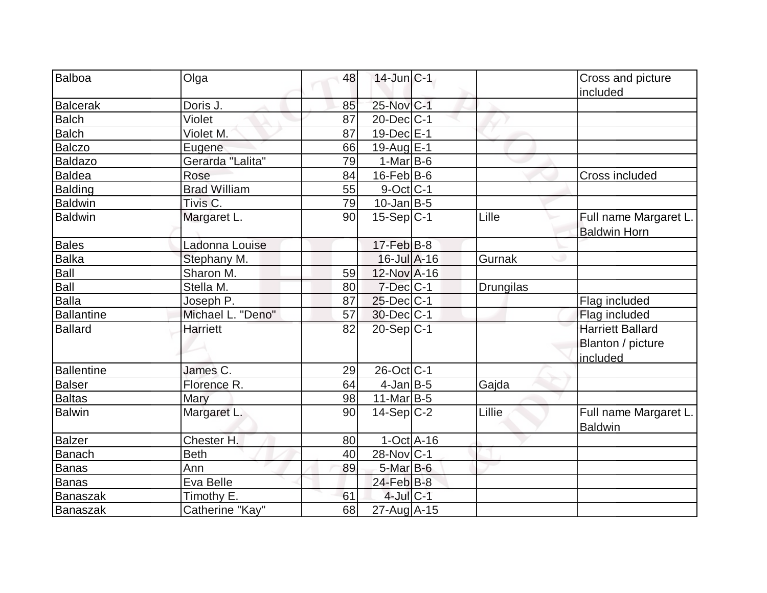| Balboa | Olga | 48 | 14-Jun | C-1 | | Cross and picture included |
|---|---|---|---|---|---|---|
| Balcerak | Doris J. | 85 | 25-Nov | C-1 | | |
| Balch | Violet | 87 | 20-Dec | C-1 | | |
| Balch | Violet M. | 87 | 19-Dec | E-1 | | |
| Balczo | Eugene | 66 | 19-Aug | E-1 | | |
| Baldazo | Gerarda "Lalita" | 79 | 1-Mar | B-6 | | |
| Baldea | Rose | 84 | 16-Feb | B-6 | | Cross included |
| Balding | Brad William | 55 | 9-Oct | C-1 | | |
| Baldwin | Tivis C. | 79 | 10-Jan | B-5 | | |
| Baldwin | Margaret L. | 90 | 15-Sep | C-1 | Lille | Full name Margaret L. Baldwin Horn |
| Bales | Ladonna Louise | | 17-Feb | B-8 | | |
| Balka | Stephany M. | | 16-Jul | A-16 | Gurnak | |
| Ball | Sharon M. | 59 | 12-Nov | A-16 | | |
| Ball | Stella M. | 80 | 7-Dec | C-1 | Drungilas | |
| Balla | Joseph P. | 87 | 25-Dec | C-1 | | Flag included |
| Ballantine | Michael L. "Deno" | 57 | 30-Dec | C-1 | | Flag included |
| Ballard | Harriett | 82 | 20-Sep | C-1 | | Harriett Ballard Blanton / picture included |
| Ballentine | James C. | 29 | 26-Oct | C-1 | | |
| Balser | Florence R. | 64 | 4-Jan | B-5 | Gajda | |
| Baltas | Mary | 98 | 11-Mar | B-5 | | |
| Balwin | Margaret L. | 90 | 14-Sep | C-2 | Lillie | Full name Margaret L. Baldwin |
| Balzer | Chester H. | 80 | 1-Oct | A-16 | | |
| Banach | Beth | 40 | 28-Nov | C-1 | | |
| Banas | Ann | 89 | 5-Mar | B-6 | | |
| Banas | Eva Belle | | 24-Feb | B-8 | | |
| Banaszak | Timothy E. | 61 | 4-Jul | C-1 | | |
| Banaszak | Catherine "Kay" | 68 | 27-Aug | A-15 | | |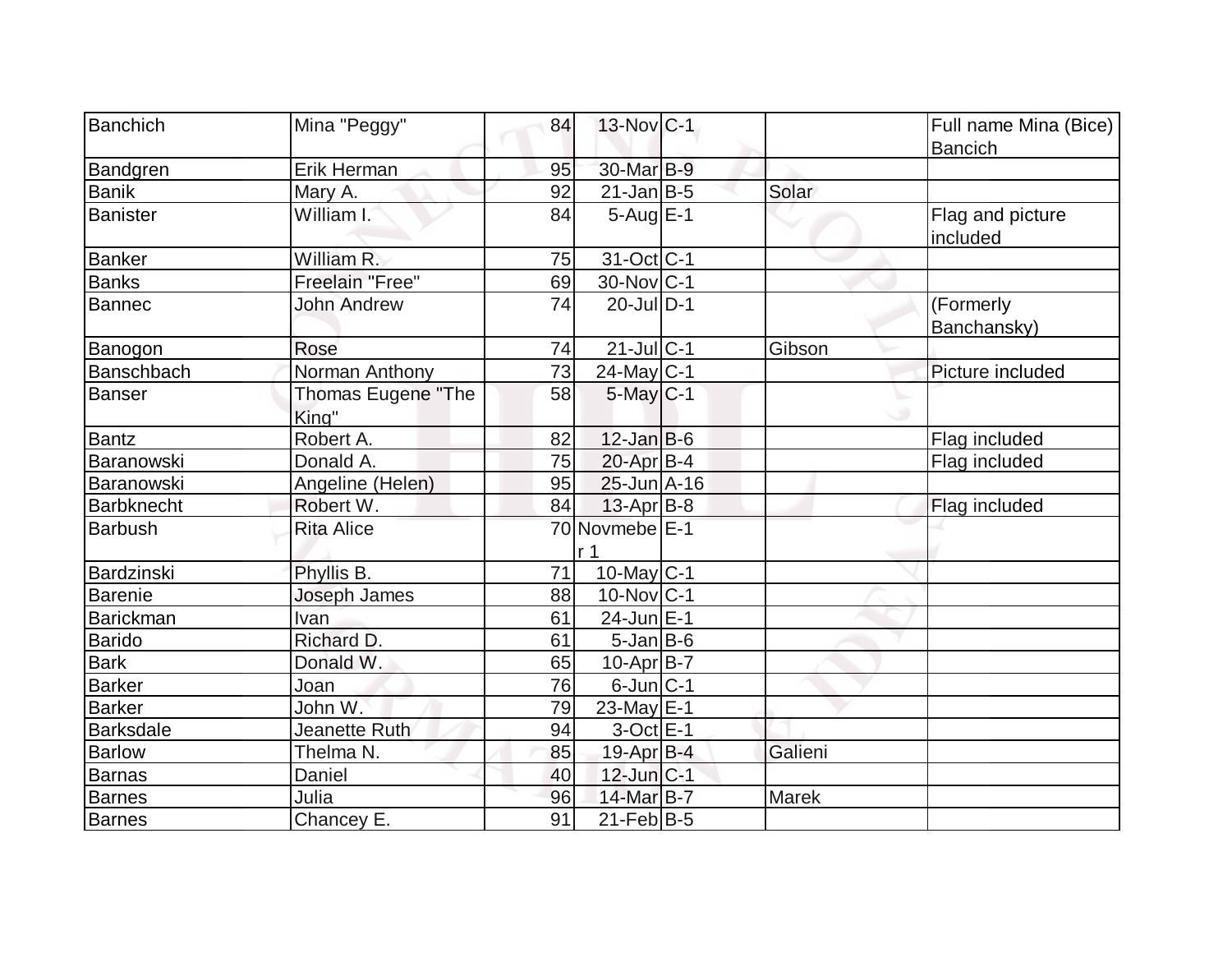| | | | | | | |
|---|---|---|---|---|---|---|
| Banchich | Mina "Peggy" | 84 | 13-Nov | C-1 | | Full name Mina (Bice) Bancich |
| Bandgren | Erik Herman | 95 | 30-Mar | B-9 | | |
| Banik | Mary A. | 92 | 21-Jan | B-5 | Solar | |
| Banister | William I. | 84 | 5-Aug | E-1 | | Flag and picture included |
| Banker | William R. | 75 | 31-Oct | C-1 | | |
| Banks | Freelain "Free" | 69 | 30-Nov | C-1 | | |
| Bannec | John Andrew | 74 | 20-Jul | D-1 | | (Formerly Banchansky) |
| Banogon | Rose | 74 | 21-Jul | C-1 | Gibson | |
| Banschbach | Norman Anthony | 73 | 24-May | C-1 | | Picture included |
| Banser | Thomas Eugene "The King" | 58 | 5-May | C-1 | | |
| Bantz | Robert A. | 82 | 12-Jan | B-6 | | Flag included |
| Baranowski | Donald A. | 75 | 20-Apr | B-4 | | Flag included |
| Baranowski | Angeline (Helen) | 95 | 25-Jun | A-16 | | |
| Barbknecht | Robert W. | 84 | 13-Apr | B-8 | | Flag included |
| Barbush | Rita Alice | 70 | Novmeber 1 | E-1 | | |
| Bardzinski | Phyllis B. | 71 | 10-May | C-1 | | |
| Barenie | Joseph James | 88 | 10-Nov | C-1 | | |
| Barickman | Ivan | 61 | 24-Jun | E-1 | | |
| Barido | Richard D. | 61 | 5-Jan | B-6 | | |
| Bark | Donald W. | 65 | 10-Apr | B-7 | | |
| Barker | Joan | 76 | 6-Jun | C-1 | | |
| Barker | John W. | 79 | 23-May | E-1 | | |
| Barksdale | Jeanette Ruth | 94 | 3-Oct | E-1 | | |
| Barlow | Thelma N. | 85 | 19-Apr | B-4 | Galieni | |
| Barnas | Daniel | 40 | 12-Jun | C-1 | | |
| Barnes | Julia | 96 | 14-Mar | B-7 | Marek | |
| Barnes | Chancey E. | 91 | 21-Feb | B-5 | | |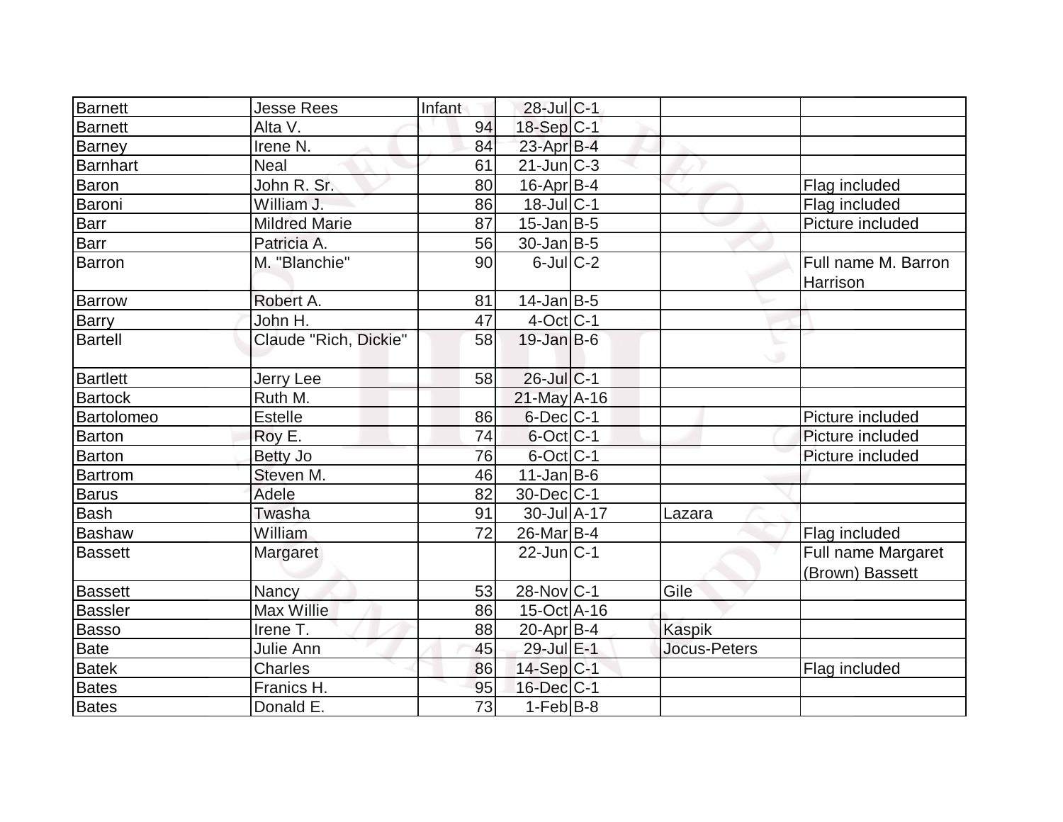| Barnett | Jesse Rees | Infant | 28-Jul | C-1 | | |
|---|---|---|---|---|---|---|
| Barnett | Alta V. | 94 | 18-Sep | C-1 | | |
| Barney | Irene N. | 84 | 23-Apr | B-4 | | |
| Barnhart | Neal | 61 | 21-Jun | C-3 | | |
| Baron | John R. Sr. | 80 | 16-Apr | B-4 | | Flag included |
| Baroni | William J. | 86 | 18-Jul | C-1 | | Flag included |
| Barr | Mildred Marie | 87 | 15-Jan | B-5 | | Picture included |
| Barr | Patricia A. | 56 | 30-Jan | B-5 | | |
| Barron | M. "Blanchie" | 90 | 6-Jul | C-2 | | Full name M. Barron Harrison |
| Barrow | Robert A. | 81 | 14-Jan | B-5 | | |
| Barry | John H. | 47 | 4-Oct | C-1 | | |
| Bartell | Claude "Rich, Dickie" | 58 | 19-Jan | B-6 | | |
| Bartlett | Jerry Lee | 58 | 26-Jul | C-1 | | |
| Bartock | Ruth M. | | 21-May | A-16 | | |
| Bartolomeo | Estelle | 86 | 6-Dec | C-1 | | Picture included |
| Barton | Roy E. | 74 | 6-Oct | C-1 | | Picture included |
| Barton | Betty Jo | 76 | 6-Oct | C-1 | | Picture included |
| Bartrom | Steven M. | 46 | 11-Jan | B-6 | | |
| Barus | Adele | 82 | 30-Dec | C-1 | | |
| Bash | Twasha | 91 | 30-Jul | A-17 | Lazara | |
| Bashaw | William | 72 | 26-Mar | B-4 | | Flag included |
| Bassett | Margaret | | 22-Jun | C-1 | | Full name Margaret (Brown) Bassett |
| Bassett | Nancy | 53 | 28-Nov | C-1 | Gile | |
| Bassler | Max Willie | 86 | 15-Oct | A-16 | | |
| Basso | Irene T. | 88 | 20-Apr | B-4 | Kaspik | |
| Bate | Julie Ann | 45 | 29-Jul | E-1 | Jocus-Peters | |
| Batek | Charles | 86 | 14-Sep | C-1 | | Flag included |
| Bates | Franics H. | 95 | 16-Dec | C-1 | | |
| Bates | Donald E. | 73 | 1-Feb | B-8 | | |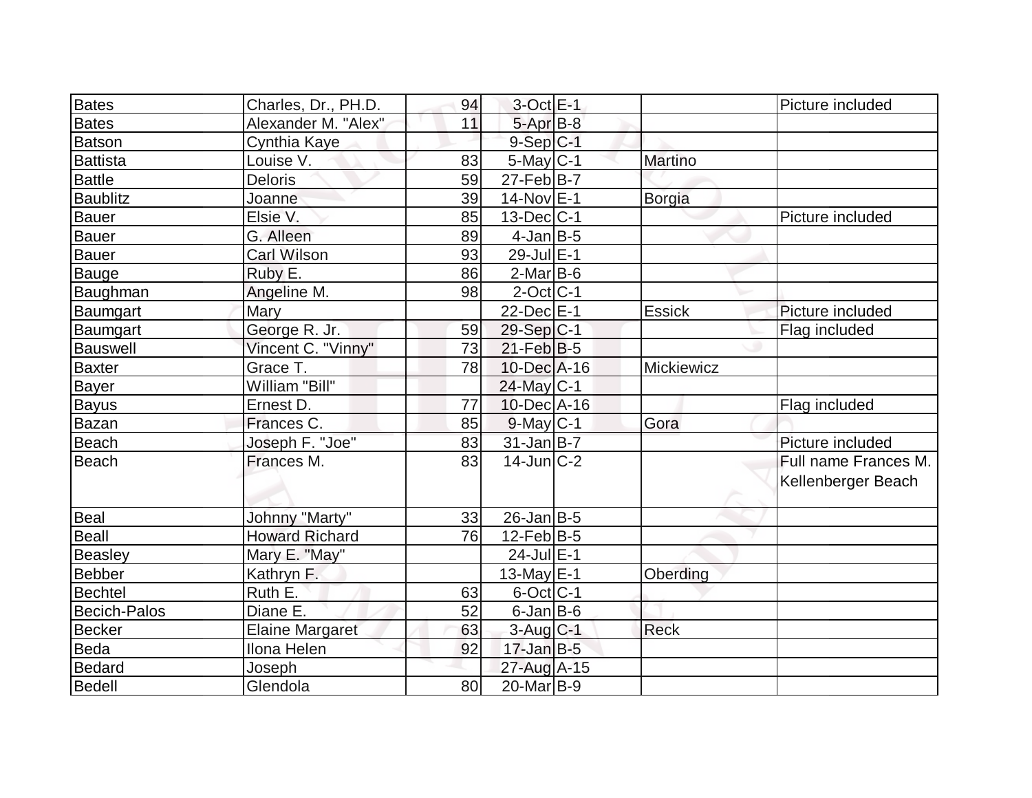| Bates | Charles, Dr., PH.D. | 94 | 3-Oct | E-1 | | Picture included |
|---|---|---|---|---|---|---|
| Bates | Alexander M. "Alex" | 11 | 5-Apr | B-8 | | |
| Batson | Cynthia Kaye | | 9-Sep | C-1 | | |
| Battista | Louise V. | 83 | 5-May | C-1 | Martino | |
| Battle | Deloris | 59 | 27-Feb | B-7 | | |
| Baublitz | Joanne | 39 | 14-Nov | E-1 | Borgia | |
| Bauer | Elsie V. | 85 | 13-Dec | C-1 | | Picture included |
| Bauer | G. Alleen | 89 | 4-Jan | B-5 | | |
| Bauer | Carl Wilson | 93 | 29-Jul | E-1 | | |
| Bauge | Ruby E. | 86 | 2-Mar | B-6 | | |
| Baughman | Angeline M. | 98 | 2-Oct | C-1 | | |
| Baumgart | Mary | | 22-Dec | E-1 | Essick | Picture included |
| Baumgart | George R. Jr. | 59 | 29-Sep | C-1 | | Flag included |
| Bauswell | Vincent C. "Vinny" | 73 | 21-Feb | B-5 | | |
| Baxter | Grace T. | 78 | 10-Dec | A-16 | Mickiewicz | |
| Bayer | William "Bill" | | 24-May | C-1 | | |
| Bayus | Ernest D. | 77 | 10-Dec | A-16 | | Flag included |
| Bazan | Frances C. | 85 | 9-May | C-1 | Gora | |
| Beach | Joseph F. "Joe" | 83 | 31-Jan | B-7 | | Picture included |
| Beach | Frances M. | 83 | 14-Jun | C-2 | | Full name Frances M. Kellenberger Beach |
| Beal | Johnny "Marty" | 33 | 26-Jan | B-5 | | |
| Beall | Howard Richard | 76 | 12-Feb | B-5 | | |
| Beasley | Mary E. "May" | | 24-Jul | E-1 | | |
| Bebber | Kathryn F. | | 13-May | E-1 | Oberding | |
| Bechtel | Ruth E. | 63 | 6-Oct | C-1 | | |
| Becich-Palos | Diane E. | 52 | 6-Jan | B-6 | | |
| Becker | Elaine Margaret | 63 | 3-Aug | C-1 | Reck | |
| Beda | Ilona Helen | 92 | 17-Jan | B-5 | | |
| Bedard | Joseph | | 27-Aug | A-15 | | |
| Bedell | Glendola | 80 | 20-Mar | B-9 | | |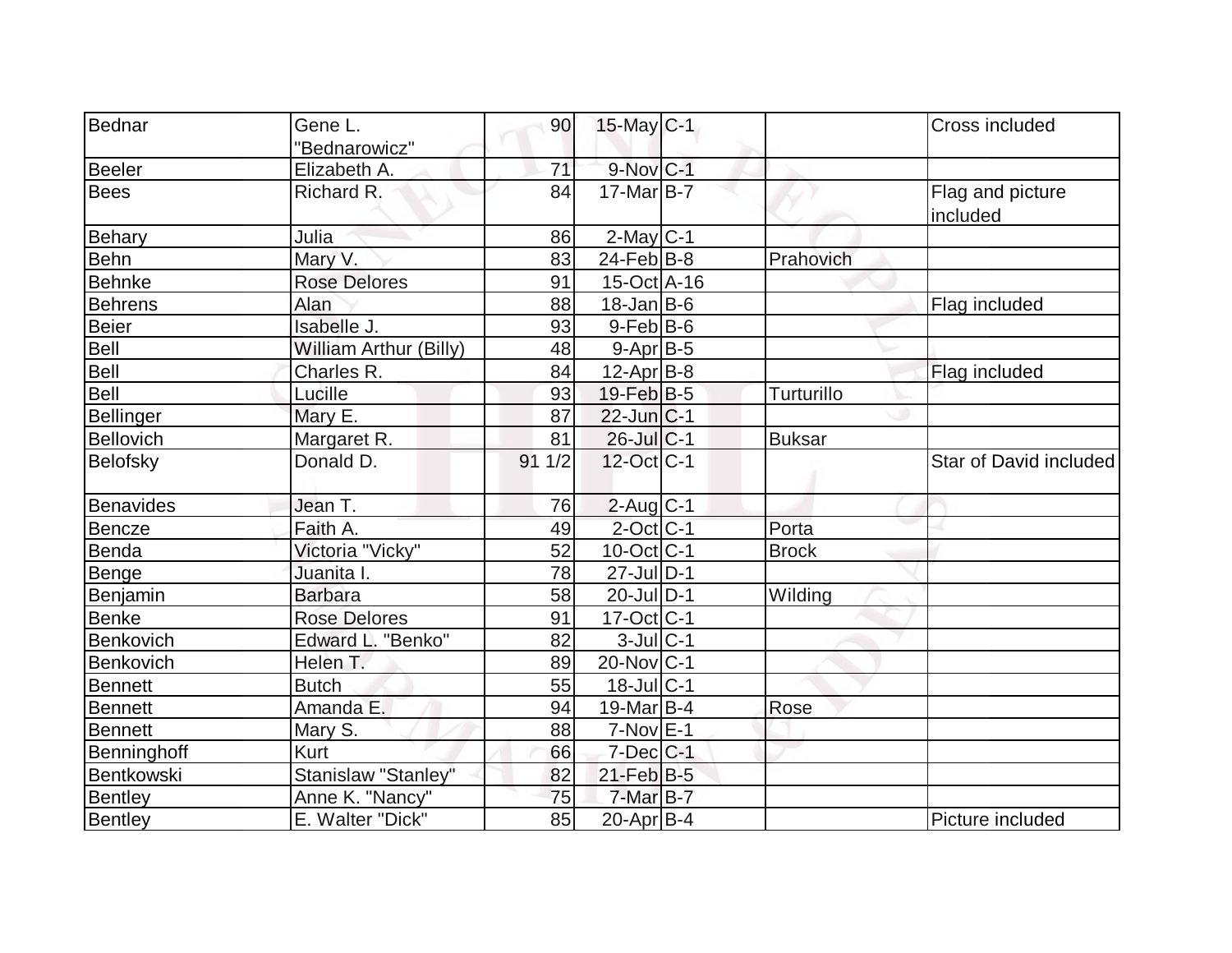| Bednar | Gene L. "Bednarowicz" | 90 | 15-May | C-1 | | Cross included |
|---|---|---|---|---|---|---|
| Beeler | Elizabeth A. | 71 | 9-Nov | C-1 | | |
| Bees | Richard R. | 84 | 17-Mar | B-7 | | Flag and picture included |
| Behary | Julia | 86 | 2-May | C-1 | | |
| Behn | Mary V. | 83 | 24-Feb | B-8 | Prahovich | |
| Behnke | Rose Delores | 91 | 15-Oct | A-16 | | |
| Behrens | Alan | 88 | 18-Jan | B-6 | | Flag included |
| Beier | Isabelle J. | 93 | 9-Feb | B-6 | | |
| Bell | William Arthur (Billy) | 48 | 9-Apr | B-5 | | |
| Bell | Charles R. | 84 | 12-Apr | B-8 | | Flag included |
| Bell | Lucille | 93 | 19-Feb | B-5 | Turturillo | |
| Bellinger | Mary E. | 87 | 22-Jun | C-1 | | |
| Bellovich | Margaret R. | 81 | 26-Jul | C-1 | Buksar | |
| Belofsky | Donald D. | 91 1/2 | 12-Oct | C-1 | | Star of David included |
| Benavides | Jean T. | 76 | 2-Aug | C-1 | | |
| Bencze | Faith A. | 49 | 2-Oct | C-1 | Porta | |
| Benda | Victoria "Vicky" | 52 | 10-Oct | C-1 | Brock | |
| Benge | Juanita I. | 78 | 27-Jul | D-1 | | |
| Benjamin | Barbara | 58 | 20-Jul | D-1 | Wilding | |
| Benke | Rose Delores | 91 | 17-Oct | C-1 | | |
| Benkovich | Edward L. "Benko" | 82 | 3-Jul | C-1 | | |
| Benkovich | Helen T. | 89 | 20-Nov | C-1 | | |
| Bennett | Butch | 55 | 18-Jul | C-1 | | |
| Bennett | Amanda E. | 94 | 19-Mar | B-4 | Rose | |
| Bennett | Mary S. | 88 | 7-Nov | E-1 | | |
| Benninghoff | Kurt | 66 | 7-Dec | C-1 | | |
| Bentkowski | Stanislaw "Stanley" | 82 | 21-Feb | B-5 | | |
| Bentley | Anne K. "Nancy" | 75 | 7-Mar | B-7 | | |
| Bentley | E. Walter "Dick" | 85 | 20-Apr | B-4 | | Picture included |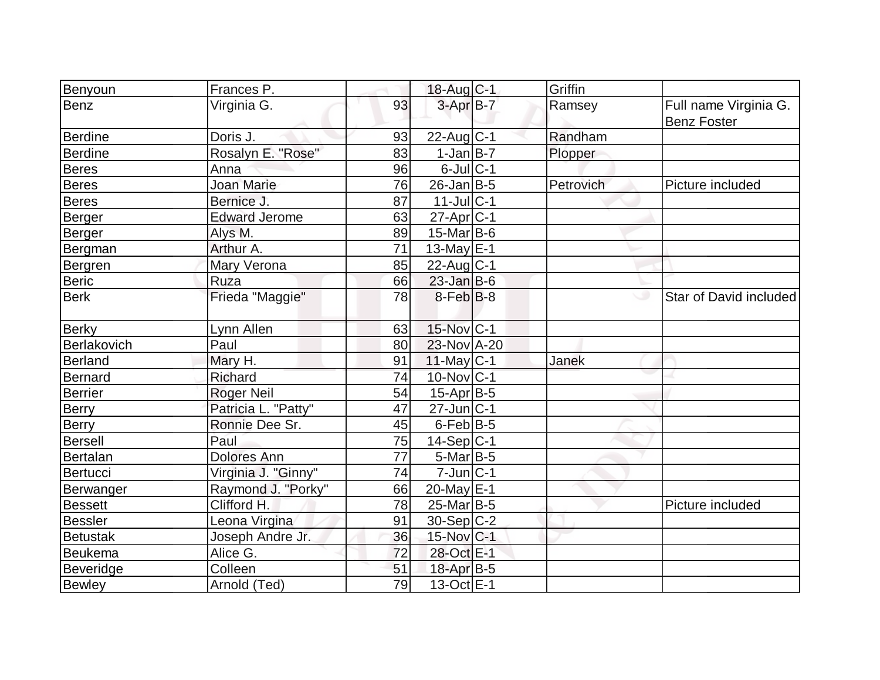| | | | | | | |
|---|---|---|---|---|---|---|
| Benyoun | Frances P. | | 18-Aug | C-1 | Griffin | |
| Benz | Virginia G. | 93 | 3-Apr | B-7 | Ramsey | Full name Virginia G. Benz Foster |
| Berdine | Doris J. | 93 | 22-Aug | C-1 | Randham | |
| Berdine | Rosalyn E. "Rose" | 83 | 1-Jan | B-7 | Plopper | |
| Beres | Anna | 96 | 6-Jul | C-1 | | |
| Beres | Joan Marie | 76 | 26-Jan | B-5 | Petrovich | Picture included |
| Beres | Bernice J. | 87 | 11-Jul | C-1 | | |
| Berger | Edward Jerome | 63 | 27-Apr | C-1 | | |
| Berger | Alys M. | 89 | 15-Mar | B-6 | | |
| Bergman | Arthur A. | 71 | 13-May | E-1 | | |
| Bergren | Mary Verona | 85 | 22-Aug | C-1 | | |
| Beric | Ruza | 66 | 23-Jan | B-6 | | |
| Berk | Frieda "Maggie" | 78 | 8-Feb | B-8 | | Star of David included |
| Berky | Lynn Allen | 63 | 15-Nov | C-1 | | |
| Berlakovich | Paul | 80 | 23-Nov | A-20 | | |
| Berland | Mary H. | 91 | 11-May | C-1 | Janek | |
| Bernard | Richard | 74 | 10-Nov | C-1 | | |
| Berrier | Roger Neil | 54 | 15-Apr | B-5 | | |
| Berry | Patricia L. "Patty" | 47 | 27-Jun | C-1 | | |
| Berry | Ronnie Dee Sr. | 45 | 6-Feb | B-5 | | |
| Bersell | Paul | 75 | 14-Sep | C-1 | | |
| Bertalan | Dolores Ann | 77 | 5-Mar | B-5 | | |
| Bertucci | Virginia J. "Ginny" | 74 | 7-Jun | C-1 | | |
| Berwanger | Raymond J. "Porky" | 66 | 20-May | E-1 | | |
| Bessett | Clifford H. | 78 | 25-Mar | B-5 | | Picture included |
| Bessler | Leona Virgina | 91 | 30-Sep | C-2 | | |
| Betustak | Joseph Andre Jr. | 36 | 15-Nov | C-1 | | |
| Beukema | Alice G. | 72 | 28-Oct | E-1 | | |
| Beveridge | Colleen | 51 | 18-Apr | B-5 | | |
| Bewley | Arnold (Ted) | 79 | 13-Oct | E-1 | | |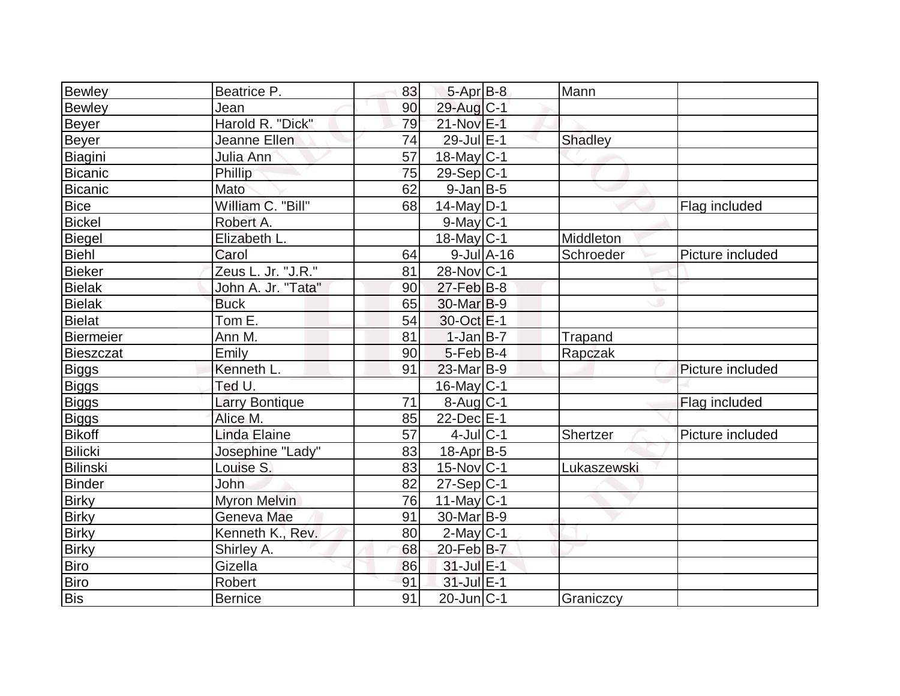| | | | | | | |
|---|---|---|---|---|---|---|
| Bewley | Beatrice P. | 83 | 5-Apr | B-8 | Mann | |
| Bewley | Jean | 90 | 29-Aug | C-1 | | |
| Beyer | Harold R. "Dick" | 79 | 21-Nov | E-1 | | |
| Beyer | Jeanne Ellen | 74 | 29-Jul | E-1 | Shadley | |
| Biagini | Julia Ann | 57 | 18-May | C-1 | | |
| Bicanic | Phillip | 75 | 29-Sep | C-1 | | |
| Bicanic | Mato | 62 | 9-Jan | B-5 | | |
| Bice | William C. "Bill" | 68 | 14-May | D-1 | | Flag included |
| Bickel | Robert A. | | 9-May | C-1 | | |
| Biegel | Elizabeth L. | | 18-May | C-1 | Middleton | |
| Biehl | Carol | 64 | 9-Jul | A-16 | Schroeder | Picture included |
| Bieker | Zeus L. Jr. "J.R." | 81 | 28-Nov | C-1 | | |
| Bielak | John A. Jr. "Tata" | 90 | 27-Feb | B-8 | | |
| Bielak | Buck | 65 | 30-Mar | B-9 | | |
| Bielat | Tom E. | 54 | 30-Oct | E-1 | | |
| Biermeier | Ann M. | 81 | 1-Jan | B-7 | Trapand | |
| Bieszczat | Emily | 90 | 5-Feb | B-4 | Rapczak | |
| Biggs | Kenneth L. | 91 | 23-Mar | B-9 | | Picture included |
| Biggs | Ted U. | | 16-May | C-1 | | |
| Biggs | Larry Bontique | 71 | 8-Aug | C-1 | | Flag included |
| Biggs | Alice M. | 85 | 22-Dec | E-1 | | |
| Bikoff | Linda Elaine | 57 | 4-Jul | C-1 | Shertzer | Picture included |
| Bilicki | Josephine "Lady" | 83 | 18-Apr | B-5 | | |
| Bilinski | Louise S. | 83 | 15-Nov | C-1 | Lukaszewski | |
| Binder | John | 82 | 27-Sep | C-1 | | |
| Birky | Myron Melvin | 76 | 11-May | C-1 | | |
| Birky | Geneva Mae | 91 | 30-Mar | B-9 | | |
| Birky | Kenneth K., Rev. | 80 | 2-May | C-1 | | |
| Birky | Shirley A. | 68 | 20-Feb | B-7 | | |
| Biro | Gizella | 86 | 31-Jul | E-1 | | |
| Biro | Robert | 91 | 31-Jul | E-1 | | |
| Bis | Bernice | 91 | 20-Jun | C-1 | Graniczcy | |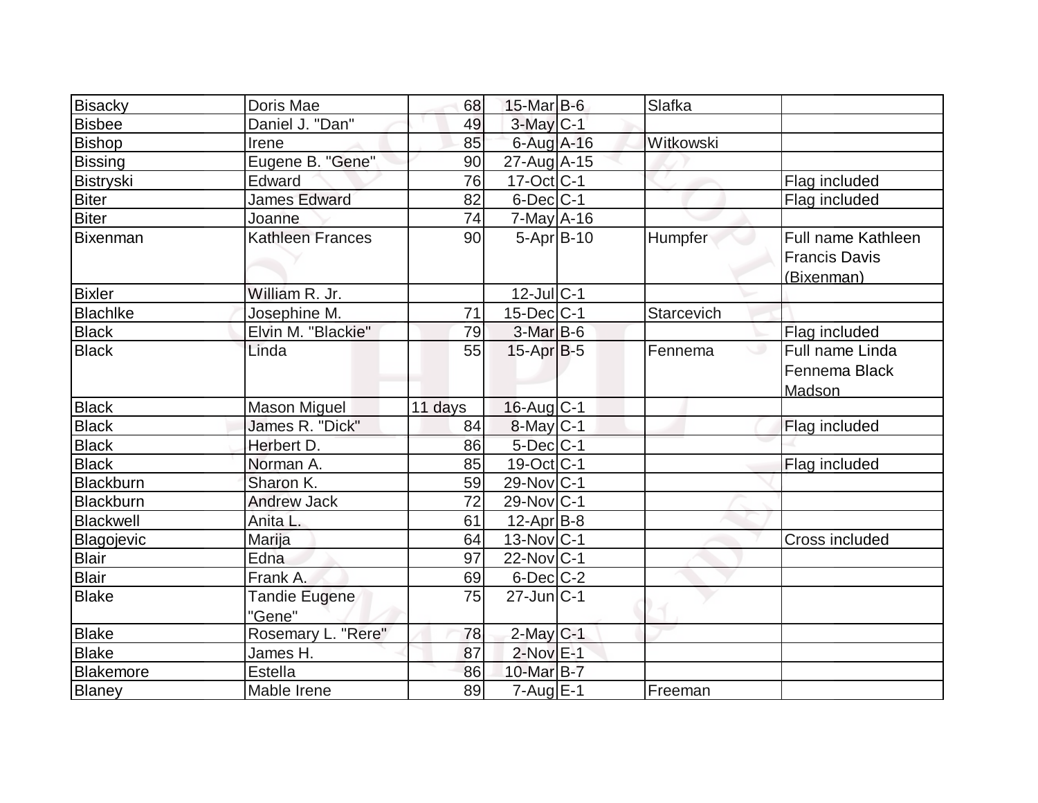| Bisacky | Doris Mae | 68 | 15-Mar | B-6 | Slafka | |
|---|---|---|---|---|---|---|
| Bisbee | Daniel J. "Dan" | 49 | 3-May | C-1 | | |
| Bishop | Irene | 85 | 6-Aug | A-16 | Witkowski | |
| Bissing | Eugene B. "Gene" | 90 | 27-Aug | A-15 | | |
| Bistryski | Edward | 76 | 17-Oct | C-1 | | Flag included |
| Biter | James Edward | 82 | 6-Dec | C-1 | | Flag included |
| Biter | Joanne | 74 | 7-May | A-16 | | |
| Bixenman | Kathleen Frances | 90 | 5-Apr | B-10 | Humpfer | Full name Kathleen Francis Davis (Bixenman) |
| Bixler | William R. Jr. | | 12-Jul | C-1 | | |
| Blachlke | Josephine M. | 71 | 15-Dec | C-1 | Starcevich | |
| Black | Elvin M. "Blackie" | 79 | 3-Mar | B-6 | | Flag included |
| Black | Linda | 55 | 15-Apr | B-5 | Fennema | Full name Linda Fennema Black Madson |
| Black | Mason Miguel | 11 days | 16-Aug | C-1 | | |
| Black | James R. "Dick" | 84 | 8-May | C-1 | | Flag included |
| Black | Herbert D. | 86 | 5-Dec | C-1 | | |
| Black | Norman A. | 85 | 19-Oct | C-1 | | Flag included |
| Blackburn | Sharon K. | 59 | 29-Nov | C-1 | | |
| Blackburn | Andrew Jack | 72 | 29-Nov | C-1 | | |
| Blackwell | Anita L. | 61 | 12-Apr | B-8 | | |
| Blagojevic | Marija | 64 | 13-Nov | C-1 | | Cross included |
| Blair | Edna | 97 | 22-Nov | C-1 | | |
| Blair | Frank A. | 69 | 6-Dec | C-2 | | |
| Blake | Tandie Eugene "Gene" | 75 | 27-Jun | C-1 | | |
| Blake | Rosemary L. "Rere" | 78 | 2-May | C-1 | | |
| Blake | James H. | 87 | 2-Nov | E-1 | | |
| Blakemore | Estella | 86 | 10-Mar | B-7 | | |
| Blaney | Mable Irene | 89 | 7-Aug | E-1 | Freeman | |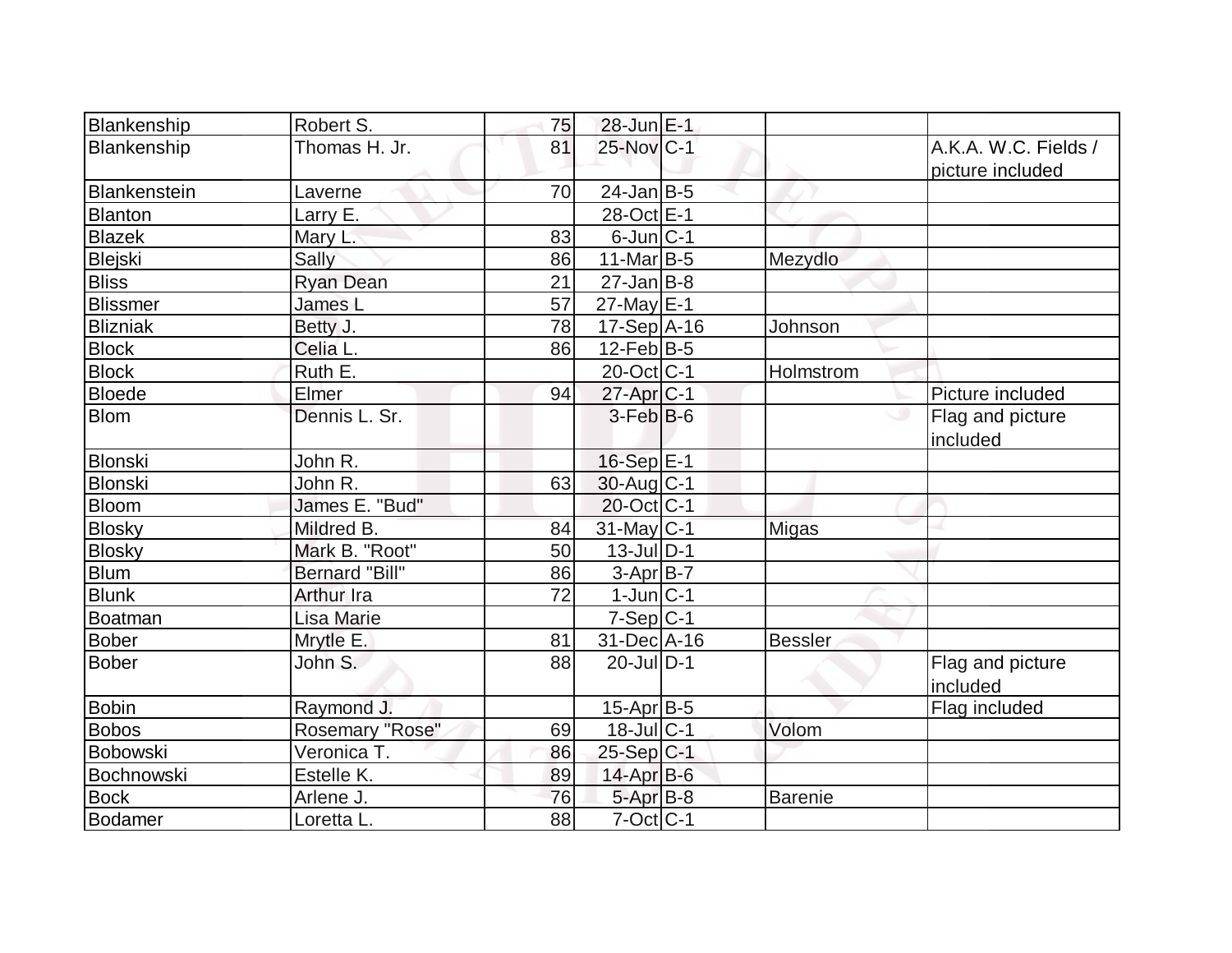| | | | | | | |
|---|---|---|---|---|---|---|
| Blankenship | Robert S. | 75 | 28-Jun | E-1 | | |
| Blankenship | Thomas H. Jr. | 81 | 25-Nov | C-1 | | A.K.A. W.C. Fields / picture included |
| Blankenstein | Laverne | 70 | 24-Jan | B-5 | | |
| Blanton | Larry E. | | 28-Oct | E-1 | | |
| Blazek | Mary L. | 83 | 6-Jun | C-1 | | |
| Blejski | Sally | 86 | 11-Mar | B-5 | Mezydlo | |
| Bliss | Ryan Dean | 21 | 27-Jan | B-8 | | |
| Blissmer | James L | 57 | 27-May | E-1 | | |
| Blizniak | Betty J. | 78 | 17-Sep | A-16 | Johnson | |
| Block | Celia L. | 86 | 12-Feb | B-5 | | |
| Block | Ruth E. | | 20-Oct | C-1 | Holmstrom | |
| Bloede | Elmer | 94 | 27-Apr | C-1 | | Picture included |
| Blom | Dennis L. Sr. | | 3-Feb | B-6 | | Flag and picture included |
| Blonski | John R. | | 16-Sep | E-1 | | |
| Blonski | John R. | 63 | 30-Aug | C-1 | | |
| Bloom | James E. "Bud" | | 20-Oct | C-1 | | |
| Blosky | Mildred B. | 84 | 31-May | C-1 | Migas | |
| Blosky | Mark B. "Root" | 50 | 13-Jul | D-1 | | |
| Blum | Bernard "Bill" | 86 | 3-Apr | B-7 | | |
| Blunk | Arthur Ira | 72 | 1-Jun | C-1 | | |
| Boatman | Lisa Marie | | 7-Sep | C-1 | | |
| Bober | Mrytle E. | 81 | 31-Dec | A-16 | Bessler | |
| Bober | John S. | 88 | 20-Jul | D-1 | | Flag and picture included |
| Bobin | Raymond J. | | 15-Apr | B-5 | | Flag included |
| Bobos | Rosemary "Rose" | 69 | 18-Jul | C-1 | Volom | |
| Bobowski | Veronica T. | 86 | 25-Sep | C-1 | | |
| Bochnowski | Estelle K. | 89 | 14-Apr | B-6 | | |
| Bock | Arlene J. | 76 | 5-Apr | B-8 | Barenie | |
| Bodamer | Loretta L. | 88 | 7-Oct | C-1 | | |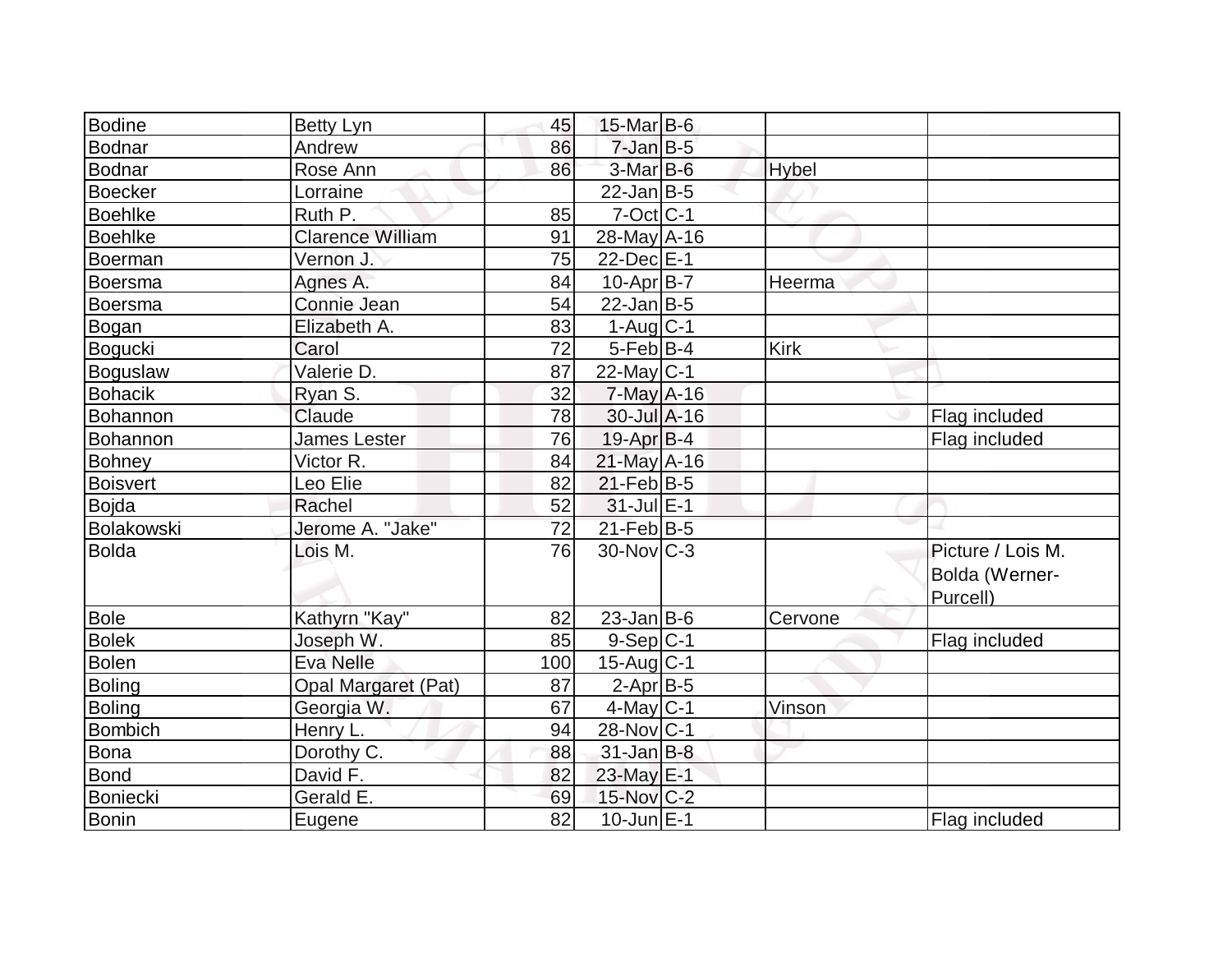| Bodine | Betty Lyn | 45 | 15-Mar | B-6 | | |
|---|---|---|---|---|---|---|
| Bodnar | Andrew | 86 | 7-Jan | B-5 | | |
| Bodnar | Rose Ann | 86 | 3-Mar | B-6 | Hybel | |
| Boecker | Lorraine | | 22-Jan | B-5 | | |
| Boehlke | Ruth P. | 85 | 7-Oct | C-1 | | |
| Boehlke | Clarence William | 91 | 28-May | A-16 | | |
| Boerman | Vernon J. | 75 | 22-Dec | E-1 | | |
| Boersma | Agnes A. | 84 | 10-Apr | B-7 | Heerma | |
| Boersma | Connie Jean | 54 | 22-Jan | B-5 | | |
| Bogan | Elizabeth A. | 83 | 1-Aug | C-1 | | |
| Bogucki | Carol | 72 | 5-Feb | B-4 | Kirk | |
| Boguslaw | Valerie D. | 87 | 22-May | C-1 | | |
| Bohacik | Ryan S. | 32 | 7-May | A-16 | | |
| Bohannon | Claude | 78 | 30-Jul | A-16 | | Flag included |
| Bohannon | James Lester | 76 | 19-Apr | B-4 | | Flag included |
| Bohney | Victor R. | 84 | 21-May | A-16 | | |
| Boisvert | Leo Elie | 82 | 21-Feb | B-5 | | |
| Bojda | Rachel | 52 | 31-Jul | E-1 | | |
| Bolakowski | Jerome A. "Jake" | 72 | 21-Feb | B-5 | | |
| Bolda | Lois M. | 76 | 30-Nov | C-3 | | Picture / Lois M. Bolda (Werner-Purcell) |
| Bole | Kathyrn "Kay" | 82 | 23-Jan | B-6 | Cervone | |
| Bolek | Joseph W. | 85 | 9-Sep | C-1 | | Flag included |
| Bolen | Eva Nelle | 100 | 15-Aug | C-1 | | |
| Boling | Opal Margaret (Pat) | 87 | 2-Apr | B-5 | | |
| Boling | Georgia W. | 67 | 4-May | C-1 | Vinson | |
| Bombich | Henry L. | 94 | 28-Nov | C-1 | | |
| Bona | Dorothy C. | 88 | 31-Jan | B-8 | | |
| Bond | David F. | 82 | 23-May | E-1 | | |
| Boniecki | Gerald E. | 69 | 15-Nov | C-2 | | |
| Bonin | Eugene | 82 | 10-Jun | E-1 | | Flag included |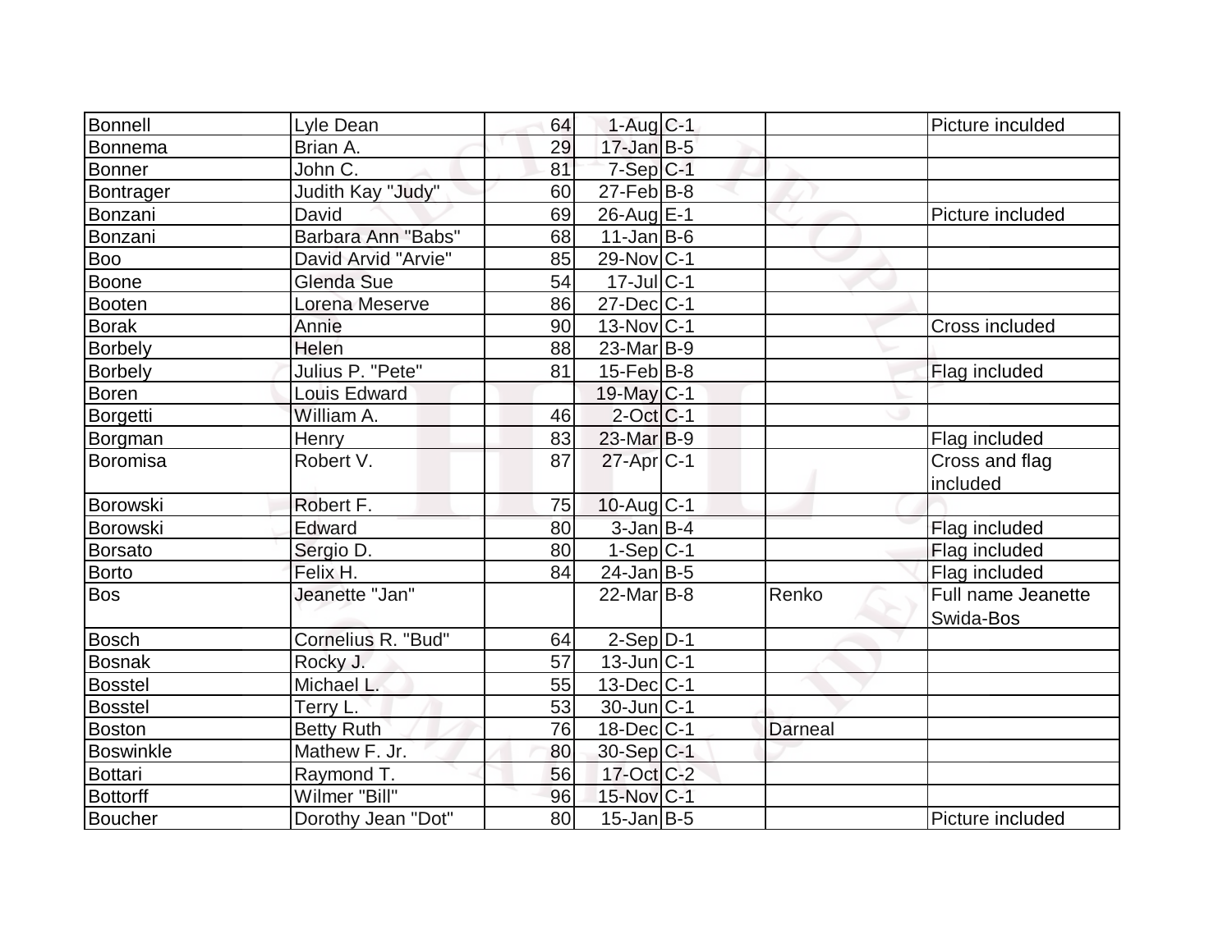| | | | | | | |
|---|---|---|---|---|---|---|
| Bonnell | Lyle Dean | 64 | 1-Aug | C-1 | | Picture inculded |
| Bonnema | Brian A. | 29 | 17-Jan | B-5 | | |
| Bonner | John C. | 81 | 7-Sep | C-1 | | |
| Bontrager | Judith Kay "Judy" | 60 | 27-Feb | B-8 | | |
| Bonzani | David | 69 | 26-Aug | E-1 | | Picture included |
| Bonzani | Barbara Ann "Babs" | 68 | 11-Jan | B-6 | | |
| Boo | David Arvid "Arvie" | 85 | 29-Nov | C-1 | | |
| Boone | Glenda Sue | 54 | 17-Jul | C-1 | | |
| Booten | Lorena Meserve | 86 | 27-Dec | C-1 | | |
| Borak | Annie | 90 | 13-Nov | C-1 | | Cross included |
| Borbely | Helen | 88 | 23-Mar | B-9 | | |
| Borbely | Julius P. "Pete" | 81 | 15-Feb | B-8 | | Flag included |
| Boren | Louis Edward | | 19-May | C-1 | | |
| Borgetti | William A. | 46 | 2-Oct | C-1 | | |
| Borgman | Henry | 83 | 23-Mar | B-9 | | Flag included |
| Boromisa | Robert V. | 87 | 27-Apr | C-1 | | Cross and flag included |
| Borowski | Robert F. | 75 | 10-Aug | C-1 | | |
| Borowski | Edward | 80 | 3-Jan | B-4 | | Flag included |
| Borsato | Sergio D. | 80 | 1-Sep | C-1 | | Flag included |
| Borto | Felix H. | 84 | 24-Jan | B-5 | | Flag included |
| Bos | Jeanette "Jan" | | 22-Mar | B-8 | Renko | Full name Jeanette Swida-Bos |
| Bosch | Cornelius R. "Bud" | 64 | 2-Sep | D-1 | | |
| Bosnak | Rocky J. | 57 | 13-Jun | C-1 | | |
| Bosstel | Michael L. | 55 | 13-Dec | C-1 | | |
| Bosstel | Terry L. | 53 | 30-Jun | C-1 | | |
| Boston | Betty Ruth | 76 | 18-Dec | C-1 | Darneal | |
| Boswinkle | Mathew F. Jr. | 80 | 30-Sep | C-1 | | |
| Bottari | Raymond T. | 56 | 17-Oct | C-2 | | |
| Bottorff | Wilmer "Bill" | 96 | 15-Nov | C-1 | | |
| Boucher | Dorothy Jean "Dot" | 80 | 15-Jan | B-5 | | Picture included |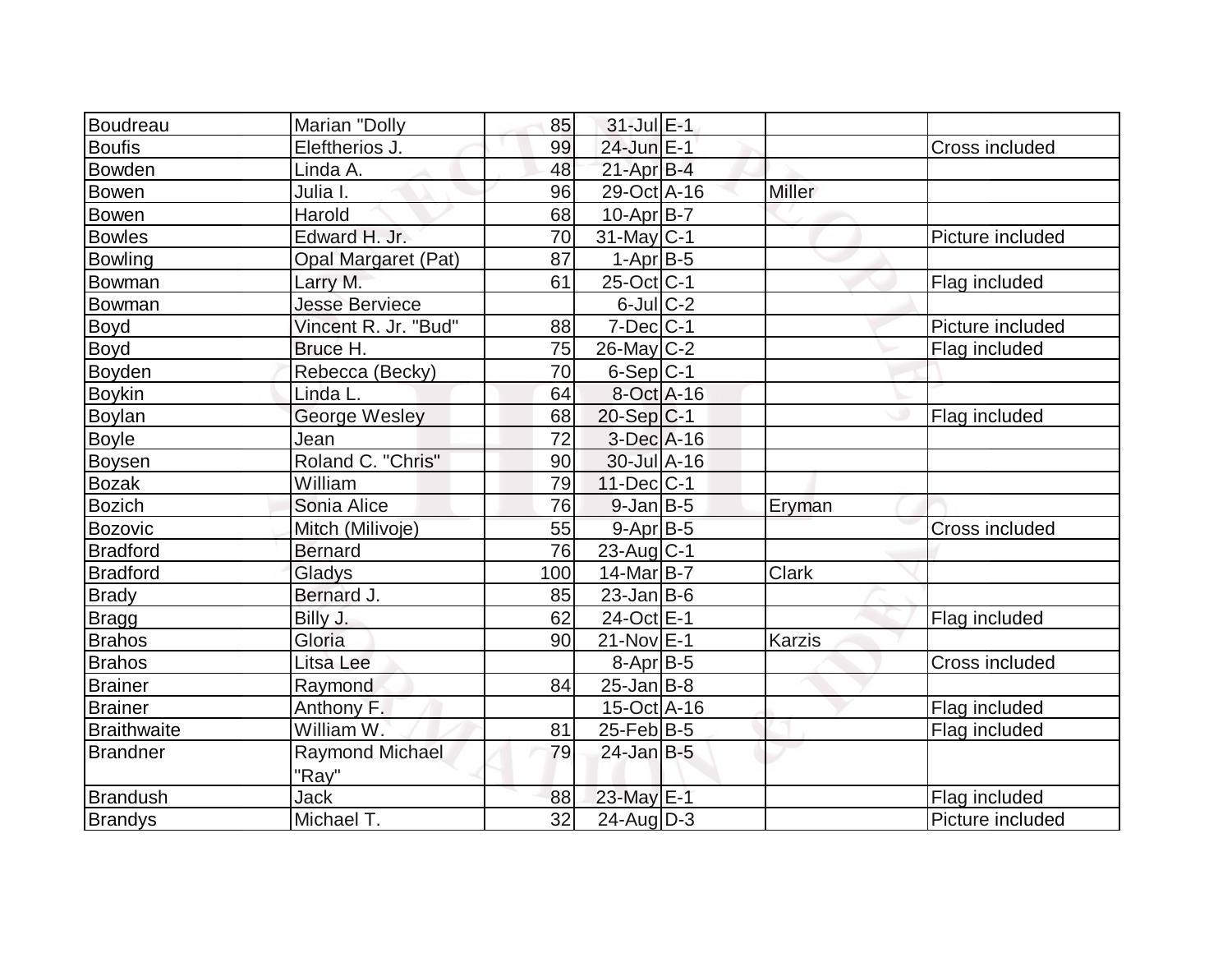| | | | | | | |
|---|---|---|---|---|---|---|
| Boudreau | Marian "Dolly | 85 | 31-Jul | E-1 | | |
| Boufis | Eleftherios J. | 99 | 24-Jun | E-1 | | Cross included |
| Bowden | Linda A. | 48 | 21-Apr | B-4 | | |
| Bowen | Julia I. | 96 | 29-Oct | A-16 | Miller | |
| Bowen | Harold | 68 | 10-Apr | B-7 | | |
| Bowles | Edward H. Jr. | 70 | 31-May | C-1 | | Picture included |
| Bowling | Opal Margaret (Pat) | 87 | 1-Apr | B-5 | | |
| Bowman | Larry M. | 61 | 25-Oct | C-1 | | Flag included |
| Bowman | Jesse Berviece | | 6-Jul | C-2 | | |
| Boyd | Vincent R. Jr. "Bud" | 88 | 7-Dec | C-1 | | Picture included |
| Boyd | Bruce H. | 75 | 26-May | C-2 | | Flag included |
| Boyden | Rebecca (Becky) | 70 | 6-Sep | C-1 | | |
| Boykin | Linda L. | 64 | 8-Oct | A-16 | | |
| Boylan | George Wesley | 68 | 20-Sep | C-1 | | Flag included |
| Boyle | Jean | 72 | 3-Dec | A-16 | | |
| Boysen | Roland C. "Chris" | 90 | 30-Jul | A-16 | | |
| Bozak | William | 79 | 11-Dec | C-1 | | |
| Bozich | Sonia Alice | 76 | 9-Jan | B-5 | Eryman | |
| Bozovic | Mitch (Milivoje) | 55 | 9-Apr | B-5 | | Cross included |
| Bradford | Bernard | 76 | 23-Aug | C-1 | | |
| Bradford | Gladys | 100 | 14-Mar | B-7 | Clark | |
| Brady | Bernard J. | 85 | 23-Jan | B-6 | | |
| Bragg | Billy J. | 62 | 24-Oct | E-1 | | Flag included |
| Brahos | Gloria | 90 | 21-Nov | E-1 | Karzis | |
| Brahos | Litsa Lee | | 8-Apr | B-5 | | Cross included |
| Brainer | Raymond | 84 | 25-Jan | B-8 | | |
| Brainer | Anthony F. | | 15-Oct | A-16 | | Flag included |
| Braithwaite | William W. | 81 | 25-Feb | B-5 | | Flag included |
| Brandner | Raymond Michael "Ray" | 79 | 24-Jan | B-5 | | |
| Brandush | Jack | 88 | 23-May | E-1 | | Flag included |
| Brandys | Michael T. | 32 | 24-Aug | D-3 | | Picture included |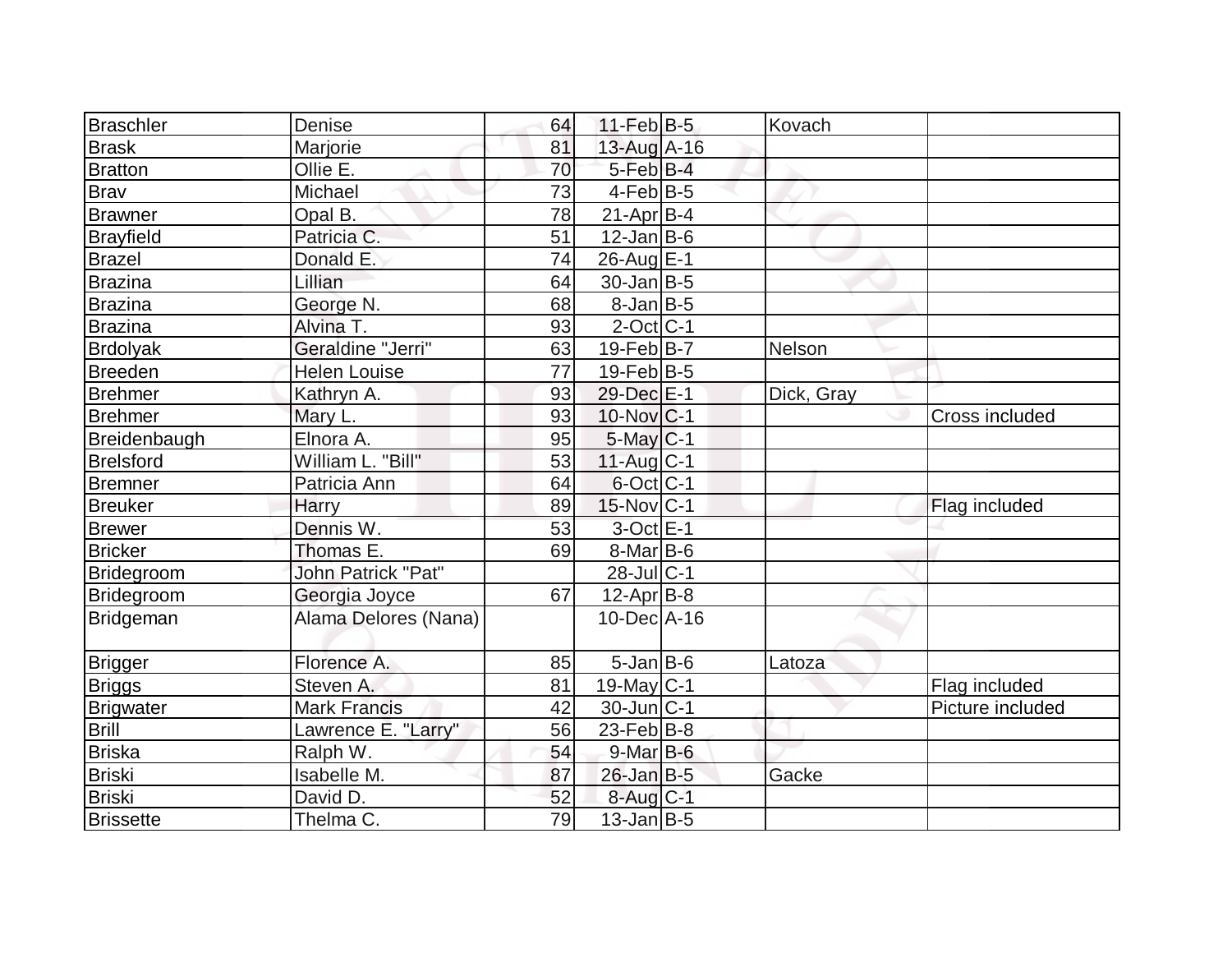| | | | | | | |
|---|---|---|---|---|---|---|
| Braschler | Denise | 64 | 11-Feb | B-5 | Kovach | |
| Brask | Marjorie | 81 | 13-Aug | A-16 | | |
| Bratton | Ollie E. | 70 | 5-Feb | B-4 | | |
| Brav | Michael | 73 | 4-Feb | B-5 | | |
| Brawner | Opal B. | 78 | 21-Apr | B-4 | | |
| Brayfield | Patricia C. | 51 | 12-Jan | B-6 | | |
| Brazel | Donald E. | 74 | 26-Aug | E-1 | | |
| Brazina | Lillian | 64 | 30-Jan | B-5 | | |
| Brazina | George N. | 68 | 8-Jan | B-5 | | |
| Brazina | Alvina T. | 93 | 2-Oct | C-1 | | |
| Brdolyak | Geraldine "Jerri" | 63 | 19-Feb | B-7 | Nelson | |
| Breeden | Helen Louise | 77 | 19-Feb | B-5 | | |
| Brehmer | Kathryn A. | 93 | 29-Dec | E-1 | Dick, Gray | |
| Brehmer | Mary L. | 93 | 10-Nov | C-1 | | Cross included |
| Breidenbaugh | Elnora A. | 95 | 5-May | C-1 | | |
| Brelsford | William L. "Bill" | 53 | 11-Aug | C-1 | | |
| Bremner | Patricia Ann | 64 | 6-Oct | C-1 | | |
| Breuker | Harry | 89 | 15-Nov | C-1 | | Flag included |
| Brewer | Dennis W. | 53 | 3-Oct | E-1 | | |
| Bricker | Thomas E. | 69 | 8-Mar | B-6 | | |
| Bridegroom | John Patrick "Pat" | | 28-Jul | C-1 | | |
| Bridegroom | Georgia Joyce | 67 | 12-Apr | B-8 | | |
| Bridgeman | Alama Delores (Nana) | | 10-Dec | A-16 | | |
| Brigger | Florence A. | 85 | 5-Jan | B-6 | Latoza | |
| Briggs | Steven A. | 81 | 19-May | C-1 | | Flag included |
| Brigwater | Mark Francis | 42 | 30-Jun | C-1 | | Picture included |
| Brill | Lawrence E. "Larry" | 56 | 23-Feb | B-8 | | |
| Briska | Ralph W. | 54 | 9-Mar | B-6 | | |
| Briski | Isabelle M. | 87 | 26-Jan | B-5 | Gacke | |
| Briski | David D. | 52 | 8-Aug | C-1 | | |
| Brissette | Thelma C. | 79 | 13-Jan | B-5 | | |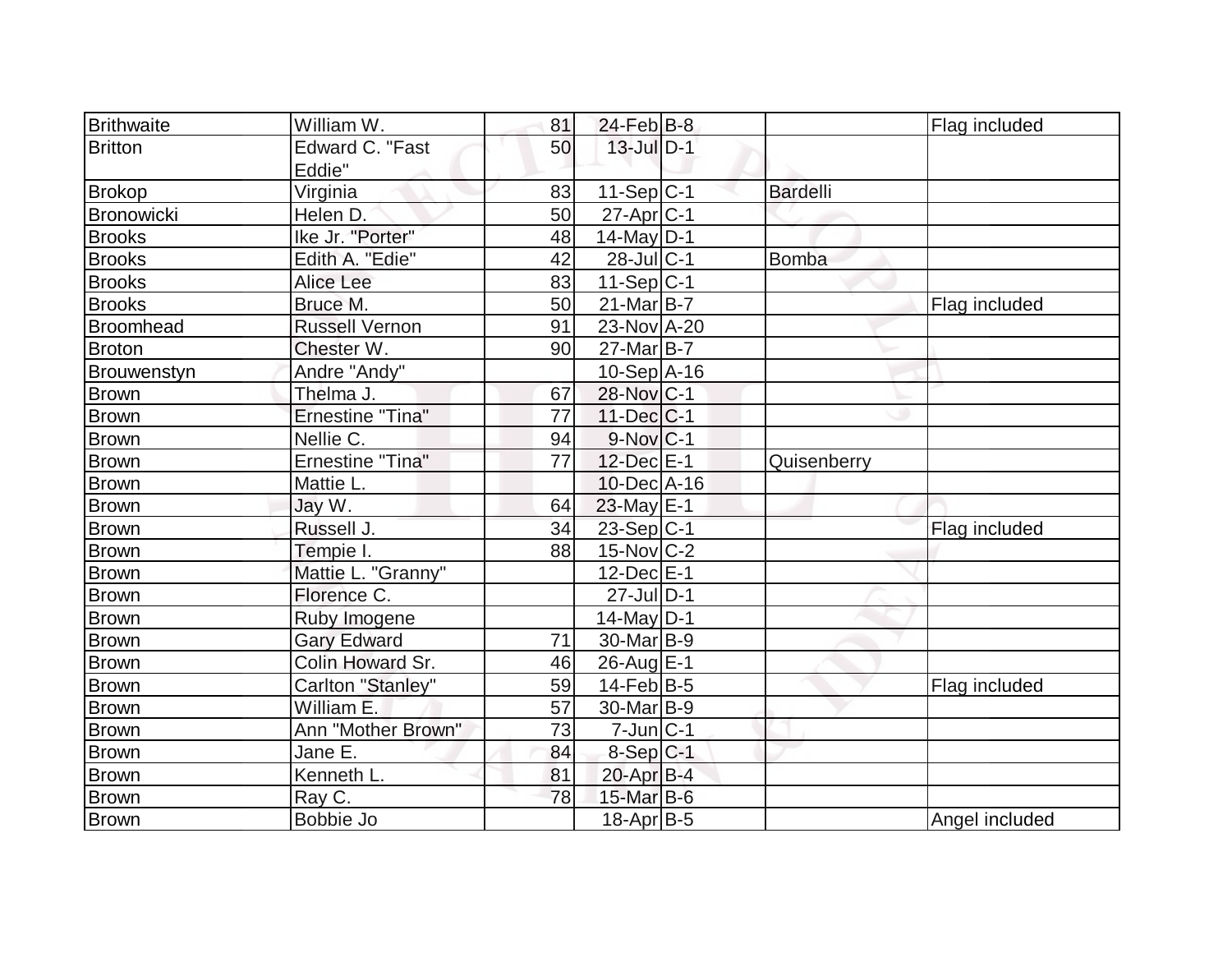| | | | | | | |
|---|---|---|---|---|---|---|
| Brithwaite | William W. | 81 | 24-Feb | B-8 | | Flag included |
| Britton | Edward C. "Fast Eddie" | 50 | 13-Jul | D-1 | | |
| Brokop | Virginia | 83 | 11-Sep | C-1 | Bardelli | |
| Bronowicki | Helen D. | 50 | 27-Apr | C-1 | | |
| Brooks | Ike Jr. "Porter" | 48 | 14-May | D-1 | | |
| Brooks | Edith A. "Edie" | 42 | 28-Jul | C-1 | Bomba | |
| Brooks | Alice Lee | 83 | 11-Sep | C-1 | | |
| Brooks | Bruce M. | 50 | 21-Mar | B-7 | | Flag included |
| Broomhead | Russell Vernon | 91 | 23-Nov | A-20 | | |
| Broton | Chester W. | 90 | 27-Mar | B-7 | | |
| Brouwenstyn | Andre "Andy" | | 10-Sep | A-16 | | |
| Brown | Thelma J. | 67 | 28-Nov | C-1 | | |
| Brown | Ernestine "Tina" | 77 | 11-Dec | C-1 | | |
| Brown | Nellie C. | 94 | 9-Nov | C-1 | | |
| Brown | Ernestine "Tina" | 77 | 12-Dec | E-1 | Quisenberry | |
| Brown | Mattie L. | | 10-Dec | A-16 | | |
| Brown | Jay W. | 64 | 23-May | E-1 | | |
| Brown | Russell J. | 34 | 23-Sep | C-1 | | Flag included |
| Brown | Tempie I. | 88 | 15-Nov | C-2 | | |
| Brown | Mattie L. "Granny" | | 12-Dec | E-1 | | |
| Brown | Florence C. | | 27-Jul | D-1 | | |
| Brown | Ruby Imogene | | 14-May | D-1 | | |
| Brown | Gary Edward | 71 | 30-Mar | B-9 | | |
| Brown | Colin Howard Sr. | 46 | 26-Aug | E-1 | | |
| Brown | Carlton "Stanley" | 59 | 14-Feb | B-5 | | Flag included |
| Brown | William E. | 57 | 30-Mar | B-9 | | |
| Brown | Ann "Mother Brown" | 73 | 7-Jun | C-1 | | |
| Brown | Jane E. | 84 | 8-Sep | C-1 | | |
| Brown | Kenneth L. | 81 | 20-Apr | B-4 | | |
| Brown | Ray C. | 78 | 15-Mar | B-6 | | |
| Brown | Bobbie Jo | | 18-Apr | B-5 | | Angel included |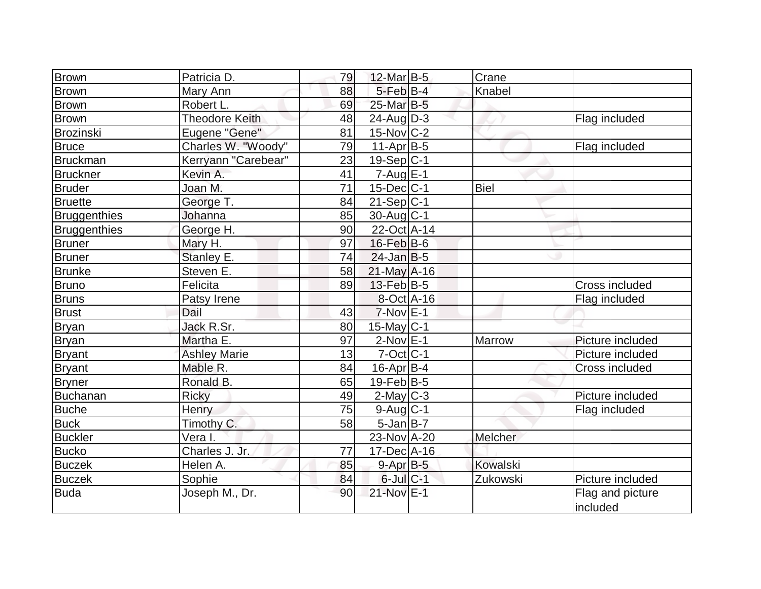| | | | | | | |
|---|---|---|---|---|---|---|
| Brown | Patricia D. | 79 | 12-Mar | B-5 | Crane | |
| Brown | Mary Ann | 88 | 5-Feb | B-4 | Knabel | |
| Brown | Robert L. | 69 | 25-Mar | B-5 | | |
| Brown | Theodore Keith | 48 | 24-Aug | D-3 | | Flag included |
| Brozinski | Eugene "Gene" | 81 | 15-Nov | C-2 | | |
| Bruce | Charles W. "Woody" | 79 | 11-Apr | B-5 | | Flag included |
| Bruckman | Kerryann "Carebear" | 23 | 19-Sep | C-1 | | |
| Bruckner | Kevin A. | 41 | 7-Aug | E-1 | | |
| Bruder | Joan M. | 71 | 15-Dec | C-1 | Biel | |
| Bruette | George T. | 84 | 21-Sep | C-1 | | |
| Bruggenthies | Johanna | 85 | 30-Aug | C-1 | | |
| Bruggenthies | George H. | 90 | 22-Oct | A-14 | | |
| Bruner | Mary H. | 97 | 16-Feb | B-6 | | |
| Bruner | Stanley E. | 74 | 24-Jan | B-5 | | |
| Brunke | Steven E. | 58 | 21-May | A-16 | | |
| Bruno | Felicita | 89 | 13-Feb | B-5 | | Cross included |
| Bruns | Patsy Irene | | 8-Oct | A-16 | | Flag included |
| Brust | Dail | 43 | 7-Nov | E-1 | | |
| Bryan | Jack R.Sr. | 80 | 15-May | C-1 | | |
| Bryan | Martha E. | 97 | 2-Nov | E-1 | Marrow | Picture included |
| Bryant | Ashley Marie | 13 | 7-Oct | C-1 | | Picture included |
| Bryant | Mable R. | 84 | 16-Apr | B-4 | | Cross included |
| Bryner | Ronald B. | 65 | 19-Feb | B-5 | | |
| Buchanan | Ricky | 49 | 2-May | C-3 | | Picture included |
| Buche | Henry | 75 | 9-Aug | C-1 | | Flag included |
| Buck | Timothy C. | 58 | 5-Jan | B-7 | | |
| Buckler | Vera I. | | 23-Nov | A-20 | Melcher | |
| Bucko | Charles J. Jr. | 77 | 17-Dec | A-16 | | |
| Buczek | Helen A. | 85 | 9-Apr | B-5 | Kowalski | |
| Buczek | Sophie | 84 | 6-Jul | C-1 | Zukowski | Picture included |
| Buda | Joseph M., Dr. | 90 | 21-Nov | E-1 | | Flag and picture included |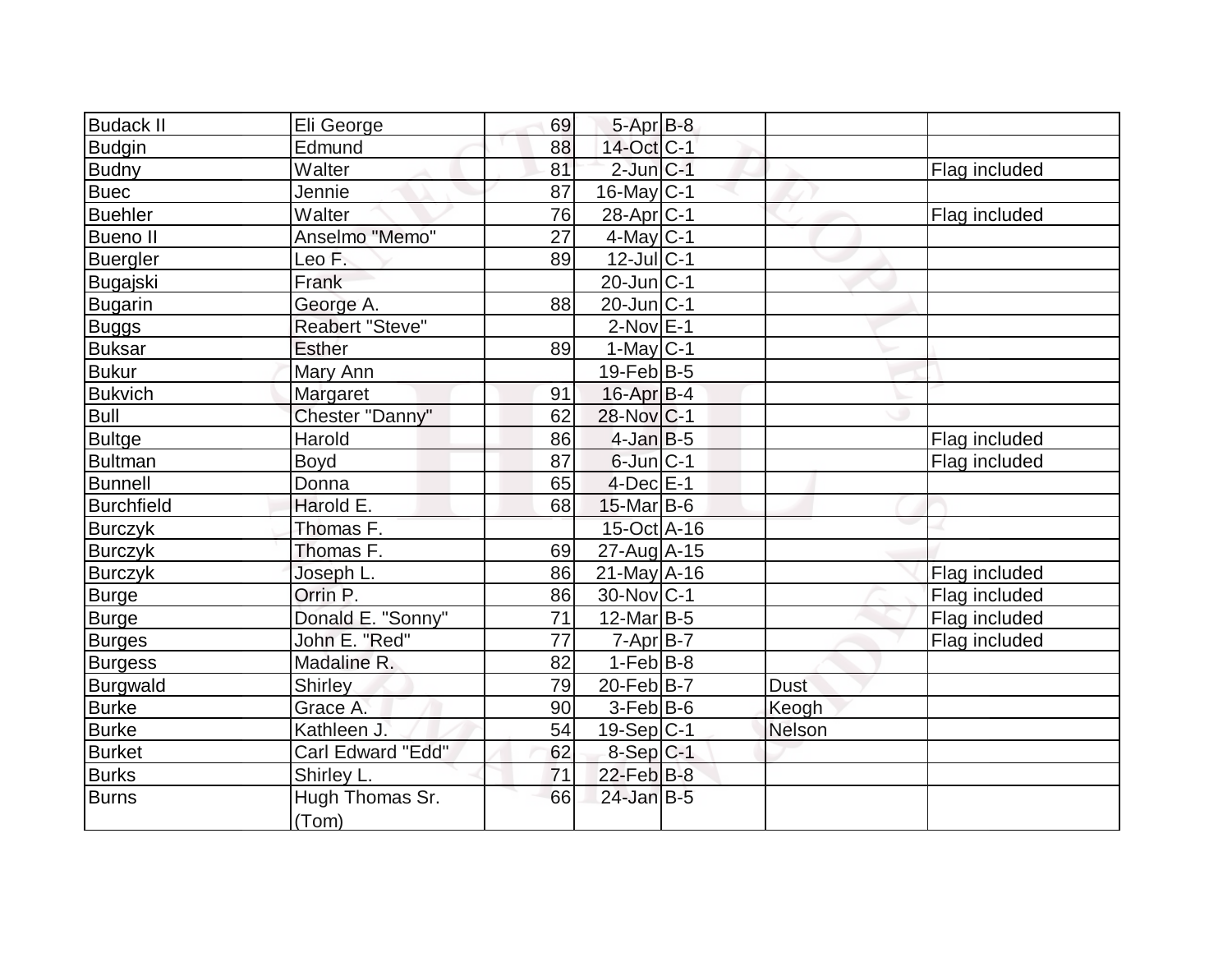| | | | | | | |
|---|---|---|---|---|---|---|
| Budack II | Eli George | 69 | 5-Apr | B-8 | | |
| Budgin | Edmund | 88 | 14-Oct | C-1 | | |
| Budny | Walter | 81 | 2-Jun | C-1 | | Flag included |
| Buec | Jennie | 87 | 16-May | C-1 | | |
| Buehler | Walter | 76 | 28-Apr | C-1 | | Flag included |
| Bueno II | Anselmo "Memo" | 27 | 4-May | C-1 | | |
| Buergler | Leo F. | 89 | 12-Jul | C-1 | | |
| Bugajski | Frank | | 20-Jun | C-1 | | |
| Bugarin | George A. | 88 | 20-Jun | C-1 | | |
| Buggs | Reabert "Steve" | | 2-Nov | E-1 | | |
| Buksar | Esther | 89 | 1-May | C-1 | | |
| Bukur | Mary Ann | | 19-Feb | B-5 | | |
| Bukvich | Margaret | 91 | 16-Apr | B-4 | | |
| Bull | Chester "Danny" | 62 | 28-Nov | C-1 | | |
| Bultge | Harold | 86 | 4-Jan | B-5 | | Flag included |
| Bultman | Boyd | 87 | 6-Jun | C-1 | | Flag included |
| Bunnell | Donna | 65 | 4-Dec | E-1 | | |
| Burchfield | Harold E. | 68 | 15-Mar | B-6 | | |
| Burczyk | Thomas F. | | 15-Oct | A-16 | | |
| Burczyk | Thomas F. | 69 | 27-Aug | A-15 | | |
| Burczyk | Joseph L. | 86 | 21-May | A-16 | | Flag included |
| Burge | Orrin P. | 86 | 30-Nov | C-1 | | Flag included |
| Burge | Donald E. "Sonny" | 71 | 12-Mar | B-5 | | Flag included |
| Burges | John E. "Red" | 77 | 7-Apr | B-7 | | Flag included |
| Burgess | Madaline R. | 82 | 1-Feb | B-8 | | |
| Burgwald | Shirley | 79 | 20-Feb | B-7 | Dust | |
| Burke | Grace A. | 90 | 3-Feb | B-6 | Keogh | |
| Burke | Kathleen J. | 54 | 19-Sep | C-1 | Nelson | |
| Burket | Carl Edward "Edd" | 62 | 8-Sep | C-1 | | |
| Burks | Shirley L. | 71 | 22-Feb | B-8 | | |
| Burns | Hugh Thomas Sr. (Tom) | 66 | 24-Jan | B-5 | | |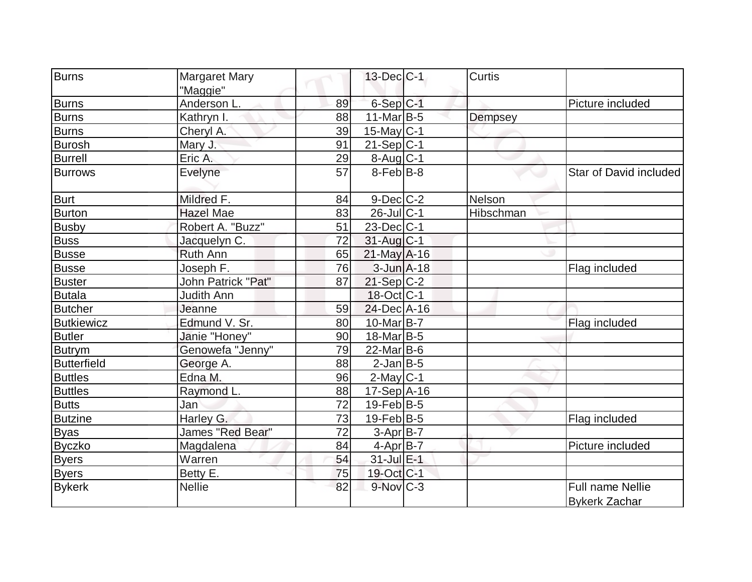| Burns | Margaret Mary "Maggie" | | 13-Dec | C-1 | Curtis | |
|---|---|---|---|---|---|---|
| Burns | Anderson L. | 89 | 6-Sep | C-1 | | Picture included |
| Burns | Kathryn I. | 88 | 11-Mar | B-5 | Dempsey | |
| Burns | Cheryl A. | 39 | 15-May | C-1 | | |
| Burosh | Mary J. | 91 | 21-Sep | C-1 | | |
| Burrell | Eric A. | 29 | 8-Aug | C-1 | | |
| Burrows | Evelyne | 57 | 8-Feb | B-8 | | Star of David included |
| Burt | Mildred F. | 84 | 9-Dec | C-2 | Nelson | |
| Burton | Hazel Mae | 83 | 26-Jul | C-1 | Hibschman | |
| Busby | Robert A. "Buzz" | 51 | 23-Dec | C-1 | | |
| Buss | Jacquelyn C. | 72 | 31-Aug | C-1 | | |
| Busse | Ruth Ann | 65 | 21-May | A-16 | | |
| Busse | Joseph F. | 76 | 3-Jun | A-18 | | Flag included |
| Buster | John Patrick "Pat" | 87 | 21-Sep | C-2 | | |
| Butala | Judith Ann | | 18-Oct | C-1 | | |
| Butcher | Jeanne | 59 | 24-Dec | A-16 | | |
| Butkiewicz | Edmund V. Sr. | 80 | 10-Mar | B-7 | | Flag included |
| Butler | Janie "Honey" | 90 | 18-Mar | B-5 | | |
| Butrym | Genowefa "Jenny" | 79 | 22-Mar | B-6 | | |
| Butterfield | George A. | 88 | 2-Jan | B-5 | | |
| Buttles | Edna M. | 96 | 2-May | C-1 | | |
| Buttles | Raymond L. | 88 | 17-Sep | A-16 | | |
| Butts | Jan | 72 | 19-Feb | B-5 | | |
| Butzine | Harley G. | 73 | 19-Feb | B-5 | | Flag included |
| Byas | James "Red Bear" | 72 | 3-Apr | B-7 | | |
| Byczko | Magdalena | 84 | 4-Apr | B-7 | | Picture included |
| Byers | Warren | 54 | 31-Jul | E-1 | | |
| Byers | Betty E. | 75 | 19-Oct | C-1 | | |
| Bykerk | Nellie | 82 | 9-Nov | C-3 | | Full name Nellie Bykerk Zachar |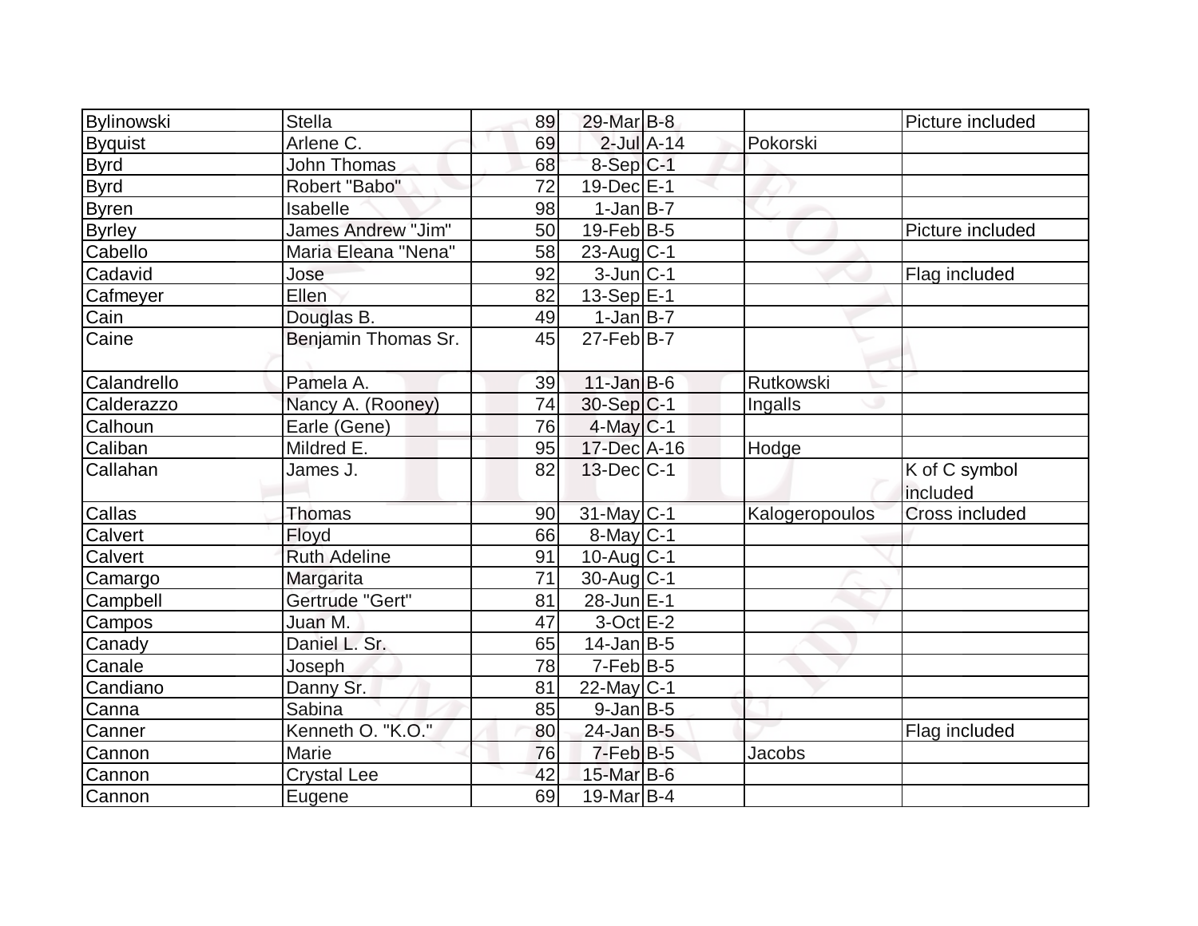| | | | | | | |
|---|---|---|---|---|---|---|
| Bylinowski | Stella | 89 | 29-Mar | B-8 | | Picture included |
| Byquist | Arlene C. | 69 | 2-Jul | A-14 | Pokorski | |
| Byrd | John Thomas | 68 | 8-Sep | C-1 | | |
| Byrd | Robert "Babo" | 72 | 19-Dec | E-1 | | |
| Byren | Isabelle | 98 | 1-Jan | B-7 | | |
| Byrley | James Andrew "Jim" | 50 | 19-Feb | B-5 | | Picture included |
| Cabello | Maria Eleana "Nena" | 58 | 23-Aug | C-1 | | |
| Cadavid | Jose | 92 | 3-Jun | C-1 | | Flag included |
| Cafmeyer | Ellen | 82 | 13-Sep | E-1 | | |
| Cain | Douglas B. | 49 | 1-Jan | B-7 | | |
| Caine | Benjamin Thomas Sr. | 45 | 27-Feb | B-7 | | |
| Calandrello | Pamela A. | 39 | 11-Jan | B-6 | Rutkowski | |
| Calderazzo | Nancy A. (Rooney) | 74 | 30-Sep | C-1 | Ingalls | |
| Calhoun | Earle (Gene) | 76 | 4-May | C-1 | | |
| Caliban | Mildred E. | 95 | 17-Dec | A-16 | Hodge | |
| Callahan | James J. | 82 | 13-Dec | C-1 | | K of C symbol included |
| Callas | Thomas | 90 | 31-May | C-1 | Kalogeropoulos | Cross included |
| Calvert | Floyd | 66 | 8-May | C-1 | | |
| Calvert | Ruth Adeline | 91 | 10-Aug | C-1 | | |
| Camargo | Margarita | 71 | 30-Aug | C-1 | | |
| Campbell | Gertrude "Gert" | 81 | 28-Jun | E-1 | | |
| Campos | Juan M. | 47 | 3-Oct | E-2 | | |
| Canady | Daniel L. Sr. | 65 | 14-Jan | B-5 | | |
| Canale | Joseph | 78 | 7-Feb | B-5 | | |
| Candiano | Danny Sr. | 81 | 22-May | C-1 | | |
| Canna | Sabina | 85 | 9-Jan | B-5 | | |
| Canner | Kenneth O. "K.O." | 80 | 24-Jan | B-5 | | Flag included |
| Cannon | Marie | 76 | 7-Feb | B-5 | Jacobs | |
| Cannon | Crystal Lee | 42 | 15-Mar | B-6 | | |
| Cannon | Eugene | 69 | 19-Mar | B-4 | | |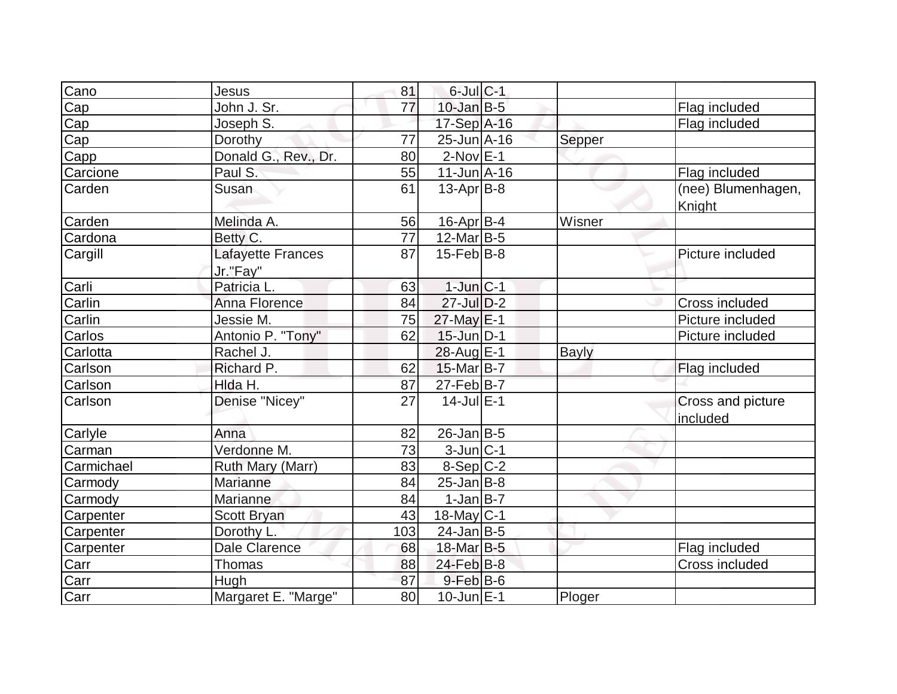| | | | | | | |
|---|---|---|---|---|---|---|
| Cano | Jesus | 81 | 6-Jul | C-1 | | |
| Cap | John J. Sr. | 77 | 10-Jan | B-5 | | Flag included |
| Cap | Joseph S. | | 17-Sep | A-16 | | Flag included |
| Cap | Dorothy | 77 | 25-Jun | A-16 | Sepper | |
| Capp | Donald G., Rev., Dr. | 80 | 2-Nov | E-1 | | |
| Carcione | Paul S. | 55 | 11-Jun | A-16 | | Flag included |
| Carden | Susan | 61 | 13-Apr | B-8 | | (nee) Blumenhagen, Knight |
| Carden | Melinda A. | 56 | 16-Apr | B-4 | Wisner | |
| Cardona | Betty C. | 77 | 12-Mar | B-5 | | |
| Cargill | Lafayette Frances Jr."Fay" | 87 | 15-Feb | B-8 | | Picture included |
| Carli | Patricia L. | 63 | 1-Jun | C-1 | | |
| Carlin | Anna Florence | 84 | 27-Jul | D-2 | | Cross included |
| Carlin | Jessie M. | 75 | 27-May | E-1 | | Picture included |
| Carlos | Antonio P. "Tony" | 62 | 15-Jun | D-1 | | Picture included |
| Carlotta | Rachel J. | | 28-Aug | E-1 | Bayly | |
| Carlson | Richard P. | 62 | 15-Mar | B-7 | | Flag included |
| Carlson | Hlda H. | 87 | 27-Feb | B-7 | | |
| Carlson | Denise "Nicey" | 27 | 14-Jul | E-1 | | Cross and picture included |
| Carlyle | Anna | 82 | 26-Jan | B-5 | | |
| Carman | Verdonne M. | 73 | 3-Jun | C-1 | | |
| Carmichael | Ruth Mary (Marr) | 83 | 8-Sep | C-2 | | |
| Carmody | Marianne | 84 | 25-Jan | B-8 | | |
| Carmody | Marianne | 84 | 1-Jan | B-7 | | |
| Carpenter | Scott Bryan | 43 | 18-May | C-1 | | |
| Carpenter | Dorothy L. | 103 | 24-Jan | B-5 | | |
| Carpenter | Dale Clarence | 68 | 18-Mar | B-5 | | Flag included |
| Carr | Thomas | 88 | 24-Feb | B-8 | | Cross included |
| Carr | Hugh | 87 | 9-Feb | B-6 | | |
| Carr | Margaret E. "Marge" | 80 | 10-Jun | E-1 | Ploger | |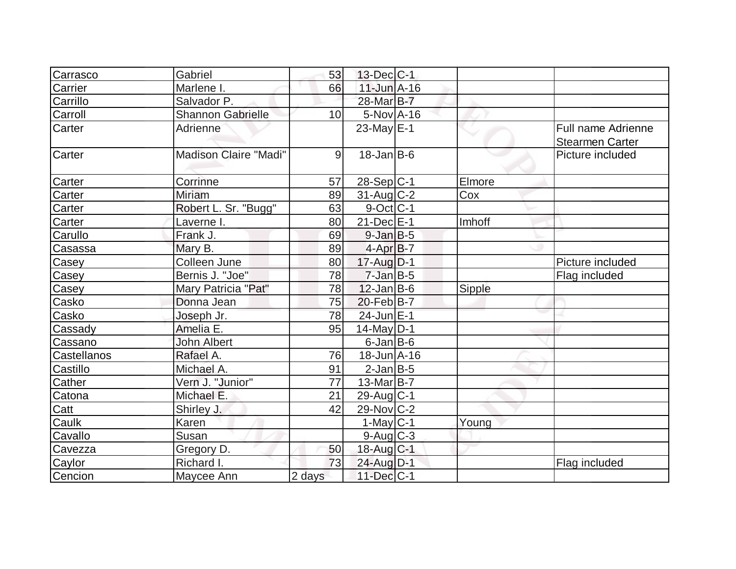| Carrasco | Gabriel | 53 | 13-Dec | C-1 | | |
|---|---|---|---|---|---|---|
| Carrier | Marlene I. | 66 | 11-Jun | A-16 | | |
| Carrillo | Salvador P. | | 28-Mar | B-7 | | |
| Carroll | Shannon Gabrielle | 10 | 5-Nov | A-16 | | |
| Carter | Adrienne | | 23-May | E-1 | | Full name Adrienne Stearmen Carter |
| Carter | Madison Claire "Madi" | 9 | 18-Jan | B-6 | | Picture included |
| Carter | Corrinne | 57 | 28-Sep | C-1 | Elmore | |
| Carter | Miriam | 89 | 31-Aug | C-2 | Cox | |
| Carter | Robert L. Sr. "Bugg" | 63 | 9-Oct | C-1 | | |
| Carter | Laverne I. | 80 | 21-Dec | E-1 | Imhoff | |
| Carullo | Frank J. | 69 | 9-Jan | B-5 | | |
| Casassa | Mary B. | 89 | 4-Apr | B-7 | | |
| Casey | Colleen June | 80 | 17-Aug | D-1 | | Picture included |
| Casey | Bernis J. "Joe" | 78 | 7-Jan | B-5 | | Flag included |
| Casey | Mary Patricia "Pat" | 78 | 12-Jan | B-6 | Sipple | |
| Casko | Donna Jean | 75 | 20-Feb | B-7 | | |
| Casko | Joseph Jr. | 78 | 24-Jun | E-1 | | |
| Cassady | Amelia E. | 95 | 14-May | D-1 | | |
| Cassano | John Albert | | 6-Jan | B-6 | | |
| Castellanos | Rafael A. | 76 | 18-Jun | A-16 | | |
| Castillo | Michael A. | 91 | 2-Jan | B-5 | | |
| Cather | Vern J. "Junior" | 77 | 13-Mar | B-7 | | |
| Catona | Michael E. | 21 | 29-Aug | C-1 | | |
| Catt | Shirley J. | 42 | 29-Nov | C-2 | | |
| Caulk | Karen | | 1-May | C-1 | Young | |
| Cavallo | Susan | | 9-Aug | C-3 | | |
| Cavezza | Gregory D. | 50 | 18-Aug | C-1 | | |
| Caylor | Richard I. | 73 | 24-Aug | D-1 | | Flag included |
| Cencion | Maycee Ann | 2 days | 11-Dec | C-1 | | |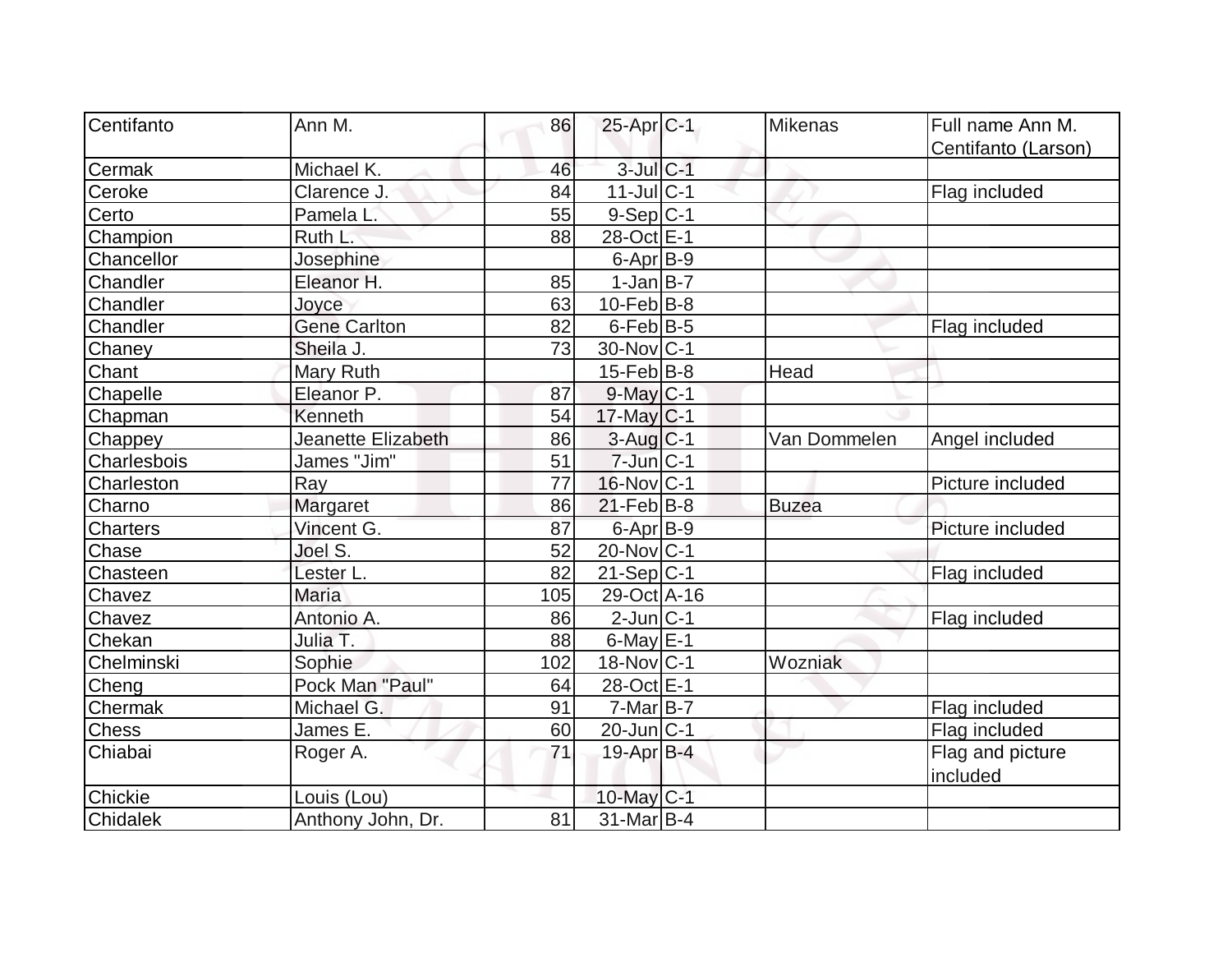| | | | | | | |
|---|---|---|---|---|---|---|
| Centifanto | Ann M. | 86 | 25-Apr | C-1 | Mikenas | Full name Ann M. Centifanto (Larson) |
| Cermak | Michael K. | 46 | 3-Jul | C-1 | | |
| Ceroke | Clarence J. | 84 | 11-Jul | C-1 | | Flag included |
| Certo | Pamela L. | 55 | 9-Sep | C-1 | | |
| Champion | Ruth L. | 88 | 28-Oct | E-1 | | |
| Chancellor | Josephine | | 6-Apr | B-9 | | |
| Chandler | Eleanor H. | 85 | 1-Jan | B-7 | | |
| Chandler | Joyce | 63 | 10-Feb | B-8 | | |
| Chandler | Gene Carlton | 82 | 6-Feb | B-5 | | Flag included |
| Chaney | Sheila J. | 73 | 30-Nov | C-1 | | |
| Chant | Mary Ruth | | 15-Feb | B-8 | Head | |
| Chapelle | Eleanor P. | 87 | 9-May | C-1 | | |
| Chapman | Kenneth | 54 | 17-May | C-1 | | |
| Chappey | Jeanette Elizabeth | 86 | 3-Aug | C-1 | Van Dommelen | Angel included |
| Charlesbois | James "Jim" | 51 | 7-Jun | C-1 | | |
| Charleston | Ray | 77 | 16-Nov | C-1 | | Picture included |
| Charno | Margaret | 86 | 21-Feb | B-8 | Buzea | |
| Charters | Vincent G. | 87 | 6-Apr | B-9 | | Picture included |
| Chase | Joel S. | 52 | 20-Nov | C-1 | | |
| Chasteen | Lester L. | 82 | 21-Sep | C-1 | | Flag included |
| Chavez | Maria | 105 | 29-Oct | A-16 | | |
| Chavez | Antonio A. | 86 | 2-Jun | C-1 | | Flag included |
| Chekan | Julia T. | 88 | 6-May | E-1 | | |
| Chelminski | Sophie | 102 | 18-Nov | C-1 | Wozniak | |
| Cheng | Pock Man "Paul" | 64 | 28-Oct | E-1 | | |
| Chermak | Michael G. | 91 | 7-Mar | B-7 | | Flag included |
| Chess | James E. | 60 | 20-Jun | C-1 | | Flag included |
| Chiabai | Roger A. | 71 | 19-Apr | B-4 | | Flag and picture included |
| Chickie | Louis (Lou) | | 10-May | C-1 | | |
| Chidalek | Anthony John, Dr. | 81 | 31-Mar | B-4 | | |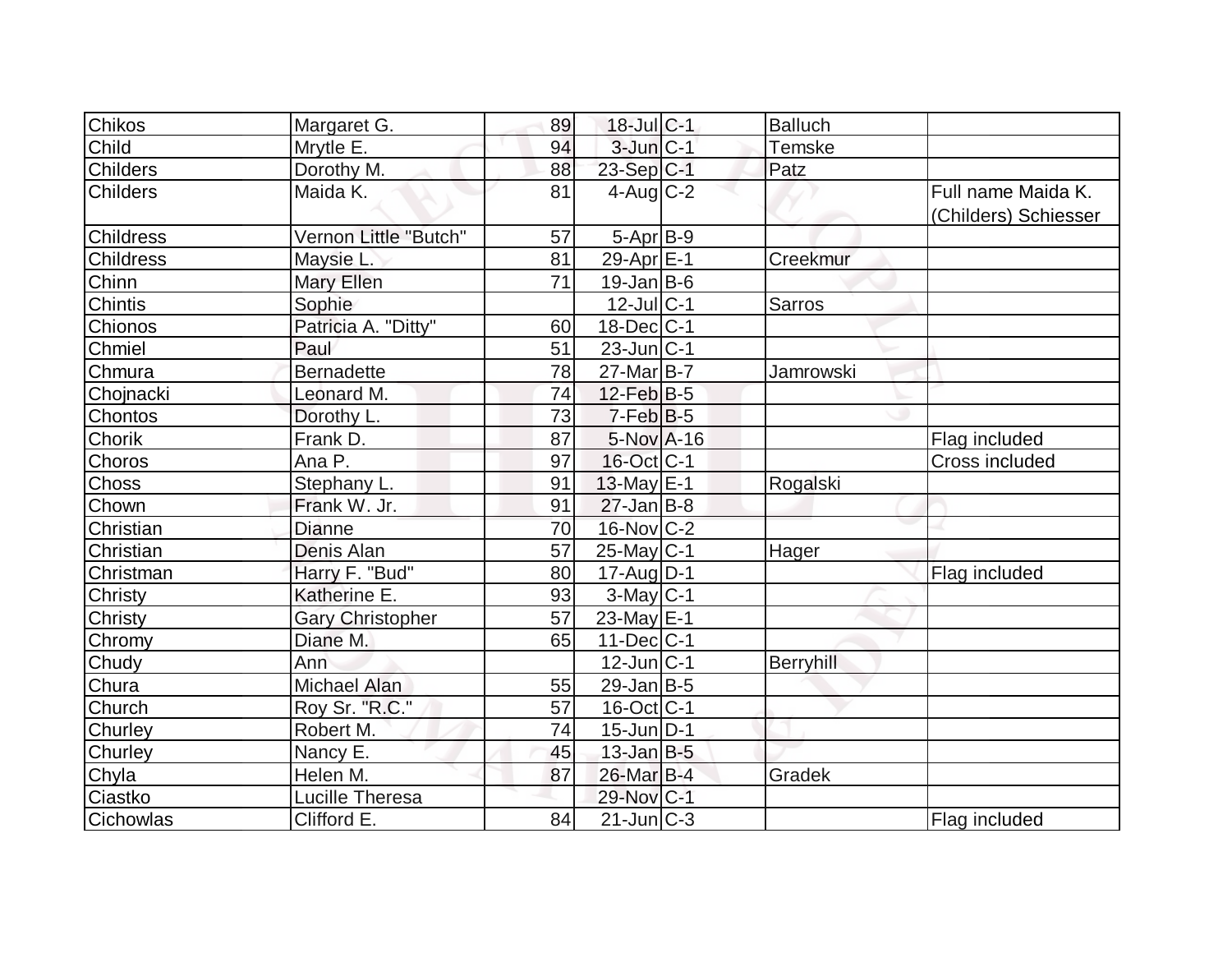| | | | | | | |
|---|---|---|---|---|---|---|
| Chikos | Margaret G. | 89 | 18-Jul | C-1 | Balluch | |
| Child | Mrytle E. | 94 | 3-Jun | C-1 | Temske | |
| Childers | Dorothy M. | 88 | 23-Sep | C-1 | Patz | |
| Childers | Maida K. | 81 | 4-Aug | C-2 | | Full name Maida K. (Childers) Schiesser |
| Childress | Vernon Little "Butch" | 57 | 5-Apr | B-9 | | |
| Childress | Maysie L. | 81 | 29-Apr | E-1 | Creekmur | |
| Chinn | Mary Ellen | 71 | 19-Jan | B-6 | | |
| Chintis | Sophie | | 12-Jul | C-1 | Sarros | |
| Chionos | Patricia A. "Ditty" | 60 | 18-Dec | C-1 | | |
| Chmiel | Paul | 51 | 23-Jun | C-1 | | |
| Chmura | Bernadette | 78 | 27-Mar | B-7 | Jamrowski | |
| Chojnacki | Leonard M. | 74 | 12-Feb | B-5 | | |
| Chontos | Dorothy L. | 73 | 7-Feb | B-5 | | |
| Chorik | Frank D. | 87 | 5-Nov | A-16 | | Flag included |
| Choros | Ana P. | 97 | 16-Oct | C-1 | | Cross included |
| Choss | Stephany L. | 91 | 13-May | E-1 | Rogalski | |
| Chown | Frank W. Jr. | 91 | 27-Jan | B-8 | | |
| Christian | Dianne | 70 | 16-Nov | C-2 | | |
| Christian | Denis Alan | 57 | 25-May | C-1 | Hager | |
| Christman | Harry F. "Bud" | 80 | 17-Aug | D-1 | | Flag included |
| Christy | Katherine E. | 93 | 3-May | C-1 | | |
| Christy | Gary Christopher | 57 | 23-May | E-1 | | |
| Chromy | Diane M. | 65 | 11-Dec | C-1 | | |
| Chudy | Ann | | 12-Jun | C-1 | Berryhill | |
| Chura | Michael Alan | 55 | 29-Jan | B-5 | | |
| Church | Roy Sr. "R.C." | 57 | 16-Oct | C-1 | | |
| Churley | Robert M. | 74 | 15-Jun | D-1 | | |
| Churley | Nancy E. | 45 | 13-Jan | B-5 | | |
| Chyla | Helen M. | 87 | 26-Mar | B-4 | Gradek | |
| Ciastko | Lucille Theresa | | 29-Nov | C-1 | | |
| Cichowlas | Clifford E. | 84 | 21-Jun | C-3 | | Flag included |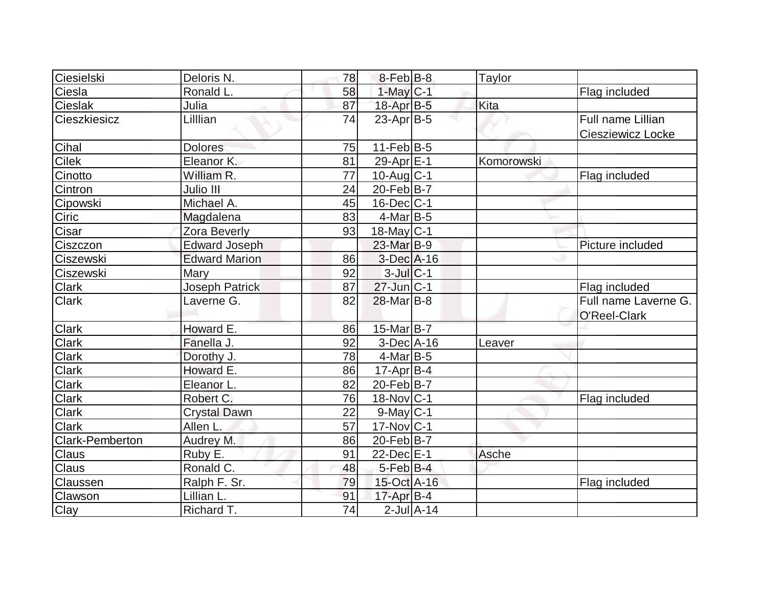| | | | | | | |
|---|---|---|---|---|---|---|
| Ciesielski | Deloris N. | 78 | 8-Feb | B-8 | Taylor | |
| Ciesla | Ronald L. | 58 | 1-May | C-1 | | Flag included |
| Cieslak | Julia | 87 | 18-Apr | B-5 | Kita | |
| Cieszkiesicz | Lilllian | 74 | 23-Apr | B-5 | | Full name Lillian Ciesziewicz Locke |
| Cihal | Dolores | 75 | 11-Feb | B-5 | | |
| Cilek | Eleanor K. | 81 | 29-Apr | E-1 | Komorowski | |
| Cinotto | William R. | 77 | 10-Aug | C-1 | | Flag included |
| Cintron | Julio III | 24 | 20-Feb | B-7 | | |
| Cipowski | Michael A. | 45 | 16-Dec | C-1 | | |
| Ciric | Magdalena | 83 | 4-Mar | B-5 | | |
| Cisar | Zora Beverly | 93 | 18-May | C-1 | | |
| Ciszczon | Edward Joseph | | 23-Mar | B-9 | | Picture included |
| Ciszewski | Edward Marion | 86 | 3-Dec | A-16 | | |
| Ciszewski | Mary | 92 | 3-Jul | C-1 | | |
| Clark | Joseph Patrick | 87 | 27-Jun | C-1 | | Flag included |
| Clark | Laverne G. | 82 | 28-Mar | B-8 | | Full name Laverne G. O'Reel-Clark |
| Clark | Howard E. | 86 | 15-Mar | B-7 | | |
| Clark | Fanella J. | 92 | 3-Dec | A-16 | Leaver | |
| Clark | Dorothy J. | 78 | 4-Mar | B-5 | | |
| Clark | Howard E. | 86 | 17-Apr | B-4 | | |
| Clark | Eleanor L. | 82 | 20-Feb | B-7 | | |
| Clark | Robert C. | 76 | 18-Nov | C-1 | | Flag included |
| Clark | Crystal Dawn | 22 | 9-May | C-1 | | |
| Clark | Allen L. | 57 | 17-Nov | C-1 | | |
| Clark-Pemberton | Audrey M. | 86 | 20-Feb | B-7 | | |
| Claus | Ruby E. | 91 | 22-Dec | E-1 | Asche | |
| Claus | Ronald C. | 48 | 5-Feb | B-4 | | |
| Claussen | Ralph F. Sr. | 79 | 15-Oct | A-16 | | Flag included |
| Clawson | Lillian L. | 91 | 17-Apr | B-4 | | |
| Clay | Richard T. | 74 | 2-Jul | A-14 | | |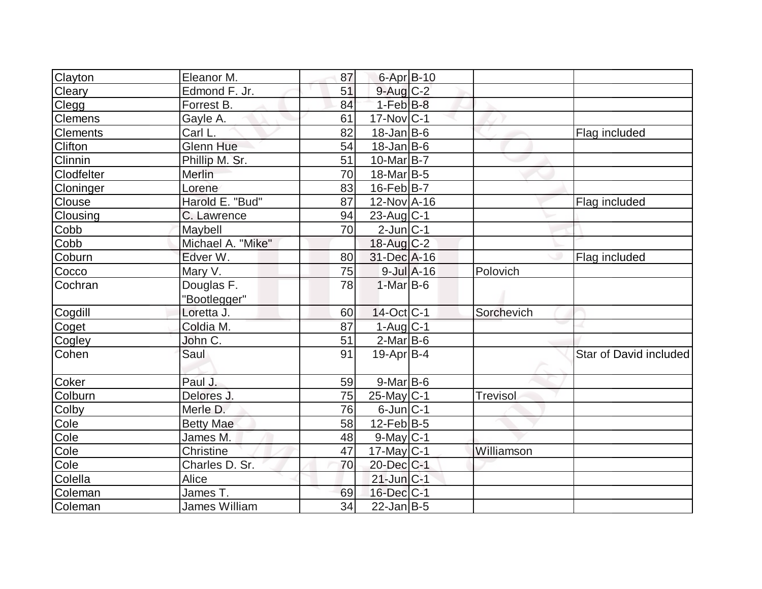| | | | | | | |
|---|---|---|---|---|---|---|
| Clayton | Eleanor M. | 87 | 6-Apr | B-10 | | |
| Cleary | Edmond F. Jr. | 51 | 9-Aug | C-2 | | |
| Clegg | Forrest B. | 84 | 1-Feb | B-8 | | |
| Clemens | Gayle A. | 61 | 17-Nov | C-1 | | |
| Clements | Carl L. | 82 | 18-Jan | B-6 | | Flag included |
| Clifton | Glenn Hue | 54 | 18-Jan | B-6 | | |
| Clinnin | Phillip M. Sr. | 51 | 10-Mar | B-7 | | |
| Clodfelter | Merlin | 70 | 18-Mar | B-5 | | |
| Cloninger | Lorene | 83 | 16-Feb | B-7 | | |
| Clouse | Harold E. "Bud" | 87 | 12-Nov | A-16 | | Flag included |
| Clousing | C. Lawrence | 94 | 23-Aug | C-1 | | |
| Cobb | Maybell | 70 | 2-Jun | C-1 | | |
| Cobb | Michael A. "Mike" | | 18-Aug | C-2 | | |
| Coburn | Edver W. | 80 | 31-Dec | A-16 | | Flag included |
| Cocco | Mary V. | 75 | 9-Jul | A-16 | Polovich | |
| Cochran | Douglas F. "Bootlegger" | 78 | 1-Mar | B-6 | | |
| Cogdill | Loretta J. | 60 | 14-Oct | C-1 | Sorchevich | |
| Coget | Coldia M. | 87 | 1-Aug | C-1 | | |
| Cogley | John C. | 51 | 2-Mar | B-6 | | |
| Cohen | Saul | 91 | 19-Apr | B-4 | | Star of David included |
| Coker | Paul J. | 59 | 9-Mar | B-6 | | |
| Colburn | Delores J. | 75 | 25-May | C-1 | Trevisol | |
| Colby | Merle D. | 76 | 6-Jun | C-1 | | |
| Cole | Betty Mae | 58 | 12-Feb | B-5 | | |
| Cole | James M. | 48 | 9-May | C-1 | | |
| Cole | Christine | 47 | 17-May | C-1 | Williamson | |
| Cole | Charles D. Sr. | 70 | 20-Dec | C-1 | | |
| Colella | Alice | | 21-Jun | C-1 | | |
| Coleman | James T. | 69 | 16-Dec | C-1 | | |
| Coleman | James William | 34 | 22-Jan | B-5 | | |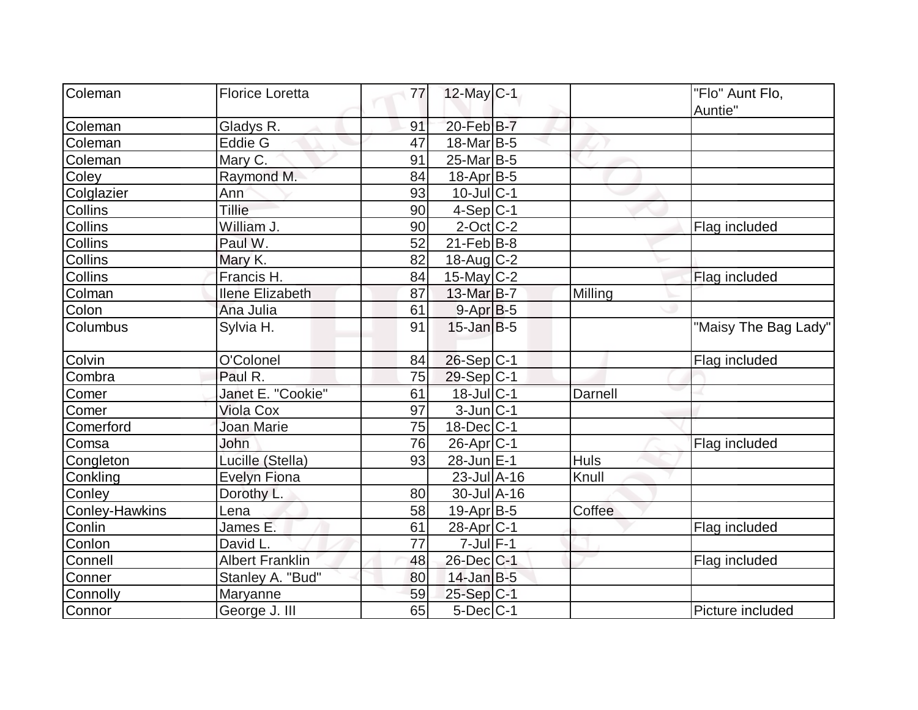| | | | | | | |
|---|---|---|---|---|---|---|
| Coleman | Florice Loretta | 77 | 12-May | C-1 | | "Flo" Aunt Flo, Auntie" |
| Coleman | Gladys R. | 91 | 20-Feb | B-7 | | |
| Coleman | Eddie G | 47 | 18-Mar | B-5 | | |
| Coleman | Mary C. | 91 | 25-Mar | B-5 | | |
| Coley | Raymond M. | 84 | 18-Apr | B-5 | | |
| Colglazier | Ann | 93 | 10-Jul | C-1 | | |
| Collins | Tillie | 90 | 4-Sep | C-1 | | |
| Collins | William J. | 90 | 2-Oct | C-2 | | Flag included |
| Collins | Paul W. | 52 | 21-Feb | B-8 | | |
| Collins | Mary K. | 82 | 18-Aug | C-2 | | |
| Collins | Francis H. | 84 | 15-May | C-2 | | Flag included |
| Colman | Ilene Elizabeth | 87 | 13-Mar | B-7 | Milling | |
| Colon | Ana Julia | 61 | 9-Apr | B-5 | | |
| Columbus | Sylvia H. | 91 | 15-Jan | B-5 | | "Maisy The Bag Lady" |
| Colvin | O'Colonel | 84 | 26-Sep | C-1 | | Flag included |
| Combra | Paul R. | 75 | 29-Sep | C-1 | | |
| Comer | Janet E. "Cookie" | 61 | 18-Jul | C-1 | Darnell | |
| Comer | Viola Cox | 97 | 3-Jun | C-1 | | |
| Comerford | Joan Marie | 75 | 18-Dec | C-1 | | |
| Comsa | John | 76 | 26-Apr | C-1 | | Flag included |
| Congleton | Lucille (Stella) | 93 | 28-Jun | E-1 | Huls | |
| Conkling | Evelyn Fiona | | 23-Jul | A-16 | Knull | |
| Conley | Dorothy L. | 80 | 30-Jul | A-16 | | |
| Conley-Hawkins | Lena | 58 | 19-Apr | B-5 | Coffee | |
| Conlin | James E. | 61 | 28-Apr | C-1 | | Flag included |
| Conlon | David L. | 77 | 7-Jul | F-1 | | |
| Connell | Albert Franklin | 48 | 26-Dec | C-1 | | Flag included |
| Conner | Stanley A. "Bud" | 80 | 14-Jan | B-5 | | |
| Connolly | Maryanne | 59 | 25-Sep | C-1 | | |
| Connor | George J. III | 65 | 5-Dec | C-1 | | Picture included |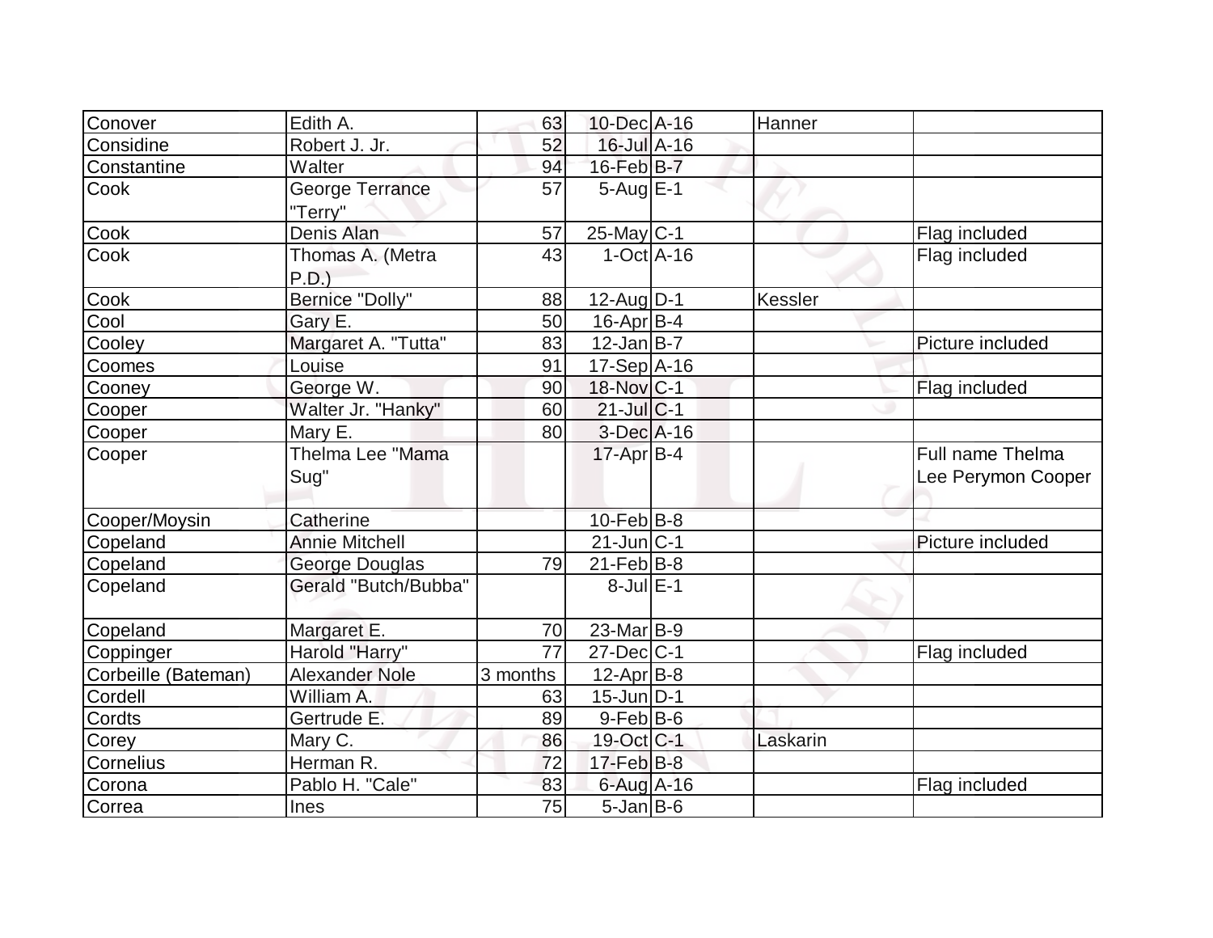| | | | | | | |
|---|---|---|---|---|---|---|
| Conover | Edith A. | 63 | 10-Dec | A-16 | Hanner | |
| Considine | Robert J. Jr. | 52 | 16-Jul | A-16 | | |
| Constantine | Walter | 94 | 16-Feb | B-7 | | |
| Cook | George Terrance "Terry" | 57 | 5-Aug | E-1 | | |
| Cook | Denis Alan | 57 | 25-May | C-1 | | Flag included |
| Cook | Thomas A. (Metra P.D.) | 43 | 1-Oct | A-16 | | Flag included |
| Cook | Bernice "Dolly" | 88 | 12-Aug | D-1 | Kessler | |
| Cool | Gary E. | 50 | 16-Apr | B-4 | | |
| Cooley | Margaret A. "Tutta" | 83 | 12-Jan | B-7 | | Picture included |
| Coomes | Louise | 91 | 17-Sep | A-16 | | |
| Cooney | George W. | 90 | 18-Nov | C-1 | | Flag included |
| Cooper | Walter Jr. "Hanky" | 60 | 21-Jul | C-1 | | |
| Cooper | Mary E. | 80 | 3-Dec | A-16 | | |
| Cooper | Thelma Lee "Mama Sug" | | 17-Apr | B-4 | | Full name Thelma Lee Perymon Cooper |
| Cooper/Moysin | Catherine | | 10-Feb | B-8 | | |
| Copeland | Annie Mitchell | | 21-Jun | C-1 | | Picture included |
| Copeland | George Douglas | 79 | 21-Feb | B-8 | | |
| Copeland | Gerald "Butch/Bubba" | | 8-Jul | E-1 | | |
| Copeland | Margaret E. | 70 | 23-Mar | B-9 | | |
| Coppinger | Harold "Harry" | 77 | 27-Dec | C-1 | | Flag included |
| Corbeille (Bateman) | Alexander Nole | 3 months | 12-Apr | B-8 | | |
| Cordell | William A. | 63 | 15-Jun | D-1 | | |
| Cordts | Gertrude E. | 89 | 9-Feb | B-6 | | |
| Corey | Mary C. | 86 | 19-Oct | C-1 | Laskarin | |
| Cornelius | Herman R. | 72 | 17-Feb | B-8 | | |
| Corona | Pablo H. "Cale" | 83 | 6-Aug | A-16 | | Flag included |
| Correa | Ines | 75 | 5-Jan | B-6 | | |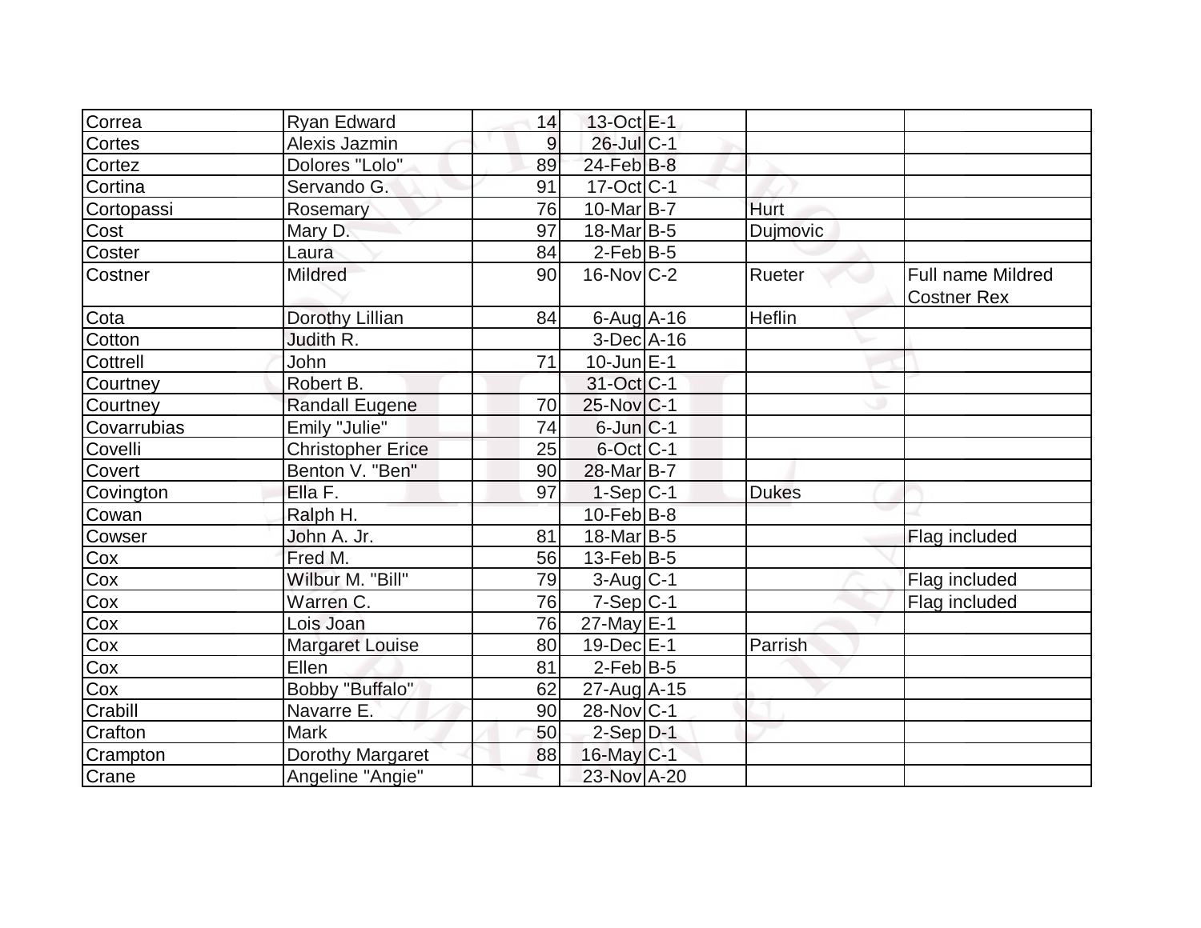| | | | | | | |
|---|---|---|---|---|---|---|
| Correa | Ryan Edward | 14 | 13-Oct | E-1 | | |
| Cortes | Alexis Jazmin | 9 | 26-Jul | C-1 | | |
| Cortez | Dolores "Lolo" | 89 | 24-Feb | B-8 | | |
| Cortina | Servando G. | 91 | 17-Oct | C-1 | | |
| Cortopassi | Rosemary | 76 | 10-Mar | B-7 | Hurt | |
| Cost | Mary D. | 97 | 18-Mar | B-5 | Dujmovic | |
| Coster | Laura | 84 | 2-Feb | B-5 | | |
| Costner | Mildred | 90 | 16-Nov | C-2 | Rueter | Full name Mildred Costner Rex |
| Cota | Dorothy Lillian | 84 | 6-Aug | A-16 | Heflin | |
| Cotton | Judith R. | | 3-Dec | A-16 | | |
| Cottrell | John | 71 | 10-Jun | E-1 | | |
| Courtney | Robert B. | | 31-Oct | C-1 | | |
| Courtney | Randall Eugene | 70 | 25-Nov | C-1 | | |
| Covarrubias | Emily "Julie" | 74 | 6-Jun | C-1 | | |
| Covelli | Christopher Erice | 25 | 6-Oct | C-1 | | |
| Covert | Benton V. "Ben" | 90 | 28-Mar | B-7 | | |
| Covington | Ella F. | 97 | 1-Sep | C-1 | Dukes | |
| Cowan | Ralph H. | | 10-Feb | B-8 | | |
| Cowser | John A. Jr. | 81 | 18-Mar | B-5 | | Flag included |
| Cox | Fred M. | 56 | 13-Feb | B-5 | | |
| Cox | Wilbur M. "Bill" | 79 | 3-Aug | C-1 | | Flag included |
| Cox | Warren C. | 76 | 7-Sep | C-1 | | Flag included |
| Cox | Lois Joan | 76 | 27-May | E-1 | | |
| Cox | Margaret Louise | 80 | 19-Dec | E-1 | Parrish | |
| Cox | Ellen | 81 | 2-Feb | B-5 | | |
| Cox | Bobby "Buffalo" | 62 | 27-Aug | A-15 | | |
| Crabill | Navarre E. | 90 | 28-Nov | C-1 | | |
| Crafton | Mark | 50 | 2-Sep | D-1 | | |
| Crampton | Dorothy Margaret | 88 | 16-May | C-1 | | |
| Crane | Angeline "Angie" | | 23-Nov | A-20 | | |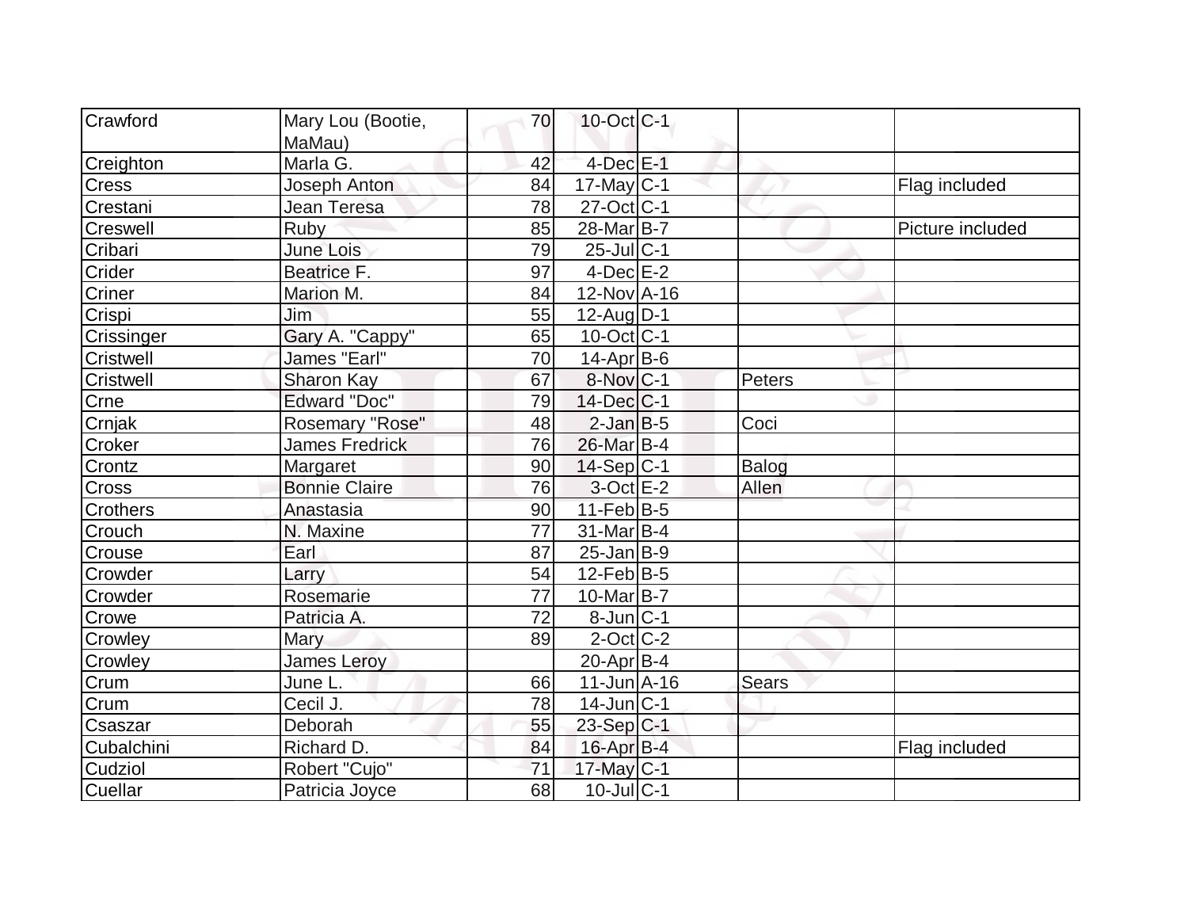| | | | | | | |
|---|---|---|---|---|---|---|
| Crawford | Mary Lou (Bootie, MaMau) | 70 | 10-Oct | C-1 | | |
| Creighton | Marla G. | 42 | 4-Dec | E-1 | | |
| Cress | Joseph Anton | 84 | 17-May | C-1 | | Flag included |
| Crestani | Jean Teresa | 78 | 27-Oct | C-1 | | |
| Creswell | Ruby | 85 | 28-Mar | B-7 | | Picture included |
| Cribari | June Lois | 79 | 25-Jul | C-1 | | |
| Crider | Beatrice F. | 97 | 4-Dec | E-2 | | |
| Criner | Marion M. | 84 | 12-Nov | A-16 | | |
| Crispi | Jim | 55 | 12-Aug | D-1 | | |
| Crissinger | Gary A. "Cappy" | 65 | 10-Oct | C-1 | | |
| Cristwell | James "Earl" | 70 | 14-Apr | B-6 | | |
| Cristwell | Sharon Kay | 67 | 8-Nov | C-1 | Peters | |
| Crne | Edward "Doc" | 79 | 14-Dec | C-1 | | |
| Crnjak | Rosemary "Rose" | 48 | 2-Jan | B-5 | Coci | |
| Croker | James Fredrick | 76 | 26-Mar | B-4 | | |
| Crontz | Margaret | 90 | 14-Sep | C-1 | Balog | |
| Cross | Bonnie Claire | 76 | 3-Oct | E-2 | Allen | |
| Crothers | Anastasia | 90 | 11-Feb | B-5 | | |
| Crouch | N. Maxine | 77 | 31-Mar | B-4 | | |
| Crouse | Earl | 87 | 25-Jan | B-9 | | |
| Crowder | Larry | 54 | 12-Feb | B-5 | | |
| Crowder | Rosemarie | 77 | 10-Mar | B-7 | | |
| Crowe | Patricia A. | 72 | 8-Jun | C-1 | | |
| Crowley | Mary | 89 | 2-Oct | C-2 | | |
| Crowley | James Leroy | | 20-Apr | B-4 | | |
| Crum | June L. | 66 | 11-Jun | A-16 | Sears | |
| Crum | Cecil J. | 78 | 14-Jun | C-1 | | |
| Csaszar | Deborah | 55 | 23-Sep | C-1 | | |
| Cubalchini | Richard D. | 84 | 16-Apr | B-4 | | Flag included |
| Cudziol | Robert "Cujo" | 71 | 17-May | C-1 | | |
| Cuellar | Patricia Joyce | 68 | 10-Jul | C-1 | | |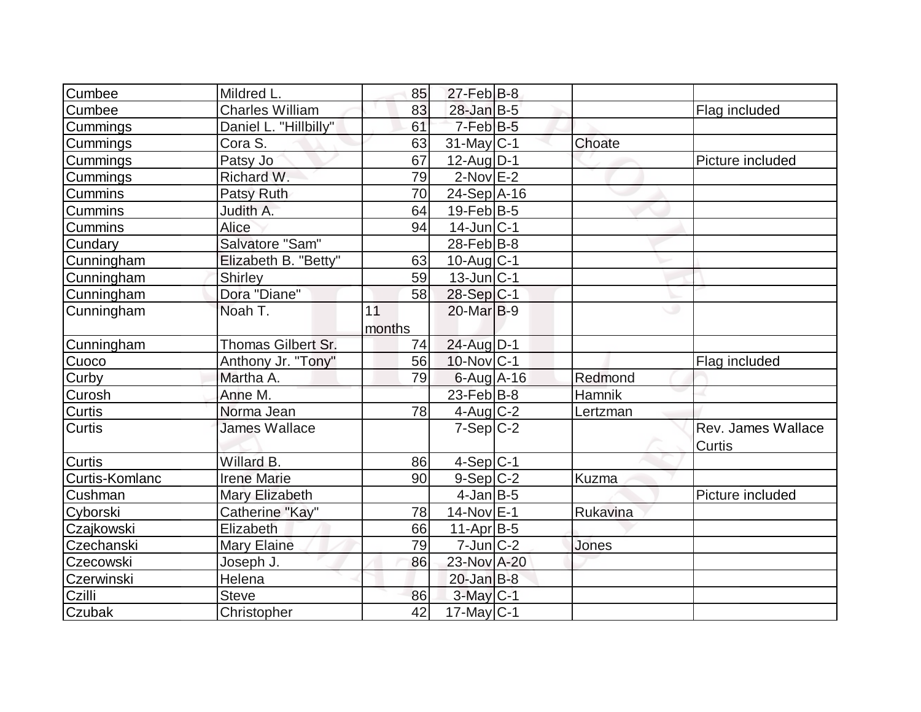| | | | | | | |
|---|---|---|---|---|---|---|
| Cumbee | Mildred L. | 85 | 27-Feb | B-8 | | |
| Cumbee | Charles William | 83 | 28-Jan | B-5 | | Flag included |
| Cummings | Daniel L. "Hillbilly" | 61 | 7-Feb | B-5 | | |
| Cummings | Cora S. | 63 | 31-May | C-1 | Choate | |
| Cummings | Patsy Jo | 67 | 12-Aug | D-1 | | Picture included |
| Cummings | Richard W. | 79 | 2-Nov | E-2 | | |
| Cummins | Patsy Ruth | 70 | 24-Sep | A-16 | | |
| Cummins | Judith A. | 64 | 19-Feb | B-5 | | |
| Cummins | Alice | 94 | 14-Jun | C-1 | | |
| Cundary | Salvatore "Sam" | | 28-Feb | B-8 | | |
| Cunningham | Elizabeth B. "Betty" | 63 | 10-Aug | C-1 | | |
| Cunningham | Shirley | 59 | 13-Jun | C-1 | | |
| Cunningham | Dora "Diane" | 58 | 28-Sep | C-1 | | |
| Cunningham | Noah T. | 11 months | 20-Mar | B-9 | | |
| Cunningham | Thomas Gilbert Sr. | 74 | 24-Aug | D-1 | | |
| Cuoco | Anthony Jr. "Tony" | 56 | 10-Nov | C-1 | | Flag included |
| Curby | Martha A. | 79 | 6-Aug | A-16 | Redmond | |
| Curosh | Anne M. | | 23-Feb | B-8 | Hamnik | |
| Curtis | Norma Jean | 78 | 4-Aug | C-2 | Lertzman | |
| Curtis | James Wallace | | 7-Sep | C-2 | | Rev. James Wallace Curtis |
| Curtis | Willard B. | 86 | 4-Sep | C-1 | | |
| Curtis-Komlanc | Irene Marie | 90 | 9-Sep | C-2 | Kuzma | |
| Cushman | Mary Elizabeth | | 4-Jan | B-5 | | Picture included |
| Cyborski | Catherine "Kay" | 78 | 14-Nov | E-1 | Rukavina | |
| Czajkowski | Elizabeth | 66 | 11-Apr | B-5 | | |
| Czechanski | Mary Elaine | 79 | 7-Jun | C-2 | Jones | |
| Czecowski | Joseph J. | 86 | 23-Nov | A-20 | | |
| Czerwinski | Helena | | 20-Jan | B-8 | | |
| Czilli | Steve | 86 | 3-May | C-1 | | |
| Czubak | Christopher | 42 | 17-May | C-1 | | |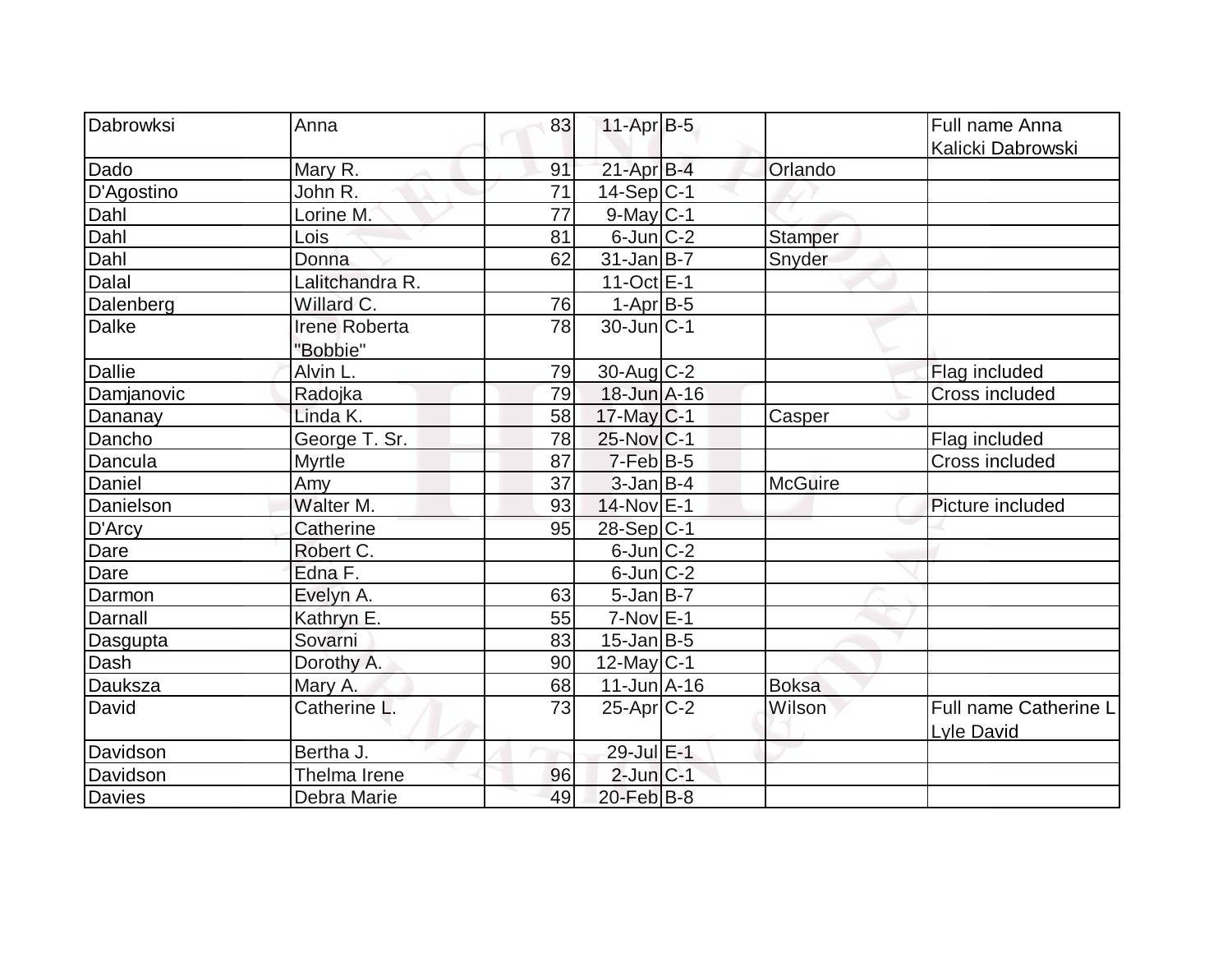| Dabrowksi | Anna | 83 | 11-Apr | B-5 | | Full name Anna Kalicki Dabrowski |
|---|---|---|---|---|---|---|
| Dado | Mary R. | 91 | 21-Apr | B-4 | Orlando | |
| D'Agostino | John R. | 71 | 14-Sep | C-1 | | |
| Dahl | Lorine M. | 77 | 9-May | C-1 | | |
| Dahl | Lois | 81 | 6-Jun | C-2 | Stamper | |
| Dahl | Donna | 62 | 31-Jan | B-7 | Snyder | |
| Dalal | Lalitchandra R. | | 11-Oct | E-1 | | |
| Dalenberg | Willard C. | 76 | 1-Apr | B-5 | | |
| Dalke | Irene Roberta "Bobbie" | 78 | 30-Jun | C-1 | | |
| Dallie | Alvin L. | 79 | 30-Aug | C-2 | | Flag included |
| Damjanovic | Radojka | 79 | 18-Jun | A-16 | | Cross included |
| Dananay | Linda K. | 58 | 17-May | C-1 | Casper | |
| Dancho | George T. Sr. | 78 | 25-Nov | C-1 | | Flag included |
| Dancula | Myrtle | 87 | 7-Feb | B-5 | | Cross included |
| Daniel | Amy | 37 | 3-Jan | B-4 | McGuire | |
| Danielson | Walter M. | 93 | 14-Nov | E-1 | | Picture included |
| D'Arcy | Catherine | 95 | 28-Sep | C-1 | | |
| Dare | Robert C. | | 6-Jun | C-2 | | |
| Dare | Edna F. | | 6-Jun | C-2 | | |
| Darmon | Evelyn A. | 63 | 5-Jan | B-7 | | |
| Darnall | Kathryn E. | 55 | 7-Nov | E-1 | | |
| Dasgupta | Sovarni | 83 | 15-Jan | B-5 | | |
| Dash | Dorothy A. | 90 | 12-May | C-1 | | |
| Dauksza | Mary A. | 68 | 11-Jun | A-16 | Boksa | |
| David | Catherine L. | 73 | 25-Apr | C-2 | Wilson | Full name Catherine L Lyle David |
| Davidson | Bertha J. | | 29-Jul | E-1 | | |
| Davidson | Thelma Irene | 96 | 2-Jun | C-1 | | |
| Davies | Debra Marie | 49 | 20-Feb | B-8 | | |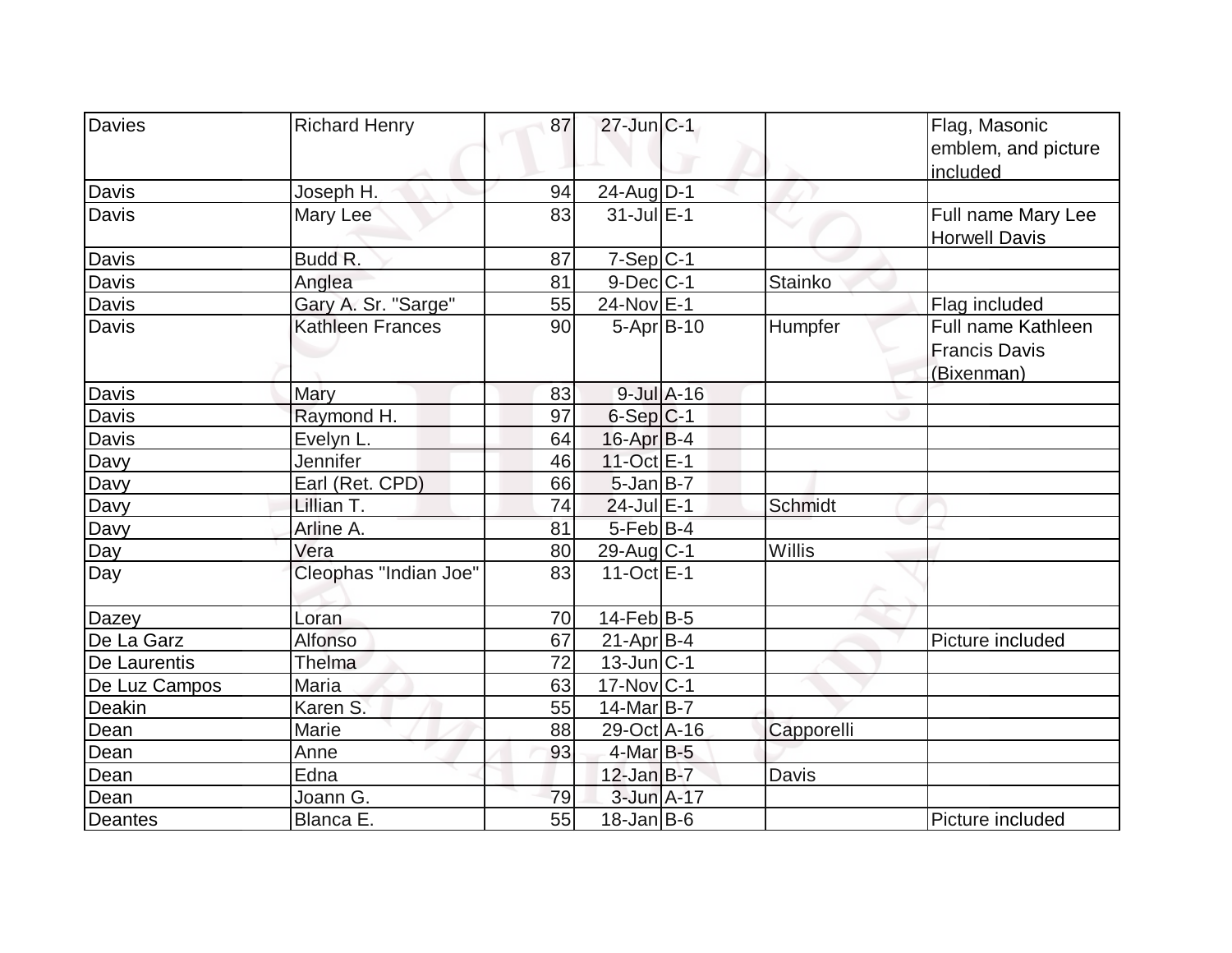| | | | | | | |
|---|---|---|---|---|---|---|
| Davies | Richard Henry | 87 | 27-Jun | C-1 | | Flag, Masonic emblem, and picture included |
| Davis | Joseph H. | 94 | 24-Aug | D-1 | | |
| Davis | Mary Lee | 83 | 31-Jul | E-1 | | Full name Mary Lee Horwell Davis |
| Davis | Budd R. | 87 | 7-Sep | C-1 | | |
| Davis | Anglea | 81 | 9-Dec | C-1 | Stainko | |
| Davis | Gary A. Sr. "Sarge" | 55 | 24-Nov | E-1 | | Flag included |
| Davis | Kathleen Frances | 90 | 5-Apr | B-10 | Humpfer | Full name Kathleen Francis Davis (Bixenman) |
| Davis | Mary | 83 | 9-Jul | A-16 | | |
| Davis | Raymond H. | 97 | 6-Sep | C-1 | | |
| Davis | Evelyn L. | 64 | 16-Apr | B-4 | | |
| Davy | Jennifer | 46 | 11-Oct | E-1 | | |
| Davy | Earl (Ret. CPD) | 66 | 5-Jan | B-7 | | |
| Davy | Lillian T. | 74 | 24-Jul | E-1 | Schmidt | |
| Davy | Arline A. | 81 | 5-Feb | B-4 | | |
| Day | Vera | 80 | 29-Aug | C-1 | Willis | |
| Day | Cleophas "Indian Joe" | 83 | 11-Oct | E-1 | | |
| Dazey | Loran | 70 | 14-Feb | B-5 | | |
| De La Garz | Alfonso | 67 | 21-Apr | B-4 | | Picture included |
| De Laurentis | Thelma | 72 | 13-Jun | C-1 | | |
| De Luz Campos | Maria | 63 | 17-Nov | C-1 | | |
| Deakin | Karen S. | 55 | 14-Mar | B-7 | | |
| Dean | Marie | 88 | 29-Oct | A-16 | Capporelli | |
| Dean | Anne | 93 | 4-Mar | B-5 | | |
| Dean | Edna | | 12-Jan | B-7 | Davis | |
| Dean | Joann G. | 79 | 3-Jun | A-17 | | |
| Deantes | Blanca E. | 55 | 18-Jan | B-6 | | Picture included |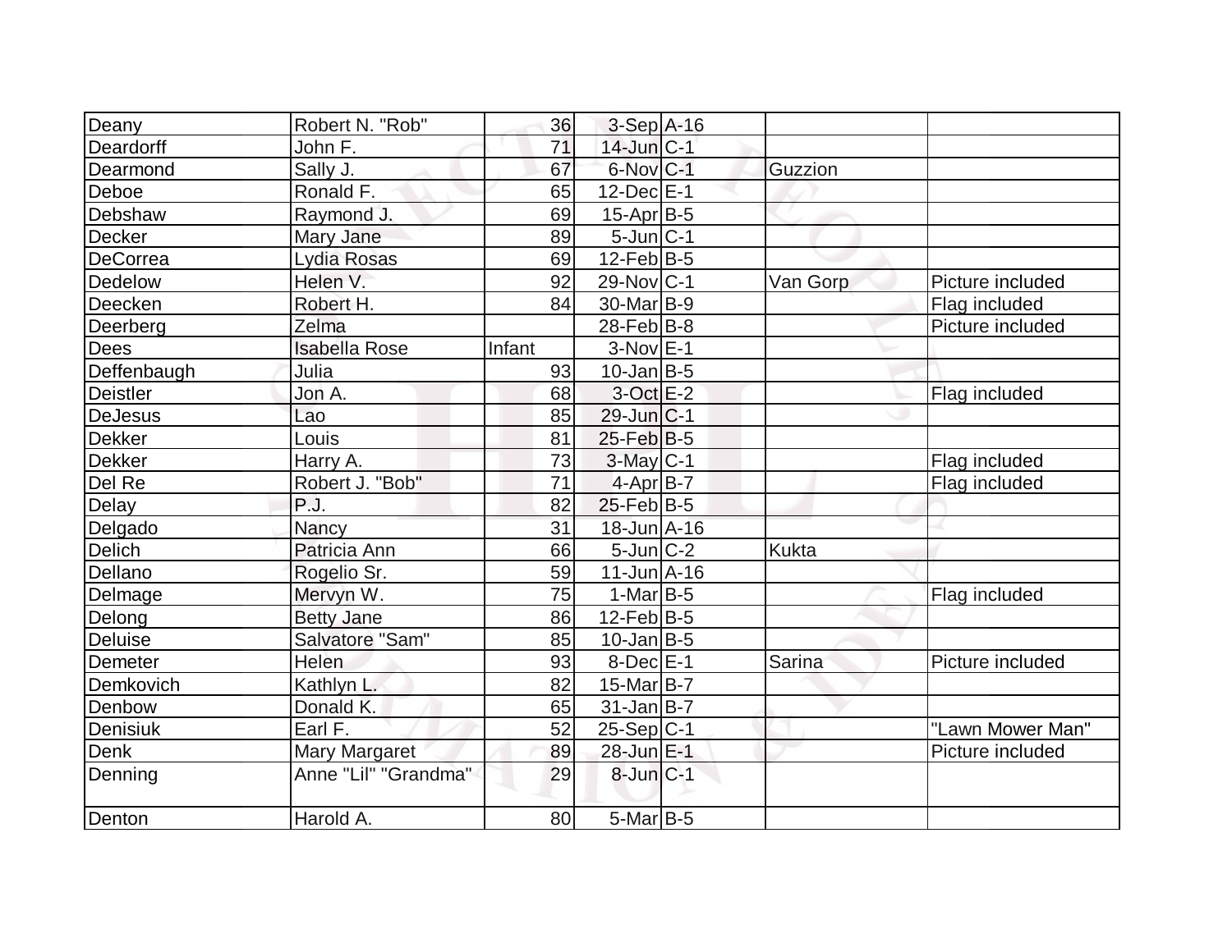| | | | | | | |
|---|---|---|---|---|---|---|
| Deany | Robert N. "Rob" | 36 | 3-Sep | A-16 | | |
| Deardorff | John F. | 71 | 14-Jun | C-1 | | |
| Dearmond | Sally J. | 67 | 6-Nov | C-1 | Guzzion | |
| Deboe | Ronald F. | 65 | 12-Dec | E-1 | | |
| Debshaw | Raymond J. | 69 | 15-Apr | B-5 | | |
| Decker | Mary Jane | 89 | 5-Jun | C-1 | | |
| DeCorrea | Lydia Rosas | 69 | 12-Feb | B-5 | | |
| Dedelow | Helen V. | 92 | 29-Nov | C-1 | Van Gorp | Picture included |
| Deecken | Robert H. | 84 | 30-Mar | B-9 | | Flag included |
| Deerberg | Zelma | | 28-Feb | B-8 | | Picture included |
| Dees | Isabella Rose | Infant | 3-Nov | E-1 | | |
| Deffenbaugh | Julia | 93 | 10-Jan | B-5 | | |
| Deistler | Jon A. | 68 | 3-Oct | E-2 | | Flag included |
| DeJesus | Lao | 85 | 29-Jun | C-1 | | |
| Dekker | Louis | 81 | 25-Feb | B-5 | | |
| Dekker | Harry A. | 73 | 3-May | C-1 | | Flag included |
| Del Re | Robert J. "Bob" | 71 | 4-Apr | B-7 | | Flag included |
| Delay | P.J. | 82 | 25-Feb | B-5 | | |
| Delgado | Nancy | 31 | 18-Jun | A-16 | | |
| Delich | Patricia Ann | 66 | 5-Jun | C-2 | Kukta | |
| Dellano | Rogelio Sr. | 59 | 11-Jun | A-16 | | |
| DeImage | Mervyn W. | 75 | 1-Mar | B-5 | | Flag included |
| Delong | Betty Jane | 86 | 12-Feb | B-5 | | |
| Deluise | Salvatore "Sam" | 85 | 10-Jan | B-5 | | |
| Demeter | Helen | 93 | 8-Dec | E-1 | Sarina | Picture included |
| Demkovich | Kathlyn L. | 82 | 15-Mar | B-7 | | |
| Denbow | Donald K. | 65 | 31-Jan | B-7 | | |
| Denisiuk | Earl F. | 52 | 25-Sep | C-1 | | "Lawn Mower Man" |
| Denk | Mary Margaret | 89 | 28-Jun | E-1 | | Picture included |
| Denning | Anne "Lil" "Grandma" | 29 | 8-Jun | C-1 | | |
| Denton | Harold A. | 80 | 5-Mar | B-5 | | |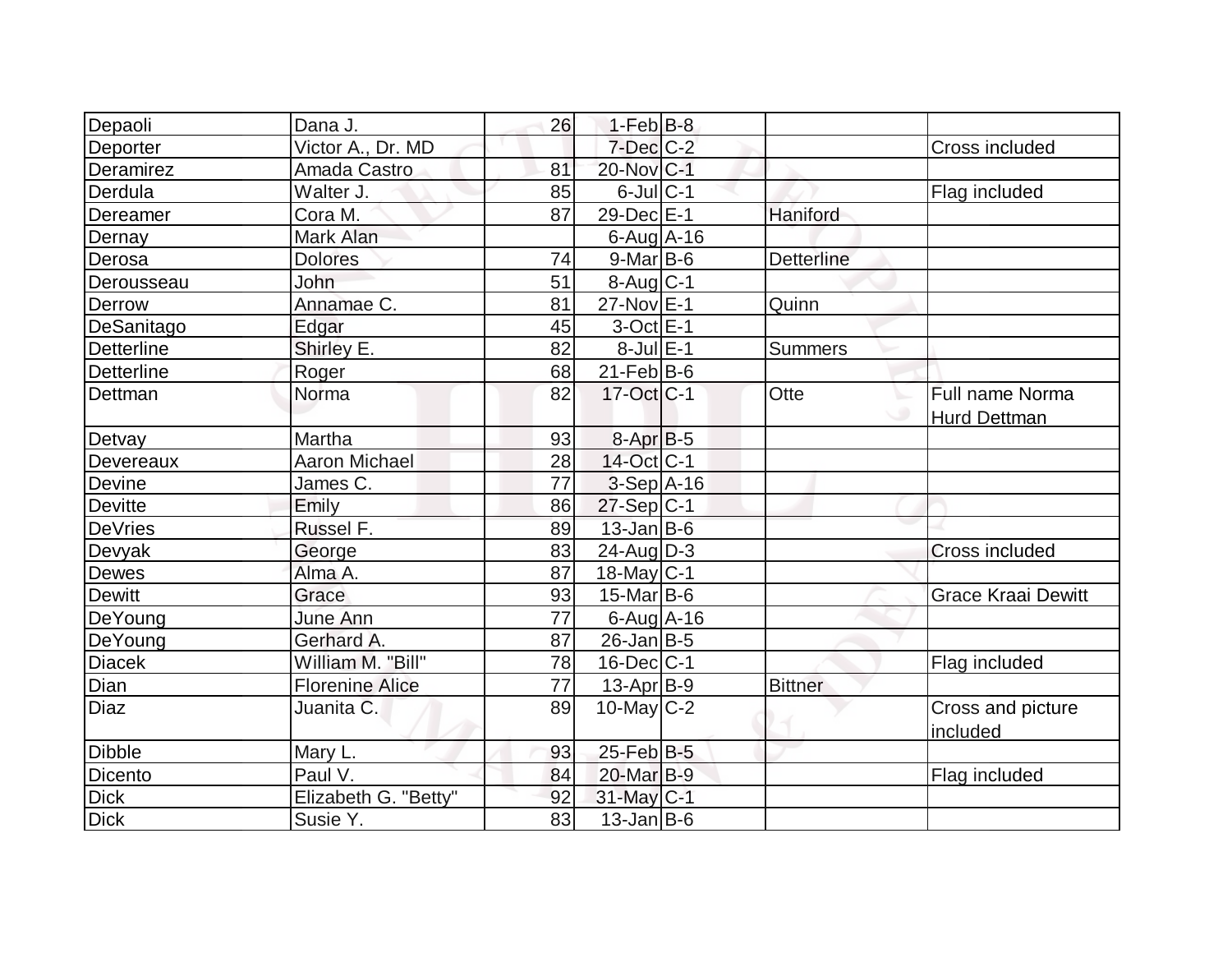| Depaoli | Dana J. | 26 | 1-Feb | B-8 | | |
|---|---|---|---|---|---|---|
| Deporter | Victor A., Dr. MD | | 7-Dec | C-2 | | Cross included |
| Deramirez | Amada Castro | 81 | 20-Nov | C-1 | | |
| Derdula | Walter J. | 85 | 6-Jul | C-1 | | Flag included |
| Dereamer | Cora M. | 87 | 29-Dec | E-1 | Haniford | |
| Dernay | Mark Alan | | 6-Aug | A-16 | | |
| Derosa | Dolores | 74 | 9-Mar | B-6 | Detterline | |
| Derousseau | John | 51 | 8-Aug | C-1 | | |
| Derrow | Annamae C. | 81 | 27-Nov | E-1 | Quinn | |
| DeSanitago | Edgar | 45 | 3-Oct | E-1 | | |
| Detterline | Shirley E. | 82 | 8-Jul | E-1 | Summers | |
| Detterline | Roger | 68 | 21-Feb | B-6 | | |
| Dettman | Norma | 82 | 17-Oct | C-1 | Otte | Full name Norma Hurd Dettman |
| Detvay | Martha | 93 | 8-Apr | B-5 | | |
| Devereaux | Aaron Michael | 28 | 14-Oct | C-1 | | |
| Devine | James C. | 77 | 3-Sep | A-16 | | |
| Devitte | Emily | 86 | 27-Sep | C-1 | | |
| DeVries | Russel F. | 89 | 13-Jan | B-6 | | |
| Devyak | George | 83 | 24-Aug | D-3 | | Cross included |
| Dewes | Alma A. | 87 | 18-May | C-1 | | |
| Dewitt | Grace | 93 | 15-Mar | B-6 | | Grace Kraai Dewitt |
| DeYoung | June Ann | 77 | 6-Aug | A-16 | | |
| DeYoung | Gerhard A. | 87 | 26-Jan | B-5 | | |
| Diacek | William M. "Bill" | 78 | 16-Dec | C-1 | | Flag included |
| Dian | Florenine Alice | 77 | 13-Apr | B-9 | Bittner | |
| Diaz | Juanita C. | 89 | 10-May | C-2 | | Cross and picture included |
| Dibble | Mary L. | 93 | 25-Feb | B-5 | | |
| Dicento | Paul V. | 84 | 20-Mar | B-9 | | Flag included |
| Dick | Elizabeth G. "Betty" | 92 | 31-May | C-1 | | |
| Dick | Susie Y. | 83 | 13-Jan | B-6 | | |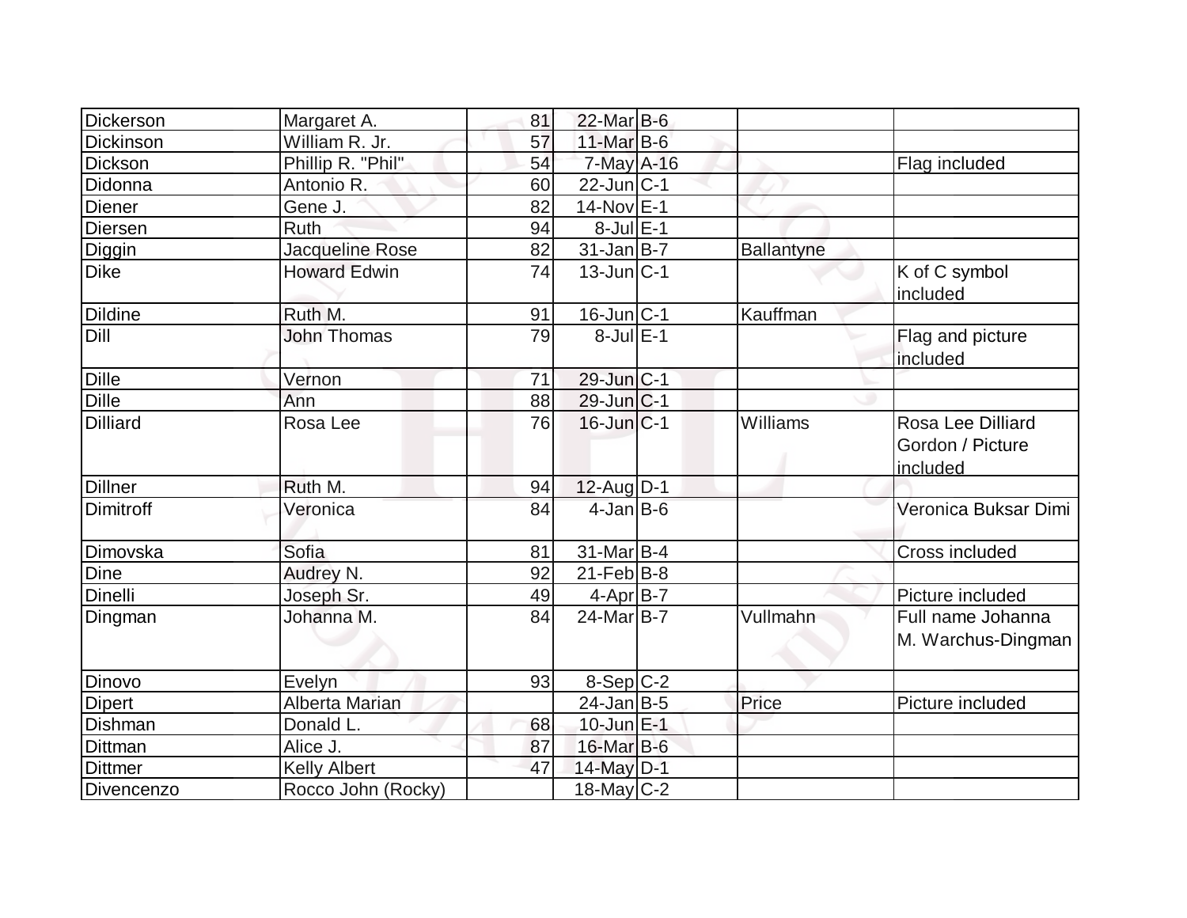| | | | | | | |
|---|---|---|---|---|---|---|
| Dickerson | Margaret A. | 81 | 22-Mar | B-6 | | |
| Dickinson | William R. Jr. | 57 | 11-Mar | B-6 | | |
| Dickson | Phillip R. "Phil" | 54 | 7-May | A-16 | | Flag included |
| Didonna | Antonio R. | 60 | 22-Jun | C-1 | | |
| Diener | Gene J. | 82 | 14-Nov | E-1 | | |
| Diersen | Ruth | 94 | 8-Jul | E-1 | | |
| Diggin | Jacqueline Rose | 82 | 31-Jan | B-7 | Ballantyne | |
| Dike | Howard Edwin | 74 | 13-Jun | C-1 | | K of C symbol included |
| Dildine | Ruth M. | 91 | 16-Jun | C-1 | Kauffman | |
| Dill | John Thomas | 79 | 8-Jul | E-1 | | Flag and picture included |
| Dille | Vernon | 71 | 29-Jun | C-1 | | |
| Dille | Ann | 88 | 29-Jun | C-1 | | |
| Dilliard | Rosa Lee | 76 | 16-Jun | C-1 | Williams | Rosa Lee Dilliard Gordon / Picture included |
| Dillner | Ruth M. | 94 | 12-Aug | D-1 | | |
| Dimitroff | Veronica | 84 | 4-Jan | B-6 | | Veronica Buksar Dimi |
| Dimovska | Sofia | 81 | 31-Mar | B-4 | | Cross included |
| Dine | Audrey N. | 92 | 21-Feb | B-8 | | |
| Dinelli | Joseph Sr. | 49 | 4-Apr | B-7 | | Picture included |
| Dingman | Johanna M. | 84 | 24-Mar | B-7 | Vullmahn | Full name Johanna M. Warchus-Dingman |
| Dinovo | Evelyn | 93 | 8-Sep | C-2 | | |
| Dipert | Alberta Marian | | 24-Jan | B-5 | Price | Picture included |
| Dishman | Donald L. | 68 | 10-Jun | E-1 | | |
| Dittman | Alice J. | 87 | 16-Mar | B-6 | | |
| Dittmer | Kelly Albert | 47 | 14-May | D-1 | | |
| Divencenzo | Rocco John (Rocky) | | 18-May | C-2 | | |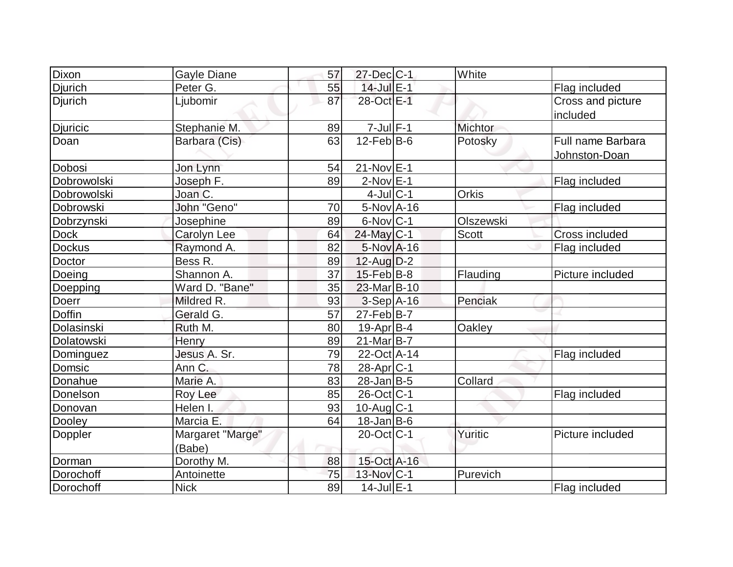| | | | | | | |
|---|---|---|---|---|---|---|
| Dixon | Gayle Diane | 57 | 27-Dec | C-1 | White | |
| Djurich | Peter G. | 55 | 14-Jul | E-1 | | Flag included |
| Djurich | Ljubomir | 87 | 28-Oct | E-1 | | Cross and picture included |
| Djuricic | Stephanie M. | 89 | 7-Jul | F-1 | Michtor | |
| Doan | Barbara (Cis) | 63 | 12-Feb | B-6 | Potosky | Full name Barbara Johnston-Doan |
| Dobosi | Jon Lynn | 54 | 21-Nov | E-1 | | |
| Dobrowolski | Joseph F. | 89 | 2-Nov | E-1 | | Flag included |
| Dobrowolski | Joan C. | | 4-Jul | C-1 | Orkis | |
| Dobrowski | John "Geno" | 70 | 5-Nov | A-16 | | Flag included |
| Dobrzynski | Josephine | 89 | 6-Nov | C-1 | Olszewski | |
| Dock | Carolyn Lee | 64 | 24-May | C-1 | Scott | Cross included |
| Dockus | Raymond A. | 82 | 5-Nov | A-16 | | Flag included |
| Doctor | Bess R. | 89 | 12-Aug | D-2 | | |
| Doeing | Shannon A. | 37 | 15-Feb | B-8 | Flauding | Picture included |
| Doepping | Ward D. "Bane" | 35 | 23-Mar | B-10 | | |
| Doerr | Mildred R. | 93 | 3-Sep | A-16 | Penciak | |
| Doffin | Gerald G. | 57 | 27-Feb | B-7 | | |
| Dolasinski | Ruth M. | 80 | 19-Apr | B-4 | Oakley | |
| Dolatowski | Henry | 89 | 21-Mar | B-7 | | |
| Dominguez | Jesus A. Sr. | 79 | 22-Oct | A-14 | | Flag included |
| Domsic | Ann C. | 78 | 28-Apr | C-1 | | |
| Donahue | Marie A. | 83 | 28-Jan | B-5 | Collard | |
| Donelson | Roy Lee | 85 | 26-Oct | C-1 | | Flag included |
| Donovan | Helen I. | 93 | 10-Aug | C-1 | | |
| Dooley | Marcia E. | 64 | 18-Jan | B-6 | | |
| Doppler | Margaret "Marge" (Babe) | | 20-Oct | C-1 | Yuritic | Picture included |
| Dorman | Dorothy M. | 88 | 15-Oct | A-16 | | |
| Dorochoff | Antoinette | 75 | 13-Nov | C-1 | Purevich | |
| Dorochoff | Nick | 89 | 14-Jul | E-1 | | Flag included |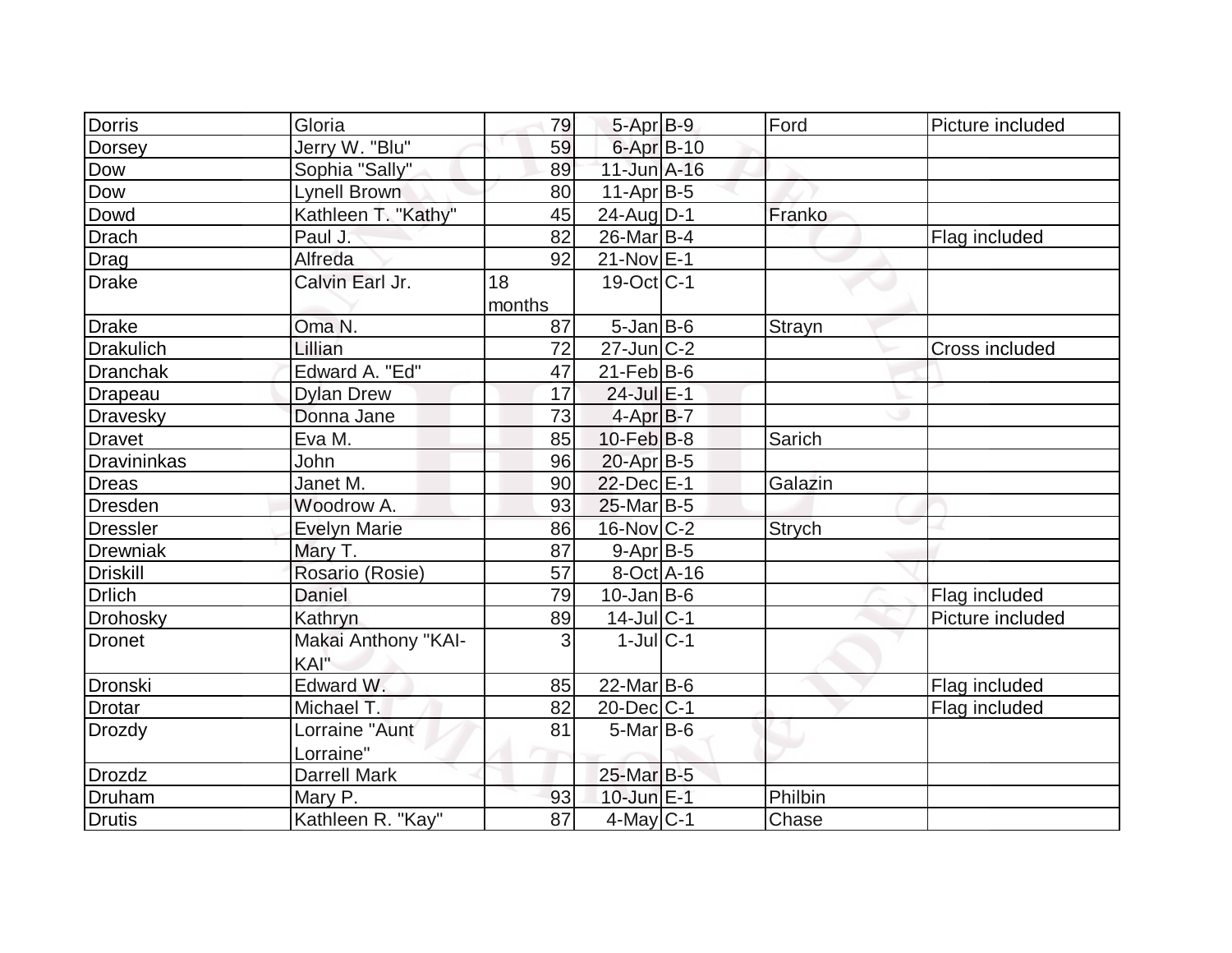| | | | | | | |
|---|---|---|---|---|---|---|
| Dorris | Gloria | 79 | 5-Apr | B-9 | Ford | Picture included |
| Dorsey | Jerry W. "Blu" | 59 | 6-Apr | B-10 | | |
| Dow | Sophia "Sally" | 89 | 11-Jun | A-16 | | |
| Dow | Lynell Brown | 80 | 11-Apr | B-5 | | |
| Dowd | Kathleen T. "Kathy" | 45 | 24-Aug | D-1 | Franko | |
| Drach | Paul J. | 82 | 26-Mar | B-4 | | Flag included |
| Drag | Alfreda | 92 | 21-Nov | E-1 | | |
| Drake | Calvin Earl Jr. | 18 months | 19-Oct | C-1 | | |
| Drake | Oma N. | 87 | 5-Jan | B-6 | Strayn | |
| Drakulich | Lillian | 72 | 27-Jun | C-2 | | Cross included |
| Dranchak | Edward A. "Ed" | 47 | 21-Feb | B-6 | | |
| Drapeau | Dylan Drew | 17 | 24-Jul | E-1 | | |
| Dravesky | Donna Jane | 73 | 4-Apr | B-7 | | |
| Dravet | Eva M. | 85 | 10-Feb | B-8 | Sarich | |
| Dravininkas | John | 96 | 20-Apr | B-5 | | |
| Dreas | Janet M. | 90 | 22-Dec | E-1 | Galazin | |
| Dresden | Woodrow A. | 93 | 25-Mar | B-5 | | |
| Dressler | Evelyn Marie | 86 | 16-Nov | C-2 | Strych | |
| Drewniak | Mary T. | 87 | 9-Apr | B-5 | | |
| Driskill | Rosario (Rosie) | 57 | 8-Oct | A-16 | | |
| Drlich | Daniel | 79 | 10-Jan | B-6 | | Flag included |
| Drohosky | Kathryn | 89 | 14-Jul | C-1 | | Picture included |
| Dronet | Makai Anthony "KAI-KAI" | 3 | 1-Jul | C-1 | | |
| Dronski | Edward W. | 85 | 22-Mar | B-6 | | Flag included |
| Drotar | Michael T. | 82 | 20-Dec | C-1 | | Flag included |
| Drozdy | Lorraine "Aunt Lorraine" | 81 | 5-Mar | B-6 | | |
| Drozdz | Darrell Mark | | 25-Mar | B-5 | | |
| Druham | Mary P. | 93 | 10-Jun | E-1 | Philbin | |
| Drutis | Kathleen R. "Kay" | 87 | 4-May | C-1 | Chase | |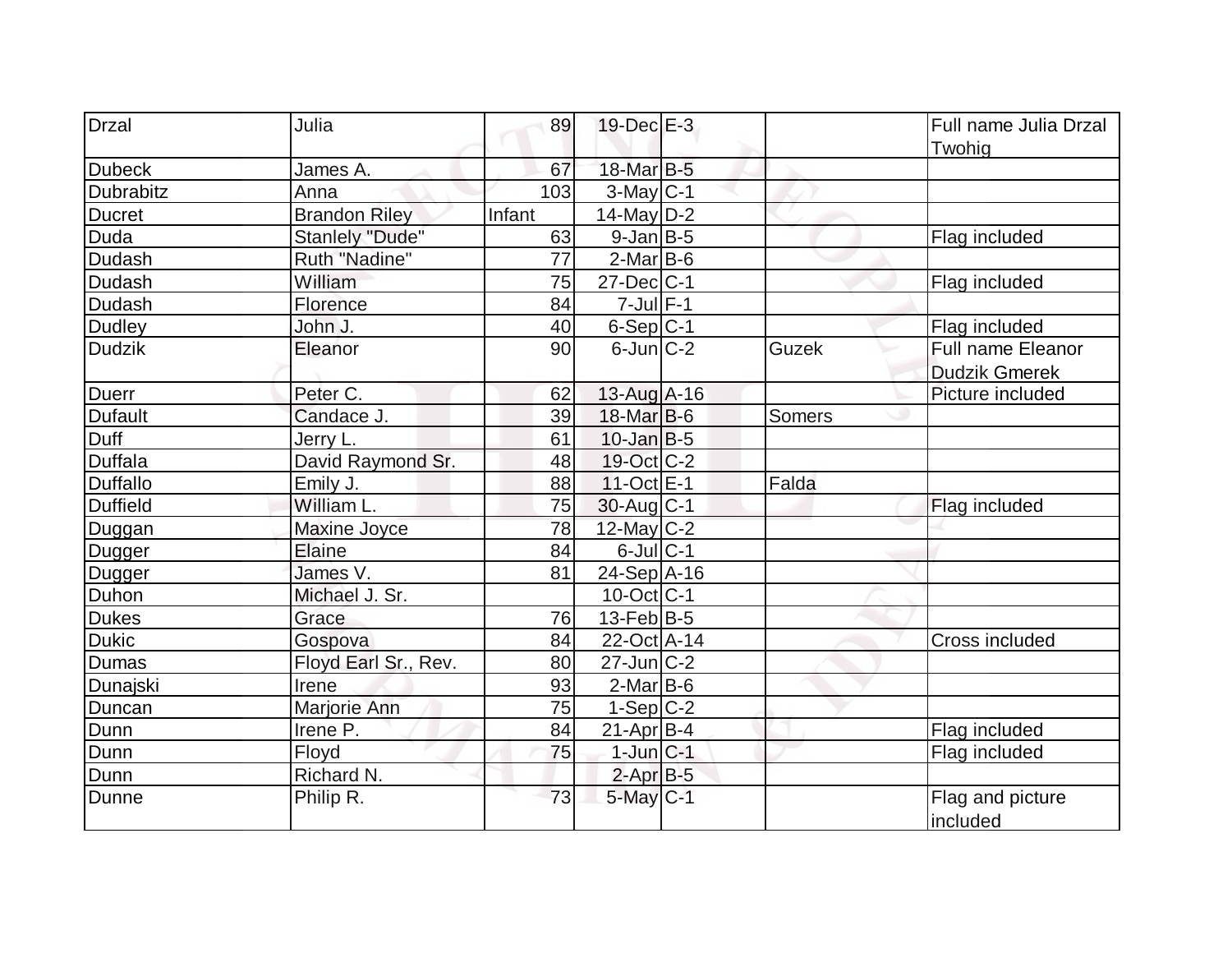| | | | | | | |
|---|---|---|---|---|---|---|
| Drzal | Julia | 89 | 19-Dec | E-3 | | Full name Julia Drzal Twohig |
| Dubeck | James A. | 67 | 18-Mar | B-5 | | |
| Dubrabitz | Anna | 103 | 3-May | C-1 | | |
| Ducret | Brandon Riley | Infant | 14-May | D-2 | | |
| Duda | Stanlely "Dude" | 63 | 9-Jan | B-5 | | Flag included |
| Dudash | Ruth "Nadine" | 77 | 2-Mar | B-6 | | |
| Dudash | William | 75 | 27-Dec | C-1 | | Flag included |
| Dudash | Florence | 84 | 7-Jul | F-1 | | |
| Dudley | John J. | 40 | 6-Sep | C-1 | | Flag included |
| Dudzik | Eleanor | 90 | 6-Jun | C-2 | Guzek | Full name Eleanor Dudzik Gmerek |
| Duerr | Peter C. | 62 | 13-Aug | A-16 | | Picture included |
| Dufault | Candace J. | 39 | 18-Mar | B-6 | Somers | |
| Duff | Jerry L. | 61 | 10-Jan | B-5 | | |
| Duffala | David Raymond Sr. | 48 | 19-Oct | C-2 | | |
| Duffallo | Emily J. | 88 | 11-Oct | E-1 | Falda | |
| Duffield | William L. | 75 | 30-Aug | C-1 | | Flag included |
| Duggan | Maxine Joyce | 78 | 12-May | C-2 | | |
| Dugger | Elaine | 84 | 6-Jul | C-1 | | |
| Dugger | James V. | 81 | 24-Sep | A-16 | | |
| Duhon | Michael J. Sr. | | 10-Oct | C-1 | | |
| Dukes | Grace | 76 | 13-Feb | B-5 | | |
| Dukic | Gospova | 84 | 22-Oct | A-14 | | Cross included |
| Dumas | Floyd Earl Sr., Rev. | 80 | 27-Jun | C-2 | | |
| Dunajski | Irene | 93 | 2-Mar | B-6 | | |
| Duncan | Marjorie Ann | 75 | 1-Sep | C-2 | | |
| Dunn | Irene P. | 84 | 21-Apr | B-4 | | Flag included |
| Dunn | Floyd | 75 | 1-Jun | C-1 | | Flag included |
| Dunn | Richard N. | | 2-Apr | B-5 | | |
| Dunne | Philip R. | 73 | 5-May | C-1 | | Flag and picture included |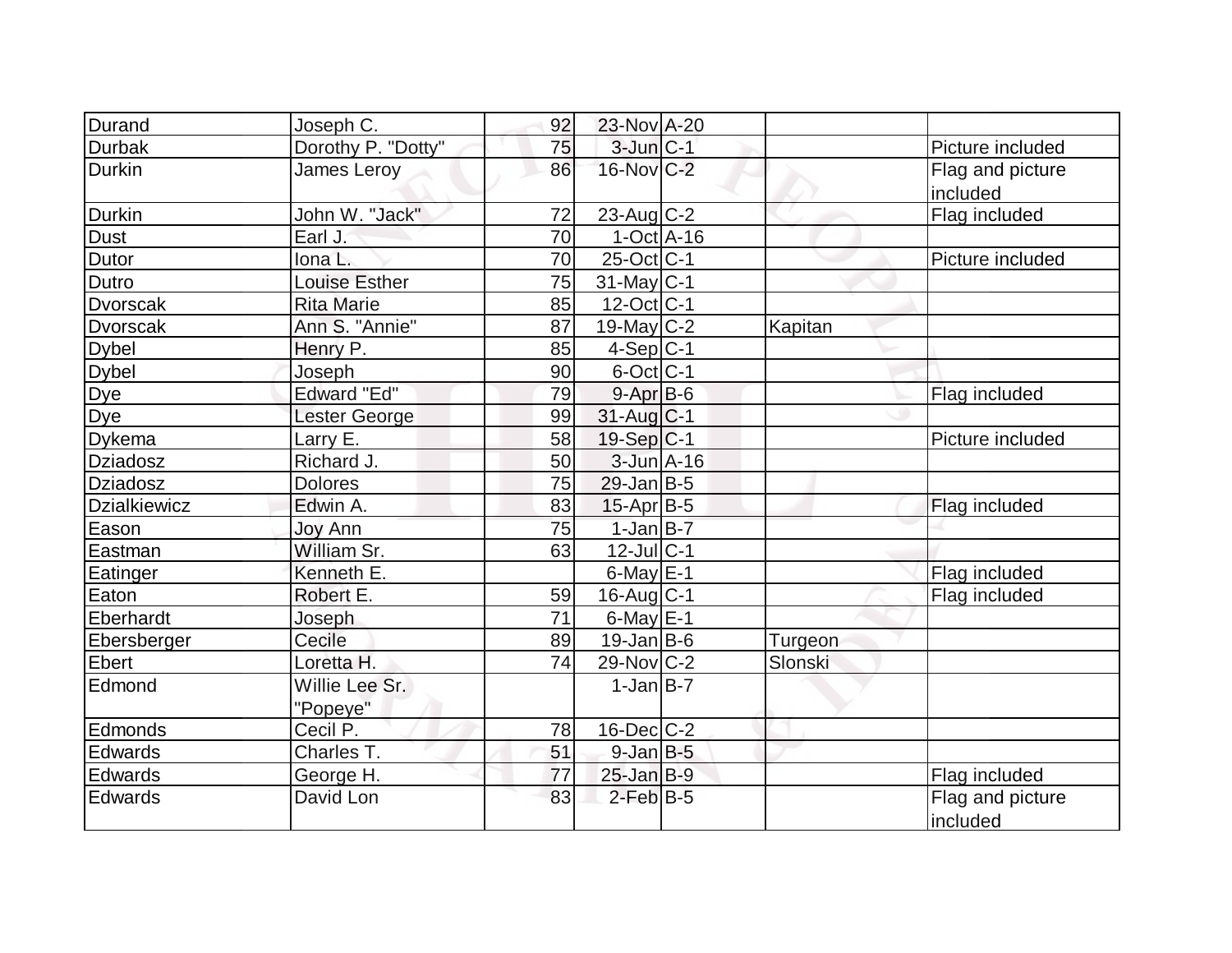| | | | | | | |
|---|---|---|---|---|---|---|
| Durand | Joseph C. | 92 | 23-Nov | A-20 | | |
| Durbak | Dorothy P. "Dotty" | 75 | 3-Jun | C-1 | | Picture included |
| Durkin | James Leroy | 86 | 16-Nov | C-2 | | Flag and picture included |
| Durkin | John W. "Jack" | 72 | 23-Aug | C-2 | | Flag included |
| Dust | Earl J. | 70 | 1-Oct | A-16 | | |
| Dutor | Iona L. | 70 | 25-Oct | C-1 | | Picture included |
| Dutro | Louise Esther | 75 | 31-May | C-1 | | |
| Dvorscak | Rita Marie | 85 | 12-Oct | C-1 | | |
| Dvorscak | Ann S. "Annie" | 87 | 19-May | C-2 | Kapitan | |
| Dybel | Henry P. | 85 | 4-Sep | C-1 | | |
| Dybel | Joseph | 90 | 6-Oct | C-1 | | |
| Dye | Edward "Ed" | 79 | 9-Apr | B-6 | | Flag included |
| Dye | Lester George | 99 | 31-Aug | C-1 | | |
| Dykema | Larry E. | 58 | 19-Sep | C-1 | | Picture included |
| Dziadosz | Richard J. | 50 | 3-Jun | A-16 | | |
| Dziadosz | Dolores | 75 | 29-Jan | B-5 | | |
| Dzialkiewicz | Edwin A. | 83 | 15-Apr | B-5 | | Flag included |
| Eason | Joy Ann | 75 | 1-Jan | B-7 | | |
| Eastman | William Sr. | 63 | 12-Jul | C-1 | | |
| Eatinger | Kenneth E. | | 6-May | E-1 | | Flag included |
| Eaton | Robert E. | 59 | 16-Aug | C-1 | | Flag included |
| Eberhardt | Joseph | 71 | 6-May | E-1 | | |
| Ebersberger | Cecile | 89 | 19-Jan | B-6 | Turgeon | |
| Ebert | Loretta H. | 74 | 29-Nov | C-2 | Slonski | |
| Edmond | Willie Lee Sr. "Popeye" | | 1-Jan | B-7 | | |
| Edmonds | Cecil P. | 78 | 16-Dec | C-2 | | |
| Edwards | Charles T. | 51 | 9-Jan | B-5 | | |
| Edwards | George H. | 77 | 25-Jan | B-9 | | Flag included |
| Edwards | David Lon | 83 | 2-Feb | B-5 | | Flag and picture included |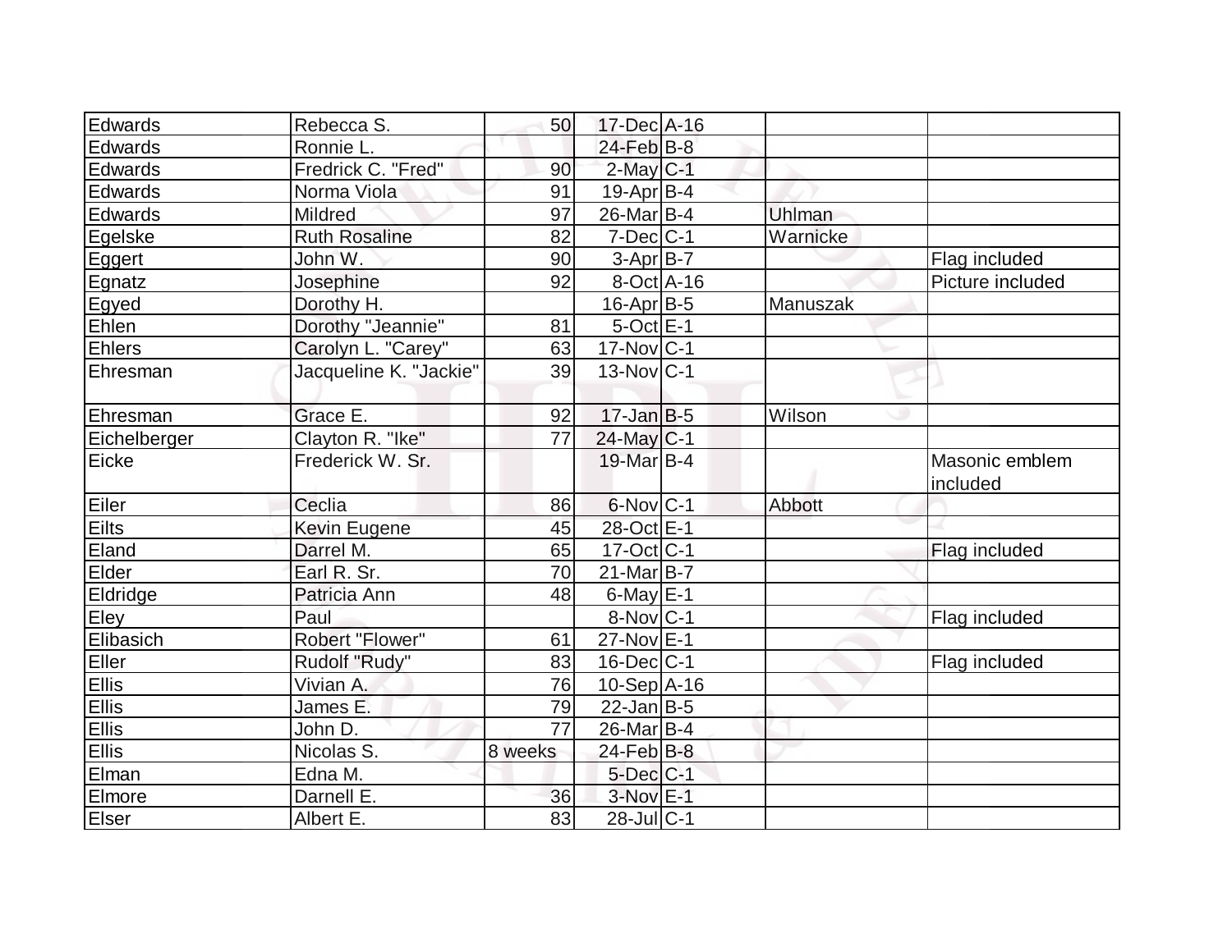| | | | | | | |
|---|---|---|---|---|---|---|
| Edwards | Rebecca S. | 50 | 17-Dec | A-16 | | |
| Edwards | Ronnie L. | | 24-Feb | B-8 | | |
| Edwards | Fredrick C. "Fred" | 90 | 2-May | C-1 | | |
| Edwards | Norma Viola | 91 | 19-Apr | B-4 | | |
| Edwards | Mildred | 97 | 26-Mar | B-4 | Uhlman | |
| Egelske | Ruth Rosaline | 82 | 7-Dec | C-1 | Warnicke | |
| Eggert | John W. | 90 | 3-Apr | B-7 | | Flag included |
| Egnatz | Josephine | 92 | 8-Oct | A-16 | | Picture included |
| Egyed | Dorothy H. | | 16-Apr | B-5 | Manuszak | |
| Ehlen | Dorothy "Jeannie" | 81 | 5-Oct | E-1 | | |
| Ehlers | Carolyn L. "Carey" | 63 | 17-Nov | C-1 | | |
| Ehresman | Jacqueline K. "Jackie" | 39 | 13-Nov | C-1 | | |
| Ehresman | Grace E. | 92 | 17-Jan | B-5 | Wilson | |
| Eichelberger | Clayton R. "Ike" | 77 | 24-May | C-1 | | |
| Eicke | Frederick W. Sr. | | 19-Mar | B-4 | | Masonic emblem included |
| Eiler | Ceclia | 86 | 6-Nov | C-1 | Abbott | |
| Eilts | Kevin Eugene | 45 | 28-Oct | E-1 | | |
| Eland | Darrel M. | 65 | 17-Oct | C-1 | | Flag included |
| Elder | Earl R. Sr. | 70 | 21-Mar | B-7 | | |
| Eldridge | Patricia Ann | 48 | 6-May | E-1 | | |
| Eley | Paul | | 8-Nov | C-1 | | Flag included |
| Elibasich | Robert "Flower" | 61 | 27-Nov | E-1 | | |
| Eller | Rudolf "Rudy" | 83 | 16-Dec | C-1 | | Flag included |
| Ellis | Vivian A. | 76 | 10-Sep | A-16 | | |
| Ellis | James E. | 79 | 22-Jan | B-5 | | |
| Ellis | John D. | 77 | 26-Mar | B-4 | | |
| Ellis | Nicolas S. | 8 weeks | 24-Feb | B-8 | | |
| Elman | Edna M. | | 5-Dec | C-1 | | |
| Elmore | Darnell E. | 36 | 3-Nov | E-1 | | |
| Elser | Albert E. | 83 | 28-Jul | C-1 | | |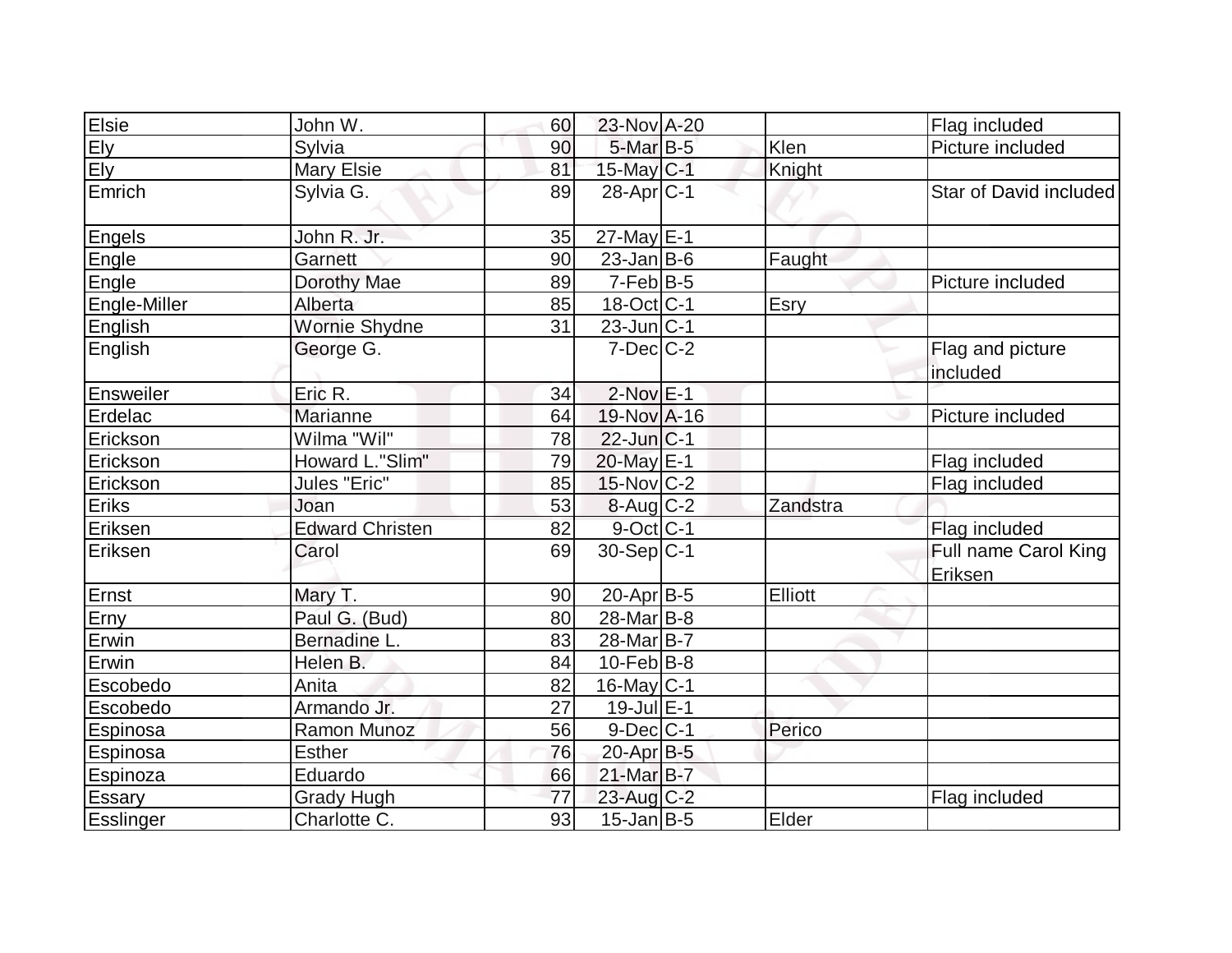| Elsie | John W. | 60 | 23-Nov | A-20 | | Flag included |
|---|---|---|---|---|---|---|
| Ely | Sylvia | 90 | 5-Mar | B-5 | Klen | Picture included |
| Ely | Mary Elsie | 81 | 15-May | C-1 | Knight | |
| Emrich | Sylvia G. | 89 | 28-Apr | C-1 | | Star of David included |
| Engels | John R. Jr. | 35 | 27-May | E-1 | | |
| Engle | Garnett | 90 | 23-Jan | B-6 | Faught | |
| Engle | Dorothy Mae | 89 | 7-Feb | B-5 | | Picture included |
| Engle-Miller | Alberta | 85 | 18-Oct | C-1 | Esry | |
| English | Wornie Shydne | 31 | 23-Jun | C-1 | | |
| English | George G. | | 7-Dec | C-2 | | Flag and picture included |
| Ensweiler | Eric R. | 34 | 2-Nov | E-1 | | |
| Erdelac | Marianne | 64 | 19-Nov | A-16 | | Picture included |
| Erickson | Wilma "Wil" | 78 | 22-Jun | C-1 | | |
| Erickson | Howard L."Slim" | 79 | 20-May | E-1 | | Flag included |
| Erickson | Jules "Eric" | 85 | 15-Nov | C-2 | | Flag included |
| Eriks | Joan | 53 | 8-Aug | C-2 | Zandstra | |
| Eriksen | Edward Christen | 82 | 9-Oct | C-1 | | Flag included |
| Eriksen | Carol | 69 | 30-Sep | C-1 | | Full name Carol King Eriksen |
| Ernst | Mary T. | 90 | 20-Apr | B-5 | Elliott | |
| Erny | Paul G. (Bud) | 80 | 28-Mar | B-8 | | |
| Erwin | Bernadine L. | 83 | 28-Mar | B-7 | | |
| Erwin | Helen B. | 84 | 10-Feb | B-8 | | |
| Escobedo | Anita | 82 | 16-May | C-1 | | |
| Escobedo | Armando Jr. | 27 | 19-Jul | E-1 | | |
| Espinosa | Ramon Munoz | 56 | 9-Dec | C-1 | Perico | |
| Espinosa | Esther | 76 | 20-Apr | B-5 | | |
| Espinoza | Eduardo | 66 | 21-Mar | B-7 | | |
| Essary | Grady Hugh | 77 | 23-Aug | C-2 | | Flag included |
| Esslinger | Charlotte C. | 93 | 15-Jan | B-5 | Elder | |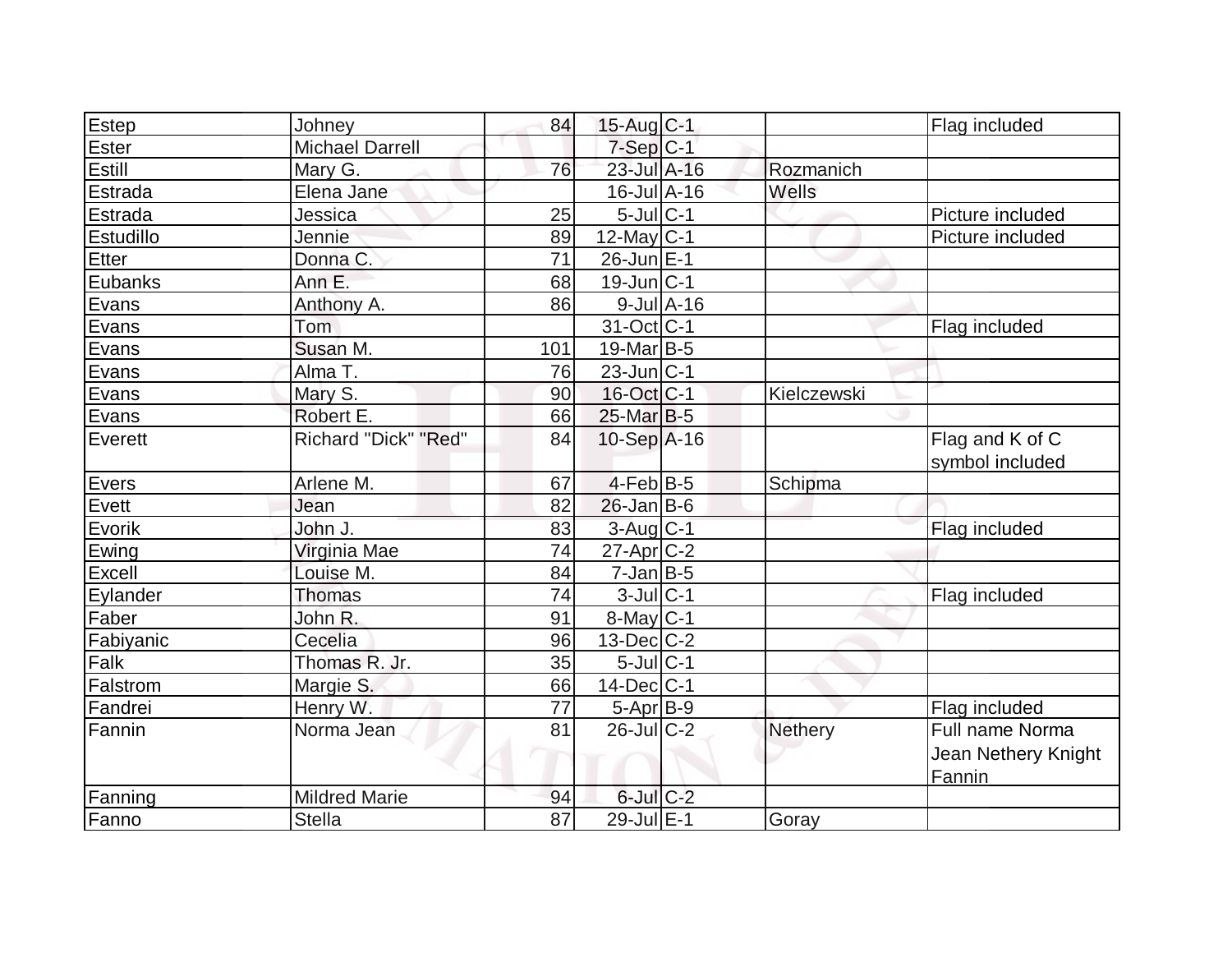| | | | | | | |
|---|---|---|---|---|---|---|
| Estep | Johney | 84 | 15-Aug | C-1 | | Flag included |
| Ester | Michael Darrell | | 7-Sep | C-1 | | |
| Estill | Mary G. | 76 | 23-Jul | A-16 | Rozmanich | |
| Estrada | Elena Jane | | 16-Jul | A-16 | Wells | |
| Estrada | Jessica | 25 | 5-Jul | C-1 | | Picture included |
| Estudillo | Jennie | 89 | 12-May | C-1 | | Picture included |
| Etter | Donna C. | 71 | 26-Jun | E-1 | | |
| Eubanks | Ann E. | 68 | 19-Jun | C-1 | | |
| Evans | Anthony A. | 86 | 9-Jul | A-16 | | |
| Evans | Tom | | 31-Oct | C-1 | | Flag included |
| Evans | Susan M. | 101 | 19-Mar | B-5 | | |
| Evans | Alma T. | 76 | 23-Jun | C-1 | | |
| Evans | Mary S. | 90 | 16-Oct | C-1 | Kielczewski | |
| Evans | Robert E. | 66 | 25-Mar | B-5 | | |
| Everett | Richard "Dick" "Red" | 84 | 10-Sep | A-16 | | Flag and K of C symbol included |
| Evers | Arlene M. | 67 | 4-Feb | B-5 | Schipma | |
| Evett | Jean | 82 | 26-Jan | B-6 | | |
| Evorik | John J. | 83 | 3-Aug | C-1 | | Flag included |
| Ewing | Virginia Mae | 74 | 27-Apr | C-2 | | |
| Excell | Louise M. | 84 | 7-Jan | B-5 | | |
| Eylander | Thomas | 74 | 3-Jul | C-1 | | Flag included |
| Faber | John R. | 91 | 8-May | C-1 | | |
| Fabiyanic | Cecelia | 96 | 13-Dec | C-2 | | |
| Falk | Thomas R. Jr. | 35 | 5-Jul | C-1 | | |
| Falstrom | Margie S. | 66 | 14-Dec | C-1 | | |
| Fandrei | Henry W. | 77 | 5-Apr | B-9 | | Flag included |
| Fannin | Norma Jean | 81 | 26-Jul | C-2 | Nethery | Full name Norma Jean Nethery Knight Fannin |
| Fanning | Mildred Marie | 94 | 6-Jul | C-2 | | |
| Fanno | Stella | 87 | 29-Jul | E-1 | Goray | |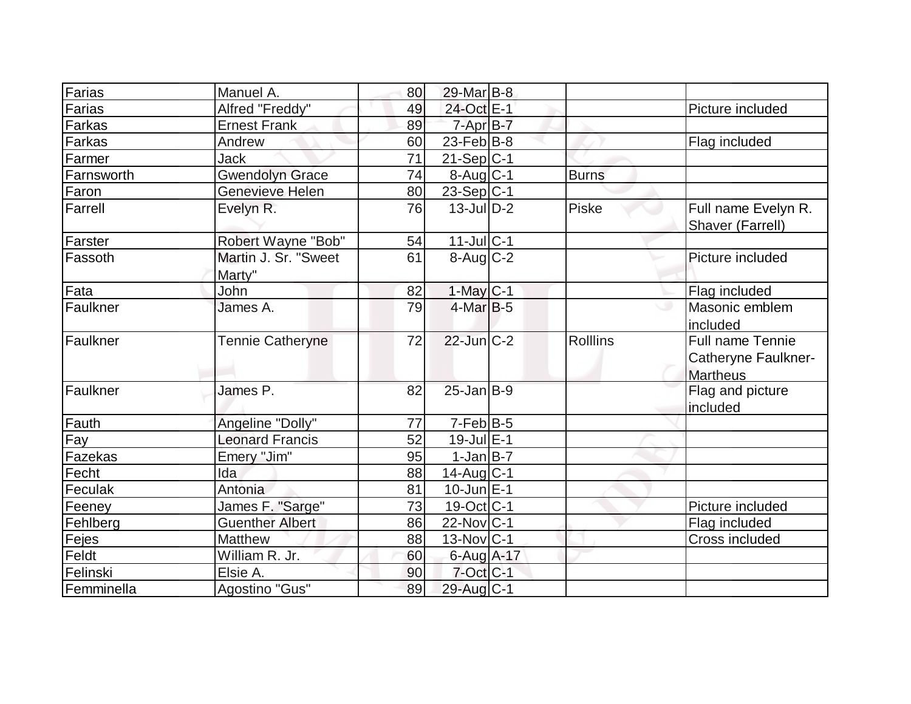| | | | | | | |
|---|---|---|---|---|---|---|
| Farias | Manuel A. | 80 | 29-Mar | B-8 | | |
| Farias | Alfred "Freddy" | 49 | 24-Oct | E-1 | | Picture included |
| Farkas | Ernest Frank | 89 | 7-Apr | B-7 | | |
| Farkas | Andrew | 60 | 23-Feb | B-8 | | Flag included |
| Farmer | Jack | 71 | 21-Sep | C-1 | | |
| Farnsworth | Gwendolyn Grace | 74 | 8-Aug | C-1 | Burns | |
| Faron | Genevieve Helen | 80 | 23-Sep | C-1 | | |
| Farrell | Evelyn R. | 76 | 13-Jul | D-2 | Piske | Full name Evelyn R. Shaver (Farrell) |
| Farster | Robert Wayne "Bob" | 54 | 11-Jul | C-1 | | |
| Fassoth | Martin J. Sr. "Sweet Marty" | 61 | 8-Aug | C-2 | | Picture included |
| Fata | John | 82 | 1-May | C-1 | | Flag included |
| Faulkner | James A. | 79 | 4-Mar | B-5 | | Masonic emblem included |
| Faulkner | Tennie Catheryne | 72 | 22-Jun | C-2 | Rolllins | Full name Tennie Catheryne Faulkner-Martheus |
| Faulkner | James P. | 82 | 25-Jan | B-9 | | Flag and picture included |
| Fauth | Angeline "Dolly" | 77 | 7-Feb | B-5 | | |
| Fay | Leonard Francis | 52 | 19-Jul | E-1 | | |
| Fazekas | Emery "Jim" | 95 | 1-Jan | B-7 | | |
| Fecht | Ida | 88 | 14-Aug | C-1 | | |
| Feculak | Antonia | 81 | 10-Jun | E-1 | | |
| Feeney | James F. "Sarge" | 73 | 19-Oct | C-1 | | Picture included |
| Fehlberg | Guenther Albert | 86 | 22-Nov | C-1 | | Flag included |
| Fejes | Matthew | 88 | 13-Nov | C-1 | | Cross included |
| Feldt | William R. Jr. | 60 | 6-Aug | A-17 | | |
| Felinski | Elsie A. | 90 | 7-Oct | C-1 | | |
| Femminella | Agostino "Gus" | 89 | 29-Aug | C-1 | | |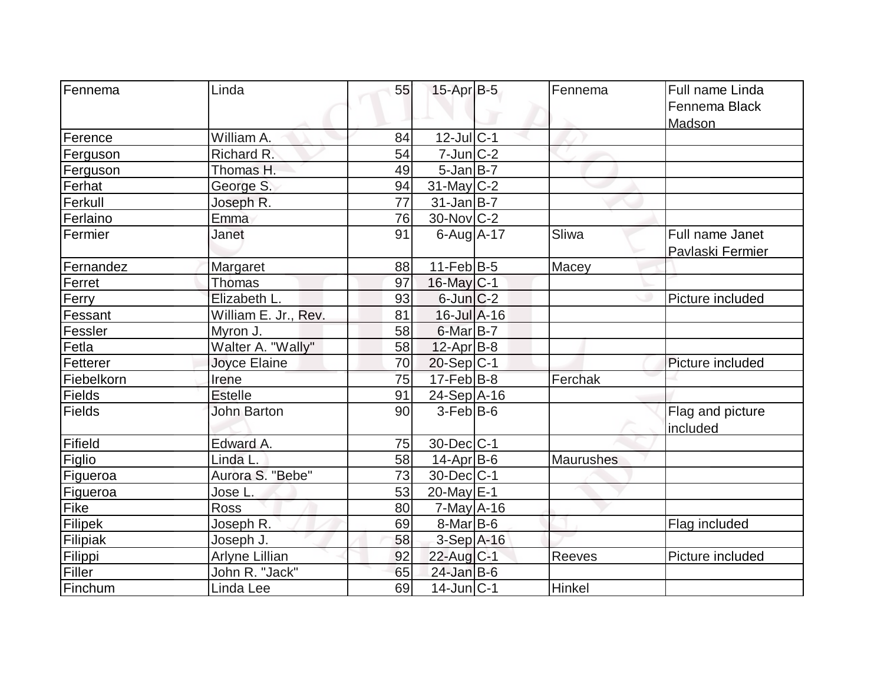| | | | | | | |
|---|---|---|---|---|---|---|
| Fennema | Linda | 55 | 15-Apr | B-5 | Fennema | Full name Linda Fennema Black Madson |
| Ference | William A. | 84 | 12-Jul | C-1 | | |
| Ferguson | Richard R. | 54 | 7-Jun | C-2 | | |
| Ferguson | Thomas H. | 49 | 5-Jan | B-7 | | |
| Ferhat | George S. | 94 | 31-May | C-2 | | |
| Ferkull | Joseph R. | 77 | 31-Jan | B-7 | | |
| Ferlaino | Emma | 76 | 30-Nov | C-2 | | |
| Fermier | Janet | 91 | 6-Aug | A-17 | Sliwa | Full name Janet Pavlaski Fermier |
| Fernandez | Margaret | 88 | 11-Feb | B-5 | Macey | |
| Ferret | Thomas | 97 | 16-May | C-1 | | |
| Ferry | Elizabeth L. | 93 | 6-Jun | C-2 | | Picture included |
| Fessant | William E. Jr., Rev. | 81 | 16-Jul | A-16 | | |
| Fessler | Myron J. | 58 | 6-Mar | B-7 | | |
| Fetla | Walter A. "Wally" | 58 | 12-Apr | B-8 | | |
| Fetterer | Joyce Elaine | 70 | 20-Sep | C-1 | | Picture included |
| Fiebelkorn | Irene | 75 | 17-Feb | B-8 | Ferchak | |
| Fields | Estelle | 91 | 24-Sep | A-16 | | |
| Fields | John Barton | 90 | 3-Feb | B-6 | | Flag and picture included |
| Fifield | Edward A. | 75 | 30-Dec | C-1 | | |
| Figlio | Linda L. | 58 | 14-Apr | B-6 | Maurushes | |
| Figueroa | Aurora S. "Bebe" | 73 | 30-Dec | C-1 | | |
| Figueroa | Jose L. | 53 | 20-May | E-1 | | |
| Fike | Ross | 80 | 7-May | A-16 | | |
| Filipek | Joseph R. | 69 | 8-Mar | B-6 | | Flag included |
| Filipiak | Joseph J. | 58 | 3-Sep | A-16 | | |
| Filippi | Arlyne Lillian | 92 | 22-Aug | C-1 | Reeves | Picture included |
| Filler | John R. "Jack" | 65 | 24-Jan | B-6 | | |
| Finchum | Linda Lee | 69 | 14-Jun | C-1 | Hinkel | |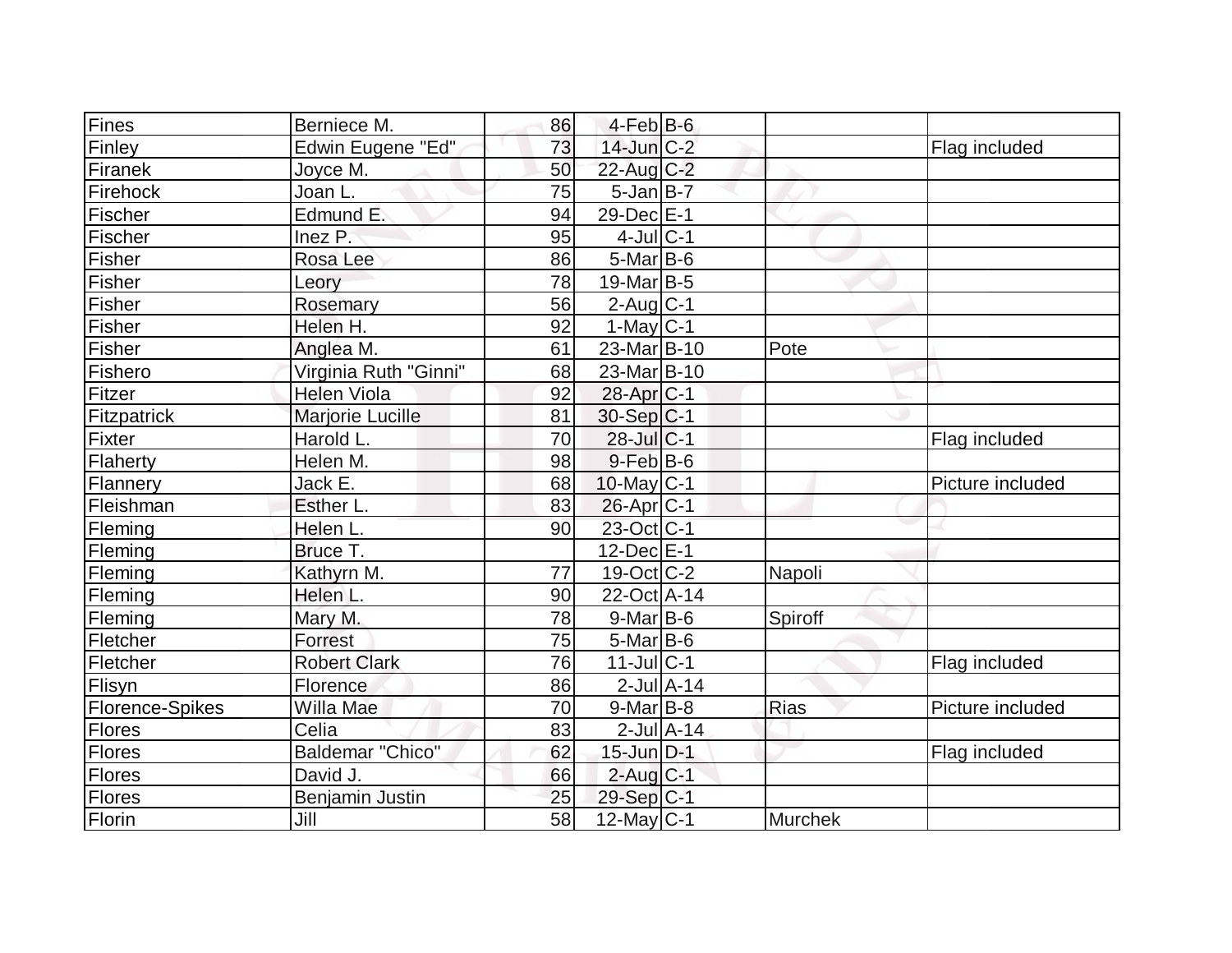| | | | | | | |
|---|---|---|---|---|---|---|
| Fines | Berniece M. | 86 | 4-Feb | B-6 | | |
| Finley | Edwin Eugene "Ed" | 73 | 14-Jun | C-2 | | Flag included |
| Firanek | Joyce M. | 50 | 22-Aug | C-2 | | |
| Firehock | Joan L. | 75 | 5-Jan | B-7 | | |
| Fischer | Edmund E. | 94 | 29-Dec | E-1 | | |
| Fischer | Inez P. | 95 | 4-Jul | C-1 | | |
| Fisher | Rosa Lee | 86 | 5-Mar | B-6 | | |
| Fisher | Leory | 78 | 19-Mar | B-5 | | |
| Fisher | Rosemary | 56 | 2-Aug | C-1 | | |
| Fisher | Helen H. | 92 | 1-May | C-1 | | |
| Fisher | Anglea M. | 61 | 23-Mar | B-10 | Pote | |
| Fishero | Virginia Ruth "Ginni" | 68 | 23-Mar | B-10 | | |
| Fitzer | Helen Viola | 92 | 28-Apr | C-1 | | |
| Fitzpatrick | Marjorie Lucille | 81 | 30-Sep | C-1 | | |
| Fixter | Harold L. | 70 | 28-Jul | C-1 | | Flag included |
| Flaherty | Helen M. | 98 | 9-Feb | B-6 | | |
| Flannery | Jack E. | 68 | 10-May | C-1 | | Picture included |
| Fleishman | Esther L. | 83 | 26-Apr | C-1 | | |
| Fleming | Helen L. | 90 | 23-Oct | C-1 | | |
| Fleming | Bruce T. | | 12-Dec | E-1 | | |
| Fleming | Kathyrn M. | 77 | 19-Oct | C-2 | Napoli | |
| Fleming | Helen L. | 90 | 22-Oct | A-14 | | |
| Fleming | Mary M. | 78 | 9-Mar | B-6 | Spiroff | |
| Fletcher | Forrest | 75 | 5-Mar | B-6 | | |
| Fletcher | Robert Clark | 76 | 11-Jul | C-1 | | Flag included |
| Flisyn | Florence | 86 | 2-Jul | A-14 | | |
| Florence-Spikes | Willa Mae | 70 | 9-Mar | B-8 | Rias | Picture included |
| Flores | Celia | 83 | 2-Jul | A-14 | | |
| Flores | Baldemar "Chico" | 62 | 15-Jun | D-1 | | Flag included |
| Flores | David J. | 66 | 2-Aug | C-1 | | |
| Flores | Benjamin Justin | 25 | 29-Sep | C-1 | | |
| Florin | Jill | 58 | 12-May | C-1 | Murchek | |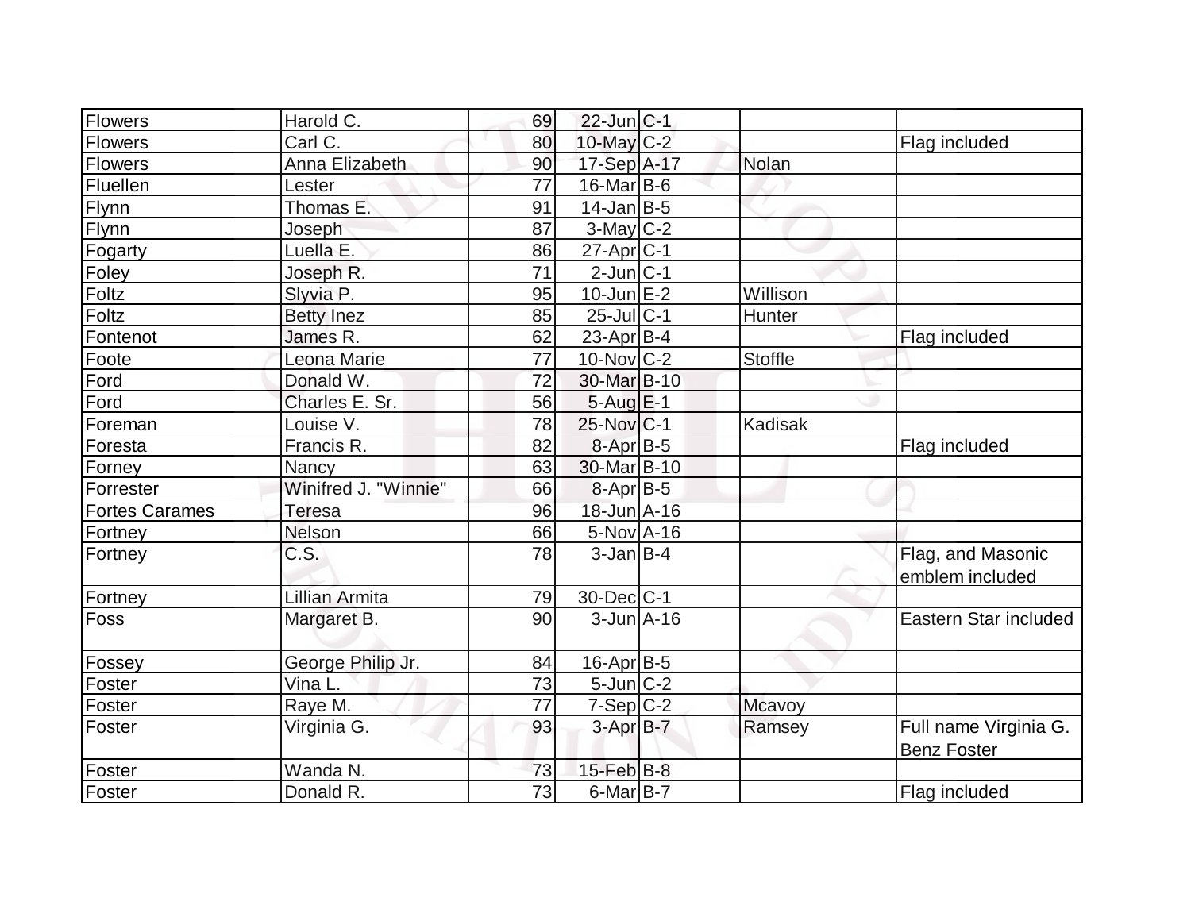| | | | | | | |
|---|---|---|---|---|---|---|
| Flowers | Harold C. | 69 | 22-Jun | C-1 | | |
| Flowers | Carl C. | 80 | 10-May | C-2 | | Flag included |
| Flowers | Anna Elizabeth | 90 | 17-Sep | A-17 | Nolan | |
| Fluellen | Lester | 77 | 16-Mar | B-6 | | |
| Flynn | Thomas E. | 91 | 14-Jan | B-5 | | |
| Flynn | Joseph | 87 | 3-May | C-2 | | |
| Fogarty | Luella E. | 86 | 27-Apr | C-1 | | |
| Foley | Joseph R. | 71 | 2-Jun | C-1 | | |
| Foltz | Slyvia P. | 95 | 10-Jun | E-2 | Willison | |
| Foltz | Betty Inez | 85 | 25-Jul | C-1 | Hunter | |
| Fontenot | James R. | 62 | 23-Apr | B-4 | | Flag included |
| Foote | Leona Marie | 77 | 10-Nov | C-2 | Stoffle | |
| Ford | Donald W. | 72 | 30-Mar | B-10 | | |
| Ford | Charles E. Sr. | 56 | 5-Aug | E-1 | | |
| Foreman | Louise V. | 78 | 25-Nov | C-1 | Kadisak | |
| Foresta | Francis R. | 82 | 8-Apr | B-5 | | Flag included |
| Forney | Nancy | 63 | 30-Mar | B-10 | | |
| Forrester | Winifred J. "Winnie" | 66 | 8-Apr | B-5 | | |
| Fortes Carames | Teresa | 96 | 18-Jun | A-16 | | |
| Fortney | Nelson | 66 | 5-Nov | A-16 | | |
| Fortney | C.S. | 78 | 3-Jan | B-4 | | Flag, and Masonic emblem included |
| Fortney | Lillian Armita | 79 | 30-Dec | C-1 | | |
| Foss | Margaret B. | 90 | 3-Jun | A-16 | | Eastern Star included |
| Fossey | George Philip Jr. | 84 | 16-Apr | B-5 | | |
| Foster | Vina L. | 73 | 5-Jun | C-2 | | |
| Foster | Raye M. | 77 | 7-Sep | C-2 | Mcavoy | |
| Foster | Virginia G. | 93 | 3-Apr | B-7 | Ramsey | Full name Virginia G. Benz Foster |
| Foster | Wanda N. | 73 | 15-Feb | B-8 | | |
| Foster | Donald R. | 73 | 6-Mar | B-7 | | Flag included |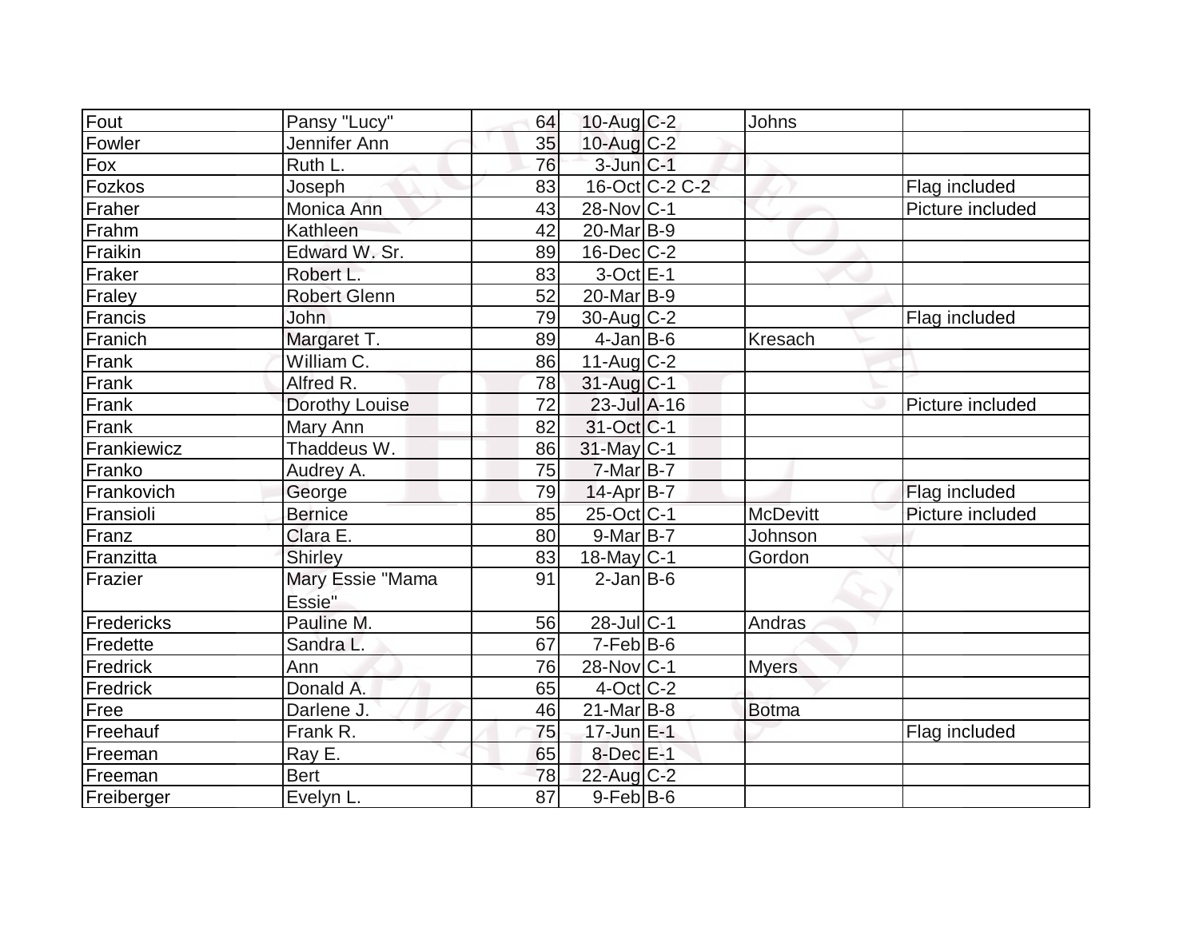| | | | | | | |
|---|---|---|---|---|---|---|
| Fout | Pansy "Lucy" | 64 | 10-Aug | C-2 | Johns | |
| Fowler | Jennifer Ann | 35 | 10-Aug | C-2 | | |
| Fox | Ruth L. | 76 | 3-Jun | C-1 | | |
| Fozkos | Joseph | 83 | 16-Oct | C-2 C-2 | | Flag included |
| Fraher | Monica Ann | 43 | 28-Nov | C-1 | | Picture included |
| Frahm | Kathleen | 42 | 20-Mar | B-9 | | |
| Fraikin | Edward W. Sr. | 89 | 16-Dec | C-2 | | |
| Fraker | Robert L. | 83 | 3-Oct | E-1 | | |
| Fraley | Robert Glenn | 52 | 20-Mar | B-9 | | |
| Francis | John | 79 | 30-Aug | C-2 | | Flag included |
| Franich | Margaret T. | 89 | 4-Jan | B-6 | Kresach | |
| Frank | William C. | 86 | 11-Aug | C-2 | | |
| Frank | Alfred R. | 78 | 31-Aug | C-1 | | |
| Frank | Dorothy Louise | 72 | 23-Jul | A-16 | | Picture included |
| Frank | Mary Ann | 82 | 31-Oct | C-1 | | |
| Frankiewicz | Thaddeus W. | 86 | 31-May | C-1 | | |
| Franko | Audrey A. | 75 | 7-Mar | B-7 | | |
| Frankovich | George | 79 | 14-Apr | B-7 | | Flag included |
| Fransioli | Bernice | 85 | 25-Oct | C-1 | McDevitt | Picture included |
| Franz | Clara E. | 80 | 9-Mar | B-7 | Johnson | |
| Franzitta | Shirley | 83 | 18-May | C-1 | Gordon | |
| Frazier | Mary Essie "Mama Essie" | 91 | 2-Jan | B-6 | | |
| Fredericks | Pauline M. | 56 | 28-Jul | C-1 | Andras | |
| Fredette | Sandra L. | 67 | 7-Feb | B-6 | | |
| Fredrick | Ann | 76 | 28-Nov | C-1 | Myers | |
| Fredrick | Donald A. | 65 | 4-Oct | C-2 | | |
| Free | Darlene J. | 46 | 21-Mar | B-8 | Botma | |
| Freehauf | Frank R. | 75 | 17-Jun | E-1 | | Flag included |
| Freeman | Ray E. | 65 | 8-Dec | E-1 | | |
| Freeman | Bert | 78 | 22-Aug | C-2 | | |
| Freiberger | Evelyn L. | 87 | 9-Feb | B-6 | | |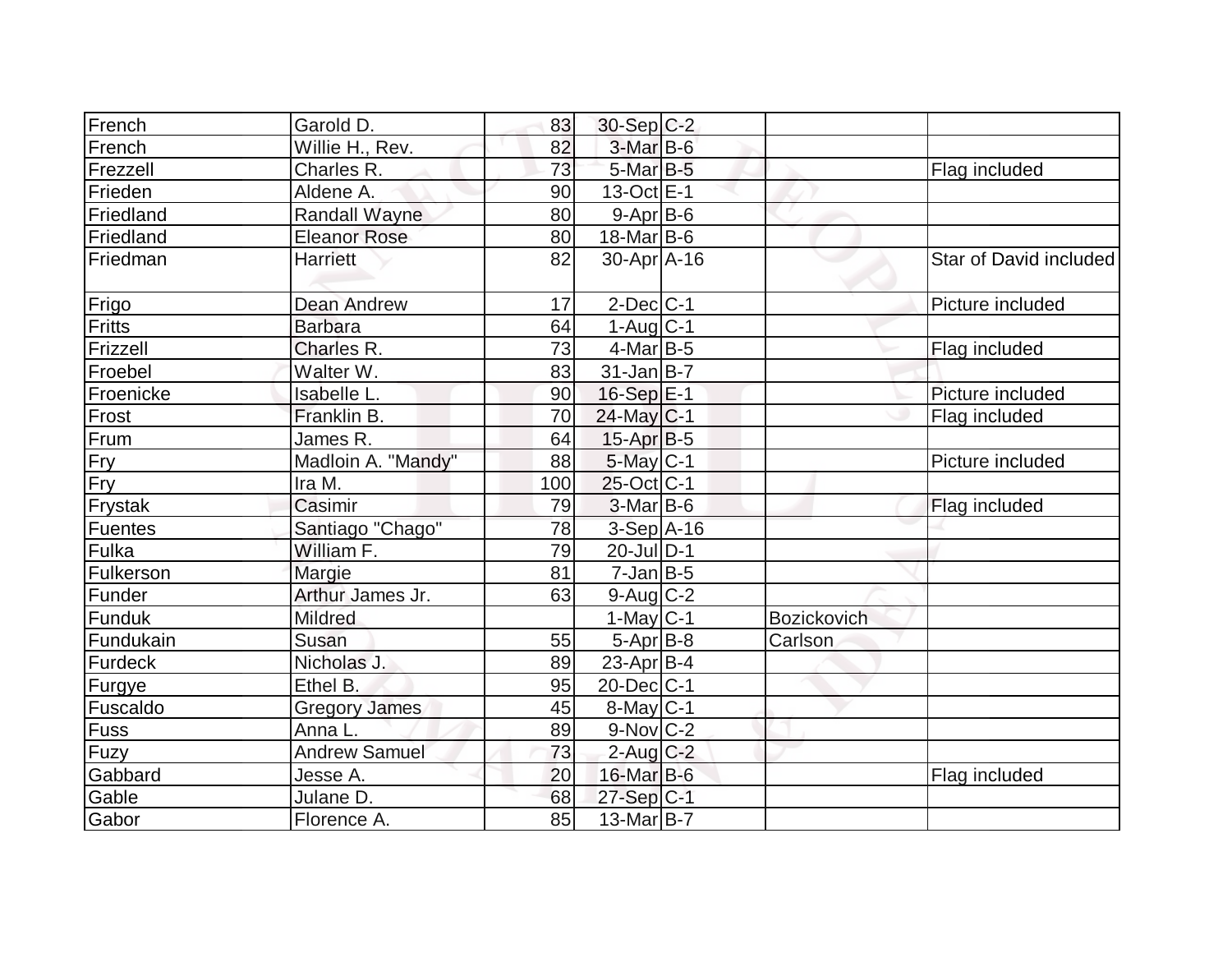| | | | | | | |
|---|---|---|---|---|---|---|
| French | Garold D. | 83 | 30-Sep | C-2 | | |
| French | Willie H., Rev. | 82 | 3-Mar | B-6 | | |
| Frezzell | Charles R. | 73 | 5-Mar | B-5 | | Flag included |
| Frieden | Aldene A. | 90 | 13-Oct | E-1 | | |
| Friedland | Randall Wayne | 80 | 9-Apr | B-6 | | |
| Friedland | Eleanor Rose | 80 | 18-Mar | B-6 | | |
| Friedman | Harriett | 82 | 30-Apr | A-16 | | Star of David included |
| Frigo | Dean Andrew | 17 | 2-Dec | C-1 | | Picture included |
| Fritts | Barbara | 64 | 1-Aug | C-1 | | |
| Frizzell | Charles R. | 73 | 4-Mar | B-5 | | Flag included |
| Froebel | Walter W. | 83 | 31-Jan | B-7 | | |
| Froenicke | Isabelle L. | 90 | 16-Sep | E-1 | | Picture included |
| Frost | Franklin B. | 70 | 24-May | C-1 | | Flag included |
| Frum | James R. | 64 | 15-Apr | B-5 | | |
| Fry | Madloin A. "Mandy" | 88 | 5-May | C-1 | | Picture included |
| Fry | Ira M. | 100 | 25-Oct | C-1 | | |
| Frystak | Casimir | 79 | 3-Mar | B-6 | | Flag included |
| Fuentes | Santiago "Chago" | 78 | 3-Sep | A-16 | | |
| Fulka | William F. | 79 | 20-Jul | D-1 | | |
| Fulkerson | Margie | 81 | 7-Jan | B-5 | | |
| Funder | Arthur James Jr. | 63 | 9-Aug | C-2 | | |
| Funduk | Mildred | | 1-May | C-1 | Bozickovich | |
| Fundukain | Susan | 55 | 5-Apr | B-8 | Carlson | |
| Furdeck | Nicholas J. | 89 | 23-Apr | B-4 | | |
| Furgye | Ethel B. | 95 | 20-Dec | C-1 | | |
| Fuscaldo | Gregory James | 45 | 8-May | C-1 | | |
| Fuss | Anna L. | 89 | 9-Nov | C-2 | | |
| Fuzy | Andrew Samuel | 73 | 2-Aug | C-2 | | |
| Gabbard | Jesse A. | 20 | 16-Mar | B-6 | | Flag included |
| Gable | Julane D. | 68 | 27-Sep | C-1 | | |
| Gabor | Florence A. | 85 | 13-Mar | B-7 | | |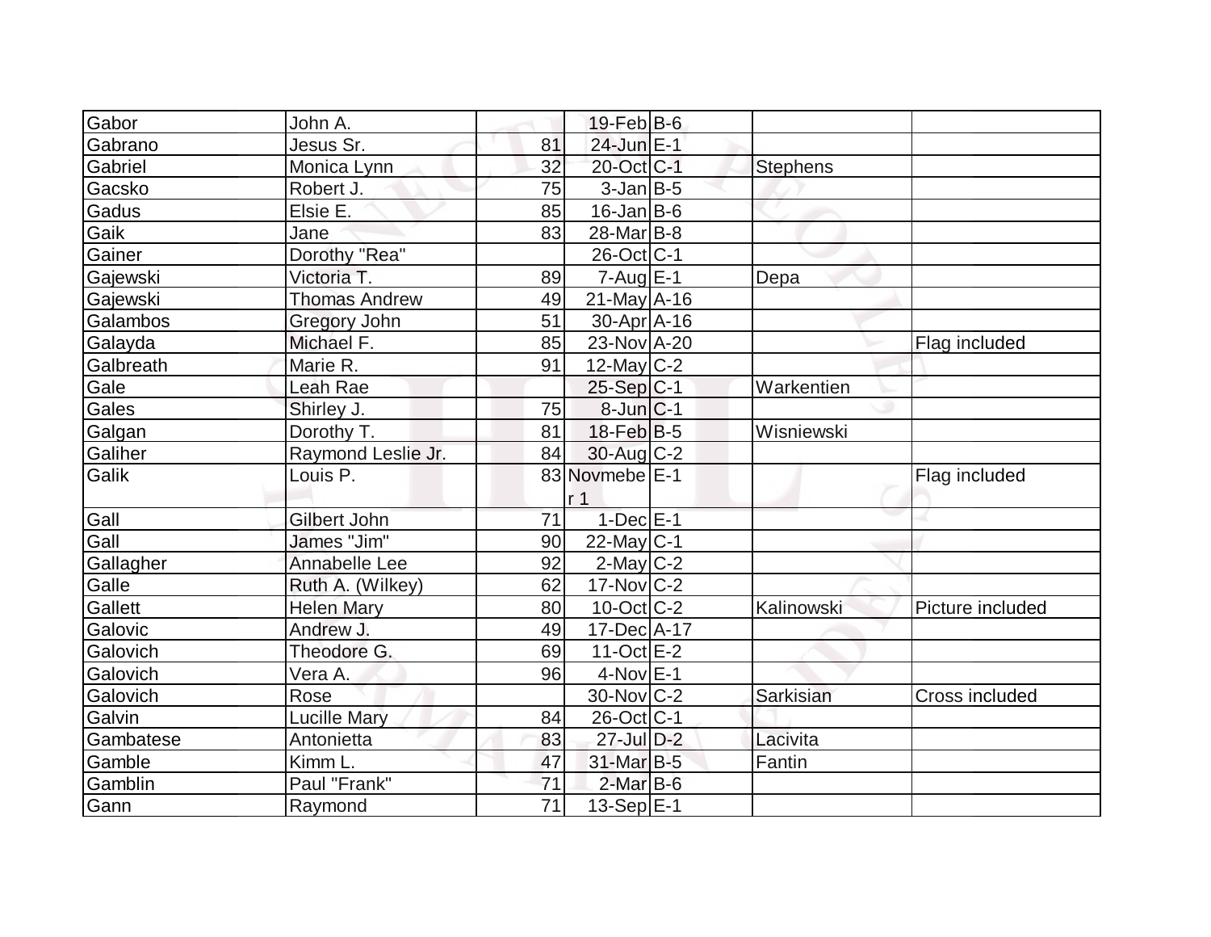| | | | | | | |
|---|---|---|---|---|---|---|
| Gabor | John A. | | 19-Feb | B-6 | | |
| Gabrano | Jesus Sr. | 81 | 24-Jun | E-1 | | |
| Gabriel | Monica Lynn | 32 | 20-Oct | C-1 | Stephens | |
| Gacsko | Robert J. | 75 | 3-Jan | B-5 | | |
| Gadus | Elsie E. | 85 | 16-Jan | B-6 | | |
| Gaik | Jane | 83 | 28-Mar | B-8 | | |
| Gainer | Dorothy "Rea" | | 26-Oct | C-1 | | |
| Gajewski | Victoria T. | 89 | 7-Aug | E-1 | Depa | |
| Gajewski | Thomas Andrew | 49 | 21-May | A-16 | | |
| Galambos | Gregory John | 51 | 30-Apr | A-16 | | |
| Galayda | Michael F. | 85 | 23-Nov | A-20 | | Flag included |
| Galbreath | Marie R. | 91 | 12-May | C-2 | | |
| Gale | Leah Rae | | 25-Sep | C-1 | Warkentien | |
| Gales | Shirley J. | 75 | 8-Jun | C-1 | | |
| Galgan | Dorothy T. | 81 | 18-Feb | B-5 | Wisniewski | |
| Galiher | Raymond Leslie Jr. | 84 | 30-Aug | C-2 | | |
| Galik | Louis P. | 83 | Novmeber 1 | E-1 | | Flag included |
| Gall | Gilbert John | 71 | 1-Dec | E-1 | | |
| Gall | James "Jim" | 90 | 22-May | C-1 | | |
| Gallagher | Annabelle Lee | 92 | 2-May | C-2 | | |
| Galle | Ruth A. (Wilkey) | 62 | 17-Nov | C-2 | | |
| Gallett | Helen Mary | 80 | 10-Oct | C-2 | Kalinowski | Picture included |
| Galovic | Andrew J. | 49 | 17-Dec | A-17 | | |
| Galovich | Theodore G. | 69 | 11-Oct | E-2 | | |
| Galovich | Vera A. | 96 | 4-Nov | E-1 | | |
| Galovich | Rose | | 30-Nov | C-2 | Sarkisian | Cross included |
| Galvin | Lucille Mary | 84 | 26-Oct | C-1 | | |
| Gambatese | Antonietta | 83 | 27-Jul | D-2 | Lacivita | |
| Gamble | Kimm L. | 47 | 31-Mar | B-5 | Fantin | |
| Gamblin | Paul "Frank" | 71 | 2-Mar | B-6 | | |
| Gann | Raymond | 71 | 13-Sep | E-1 | | |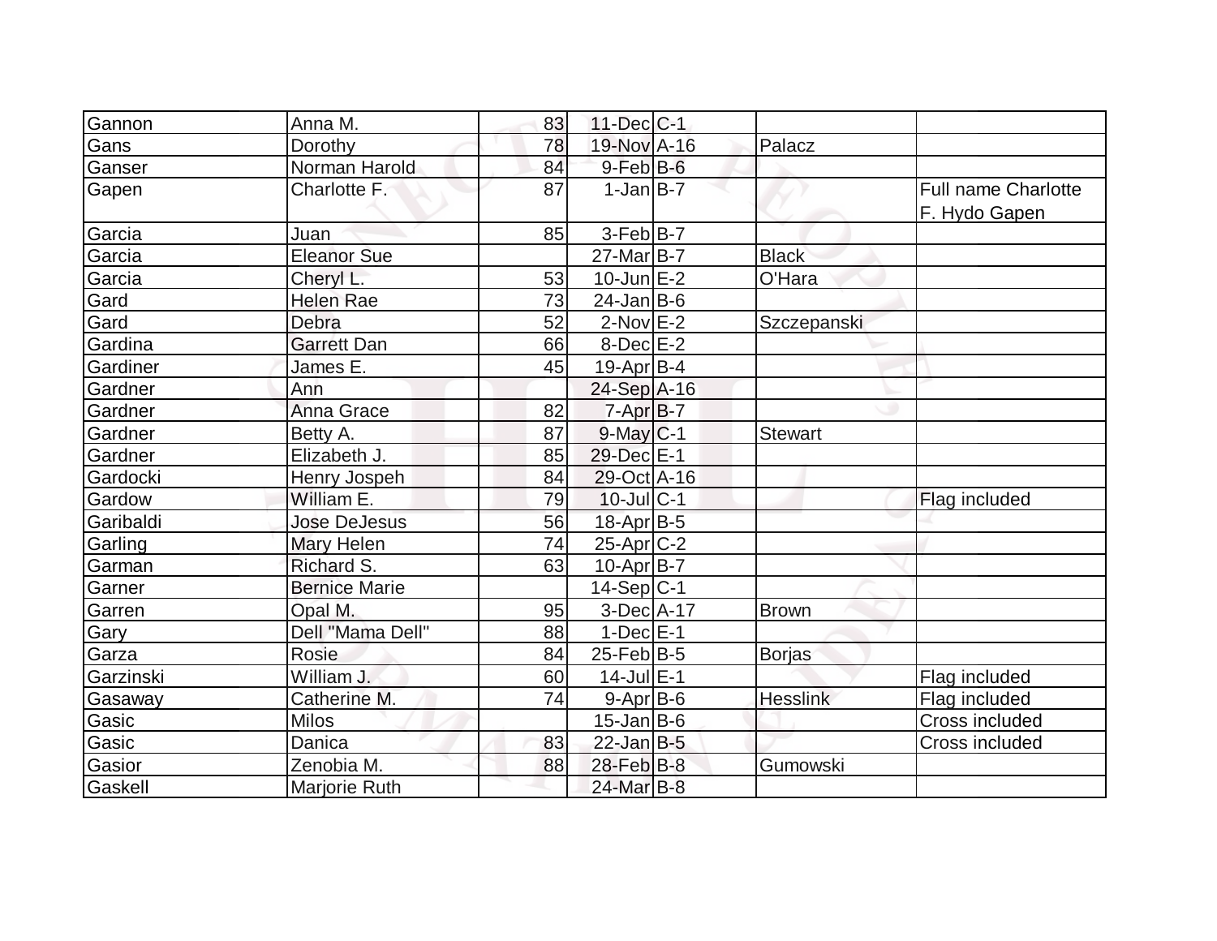| Gannon | Anna M. | 83 | 11-Dec | C-1 | | |
|---|---|---|---|---|---|---|
| Gans | Dorothy | 78 | 19-Nov | A-16 | Palacz | |
| Ganser | Norman Harold | 84 | 9-Feb | B-6 | | |
| Gapen | Charlotte F. | 87 | 1-Jan | B-7 | | Full name Charlotte F. Hydo Gapen |
| Garcia | Juan | 85 | 3-Feb | B-7 | | |
| Garcia | Eleanor Sue | | 27-Mar | B-7 | Black | |
| Garcia | Cheryl L. | 53 | 10-Jun | E-2 | O'Hara | |
| Gard | Helen Rae | 73 | 24-Jan | B-6 | | |
| Gard | Debra | 52 | 2-Nov | E-2 | Szczepanski | |
| Gardina | Garrett Dan | 66 | 8-Dec | E-2 | | |
| Gardiner | James E. | 45 | 19-Apr | B-4 | | |
| Gardner | Ann | | 24-Sep | A-16 | | |
| Gardner | Anna Grace | 82 | 7-Apr | B-7 | | |
| Gardner | Betty A. | 87 | 9-May | C-1 | Stewart | |
| Gardner | Elizabeth J. | 85 | 29-Dec | E-1 | | |
| Gardocki | Henry Jospeh | 84 | 29-Oct | A-16 | | |
| Gardow | William E. | 79 | 10-Jul | C-1 | | Flag included |
| Garibaldi | Jose DeJesus | 56 | 18-Apr | B-5 | | |
| Garling | Mary Helen | 74 | 25-Apr | C-2 | | |
| Garman | Richard S. | 63 | 10-Apr | B-7 | | |
| Garner | Bernice Marie | | 14-Sep | C-1 | | |
| Garren | Opal M. | 95 | 3-Dec | A-17 | Brown | |
| Gary | Dell "Mama Dell" | 88 | 1-Dec | E-1 | | |
| Garza | Rosie | 84 | 25-Feb | B-5 | Borjas | |
| Garzinski | William J. | 60 | 14-Jul | E-1 | | Flag included |
| Gasaway | Catherine M. | 74 | 9-Apr | B-6 | Hesslink | Flag included |
| Gasic | Milos | | 15-Jan | B-6 | | Cross included |
| Gasic | Danica | 83 | 22-Jan | B-5 | | Cross included |
| Gasior | Zenobia M. | 88 | 28-Feb | B-8 | Gumowski | |
| Gaskell | Marjorie Ruth | | 24-Mar | B-8 | | |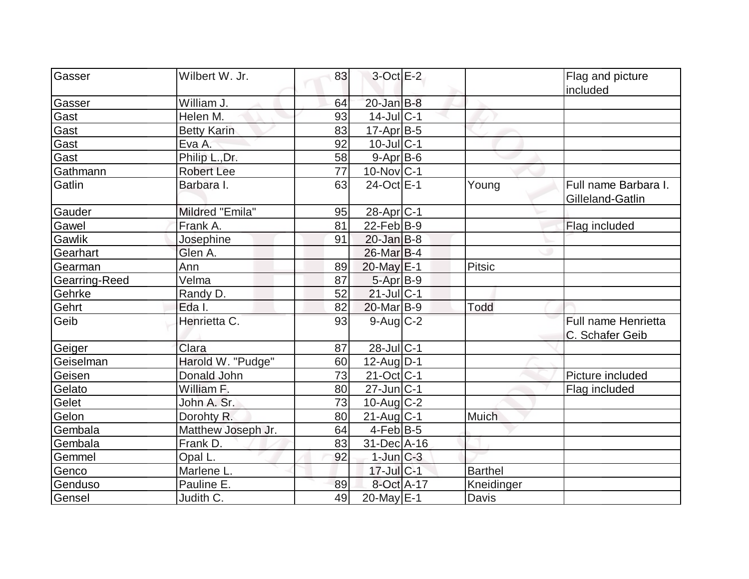| | | | | | | |
|---|---|---|---|---|---|---|
| Gasser | Wilbert W. Jr. | 83 | 3-Oct | E-2 | | Flag and picture included |
| Gasser | William J. | 64 | 20-Jan | B-8 | | |
| Gast | Helen M. | 93 | 14-Jul | C-1 | | |
| Gast | Betty Karin | 83 | 17-Apr | B-5 | | |
| Gast | Eva A. | 92 | 10-Jul | C-1 | | |
| Gast | Philip L.,Dr. | 58 | 9-Apr | B-6 | | |
| Gathmann | Robert Lee | 77 | 10-Nov | C-1 | | |
| Gatlin | Barbara I. | 63 | 24-Oct | E-1 | Young | Full name Barbara I. Gilleland-Gatlin |
| Gauder | Mildred "Emila" | 95 | 28-Apr | C-1 | | |
| Gawel | Frank A. | 81 | 22-Feb | B-9 | | Flag included |
| Gawlik | Josephine | 91 | 20-Jan | B-8 | | |
| Gearhart | Glen A. | | 26-Mar | B-4 | | |
| Gearman | Ann | 89 | 20-May | E-1 | Pitsic | |
| Gearring-Reed | Velma | 87 | 5-Apr | B-9 | | |
| Gehrke | Randy D. | 52 | 21-Jul | C-1 | | |
| Gehrt | Eda I. | 82 | 20-Mar | B-9 | Todd | |
| Geib | Henrietta C. | 93 | 9-Aug | C-2 | | Full name Henrietta C. Schafer Geib |
| Geiger | Clara | 87 | 28-Jul | C-1 | | |
| Geiselman | Harold W. "Pudge" | 60 | 12-Aug | D-1 | | |
| Geisen | Donald John | 73 | 21-Oct | C-1 | | Picture included |
| Gelato | William F. | 80 | 27-Jun | C-1 | | Flag included |
| Gelet | John A. Sr. | 73 | 10-Aug | C-2 | | |
| Gelon | Dorohty R. | 80 | 21-Aug | C-1 | Muich | |
| Gembala | Matthew Joseph Jr. | 64 | 4-Feb | B-5 | | |
| Gembala | Frank D. | 83 | 31-Dec | A-16 | | |
| Gemmel | Opal L. | 92 | 1-Jun | C-3 | | |
| Genco | Marlene L. | | 17-Jul | C-1 | Barthel | |
| Genduso | Pauline E. | 89 | 8-Oct | A-17 | Kneidinger | |
| Gensel | Judith C. | 49 | 20-May | E-1 | Davis | |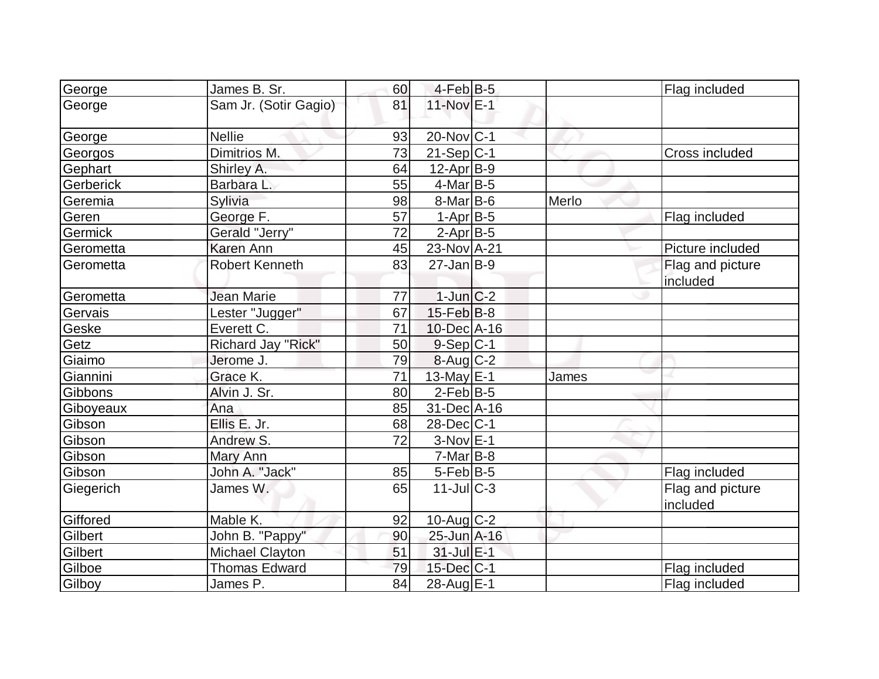| George | James B. Sr. | 60 | 4-Feb | B-5 | | Flag included |
|---|---|---|---|---|---|---|
| George | Sam Jr. (Sotir Gagio) | 81 | 11-Nov | E-1 | | |
| George | Nellie | 93 | 20-Nov | C-1 | | |
| Georgos | Dimitrios M. | 73 | 21-Sep | C-1 | | Cross included |
| Gephart | Shirley A. | 64 | 12-Apr | B-9 | | |
| Gerberick | Barbara L. | 55 | 4-Mar | B-5 | | |
| Geremia | Sylivia | 98 | 8-Mar | B-6 | Merlo | |
| Geren | George F. | 57 | 1-Apr | B-5 | | Flag included |
| Germick | Gerald "Jerry" | 72 | 2-Apr | B-5 | | |
| Gerometta | Karen Ann | 45 | 23-Nov | A-21 | | Picture included |
| Gerometta | Robert Kenneth | 83 | 27-Jan | B-9 | | Flag and picture included |
| Gerometta | Jean Marie | 77 | 1-Jun | C-2 | | |
| Gervais | Lester "Jugger" | 67 | 15-Feb | B-8 | | |
| Geske | Everett C. | 71 | 10-Dec | A-16 | | |
| Getz | Richard Jay "Rick" | 50 | 9-Sep | C-1 | | |
| Giaimo | Jerome J. | 79 | 8-Aug | C-2 | | |
| Giannini | Grace K. | 71 | 13-May | E-1 | James | |
| Gibbons | Alvin J. Sr. | 80 | 2-Feb | B-5 | | |
| Giboyeaux | Ana | 85 | 31-Dec | A-16 | | |
| Gibson | Ellis E. Jr. | 68 | 28-Dec | C-1 | | |
| Gibson | Andrew S. | 72 | 3-Nov | E-1 | | |
| Gibson | Mary Ann | | 7-Mar | B-8 | | |
| Gibson | John A. "Jack" | 85 | 5-Feb | B-5 | | Flag included |
| Giegerich | James W. | 65 | 11-Jul | C-3 | | Flag and picture included |
| Giffored | Mable K. | 92 | 10-Aug | C-2 | | |
| Gilbert | John B. "Pappy" | 90 | 25-Jun | A-16 | | |
| Gilbert | Michael Clayton | 51 | 31-Jul | E-1 | | |
| Gilboe | Thomas Edward | 79 | 15-Dec | C-1 | | Flag included |
| Gilboy | James P. | 84 | 28-Aug | E-1 | | Flag included |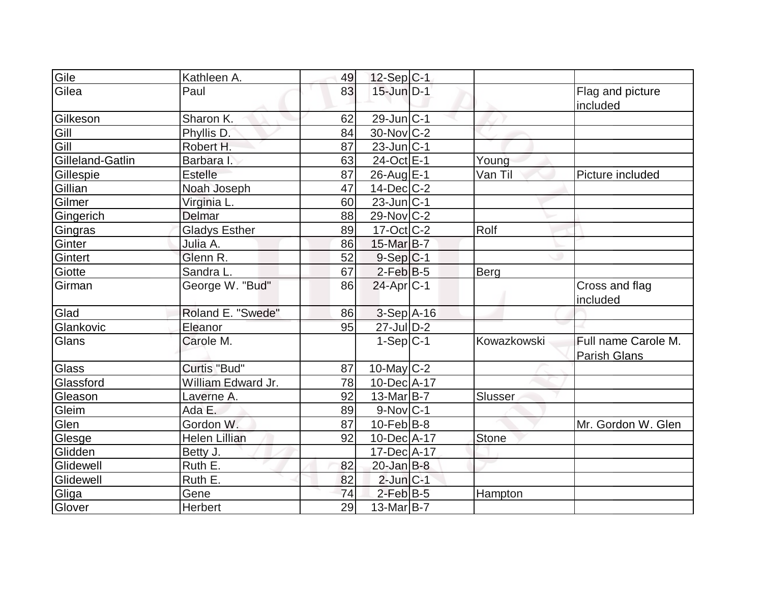| | | | | | | |
|---|---|---|---|---|---|---|
| Gile | Kathleen A. | 49 | 12-Sep | C-1 | | |
| Gilea | Paul | 83 | 15-Jun | D-1 | | Flag and picture included |
| Gilkeson | Sharon K. | 62 | 29-Jun | C-1 | | |
| Gill | Phyllis D. | 84 | 30-Nov | C-2 | | |
| Gill | Robert H. | 87 | 23-Jun | C-1 | | |
| Gilleland-Gatlin | Barbara I. | 63 | 24-Oct | E-1 | Young | |
| Gillespie | Estelle | 87 | 26-Aug | E-1 | Van Til | Picture included |
| Gillian | Noah Joseph | 47 | 14-Dec | C-2 | | |
| Gilmer | Virginia L. | 60 | 23-Jun | C-1 | | |
| Gingerich | Delmar | 88 | 29-Nov | C-2 | | |
| Gingras | Gladys Esther | 89 | 17-Oct | C-2 | Rolf | |
| Ginter | Julia A. | 86 | 15-Mar | B-7 | | |
| Gintert | Glenn R. | 52 | 9-Sep | C-1 | | |
| Giotte | Sandra L. | 67 | 2-Feb | B-5 | Berg | |
| Girman | George W. "Bud" | 86 | 24-Apr | C-1 | | Cross and flag included |
| Glad | Roland E. "Swede" | 86 | 3-Sep | A-16 | | |
| Glankovic | Eleanor | 95 | 27-Jul | D-2 | | |
| Glans | Carole M. | | 1-Sep | C-1 | Kowazkowski | Full name Carole M. Parish Glans |
| Glass | Curtis "Bud" | 87 | 10-May | C-2 | | |
| Glassford | William Edward Jr. | 78 | 10-Dec | A-17 | | |
| Gleason | Laverne A. | 92 | 13-Mar | B-7 | Slusser | |
| Gleim | Ada E. | 89 | 9-Nov | C-1 | | |
| Glen | Gordon W. | 87 | 10-Feb | B-8 | | Mr. Gordon W. Glen |
| Glesge | Helen Lillian | 92 | 10-Dec | A-17 | Stone | |
| Glidden | Betty J. | | 17-Dec | A-17 | | |
| Glidewell | Ruth E. | 82 | 20-Jan | B-8 | | |
| Glidewell | Ruth E. | 82 | 2-Jun | C-1 | | |
| Gliga | Gene | 74 | 2-Feb | B-5 | Hampton | |
| Glover | Herbert | 29 | 13-Mar | B-7 | | |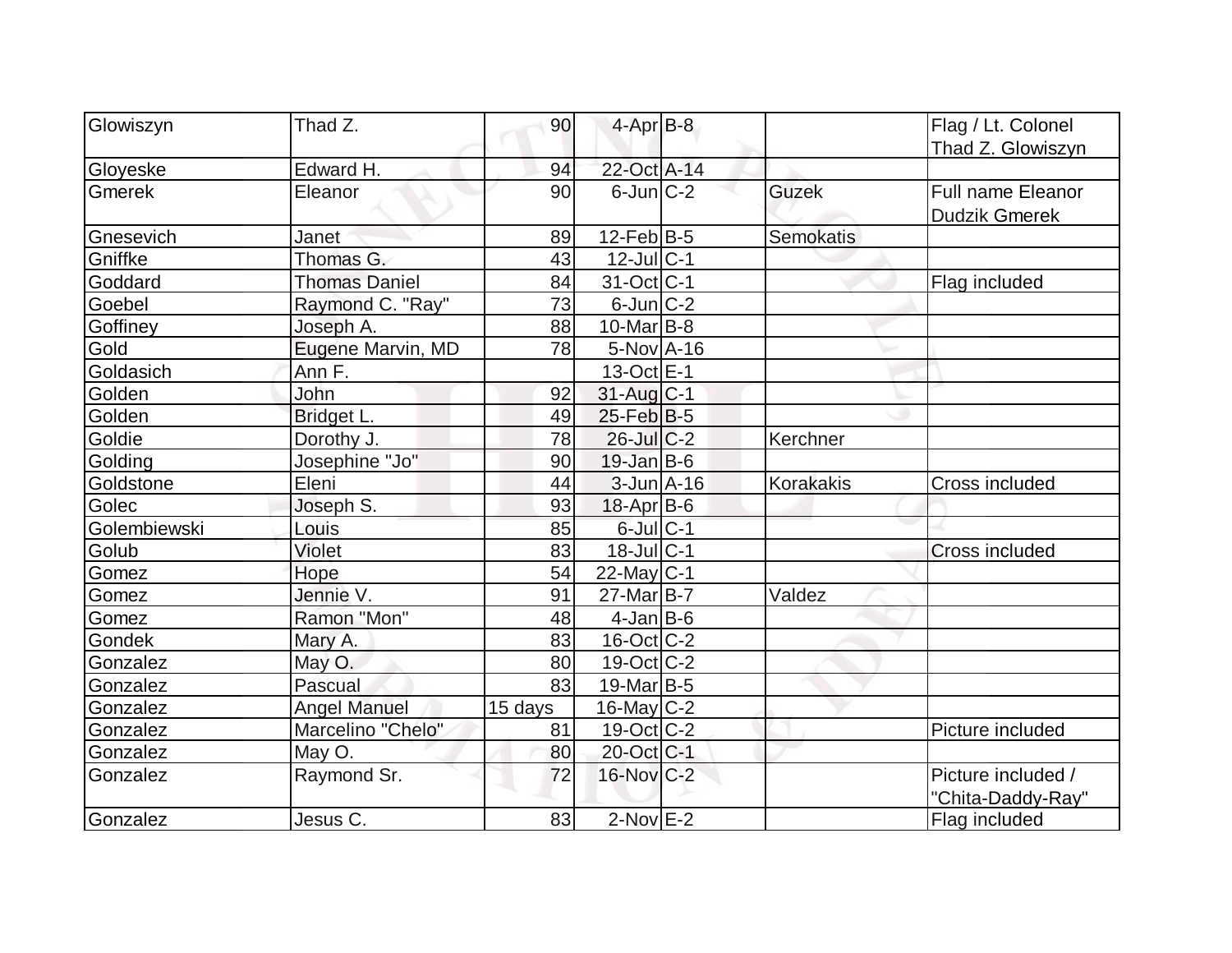| | | | | | | |
|---|---|---|---|---|---|---|
| Glowiszyn | Thad Z. | 90 | 4-Apr | B-8 | | Flag / Lt. Colonel Thad Z. Glowiszyn |
| Gloyeske | Edward H. | 94 | 22-Oct | A-14 | | |
| Gmerek | Eleanor | 90 | 6-Jun | C-2 | Guzek | Full name Eleanor Dudzik Gmerek |
| Gnesevich | Janet | 89 | 12-Feb | B-5 | Semokatis | |
| Gniffke | Thomas G. | 43 | 12-Jul | C-1 | | |
| Goddard | Thomas Daniel | 84 | 31-Oct | C-1 | | Flag included |
| Goebel | Raymond C. "Ray" | 73 | 6-Jun | C-2 | | |
| Goffiney | Joseph A. | 88 | 10-Mar | B-8 | | |
| Gold | Eugene Marvin, MD | 78 | 5-Nov | A-16 | | |
| Goldasich | Ann F. | | 13-Oct | E-1 | | |
| Golden | John | 92 | 31-Aug | C-1 | | |
| Golden | Bridget L. | 49 | 25-Feb | B-5 | | |
| Goldie | Dorothy J. | 78 | 26-Jul | C-2 | Kerchner | |
| Golding | Josephine "Jo" | 90 | 19-Jan | B-6 | | |
| Goldstone | Eleni | 44 | 3-Jun | A-16 | Korakakis | Cross included |
| Golec | Joseph S. | 93 | 18-Apr | B-6 | | |
| Golembiewski | Louis | 85 | 6-Jul | C-1 | | |
| Golub | Violet | 83 | 18-Jul | C-1 | | Cross included |
| Gomez | Hope | 54 | 22-May | C-1 | | |
| Gomez | Jennie V. | 91 | 27-Mar | B-7 | Valdez | |
| Gomez | Ramon "Mon" | 48 | 4-Jan | B-6 | | |
| Gondek | Mary A. | 83 | 16-Oct | C-2 | | |
| Gonzalez | May O. | 80 | 19-Oct | C-2 | | |
| Gonzalez | Pascual | 83 | 19-Mar | B-5 | | |
| Gonzalez | Angel Manuel | 15 days | 16-May | C-2 | | |
| Gonzalez | Marcelino "Chelo" | 81 | 19-Oct | C-2 | | Picture included |
| Gonzalez | May O. | 80 | 20-Oct | C-1 | | |
| Gonzalez | Raymond Sr. | 72 | 16-Nov | C-2 | | Picture included / "Chita-Daddy-Ray" |
| Gonzalez | Jesus C. | 83 | 2-Nov | E-2 | | Flag included |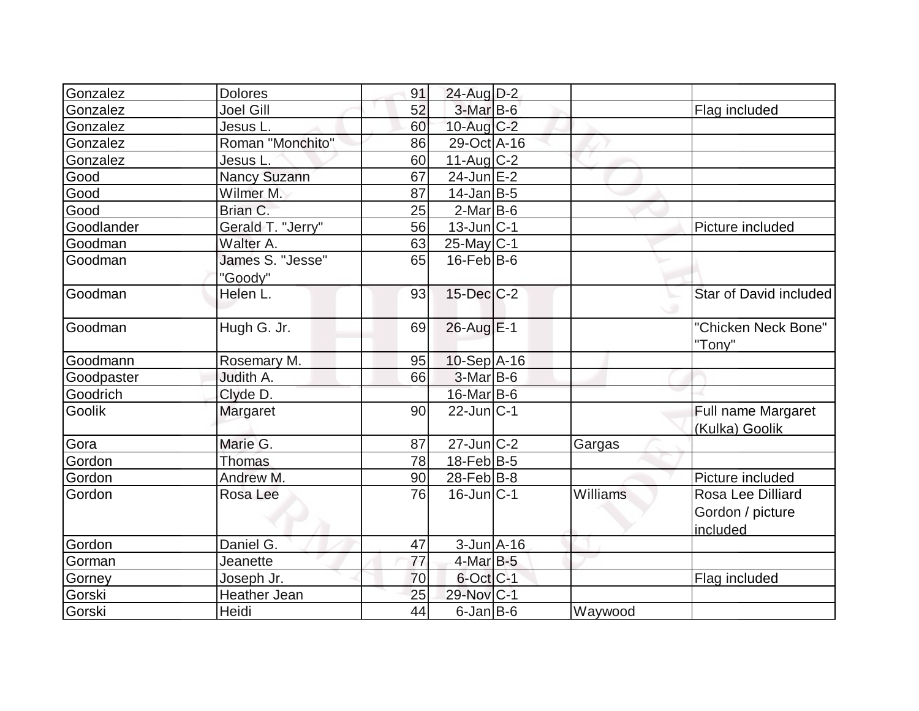| | | | | | | |
|---|---|---|---|---|---|---|
| Gonzalez | Dolores | 91 | 24-Aug | D-2 | | |
| Gonzalez | Joel Gill | 52 | 3-Mar | B-6 | | Flag included |
| Gonzalez | Jesus L. | 60 | 10-Aug | C-2 | | |
| Gonzalez | Roman "Monchito" | 86 | 29-Oct | A-16 | | |
| Gonzalez | Jesus L. | 60 | 11-Aug | C-2 | | |
| Good | Nancy Suzann | 67 | 24-Jun | E-2 | | |
| Good | Wilmer M. | 87 | 14-Jan | B-5 | | |
| Good | Brian C. | 25 | 2-Mar | B-6 | | |
| Goodlander | Gerald T. "Jerry" | 56 | 13-Jun | C-1 | | Picture included |
| Goodman | Walter A. | 63 | 25-May | C-1 | | |
| Goodman | James S. "Jesse" "Goody" | 65 | 16-Feb | B-6 | | |
| Goodman | Helen L. | 93 | 15-Dec | C-2 | | Star of David included |
| Goodman | Hugh G. Jr. | 69 | 26-Aug | E-1 | | "Chicken Neck Bone" "Tony" |
| Goodmann | Rosemary M. | 95 | 10-Sep | A-16 | | |
| Goodpaster | Judith A. | 66 | 3-Mar | B-6 | | |
| Goodrich | Clyde D. | | 16-Mar | B-6 | | |
| Goolik | Margaret | 90 | 22-Jun | C-1 | | Full name Margaret (Kulka) Goolik |
| Gora | Marie G. | 87 | 27-Jun | C-2 | Gargas | |
| Gordon | Thomas | 78 | 18-Feb | B-5 | | |
| Gordon | Andrew M. | 90 | 28-Feb | B-8 | | Picture included |
| Gordon | Rosa Lee | 76 | 16-Jun | C-1 | Williams | Rosa Lee Dilliard Gordon / picture included |
| Gordon | Daniel G. | 47 | 3-Jun | A-16 | | |
| Gorman | Jeanette | 77 | 4-Mar | B-5 | | |
| Gorney | Joseph Jr. | 70 | 6-Oct | C-1 | | Flag included |
| Gorski | Heather Jean | 25 | 29-Nov | C-1 | | |
| Gorski | Heidi | 44 | 6-Jan | B-6 | Waywood | |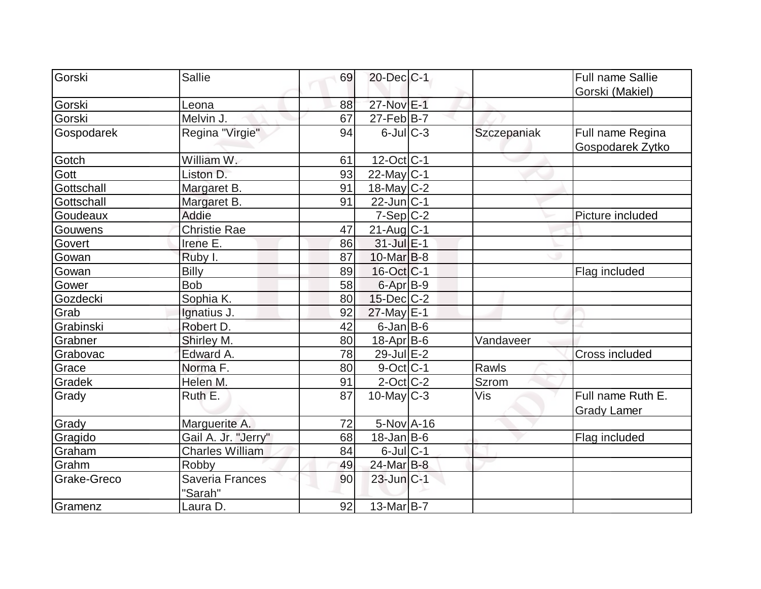| | | | | | | |
|---|---|---|---|---|---|---|
| Gorski | Sallie | 69 | 20-Dec | C-1 | | Full name Sallie Gorski (Makiel) |
| Gorski | Leona | 88 | 27-Nov | E-1 | | |
| Gorski | Melvin J. | 67 | 27-Feb | B-7 | | |
| Gospodarek | Regina "Virgie" | 94 | 6-Jul | C-3 | Szczepaniak | Full name Regina Gospodarek Zytko |
| Gotch | William W. | 61 | 12-Oct | C-1 | | |
| Gott | Liston D. | 93 | 22-May | C-1 | | |
| Gottschall | Margaret B. | 91 | 18-May | C-2 | | |
| Gottschall | Margaret B. | 91 | 22-Jun | C-1 | | |
| Goudeaux | Addie | | 7-Sep | C-2 | | Picture included |
| Gouwens | Christie Rae | 47 | 21-Aug | C-1 | | |
| Govert | Irene E. | 86 | 31-Jul | E-1 | | |
| Gowan | Ruby I. | 87 | 10-Mar | B-8 | | |
| Gowan | Billy | 89 | 16-Oct | C-1 | | Flag included |
| Gower | Bob | 58 | 6-Apr | B-9 | | |
| Gozdecki | Sophia K. | 80 | 15-Dec | C-2 | | |
| Grab | Ignatius J. | 92 | 27-May | E-1 | | |
| Grabinski | Robert D. | 42 | 6-Jan | B-6 | | |
| Grabner | Shirley M. | 80 | 18-Apr | B-6 | Vandaveer | |
| Grabovac | Edward A. | 78 | 29-Jul | E-2 | | Cross included |
| Grace | Norma F. | 80 | 9-Oct | C-1 | Rawls | |
| Gradek | Helen M. | 91 | 2-Oct | C-2 | Szrom | |
| Grady | Ruth E. | 87 | 10-May | C-3 | Vis | Full name Ruth E. Grady Lamer |
| Grady | Marguerite A. | 72 | 5-Nov | A-16 | | |
| Gragido | Gail A. Jr. "Jerry" | 68 | 18-Jan | B-6 | | Flag included |
| Graham | Charles William | 84 | 6-Jul | C-1 | | |
| Grahm | Robby | 49 | 24-Mar | B-8 | | |
| Grake-Greco | Saveria Frances "Sarah" | 90 | 23-Jun | C-1 | | |
| Gramenz | Laura D. | 92 | 13-Mar | B-7 | | |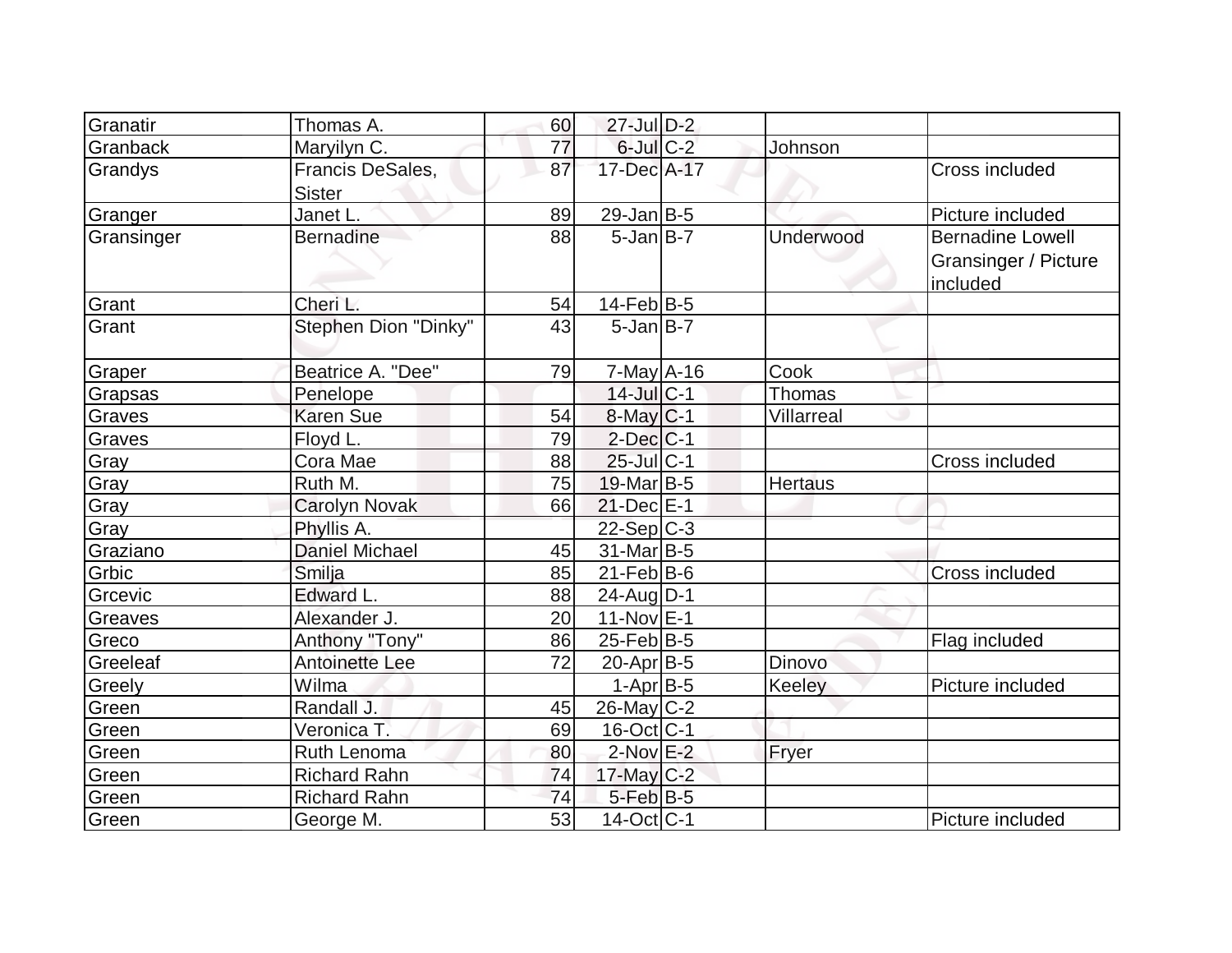| | | | | | | |
|---|---|---|---|---|---|---|
| Granatir | Thomas A. | 60 | 27-Jul | D-2 | | |
| Granback | Maryilyn C. | 77 | 6-Jul | C-2 | Johnson | |
| Grandys | Francis DeSales, Sister | 87 | 17-Dec | A-17 | | Cross included |
| Granger | Janet L. | 89 | 29-Jan | B-5 | | Picture included |
| Gransinger | Bernadine | 88 | 5-Jan | B-7 | Underwood | Bernadine Lowell Gransinger / Picture included |
| Grant | Cheri L. | 54 | 14-Feb | B-5 | | |
| Grant | Stephen Dion "Dinky" | 43 | 5-Jan | B-7 | | |
| Graper | Beatrice A. "Dee" | 79 | 7-May | A-16 | Cook | |
| Grapsas | Penelope | | 14-Jul | C-1 | Thomas | |
| Graves | Karen Sue | 54 | 8-May | C-1 | Villarreal | |
| Graves | Floyd L. | 79 | 2-Dec | C-1 | | |
| Gray | Cora Mae | 88 | 25-Jul | C-1 | | Cross included |
| Gray | Ruth M. | 75 | 19-Mar | B-5 | Hertaus | |
| Gray | Carolyn Novak | 66 | 21-Dec | E-1 | | |
| Gray | Phyllis A. | | 22-Sep | C-3 | | |
| Graziano | Daniel Michael | 45 | 31-Mar | B-5 | | |
| Grbic | Smilja | 85 | 21-Feb | B-6 | | Cross included |
| Grcevic | Edward L. | 88 | 24-Aug | D-1 | | |
| Greaves | Alexander J. | 20 | 11-Nov | E-1 | | |
| Greco | Anthony "Tony" | 86 | 25-Feb | B-5 | | Flag included |
| Greeleaf | Antoinette Lee | 72 | 20-Apr | B-5 | Dinovo | |
| Greely | Wilma | | 1-Apr | B-5 | Keeley | Picture included |
| Green | Randall J. | 45 | 26-May | C-2 | | |
| Green | Veronica T. | 69 | 16-Oct | C-1 | | |
| Green | Ruth Lenoma | 80 | 2-Nov | E-2 | Fryer | |
| Green | Richard Rahn | 74 | 17-May | C-2 | | |
| Green | Richard Rahn | 74 | 5-Feb | B-5 | | |
| Green | George M. | 53 | 14-Oct | C-1 | | Picture included |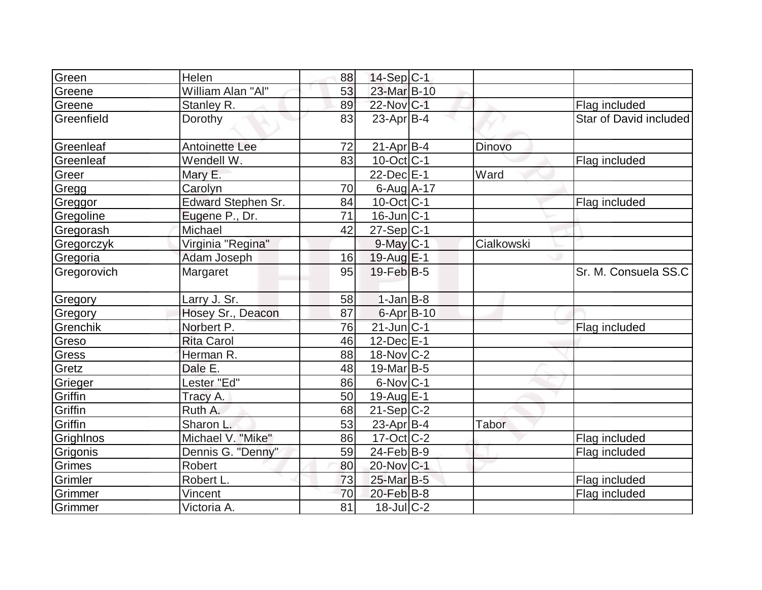| | | | | | | |
|---|---|---|---|---|---|---|
| Green | Helen | 88 | 14-Sep | C-1 | | |
| Greene | William Alan "Al" | 53 | 23-Mar | B-10 | | |
| Greene | Stanley R. | 89 | 22-Nov | C-1 | | Flag included |
| Greenfield | Dorothy | 83 | 23-Apr | B-4 | | Star of David included |
| Greenleaf | Antoinette Lee | 72 | 21-Apr | B-4 | Dinovo | |
| Greenleaf | Wendell W. | 83 | 10-Oct | C-1 | | Flag included |
| Greer | Mary E. | | 22-Dec | E-1 | Ward | |
| Gregg | Carolyn | 70 | 6-Aug | A-17 | | |
| Greggor | Edward Stephen Sr. | 84 | 10-Oct | C-1 | | Flag included |
| Gregoline | Eugene P., Dr. | 71 | 16-Jun | C-1 | | |
| Gregorash | Michael | 42 | 27-Sep | C-1 | | |
| Gregorczyk | Virginia "Regina" | | 9-May | C-1 | Cialkowski | |
| Gregoria | Adam Joseph | 16 | 19-Aug | E-1 | | |
| Gregorovich | Margaret | 95 | 19-Feb | B-5 | | Sr. M. Consuela SS.C |
| Gregory | Larry J. Sr. | 58 | 1-Jan | B-8 | | |
| Gregory | Hosey Sr., Deacon | 87 | 6-Apr | B-10 | | |
| Grenchik | Norbert P. | 76 | 21-Jun | C-1 | | Flag included |
| Greso | Rita Carol | 46 | 12-Dec | E-1 | | |
| Gress | Herman R. | 88 | 18-Nov | C-2 | | |
| Gretz | Dale E. | 48 | 19-Mar | B-5 | | |
| Grieger | Lester "Ed" | 86 | 6-Nov | C-1 | | |
| Griffin | Tracy A. | 50 | 19-Aug | E-1 | | |
| Griffin | Ruth A. | 68 | 21-Sep | C-2 | | |
| Griffin | Sharon L. | 53 | 23-Apr | B-4 | Tabor | |
| Grighlnos | Michael V. "Mike" | 86 | 17-Oct | C-2 | | Flag included |
| Grigonis | Dennis G. "Denny" | 59 | 24-Feb | B-9 | | Flag included |
| Grimes | Robert | 80 | 20-Nov | C-1 | | |
| Grimler | Robert L. | 73 | 25-Mar | B-5 | | Flag included |
| Grimmer | Vincent | 70 | 20-Feb | B-8 | | Flag included |
| Grimmer | Victoria A. | 81 | 18-Jul | C-2 | | |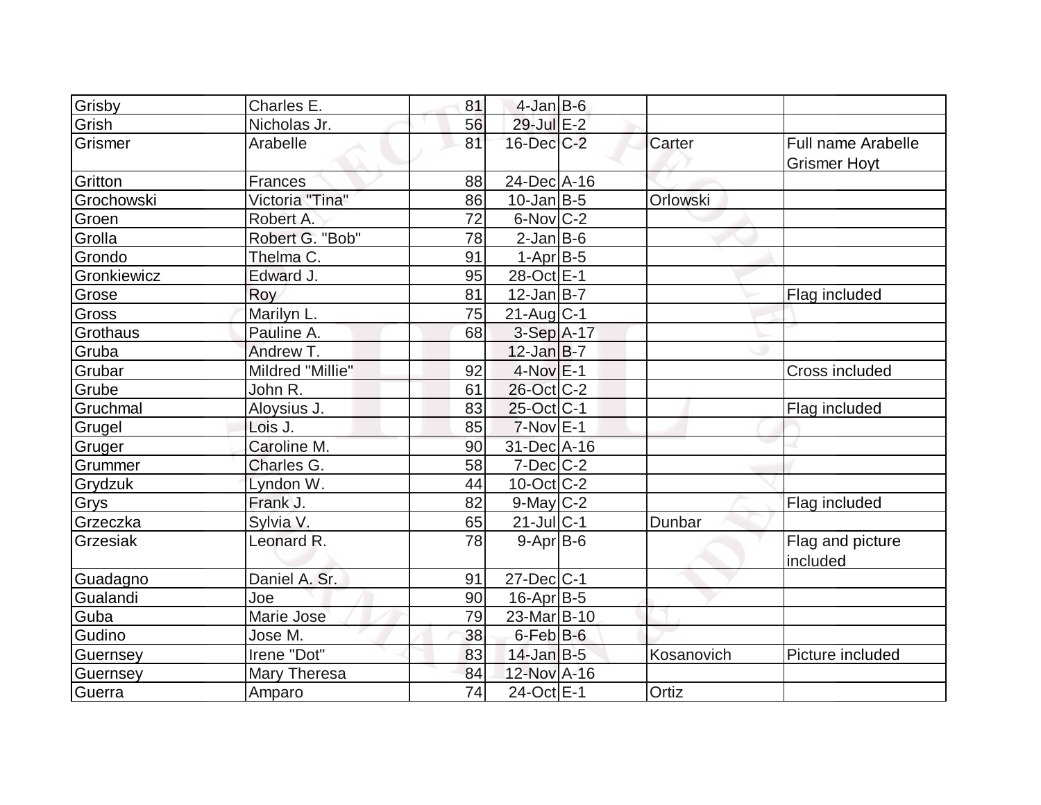| | | | | | | |
|---|---|---|---|---|---|---|
| Grisby | Charles E. | 81 | 4-Jan | B-6 | | |
| Grish | Nicholas Jr. | 56 | 29-Jul | E-2 | | |
| Grismer | Arabelle | 81 | 16-Dec | C-2 | Carter | Full name Arabelle Grismer Hoyt |
| Gritton | Frances | 88 | 24-Dec | A-16 | | |
| Grochowski | Victoria "Tina" | 86 | 10-Jan | B-5 | Orlowski | |
| Groen | Robert A. | 72 | 6-Nov | C-2 | | |
| Grolla | Robert G. "Bob" | 78 | 2-Jan | B-6 | | |
| Grondo | Thelma C. | 91 | 1-Apr | B-5 | | |
| Gronkiewicz | Edward J. | 95 | 28-Oct | E-1 | | |
| Grose | Roy | 81 | 12-Jan | B-7 | | Flag included |
| Gross | Marilyn L. | 75 | 21-Aug | C-1 | | |
| Grothaus | Pauline A. | 68 | 3-Sep | A-17 | | |
| Gruba | Andrew T. | | 12-Jan | B-7 | | |
| Grubar | Mildred "Millie" | 92 | 4-Nov | E-1 | | Cross included |
| Grube | John R. | 61 | 26-Oct | C-2 | | |
| Gruchmal | Aloysius J. | 83 | 25-Oct | C-1 | | Flag included |
| Grugel | Lois J. | 85 | 7-Nov | E-1 | | |
| Gruger | Caroline M. | 90 | 31-Dec | A-16 | | |
| Grummer | Charles G. | 58 | 7-Dec | C-2 | | |
| Grydzuk | Lyndon W. | 44 | 10-Oct | C-2 | | |
| Grys | Frank J. | 82 | 9-May | C-2 | | Flag included |
| Grzeczka | Sylvia V. | 65 | 21-Jul | C-1 | Dunbar | |
| Grzesiak | Leonard R. | 78 | 9-Apr | B-6 | | Flag and picture included |
| Guadagno | Daniel A. Sr. | 91 | 27-Dec | C-1 | | |
| Gualandi | Joe | 90 | 16-Apr | B-5 | | |
| Guba | Marie Jose | 79 | 23-Mar | B-10 | | |
| Gudino | Jose M. | 38 | 6-Feb | B-6 | | |
| Guernsey | Irene "Dot" | 83 | 14-Jan | B-5 | Kosanovich | Picture included |
| Guernsey | Mary Theresa | 84 | 12-Nov | A-16 | | |
| Guerra | Amparo | 74 | 24-Oct | E-1 | Ortiz | |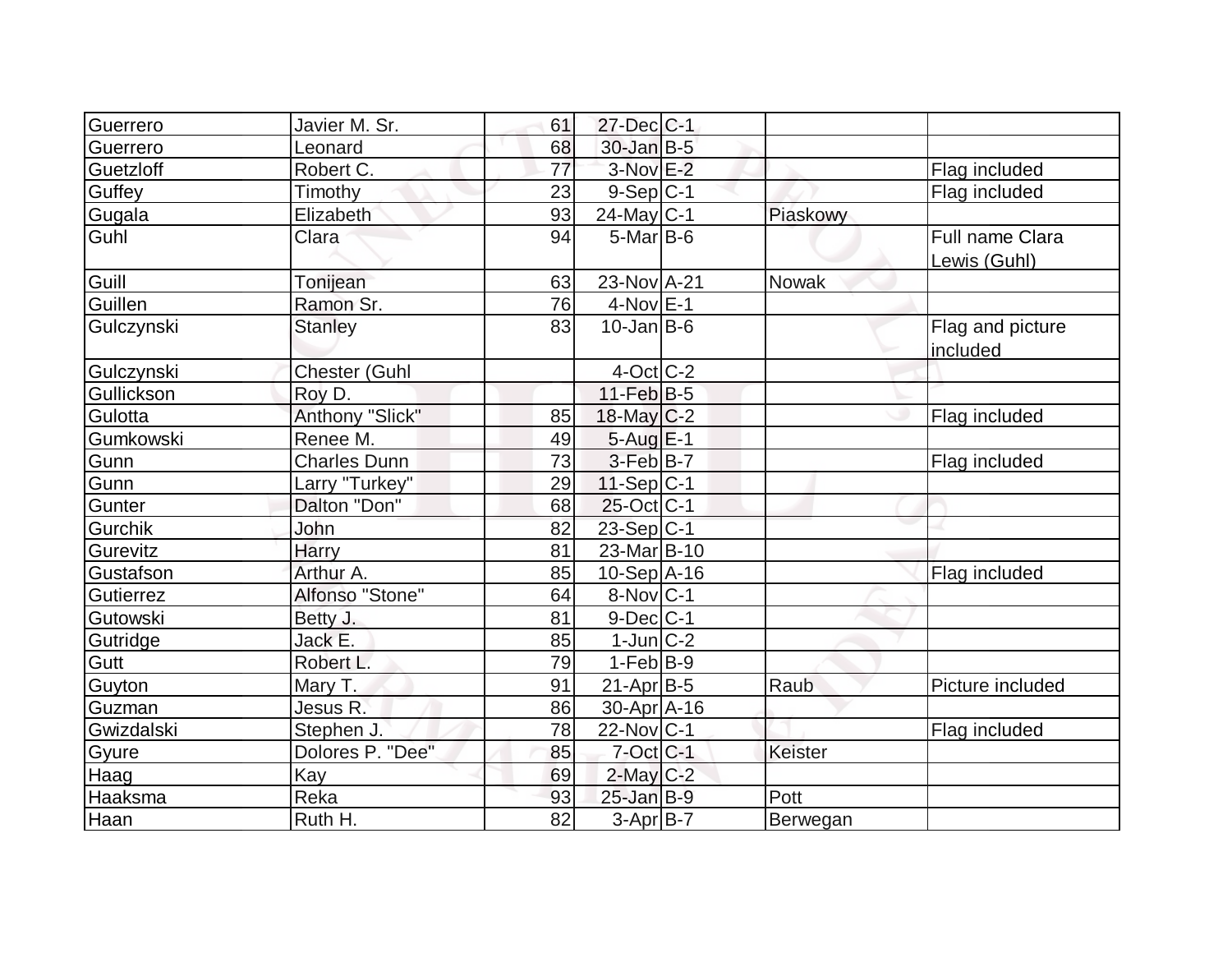| Guerrero | Javier M. Sr. | 61 | 27-Dec | C-1 | | |
|---|---|---|---|---|---|---|
| Guerrero | Leonard | 68 | 30-Jan | B-5 | | |
| Guetzloff | Robert C. | 77 | 3-Nov | E-2 | | Flag included |
| Guffey | Timothy | 23 | 9-Sep | C-1 | | Flag included |
| Gugala | Elizabeth | 93 | 24-May | C-1 | Piaskowy | |
| Guhl | Clara | 94 | 5-Mar | B-6 | | Full name Clara Lewis (Guhl) |
| Guill | Tonijean | 63 | 23-Nov | A-21 | Nowak | |
| Guillen | Ramon Sr. | 76 | 4-Nov | E-1 | | |
| Gulczynski | Stanley | 83 | 10-Jan | B-6 | | Flag and picture included |
| Gulczynski | Chester (Guhl | | 4-Oct | C-2 | | |
| Gullickson | Roy D. | | 11-Feb | B-5 | | |
| Gulotta | Anthony "Slick" | 85 | 18-May | C-2 | | Flag included |
| Gumkowski | Renee M. | 49 | 5-Aug | E-1 | | |
| Gunn | Charles Dunn | 73 | 3-Feb | B-7 | | Flag included |
| Gunn | Larry "Turkey" | 29 | 11-Sep | C-1 | | |
| Gunter | Dalton "Don" | 68 | 25-Oct | C-1 | | |
| Gurchik | John | 82 | 23-Sep | C-1 | | |
| Gurevitz | Harry | 81 | 23-Mar | B-10 | | |
| Gustafson | Arthur A. | 85 | 10-Sep | A-16 | | Flag included |
| Gutierrez | Alfonso "Stone" | 64 | 8-Nov | C-1 | | |
| Gutowski | Betty J. | 81 | 9-Dec | C-1 | | |
| Gutridge | Jack E. | 85 | 1-Jun | C-2 | | |
| Gutt | Robert L. | 79 | 1-Feb | B-9 | | |
| Guyton | Mary T. | 91 | 21-Apr | B-5 | Raub | Picture included |
| Guzman | Jesus R. | 86 | 30-Apr | A-16 | | |
| Gwizdalski | Stephen J. | 78 | 22-Nov | C-1 | | Flag included |
| Gyure | Dolores P. "Dee" | 85 | 7-Oct | C-1 | Keister | |
| Haag | Kay | 69 | 2-May | C-2 | | |
| Haaksma | Reka | 93 | 25-Jan | B-9 | Pott | |
| Haan | Ruth H. | 82 | 3-Apr | B-7 | Berwegan | |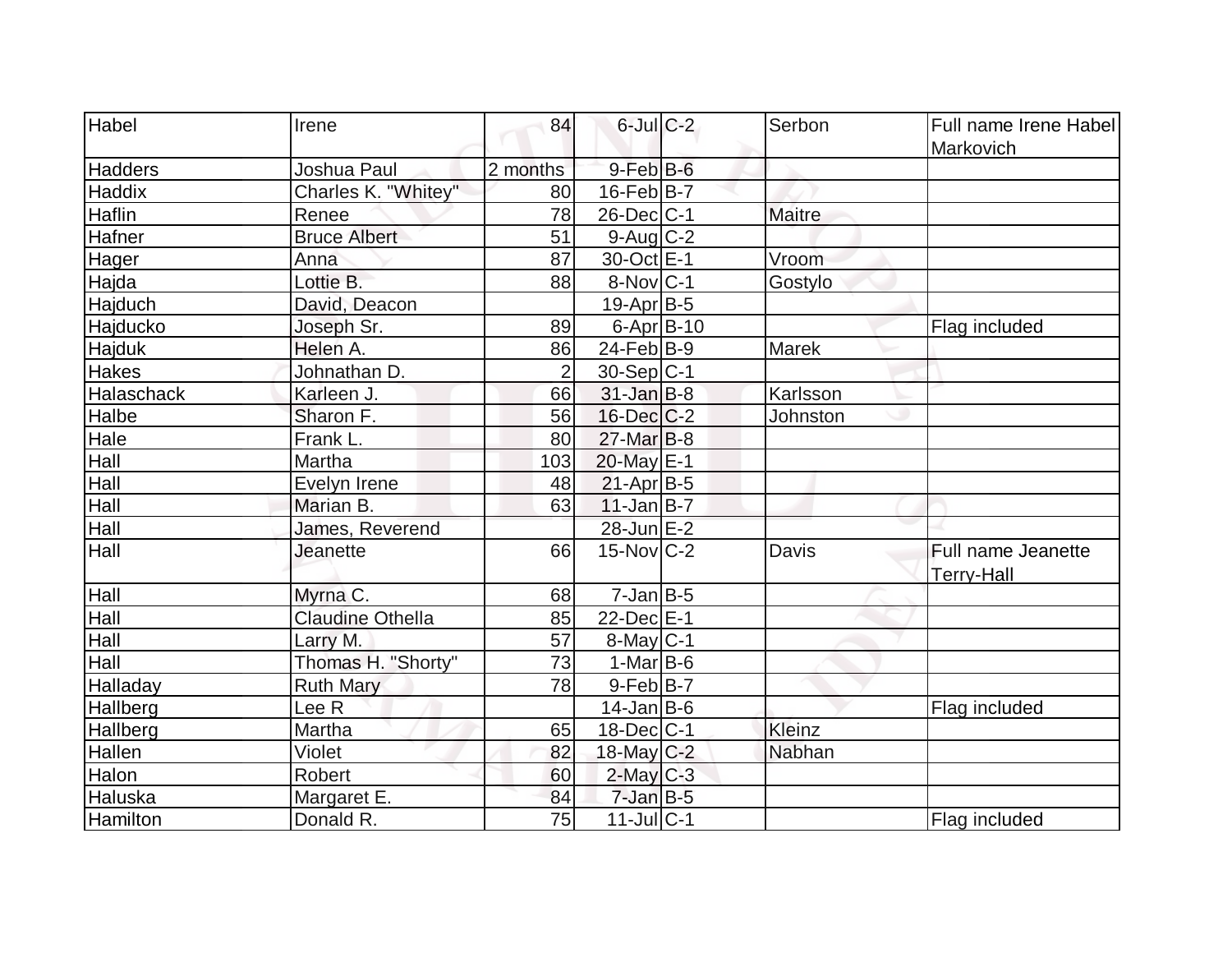| Habel | Irene | 84 | 6-Jul | C-2 | Serbon | Full name Irene Habel Markovich |
|---|---|---|---|---|---|---|
| Hadders | Joshua Paul | 2 months | 9-Feb | B-6 | | |
| Haddix | Charles K. "Whitey" | 80 | 16-Feb | B-7 | | |
| Haflin | Renee | 78 | 26-Dec | C-1 | Maitre | |
| Hafner | Bruce Albert | 51 | 9-Aug | C-2 | | |
| Hager | Anna | 87 | 30-Oct | E-1 | Vroom | |
| Hajda | Lottie B. | 88 | 8-Nov | C-1 | Gostylo | |
| Hajduch | David, Deacon | | 19-Apr | B-5 | | |
| Hajducko | Joseph Sr. | 89 | 6-Apr | B-10 | | Flag included |
| Hajduk | Helen A. | 86 | 24-Feb | B-9 | Marek | |
| Hakes | Johnathan D. | 2 | 30-Sep | C-1 | | |
| Halaschack | Karleen J. | 66 | 31-Jan | B-8 | Karlsson | |
| Halbe | Sharon F. | 56 | 16-Dec | C-2 | Johnston | |
| Hale | Frank L. | 80 | 27-Mar | B-8 | | |
| Hall | Martha | 103 | 20-May | E-1 | | |
| Hall | Evelyn Irene | 48 | 21-Apr | B-5 | | |
| Hall | Marian B. | 63 | 11-Jan | B-7 | | |
| Hall | James, Reverend | | 28-Jun | E-2 | | |
| Hall | Jeanette | 66 | 15-Nov | C-2 | Davis | Full name Jeanette Terry-Hall |
| Hall | Myrna C. | 68 | 7-Jan | B-5 | | |
| Hall | Claudine Othella | 85 | 22-Dec | E-1 | | |
| Hall | Larry M. | 57 | 8-May | C-1 | | |
| Hall | Thomas H. "Shorty" | 73 | 1-Mar | B-6 | | |
| Halladay | Ruth Mary | 78 | 9-Feb | B-7 | | |
| Hallberg | Lee R | | 14-Jan | B-6 | | Flag included |
| Hallberg | Martha | 65 | 18-Dec | C-1 | Kleinz | |
| Hallen | Violet | 82 | 18-May | C-2 | Nabhan | |
| Halon | Robert | 60 | 2-May | C-3 | | |
| Haluska | Margaret E. | 84 | 7-Jan | B-5 | | |
| Hamilton | Donald R. | 75 | 11-Jul | C-1 | | Flag included |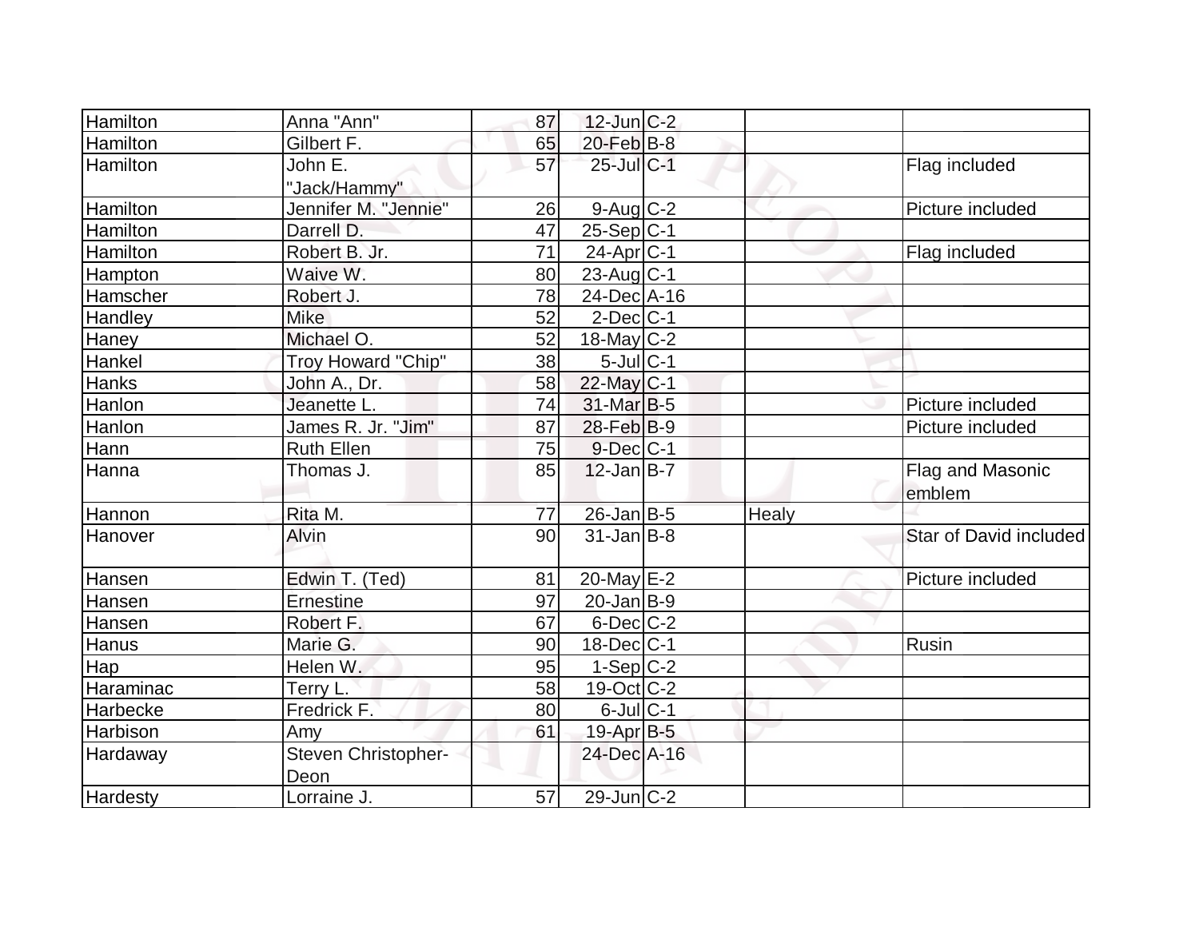| | | | | | | |
|---|---|---|---|---|---|---|
| Hamilton | Anna "Ann" | 87 | 12-Jun | C-2 | | |
| Hamilton | Gilbert F. | 65 | 20-Feb | B-8 | | |
| Hamilton | John E. "Jack/Hammy" | 57 | 25-Jul | C-1 | | Flag included |
| Hamilton | Jennifer M. "Jennie" | 26 | 9-Aug | C-2 | | Picture included |
| Hamilton | Darrell D. | 47 | 25-Sep | C-1 | | |
| Hamilton | Robert B. Jr. | 71 | 24-Apr | C-1 | | Flag included |
| Hampton | Waive W. | 80 | 23-Aug | C-1 | | |
| Hamscher | Robert J. | 78 | 24-Dec | A-16 | | |
| Handley | Mike | 52 | 2-Dec | C-1 | | |
| Haney | Michael O. | 52 | 18-May | C-2 | | |
| Hankel | Troy Howard "Chip" | 38 | 5-Jul | C-1 | | |
| Hanks | John A., Dr. | 58 | 22-May | C-1 | | |
| Hanlon | Jeanette L. | 74 | 31-Mar | B-5 | | Picture included |
| Hanlon | James R. Jr. "Jim" | 87 | 28-Feb | B-9 | | Picture included |
| Hann | Ruth Ellen | 75 | 9-Dec | C-1 | | |
| Hanna | Thomas J. | 85 | 12-Jan | B-7 | | Flag and Masonic emblem |
| Hannon | Rita M. | 77 | 26-Jan | B-5 | Healy | |
| Hanover | Alvin | 90 | 31-Jan | B-8 | | Star of David included |
| Hansen | Edwin T. (Ted) | 81 | 20-May | E-2 | | Picture included |
| Hansen | Ernestine | 97 | 20-Jan | B-9 | | |
| Hansen | Robert F. | 67 | 6-Dec | C-2 | | |
| Hanus | Marie G. | 90 | 18-Dec | C-1 | | Rusin |
| Hap | Helen W. | 95 | 1-Sep | C-2 | | |
| Haraminac | Terry L. | 58 | 19-Oct | C-2 | | |
| Harbecke | Fredrick F. | 80 | 6-Jul | C-1 | | |
| Harbison | Amy | 61 | 19-Apr | B-5 | | |
| Hardaway | Steven Christopher-Deon | | 24-Dec | A-16 | | |
| Hardesty | Lorraine J. | 57 | 29-Jun | C-2 | | |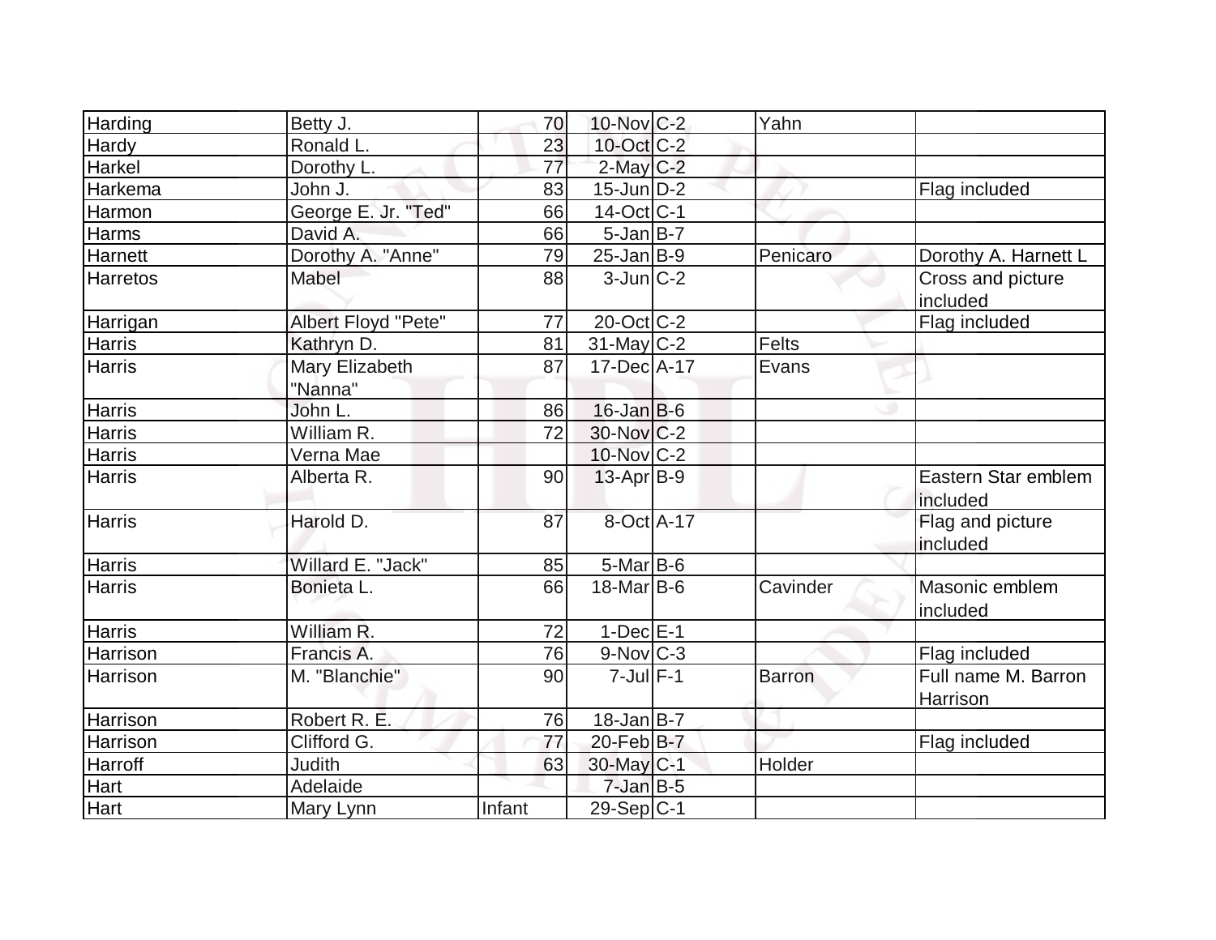| Harding | Betty J. | 70 | 10-Nov | C-2 | Yahn | |
|---|---|---|---|---|---|---|
| Hardy | Ronald L. | 23 | 10-Oct | C-2 | | |
| Harkel | Dorothy L. | 77 | 2-May | C-2 | | |
| Harkema | John J. | 83 | 15-Jun | D-2 | | Flag included |
| Harmon | George E. Jr. "Ted" | 66 | 14-Oct | C-1 | | |
| Harms | David A. | 66 | 5-Jan | B-7 | | |
| Harnett | Dorothy A. "Anne" | 79 | 25-Jan | B-9 | Penicaro | Dorothy A. Harnett L |
| Harretos | Mabel | 88 | 3-Jun | C-2 | | Cross and picture included |
| Harrigan | Albert Floyd "Pete" | 77 | 20-Oct | C-2 | | Flag included |
| Harris | Kathryn D. | 81 | 31-May | C-2 | Felts | |
| Harris | Mary Elizabeth "Nanna" | 87 | 17-Dec | A-17 | Evans | |
| Harris | John L. | 86 | 16-Jan | B-6 | | |
| Harris | William R. | 72 | 30-Nov | C-2 | | |
| Harris | Verna Mae | | 10-Nov | C-2 | | |
| Harris | Alberta R. | 90 | 13-Apr | B-9 | | Eastern Star emblem included |
| Harris | Harold D. | 87 | 8-Oct | A-17 | | Flag and picture included |
| Harris | Willard E. "Jack" | 85 | 5-Mar | B-6 | | |
| Harris | Bonieta L. | 66 | 18-Mar | B-6 | Cavinder | Masonic emblem included |
| Harris | William R. | 72 | 1-Dec | E-1 | | |
| Harrison | Francis A. | 76 | 9-Nov | C-3 | | Flag included |
| Harrison | M. "Blanchie" | 90 | 7-Jul | F-1 | Barron | Full name M. Barron Harrison |
| Harrison | Robert R. E. | 76 | 18-Jan | B-7 | | |
| Harrison | Clifford G. | 77 | 20-Feb | B-7 | | Flag included |
| Harroff | Judith | 63 | 30-May | C-1 | Holder | |
| Hart | Adelaide | | 7-Jan | B-5 | | |
| Hart | Mary Lynn | Infant | 29-Sep | C-1 | | |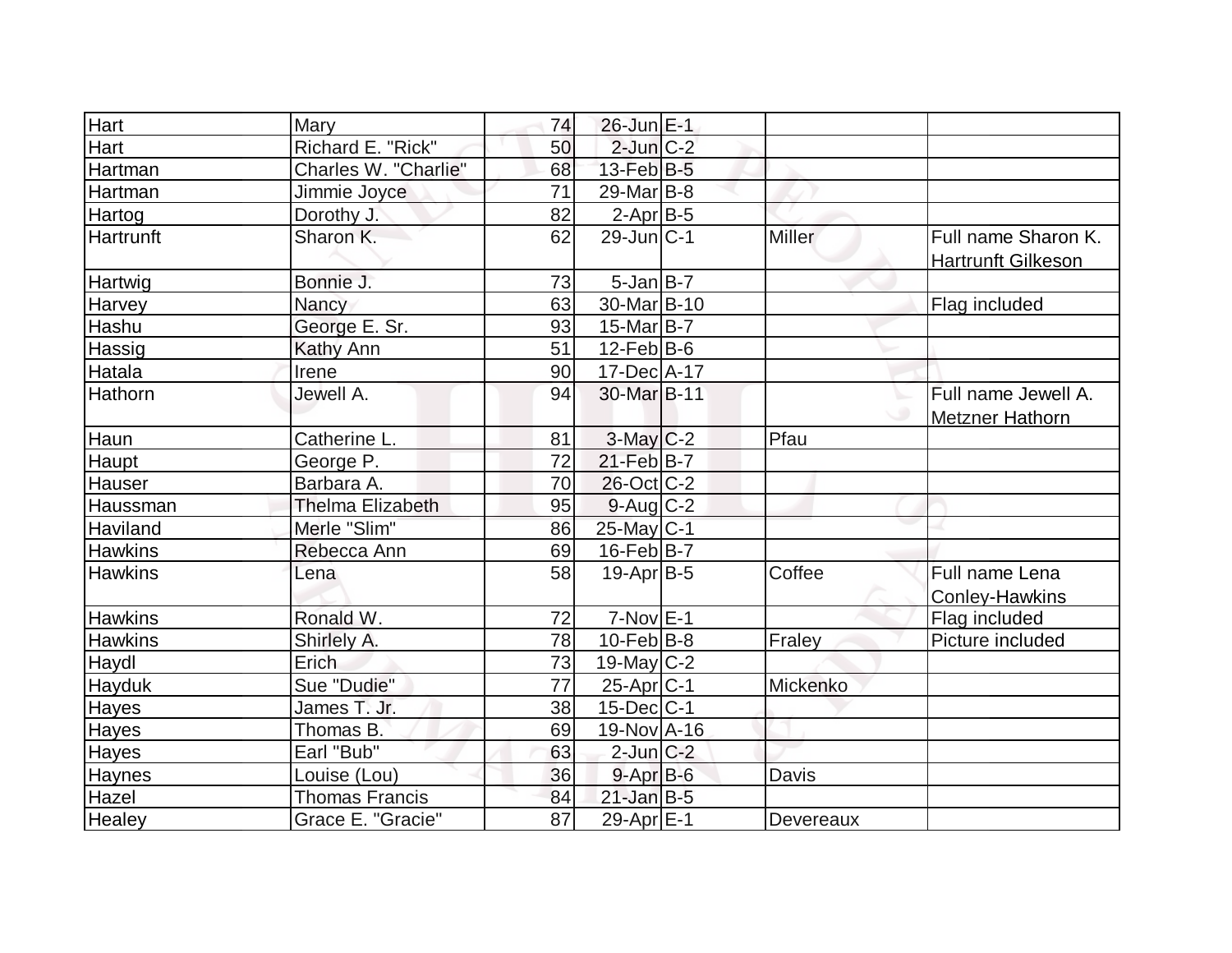| | | | | | | |
|---|---|---|---|---|---|---|
| Hart | Mary | 74 | 26-Jun | E-1 | | |
| Hart | Richard E. "Rick" | 50 | 2-Jun | C-2 | | |
| Hartman | Charles W. "Charlie" | 68 | 13-Feb | B-5 | | |
| Hartman | Jimmie Joyce | 71 | 29-Mar | B-8 | | |
| Hartog | Dorothy J. | 82 | 2-Apr | B-5 | | |
| Hartrunft | Sharon K. | 62 | 29-Jun | C-1 | Miller | Full name Sharon K. Hartrunft Gilkeson |
| Hartwig | Bonnie J. | 73 | 5-Jan | B-7 | | |
| Harvey | Nancy | 63 | 30-Mar | B-10 | | Flag included |
| Hashu | George E. Sr. | 93 | 15-Mar | B-7 | | |
| Hassig | Kathy Ann | 51 | 12-Feb | B-6 | | |
| Hatala | Irene | 90 | 17-Dec | A-17 | | |
| Hathorn | Jewell A. | 94 | 30-Mar | B-11 | | Full name Jewell A. Metzner Hathorn |
| Haun | Catherine L. | 81 | 3-May | C-2 | Pfau | |
| Haupt | George P. | 72 | 21-Feb | B-7 | | |
| Hauser | Barbara A. | 70 | 26-Oct | C-2 | | |
| Haussman | Thelma Elizabeth | 95 | 9-Aug | C-2 | | |
| Haviland | Merle "Slim" | 86 | 25-May | C-1 | | |
| Hawkins | Rebecca Ann | 69 | 16-Feb | B-7 | | |
| Hawkins | Lena | 58 | 19-Apr | B-5 | Coffee | Full name Lena Conley-Hawkins |
| Hawkins | Ronald W. | 72 | 7-Nov | E-1 | | Flag included |
| Hawkins | Shirlely A. | 78 | 10-Feb | B-8 | Fraley | Picture included |
| Haydl | Erich | 73 | 19-May | C-2 | | |
| Hayduk | Sue "Dudie" | 77 | 25-Apr | C-1 | Mickenko | |
| Hayes | James T. Jr. | 38 | 15-Dec | C-1 | | |
| Hayes | Thomas B. | 69 | 19-Nov | A-16 | | |
| Hayes | Earl "Bub" | 63 | 2-Jun | C-2 | | |
| Haynes | Louise (Lou) | 36 | 9-Apr | B-6 | Davis | |
| Hazel | Thomas Francis | 84 | 21-Jan | B-5 | | |
| Healey | Grace E. "Gracie" | 87 | 29-Apr | E-1 | Devereaux | |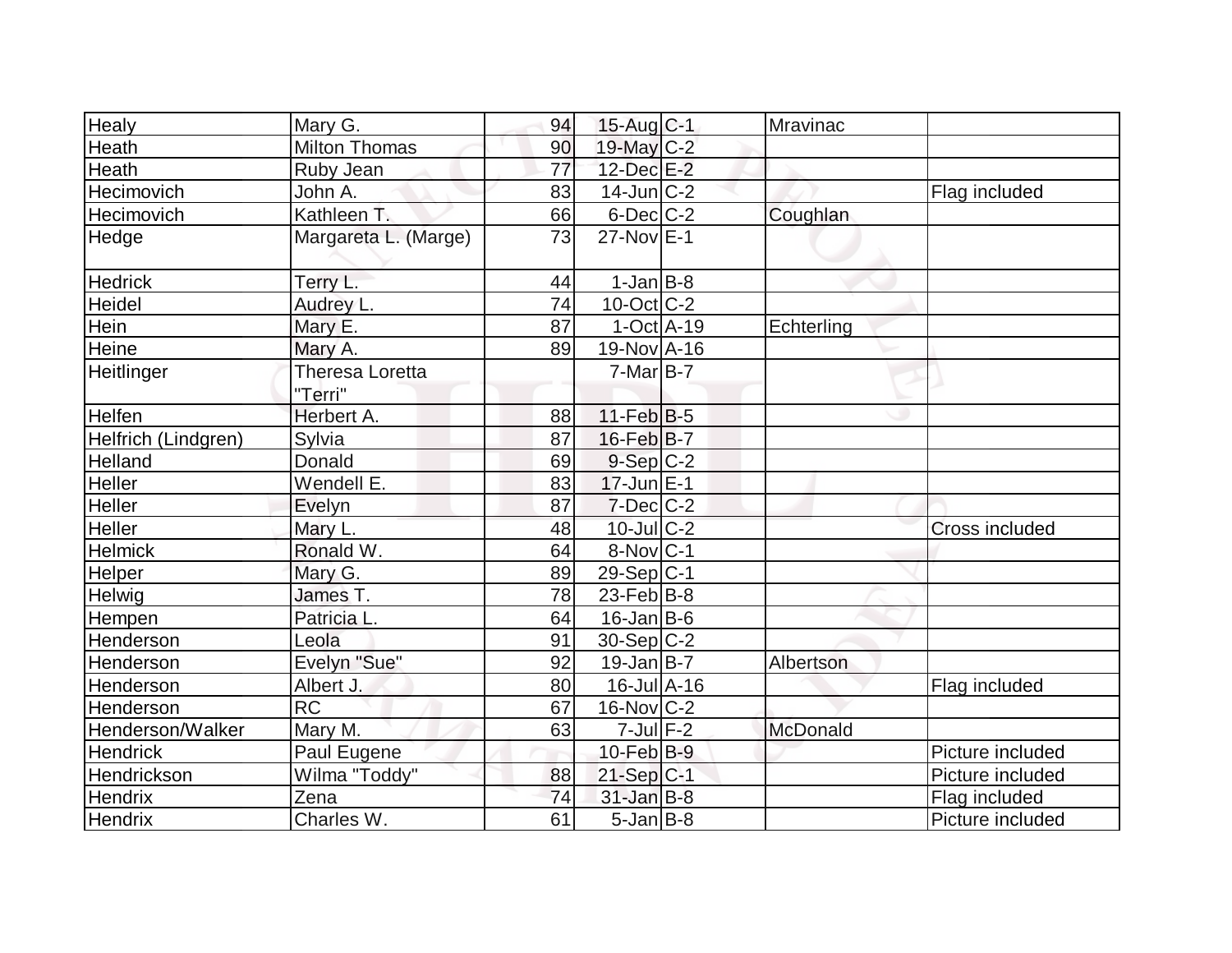| | | | | | | |
|---|---|---|---|---|---|---|
| Healy | Mary G. | 94 | 15-Aug | C-1 | Mravinac | |
| Heath | Milton Thomas | 90 | 19-May | C-2 | | |
| Heath | Ruby Jean | 77 | 12-Dec | E-2 | | |
| Hecimovich | John A. | 83 | 14-Jun | C-2 | | Flag included |
| Hecimovich | Kathleen T. | 66 | 6-Dec | C-2 | Coughlan | |
| Hedge | Margareta L. (Marge) | 73 | 27-Nov | E-1 | | |
| Hedrick | Terry L. | 44 | 1-Jan | B-8 | | |
| Heidel | Audrey L. | 74 | 10-Oct | C-2 | | |
| Hein | Mary E. | 87 | 1-Oct | A-19 | Echterling | |
| Heine | Mary A. | 89 | 19-Nov | A-16 | | |
| Heitlinger | Theresa Loretta "Terri" | | 7-Mar | B-7 | | |
| Helfen | Herbert A. | 88 | 11-Feb | B-5 | | |
| Helfrich (Lindgren) | Sylvia | 87 | 16-Feb | B-7 | | |
| Helland | Donald | 69 | 9-Sep | C-2 | | |
| Heller | Wendell E. | 83 | 17-Jun | E-1 | | |
| Heller | Evelyn | 87 | 7-Dec | C-2 | | |
| Heller | Mary L. | 48 | 10-Jul | C-2 | | Cross included |
| Helmick | Ronald W. | 64 | 8-Nov | C-1 | | |
| Helper | Mary G. | 89 | 29-Sep | C-1 | | |
| Helwig | James T. | 78 | 23-Feb | B-8 | | |
| Hempen | Patricia L. | 64 | 16-Jan | B-6 | | |
| Henderson | Leola | 91 | 30-Sep | C-2 | | |
| Henderson | Evelyn "Sue" | 92 | 19-Jan | B-7 | Albertson | |
| Henderson | Albert J. | 80 | 16-Jul | A-16 | | Flag included |
| Henderson | RC | 67 | 16-Nov | C-2 | | |
| Henderson/Walker | Mary M. | 63 | 7-Jul | F-2 | McDonald | |
| Hendrick | Paul Eugene | | 10-Feb | B-9 | | Picture included |
| Hendrickson | Wilma "Toddy" | 88 | 21-Sep | C-1 | | Picture included |
| Hendrix | Zena | 74 | 31-Jan | B-8 | | Flag included |
| Hendrix | Charles W. | 61 | 5-Jan | B-8 | | Picture included |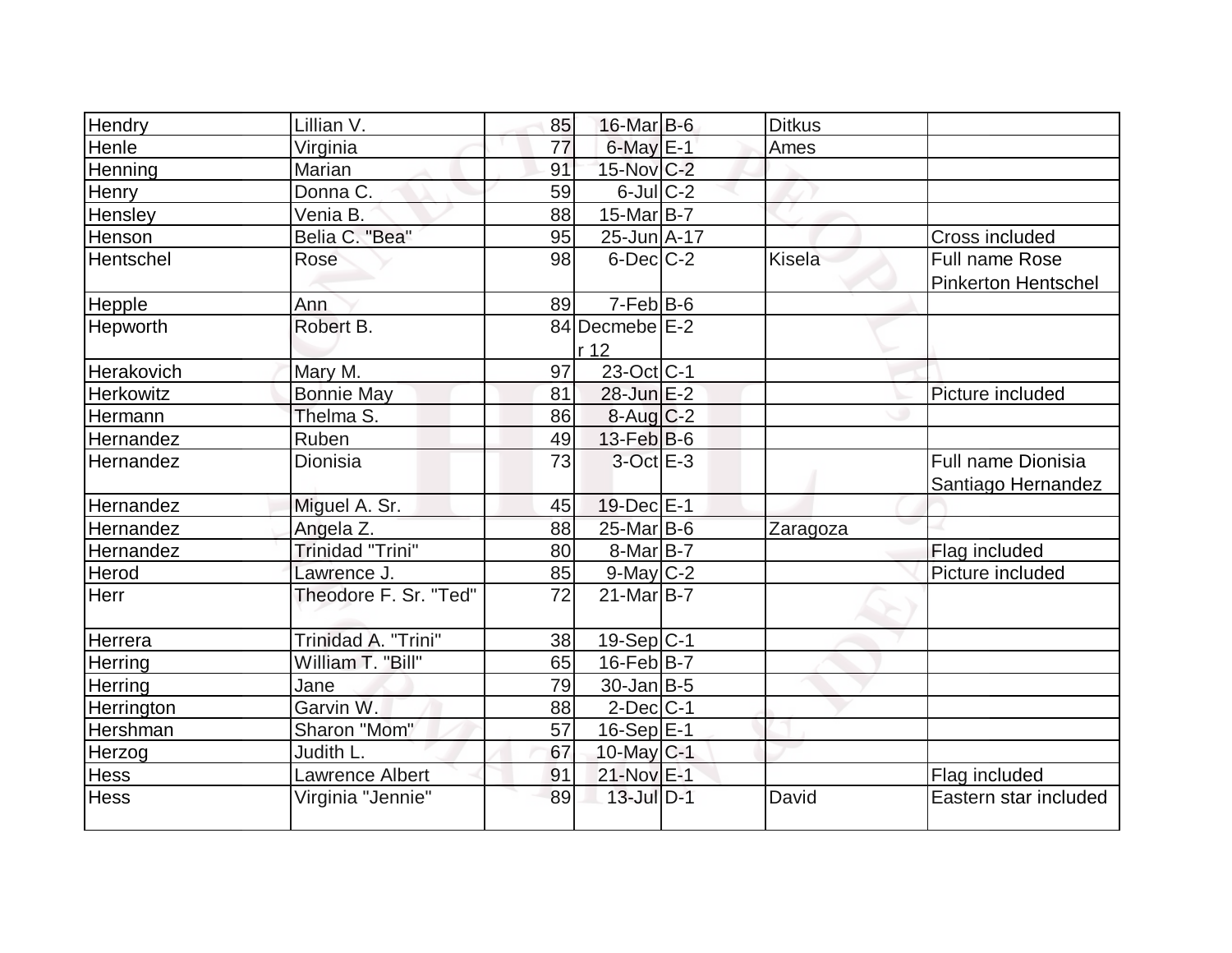| Hendry | Lillian V. | 85 | 16-Mar | B-6 | Ditkus | |
|---|---|---|---|---|---|---|
| Henle | Virginia | 77 | 6-May | E-1 | Ames | |
| Henning | Marian | 91 | 15-Nov | C-2 | | |
| Henry | Donna C. | 59 | 6-Jul | C-2 | | |
| Hensley | Venia B. | 88 | 15-Mar | B-7 | | |
| Henson | Belia C. "Bea" | 95 | 25-Jun | A-17 | | Cross included |
| Hentschel | Rose | 98 | 6-Dec | C-2 | Kisela | Full name Rose Pinkerton Hentschel |
| Hepple | Ann | 89 | 7-Feb | B-6 | | |
| Hepworth | Robert B. | 84 | Decmeber 12 | E-2 | | |
| Herakovich | Mary M. | 97 | 23-Oct | C-1 | | |
| Herkowitz | Bonnie May | 81 | 28-Jun | E-2 | | Picture included |
| Hermann | Thelma S. | 86 | 8-Aug | C-2 | | |
| Hernandez | Ruben | 49 | 13-Feb | B-6 | | |
| Hernandez | Dionisia | 73 | 3-Oct | E-3 | | Full name Dionisia Santiago Hernandez |
| Hernandez | Miguel A. Sr. | 45 | 19-Dec | E-1 | | |
| Hernandez | Angela Z. | 88 | 25-Mar | B-6 | Zaragoza | |
| Hernandez | Trinidad "Trini" | 80 | 8-Mar | B-7 | | Flag included |
| Herod | Lawrence J. | 85 | 9-May | C-2 | | Picture included |
| Herr | Theodore F. Sr. "Ted" | 72 | 21-Mar | B-7 | | |
| Herrera | Trinidad A. "Trini" | 38 | 19-Sep | C-1 | | |
| Herring | William T. "Bill" | 65 | 16-Feb | B-7 | | |
| Herring | Jane | 79 | 30-Jan | B-5 | | |
| Herrington | Garvin W. | 88 | 2-Dec | C-1 | | |
| Hershman | Sharon "Mom" | 57 | 16-Sep | E-1 | | |
| Herzog | Judith L. | 67 | 10-May | C-1 | | |
| Hess | Lawrence Albert | 91 | 21-Nov | E-1 | | Flag included |
| Hess | Virginia "Jennie" | 89 | 13-Jul | D-1 | David | Eastern star included |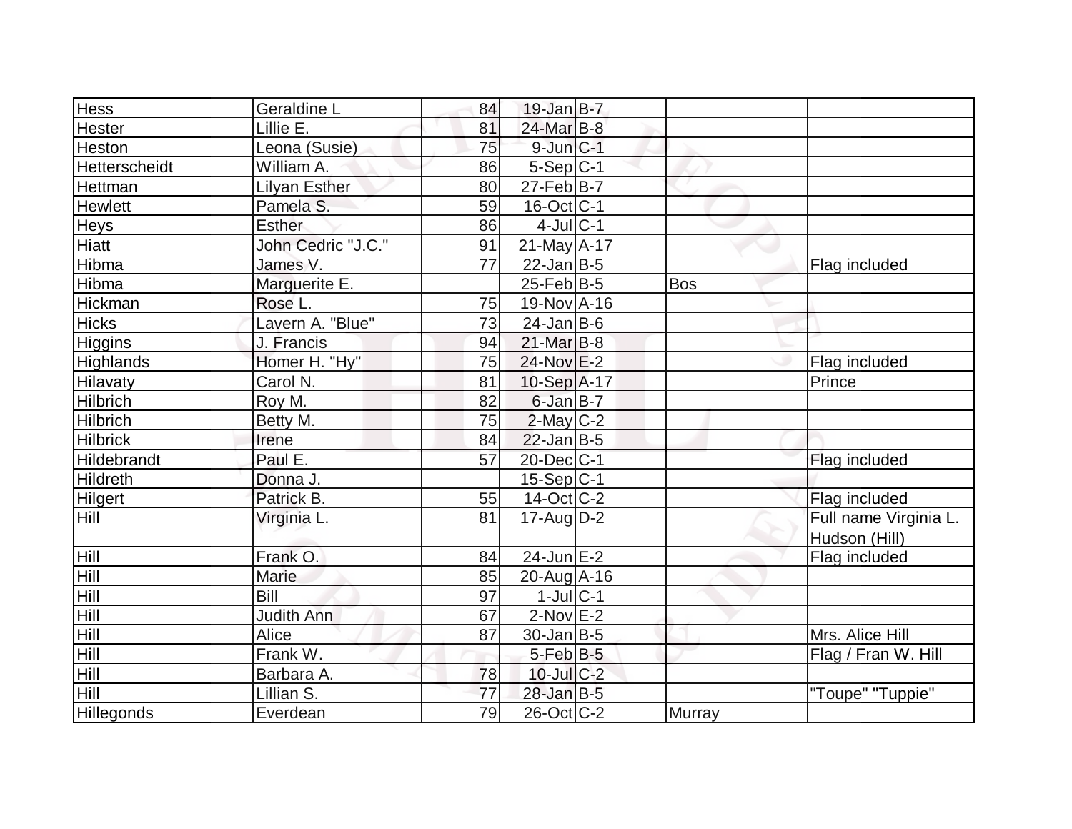| Hess | Geraldine L | 84 | 19-Jan | B-7 | | |
|---|---|---|---|---|---|---|
| Hester | Lillie E. | 81 | 24-Mar | B-8 | | |
| Heston | Leona (Susie) | 75 | 9-Jun | C-1 | | |
| Hetterscheidt | William A. | 86 | 5-Sep | C-1 | | |
| Hettman | Lilyan Esther | 80 | 27-Feb | B-7 | | |
| Hewlett | Pamela S. | 59 | 16-Oct | C-1 | | |
| Heys | Esther | 86 | 4-Jul | C-1 | | |
| Hiatt | John Cedric "J.C." | 91 | 21-May | A-17 | | |
| Hibma | James V. | 77 | 22-Jan | B-5 | | Flag included |
| Hibma | Marguerite E. | | 25-Feb | B-5 | Bos | |
| Hickman | Rose L. | 75 | 19-Nov | A-16 | | |
| Hicks | Lavern A. "Blue" | 73 | 24-Jan | B-6 | | |
| Higgins | J. Francis | 94 | 21-Mar | B-8 | | |
| Highlands | Homer H. "Hy" | 75 | 24-Nov | E-2 | | Flag included |
| Hilavaty | Carol N. | 81 | 10-Sep | A-17 | | Prince |
| Hilbrich | Roy M. | 82 | 6-Jan | B-7 | | |
| Hilbrich | Betty M. | 75 | 2-May | C-2 | | |
| Hilbrick | Irene | 84 | 22-Jan | B-5 | | |
| Hildebrandt | Paul E. | 57 | 20-Dec | C-1 | | Flag included |
| Hildreth | Donna J. | | 15-Sep | C-1 | | |
| Hilgert | Patrick B. | 55 | 14-Oct | C-2 | | Flag included |
| Hill | Virginia L. | 81 | 17-Aug | D-2 | | Full name Virginia L. Hudson (Hill) |
| Hill | Frank O. | 84 | 24-Jun | E-2 | | Flag included |
| Hill | Marie | 85 | 20-Aug | A-16 | | |
| Hill | Bill | 97 | 1-Jul | C-1 | | |
| Hill | Judith Ann | 67 | 2-Nov | E-2 | | |
| Hill | Alice | 87 | 30-Jan | B-5 | | Mrs. Alice Hill |
| Hill | Frank W. | | 5-Feb | B-5 | | Flag / Fran W. Hill |
| Hill | Barbara A. | 78 | 10-Jul | C-2 | | |
| Hill | Lillian S. | 77 | 28-Jan | B-5 | | "Toupe" "Tuppie" |
| Hillegonds | Everdean | 79 | 26-Oct | C-2 | Murray | |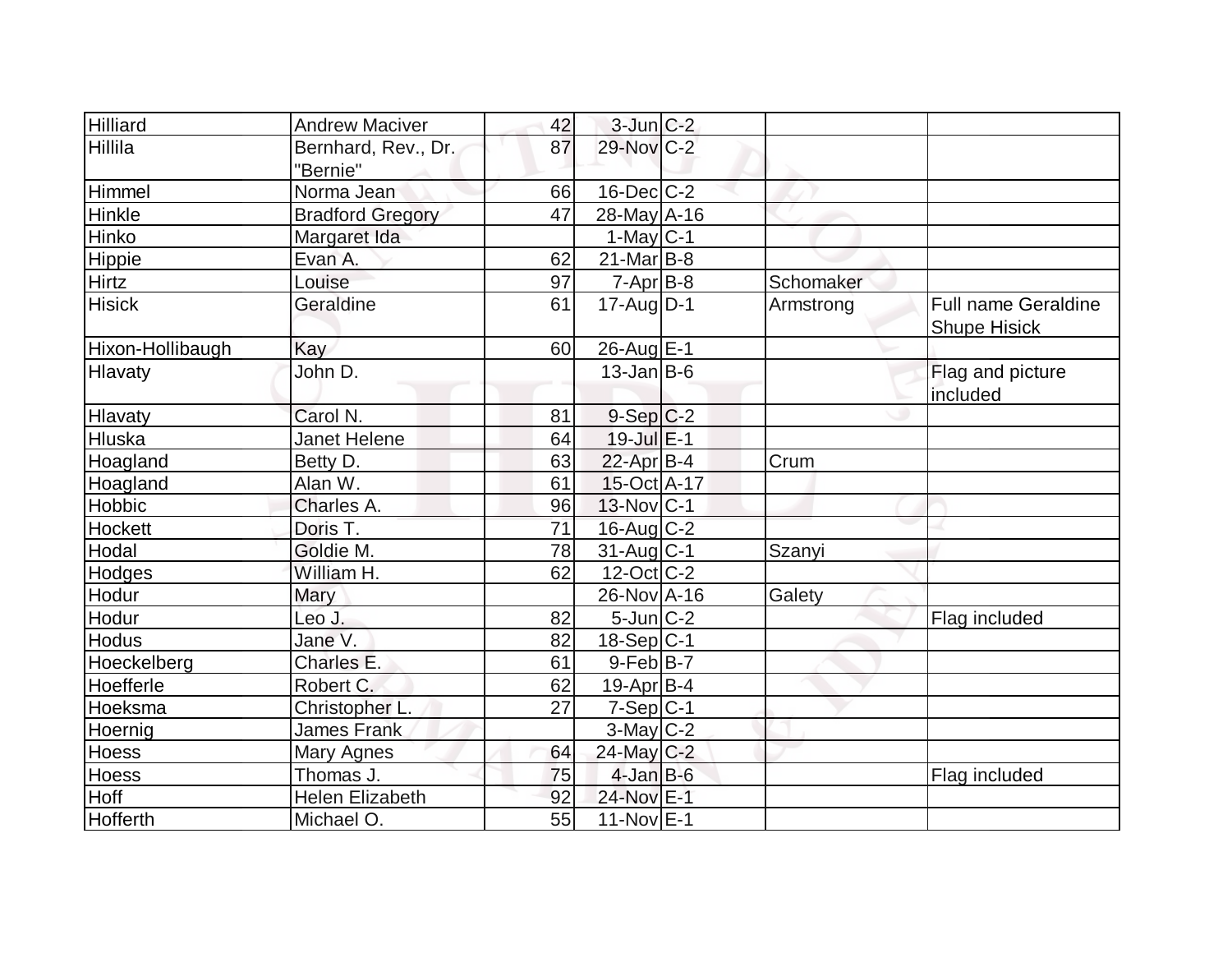| | | | | | | |
|---|---|---|---|---|---|---|
| Hilliard | Andrew Maciver | 42 | 3-Jun | C-2 | | |
| Hillila | Bernhard, Rev., Dr. "Bernie" | 87 | 29-Nov | C-2 | | |
| Himmel | Norma Jean | 66 | 16-Dec | C-2 | | |
| Hinkle | Bradford Gregory | 47 | 28-May | A-16 | | |
| Hinko | Margaret Ida | | 1-May | C-1 | | |
| Hippie | Evan A. | 62 | 21-Mar | B-8 | | |
| Hirtz | Louise | 97 | 7-Apr | B-8 | Schomaker | |
| Hisick | Geraldine | 61 | 17-Aug | D-1 | Armstrong | Full name Geraldine Shupe Hisick |
| Hixon-Hollibaugh | Kay | 60 | 26-Aug | E-1 | | |
| Hlavaty | John D. | | 13-Jan | B-6 | | Flag and picture included |
| Hlavaty | Carol N. | 81 | 9-Sep | C-2 | | |
| Hluska | Janet Helene | 64 | 19-Jul | E-1 | | |
| Hoagland | Betty D. | 63 | 22-Apr | B-4 | Crum | |
| Hoagland | Alan W. | 61 | 15-Oct | A-17 | | |
| Hobbic | Charles A. | 96 | 13-Nov | C-1 | | |
| Hockett | Doris T. | 71 | 16-Aug | C-2 | | |
| Hodal | Goldie M. | 78 | 31-Aug | C-1 | Szanyi | |
| Hodges | William H. | 62 | 12-Oct | C-2 | | |
| Hodur | Mary | | 26-Nov | A-16 | Galety | |
| Hodur | Leo J. | 82 | 5-Jun | C-2 | | Flag included |
| Hodus | Jane V. | 82 | 18-Sep | C-1 | | |
| Hoeckelberg | Charles E. | 61 | 9-Feb | B-7 | | |
| Hoefferle | Robert C. | 62 | 19-Apr | B-4 | | |
| Hoeksma | Christopher L. | 27 | 7-Sep | C-1 | | |
| Hoernig | James Frank | | 3-May | C-2 | | |
| Hoess | Mary Agnes | 64 | 24-May | C-2 | | |
| Hoess | Thomas J. | 75 | 4-Jan | B-6 | | Flag included |
| Hoff | Helen Elizabeth | 92 | 24-Nov | E-1 | | |
| Hofferth | Michael O. | 55 | 11-Nov | E-1 | | |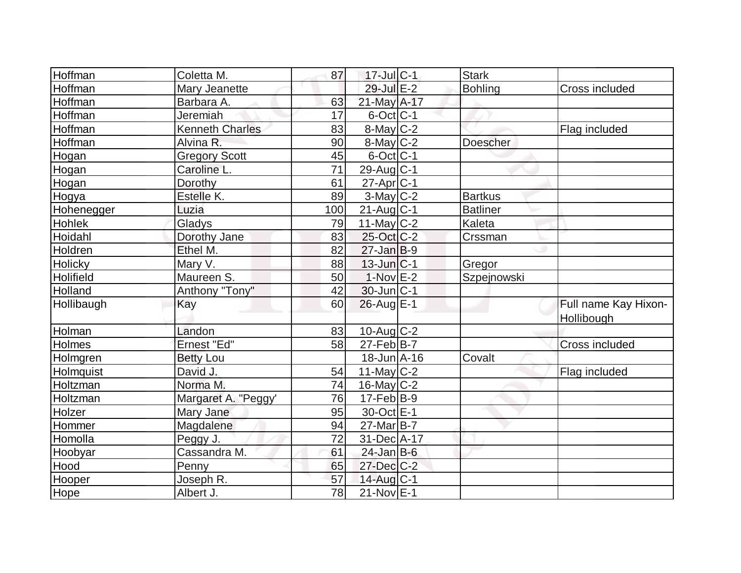| | | | | | | |
|---|---|---|---|---|---|---|
| Hoffman | Coletta M. | 87 | 17-Jul | C-1 | Stark | |
| Hoffman | Mary Jeanette | | 29-Jul | E-2 | Bohling | Cross included |
| Hoffman | Barbara A. | 63 | 21-May | A-17 | | |
| Hoffman | Jeremiah | 17 | 6-Oct | C-1 | | |
| Hoffman | Kenneth Charles | 83 | 8-May | C-2 | | Flag included |
| Hoffman | Alvina R. | 90 | 8-May | C-2 | Doescher | |
| Hogan | Gregory Scott | 45 | 6-Oct | C-1 | | |
| Hogan | Caroline L. | 71 | 29-Aug | C-1 | | |
| Hogan | Dorothy | 61 | 27-Apr | C-1 | | |
| Hogya | Estelle K. | 89 | 3-May | C-2 | Bartkus | |
| Hohenegger | Luzia | 100 | 21-Aug | C-1 | Batliner | |
| Hohlek | Gladys | 79 | 11-May | C-2 | Kaleta | |
| Hoidahl | Dorothy Jane | 83 | 25-Oct | C-2 | Crssman | |
| Holdren | Ethel M. | 82 | 27-Jan | B-9 | | |
| Holicky | Mary V. | 88 | 13-Jun | C-1 | Gregor | |
| Holifield | Maureen S. | 50 | 1-Nov | E-2 | Szpejnowski | |
| Holland | Anthony "Tony" | 42 | 30-Jun | C-1 | | |
| Hollibaugh | Kay | 60 | 26-Aug | E-1 | | Full name Kay Hixon-Hollibough |
| Holman | Landon | 83 | 10-Aug | C-2 | | |
| Holmes | Ernest "Ed" | 58 | 27-Feb | B-7 | | Cross included |
| Holmgren | Betty Lou | | 18-Jun | A-16 | Covalt | |
| Holmquist | David J. | 54 | 11-May | C-2 | | Flag included |
| Holtzman | Norma M. | 74 | 16-May | C-2 | | |
| Holtzman | Margaret A. "Peggy' | 76 | 17-Feb | B-9 | | |
| Holzer | Mary Jane | 95 | 30-Oct | E-1 | | |
| Hommer | Magdalene | 94 | 27-Mar | B-7 | | |
| Homolla | Peggy J. | 72 | 31-Dec | A-17 | | |
| Hoobyar | Cassandra M. | 61 | 24-Jan | B-6 | | |
| Hood | Penny | 65 | 27-Dec | C-2 | | |
| Hooper | Joseph R. | 57 | 14-Aug | C-1 | | |
| Hope | Albert J. | 78 | 21-Nov | E-1 | | |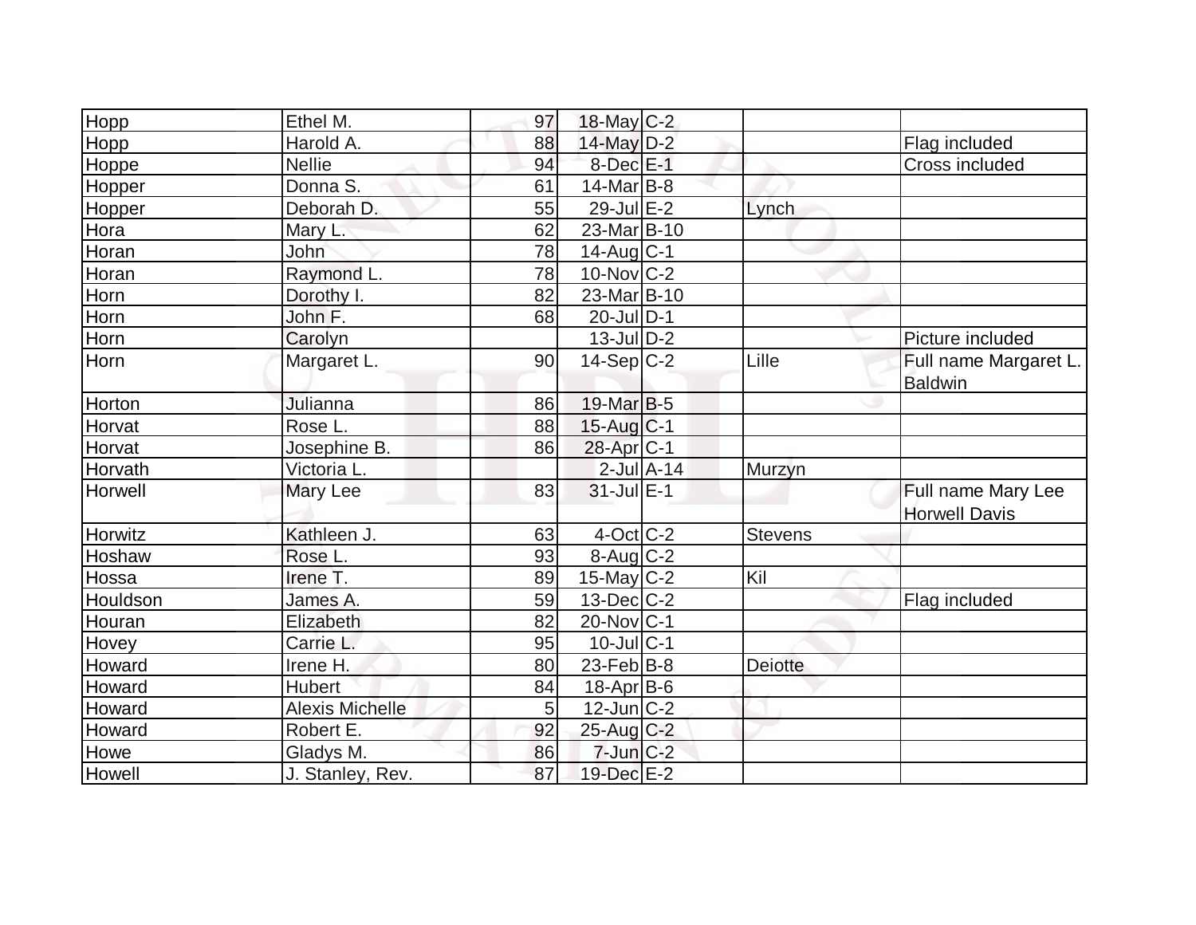| | | | | | | |
|---|---|---|---|---|---|---|
| Hopp | Ethel M. | 97 | 18-May | C-2 | | |
| Hopp | Harold A. | 88 | 14-May | D-2 | | Flag included |
| Hoppe | Nellie | 94 | 8-Dec | E-1 | | Cross included |
| Hopper | Donna S. | 61 | 14-Mar | B-8 | | |
| Hopper | Deborah D. | 55 | 29-Jul | E-2 | Lynch | |
| Hora | Mary L. | 62 | 23-Mar | B-10 | | |
| Horan | John | 78 | 14-Aug | C-1 | | |
| Horan | Raymond L. | 78 | 10-Nov | C-2 | | |
| Horn | Dorothy I. | 82 | 23-Mar | B-10 | | |
| Horn | John F. | 68 | 20-Jul | D-1 | | |
| Horn | Carolyn | | 13-Jul | D-2 | | Picture included |
| Horn | Margaret L. | 90 | 14-Sep | C-2 | Lille | Full name Margaret L. Baldwin |
| Horton | Julianna | 86 | 19-Mar | B-5 | | |
| Horvat | Rose L. | 88 | 15-Aug | C-1 | | |
| Horvat | Josephine B. | 86 | 28-Apr | C-1 | | |
| Horvath | Victoria L. | | 2-Jul | A-14 | Murzyn | |
| Horwell | Mary Lee | 83 | 31-Jul | E-1 | | Full name Mary Lee Horwell Davis |
| Horwitz | Kathleen J. | 63 | 4-Oct | C-2 | Stevens | |
| Hoshaw | Rose L. | 93 | 8-Aug | C-2 | | |
| Hossa | Irene T. | 89 | 15-May | C-2 | Kil | |
| Houldson | James A. | 59 | 13-Dec | C-2 | | Flag included |
| Houran | Elizabeth | 82 | 20-Nov | C-1 | | |
| Hovey | Carrie L. | 95 | 10-Jul | C-1 | | |
| Howard | Irene H. | 80 | 23-Feb | B-8 | Deiotte | |
| Howard | Hubert | 84 | 18-Apr | B-6 | | |
| Howard | Alexis Michelle | 5 | 12-Jun | C-2 | | |
| Howard | Robert E. | 92 | 25-Aug | C-2 | | |
| Howe | Gladys M. | 86 | 7-Jun | C-2 | | |
| Howell | J. Stanley, Rev. | 87 | 19-Dec | E-2 | | |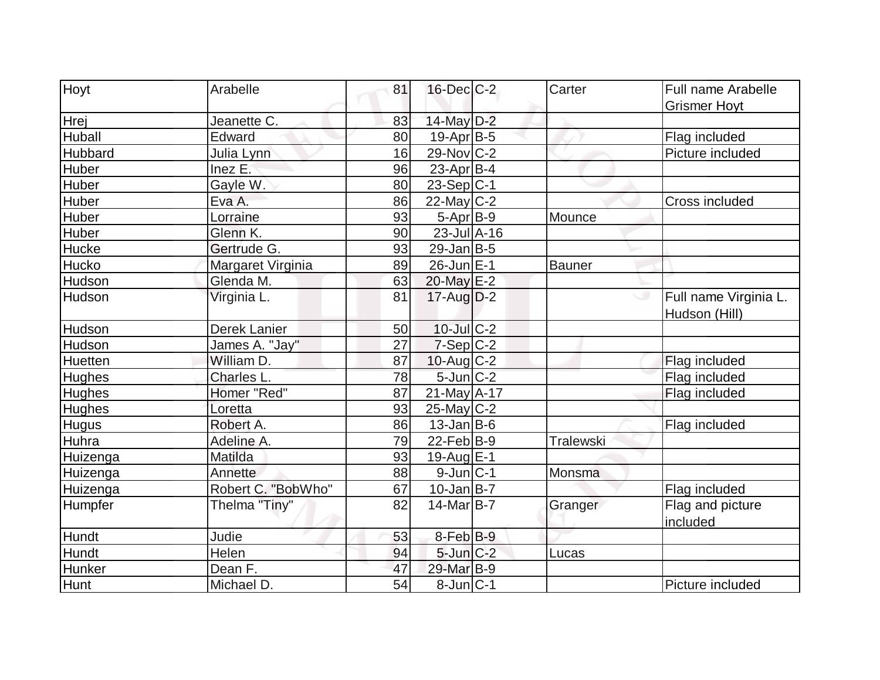| Hoyt | Arabelle | 81 | 16-Dec | C-2 | Carter | Full name Arabelle Grismer Hoyt |
|---|---|---|---|---|---|---|
| Hrej | Jeanette C. | 83 | 14-May | D-2 | | |
| Huball | Edward | 80 | 19-Apr | B-5 | | Flag included |
| Hubbard | Julia Lynn | 16 | 29-Nov | C-2 | | Picture included |
| Huber | Inez E. | 96 | 23-Apr | B-4 | | |
| Huber | Gayle W. | 80 | 23-Sep | C-1 | | |
| Huber | Eva A. | 86 | 22-May | C-2 | | Cross included |
| Huber | Lorraine | 93 | 5-Apr | B-9 | Mounce | |
| Huber | Glenn K. | 90 | 23-Jul | A-16 | | |
| Hucke | Gertrude G. | 93 | 29-Jan | B-5 | | |
| Hucko | Margaret Virginia | 89 | 26-Jun | E-1 | Bauner | |
| Hudson | Glenda M. | 63 | 20-May | E-2 | | |
| Hudson | Virginia L. | 81 | 17-Aug | D-2 | | Full name Virginia L. Hudson (Hill) |
| Hudson | Derek Lanier | 50 | 10-Jul | C-2 | | |
| Hudson | James A. "Jay" | 27 | 7-Sep | C-2 | | |
| Huetten | William D. | 87 | 10-Aug | C-2 | | Flag included |
| Hughes | Charles L. | 78 | 5-Jun | C-2 | | Flag included |
| Hughes | Homer "Red" | 87 | 21-May | A-17 | | Flag included |
| Hughes | Loretta | 93 | 25-May | C-2 | | |
| Hugus | Robert A. | 86 | 13-Jan | B-6 | | Flag included |
| Huhra | Adeline A. | 79 | 22-Feb | B-9 | Tralewski | |
| Huizenga | Matilda | 93 | 19-Aug | E-1 | | |
| Huizenga | Annette | 88 | 9-Jun | C-1 | Monsma | |
| Huizenga | Robert C. "BobWho" | 67 | 10-Jan | B-7 | | Flag included |
| Humpfer | Thelma "Tiny" | 82 | 14-Mar | B-7 | Granger | Flag and picture included |
| Hundt | Judie | 53 | 8-Feb | B-9 | | |
| Hundt | Helen | 94 | 5-Jun | C-2 | Lucas | |
| Hunker | Dean F. | 47 | 29-Mar | B-9 | | |
| Hunt | Michael D. | 54 | 8-Jun | C-1 | | Picture included |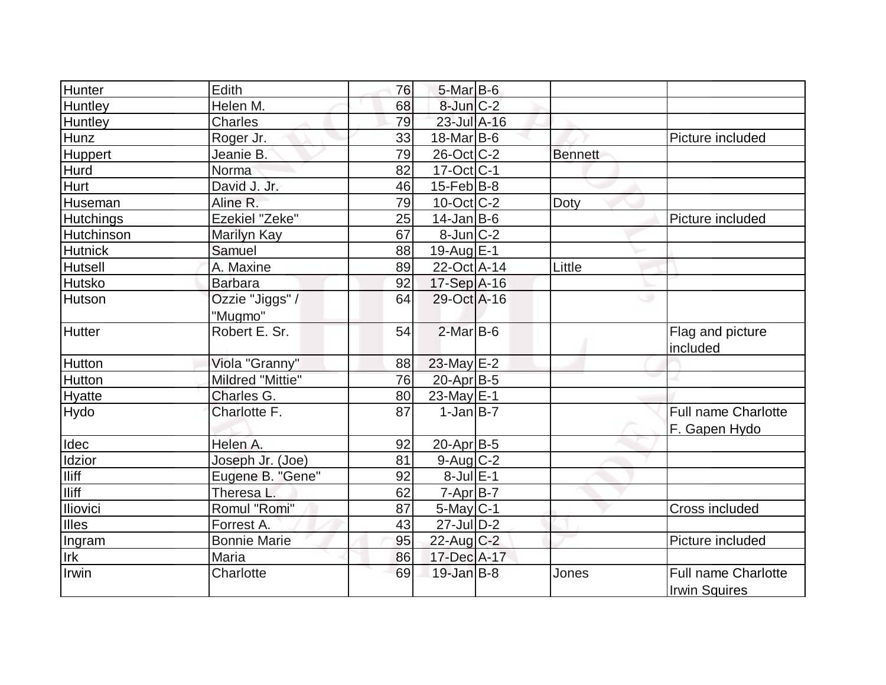| | | | | | | |
|---|---|---|---|---|---|---|
| Hunter | Edith | 76 | 5-Mar | B-6 | | |
| Huntley | Helen M. | 68 | 8-Jun | C-2 | | |
| Huntley | Charles | 79 | 23-Jul | A-16 | | |
| Hunz | Roger Jr. | 33 | 18-Mar | B-6 | | Picture included |
| Huppert | Jeanie B. | 79 | 26-Oct | C-2 | Bennett | |
| Hurd | Norma | 82 | 17-Oct | C-1 | | |
| Hurt | David J. Jr. | 46 | 15-Feb | B-8 | | |
| Huseman | Aline R. | 79 | 10-Oct | C-2 | Doty | |
| Hutchings | Ezekiel "Zeke" | 25 | 14-Jan | B-6 | | Picture included |
| Hutchinson | Marilyn Kay | 67 | 8-Jun | C-2 | | |
| Hutnick | Samuel | 88 | 19-Aug | E-1 | | |
| Hutsell | A. Maxine | 89 | 22-Oct | A-14 | Little | |
| Hutsko | Barbara | 92 | 17-Sep | A-16 | | |
| Hutson | Ozzie "Jiggs" / "Mugmo" | 64 | 29-Oct | A-16 | | |
| Hutter | Robert E. Sr. | 54 | 2-Mar | B-6 | | Flag and picture included |
| Hutton | Viola "Granny" | 88 | 23-May | E-2 | | |
| Hutton | Mildred "Mittie" | 76 | 20-Apr | B-5 | | |
| Hyatte | Charles G. | 80 | 23-May | E-1 | | |
| Hydo | Charlotte F. | 87 | 1-Jan | B-7 | | Full name Charlotte F. Gapen Hydo |
| Idec | Helen A. | 92 | 20-Apr | B-5 | | |
| Idzior | Joseph Jr. (Joe) | 81 | 9-Aug | C-2 | | |
| Iliff | Eugene B. "Gene" | 92 | 8-Jul | E-1 | | |
| Iliff | Theresa L. | 62 | 7-Apr | B-7 | | |
| Iliovici | Romul "Romi" | 87 | 5-May | C-1 | | Cross included |
| Illes | Forrest A. | 43 | 27-Jul | D-2 | | |
| Ingram | Bonnie Marie | 95 | 22-Aug | C-2 | | Picture included |
| Irk | Maria | 86 | 17-Dec | A-17 | | |
| Irwin | Charlotte | 69 | 19-Jan | B-8 | Jones | Full name Charlotte Irwin Squires |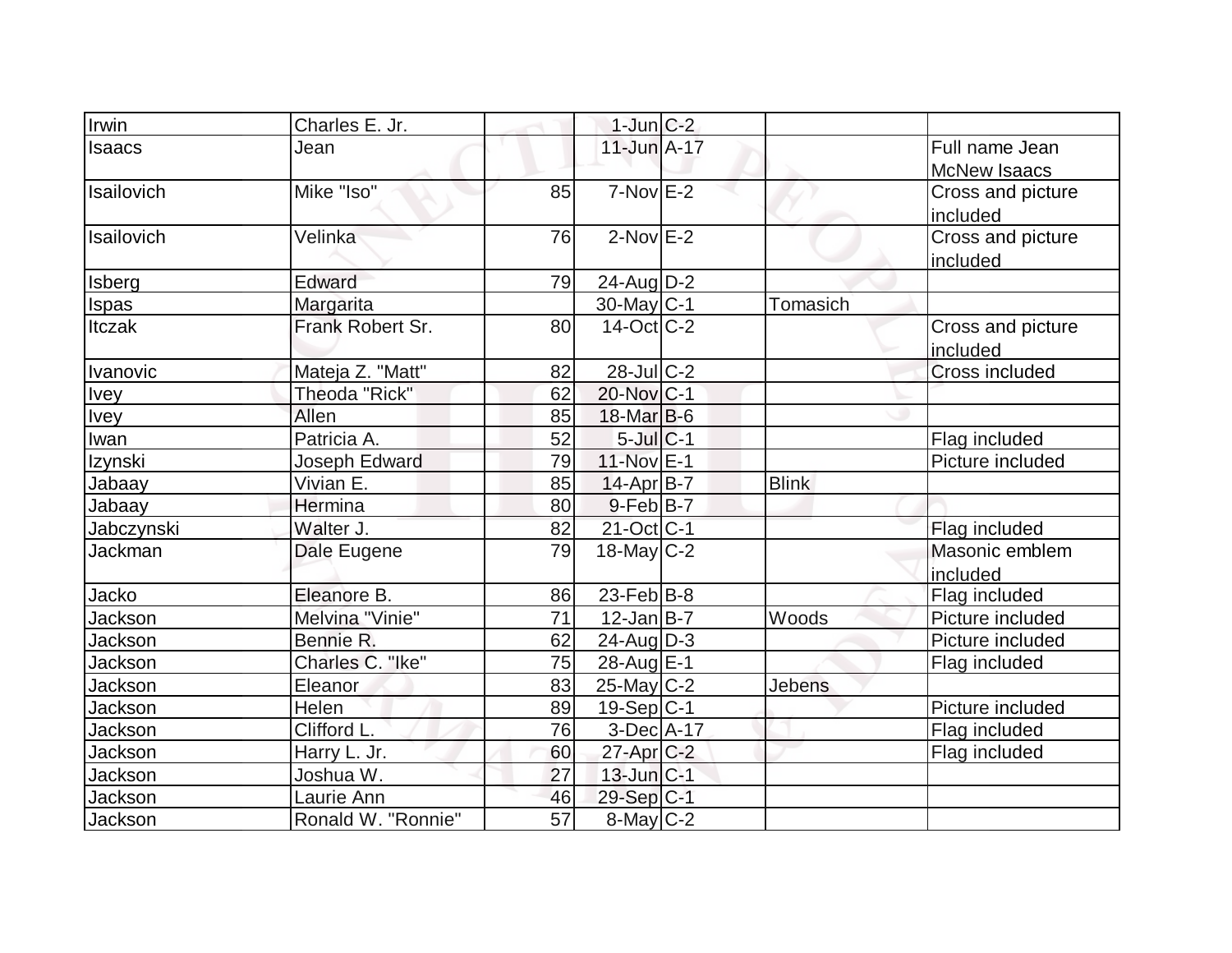| | | | | | | |
|---|---|---|---|---|---|---|
| Irwin | Charles E. Jr. | | 1-Jun | C-2 | | |
| Isaacs | Jean | | 11-Jun | A-17 | | Full name Jean McNew Isaacs |
| Isailovich | Mike "Iso" | 85 | 7-Nov | E-2 | | Cross and picture included |
| Isailovich | Velinka | 76 | 2-Nov | E-2 | | Cross and picture included |
| Isberg | Edward | 79 | 24-Aug | D-2 | | |
| Ispas | Margarita | | 30-May | C-1 | Tomasich | |
| Itczak | Frank Robert Sr. | 80 | 14-Oct | C-2 | | Cross and picture included |
| Ivanovic | Mateja Z. "Matt" | 82 | 28-Jul | C-2 | | Cross included |
| Ivey | Theoda "Rick" | 62 | 20-Nov | C-1 | | |
| Ivey | Allen | 85 | 18-Mar | B-6 | | |
| Iwan | Patricia A. | 52 | 5-Jul | C-1 | | Flag included |
| Izynski | Joseph Edward | 79 | 11-Nov | E-1 | | Picture included |
| Jabaay | Vivian E. | 85 | 14-Apr | B-7 | Blink | |
| Jabaay | Hermina | 80 | 9-Feb | B-7 | | |
| Jabczynski | Walter J. | 82 | 21-Oct | C-1 | | Flag included |
| Jackman | Dale Eugene | 79 | 18-May | C-2 | | Masonic emblem included |
| Jacko | Eleanore B. | 86 | 23-Feb | B-8 | | Flag included |
| Jackson | Melvina "Vinie" | 71 | 12-Jan | B-7 | Woods | Picture included |
| Jackson | Bennie R. | 62 | 24-Aug | D-3 | | Picture included |
| Jackson | Charles C. "Ike" | 75 | 28-Aug | E-1 | | Flag included |
| Jackson | Eleanor | 83 | 25-May | C-2 | Jebens | |
| Jackson | Helen | 89 | 19-Sep | C-1 | | Picture included |
| Jackson | Clifford L. | 76 | 3-Dec | A-17 | | Flag included |
| Jackson | Harry L. Jr. | 60 | 27-Apr | C-2 | | Flag included |
| Jackson | Joshua W. | 27 | 13-Jun | C-1 | | |
| Jackson | Laurie Ann | 46 | 29-Sep | C-1 | | |
| Jackson | Ronald W. "Ronnie" | 57 | 8-May | C-2 | | |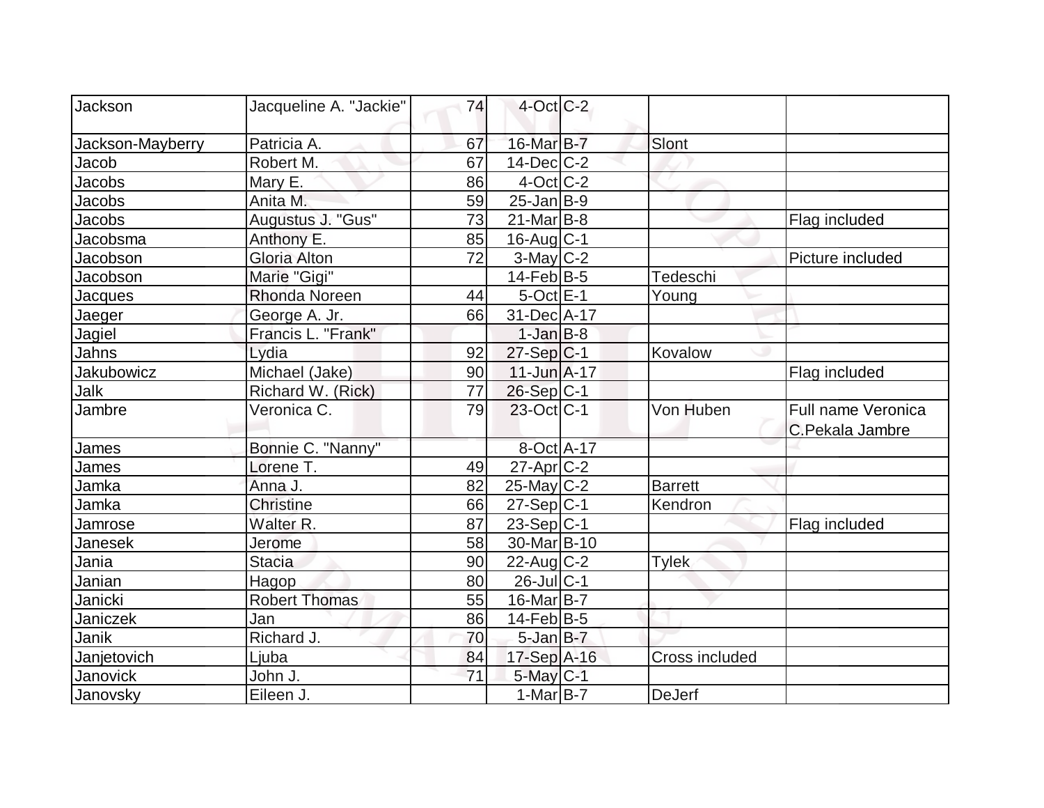| Jackson | Jacqueline A. "Jackie" | 74 | 4-Oct | C-2 | | |
|---|---|---|---|---|---|---|
| Jackson-Mayberry | Patricia A. | 67 | 16-Mar | B-7 | Slont | |
| Jacob | Robert M. | 67 | 14-Dec | C-2 | | |
| Jacobs | Mary E. | 86 | 4-Oct | C-2 | | |
| Jacobs | Anita M. | 59 | 25-Jan | B-9 | | |
| Jacobs | Augustus J. "Gus" | 73 | 21-Mar | B-8 | | Flag included |
| Jacobsma | Anthony E. | 85 | 16-Aug | C-1 | | |
| Jacobson | Gloria Alton | 72 | 3-May | C-2 | | Picture included |
| Jacobson | Marie "Gigi" | | 14-Feb | B-5 | Tedeschi | |
| Jacques | Rhonda Noreen | 44 | 5-Oct | E-1 | Young | |
| Jaeger | George A. Jr. | 66 | 31-Dec | A-17 | | |
| Jagiel | Francis L. "Frank" | | 1-Jan | B-8 | | |
| Jahns | Lydia | 92 | 27-Sep | C-1 | Kovalow | |
| Jakubowicz | Michael (Jake) | 90 | 11-Jun | A-17 | | Flag included |
| Jalk | Richard W. (Rick) | 77 | 26-Sep | C-1 | | |
| Jambre | Veronica C. | 79 | 23-Oct | C-1 | Von Huben | Full name Veronica C.Pekala Jambre |
| James | Bonnie C. "Nanny" | | 8-Oct | A-17 | | |
| James | Lorene T. | 49 | 27-Apr | C-2 | | |
| Jamka | Anna J. | 82 | 25-May | C-2 | Barrett | |
| Jamka | Christine | 66 | 27-Sep | C-1 | Kendron | |
| Jamrose | Walter R. | 87 | 23-Sep | C-1 | | Flag included |
| Janesek | Jerome | 58 | 30-Mar | B-10 | | |
| Jania | Stacia | 90 | 22-Aug | C-2 | Tylek | |
| Janian | Hagop | 80 | 26-Jul | C-1 | | |
| Janicki | Robert Thomas | 55 | 16-Mar | B-7 | | |
| Janiczek | Jan | 86 | 14-Feb | B-5 | | |
| Janik | Richard J. | 70 | 5-Jan | B-7 | | |
| Janjetovich | Ljuba | 84 | 17-Sep | A-16 | Cross included | |
| Janovick | John J. | 71 | 5-May | C-1 | | |
| Janovsky | Eileen J. | | 1-Mar | B-7 | DeJerf | |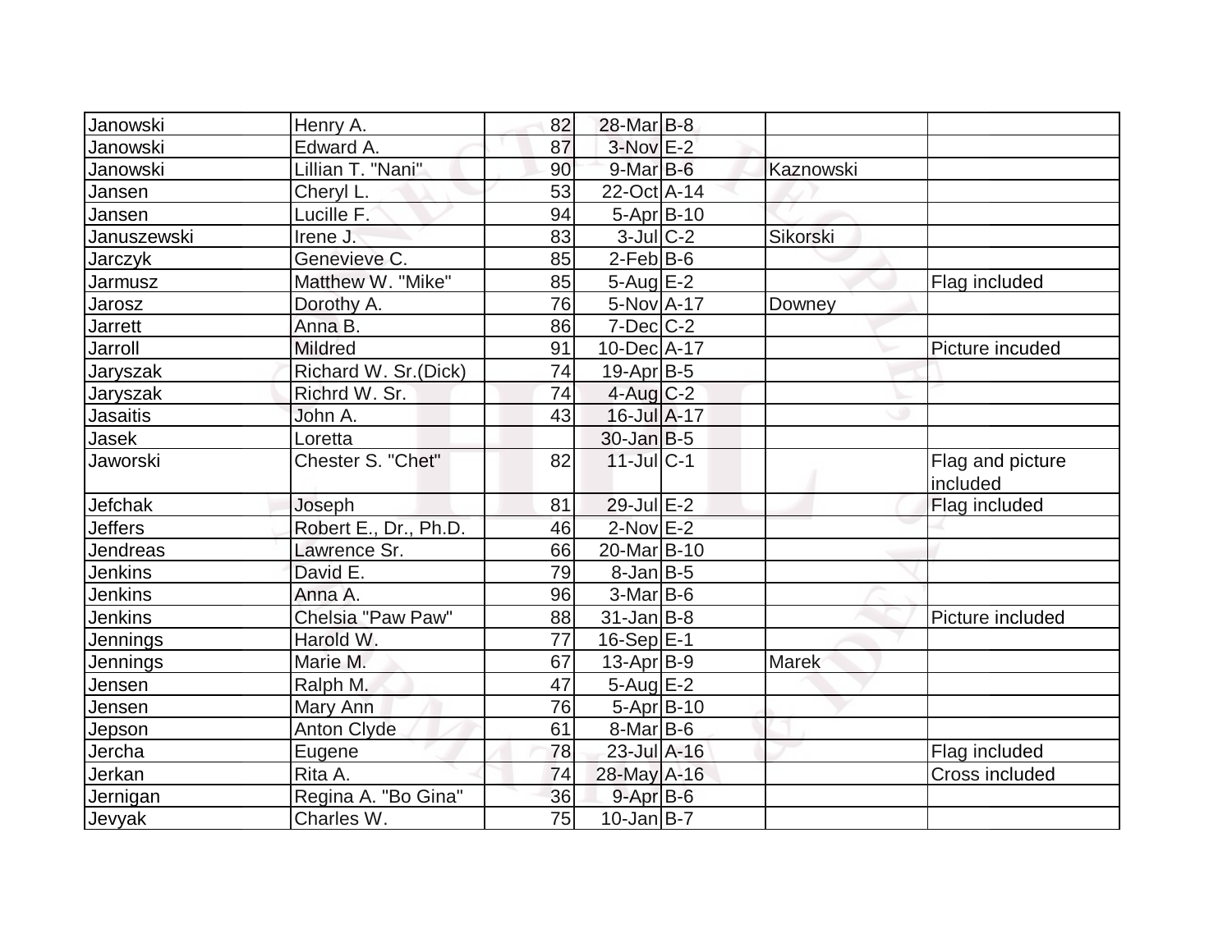| | | | | | | |
|---|---|---|---|---|---|---|
| Janowski | Henry A. | 82 | 28-Mar | B-8 | | |
| Janowski | Edward A. | 87 | 3-Nov | E-2 | | |
| Janowski | Lillian T. "Nani" | 90 | 9-Mar | B-6 | Kaznowski | |
| Jansen | Cheryl L. | 53 | 22-Oct | A-14 | | |
| Jansen | Lucille F. | 94 | 5-Apr | B-10 | | |
| Januszewski | Irene J. | 83 | 3-Jul | C-2 | Sikorski | |
| Jarczyk | Genevieve C. | 85 | 2-Feb | B-6 | | |
| Jarmusz | Matthew W. "Mike" | 85 | 5-Aug | E-2 | | Flag included |
| Jarosz | Dorothy A. | 76 | 5-Nov | A-17 | Downey | |
| Jarrett | Anna B. | 86 | 7-Dec | C-2 | | |
| Jarroll | Mildred | 91 | 10-Dec | A-17 | | Picture incuded |
| Jaryszak | Richard W. Sr.(Dick) | 74 | 19-Apr | B-5 | | |
| Jaryszak | Richrd W. Sr. | 74 | 4-Aug | C-2 | | |
| Jasaitis | John A. | 43 | 16-Jul | A-17 | | |
| Jasek | Loretta | | 30-Jan | B-5 | | |
| Jaworski | Chester S. "Chet" | 82 | 11-Jul | C-1 | | Flag and picture included |
| Jefchak | Joseph | 81 | 29-Jul | E-2 | | Flag included |
| Jeffers | Robert E., Dr., Ph.D. | 46 | 2-Nov | E-2 | | |
| Jendreas | Lawrence Sr. | 66 | 20-Mar | B-10 | | |
| Jenkins | David E. | 79 | 8-Jan | B-5 | | |
| Jenkins | Anna A. | 96 | 3-Mar | B-6 | | |
| Jenkins | Chelsia "Paw Paw" | 88 | 31-Jan | B-8 | | Picture included |
| Jennings | Harold W. | 77 | 16-Sep | E-1 | | |
| Jennings | Marie M. | 67 | 13-Apr | B-9 | Marek | |
| Jensen | Ralph M. | 47 | 5-Aug | E-2 | | |
| Jensen | Mary Ann | 76 | 5-Apr | B-10 | | |
| Jepson | Anton Clyde | 61 | 8-Mar | B-6 | | |
| Jercha | Eugene | 78 | 23-Jul | A-16 | | Flag included |
| Jerkan | Rita A. | 74 | 28-May | A-16 | | Cross included |
| Jernigan | Regina A. "Bo Gina" | 36 | 9-Apr | B-6 | | |
| Jevyak | Charles W. | 75 | 10-Jan | B-7 | | |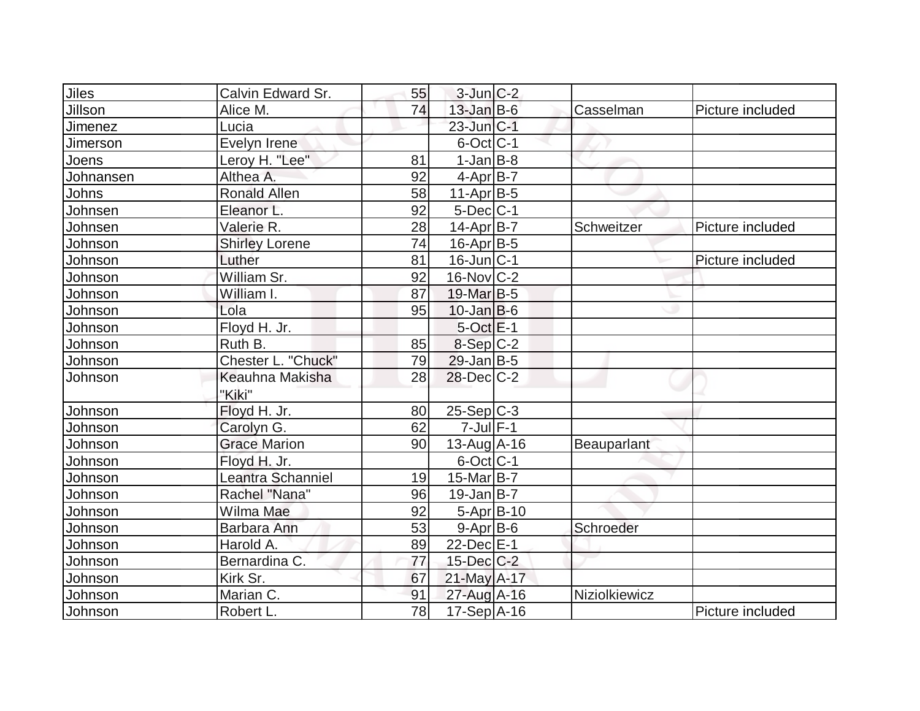| | | | | | | |
|---|---|---|---|---|---|---|
| Jiles | Calvin Edward Sr. | 55 | 3-Jun | C-2 | | |
| Jillson | Alice M. | 74 | 13-Jan | B-6 | Casselman | Picture included |
| Jimenez | Lucia | | 23-Jun | C-1 | | |
| Jimerson | Evelyn Irene | | 6-Oct | C-1 | | |
| Joens | Leroy H. "Lee" | 81 | 1-Jan | B-8 | | |
| Johnansen | Althea A. | 92 | 4-Apr | B-7 | | |
| Johns | Ronald Allen | 58 | 11-Apr | B-5 | | |
| Johnsen | Eleanor L. | 92 | 5-Dec | C-1 | | |
| Johnsen | Valerie R. | 28 | 14-Apr | B-7 | Schweitzer | Picture included |
| Johnson | Shirley Lorene | 74 | 16-Apr | B-5 | | |
| Johnson | Luther | 81 | 16-Jun | C-1 | | Picture included |
| Johnson | William Sr. | 92 | 16-Nov | C-2 | | |
| Johnson | William I. | 87 | 19-Mar | B-5 | | |
| Johnson | Lola | 95 | 10-Jan | B-6 | | |
| Johnson | Floyd H. Jr. | | 5-Oct | E-1 | | |
| Johnson | Ruth B. | 85 | 8-Sep | C-2 | | |
| Johnson | Chester L. "Chuck" | 79 | 29-Jan | B-5 | | |
| Johnson | Keauhna Makisha "Kiki" | 28 | 28-Dec | C-2 | | |
| Johnson | Floyd H. Jr. | 80 | 25-Sep | C-3 | | |
| Johnson | Carolyn G. | 62 | 7-Jul | F-1 | | |
| Johnson | Grace Marion | 90 | 13-Aug | A-16 | Beauparlant | |
| Johnson | Floyd H. Jr. | | 6-Oct | C-1 | | |
| Johnson | Leantra Schanniel | 19 | 15-Mar | B-7 | | |
| Johnson | Rachel "Nana" | 96 | 19-Jan | B-7 | | |
| Johnson | Wilma Mae | 92 | 5-Apr | B-10 | | |
| Johnson | Barbara Ann | 53 | 9-Apr | B-6 | Schroeder | |
| Johnson | Harold A. | 89 | 22-Dec | E-1 | | |
| Johnson | Bernardina C. | 77 | 15-Dec | C-2 | | |
| Johnson | Kirk Sr. | 67 | 21-May | A-17 | | |
| Johnson | Marian C. | 91 | 27-Aug | A-16 | Niziolkiewicz | |
| Johnson | Robert L. | 78 | 17-Sep | A-16 | | Picture included |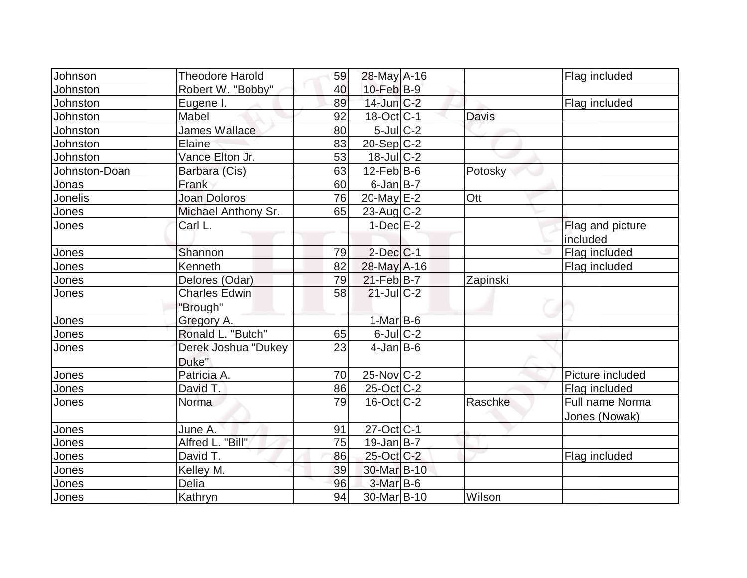| Johnson | Theodore Harold | 59 | 28-May | A-16 | | Flag included |
|---|---|---|---|---|---|---|
| Johnston | Robert W. "Bobby" | 40 | 10-Feb | B-9 | | |
| Johnston | Eugene I. | 89 | 14-Jun | C-2 | | Flag included |
| Johnston | Mabel | 92 | 18-Oct | C-1 | Davis | |
| Johnston | James Wallace | 80 | 5-Jul | C-2 | | |
| Johnston | Elaine | 83 | 20-Sep | C-2 | | |
| Johnston | Vance Elton Jr. | 53 | 18-Jul | C-2 | | |
| Johnston-Doan | Barbara (Cis) | 63 | 12-Feb | B-6 | Potosky | |
| Jonas | Frank | 60 | 6-Jan | B-7 | | |
| Jonelis | Joan Doloros | 76 | 20-May | E-2 | Ott | |
| Jones | Michael Anthony Sr. | 65 | 23-Aug | C-2 | | |
| Jones | Carl L. | | 1-Dec | E-2 | | Flag and picture included |
| Jones | Shannon | 79 | 2-Dec | C-1 | | Flag included |
| Jones | Kenneth | 82 | 28-May | A-16 | | Flag included |
| Jones | Delores (Odar) | 79 | 21-Feb | B-7 | Zapinski | |
| Jones | Charles Edwin "Brough" | 58 | 21-Jul | C-2 | | |
| Jones | Gregory A. | | 1-Mar | B-6 | | |
| Jones | Ronald L. "Butch" | 65 | 6-Jul | C-2 | | |
| Jones | Derek Joshua "Dukey Duke" | 23 | 4-Jan | B-6 | | |
| Jones | Patricia A. | 70 | 25-Nov | C-2 | | Picture included |
| Jones | David T. | 86 | 25-Oct | C-2 | | Flag included |
| Jones | Norma | 79 | 16-Oct | C-2 | Raschke | Full name Norma Jones (Nowak) |
| Jones | June A. | 91 | 27-Oct | C-1 | | |
| Jones | Alfred L. "Bill" | 75 | 19-Jan | B-7 | | |
| Jones | David T. | 86 | 25-Oct | C-2 | | Flag included |
| Jones | Kelley M. | 39 | 30-Mar | B-10 | | |
| Jones | Delia | 96 | 3-Mar | B-6 | | |
| Jones | Kathryn | 94 | 30-Mar | B-10 | Wilson | |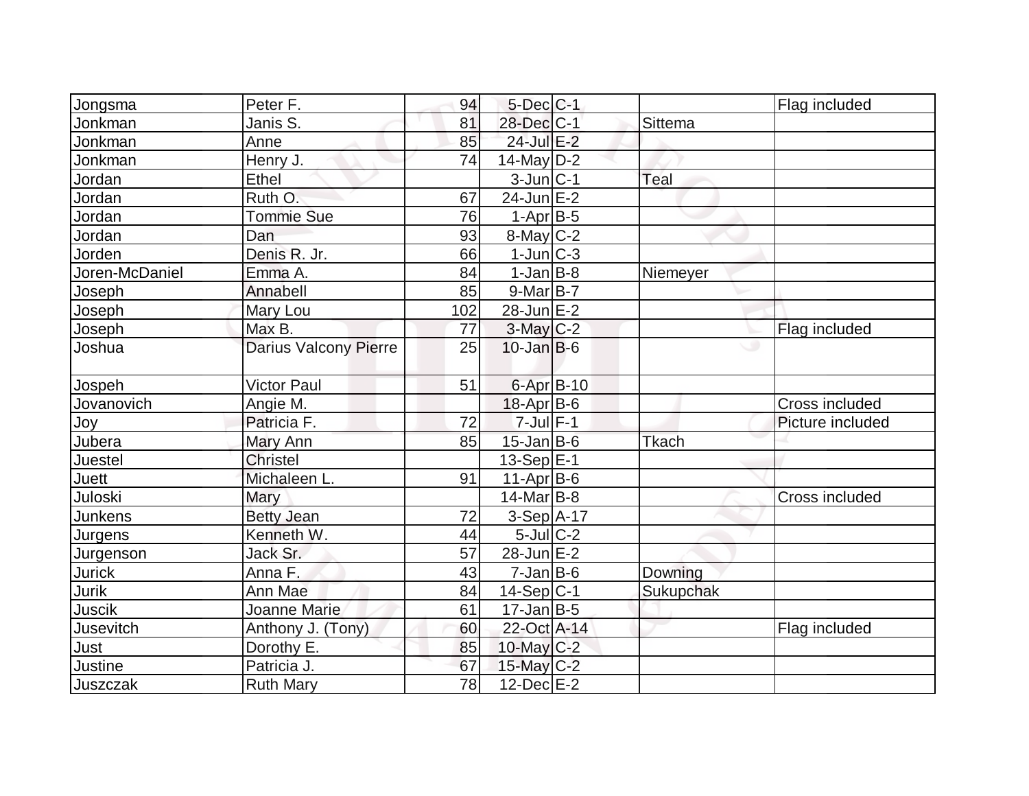| | | | | | | |
|---|---|---|---|---|---|---|
| Jongsma | Peter F. | 94 | 5-Dec | C-1 | | Flag included |
| Jonkman | Janis S. | 81 | 28-Dec | C-1 | Sittema | |
| Jonkman | Anne | 85 | 24-Jul | E-2 | | |
| Jonkman | Henry J. | 74 | 14-May | D-2 | | |
| Jordan | Ethel | | 3-Jun | C-1 | Teal | |
| Jordan | Ruth O. | 67 | 24-Jun | E-2 | | |
| Jordan | Tommie Sue | 76 | 1-Apr | B-5 | | |
| Jordan | Dan | 93 | 8-May | C-2 | | |
| Jorden | Denis R. Jr. | 66 | 1-Jun | C-3 | | |
| Joren-McDaniel | Emma A. | 84 | 1-Jan | B-8 | Niemeyer | |
| Joseph | Annabell | 85 | 9-Mar | B-7 | | |
| Joseph | Mary Lou | 102 | 28-Jun | E-2 | | |
| Joseph | Max B. | 77 | 3-May | C-2 | | Flag included |
| Joshua | Darius Valcony Pierre | 25 | 10-Jan | B-6 | | |
| Jospeh | Victor Paul | 51 | 6-Apr | B-10 | | |
| Jovanovich | Angie M. | | 18-Apr | B-6 | | Cross included |
| Joy | Patricia F. | 72 | 7-Jul | F-1 | | Picture included |
| Jubera | Mary Ann | 85 | 15-Jan | B-6 | Tkach | |
| Juestel | Christel | | 13-Sep | E-1 | | |
| Juett | Michaleen L. | 91 | 11-Apr | B-6 | | |
| Juloski | Mary | | 14-Mar | B-8 | | Cross included |
| Junkens | Betty Jean | 72 | 3-Sep | A-17 | | |
| Jurgens | Kenneth W. | 44 | 5-Jul | C-2 | | |
| Jurgenson | Jack Sr. | 57 | 28-Jun | E-2 | | |
| Jurick | Anna F. | 43 | 7-Jan | B-6 | Downing | |
| Jurik | Ann Mae | 84 | 14-Sep | C-1 | Sukupchak | |
| Juscik | Joanne Marie | 61 | 17-Jan | B-5 | | |
| Jusevitch | Anthony J. (Tony) | 60 | 22-Oct | A-14 | | Flag included |
| Just | Dorothy E. | 85 | 10-May | C-2 | | |
| Justine | Patricia J. | 67 | 15-May | C-2 | | |
| Juszczak | Ruth Mary | 78 | 12-Dec | E-2 | | |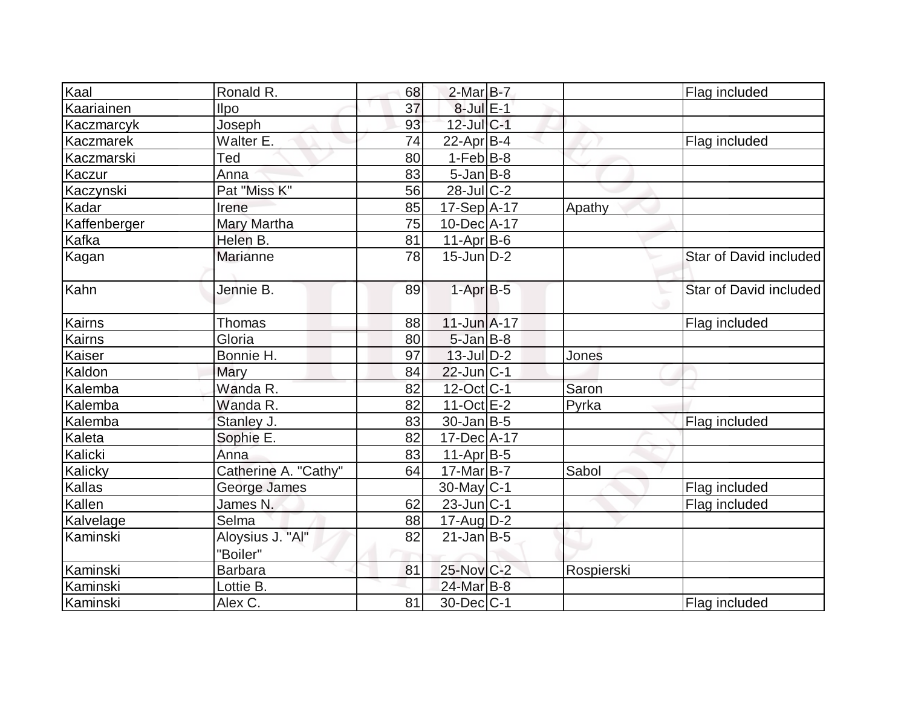| Kaal | Ronald R. | 68 | 2-Mar | B-7 | | Flag included |
|---|---|---|---|---|---|---|
| Kaariainen | Ilpo | 37 | 8-Jul | E-1 | | |
| Kaczmarcyk | Joseph | 93 | 12-Jul | C-1 | | |
| Kaczmarek | Walter E. | 74 | 22-Apr | B-4 | | Flag included |
| Kaczmarski | Ted | 80 | 1-Feb | B-8 | | |
| Kaczur | Anna | 83 | 5-Jan | B-8 | | |
| Kaczynski | Pat "Miss K" | 56 | 28-Jul | C-2 | | |
| Kadar | Irene | 85 | 17-Sep | A-17 | Apathy | |
| Kaffenberger | Mary Martha | 75 | 10-Dec | A-17 | | |
| Kafka | Helen B. | 81 | 11-Apr | B-6 | | |
| Kagan | Marianne | 78 | 15-Jun | D-2 | | Star of David included |
| Kahn | Jennie B. | 89 | 1-Apr | B-5 | | Star of David included |
| Kairns | Thomas | 88 | 11-Jun | A-17 | | Flag included |
| Kairns | Gloria | 80 | 5-Jan | B-8 | | |
| Kaiser | Bonnie H. | 97 | 13-Jul | D-2 | Jones | |
| Kaldon | Mary | 84 | 22-Jun | C-1 | | |
| Kalemba | Wanda R. | 82 | 12-Oct | C-1 | Saron | |
| Kalemba | Wanda R. | 82 | 11-Oct | E-2 | Pyrka | |
| Kalemba | Stanley J. | 83 | 30-Jan | B-5 | | Flag included |
| Kaleta | Sophie E. | 82 | 17-Dec | A-17 | | |
| Kalicki | Anna | 83 | 11-Apr | B-5 | | |
| Kalicky | Catherine A. "Cathy" | 64 | 17-Mar | B-7 | Sabol | |
| Kallas | George James | | 30-May | C-1 | | Flag included |
| Kallen | James N. | 62 | 23-Jun | C-1 | | Flag included |
| Kalvelage | Selma | 88 | 17-Aug | D-2 | | |
| Kaminski | Aloysius J. "Al" "Boiler" | 82 | 21-Jan | B-5 | | |
| Kaminski | Barbara | 81 | 25-Nov | C-2 | Rospierski | |
| Kaminski | Lottie B. | | 24-Mar | B-8 | | |
| Kaminski | Alex C. | 81 | 30-Dec | C-1 | | Flag included |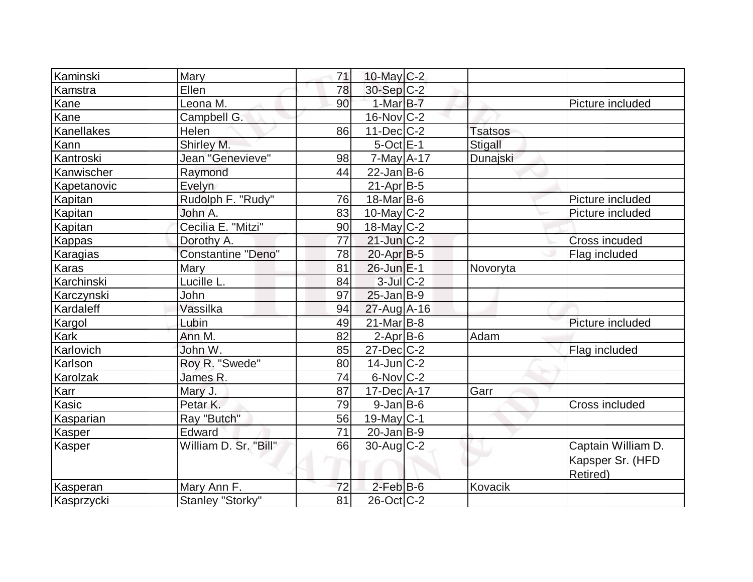| Kaminski | Mary | 71 | 10-May | C-2 | | |
|---|---|---|---|---|---|---|
| Kamstra | Ellen | 78 | 30-Sep | C-2 | | |
| Kane | Leona M. | 90 | 1-Mar | B-7 | | Picture included |
| Kane | Campbell G. | | 16-Nov | C-2 | | |
| Kanellakes | Helen | 86 | 11-Dec | C-2 | Tsatsos | |
| Kann | Shirley M. | | 5-Oct | E-1 | Stigall | |
| Kantroski | Jean "Genevieve" | 98 | 7-May | A-17 | Dunajski | |
| Kanwischer | Raymond | 44 | 22-Jan | B-6 | | |
| Kapetanovic | Evelyn | | 21-Apr | B-5 | | |
| Kapitan | Rudolph F. "Rudy" | 76 | 18-Mar | B-6 | | Picture included |
| Kapitan | John A. | 83 | 10-May | C-2 | | Picture included |
| Kapitan | Cecilia E. "Mitzi" | 90 | 18-May | C-2 | | |
| Kappas | Dorothy A. | 77 | 21-Jun | C-2 | | Cross incuded |
| Karagias | Constantine "Deno" | 78 | 20-Apr | B-5 | | Flag included |
| Karas | Mary | 81 | 26-Jun | E-1 | Novoryta | |
| Karchinski | Lucille L. | 84 | 3-Jul | C-2 | | |
| Karczynski | John | 97 | 25-Jan | B-9 | | |
| Kardaleff | Vassilka | 94 | 27-Aug | A-16 | | |
| Kargol | Lubin | 49 | 21-Mar | B-8 | | Picture included |
| Kark | Ann M. | 82 | 2-Apr | B-6 | Adam | |
| Karlovich | John W. | 85 | 27-Dec | C-2 | | Flag included |
| Karlson | Roy R. "Swede" | 80 | 14-Jun | C-2 | | |
| Karolzak | James R. | 74 | 6-Nov | C-2 | | |
| Karr | Mary J. | 87 | 17-Dec | A-17 | Garr | |
| Kasic | Petar K. | 79 | 9-Jan | B-6 | | Cross included |
| Kasparian | Ray "Butch" | 56 | 19-May | C-1 | | |
| Kasper | Edward | 71 | 20-Jan | B-9 | | |
| Kasper | William D. Sr. "Bill" | 66 | 30-Aug | C-2 | | Captain William D. Kapsper Sr. (HFD Retired) |
| Kasperan | Mary Ann F. | 72 | 2-Feb | B-6 | Kovacik | |
| Kasprzycki | Stanley "Storky" | 81 | 26-Oct | C-2 | | |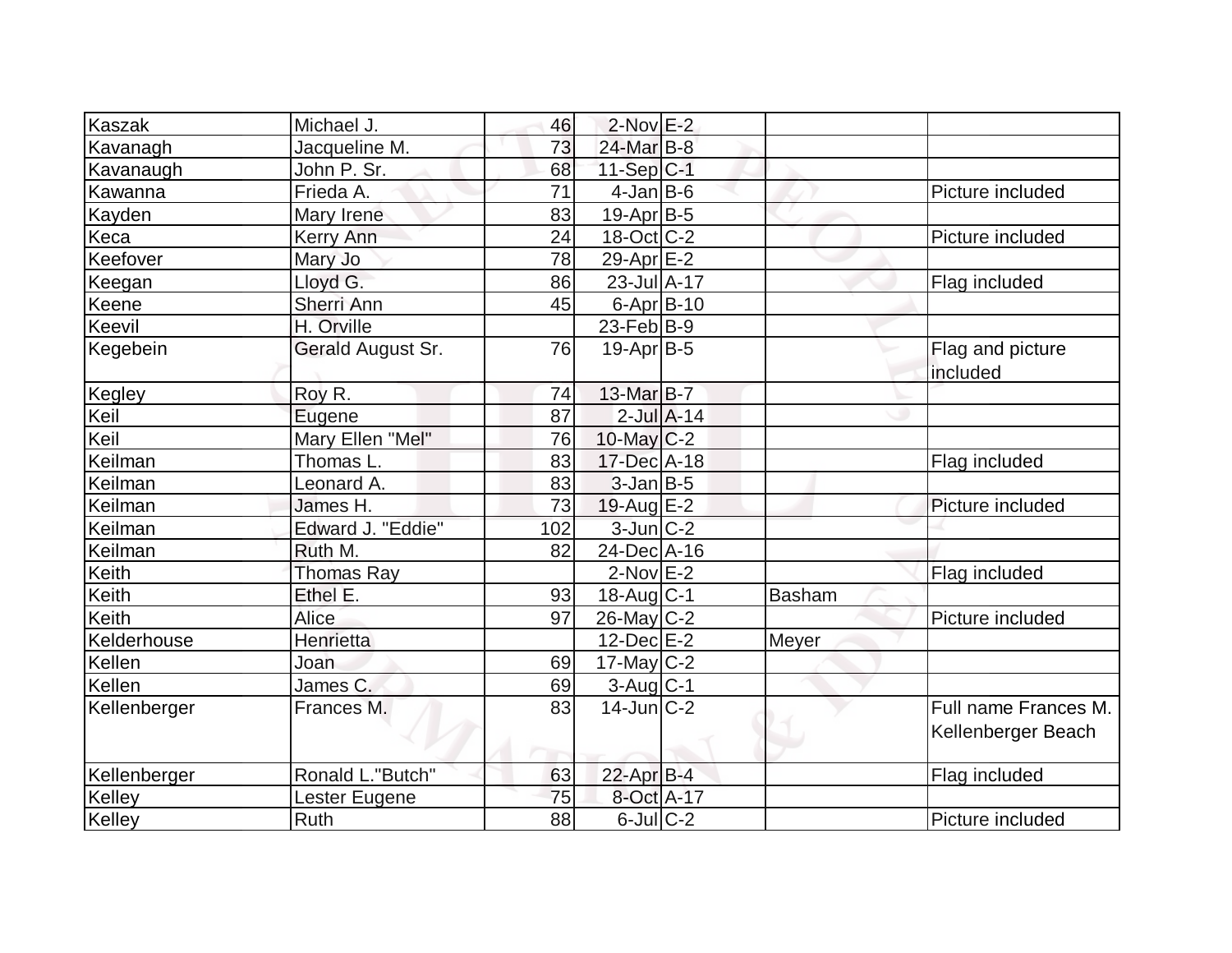| Kaszak | Michael J. | 46 | 2-Nov | E-2 | | |
|---|---|---|---|---|---|---|
| Kavanagh | Jacqueline M. | 73 | 24-Mar | B-8 | | |
| Kavanaugh | John P. Sr. | 68 | 11-Sep | C-1 | | |
| Kawanna | Frieda A. | 71 | 4-Jan | B-6 | | Picture included |
| Kayden | Mary Irene | 83 | 19-Apr | B-5 | | |
| Keca | Kerry Ann | 24 | 18-Oct | C-2 | | Picture included |
| Keefover | Mary Jo | 78 | 29-Apr | E-2 | | |
| Keegan | Lloyd G. | 86 | 23-Jul | A-17 | | Flag included |
| Keene | Sherri Ann | 45 | 6-Apr | B-10 | | |
| Keevil | H. Orville | | 23-Feb | B-9 | | |
| Kegebein | Gerald August Sr. | 76 | 19-Apr | B-5 | | Flag and picture included |
| Kegley | Roy R. | 74 | 13-Mar | B-7 | | |
| Keil | Eugene | 87 | 2-Jul | A-14 | | |
| Keil | Mary Ellen "Mel" | 76 | 10-May | C-2 | | |
| Keilman | Thomas L. | 83 | 17-Dec | A-18 | | Flag included |
| Keilman | Leonard A. | 83 | 3-Jan | B-5 | | |
| Keilman | James H. | 73 | 19-Aug | E-2 | | Picture included |
| Keilman | Edward J. "Eddie" | 102 | 3-Jun | C-2 | | |
| Keilman | Ruth M. | 82 | 24-Dec | A-16 | | |
| Keith | Thomas Ray | | 2-Nov | E-2 | | Flag included |
| Keith | Ethel E. | 93 | 18-Aug | C-1 | Basham | |
| Keith | Alice | 97 | 26-May | C-2 | | Picture included |
| Kelderhouse | Henrietta | | 12-Dec | E-2 | Meyer | |
| Kellen | Joan | 69 | 17-May | C-2 | | |
| Kellen | James C. | 69 | 3-Aug | C-1 | | |
| Kellenberger | Frances M. | 83 | 14-Jun | C-2 | | Full name Frances M. Kellenberger Beach |
| Kellenberger | Ronald L."Butch" | 63 | 22-Apr | B-4 | | Flag included |
| Kelley | Lester Eugene | 75 | 8-Oct | A-17 | | |
| Kelley | Ruth | 88 | 6-Jul | C-2 | | Picture included |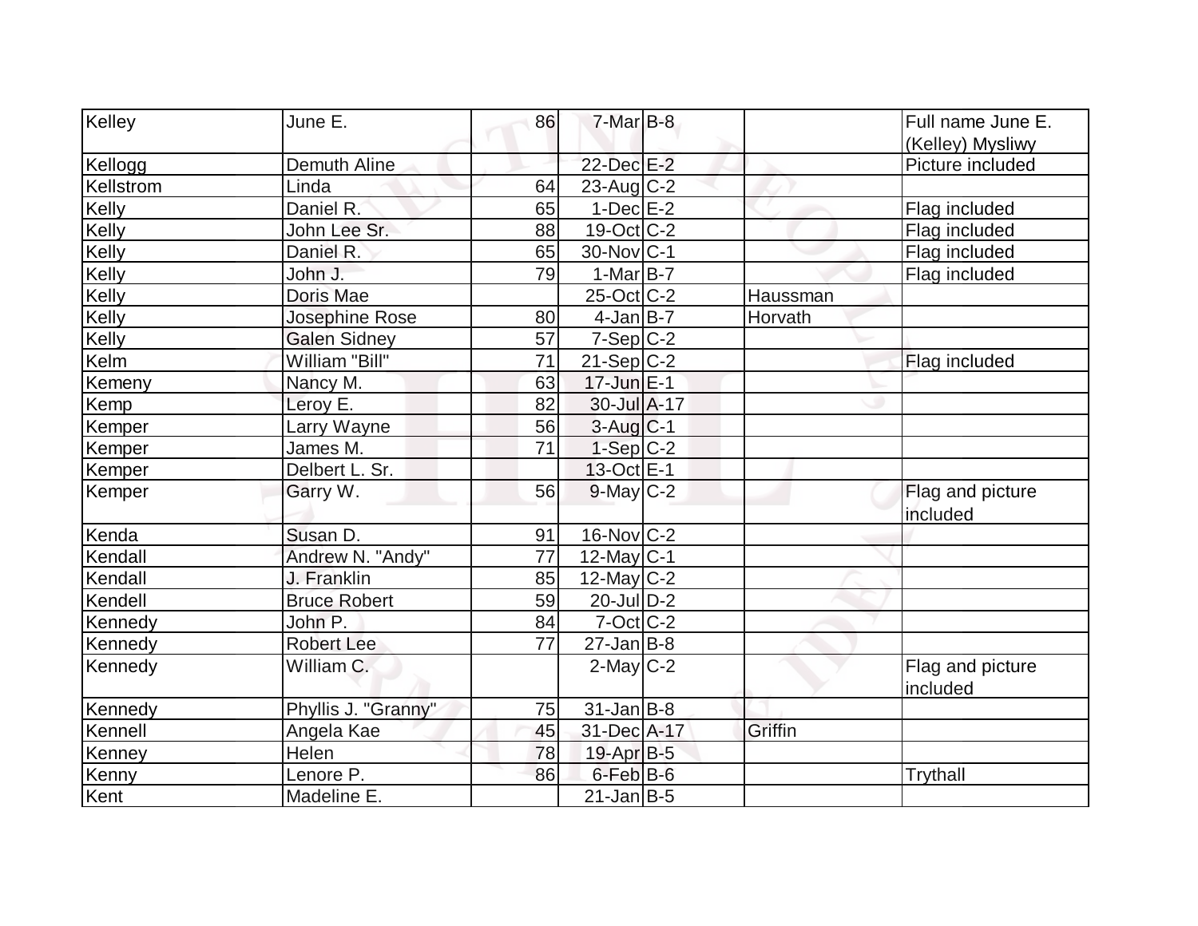| | | | | | | |
|---|---|---|---|---|---|---|
| Kelley | June E. | 86 | 7-Mar | B-8 | | Full name June E. (Kelley) Mysliwy |
| Kellogg | Demuth Aline | | 22-Dec | E-2 | | Picture included |
| Kellstrom | Linda | 64 | 23-Aug | C-2 | | |
| Kelly | Daniel R. | 65 | 1-Dec | E-2 | | Flag included |
| Kelly | John Lee Sr. | 88 | 19-Oct | C-2 | | Flag included |
| Kelly | Daniel R. | 65 | 30-Nov | C-1 | | Flag included |
| Kelly | John J. | 79 | 1-Mar | B-7 | | Flag included |
| Kelly | Doris Mae | | 25-Oct | C-2 | Haussman | |
| Kelly | Josephine Rose | 80 | 4-Jan | B-7 | Horvath | |
| Kelly | Galen Sidney | 57 | 7-Sep | C-2 | | |
| Kelm | William "Bill" | 71 | 21-Sep | C-2 | | Flag included |
| Kemeny | Nancy M. | 63 | 17-Jun | E-1 | | |
| Kemp | Leroy E. | 82 | 30-Jul | A-17 | | |
| Kemper | Larry Wayne | 56 | 3-Aug | C-1 | | |
| Kemper | James M. | 71 | 1-Sep | C-2 | | |
| Kemper | Delbert L. Sr. | | 13-Oct | E-1 | | |
| Kemper | Garry W. | 56 | 9-May | C-2 | | Flag and picture included |
| Kenda | Susan D. | 91 | 16-Nov | C-2 | | |
| Kendall | Andrew N. "Andy" | 77 | 12-May | C-1 | | |
| Kendall | J. Franklin | 85 | 12-May | C-2 | | |
| Kendell | Bruce Robert | 59 | 20-Jul | D-2 | | |
| Kennedy | John P. | 84 | 7-Oct | C-2 | | |
| Kennedy | Robert Lee | 77 | 27-Jan | B-8 | | |
| Kennedy | William C. | | 2-May | C-2 | | Flag and picture included |
| Kennedy | Phyllis J. "Granny" | 75 | 31-Jan | B-8 | | |
| Kennell | Angela Kae | 45 | 31-Dec | A-17 | Griffin | |
| Kenney | Helen | 78 | 19-Apr | B-5 | | |
| Kenny | Lenore P. | 86 | 6-Feb | B-6 | | Trythall |
| Kent | Madeline E. | | 21-Jan | B-5 | | |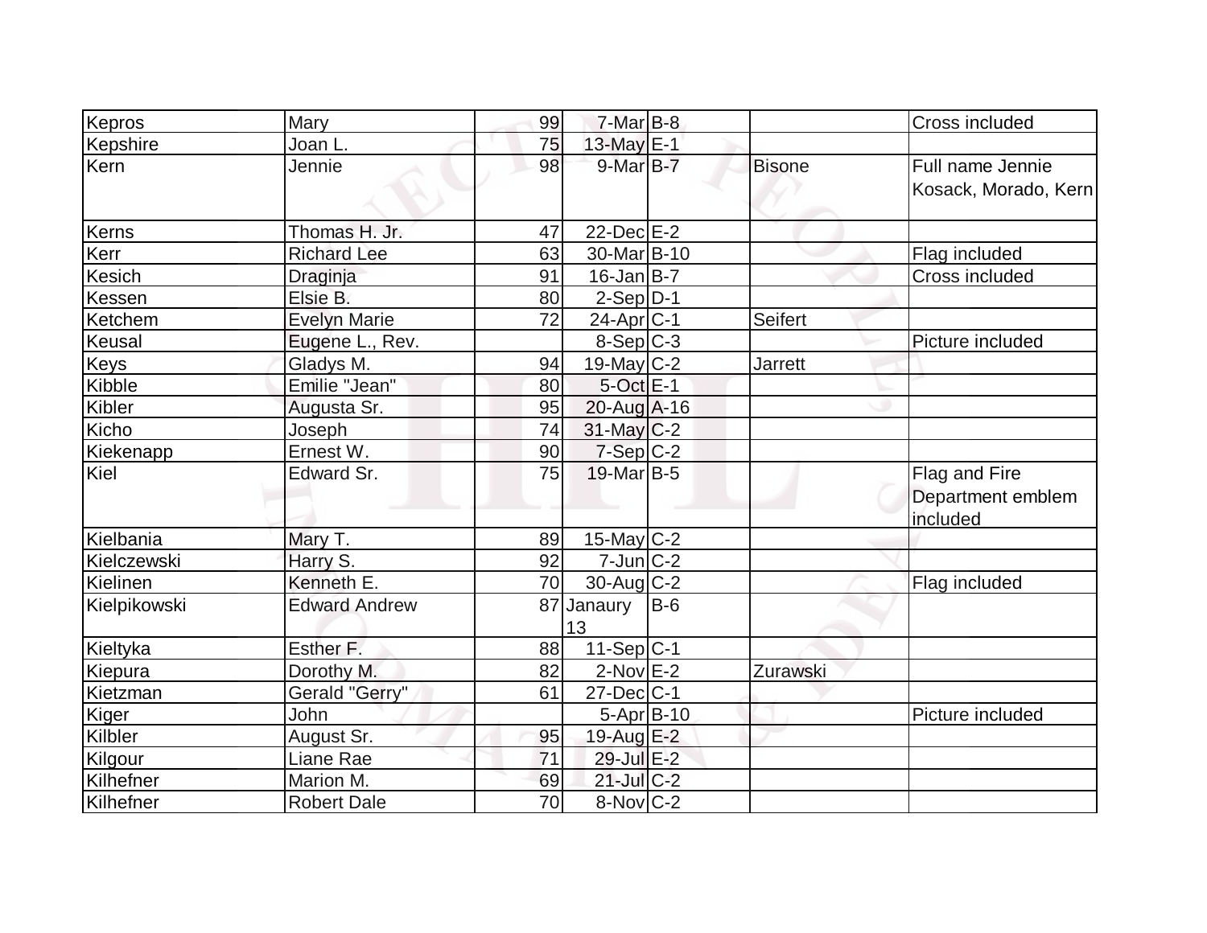| | | | | | | |
|---|---|---|---|---|---|---|
| Kepros | Mary | 99 | 7-Mar | B-8 | | Cross included |
| Kepshire | Joan L. | 75 | 13-May | E-1 | | |
| Kern | Jennie | 98 | 9-Mar | B-7 | Bisone | Full name Jennie Kosack, Morado, Kern |
| Kerns | Thomas H. Jr. | 47 | 22-Dec | E-2 | | |
| Kerr | Richard Lee | 63 | 30-Mar | B-10 | | Flag included |
| Kesich | Draginja | 91 | 16-Jan | B-7 | | Cross included |
| Kessen | Elsie B. | 80 | 2-Sep | D-1 | | |
| Ketchem | Evelyn Marie | 72 | 24-Apr | C-1 | Seifert | |
| Keusal | Eugene L., Rev. | | 8-Sep | C-3 | | Picture included |
| Keys | Gladys M. | 94 | 19-May | C-2 | Jarrett | |
| Kibble | Emilie "Jean" | 80 | 5-Oct | E-1 | | |
| Kibler | Augusta Sr. | 95 | 20-Aug | A-16 | | |
| Kicho | Joseph | 74 | 31-May | C-2 | | |
| Kiekenapp | Ernest W. | 90 | 7-Sep | C-2 | | |
| Kiel | Edward Sr. | 75 | 19-Mar | B-5 | | Flag and Fire Department emblem included |
| Kielbania | Mary T. | 89 | 15-May | C-2 | | |
| Kielczewski | Harry S. | 92 | 7-Jun | C-2 | | |
| Kielinen | Kenneth E. | 70 | 30-Aug | C-2 | | Flag included |
| Kielpikowski | Edward Andrew | 87 | Janaury 13 | B-6 | | |
| Kieltyka | Esther F. | 88 | 11-Sep | C-1 | | |
| Kiepura | Dorothy M. | 82 | 2-Nov | E-2 | Zurawski | |
| Kietzman | Gerald "Gerry" | 61 | 27-Dec | C-1 | | |
| Kiger | John | | 5-Apr | B-10 | | Picture included |
| Kilbler | August Sr. | 95 | 19-Aug | E-2 | | |
| Kilgour | Liane Rae | 71 | 29-Jul | E-2 | | |
| Kilhefner | Marion M. | 69 | 21-Jul | C-2 | | |
| Kilhefner | Robert Dale | 70 | 8-Nov | C-2 | | |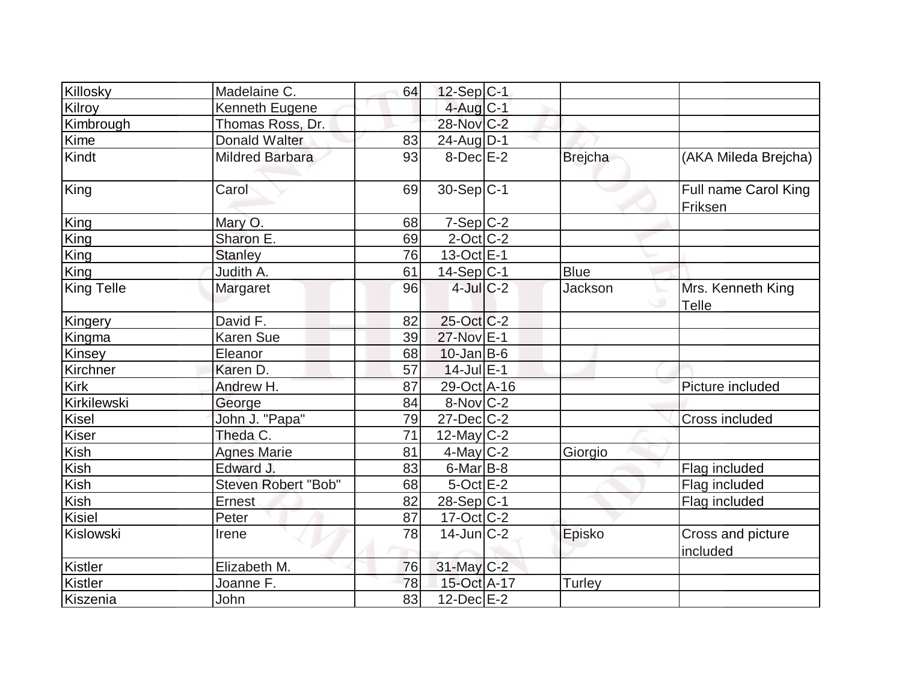| | | | | | | |
|---|---|---|---|---|---|---|
| Killosky | Madelaine C. | 64 | 12-Sep | C-1 | | |
| Kilroy | Kenneth Eugene | | 4-Aug | C-1 | | |
| Kimbrough | Thomas Ross, Dr. | | 28-Nov | C-2 | | |
| Kime | Donald Walter | 83 | 24-Aug | D-1 | | |
| Kindt | Mildred Barbara | 93 | 8-Dec | E-2 | Brejcha | (AKA Mileda Brejcha) |
| King | Carol | 69 | 30-Sep | C-1 | | Full name Carol King Friksen |
| King | Mary O. | 68 | 7-Sep | C-2 | | |
| King | Sharon E. | 69 | 2-Oct | C-2 | | |
| King | Stanley | 76 | 13-Oct | E-1 | | |
| King | Judith A. | 61 | 14-Sep | C-1 | Blue | |
| King Telle | Margaret | 96 | 4-Jul | C-2 | Jackson | Mrs. Kenneth King Telle |
| Kingery | David F. | 82 | 25-Oct | C-2 | | |
| Kingma | Karen Sue | 39 | 27-Nov | E-1 | | |
| Kinsey | Eleanor | 68 | 10-Jan | B-6 | | |
| Kirchner | Karen D. | 57 | 14-Jul | E-1 | | |
| Kirk | Andrew H. | 87 | 29-Oct | A-16 | | Picture included |
| Kirkilewski | George | 84 | 8-Nov | C-2 | | |
| Kisel | John J. "Papa" | 79 | 27-Dec | C-2 | | Cross included |
| Kiser | Theda C. | 71 | 12-May | C-2 | | |
| Kish | Agnes Marie | 81 | 4-May | C-2 | Giorgio | |
| Kish | Edward J. | 83 | 6-Mar | B-8 | | Flag included |
| Kish | Steven Robert "Bob" | 68 | 5-Oct | E-2 | | Flag included |
| Kish | Ernest | 82 | 28-Sep | C-1 | | Flag included |
| Kisiel | Peter | 87 | 17-Oct | C-2 | | |
| Kislowski | Irene | 78 | 14-Jun | C-2 | Episko | Cross and picture included |
| Kistler | Elizabeth M. | 76 | 31-May | C-2 | | |
| Kistler | Joanne F. | 78 | 15-Oct | A-17 | Turley | |
| Kiszenia | John | 83 | 12-Dec | E-2 | | |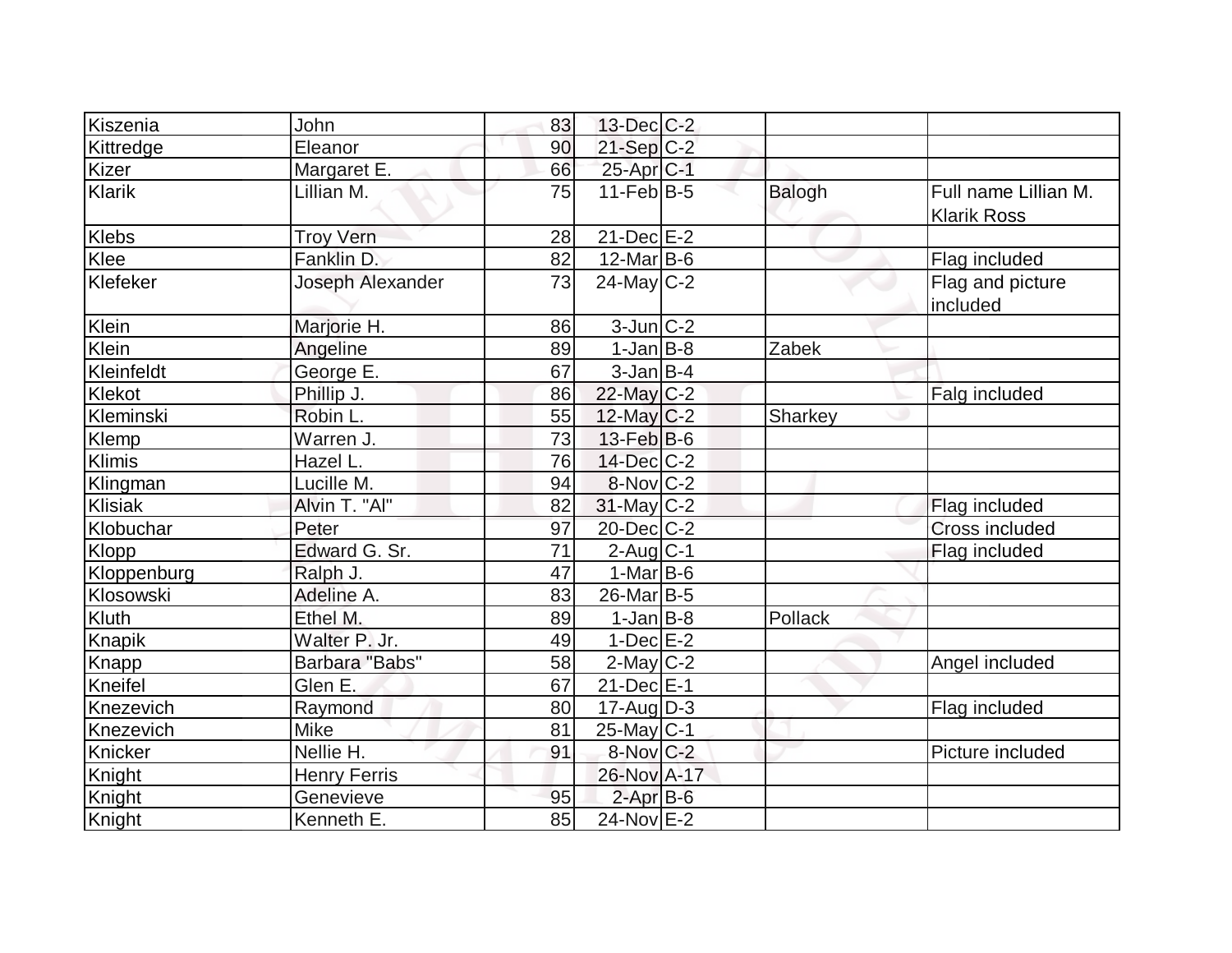| | | | | | | |
|---|---|---|---|---|---|---|
| Kiszenia | John | 83 | 13-Dec | C-2 | | |
| Kittredge | Eleanor | 90 | 21-Sep | C-2 | | |
| Kizer | Margaret E. | 66 | 25-Apr | C-1 | | |
| Klarik | Lillian M. | 75 | 11-Feb | B-5 | Balogh | Full name Lillian M. Klarik Ross |
| Klebs | Troy Vern | 28 | 21-Dec | E-2 | | |
| Klee | Fanklin D. | 82 | 12-Mar | B-6 | | Flag included |
| Klefeker | Joseph Alexander | 73 | 24-May | C-2 | | Flag and picture included |
| Klein | Marjorie H. | 86 | 3-Jun | C-2 | | |
| Klein | Angeline | 89 | 1-Jan | B-8 | Zabek | |
| Kleinfeldt | George E. | 67 | 3-Jan | B-4 | | |
| Klekot | Phillip J. | 86 | 22-May | C-2 | | Falg included |
| Kleminski | Robin L. | 55 | 12-May | C-2 | Sharkey | |
| Klemp | Warren J. | 73 | 13-Feb | B-6 | | |
| Klimis | Hazel L. | 76 | 14-Dec | C-2 | | |
| Klingman | Lucille M. | 94 | 8-Nov | C-2 | | |
| Klisiak | Alvin T. "Al" | 82 | 31-May | C-2 | | Flag included |
| Klobuchar | Peter | 97 | 20-Dec | C-2 | | Cross included |
| Klopp | Edward G. Sr. | 71 | 2-Aug | C-1 | | Flag included |
| Kloppenburg | Ralph J. | 47 | 1-Mar | B-6 | | |
| Klosowski | Adeline A. | 83 | 26-Mar | B-5 | | |
| Kluth | Ethel M. | 89 | 1-Jan | B-8 | Pollack | |
| Knapik | Walter P. Jr. | 49 | 1-Dec | E-2 | | |
| Knapp | Barbara "Babs" | 58 | 2-May | C-2 | | Angel included |
| Kneifel | Glen E. | 67 | 21-Dec | E-1 | | |
| Knezevich | Raymond | 80 | 17-Aug | D-3 | | Flag included |
| Knezevich | Mike | 81 | 25-May | C-1 | | |
| Knicker | Nellie H. | 91 | 8-Nov | C-2 | | Picture included |
| Knight | Henry Ferris | | 26-Nov | A-17 | | |
| Knight | Genevieve | 95 | 2-Apr | B-6 | | |
| Knight | Kenneth E. | 85 | 24-Nov | E-2 | | |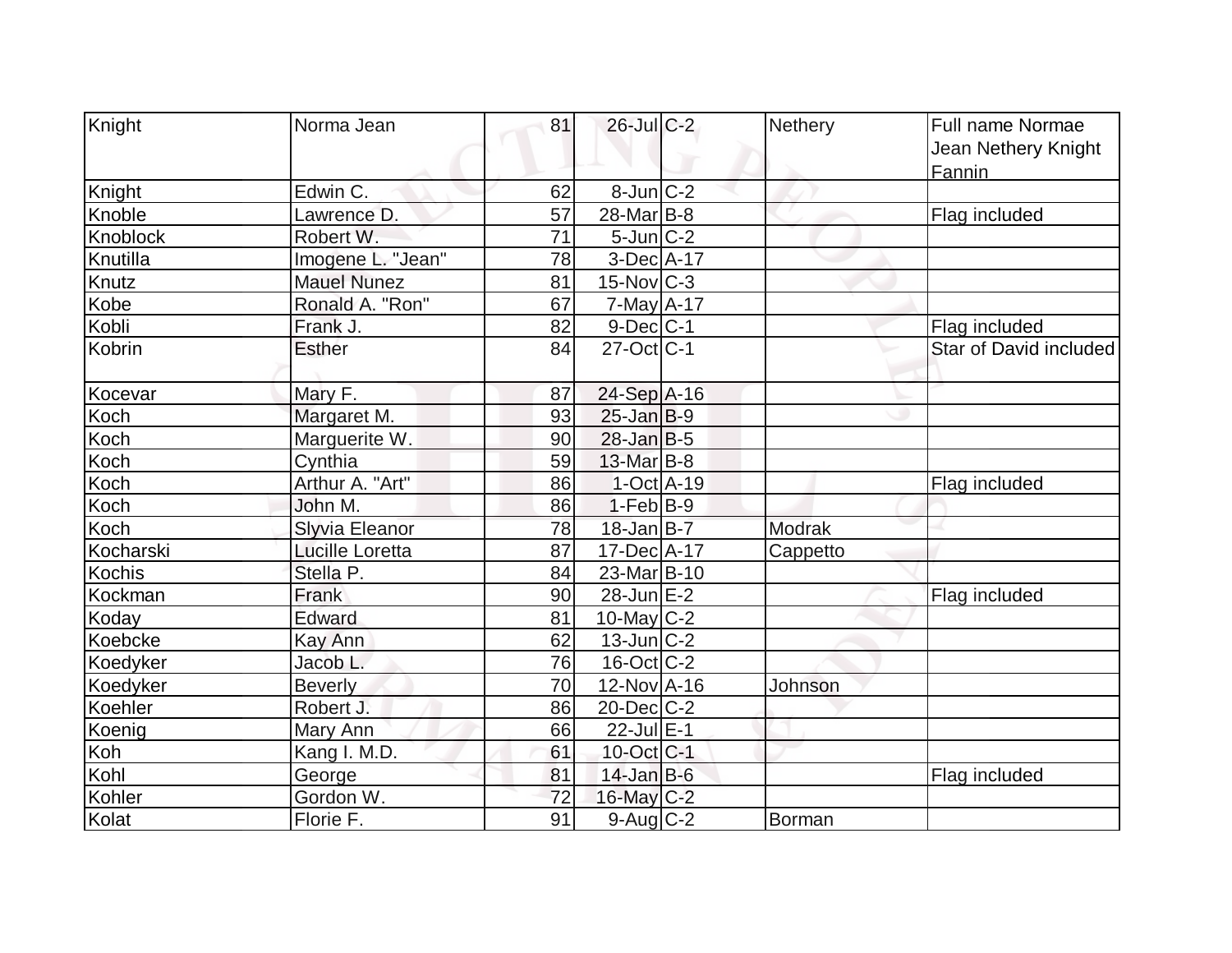| Knight | Norma Jean | 81 | 26-Jul | C-2 | Nethery | Full name Normae Jean Nethery Knight Fannin |
|---|---|---|---|---|---|---|
| Knight | Edwin C. | 62 | 8-Jun | C-2 | | |
| Knoble | Lawrence D. | 57 | 28-Mar | B-8 | | Flag included |
| Knoblock | Robert W. | 71 | 5-Jun | C-2 | | |
| Knutilla | Imogene L. "Jean" | 78 | 3-Dec | A-17 | | |
| Knutz | Mauel Nunez | 81 | 15-Nov | C-3 | | |
| Kobe | Ronald A. "Ron" | 67 | 7-May | A-17 | | |
| Kobli | Frank J. | 82 | 9-Dec | C-1 | | Flag included |
| Kobrin | Esther | 84 | 27-Oct | C-1 | | Star of David included |
| Kocevar | Mary F. | 87 | 24-Sep | A-16 | | |
| Koch | Margaret M. | 93 | 25-Jan | B-9 | | |
| Koch | Marguerite W. | 90 | 28-Jan | B-5 | | |
| Koch | Cynthia | 59 | 13-Mar | B-8 | | |
| Koch | Arthur A. "Art" | 86 | 1-Oct | A-19 | | Flag included |
| Koch | John M. | 86 | 1-Feb | B-9 | | |
| Koch | Slyvia Eleanor | 78 | 18-Jan | B-7 | Modrak | |
| Kocharski | Lucille Loretta | 87 | 17-Dec | A-17 | Cappetto | |
| Kochis | Stella P. | 84 | 23-Mar | B-10 | | |
| Kockman | Frank | 90 | 28-Jun | E-2 | | Flag included |
| Koday | Edward | 81 | 10-May | C-2 | | |
| Koebcke | Kay Ann | 62 | 13-Jun | C-2 | | |
| Koedyker | Jacob L. | 76 | 16-Oct | C-2 | | |
| Koedyker | Beverly | 70 | 12-Nov | A-16 | Johnson | |
| Koehler | Robert J. | 86 | 20-Dec | C-2 | | |
| Koenig | Mary Ann | 66 | 22-Jul | E-1 | | |
| Koh | Kang I. M.D. | 61 | 10-Oct | C-1 | | |
| Kohl | George | 81 | 14-Jan | B-6 | | Flag included |
| Kohler | Gordon W. | 72 | 16-May | C-2 | | |
| Kolat | Florie F. | 91 | 9-Aug | C-2 | Borman | |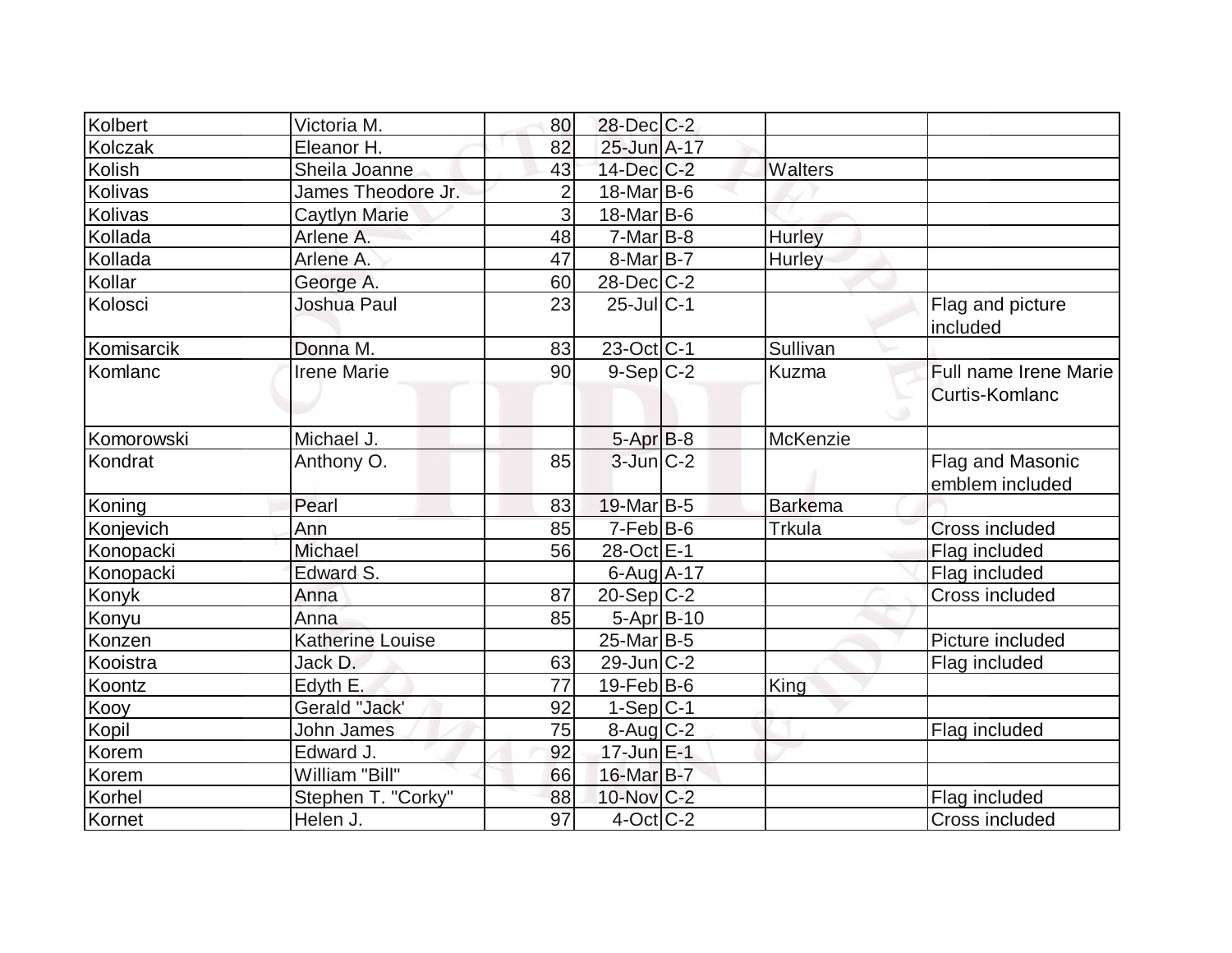| | | | | | | |
|---|---|---|---|---|---|---|
| Kolbert | Victoria M. | 80 | 28-Dec | C-2 | | |
| Kolczak | Eleanor H. | 82 | 25-Jun | A-17 | | |
| Kolish | Sheila Joanne | 43 | 14-Dec | C-2 | Walters | |
| Kolivas | James Theodore Jr. | 2 | 18-Mar | B-6 | | |
| Kolivas | Caytlyn Marie | 3 | 18-Mar | B-6 | | |
| Kollada | Arlene A. | 48 | 7-Mar | B-8 | Hurley | |
| Kollada | Arlene A. | 47 | 8-Mar | B-7 | Hurley | |
| Kollar | George A. | 60 | 28-Dec | C-2 | | |
| Kolosci | Joshua Paul | 23 | 25-Jul | C-1 | | Flag and picture included |
| Komisarcik | Donna M. | 83 | 23-Oct | C-1 | Sullivan | |
| Komlanc | Irene Marie | 90 | 9-Sep | C-2 | Kuzma | Full name Irene Marie Curtis-Komlanc |
| Komorowski | Michael J. | | 5-Apr | B-8 | McKenzie | |
| Kondrat | Anthony O. | 85 | 3-Jun | C-2 | | Flag and Masonic emblem included |
| Koning | Pearl | 83 | 19-Mar | B-5 | Barkema | |
| Konjevich | Ann | 85 | 7-Feb | B-6 | Trkula | Cross included |
| Konopacki | Michael | 56 | 28-Oct | E-1 | | Flag included |
| Konopacki | Edward S. | | 6-Aug | A-17 | | Flag included |
| Konyk | Anna | 87 | 20-Sep | C-2 | | Cross included |
| Konyu | Anna | 85 | 5-Apr | B-10 | | |
| Konzen | Katherine Louise | | 25-Mar | B-5 | | Picture included |
| Kooistra | Jack D. | 63 | 29-Jun | C-2 | | Flag included |
| Koontz | Edyth E. | 77 | 19-Feb | B-6 | King | |
| Kooy | Gerald "Jack' | 92 | 1-Sep | C-1 | | |
| Kopil | John James | 75 | 8-Aug | C-2 | | Flag included |
| Korem | Edward J. | 92 | 17-Jun | E-1 | | |
| Korem | William "Bill" | 66 | 16-Mar | B-7 | | |
| Korhel | Stephen T. "Corky" | 88 | 10-Nov | C-2 | | Flag included |
| Kornet | Helen J. | 97 | 4-Oct | C-2 | | Cross included |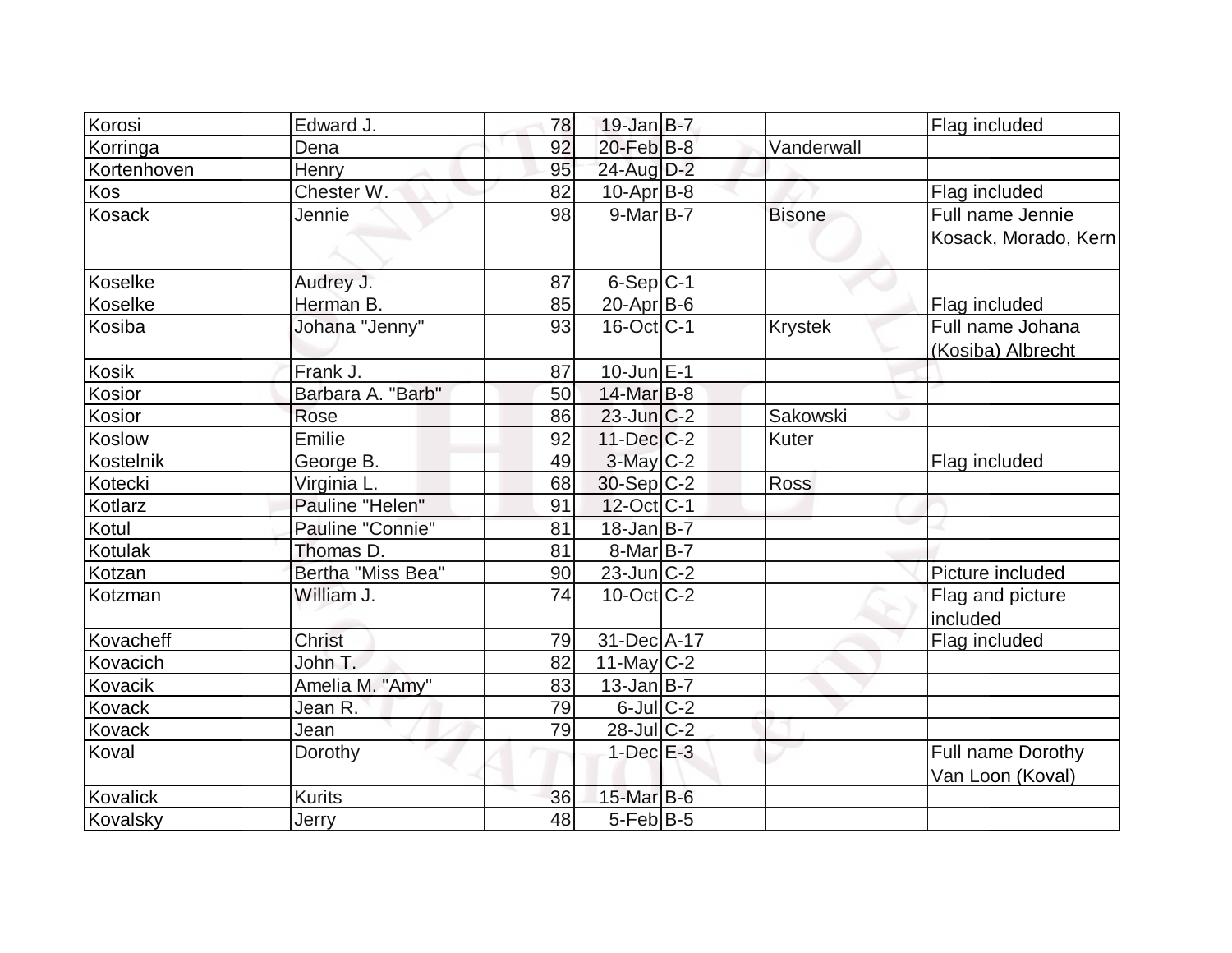| | | | | | | |
|---|---|---|---|---|---|---|
| Korosi | Edward J. | 78 | 19-Jan | B-7 | | Flag included |
| Korringa | Dena | 92 | 20-Feb | B-8 | Vanderwall | |
| Kortenhoven | Henry | 95 | 24-Aug | D-2 | | |
| Kos | Chester W. | 82 | 10-Apr | B-8 | | Flag included |
| Kosack | Jennie | 98 | 9-Mar | B-7 | Bisone | Full name Jennie Kosack, Morado, Kern |
| Koselke | Audrey J. | 87 | 6-Sep | C-1 | | |
| Koselke | Herman B. | 85 | 20-Apr | B-6 | | Flag included |
| Kosiba | Johana "Jenny" | 93 | 16-Oct | C-1 | Krystek | Full name Johana (Kosiba) Albrecht |
| Kosik | Frank J. | 87 | 10-Jun | E-1 | | |
| Kosior | Barbara A. "Barb" | 50 | 14-Mar | B-8 | | |
| Kosior | Rose | 86 | 23-Jun | C-2 | Sakowski | |
| Koslow | Emilie | 92 | 11-Dec | C-2 | Kuter | |
| Kostelnik | George B. | 49 | 3-May | C-2 | | Flag included |
| Kotecki | Virginia L. | 68 | 30-Sep | C-2 | Ross | |
| Kotlarz | Pauline "Helen" | 91 | 12-Oct | C-1 | | |
| Kotul | Pauline "Connie" | 81 | 18-Jan | B-7 | | |
| Kotulak | Thomas D. | 81 | 8-Mar | B-7 | | |
| Kotzan | Bertha "Miss Bea" | 90 | 23-Jun | C-2 | | Picture included |
| Kotzman | William J. | 74 | 10-Oct | C-2 | | Flag and picture included |
| Kovacheff | Christ | 79 | 31-Dec | A-17 | | Flag included |
| Kovacich | John T. | 82 | 11-May | C-2 | | |
| Kovacik | Amelia M. "Amy" | 83 | 13-Jan | B-7 | | |
| Kovack | Jean R. | 79 | 6-Jul | C-2 | | |
| Kovack | Jean | 79 | 28-Jul | C-2 | | |
| Koval | Dorothy | | 1-Dec | E-3 | | Full name Dorothy Van Loon (Koval) |
| Kovalick | Kurits | 36 | 15-Mar | B-6 | | |
| Kovalsky | Jerry | 48 | 5-Feb | B-5 | | |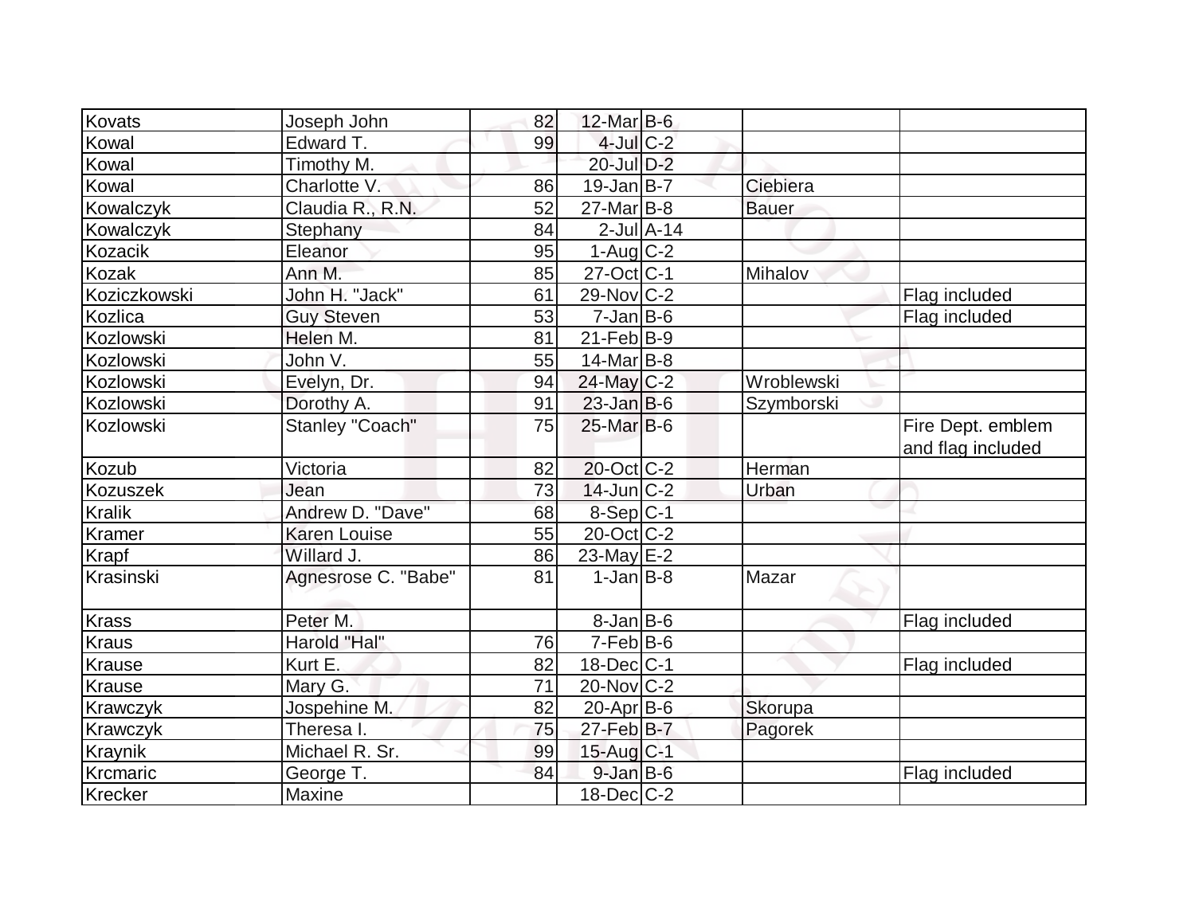| | | | | | | |
|---|---|---|---|---|---|---|
| Kovats | Joseph John | 82 | 12-Mar | B-6 | | |
| Kowal | Edward T. | 99 | 4-Jul | C-2 | | |
| Kowal | Timothy M. | | 20-Jul | D-2 | | |
| Kowal | Charlotte V. | 86 | 19-Jan | B-7 | Ciebiera | |
| Kowalczyk | Claudia R., R.N. | 52 | 27-Mar | B-8 | Bauer | |
| Kowalczyk | Stephany | 84 | 2-Jul | A-14 | | |
| Kozacik | Eleanor | 95 | 1-Aug | C-2 | | |
| Kozak | Ann M. | 85 | 27-Oct | C-1 | Mihalov | |
| Koziczkowski | John H. "Jack" | 61 | 29-Nov | C-2 | | Flag included |
| Kozlica | Guy Steven | 53 | 7-Jan | B-6 | | Flag included |
| Kozlowski | Helen M. | 81 | 21-Feb | B-9 | | |
| Kozlowski | John V. | 55 | 14-Mar | B-8 | | |
| Kozlowski | Evelyn, Dr. | 94 | 24-May | C-2 | Wroblewski | |
| Kozlowski | Dorothy A. | 91 | 23-Jan | B-6 | Szymborski | |
| Kozlowski | Stanley "Coach" | 75 | 25-Mar | B-6 | | Fire Dept. emblem and flag included |
| Kozub | Victoria | 82 | 20-Oct | C-2 | Herman | |
| Kozuszek | Jean | 73 | 14-Jun | C-2 | Urban | |
| Kralik | Andrew D. "Dave" | 68 | 8-Sep | C-1 | | |
| Kramer | Karen Louise | 55 | 20-Oct | C-2 | | |
| Krapf | Willard J. | 86 | 23-May | E-2 | | |
| Krasinski | Agnesrose C. "Babe" | 81 | 1-Jan | B-8 | Mazar | |
| Krass | Peter M. | | 8-Jan | B-6 | | Flag included |
| Kraus | Harold "Hal" | 76 | 7-Feb | B-6 | | |
| Krause | Kurt E. | 82 | 18-Dec | C-1 | | Flag included |
| Krause | Mary G. | 71 | 20-Nov | C-2 | | |
| Krawczyk | Jospehine M. | 82 | 20-Apr | B-6 | Skorupa | |
| Krawczyk | Theresa I. | 75 | 27-Feb | B-7 | Pagorek | |
| Kraynik | Michael R. Sr. | 99 | 15-Aug | C-1 | | |
| Krcmaric | George T. | 84 | 9-Jan | B-6 | | Flag included |
| Krecker | Maxine | | 18-Dec | C-2 | | |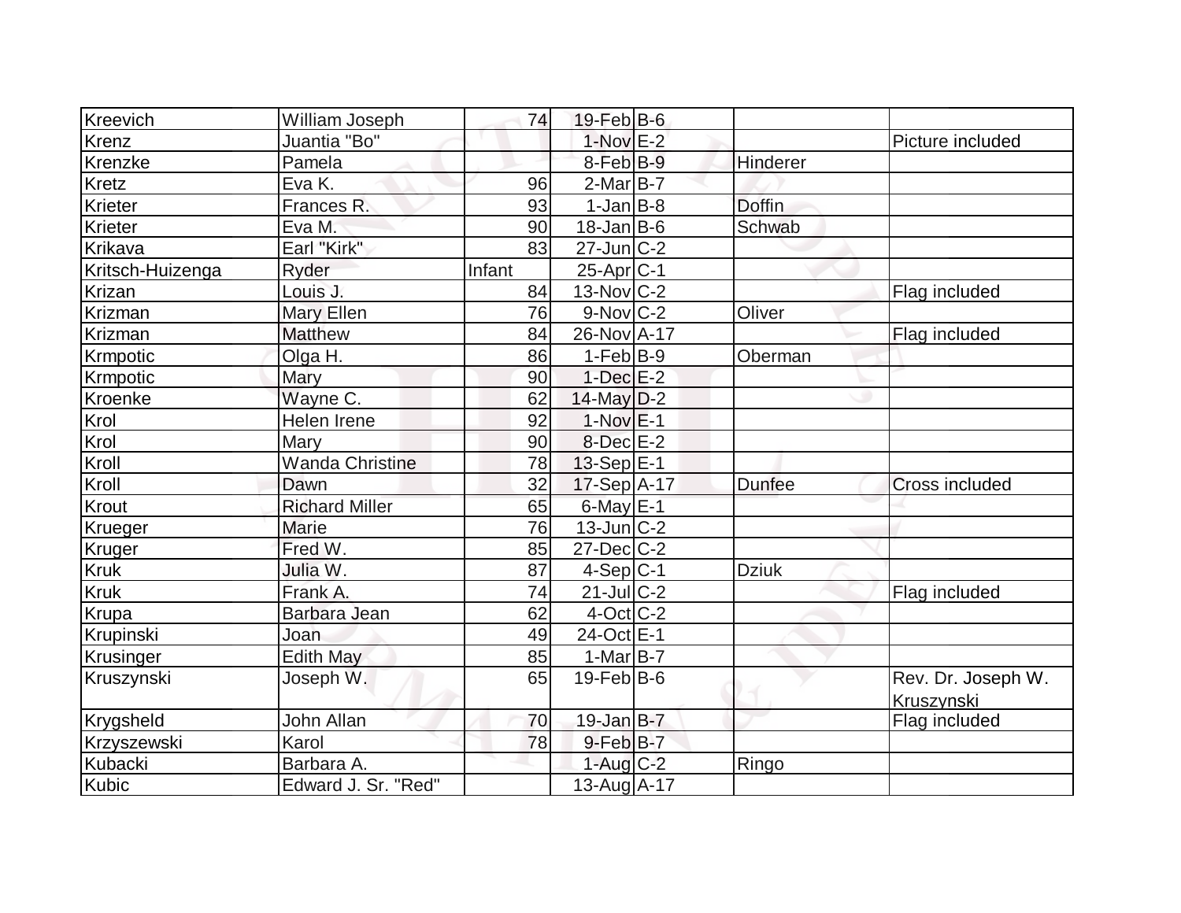| | | | | | | |
|---|---|---|---|---|---|---|
| Kreevich | William Joseph | 74 | 19-Feb | B-6 | | |
| Krenz | Juantia "Bo" | | 1-Nov | E-2 | | Picture included |
| Krenzke | Pamela | | 8-Feb | B-9 | Hinderer | |
| Kretz | Eva K. | 96 | 2-Mar | B-7 | | |
| Krieter | Frances R. | 93 | 1-Jan | B-8 | Doffin | |
| Krieter | Eva M. | 90 | 18-Jan | B-6 | Schwab | |
| Krikava | Earl "Kirk" | 83 | 27-Jun | C-2 | | |
| Kritsch-Huizenga | Ryder | Infant | 25-Apr | C-1 | | |
| Krizan | Louis J. | 84 | 13-Nov | C-2 | | Flag included |
| Krizman | Mary Ellen | 76 | 9-Nov | C-2 | Oliver | |
| Krizman | Matthew | 84 | 26-Nov | A-17 | | Flag included |
| Krmpotic | Olga H. | 86 | 1-Feb | B-9 | Oberman | |
| Krmpotic | Mary | 90 | 1-Dec | E-2 | | |
| Kroenke | Wayne C. | 62 | 14-May | D-2 | | |
| Krol | Helen Irene | 92 | 1-Nov | E-1 | | |
| Krol | Mary | 90 | 8-Dec | E-2 | | |
| Kroll | Wanda Christine | 78 | 13-Sep | E-1 | | |
| Kroll | Dawn | 32 | 17-Sep | A-17 | Dunfee | Cross included |
| Krout | Richard Miller | 65 | 6-May | E-1 | | |
| Krueger | Marie | 76 | 13-Jun | C-2 | | |
| Kruger | Fred W. | 85 | 27-Dec | C-2 | | |
| Kruk | Julia W. | 87 | 4-Sep | C-1 | Dziuk | |
| Kruk | Frank A. | 74 | 21-Jul | C-2 | | Flag included |
| Krupa | Barbara Jean | 62 | 4-Oct | C-2 | | |
| Krupinski | Joan | 49 | 24-Oct | E-1 | | |
| Krusinger | Edith May | 85 | 1-Mar | B-7 | | |
| Kruszynski | Joseph W. | 65 | 19-Feb | B-6 | | Rev. Dr. Joseph W. Kruszynski |
| Krygsheld | John Allan | 70 | 19-Jan | B-7 | | Flag included |
| Krzyszewski | Karol | 78 | 9-Feb | B-7 | | |
| Kubacki | Barbara A. | | 1-Aug | C-2 | Ringo | |
| Kubic | Edward J. Sr. "Red" | | 13-Aug | A-17 | | |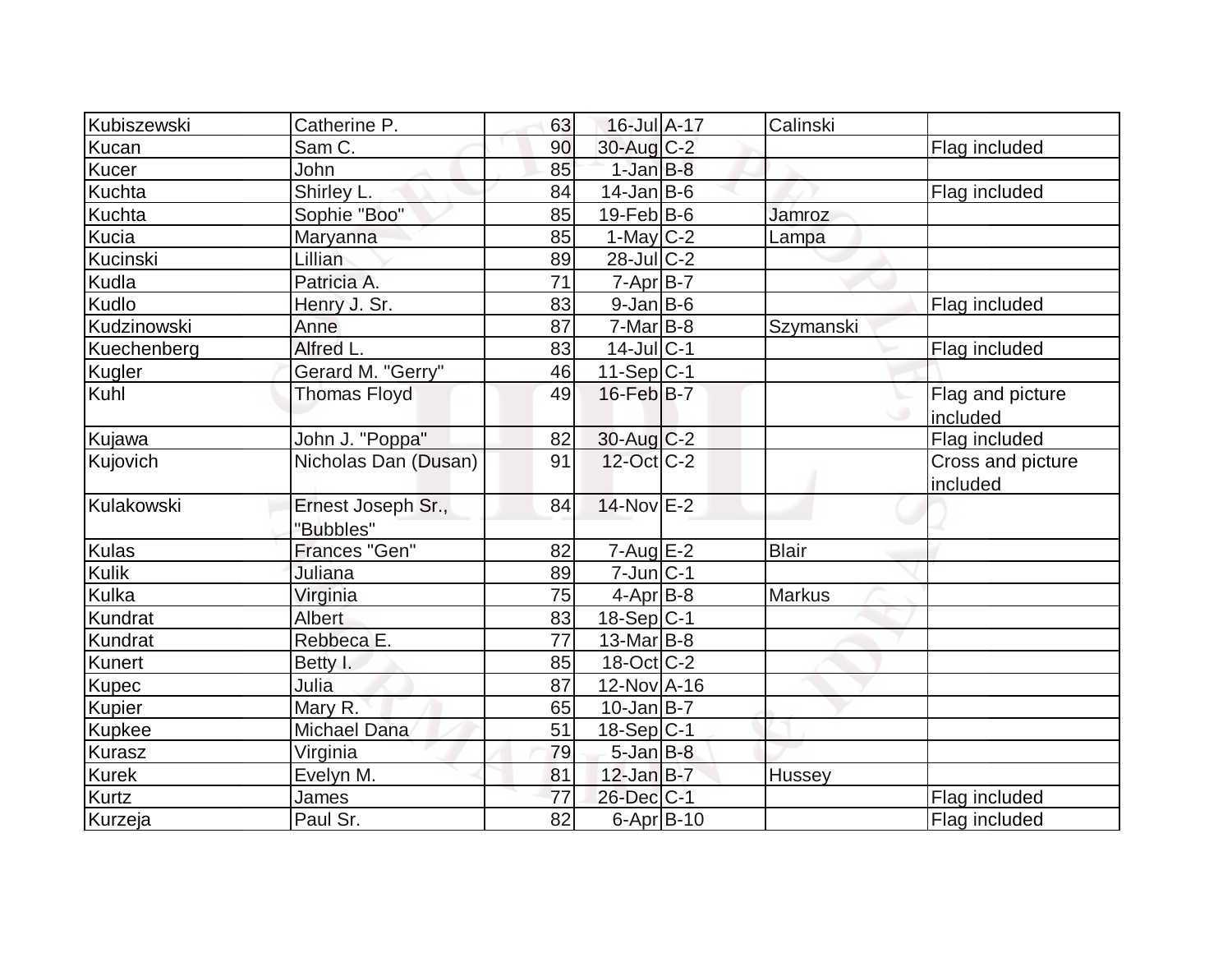| | | | | | | |
|---|---|---|---|---|---|---|
| Kubiszewski | Catherine P. | 63 | 16-Jul | A-17 | Calinski | |
| Kucan | Sam C. | 90 | 30-Aug | C-2 | | Flag included |
| Kucer | John | 85 | 1-Jan | B-8 | | |
| Kuchta | Shirley L. | 84 | 14-Jan | B-6 | | Flag included |
| Kuchta | Sophie "Boo" | 85 | 19-Feb | B-6 | Jamroz | |
| Kucia | Maryanna | 85 | 1-May | C-2 | Lampa | |
| Kucinski | Lillian | 89 | 28-Jul | C-2 | | |
| Kudla | Patricia A. | 71 | 7-Apr | B-7 | | |
| Kudlo | Henry J. Sr. | 83 | 9-Jan | B-6 | | Flag included |
| Kudzinowski | Anne | 87 | 7-Mar | B-8 | Szymanski | |
| Kuechenberg | Alfred L. | 83 | 14-Jul | C-1 | | Flag included |
| Kugler | Gerard M. "Gerry" | 46 | 11-Sep | C-1 | | |
| Kuhl | Thomas Floyd | 49 | 16-Feb | B-7 | | Flag and picture included |
| Kujawa | John J. "Poppa" | 82 | 30-Aug | C-2 | | Flag included |
| Kujovich | Nicholas Dan (Dusan) | 91 | 12-Oct | C-2 | | Cross and picture included |
| Kulakowski | Ernest Joseph Sr., "Bubbles" | 84 | 14-Nov | E-2 | | |
| Kulas | Frances "Gen" | 82 | 7-Aug | E-2 | Blair | |
| Kulik | Juliana | 89 | 7-Jun | C-1 | | |
| Kulka | Virginia | 75 | 4-Apr | B-8 | Markus | |
| Kundrat | Albert | 83 | 18-Sep | C-1 | | |
| Kundrat | Rebbeca E. | 77 | 13-Mar | B-8 | | |
| Kunert | Betty I. | 85 | 18-Oct | C-2 | | |
| Kupec | Julia | 87 | 12-Nov | A-16 | | |
| Kupier | Mary R. | 65 | 10-Jan | B-7 | | |
| Kupkee | Michael Dana | 51 | 18-Sep | C-1 | | |
| Kurasz | Virginia | 79 | 5-Jan | B-8 | | |
| Kurek | Evelyn M. | 81 | 12-Jan | B-7 | Hussey | |
| Kurtz | James | 77 | 26-Dec | C-1 | | Flag included |
| Kurzeja | Paul Sr. | 82 | 6-Apr | B-10 | | Flag included |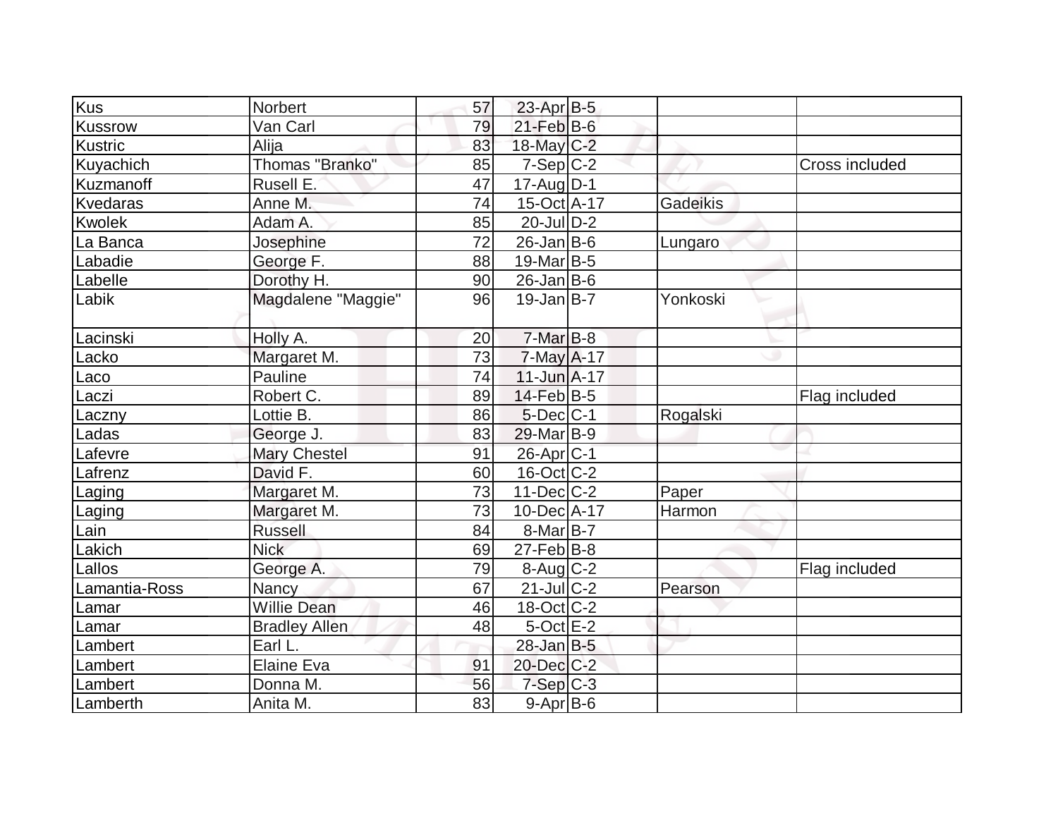| | | | | | | |
|---|---|---|---|---|---|---|
| Kus | Norbert | 57 | 23-Apr | B-5 | | |
| Kussrow | Van Carl | 79 | 21-Feb | B-6 | | |
| Kustric | Alija | 83 | 18-May | C-2 | | |
| Kuyachich | Thomas "Branko" | 85 | 7-Sep | C-2 | | Cross included |
| Kuzmanoff | Rusell E. | 47 | 17-Aug | D-1 | | |
| Kvedaras | Anne M. | 74 | 15-Oct | A-17 | Gadeikis | |
| Kwolek | Adam A. | 85 | 20-Jul | D-2 | | |
| La Banca | Josephine | 72 | 26-Jan | B-6 | Lungaro | |
| Labadie | George F. | 88 | 19-Mar | B-5 | | |
| Labelle | Dorothy H. | 90 | 26-Jan | B-6 | | |
| Labik | Magdalene "Maggie" | 96 | 19-Jan | B-7 | Yonkoski | |
| Lacinski | Holly A. | 20 | 7-Mar | B-8 | | |
| Lacko | Margaret M. | 73 | 7-May | A-17 | | |
| Laco | Pauline | 74 | 11-Jun | A-17 | | |
| Laczi | Robert C. | 89 | 14-Feb | B-5 | | Flag included |
| Laczny | Lottie B. | 86 | 5-Dec | C-1 | Rogalski | |
| Ladas | George J. | 83 | 29-Mar | B-9 | | |
| Lafevre | Mary Chestel | 91 | 26-Apr | C-1 | | |
| Lafrenz | David F. | 60 | 16-Oct | C-2 | | |
| Laging | Margaret M. | 73 | 11-Dec | C-2 | Paper | |
| Laging | Margaret M. | 73 | 10-Dec | A-17 | Harmon | |
| Lain | Russell | 84 | 8-Mar | B-7 | | |
| Lakich | Nick | 69 | 27-Feb | B-8 | | |
| Lallos | George A. | 79 | 8-Aug | C-2 | | Flag included |
| Lamantia-Ross | Nancy | 67 | 21-Jul | C-2 | Pearson | |
| Lamar | Willie Dean | 46 | 18-Oct | C-2 | | |
| Lamar | Bradley Allen | 48 | 5-Oct | E-2 | | |
| Lambert | Earl L. | | 28-Jan | B-5 | | |
| Lambert | Elaine Eva | 91 | 20-Dec | C-2 | | |
| Lambert | Donna M. | 56 | 7-Sep | C-3 | | |
| Lamberth | Anita M. | 83 | 9-Apr | B-6 | | |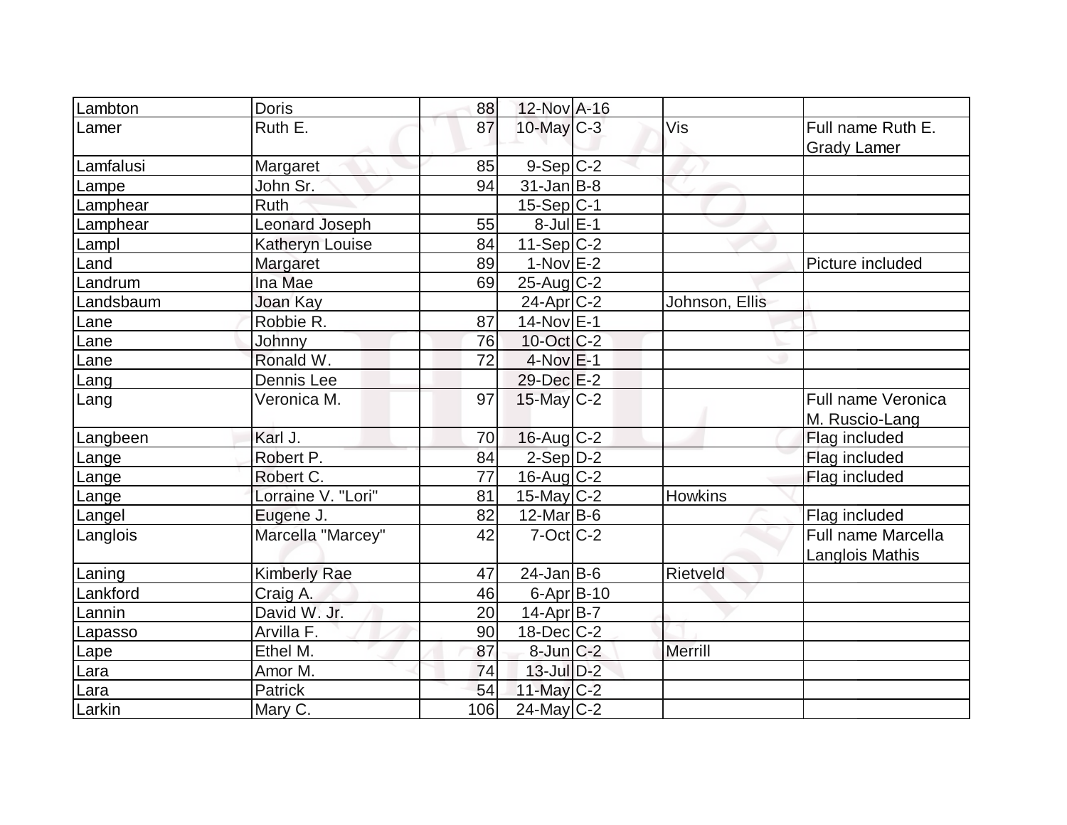| | | | | | | |
|---|---|---|---|---|---|---|
| Lambton | Doris | 88 | 12-Nov | A-16 | | |
| Lamer | Ruth E. | 87 | 10-May | C-3 | Vis | Full name Ruth E. Grady Lamer |
| Lamfalusi | Margaret | 85 | 9-Sep | C-2 | | |
| Lampe | John Sr. | 94 | 31-Jan | B-8 | | |
| Lamphear | Ruth | | 15-Sep | C-1 | | |
| Lamphear | Leonard Joseph | 55 | 8-Jul | E-1 | | |
| Lampl | Katheryn Louise | 84 | 11-Sep | C-2 | | |
| Land | Margaret | 89 | 1-Nov | E-2 | | Picture included |
| Landrum | Ina Mae | 69 | 25-Aug | C-2 | | |
| Landsbaum | Joan Kay | | 24-Apr | C-2 | Johnson, Ellis | |
| Lane | Robbie R. | 87 | 14-Nov | E-1 | | |
| Lane | Johnny | 76 | 10-Oct | C-2 | | |
| Lane | Ronald W. | 72 | 4-Nov | E-1 | | |
| Lang | Dennis Lee | | 29-Dec | E-2 | | |
| Lang | Veronica M. | 97 | 15-May | C-2 | | Full name Veronica M. Ruscio-Lang |
| Langbeen | Karl J. | 70 | 16-Aug | C-2 | | Flag included |
| Lange | Robert P. | 84 | 2-Sep | D-2 | | Flag included |
| Lange | Robert C. | 77 | 16-Aug | C-2 | | Flag included |
| Lange | Lorraine V. "Lori" | 81 | 15-May | C-2 | Howkins | |
| Langel | Eugene J. | 82 | 12-Mar | B-6 | | Flag included |
| Langlois | Marcella "Marcey" | 42 | 7-Oct | C-2 | | Full name Marcella Langlois Mathis |
| Laning | Kimberly Rae | 47 | 24-Jan | B-6 | Rietveld | |
| Lankford | Craig A. | 46 | 6-Apr | B-10 | | |
| Lannin | David W. Jr. | 20 | 14-Apr | B-7 | | |
| Lapasso | Arvilla F. | 90 | 18-Dec | C-2 | | |
| Lape | Ethel M. | 87 | 8-Jun | C-2 | Merrill | |
| Lara | Amor M. | 74 | 13-Jul | D-2 | | |
| Lara | Patrick | 54 | 11-May | C-2 | | |
| Larkin | Mary C. | 106 | 24-May | C-2 | | |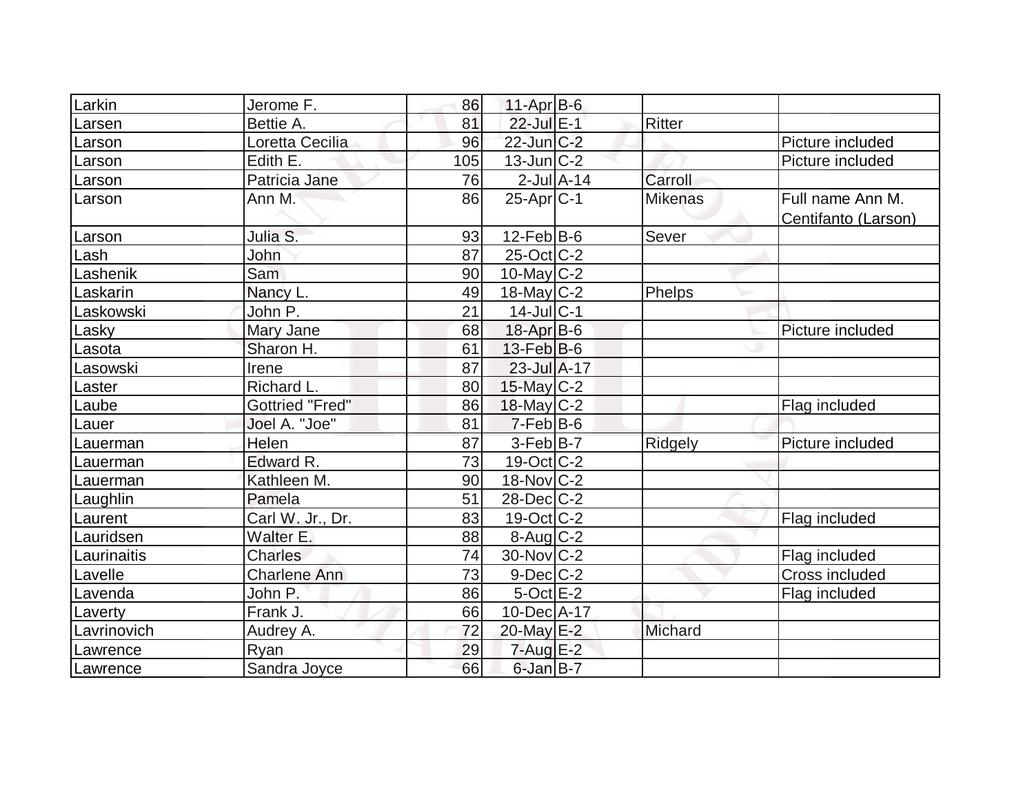| | | | | | | |
|---|---|---|---|---|---|---|
| Larkin | Jerome F. | 86 | 11-Apr | B-6 | | |
| Larsen | Bettie A. | 81 | 22-Jul | E-1 | Ritter | |
| Larson | Loretta Cecilia | 96 | 22-Jun | C-2 | | Picture included |
| Larson | Edith E. | 105 | 13-Jun | C-2 | | Picture included |
| Larson | Patricia Jane | 76 | 2-Jul | A-14 | Carroll | |
| Larson | Ann M. | 86 | 25-Apr | C-1 | Mikenas | Full name Ann M. Centifanto (Larson) |
| Larson | Julia S. | 93 | 12-Feb | B-6 | Sever | |
| Lash | John | 87 | 25-Oct | C-2 | | |
| Lashenik | Sam | 90 | 10-May | C-2 | | |
| Laskarin | Nancy L. | 49 | 18-May | C-2 | Phelps | |
| Laskowski | John P. | 21 | 14-Jul | C-1 | | |
| Lasky | Mary Jane | 68 | 18-Apr | B-6 | | Picture included |
| Lasota | Sharon H. | 61 | 13-Feb | B-6 | | |
| Lasowski | Irene | 87 | 23-Jul | A-17 | | |
| Laster | Richard L. | 80 | 15-May | C-2 | | |
| Laube | Gottried "Fred" | 86 | 18-May | C-2 | | Flag included |
| Lauer | Joel A. "Joe" | 81 | 7-Feb | B-6 | | |
| Lauerman | Helen | 87 | 3-Feb | B-7 | Ridgely | Picture included |
| Lauerman | Edward R. | 73 | 19-Oct | C-2 | | |
| Lauerman | Kathleen M. | 90 | 18-Nov | C-2 | | |
| Laughlin | Pamela | 51 | 28-Dec | C-2 | | |
| Laurent | Carl W. Jr., Dr. | 83 | 19-Oct | C-2 | | Flag included |
| Lauridsen | Walter E. | 88 | 8-Aug | C-2 | | |
| Laurinaitis | Charles | 74 | 30-Nov | C-2 | | Flag included |
| Lavelle | Charlene Ann | 73 | 9-Dec | C-2 | | Cross included |
| Lavenda | John P. | 86 | 5-Oct | E-2 | | Flag included |
| Laverty | Frank J. | 66 | 10-Dec | A-17 | | |
| Lavrinovich | Audrey A. | 72 | 20-May | E-2 | Michard | |
| Lawrence | Ryan | 29 | 7-Aug | E-2 | | |
| Lawrence | Sandra Joyce | 66 | 6-Jan | B-7 | | |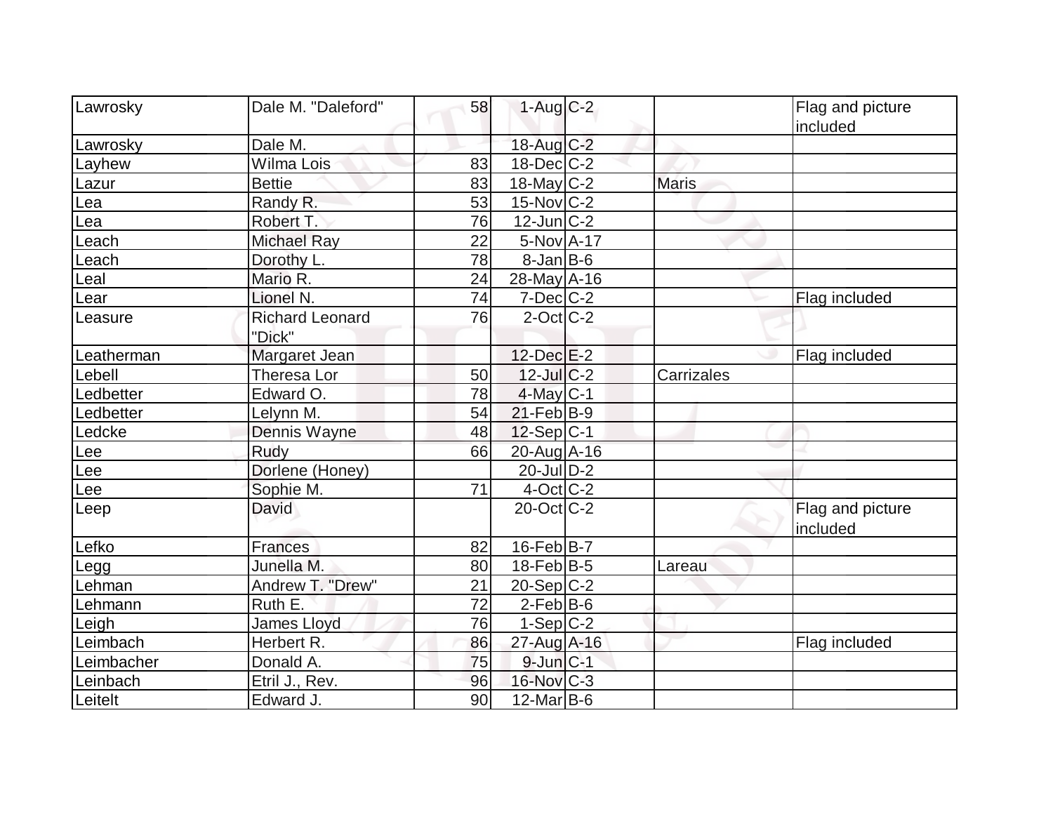| Lawrosky | Dale M. "Daleford" | 58 | 1-Aug | C-2 | | Flag and picture included |
|---|---|---|---|---|---|---|
| Lawrosky | Dale M. | | 18-Aug | C-2 | | |
| Layhew | Wilma Lois | 83 | 18-Dec | C-2 | | |
| Lazur | Bettie | 83 | 18-May | C-2 | Maris | |
| Lea | Randy R. | 53 | 15-Nov | C-2 | | |
| Lea | Robert T. | 76 | 12-Jun | C-2 | | |
| Leach | Michael Ray | 22 | 5-Nov | A-17 | | |
| Leach | Dorothy L. | 78 | 8-Jan | B-6 | | |
| Leal | Mario R. | 24 | 28-May | A-16 | | |
| Lear | Lionel N. | 74 | 7-Dec | C-2 | | Flag included |
| Leasure | Richard Leonard "Dick" | 76 | 2-Oct | C-2 | | |
| Leatherman | Margaret Jean | | 12-Dec | E-2 | | Flag included |
| Lebell | Theresa Lor | 50 | 12-Jul | C-2 | Carrizales | |
| Ledbetter | Edward O. | 78 | 4-May | C-1 | | |
| Ledbetter | Lelynn M. | 54 | 21-Feb | B-9 | | |
| Ledcke | Dennis Wayne | 48 | 12-Sep | C-1 | | |
| Lee | Rudy | 66 | 20-Aug | A-16 | | |
| Lee | Dorlene (Honey) | | 20-Jul | D-2 | | |
| Lee | Sophie M. | 71 | 4-Oct | C-2 | | |
| Leep | David | | 20-Oct | C-2 | | Flag and picture included |
| Lefko | Frances | 82 | 16-Feb | B-7 | | |
| Legg | Junella M. | 80 | 18-Feb | B-5 | Lareau | |
| Lehman | Andrew T. "Drew" | 21 | 20-Sep | C-2 | | |
| Lehmann | Ruth E. | 72 | 2-Feb | B-6 | | |
| Leigh | James Lloyd | 76 | 1-Sep | C-2 | | |
| Leimbach | Herbert R. | 86 | 27-Aug | A-16 | | Flag included |
| Leimbacher | Donald A. | 75 | 9-Jun | C-1 | | |
| Leinbach | Etril J., Rev. | 96 | 16-Nov | C-3 | | |
| Leitelt | Edward J. | 90 | 12-Mar | B-6 | | |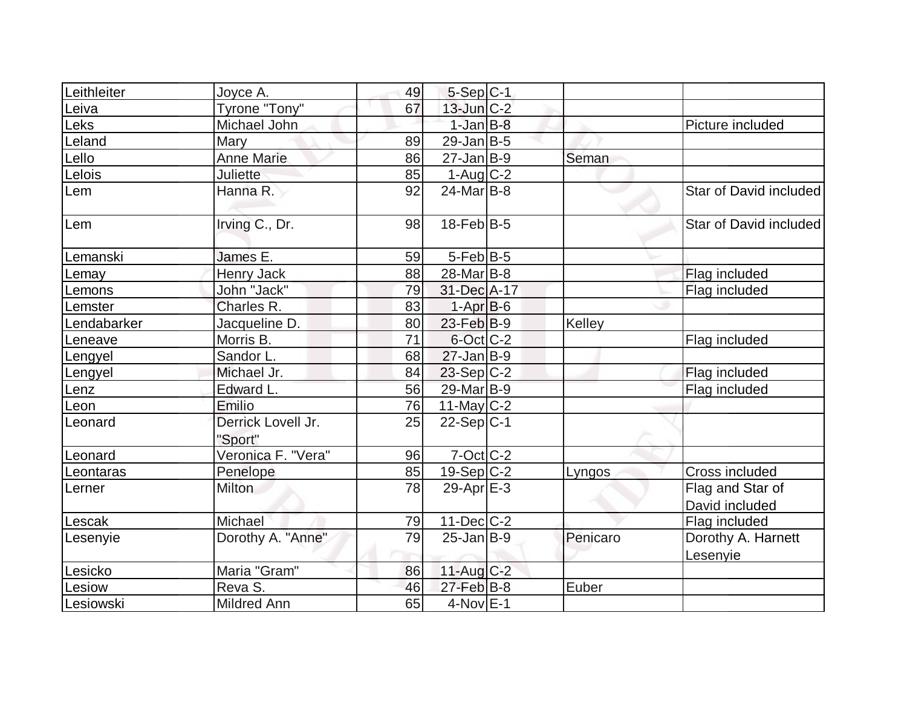| Leithleiter | Joyce A. | 49 | 5-Sep | C-1 | | |
|---|---|---|---|---|---|---|
| Leiva | Tyrone "Tony" | 67 | 13-Jun | C-2 | | |
| Leks | Michael John | | 1-Jan | B-8 | | Picture included |
| Leland | Mary | 89 | 29-Jan | B-5 | | |
| Lello | Anne Marie | 86 | 27-Jan | B-9 | Seman | |
| Lelois | Juliette | 85 | 1-Aug | C-2 | | |
| Lem | Hanna R. | 92 | 24-Mar | B-8 | | Star of David included |
| Lem | Irving C., Dr. | 98 | 18-Feb | B-5 | | Star of David included |
| Lemanski | James E. | 59 | 5-Feb | B-5 | | |
| Lemay | Henry Jack | 88 | 28-Mar | B-8 | | Flag included |
| Lemons | John "Jack" | 79 | 31-Dec | A-17 | | Flag included |
| Lemster | Charles R. | 83 | 1-Apr | B-6 | | |
| Lendabarker | Jacqueline D. | 80 | 23-Feb | B-9 | Kelley | |
| Leneave | Morris B. | 71 | 6-Oct | C-2 | | Flag included |
| Lengyel | Sandor L. | 68 | 27-Jan | B-9 | | |
| Lengyel | Michael Jr. | 84 | 23-Sep | C-2 | | Flag included |
| Lenz | Edward L. | 56 | 29-Mar | B-9 | | Flag included |
| Leon | Emilio | 76 | 11-May | C-2 | | |
| Leonard | Derrick Lovell Jr. "Sport" | 25 | 22-Sep | C-1 | | |
| Leonard | Veronica F. "Vera" | 96 | 7-Oct | C-2 | | |
| Leontaras | Penelope | 85 | 19-Sep | C-2 | Lyngos | Cross included |
| Lerner | Milton | 78 | 29-Apr | E-3 | | Flag and Star of David included |
| Lescak | Michael | 79 | 11-Dec | C-2 | | Flag included |
| Lesenyie | Dorothy A. "Anne" | 79 | 25-Jan | B-9 | Penicaro | Dorothy A. Harnett Lesenyie |
| Lesicko | Maria "Gram" | 86 | 11-Aug | C-2 | | |
| Lesiow | Reva S. | 46 | 27-Feb | B-8 | Euber | |
| Lesiowski | Mildred Ann | 65 | 4-Nov | E-1 | | |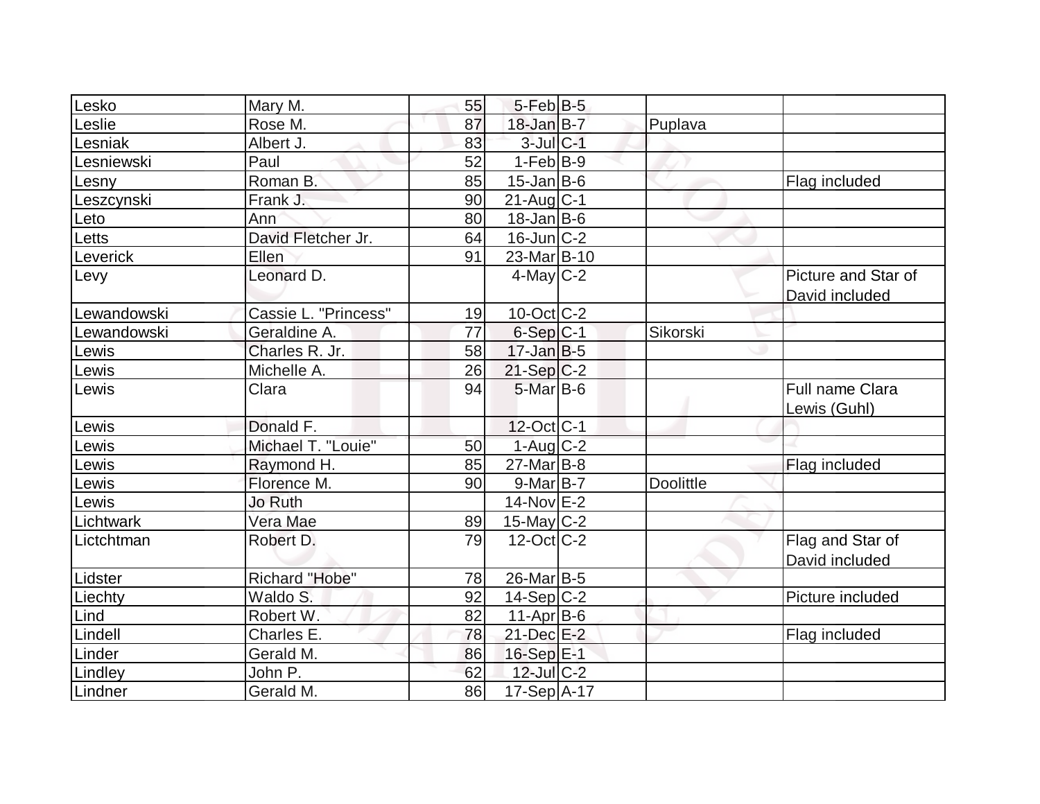| Lesko | Mary M. | 55 | 5-Feb | B-5 | | |
|---|---|---|---|---|---|---|
| Leslie | Rose M. | 87 | 18-Jan | B-7 | Puplava | |
| Lesniak | Albert J. | 83 | 3-Jul | C-1 | | |
| Lesniewski | Paul | 52 | 1-Feb | B-9 | | |
| Lesny | Roman B. | 85 | 15-Jan | B-6 | | Flag included |
| Leszcynski | Frank J. | 90 | 21-Aug | C-1 | | |
| Leto | Ann | 80 | 18-Jan | B-6 | | |
| Letts | David Fletcher Jr. | 64 | 16-Jun | C-2 | | |
| Leverick | Ellen | 91 | 23-Mar | B-10 | | |
| Levy | Leonard D. | | 4-May | C-2 | | Picture and Star of David included |
| Lewandowski | Cassie L. "Princess" | 19 | 10-Oct | C-2 | | |
| Lewandowski | Geraldine A. | 77 | 6-Sep | C-1 | Sikorski | |
| Lewis | Charles R. Jr. | 58 | 17-Jan | B-5 | | |
| Lewis | Michelle A. | 26 | 21-Sep | C-2 | | |
| Lewis | Clara | 94 | 5-Mar | B-6 | | Full name Clara Lewis (Guhl) |
| Lewis | Donald F. | | 12-Oct | C-1 | | |
| Lewis | Michael T. "Louie" | 50 | 1-Aug | C-2 | | |
| Lewis | Raymond H. | 85 | 27-Mar | B-8 | | Flag included |
| Lewis | Florence M. | 90 | 9-Mar | B-7 | Doolittle | |
| Lewis | Jo Ruth | | 14-Nov | E-2 | | |
| Lichtwark | Vera Mae | 89 | 15-May | C-2 | | |
| Lictchtman | Robert D. | 79 | 12-Oct | C-2 | | Flag and Star of David included |
| Lidster | Richard "Hobe" | 78 | 26-Mar | B-5 | | |
| Liechty | Waldo S. | 92 | 14-Sep | C-2 | | Picture included |
| Lind | Robert W. | 82 | 11-Apr | B-6 | | |
| Lindell | Charles E. | 78 | 21-Dec | E-2 | | Flag included |
| Linder | Gerald M. | 86 | 16-Sep | E-1 | | |
| Lindley | John P. | 62 | 12-Jul | C-2 | | |
| Lindner | Gerald M. | 86 | 17-Sep | A-17 | | |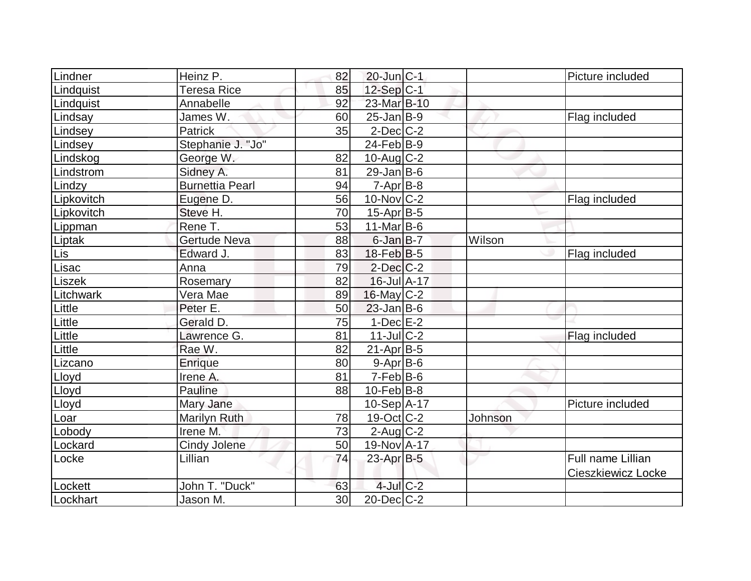| | | | | | | |
|---|---|---|---|---|---|---|
| Lindner | Heinz P. | 82 | 20-Jun | C-1 | | Picture included |
| Lindquist | Teresa Rice | 85 | 12-Sep | C-1 | | |
| Lindquist | Annabelle | 92 | 23-Mar | B-10 | | |
| Lindsay | James W. | 60 | 25-Jan | B-9 | | Flag included |
| Lindsey | Patrick | 35 | 2-Dec | C-2 | | |
| Lindsey | Stephanie J. "Jo" | | 24-Feb | B-9 | | |
| Lindskog | George W. | 82 | 10-Aug | C-2 | | |
| Lindstrom | Sidney A. | 81 | 29-Jan | B-6 | | |
| Lindzy | Burnettia Pearl | 94 | 7-Apr | B-8 | | |
| Lipkovitch | Eugene D. | 56 | 10-Nov | C-2 | | Flag included |
| Lipkovitch | Steve H. | 70 | 15-Apr | B-5 | | |
| Lippman | Rene T. | 53 | 11-Mar | B-6 | | |
| Liptak | Gertude Neva | 88 | 6-Jan | B-7 | Wilson | |
| Lis | Edward J. | 83 | 18-Feb | B-5 | | Flag included |
| Lisac | Anna | 79 | 2-Dec | C-2 | | |
| Liszek | Rosemary | 82 | 16-Jul | A-17 | | |
| Litchwark | Vera Mae | 89 | 16-May | C-2 | | |
| Little | Peter E. | 50 | 23-Jan | B-6 | | |
| Little | Gerald D. | 75 | 1-Dec | E-2 | | |
| Little | Lawrence G. | 81 | 11-Jul | C-2 | | Flag included |
| Little | Rae W. | 82 | 21-Apr | B-5 | | |
| Lizcano | Enrique | 80 | 9-Apr | B-6 | | |
| Lloyd | Irene A. | 81 | 7-Feb | B-6 | | |
| Lloyd | Pauline | 88 | 10-Feb | B-8 | | |
| Lloyd | Mary Jane | | 10-Sep | A-17 | | Picture included |
| Loar | Marilyn Ruth | 78 | 19-Oct | C-2 | Johnson | |
| Lobody | Irene M. | 73 | 2-Aug | C-2 | | |
| Lockard | Cindy Jolene | 50 | 19-Nov | A-17 | | |
| Locke | Lillian | 74 | 23-Apr | B-5 | | Full name Lillian Cieszkiewicz Locke |
| Lockett | John T. "Duck" | 63 | 4-Jul | C-2 | | |
| Lockhart | Jason M. | 30 | 20-Dec | C-2 | | |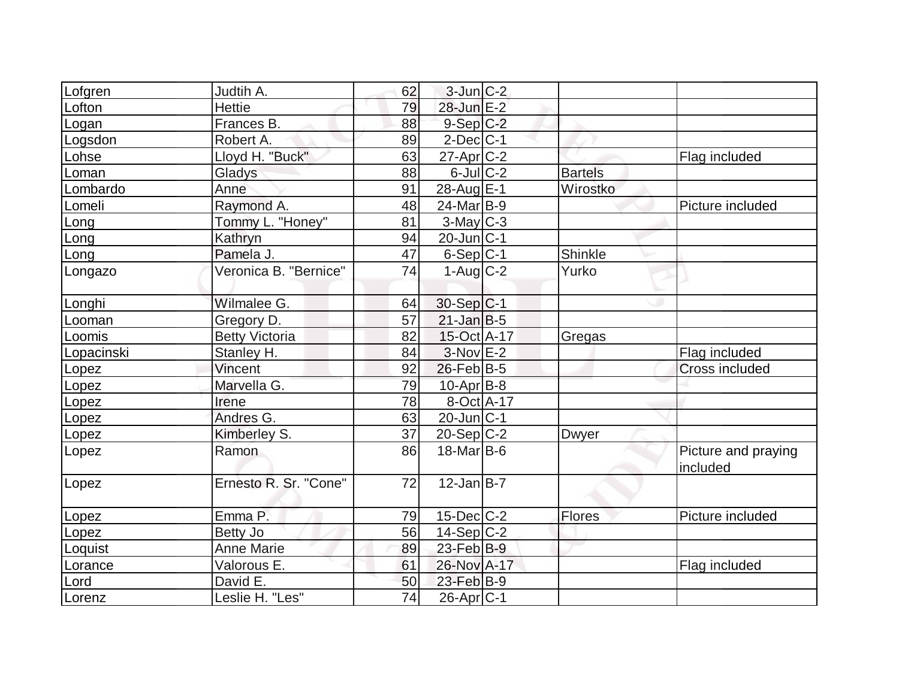| Lofgren | Judtih A. | 62 | 3-Jun | C-2 | | |
|---|---|---|---|---|---|---|
| Lofton | Hettie | 79 | 28-Jun | E-2 | | |
| Logan | Frances B. | 88 | 9-Sep | C-2 | | |
| Logsdon | Robert A. | 89 | 2-Dec | C-1 | | |
| Lohse | Lloyd H. "Buck" | 63 | 27-Apr | C-2 | | Flag included |
| Loman | Gladys | 88 | 6-Jul | C-2 | Bartels | |
| Lombardo | Anne | 91 | 28-Aug | E-1 | Wirostko | |
| Lomeli | Raymond A. | 48 | 24-Mar | B-9 | | Picture included |
| Long | Tommy L. "Honey" | 81 | 3-May | C-3 | | |
| Long | Kathryn | 94 | 20-Jun | C-1 | | |
| Long | Pamela J. | 47 | 6-Sep | C-1 | Shinkle | |
| Longazo | Veronica B. "Bernice" | 74 | 1-Aug | C-2 | Yurko | |
| Longhi | Wilmalee G. | 64 | 30-Sep | C-1 | | |
| Looman | Gregory D. | 57 | 21-Jan | B-5 | | |
| Loomis | Betty Victoria | 82 | 15-Oct | A-17 | Gregas | |
| Lopacinski | Stanley H. | 84 | 3-Nov | E-2 | | Flag included |
| Lopez | Vincent | 92 | 26-Feb | B-5 | | Cross included |
| Lopez | Marvella G. | 79 | 10-Apr | B-8 | | |
| Lopez | Irene | 78 | 8-Oct | A-17 | | |
| Lopez | Andres G. | 63 | 20-Jun | C-1 | | |
| Lopez | Kimberley S. | 37 | 20-Sep | C-2 | Dwyer | |
| Lopez | Ramon | 86 | 18-Mar | B-6 | | Picture and praying included |
| Lopez | Ernesto R. Sr. "Cone" | 72 | 12-Jan | B-7 | | |
| Lopez | Emma P. | 79 | 15-Dec | C-2 | Flores | Picture included |
| Lopez | Betty Jo | 56 | 14-Sep | C-2 | | |
| Loquist | Anne Marie | 89 | 23-Feb | B-9 | | |
| Lorance | Valorous E. | 61 | 26-Nov | A-17 | | Flag included |
| Lord | David E. | 50 | 23-Feb | B-9 | | |
| Lorenz | Leslie H. "Les" | 74 | 26-Apr | C-1 | | |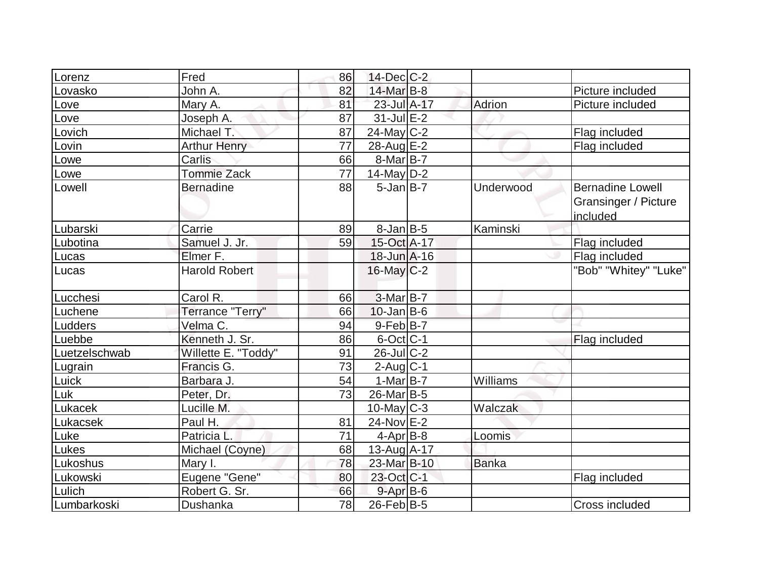| Lorenz | Fred | 86 | 14-Dec | C-2 | | |
|---|---|---|---|---|---|---|
| Lovasko | John A. | 82 | 14-Mar | B-8 | | Picture included |
| Love | Mary A. | 81 | 23-Jul | A-17 | Adrion | Picture included |
| Love | Joseph A. | 87 | 31-Jul | E-2 | | |
| Lovich | Michael T. | 87 | 24-May | C-2 | | Flag included |
| Lovin | Arthur Henry | 77 | 28-Aug | E-2 | | Flag included |
| Lowe | Carlis | 66 | 8-Mar | B-7 | | |
| Lowe | Tommie Zack | 77 | 14-May | D-2 | | |
| Lowell | Bernadine | 88 | 5-Jan | B-7 | Underwood | Bernadine Lowell Gransinger / Picture included |
| Lubarski | Carrie | 89 | 8-Jan | B-5 | Kaminski | |
| Lubotina | Samuel J. Jr. | 59 | 15-Oct | A-17 | | Flag included |
| Lucas | Elmer F. | | 18-Jun | A-16 | | Flag included |
| Lucas | Harold Robert | | 16-May | C-2 | | "Bob" "Whitey" "Luke" |
| Lucchesi | Carol R. | 66 | 3-Mar | B-7 | | |
| Luchene | Terrance "Terry" | 66 | 10-Jan | B-6 | | |
| Ludders | Velma C. | 94 | 9-Feb | B-7 | | |
| Luebbe | Kenneth J. Sr. | 86 | 6-Oct | C-1 | | Flag included |
| Luetzelschwab | Willette E. "Toddy" | 91 | 26-Jul | C-2 | | |
| Lugrain | Francis G. | 73 | 2-Aug | C-1 | | |
| Luick | Barbara J. | 54 | 1-Mar | B-7 | Williams | |
| Luk | Peter, Dr. | 73 | 26-Mar | B-5 | | |
| Lukacek | Lucille M. | | 10-May | C-3 | Walczak | |
| Lukacsek | Paul H. | 81 | 24-Nov | E-2 | | |
| Luke | Patricia L. | 71 | 4-Apr | B-8 | Loomis | |
| Lukes | Michael (Coyne) | 68 | 13-Aug | A-17 | | |
| Lukoshus | Mary I. | 78 | 23-Mar | B-10 | Banka | |
| Lukowski | Eugene "Gene" | 80 | 23-Oct | C-1 | | Flag included |
| Lulich | Robert G. Sr. | 66 | 9-Apr | B-6 | | |
| Lumbarkoski | Dushanka | 78 | 26-Feb | B-5 | | Cross included |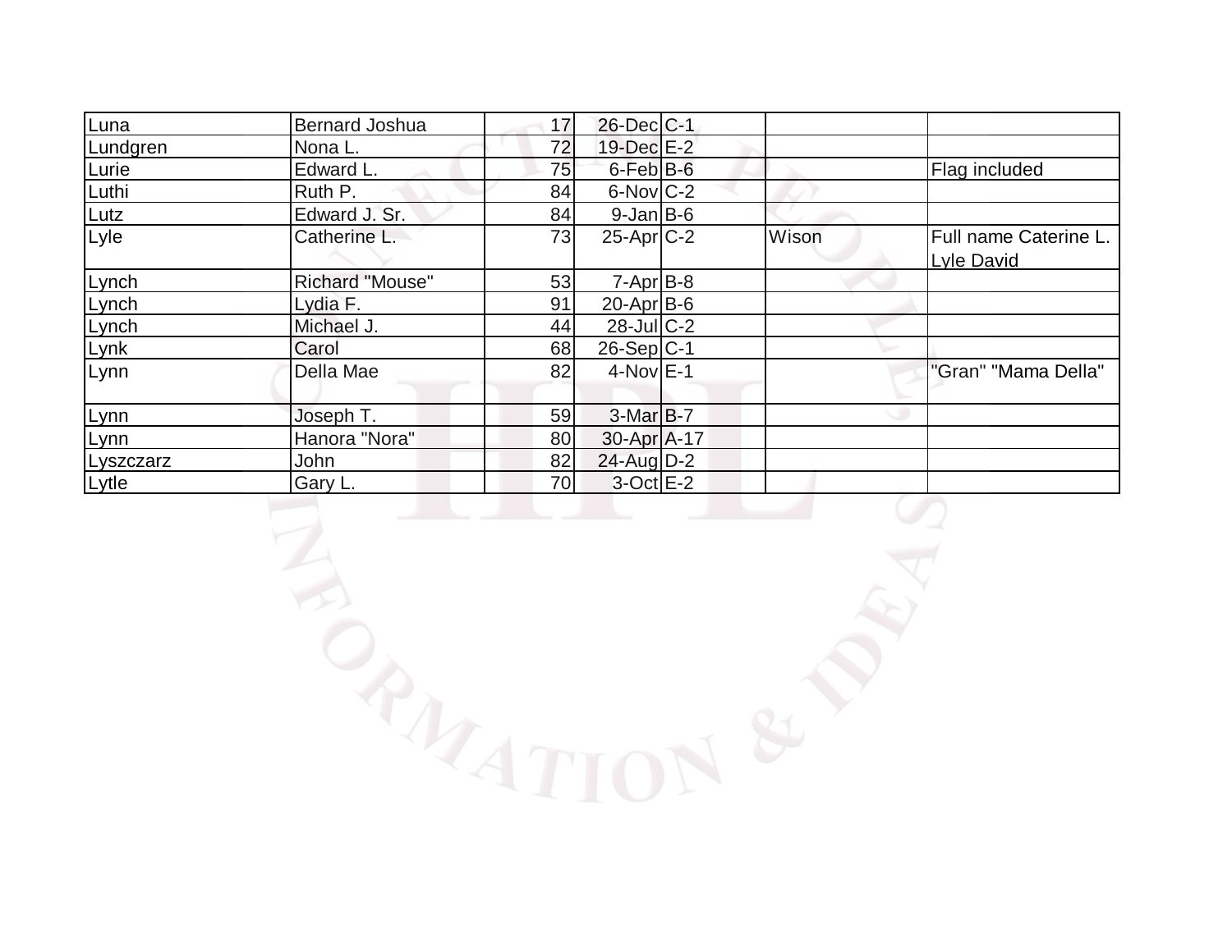| | | | | | | |
|---|---|---|---|---|---|---|
| Luna | Bernard Joshua | 17 | 26-Dec | C-1 | | |
| Lundgren | Nona L. | 72 | 19-Dec | E-2 | | |
| Lurie | Edward L. | 75 | 6-Feb | B-6 | | Flag included |
| Luthi | Ruth P. | 84 | 6-Nov | C-2 | | |
| Lutz | Edward J. Sr. | 84 | 9-Jan | B-6 | | |
| Lyle | Catherine L. | 73 | 25-Apr | C-2 | Wison | Full name Caterine L. Lyle David |
| Lynch | Richard "Mouse" | 53 | 7-Apr | B-8 | | |
| Lynch | Lydia F. | 91 | 20-Apr | B-6 | | |
| Lynch | Michael J. | 44 | 28-Jul | C-2 | | |
| Lynk | Carol | 68 | 26-Sep | C-1 | | |
| Lynn | Della Mae | 82 | 4-Nov | E-1 | | "Gran" "Mama Della" |
| Lynn | Joseph T. | 59 | 3-Mar | B-7 | | |
| Lynn | Hanora "Nora" | 80 | 30-Apr | A-17 | | |
| Lyszczarz | John | 82 | 24-Aug | D-2 | | |
| Lytle | Gary L. | 70 | 3-Oct | E-2 | | |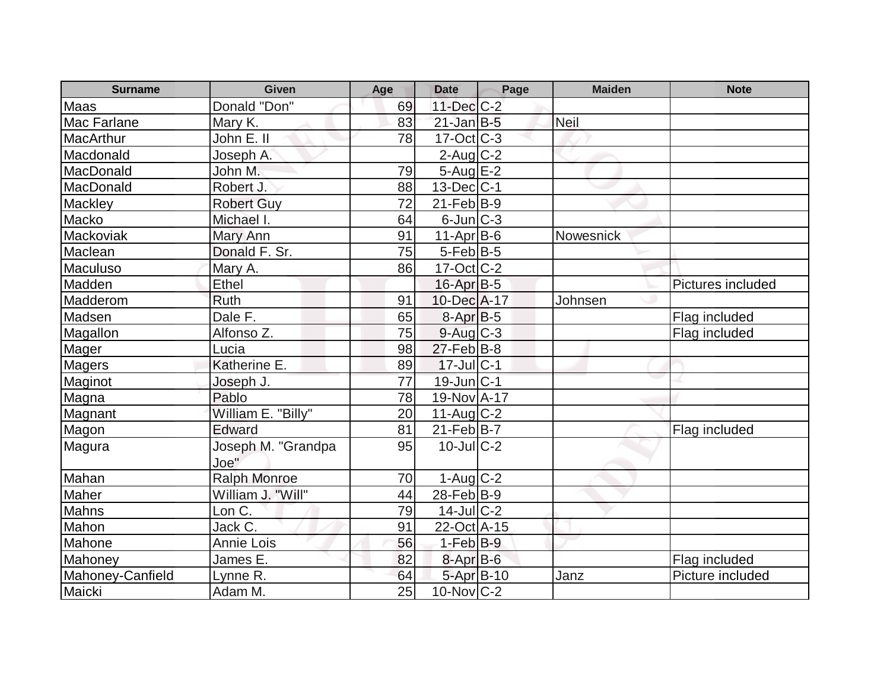| Surname | Given | Age | Date | Page | Maiden | Note |
|---|---|---|---|---|---|---|
| Maas | Donald "Don" | 69 | 11-Dec | C-2 | | |
| Mac Farlane | Mary K. | 83 | 21-Jan | B-5 | Neil | |
| MacArthur | John E. II | 78 | 17-Oct | C-3 | | |
| Macdonald | Joseph A. | | 2-Aug | C-2 | | |
| MacDonald | John M. | 79 | 5-Aug | E-2 | | |
| MacDonald | Robert J. | 88 | 13-Dec | C-1 | | |
| Mackley | Robert Guy | 72 | 21-Feb | B-9 | | |
| Macko | Michael I. | 64 | 6-Jun | C-3 | | |
| Mackoviak | Mary Ann | 91 | 11-Apr | B-6 | Nowesnick | |
| Maclean | Donald F. Sr. | 75 | 5-Feb | B-5 | | |
| Maculuso | Mary A. | 86 | 17-Oct | C-2 | | |
| Madden | Ethel | | 16-Apr | B-5 | | Pictures included |
| Madderom | Ruth | 91 | 10-Dec | A-17 | Johnsen | |
| Madsen | Dale F. | 65 | 8-Apr | B-5 | | Flag included |
| Magallon | Alfonso Z. | 75 | 9-Aug | C-3 | | Flag included |
| Mager | Lucia | 98 | 27-Feb | B-8 | | |
| Magers | Katherine E. | 89 | 17-Jul | C-1 | | |
| Maginot | Joseph J. | 77 | 19-Jun | C-1 | | |
| Magna | Pablo | 78 | 19-Nov | A-17 | | |
| Magnant | William E. "Billy" | 20 | 11-Aug | C-2 | | |
| Magon | Edward | 81 | 21-Feb | B-7 | | Flag included |
| Magura | Joseph M. "Grandpa Joe" | 95 | 10-Jul | C-2 | | |
| Mahan | Ralph Monroe | 70 | 1-Aug | C-2 | | |
| Maher | William J. "Will" | 44 | 28-Feb | B-9 | | |
| Mahns | Lon C. | 79 | 14-Jul | C-2 | | |
| Mahon | Jack C. | 91 | 22-Oct | A-15 | | |
| Mahone | Annie Lois | 56 | 1-Feb | B-9 | | |
| Mahoney | James E. | 82 | 8-Apr | B-6 | | Flag included |
| Mahoney-Canfield | Lynne R. | 64 | 5-Apr | B-10 | Janz | Picture included |
| Maicki | Adam M. | 25 | 10-Nov | C-2 | | |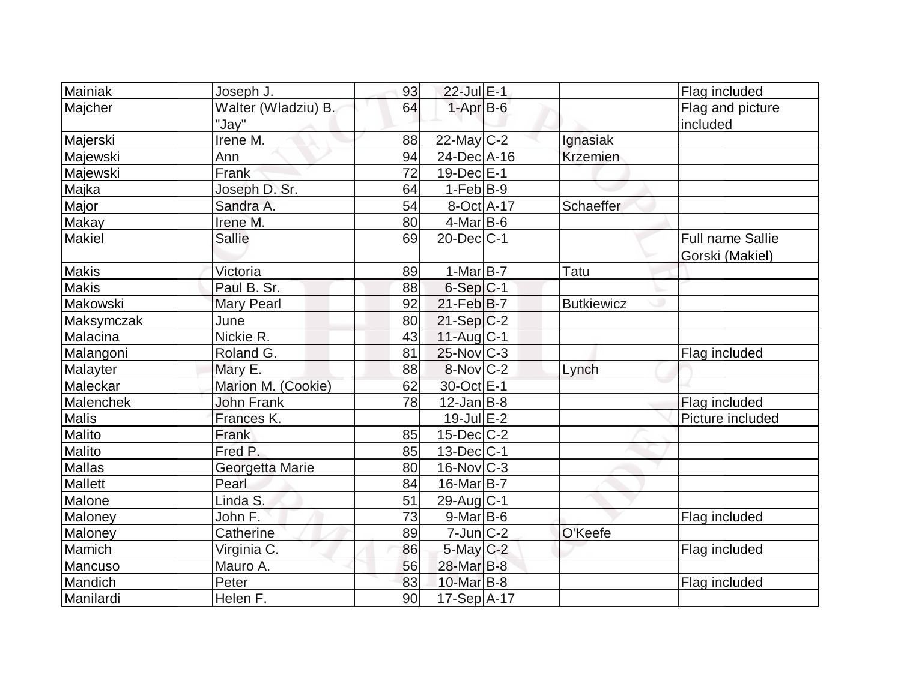| Mainiak | Joseph J. | 93 | 22-Jul | E-1 | | Flag included |
|---|---|---|---|---|---|---|
| Majcher | Walter (Wladziu) B. "Jay" | 64 | 1-Apr | B-6 | | Flag and picture included |
| Majerski | Irene M. | 88 | 22-May | C-2 | Ignasiak | |
| Majewski | Ann | 94 | 24-Dec | A-16 | Krzemien | |
| Majewski | Frank | 72 | 19-Dec | E-1 | | |
| Majka | Joseph D. Sr. | 64 | 1-Feb | B-9 | | |
| Major | Sandra A. | 54 | 8-Oct | A-17 | Schaeffer | |
| Makay | Irene M. | 80 | 4-Mar | B-6 | | |
| Makiel | Sallie | 69 | 20-Dec | C-1 | | Full name Sallie Gorski (Makiel) |
| Makis | Victoria | 89 | 1-Mar | B-7 | Tatu | |
| Makis | Paul B. Sr. | 88 | 6-Sep | C-1 | | |
| Makowski | Mary Pearl | 92 | 21-Feb | B-7 | Butkiewicz | |
| Maksymczak | June | 80 | 21-Sep | C-2 | | |
| Malacina | Nickie R. | 43 | 11-Aug | C-1 | | |
| Malangoni | Roland G. | 81 | 25-Nov | C-3 | | Flag included |
| Malayter | Mary E. | 88 | 8-Nov | C-2 | Lynch | |
| Maleckar | Marion M. (Cookie) | 62 | 30-Oct | E-1 | | |
| Malenchek | John Frank | 78 | 12-Jan | B-8 | | Flag included |
| Malis | Frances K. | | 19-Jul | E-2 | | Picture included |
| Malito | Frank | 85 | 15-Dec | C-2 | | |
| Malito | Fred P. | 85 | 13-Dec | C-1 | | |
| Mallas | Georgetta Marie | 80 | 16-Nov | C-3 | | |
| Mallett | Pearl | 84 | 16-Mar | B-7 | | |
| Malone | Linda S. | 51 | 29-Aug | C-1 | | |
| Maloney | John F. | 73 | 9-Mar | B-6 | | Flag included |
| Maloney | Catherine | 89 | 7-Jun | C-2 | O'Keefe | |
| Mamich | Virginia C. | 86 | 5-May | C-2 | | Flag included |
| Mancuso | Mauro A. | 56 | 28-Mar | B-8 | | |
| Mandich | Peter | 83 | 10-Mar | B-8 | | Flag included |
| Manilardi | Helen F. | 90 | 17-Sep | A-17 | | |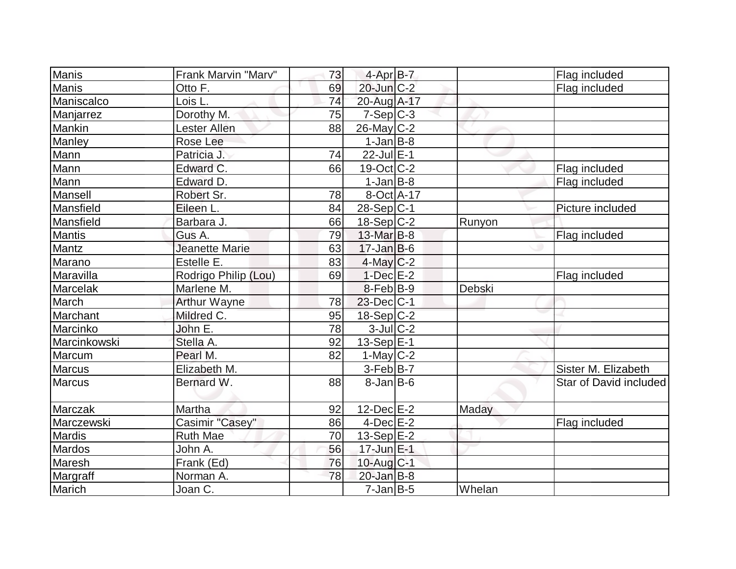| Manis | Frank Marvin "Marv" | 73 | 4-Apr | B-7 | | Flag included |
|---|---|---|---|---|---|---|
| Manis | Otto F. | 69 | 20-Jun | C-2 | | Flag included |
| Maniscalco | Lois L. | 74 | 20-Aug | A-17 | | |
| Manjarrez | Dorothy M. | 75 | 7-Sep | C-3 | | |
| Mankin | Lester Allen | 88 | 26-May | C-2 | | |
| Manley | Rose Lee | | 1-Jan | B-8 | | |
| Mann | Patricia J. | 74 | 22-Jul | E-1 | | |
| Mann | Edward C. | 66 | 19-Oct | C-2 | | Flag included |
| Mann | Edward D. | | 1-Jan | B-8 | | Flag included |
| Mansell | Robert Sr. | 78 | 8-Oct | A-17 | | |
| Mansfield | Eileen L. | 84 | 28-Sep | C-1 | | Picture included |
| Mansfield | Barbara J. | 66 | 18-Sep | C-2 | Runyon | |
| Mantis | Gus A. | 79 | 13-Mar | B-8 | | Flag included |
| Mantz | Jeanette Marie | 63 | 17-Jan | B-6 | | |
| Marano | Estelle E. | 83 | 4-May | C-2 | | |
| Maravilla | Rodrigo Philip (Lou) | 69 | 1-Dec | E-2 | | Flag included |
| Marcelak | Marlene M. | | 8-Feb | B-9 | Debski | |
| March | Arthur Wayne | 78 | 23-Dec | C-1 | | |
| Marchant | Mildred C. | 95 | 18-Sep | C-2 | | |
| Marcinko | John E. | 78 | 3-Jul | C-2 | | |
| Marcinkowski | Stella A. | 92 | 13-Sep | E-1 | | |
| Marcum | Pearl M. | 82 | 1-May | C-2 | | |
| Marcus | Elizabeth M. | | 3-Feb | B-7 | | Sister M. Elizabeth |
| Marcus | Bernard W. | 88 | 8-Jan | B-6 | | Star of David included |
| Marczak | Martha | 92 | 12-Dec | E-2 | Maday | |
| Marczewski | Casimir "Casey" | 86 | 4-Dec | E-2 | | Flag included |
| Mardis | Ruth Mae | 70 | 13-Sep | E-2 | | |
| Mardos | John A. | 56 | 17-Jun | E-1 | | |
| Maresh | Frank (Ed) | 76 | 10-Aug | C-1 | | |
| Margraff | Norman A. | 78 | 20-Jan | B-8 | | |
| Marich | Joan C. | | 7-Jan | B-5 | Whelan | |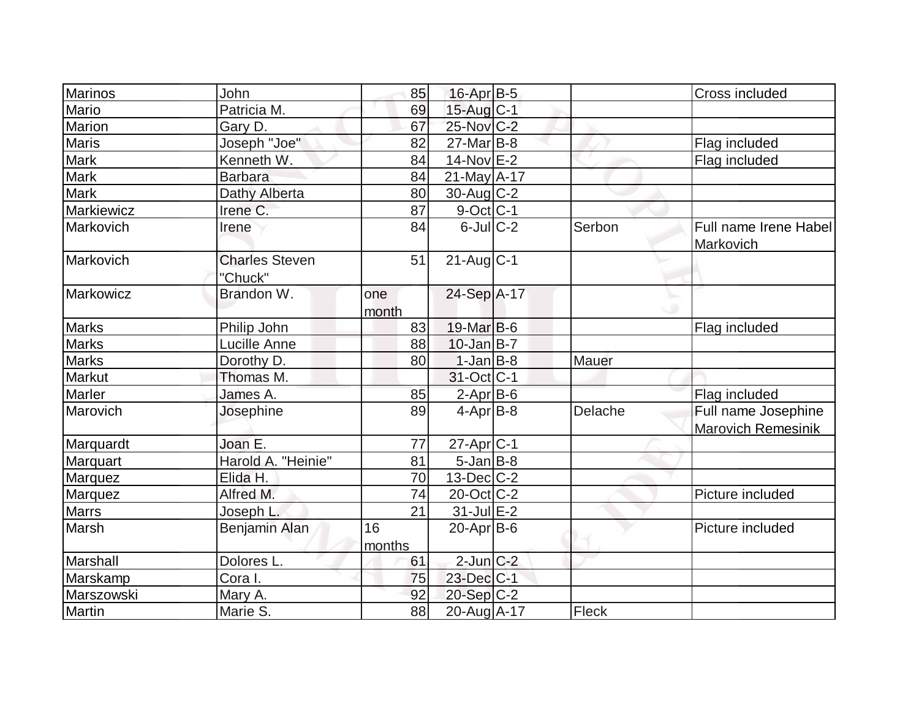| Marinos | John | 85 | 16-Apr | B-5 | | Cross included |
|---|---|---|---|---|---|---|
| Mario | Patricia M. | 69 | 15-Aug | C-1 | | |
| Marion | Gary D. | 67 | 25-Nov | C-2 | | |
| Maris | Joseph "Joe" | 82 | 27-Mar | B-8 | | Flag included |
| Mark | Kenneth W. | 84 | 14-Nov | E-2 | | Flag included |
| Mark | Barbara | 84 | 21-May | A-17 | | |
| Mark | Dathy Alberta | 80 | 30-Aug | C-2 | | |
| Markiewicz | Irene C. | 87 | 9-Oct | C-1 | | |
| Markovich | Irene | 84 | 6-Jul | C-2 | Serbon | Full name Irene Habel Markovich |
| Markovich | Charles Steven "Chuck" | 51 | 21-Aug | C-1 | | |
| Markowicz | Brandon W. | one month | 24-Sep | A-17 | | |
| Marks | Philip John | 83 | 19-Mar | B-6 | | Flag included |
| Marks | Lucille Anne | 88 | 10-Jan | B-7 | | |
| Marks | Dorothy D. | 80 | 1-Jan | B-8 | Mauer | |
| Markut | Thomas M. | | 31-Oct | C-1 | | |
| Marler | James A. | 85 | 2-Apr | B-6 | | Flag included |
| Marovich | Josephine | 89 | 4-Apr | B-8 | Delache | Full name Josephine Marovich Remesinik |
| Marquardt | Joan E. | 77 | 27-Apr | C-1 | | |
| Marquart | Harold A. "Heinie" | 81 | 5-Jan | B-8 | | |
| Marquez | Elida H. | 70 | 13-Dec | C-2 | | |
| Marquez | Alfred M. | 74 | 20-Oct | C-2 | | Picture included |
| Marrs | Joseph L. | 21 | 31-Jul | E-2 | | |
| Marsh | Benjamin Alan | 16 months | 20-Apr | B-6 | | Picture included |
| Marshall | Dolores L. | 61 | 2-Jun | C-2 | | |
| Marskamp | Cora I. | 75 | 23-Dec | C-1 | | |
| Marszowski | Mary A. | 92 | 20-Sep | C-2 | | |
| Martin | Marie S. | 88 | 20-Aug | A-17 | Fleck | |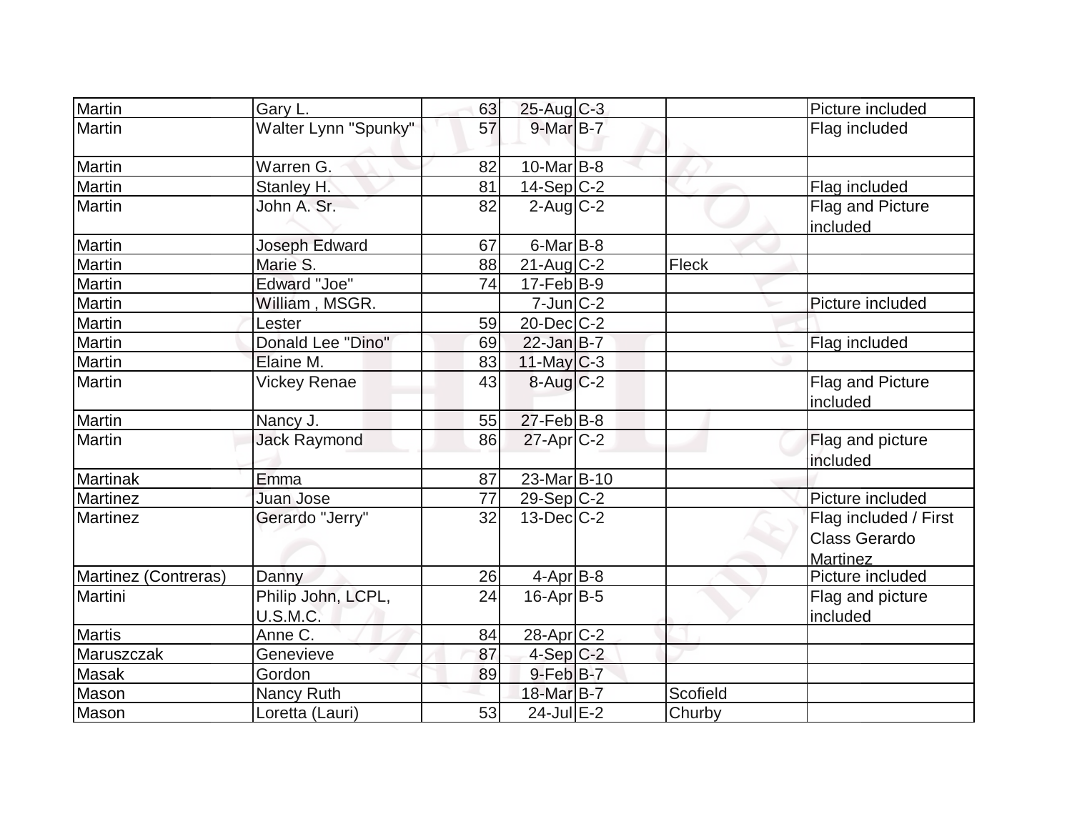| Martin | Gary L. | 63 | 25-Aug | C-3 | | Picture included |
|---|---|---|---|---|---|---|
| Martin | Walter Lynn "Spunky" | 57 | 9-Mar | B-7 | | Flag included |
| Martin | Warren G. | 82 | 10-Mar | B-8 | | |
| Martin | Stanley H. | 81 | 14-Sep | C-2 | | Flag included |
| Martin | John A. Sr. | 82 | 2-Aug | C-2 | | Flag and Picture included |
| Martin | Joseph Edward | 67 | 6-Mar | B-8 | | |
| Martin | Marie S. | 88 | 21-Aug | C-2 | Fleck | |
| Martin | Edward "Joe" | 74 | 17-Feb | B-9 | | |
| Martin | William , MSGR. | | 7-Jun | C-2 | | Picture included |
| Martin | Lester | 59 | 20-Dec | C-2 | | |
| Martin | Donald Lee "Dino" | 69 | 22-Jan | B-7 | | Flag included |
| Martin | Elaine M. | 83 | 11-May | C-3 | | |
| Martin | Vickey Renae | 43 | 8-Aug | C-2 | | Flag and Picture included |
| Martin | Nancy J. | 55 | 27-Feb | B-8 | | |
| Martin | Jack Raymond | 86 | 27-Apr | C-2 | | Flag and picture included |
| Martinak | Emma | 87 | 23-Mar | B-10 | | |
| Martinez | Juan Jose | 77 | 29-Sep | C-2 | | Picture included |
| Martinez | Gerardo "Jerry" | 32 | 13-Dec | C-2 | | Flag included / First Class Gerardo Martinez |
| Martinez (Contreras) | Danny | 26 | 4-Apr | B-8 | | Picture included |
| Martini | Philip John, LCPL, U.S.M.C. | 24 | 16-Apr | B-5 | | Flag and picture included |
| Martis | Anne C. | 84 | 28-Apr | C-2 | | |
| Maruszczak | Genevieve | 87 | 4-Sep | C-2 | | |
| Masak | Gordon | 89 | 9-Feb | B-7 | | |
| Mason | Nancy Ruth | | 18-Mar | B-7 | Scofield | |
| Mason | Loretta (Lauri) | 53 | 24-Jul | E-2 | Churby | |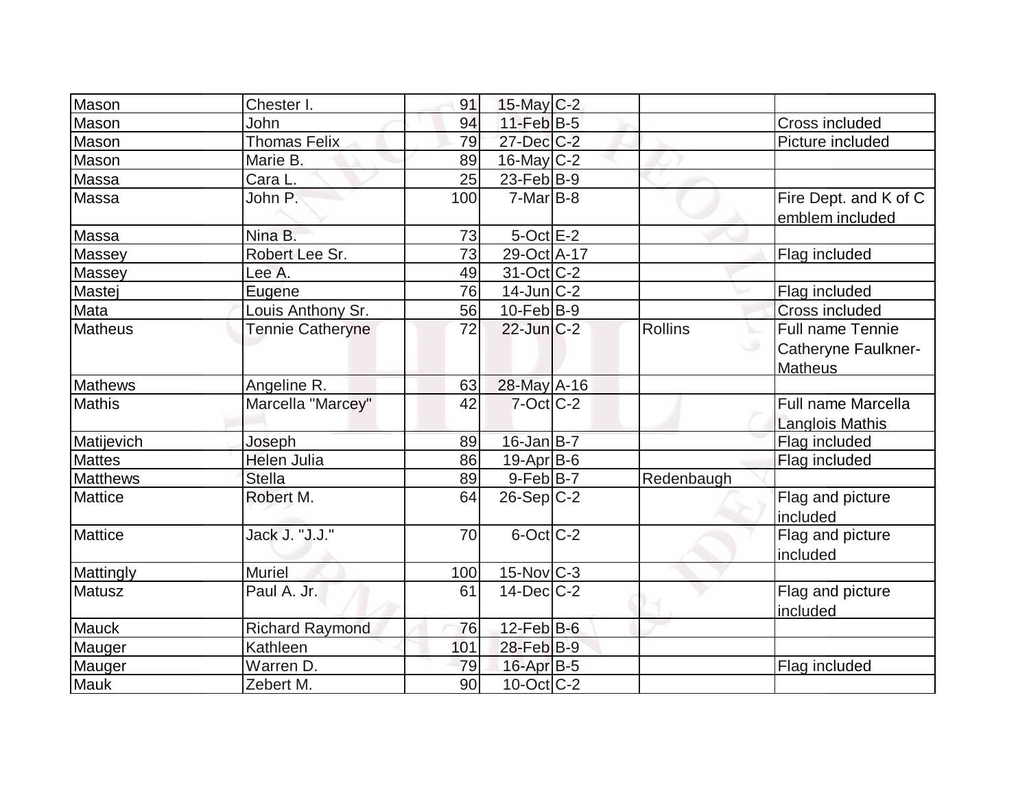| | | | | | | |
|---|---|---|---|---|---|---|
| Mason | Chester I. | 91 | 15-May | C-2 | | |
| Mason | John | 94 | 11-Feb | B-5 | | Cross included |
| Mason | Thomas Felix | 79 | 27-Dec | C-2 | | Picture included |
| Mason | Marie B. | 89 | 16-May | C-2 | | |
| Massa | Cara L. | 25 | 23-Feb | B-9 | | |
| Massa | John P. | 100 | 7-Mar | B-8 | | Fire Dept. and K of C emblem included |
| Massa | Nina B. | 73 | 5-Oct | E-2 | | |
| Massey | Robert Lee Sr. | 73 | 29-Oct | A-17 | | Flag included |
| Massey | Lee A. | 49 | 31-Oct | C-2 | | |
| Mastej | Eugene | 76 | 14-Jun | C-2 | | Flag included |
| Mata | Louis Anthony Sr. | 56 | 10-Feb | B-9 | | Cross included |
| Matheus | Tennie Catheryne | 72 | 22-Jun | C-2 | Rollins | Full name Tennie Catheryne Faulkner-Matheus |
| Mathews | Angeline R. | 63 | 28-May | A-16 | | |
| Mathis | Marcella "Marcey" | 42 | 7-Oct | C-2 | | Full name Marcella Langlois Mathis |
| Matijevich | Joseph | 89 | 16-Jan | B-7 | | Flag included |
| Mattes | Helen Julia | 86 | 19-Apr | B-6 | | Flag included |
| Matthews | Stella | 89 | 9-Feb | B-7 | Redenbaugh | |
| Mattice | Robert M. | 64 | 26-Sep | C-2 | | Flag and picture included |
| Mattice | Jack J. "J.J." | 70 | 6-Oct | C-2 | | Flag and picture included |
| Mattingly | Muriel | 100 | 15-Nov | C-3 | | |
| Matusz | Paul A. Jr. | 61 | 14-Dec | C-2 | | Flag and picture included |
| Mauck | Richard Raymond | 76 | 12-Feb | B-6 | | |
| Mauger | Kathleen | 101 | 28-Feb | B-9 | | |
| Mauger | Warren D. | 79 | 16-Apr | B-5 | | Flag included |
| Mauk | Zebert M. | 90 | 10-Oct | C-2 | | |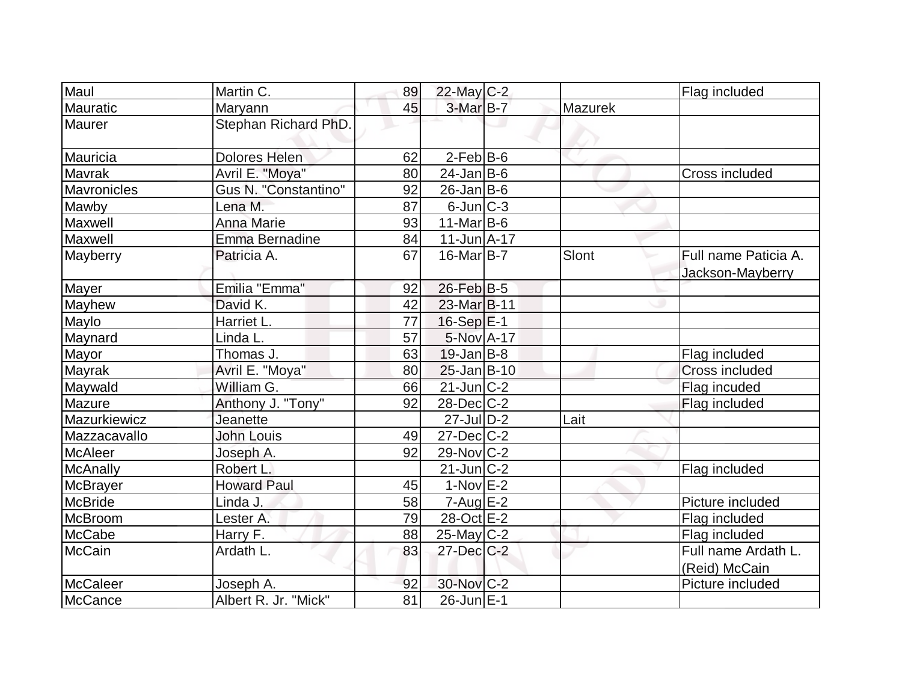| Maul | Martin C. | 89 | 22-May | C-2 | | Flag included |
|---|---|---|---|---|---|---|
| Mauratic | Maryann | 45 | 3-Mar | B-7 | Mazurek | |
| Maurer | Stephan Richard PhD. | | | | | |
| Mauricia | Dolores Helen | 62 | 2-Feb | B-6 | | |
| Mavrak | Avril E. "Moya" | 80 | 24-Jan | B-6 | | Cross included |
| Mavronicles | Gus N. "Constantino" | 92 | 26-Jan | B-6 | | |
| Mawby | Lena M. | 87 | 6-Jun | C-3 | | |
| Maxwell | Anna Marie | 93 | 11-Mar | B-6 | | |
| Maxwell | Emma Bernadine | 84 | 11-Jun | A-17 | | |
| Mayberry | Patricia A. | 67 | 16-Mar | B-7 | Slont | Full name Paticia A. Jackson-Mayberry |
| Mayer | Emilia "Emma" | 92 | 26-Feb | B-5 | | |
| Mayhew | David K. | 42 | 23-Mar | B-11 | | |
| Maylo | Harriet L. | 77 | 16-Sep | E-1 | | |
| Maynard | Linda L. | 57 | 5-Nov | A-17 | | |
| Mayor | Thomas J. | 63 | 19-Jan | B-8 | | Flag included |
| Mayrak | Avril E. "Moya" | 80 | 25-Jan | B-10 | | Cross included |
| Maywald | William G. | 66 | 21-Jun | C-2 | | Flag incuded |
| Mazure | Anthony J. "Tony" | 92 | 28-Dec | C-2 | | Flag included |
| Mazurkiewicz | Jeanette | | 27-Jul | D-2 | Lait | |
| Mazzacavallo | John Louis | 49 | 27-Dec | C-2 | | |
| McAleer | Joseph A. | 92 | 29-Nov | C-2 | | |
| McAnally | Robert L. | | 21-Jun | C-2 | | Flag included |
| McBrayer | Howard Paul | 45 | 1-Nov | E-2 | | |
| McBride | Linda J. | 58 | 7-Aug | E-2 | | Picture included |
| McBroom | Lester A. | 79 | 28-Oct | E-2 | | Flag included |
| McCabe | Harry F. | 88 | 25-May | C-2 | | Flag included |
| McCain | Ardath L. | 83 | 27-Dec | C-2 | | Full name Ardath L. (Reid) McCain |
| McCaleer | Joseph A. | 92 | 30-Nov | C-2 | | Picture included |
| McCance | Albert R. Jr. "Mick" | 81 | 26-Jun | E-1 | | |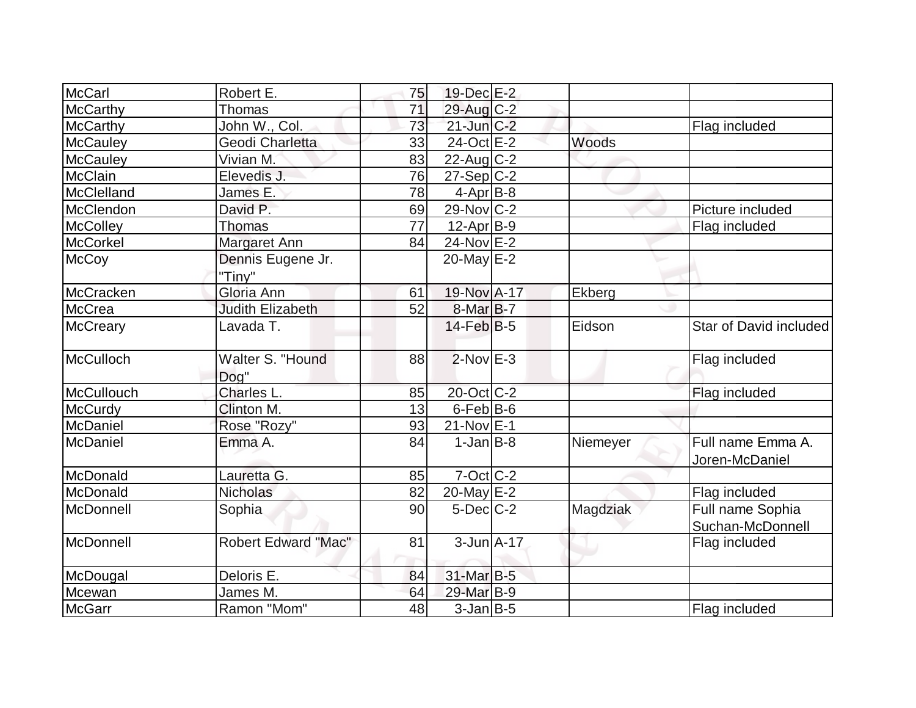| | | | | | | |
|---|---|---|---|---|---|---|
| McCarl | Robert E. | 75 | 19-Dec | E-2 | | |
| McCarthy | Thomas | 71 | 29-Aug | C-2 | | |
| McCarthy | John W., Col. | 73 | 21-Jun | C-2 | | Flag included |
| McCauley | Geodi Charletta | 33 | 24-Oct | E-2 | Woods | |
| McCauley | Vivian M. | 83 | 22-Aug | C-2 | | |
| McClain | Elevedis J. | 76 | 27-Sep | C-2 | | |
| McClelland | James E. | 78 | 4-Apr | B-8 | | |
| McClendon | David P. | 69 | 29-Nov | C-2 | | Picture included |
| McColley | Thomas | 77 | 12-Apr | B-9 | | Flag included |
| McCorkel | Margaret Ann | 84 | 24-Nov | E-2 | | |
| McCoy | Dennis Eugene Jr. "Tiny" | | 20-May | E-2 | | |
| McCracken | Gloria Ann | 61 | 19-Nov | A-17 | Ekberg | |
| McCrea | Judith Elizabeth | 52 | 8-Mar | B-7 | | |
| McCreary | Lavada T. | | 14-Feb | B-5 | Eidson | Star of David included |
| McCulloch | Walter S. "Hound Dog" | 88 | 2-Nov | E-3 | | Flag included |
| McCullouch | Charles L. | 85 | 20-Oct | C-2 | | Flag included |
| McCurdy | Clinton M. | 13 | 6-Feb | B-6 | | |
| McDaniel | Rose "Rozy" | 93 | 21-Nov | E-1 | | |
| McDaniel | Emma A. | 84 | 1-Jan | B-8 | Niemeyer | Full name Emma A. Joren-McDaniel |
| McDonald | Lauretta G. | 85 | 7-Oct | C-2 | | |
| McDonald | Nicholas | 82 | 20-May | E-2 | | Flag included |
| McDonnell | Sophia | 90 | 5-Dec | C-2 | Magdziak | Full name Sophia Suchan-McDonnell |
| McDonnell | Robert Edward "Mac" | 81 | 3-Jun | A-17 | | Flag included |
| McDougal | Deloris E. | 84 | 31-Mar | B-5 | | |
| Mcewan | James M. | 64 | 29-Mar | B-9 | | |
| McGarr | Ramon "Mom" | 48 | 3-Jan | B-5 | | Flag included |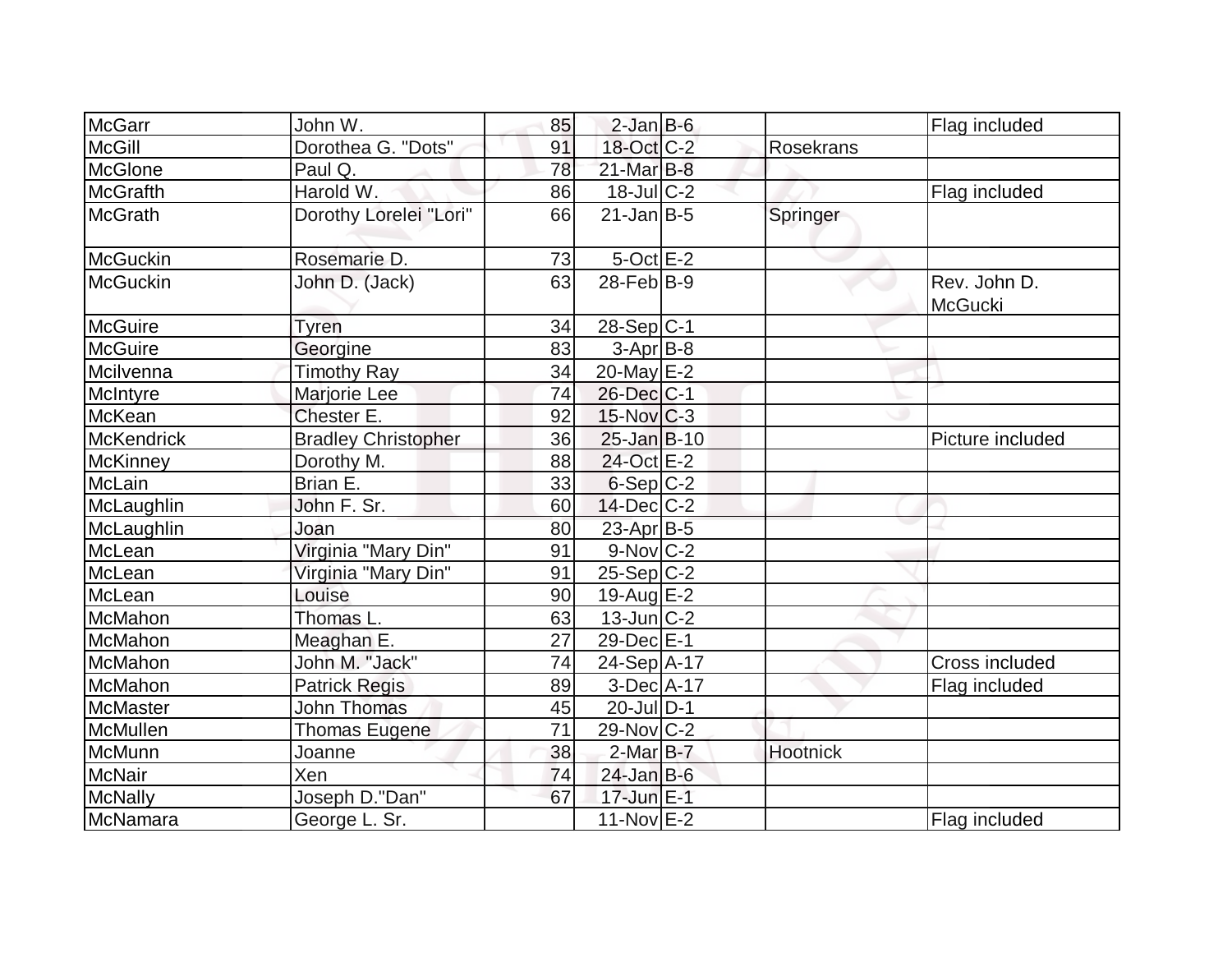| | | | | | | |
|---|---|---|---|---|---|---|
| McGarr | John W. | 85 | 2-Jan | B-6 | | Flag included |
| McGill | Dorothea G. "Dots" | 91 | 18-Oct | C-2 | Rosekrans | |
| McGlone | Paul Q. | 78 | 21-Mar | B-8 | | |
| McGrafth | Harold W. | 86 | 18-Jul | C-2 | | Flag included |
| McGrath | Dorothy Lorelei "Lori" | 66 | 21-Jan | B-5 | Springer | |
| McGuckin | Rosemarie D. | 73 | 5-Oct | E-2 | | |
| McGuckin | John D. (Jack) | 63 | 28-Feb | B-9 | | Rev. John D. McGucki |
| McGuire | Tyren | 34 | 28-Sep | C-1 | | |
| McGuire | Georgine | 83 | 3-Apr | B-8 | | |
| Mcilvenna | Timothy Ray | 34 | 20-May | E-2 | | |
| McIntyre | Marjorie Lee | 74 | 26-Dec | C-1 | | |
| McKean | Chester E. | 92 | 15-Nov | C-3 | | |
| McKendrick | Bradley Christopher | 36 | 25-Jan | B-10 | | Picture included |
| McKinney | Dorothy M. | 88 | 24-Oct | E-2 | | |
| McLain | Brian E. | 33 | 6-Sep | C-2 | | |
| McLaughlin | John F. Sr. | 60 | 14-Dec | C-2 | | |
| McLaughlin | Joan | 80 | 23-Apr | B-5 | | |
| McLean | Virginia "Mary Din" | 91 | 9-Nov | C-2 | | |
| McLean | Virginia "Mary Din" | 91 | 25-Sep | C-2 | | |
| McLean | Louise | 90 | 19-Aug | E-2 | | |
| McMahon | Thomas L. | 63 | 13-Jun | C-2 | | |
| McMahon | Meaghan E. | 27 | 29-Dec | E-1 | | |
| McMahon | John M. "Jack" | 74 | 24-Sep | A-17 | | Cross included |
| McMahon | Patrick Regis | 89 | 3-Dec | A-17 | | Flag included |
| McMaster | John Thomas | 45 | 20-Jul | D-1 | | |
| McMullen | Thomas Eugene | 71 | 29-Nov | C-2 | | |
| McMunn | Joanne | 38 | 2-Mar | B-7 | Hootnick | |
| McNair | Xen | 74 | 24-Jan | B-6 | | |
| McNally | Joseph D."Dan" | 67 | 17-Jun | E-1 | | |
| McNamara | George L. Sr. | | 11-Nov | E-2 | | Flag included |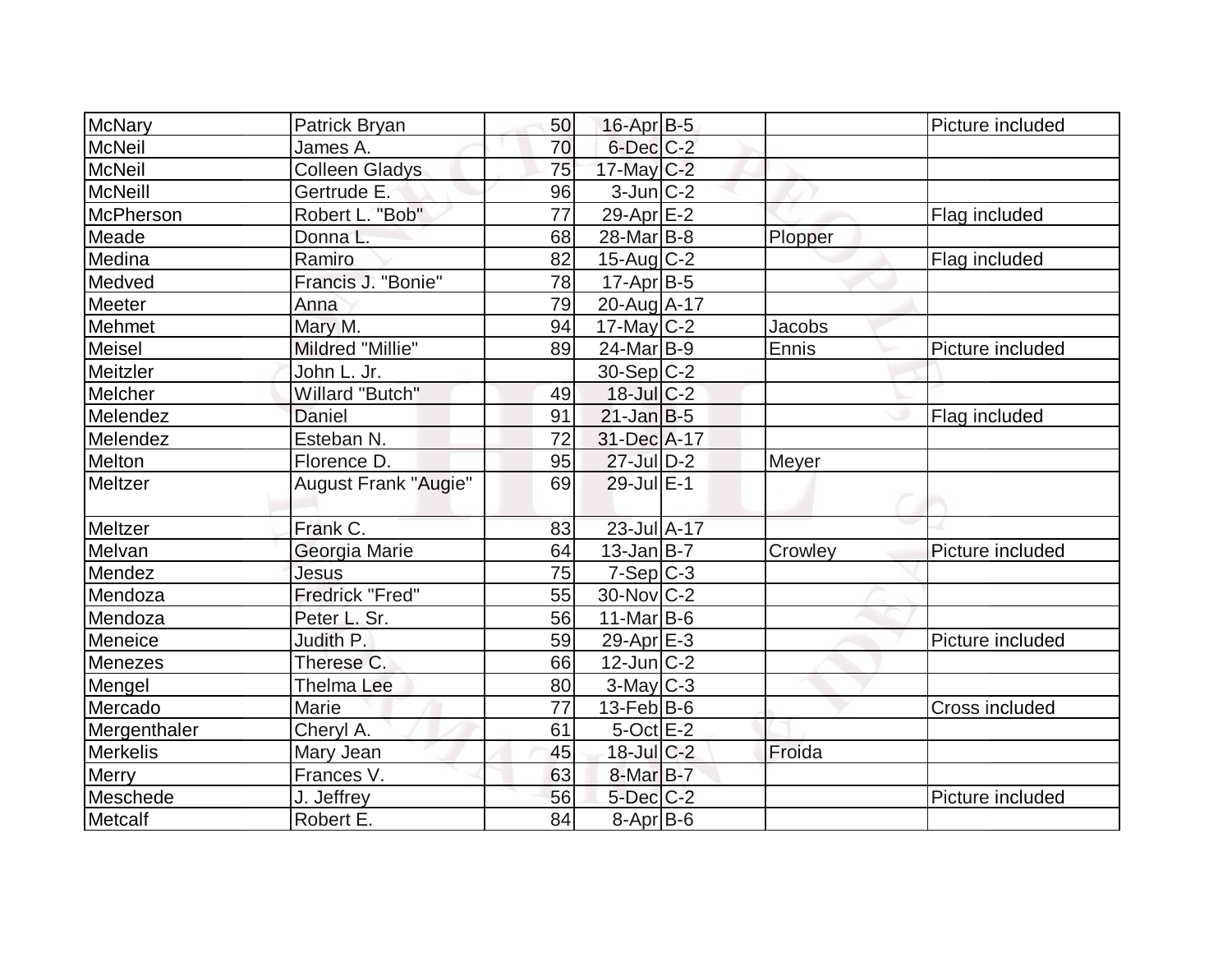| | | | | | | |
|---|---|---|---|---|---|---|
| McNary | Patrick Bryan | 50 | 16-Apr | B-5 | | Picture included |
| McNeil | James A. | 70 | 6-Dec | C-2 | | |
| McNeil | Colleen Gladys | 75 | 17-May | C-2 | | |
| McNeill | Gertrude E. | 96 | 3-Jun | C-2 | | |
| McPherson | Robert L. "Bob" | 77 | 29-Apr | E-2 | | Flag included |
| Meade | Donna L. | 68 | 28-Mar | B-8 | Plopper | |
| Medina | Ramiro | 82 | 15-Aug | C-2 | | Flag included |
| Medved | Francis J. "Bonie" | 78 | 17-Apr | B-5 | | |
| Meeter | Anna | 79 | 20-Aug | A-17 | | |
| Mehmet | Mary M. | 94 | 17-May | C-2 | Jacobs | |
| Meisel | Mildred "Millie" | 89 | 24-Mar | B-9 | Ennis | Picture included |
| Meitzler | John L. Jr. | | 30-Sep | C-2 | | |
| Melcher | Willard "Butch" | 49 | 18-Jul | C-2 | | |
| Melendez | Daniel | 91 | 21-Jan | B-5 | | Flag included |
| Melendez | Esteban N. | 72 | 31-Dec | A-17 | | |
| Melton | Florence D. | 95 | 27-Jul | D-2 | Meyer | |
| Meltzer | August Frank "Augie" | 69 | 29-Jul | E-1 | | |
| Meltzer | Frank C. | 83 | 23-Jul | A-17 | | |
| Melvan | Georgia Marie | 64 | 13-Jan | B-7 | Crowley | Picture included |
| Mendez | Jesus | 75 | 7-Sep | C-3 | | |
| Mendoza | Fredrick "Fred" | 55 | 30-Nov | C-2 | | |
| Mendoza | Peter L. Sr. | 56 | 11-Mar | B-6 | | |
| Meneice | Judith P. | 59 | 29-Apr | E-3 | | Picture included |
| Menezes | Therese C. | 66 | 12-Jun | C-2 | | |
| Mengel | Thelma Lee | 80 | 3-May | C-3 | | |
| Mercado | Marie | 77 | 13-Feb | B-6 | | Cross included |
| Mergenthaler | Cheryl A. | 61 | 5-Oct | E-2 | | |
| Merkelis | Mary Jean | 45 | 18-Jul | C-2 | Froida | |
| Merry | Frances V. | 63 | 8-Mar | B-7 | | |
| Meschede | J. Jeffrey | 56 | 5-Dec | C-2 | | Picture included |
| Metcalf | Robert E. | 84 | 8-Apr | B-6 | | |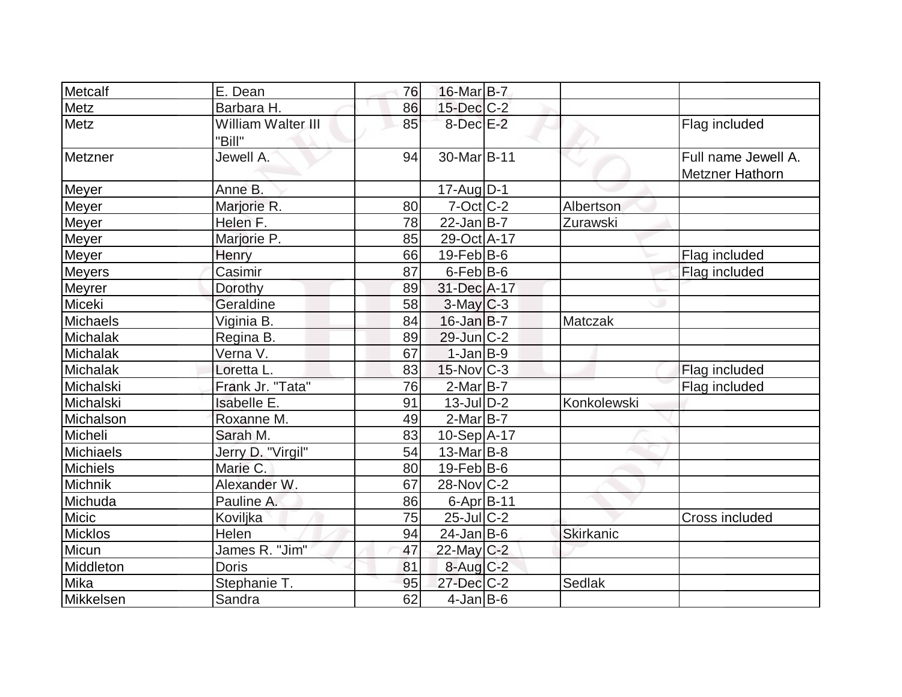| Metcalf | E. Dean | 76 | 16-Mar | B-7 | | |
|---|---|---|---|---|---|---|
| Metz | Barbara H. | 86 | 15-Dec | C-2 | | |
| Metz | William Walter III "Bill" | 85 | 8-Dec | E-2 | | Flag included |
| Metzner | Jewell A. | 94 | 30-Mar | B-11 | | Full name Jewell A. Metzner Hathorn |
| Meyer | Anne B. | | 17-Aug | D-1 | | |
| Meyer | Marjorie R. | 80 | 7-Oct | C-2 | Albertson | |
| Meyer | Helen F. | 78 | 22-Jan | B-7 | Zurawski | |
| Meyer | Marjorie P. | 85 | 29-Oct | A-17 | | |
| Meyer | Henry | 66 | 19-Feb | B-6 | | Flag included |
| Meyers | Casimir | 87 | 6-Feb | B-6 | | Flag included |
| Meyrer | Dorothy | 89 | 31-Dec | A-17 | | |
| Miceki | Geraldine | 58 | 3-May | C-3 | | |
| Michaels | Viginia B. | 84 | 16-Jan | B-7 | Matczak | |
| Michalak | Regina B. | 89 | 29-Jun | C-2 | | |
| Michalak | Verna V. | 67 | 1-Jan | B-9 | | |
| Michalak | Loretta L. | 83 | 15-Nov | C-3 | | Flag included |
| Michalski | Frank Jr. "Tata" | 76 | 2-Mar | B-7 | | Flag included |
| Michalski | Isabelle E. | 91 | 13-Jul | D-2 | Konkolewski | |
| Michalson | Roxanne M. | 49 | 2-Mar | B-7 | | |
| Micheli | Sarah M. | 83 | 10-Sep | A-17 | | |
| Michiaels | Jerry D. "Virgil" | 54 | 13-Mar | B-8 | | |
| Michiels | Marie C. | 80 | 19-Feb | B-6 | | |
| Michnik | Alexander W. | 67 | 28-Nov | C-2 | | |
| Michuda | Pauline A. | 86 | 6-Apr | B-11 | | |
| Micic | Koviljka | 75 | 25-Jul | C-2 | | Cross included |
| Micklos | Helen | 94 | 24-Jan | B-6 | Skirkanic | |
| Micun | James R. "Jim" | 47 | 22-May | C-2 | | |
| Middleton | Doris | 81 | 8-Aug | C-2 | | |
| Mika | Stephanie T. | 95 | 27-Dec | C-2 | Sedlak | |
| Mikkelsen | Sandra | 62 | 4-Jan | B-6 | | |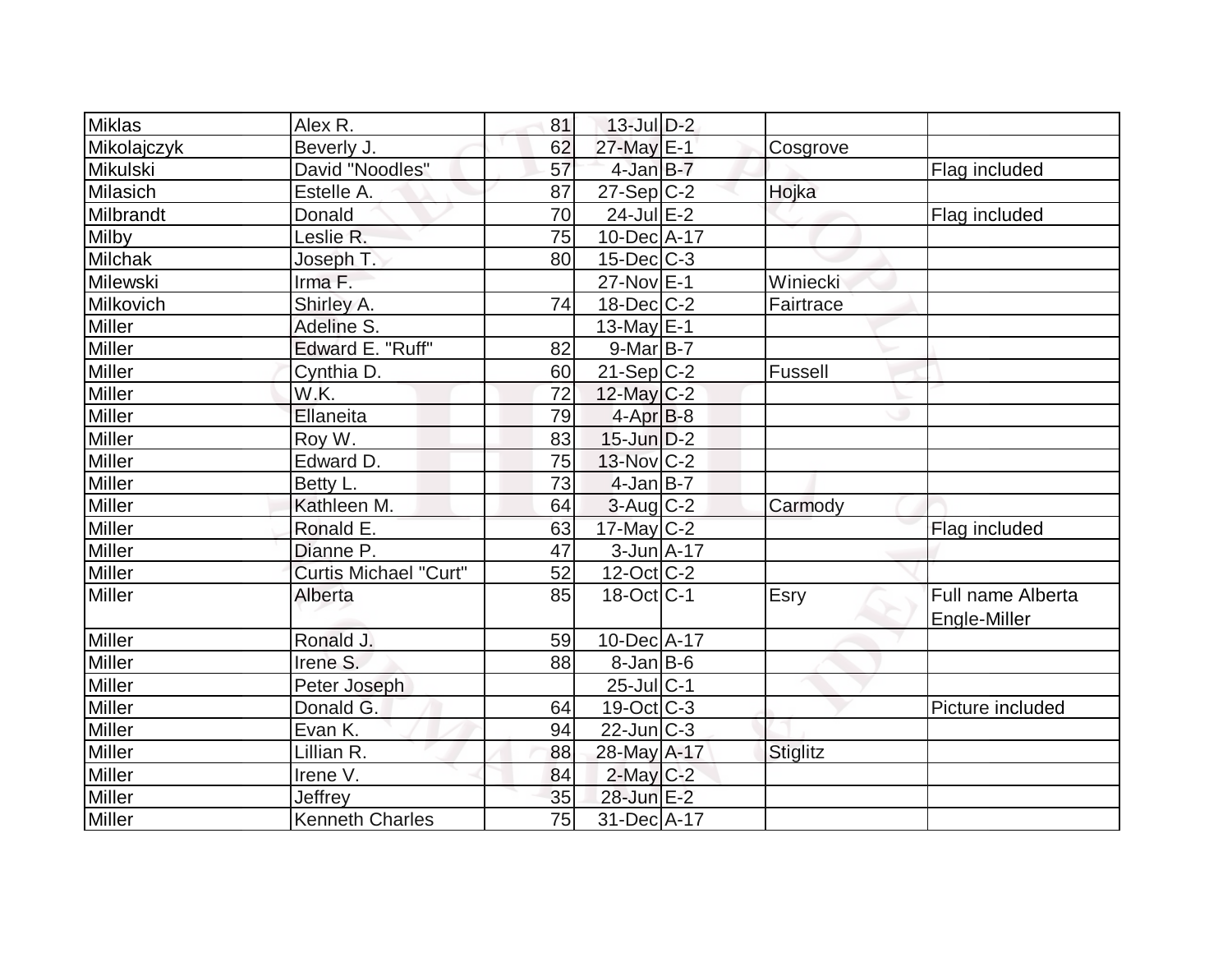| | | | | | | |
|---|---|---|---|---|---|---|
| Miklas | Alex R. | 81 | 13-Jul | D-2 | | |
| Mikolajczyk | Beverly J. | 62 | 27-May | E-1 | Cosgrove | |
| Mikulski | David "Noodles" | 57 | 4-Jan | B-7 | | Flag included |
| Milasich | Estelle A. | 87 | 27-Sep | C-2 | Hojka | |
| Milbrandt | Donald | 70 | 24-Jul | E-2 | | Flag included |
| Milby | Leslie R. | 75 | 10-Dec | A-17 | | |
| Milchak | Joseph T. | 80 | 15-Dec | C-3 | | |
| Milewski | Irma F. | | 27-Nov | E-1 | Winiecki | |
| Milkovich | Shirley A. | 74 | 18-Dec | C-2 | Fairtrace | |
| Miller | Adeline S. | | 13-May | E-1 | | |
| Miller | Edward E. "Ruff" | 82 | 9-Mar | B-7 | | |
| Miller | Cynthia D. | 60 | 21-Sep | C-2 | Fussell | |
| Miller | W.K. | 72 | 12-May | C-2 | | |
| Miller | Ellaneita | 79 | 4-Apr | B-8 | | |
| Miller | Roy W. | 83 | 15-Jun | D-2 | | |
| Miller | Edward D. | 75 | 13-Nov | C-2 | | |
| Miller | Betty L. | 73 | 4-Jan | B-7 | | |
| Miller | Kathleen M. | 64 | 3-Aug | C-2 | Carmody | |
| Miller | Ronald E. | 63 | 17-May | C-2 | | Flag included |
| Miller | Dianne P. | 47 | 3-Jun | A-17 | | |
| Miller | Curtis Michael "Curt" | 52 | 12-Oct | C-2 | | |
| Miller | Alberta | 85 | 18-Oct | C-1 | Esry | Full name Alberta Engle-Miller |
| Miller | Ronald J. | 59 | 10-Dec | A-17 | | |
| Miller | Irene S. | 88 | 8-Jan | B-6 | | |
| Miller | Peter Joseph | | 25-Jul | C-1 | | |
| Miller | Donald G. | 64 | 19-Oct | C-3 | | Picture included |
| Miller | Evan K. | 94 | 22-Jun | C-3 | | |
| Miller | Lillian R. | 88 | 28-May | A-17 | Stiglitz | |
| Miller | Irene V. | 84 | 2-May | C-2 | | |
| Miller | Jeffrey | 35 | 28-Jun | E-2 | | |
| Miller | Kenneth Charles | 75 | 31-Dec | A-17 | | |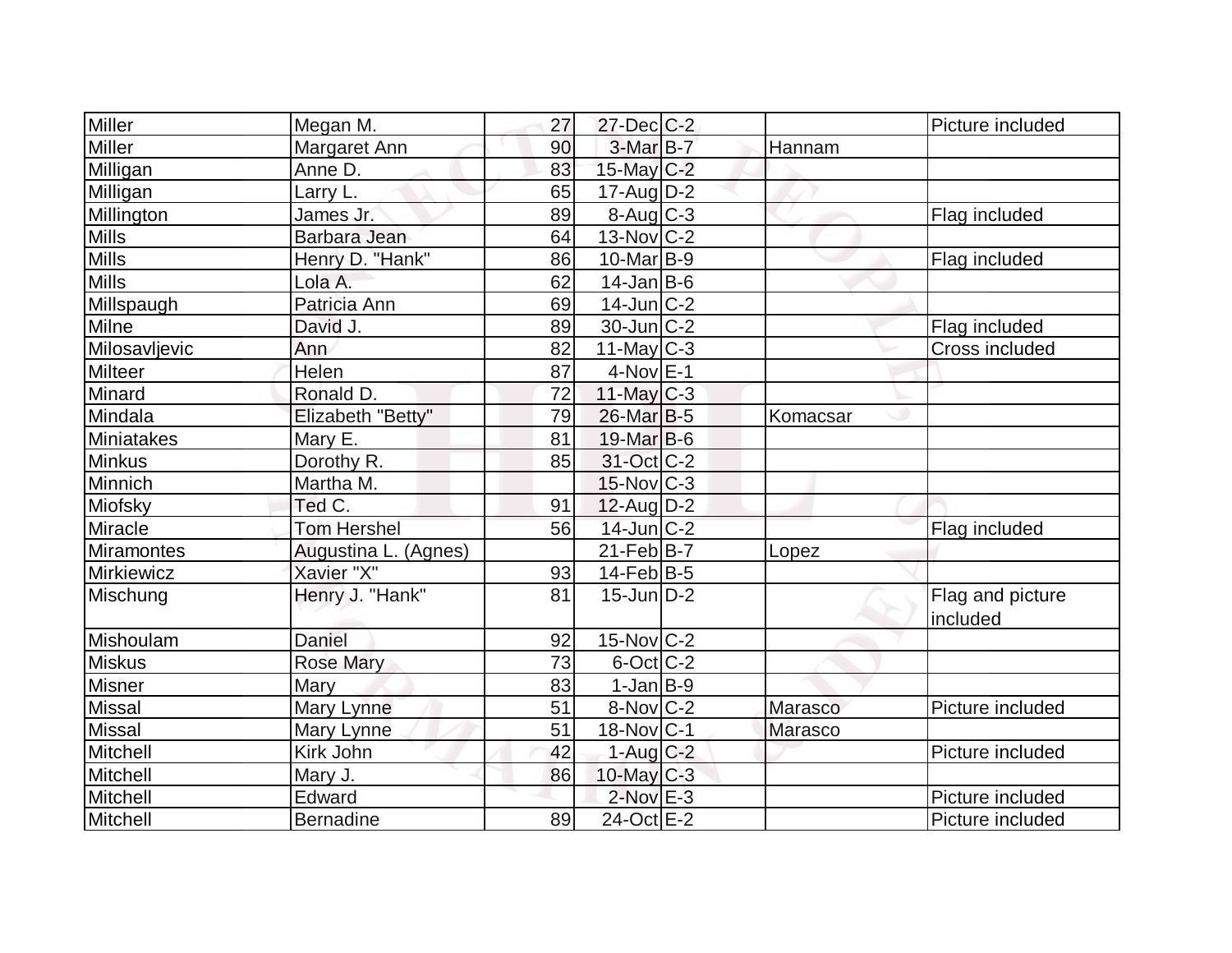| | | | | | | |
|---|---|---|---|---|---|---|
| Miller | Megan M. | 27 | 27-Dec | C-2 | | Picture included |
| Miller | Margaret Ann | 90 | 3-Mar | B-7 | Hannam | |
| Milligan | Anne D. | 83 | 15-May | C-2 | | |
| Milligan | Larry L. | 65 | 17-Aug | D-2 | | |
| Millington | James Jr. | 89 | 8-Aug | C-3 | | Flag included |
| Mills | Barbara Jean | 64 | 13-Nov | C-2 | | |
| Mills | Henry D. "Hank" | 86 | 10-Mar | B-9 | | Flag included |
| Mills | Lola A. | 62 | 14-Jan | B-6 | | |
| Millspaugh | Patricia Ann | 69 | 14-Jun | C-2 | | |
| Milne | David J. | 89 | 30-Jun | C-2 | | Flag included |
| Milosavljevic | Ann | 82 | 11-May | C-3 | | Cross included |
| Milteer | Helen | 87 | 4-Nov | E-1 | | |
| Minard | Ronald D. | 72 | 11-May | C-3 | | |
| Mindala | Elizabeth "Betty" | 79 | 26-Mar | B-5 | Komacsar | |
| Miniatakes | Mary E. | 81 | 19-Mar | B-6 | | |
| Minkus | Dorothy R. | 85 | 31-Oct | C-2 | | |
| Minnich | Martha M. | | 15-Nov | C-3 | | |
| Miofsky | Ted C. | 91 | 12-Aug | D-2 | | |
| Miracle | Tom Hershel | 56 | 14-Jun | C-2 | | Flag included |
| Miramontes | Augustina L. (Agnes) | | 21-Feb | B-7 | Lopez | |
| Mirkiewicz | Xavier "X" | 93 | 14-Feb | B-5 | | |
| Mischung | Henry J. "Hank" | 81 | 15-Jun | D-2 | | Flag and picture included |
| Mishoulam | Daniel | 92 | 15-Nov | C-2 | | |
| Miskus | Rose Mary | 73 | 6-Oct | C-2 | | |
| Misner | Mary | 83 | 1-Jan | B-9 | | |
| Missal | Mary Lynne | 51 | 8-Nov | C-2 | Marasco | Picture included |
| Missal | Mary Lynne | 51 | 18-Nov | C-1 | Marasco | |
| Mitchell | Kirk John | 42 | 1-Aug | C-2 | | Picture included |
| Mitchell | Mary J. | 86 | 10-May | C-3 | | |
| Mitchell | Edward | | 2-Nov | E-3 | | Picture included |
| Mitchell | Bernadine | 89 | 24-Oct | E-2 | | Picture included |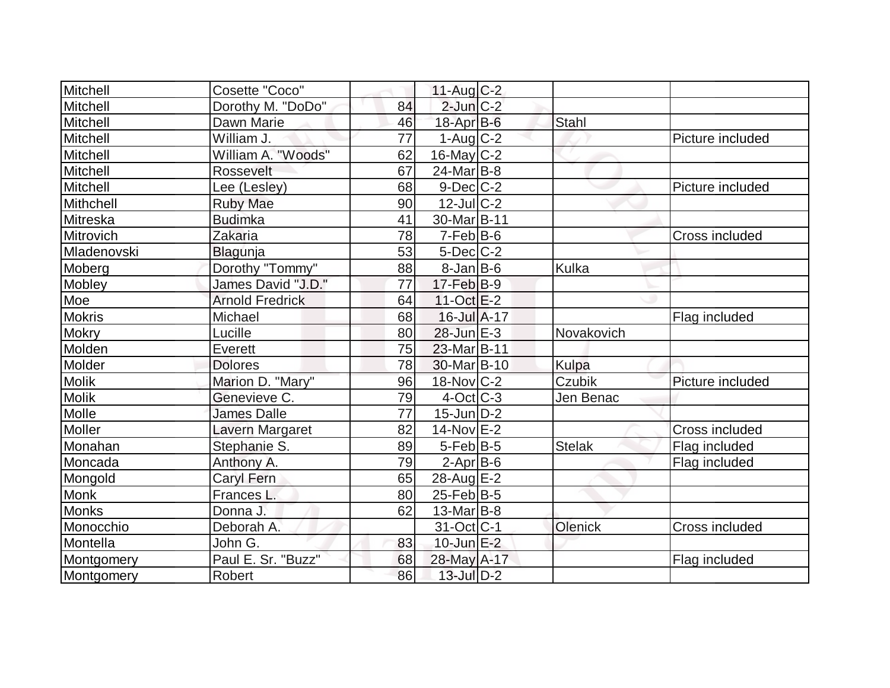| | | | | | | |
|---|---|---|---|---|---|---|
| Mitchell | Cosette "Coco" | | 11-Aug | C-2 | | |
| Mitchell | Dorothy M. "DoDo" | 84 | 2-Jun | C-2 | | |
| Mitchell | Dawn Marie | 46 | 18-Apr | B-6 | Stahl | |
| Mitchell | William J. | 77 | 1-Aug | C-2 | | Picture included |
| Mitchell | William A. "Woods" | 62 | 16-May | C-2 | | |
| Mitchell | Rossevelt | 67 | 24-Mar | B-8 | | |
| Mitchell | Lee (Lesley) | 68 | 9-Dec | C-2 | | Picture included |
| Mithchell | Ruby Mae | 90 | 12-Jul | C-2 | | |
| Mitreska | Budimka | 41 | 30-Mar | B-11 | | |
| Mitrovich | Zakaria | 78 | 7-Feb | B-6 | | Cross included |
| Mladenovski | Blagunja | 53 | 5-Dec | C-2 | | |
| Moberg | Dorothy "Tommy" | 88 | 8-Jan | B-6 | Kulka | |
| Mobley | James David "J.D." | 77 | 17-Feb | B-9 | | |
| Moe | Arnold Fredrick | 64 | 11-Oct | E-2 | | |
| Mokris | Michael | 68 | 16-Jul | A-17 | | Flag included |
| Mokry | Lucille | 80 | 28-Jun | E-3 | Novakovich | |
| Molden | Everett | 75 | 23-Mar | B-11 | | |
| Molder | Dolores | 78 | 30-Mar | B-10 | Kulpa | |
| Molik | Marion D. "Mary" | 96 | 18-Nov | C-2 | Czubik | Picture included |
| Molik | Genevieve C. | 79 | 4-Oct | C-3 | Jen Benac | |
| Molle | James Dalle | 77 | 15-Jun | D-2 | | |
| Moller | Lavern Margaret | 82 | 14-Nov | E-2 | | Cross included |
| Monahan | Stephanie S. | 89 | 5-Feb | B-5 | Stelak | Flag included |
| Moncada | Anthony A. | 79 | 2-Apr | B-6 | | Flag included |
| Mongold | Caryl Fern | 65 | 28-Aug | E-2 | | |
| Monk | Frances L. | 80 | 25-Feb | B-5 | | |
| Monks | Donna J. | 62 | 13-Mar | B-8 | | |
| Monocchio | Deborah A. | | 31-Oct | C-1 | Olenick | Cross included |
| Montella | John G. | 83 | 10-Jun | E-2 | | |
| Montgomery | Paul E. Sr. "Buzz" | 68 | 28-May | A-17 | | Flag included |
| Montgomery | Robert | 86 | 13-Jul | D-2 | | |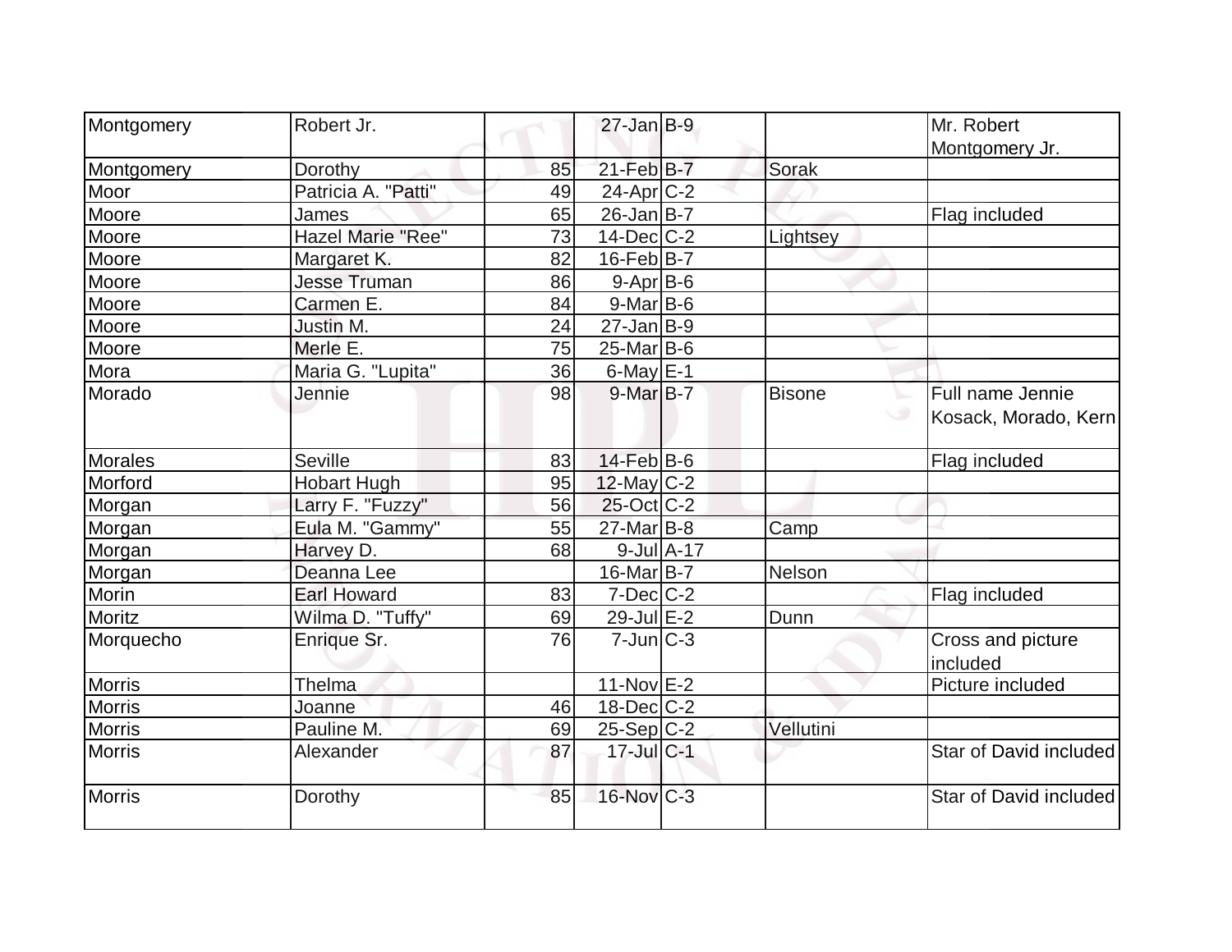| Montgomery | Robert Jr. | | 27-Jan | B-9 | | Mr. Robert Montgomery Jr. |
|---|---|---|---|---|---|---|
| Montgomery | Dorothy | 85 | 21-Feb | B-7 | Sorak | |
| Moor | Patricia A. "Patti" | 49 | 24-Apr | C-2 | | |
| Moore | James | 65 | 26-Jan | B-7 | | Flag included |
| Moore | Hazel Marie "Ree" | 73 | 14-Dec | C-2 | Lightsey | |
| Moore | Margaret K. | 82 | 16-Feb | B-7 | | |
| Moore | Jesse Truman | 86 | 9-Apr | B-6 | | |
| Moore | Carmen E. | 84 | 9-Mar | B-6 | | |
| Moore | Justin M. | 24 | 27-Jan | B-9 | | |
| Moore | Merle E. | 75 | 25-Mar | B-6 | | |
| Mora | Maria G. "Lupita" | 36 | 6-May | E-1 | | |
| Morado | Jennie | 98 | 9-Mar | B-7 | Bisone | Full name Jennie Kosack, Morado, Kern |
| Morales | Seville | 83 | 14-Feb | B-6 | | Flag included |
| Morford | Hobart Hugh | 95 | 12-May | C-2 | | |
| Morgan | Larry F. "Fuzzy" | 56 | 25-Oct | C-2 | | |
| Morgan | Eula M. "Gammy" | 55 | 27-Mar | B-8 | Camp | |
| Morgan | Harvey D. | 68 | 9-Jul | A-17 | | |
| Morgan | Deanna Lee | | 16-Mar | B-7 | Nelson | |
| Morin | Earl Howard | 83 | 7-Dec | C-2 | | Flag included |
| Moritz | Wilma D. "Tuffy" | 69 | 29-Jul | E-2 | Dunn | |
| Morquecho | Enrique Sr. | 76 | 7-Jun | C-3 | | Cross and picture included |
| Morris | Thelma | | 11-Nov | E-2 | | Picture included |
| Morris | Joanne | 46 | 18-Dec | C-2 | | |
| Morris | Pauline M. | 69 | 25-Sep | C-2 | Vellutini | |
| Morris | Alexander | 87 | 17-Jul | C-1 | | Star of David included |
| Morris | Dorothy | 85 | 16-Nov | C-3 | | Star of David included |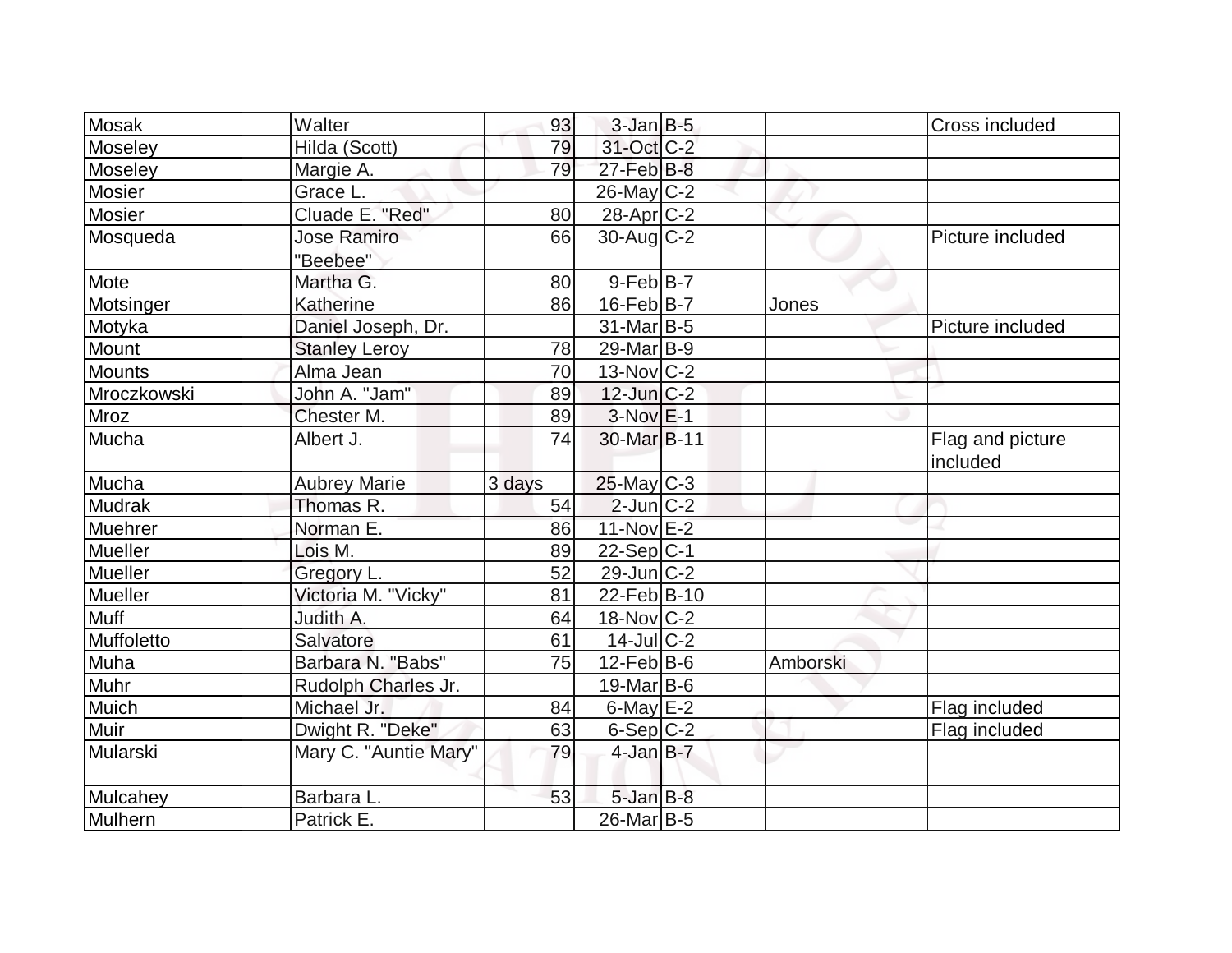| | | | | | | |
|---|---|---|---|---|---|---|
| Mosak | Walter | 93 | 3-Jan | B-5 | | Cross included |
| Moseley | Hilda (Scott) | 79 | 31-Oct | C-2 | | |
| Moseley | Margie A. | 79 | 27-Feb | B-8 | | |
| Mosier | Grace L. | | 26-May | C-2 | | |
| Mosier | Cluade E. "Red" | 80 | 28-Apr | C-2 | | |
| Mosqueda | Jose Ramiro "Beebee" | 66 | 30-Aug | C-2 | | Picture included |
| Mote | Martha G. | 80 | 9-Feb | B-7 | | |
| Motsinger | Katherine | 86 | 16-Feb | B-7 | Jones | |
| Motyka | Daniel Joseph, Dr. | | 31-Mar | B-5 | | Picture included |
| Mount | Stanley Leroy | 78 | 29-Mar | B-9 | | |
| Mounts | Alma Jean | 70 | 13-Nov | C-2 | | |
| Mroczkowski | John A. "Jam" | 89 | 12-Jun | C-2 | | |
| Mroz | Chester M. | 89 | 3-Nov | E-1 | | |
| Mucha | Albert J. | 74 | 30-Mar | B-11 | | Flag and picture included |
| Mucha | Aubrey Marie | 3 days | 25-May | C-3 | | |
| Mudrak | Thomas R. | 54 | 2-Jun | C-2 | | |
| Muehrer | Norman E. | 86 | 11-Nov | E-2 | | |
| Mueller | Lois M. | 89 | 22-Sep | C-1 | | |
| Mueller | Gregory L. | 52 | 29-Jun | C-2 | | |
| Mueller | Victoria M. "Vicky" | 81 | 22-Feb | B-10 | | |
| Muff | Judith A. | 64 | 18-Nov | C-2 | | |
| Muffoletto | Salvatore | 61 | 14-Jul | C-2 | | |
| Muha | Barbara N. "Babs" | 75 | 12-Feb | B-6 | Amborski | |
| Muhr | Rudolph Charles Jr. | | 19-Mar | B-6 | | |
| Muich | Michael Jr. | 84 | 6-May | E-2 | | Flag included |
| Muir | Dwight R. "Deke" | 63 | 6-Sep | C-2 | | Flag included |
| Mularski | Mary C. "Auntie Mary" | 79 | 4-Jan | B-7 | | |
| Mulcahey | Barbara L. | 53 | 5-Jan | B-8 | | |
| Mulhern | Patrick E. | | 26-Mar | B-5 | | |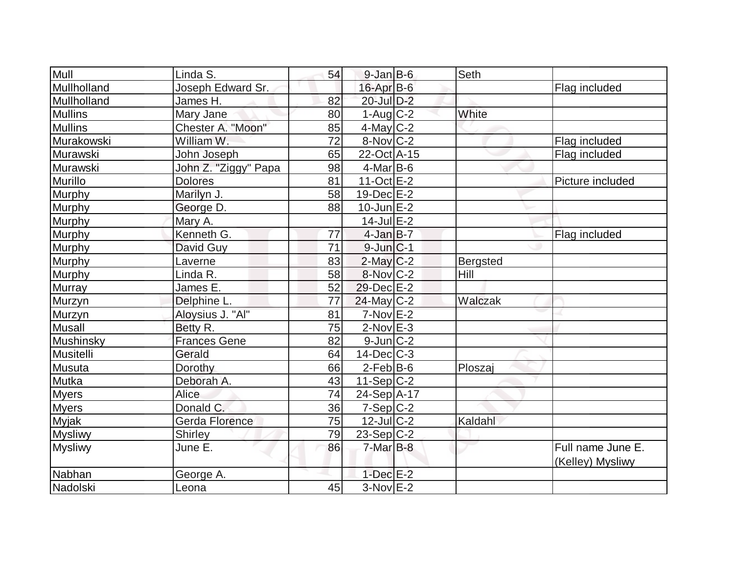| | | | | | | |
|---|---|---|---|---|---|---|
| Mull | Linda S. | 54 | 9-Jan | B-6 | Seth | |
| Mullholland | Joseph Edward Sr. | | 16-Apr | B-6 | | Flag included |
| Mullholland | James H. | 82 | 20-Jul | D-2 | | |
| Mullins | Mary Jane | 80 | 1-Aug | C-2 | White | |
| Mullins | Chester A. "Moon" | 85 | 4-May | C-2 | | |
| Murakowski | William W. | 72 | 8-Nov | C-2 | | Flag included |
| Murawski | John Joseph | 65 | 22-Oct | A-15 | | Flag included |
| Murawski | John Z. "Ziggy" Papa | 98 | 4-Mar | B-6 | | |
| Murillo | Dolores | 81 | 11-Oct | E-2 | | Picture included |
| Murphy | Marilyn J. | 58 | 19-Dec | E-2 | | |
| Murphy | George D. | 88 | 10-Jun | E-2 | | |
| Murphy | Mary A. | | 14-Jul | E-2 | | |
| Murphy | Kenneth G. | 77 | 4-Jan | B-7 | | Flag included |
| Murphy | David Guy | 71 | 9-Jun | C-1 | | |
| Murphy | Laverne | 83 | 2-May | C-2 | Bergsted | |
| Murphy | Linda R. | 58 | 8-Nov | C-2 | Hill | |
| Murray | James E. | 52 | 29-Dec | E-2 | | |
| Murzyn | Delphine L. | 77 | 24-May | C-2 | Walczak | |
| Murzyn | Aloysius J. "Al" | 81 | 7-Nov | E-2 | | |
| Musall | Betty R. | 75 | 2-Nov | E-3 | | |
| Mushinsky | Frances Gene | 82 | 9-Jun | C-2 | | |
| Musitelli | Gerald | 64 | 14-Dec | C-3 | | |
| Musuta | Dorothy | 66 | 2-Feb | B-6 | Ploszaj | |
| Mutka | Deborah A. | 43 | 11-Sep | C-2 | | |
| Myers | Alice | 74 | 24-Sep | A-17 | | |
| Myers | Donald C. | 36 | 7-Sep | C-2 | | |
| Myjak | Gerda Florence | 75 | 12-Jul | C-2 | Kaldahl | |
| Mysliwy | Shirley | 79 | 23-Sep | C-2 | | |
| Mysliwy | June E. | 86 | 7-Mar | B-8 | | Full name June E. (Kelley) Mysliwy |
| Nabhan | George A. | | 1-Dec | E-2 | | |
| Nadolski | Leona | 45 | 3-Nov | E-2 | | |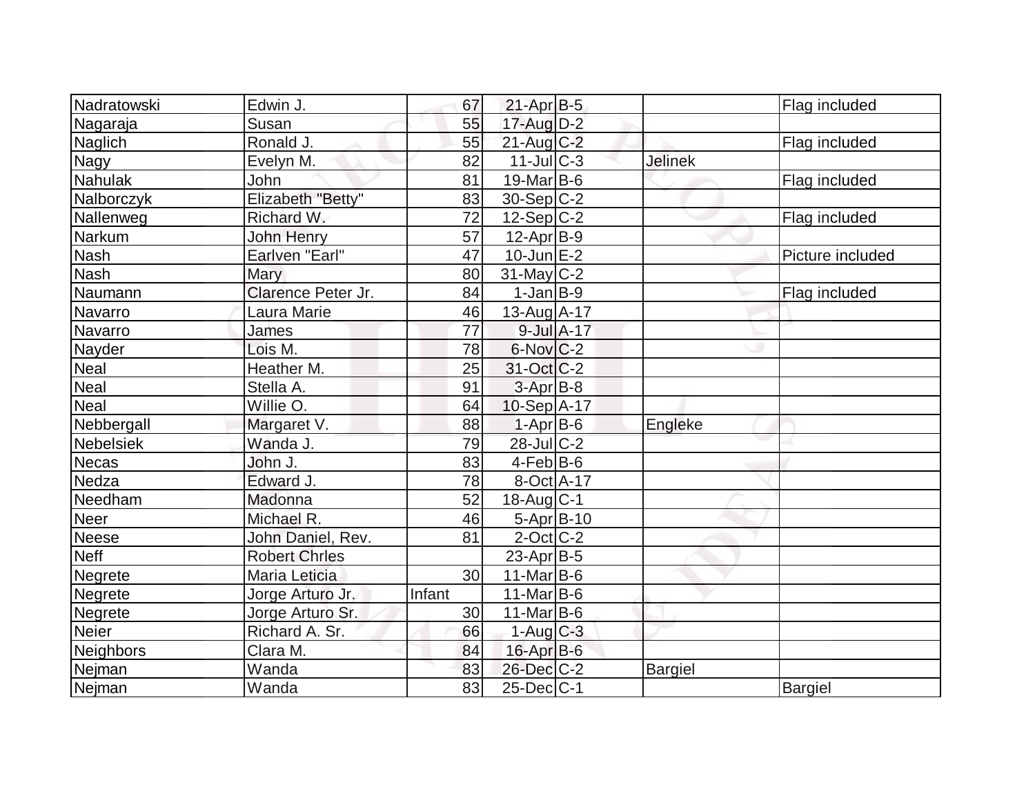| Nadratowski | Edwin J. | 67 | 21-Apr | B-5 | | Flag included |
|---|---|---|---|---|---|---|
| Nagaraja | Susan | 55 | 17-Aug | D-2 | | |
| Naglich | Ronald J. | 55 | 21-Aug | C-2 | | Flag included |
| Nagy | Evelyn M. | 82 | 11-Jul | C-3 | Jelinek | |
| Nahulak | John | 81 | 19-Mar | B-6 | | Flag included |
| Nalborczyk | Elizabeth "Betty" | 83 | 30-Sep | C-2 | | |
| Nallenweg | Richard W. | 72 | 12-Sep | C-2 | | Flag included |
| Narkum | John Henry | 57 | 12-Apr | B-9 | | |
| Nash | Earlven "Earl" | 47 | 10-Jun | E-2 | | Picture included |
| Nash | Mary | 80 | 31-May | C-2 | | |
| Naumann | Clarence Peter Jr. | 84 | 1-Jan | B-9 | | Flag included |
| Navarro | Laura Marie | 46 | 13-Aug | A-17 | | |
| Navarro | James | 77 | 9-Jul | A-17 | | |
| Nayder | Lois M. | 78 | 6-Nov | C-2 | | |
| Neal | Heather M. | 25 | 31-Oct | C-2 | | |
| Neal | Stella A. | 91 | 3-Apr | B-8 | | |
| Neal | Willie O. | 64 | 10-Sep | A-17 | | |
| Nebbergall | Margaret V. | 88 | 1-Apr | B-6 | Engleke | |
| Nebelsiek | Wanda J. | 79 | 28-Jul | C-2 | | |
| Necas | John J. | 83 | 4-Feb | B-6 | | |
| Nedza | Edward J. | 78 | 8-Oct | A-17 | | |
| Needham | Madonna | 52 | 18-Aug | C-1 | | |
| Neer | Michael R. | 46 | 5-Apr | B-10 | | |
| Neese | John Daniel, Rev. | 81 | 2-Oct | C-2 | | |
| Neff | Robert Chrles | | 23-Apr | B-5 | | |
| Negrete | Maria Leticia | 30 | 11-Mar | B-6 | | |
| Negrete | Jorge Arturo Jr. | Infant | 11-Mar | B-6 | | |
| Negrete | Jorge Arturo Sr. | 30 | 11-Mar | B-6 | | |
| Neier | Richard A. Sr. | 66 | 1-Aug | C-3 | | |
| Neighbors | Clara M. | 84 | 16-Apr | B-6 | | |
| Nejman | Wanda | 83 | 26-Dec | C-2 | Bargiel | |
| Nejman | Wanda | 83 | 25-Dec | C-1 | | Bargiel |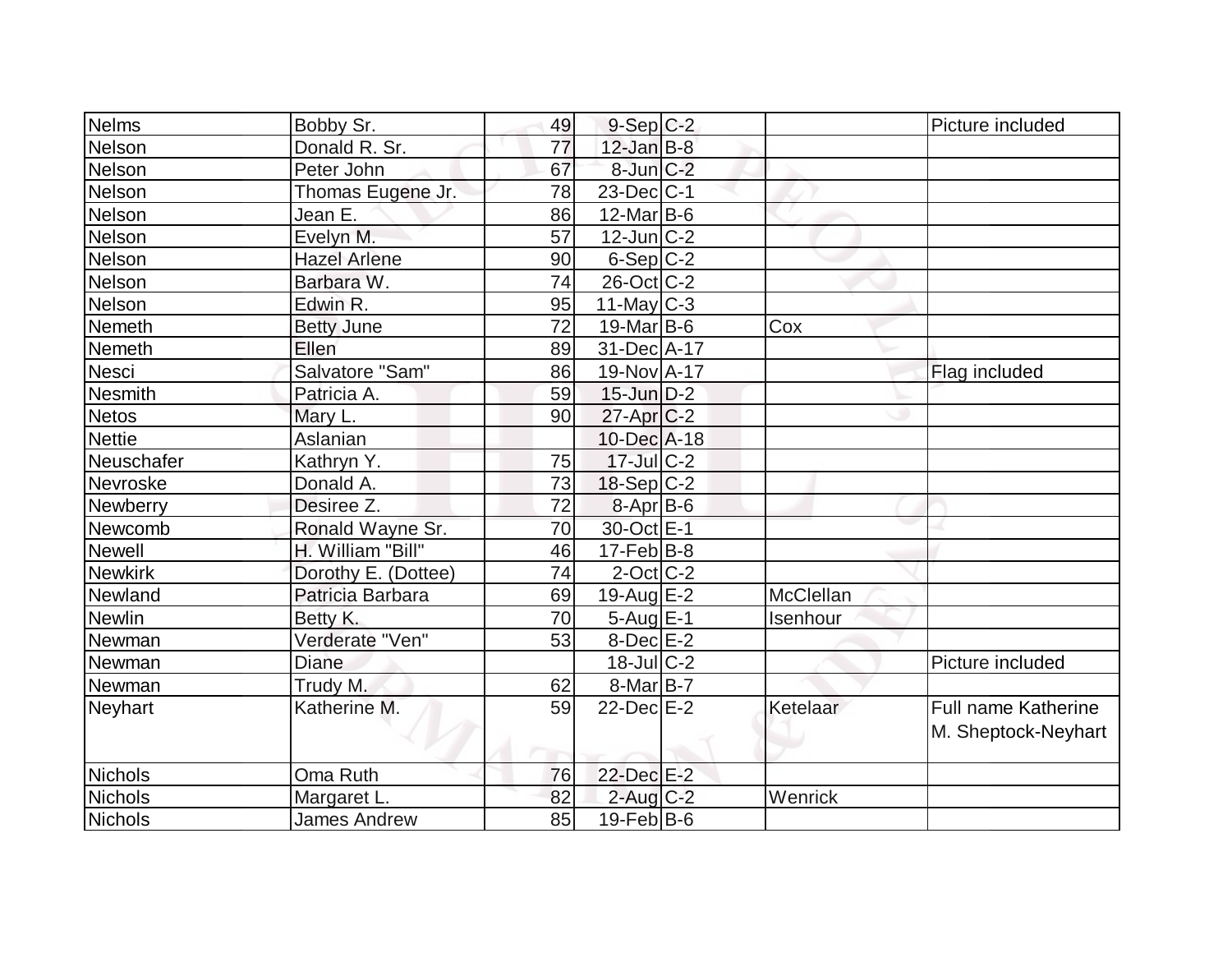| | | | | | | |
|---|---|---|---|---|---|---|
| Nelms | Bobby Sr. | 49 | 9-Sep | C-2 | | Picture included |
| Nelson | Donald R. Sr. | 77 | 12-Jan | B-8 | | |
| Nelson | Peter John | 67 | 8-Jun | C-2 | | |
| Nelson | Thomas Eugene Jr. | 78 | 23-Dec | C-1 | | |
| Nelson | Jean E. | 86 | 12-Mar | B-6 | | |
| Nelson | Evelyn M. | 57 | 12-Jun | C-2 | | |
| Nelson | Hazel Arlene | 90 | 6-Sep | C-2 | | |
| Nelson | Barbara W. | 74 | 26-Oct | C-2 | | |
| Nelson | Edwin R. | 95 | 11-May | C-3 | | |
| Nemeth | Betty June | 72 | 19-Mar | B-6 | Cox | |
| Nemeth | Ellen | 89 | 31-Dec | A-17 | | |
| Nesci | Salvatore "Sam" | 86 | 19-Nov | A-17 | | Flag included |
| Nesmith | Patricia A. | 59 | 15-Jun | D-2 | | |
| Netos | Mary L. | 90 | 27-Apr | C-2 | | |
| Nettie | Aslanian | | 10-Dec | A-18 | | |
| Neuschafer | Kathryn Y. | 75 | 17-Jul | C-2 | | |
| Nevroske | Donald A. | 73 | 18-Sep | C-2 | | |
| Newberry | Desiree Z. | 72 | 8-Apr | B-6 | | |
| Newcomb | Ronald Wayne Sr. | 70 | 30-Oct | E-1 | | |
| Newell | H. William "Bill" | 46 | 17-Feb | B-8 | | |
| Newkirk | Dorothy E. (Dottee) | 74 | 2-Oct | C-2 | | |
| Newland | Patricia Barbara | 69 | 19-Aug | E-2 | McClellan | |
| Newlin | Betty K. | 70 | 5-Aug | E-1 | Isenhour | |
| Newman | Verderate "Ven" | 53 | 8-Dec | E-2 | | |
| Newman | Diane | | 18-Jul | C-2 | | Picture included |
| Newman | Trudy M. | 62 | 8-Mar | B-7 | | |
| Neyhart | Katherine M. | 59 | 22-Dec | E-2 | Ketelaar | Full name Katherine M. Sheptock-Neyhart |
| Nichols | Oma Ruth | 76 | 22-Dec | E-2 | | |
| Nichols | Margaret L. | 82 | 2-Aug | C-2 | Wenrick | |
| Nichols | James Andrew | 85 | 19-Feb | B-6 | | |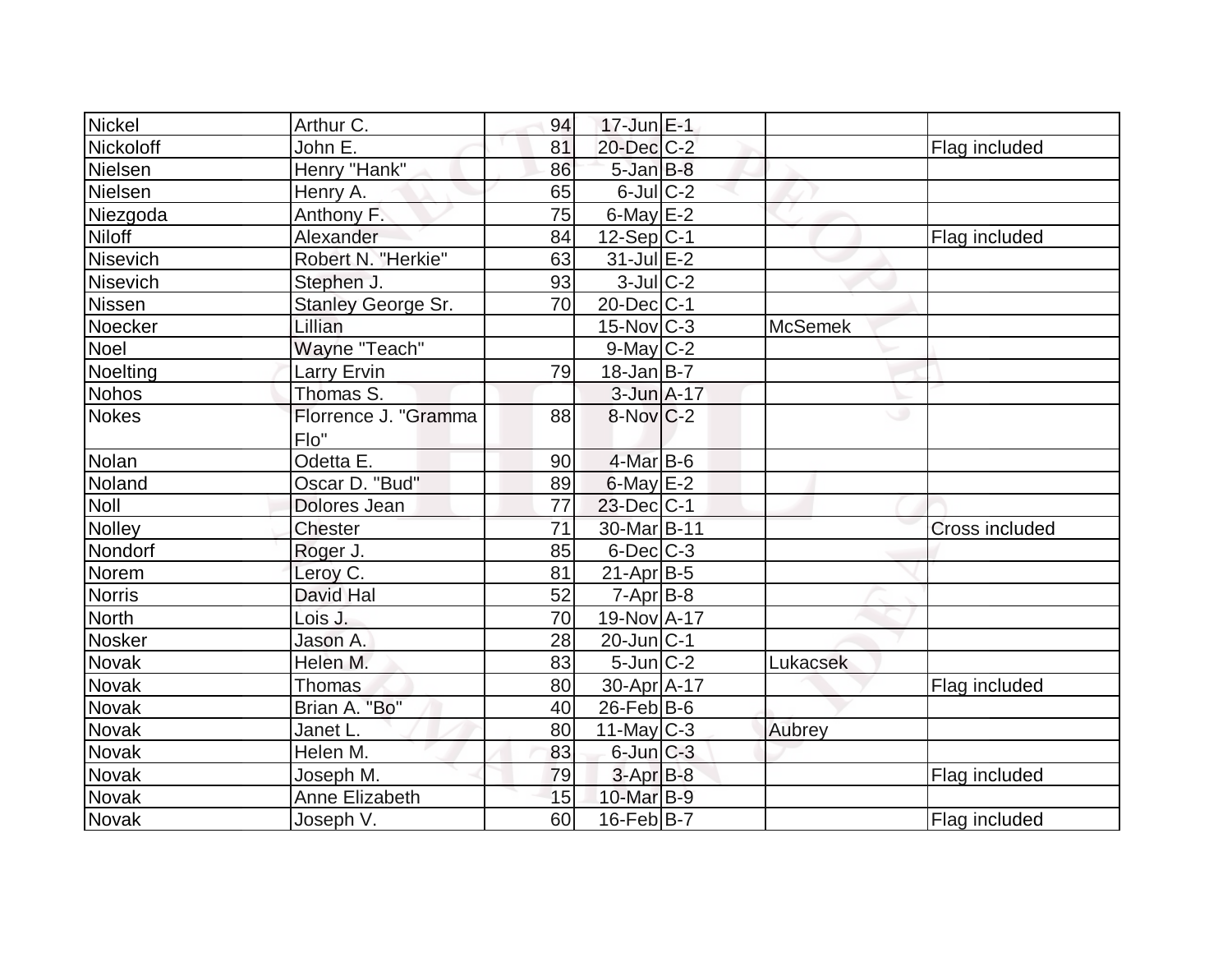| Nickel | Arthur C. | 94 | 17-Jun | E-1 | | |
|---|---|---|---|---|---|---|
| Nickoloff | John E. | 81 | 20-Dec | C-2 | | Flag included |
| Nielsen | Henry "Hank" | 86 | 5-Jan | B-8 | | |
| Nielsen | Henry A. | 65 | 6-Jul | C-2 | | |
| Niezgoda | Anthony F. | 75 | 6-May | E-2 | | |
| Niloff | Alexander | 84 | 12-Sep | C-1 | | Flag included |
| Nisevich | Robert N. "Herkie" | 63 | 31-Jul | E-2 | | |
| Nisevich | Stephen J. | 93 | 3-Jul | C-2 | | |
| Nissen | Stanley George Sr. | 70 | 20-Dec | C-1 | | |
| Noecker | Lillian | | 15-Nov | C-3 | McSemek | |
| Noel | Wayne "Teach" | | 9-May | C-2 | | |
| Noelting | Larry Ervin | 79 | 18-Jan | B-7 | | |
| Nohos | Thomas S. | | 3-Jun | A-17 | | |
| Nokes | Florrence J. "Gramma Flo" | 88 | 8-Nov | C-2 | | |
| Nolan | Odetta E. | 90 | 4-Mar | B-6 | | |
| Noland | Oscar D. "Bud" | 89 | 6-May | E-2 | | |
| Noll | Dolores Jean | 77 | 23-Dec | C-1 | | |
| Nolley | Chester | 71 | 30-Mar | B-11 | | Cross included |
| Nondorf | Roger J. | 85 | 6-Dec | C-3 | | |
| Norem | Leroy C. | 81 | 21-Apr | B-5 | | |
| Norris | David Hal | 52 | 7-Apr | B-8 | | |
| North | Lois J. | 70 | 19-Nov | A-17 | | |
| Nosker | Jason A. | 28 | 20-Jun | C-1 | | |
| Novak | Helen M. | 83 | 5-Jun | C-2 | Lukacsek | |
| Novak | Thomas | 80 | 30-Apr | A-17 | | Flag included |
| Novak | Brian A. "Bo" | 40 | 26-Feb | B-6 | | |
| Novak | Janet L. | 80 | 11-May | C-3 | Aubrey | |
| Novak | Helen M. | 83 | 6-Jun | C-3 | | |
| Novak | Joseph M. | 79 | 3-Apr | B-8 | | Flag included |
| Novak | Anne Elizabeth | 15 | 10-Mar | B-9 | | |
| Novak | Joseph V. | 60 | 16-Feb | B-7 | | Flag included |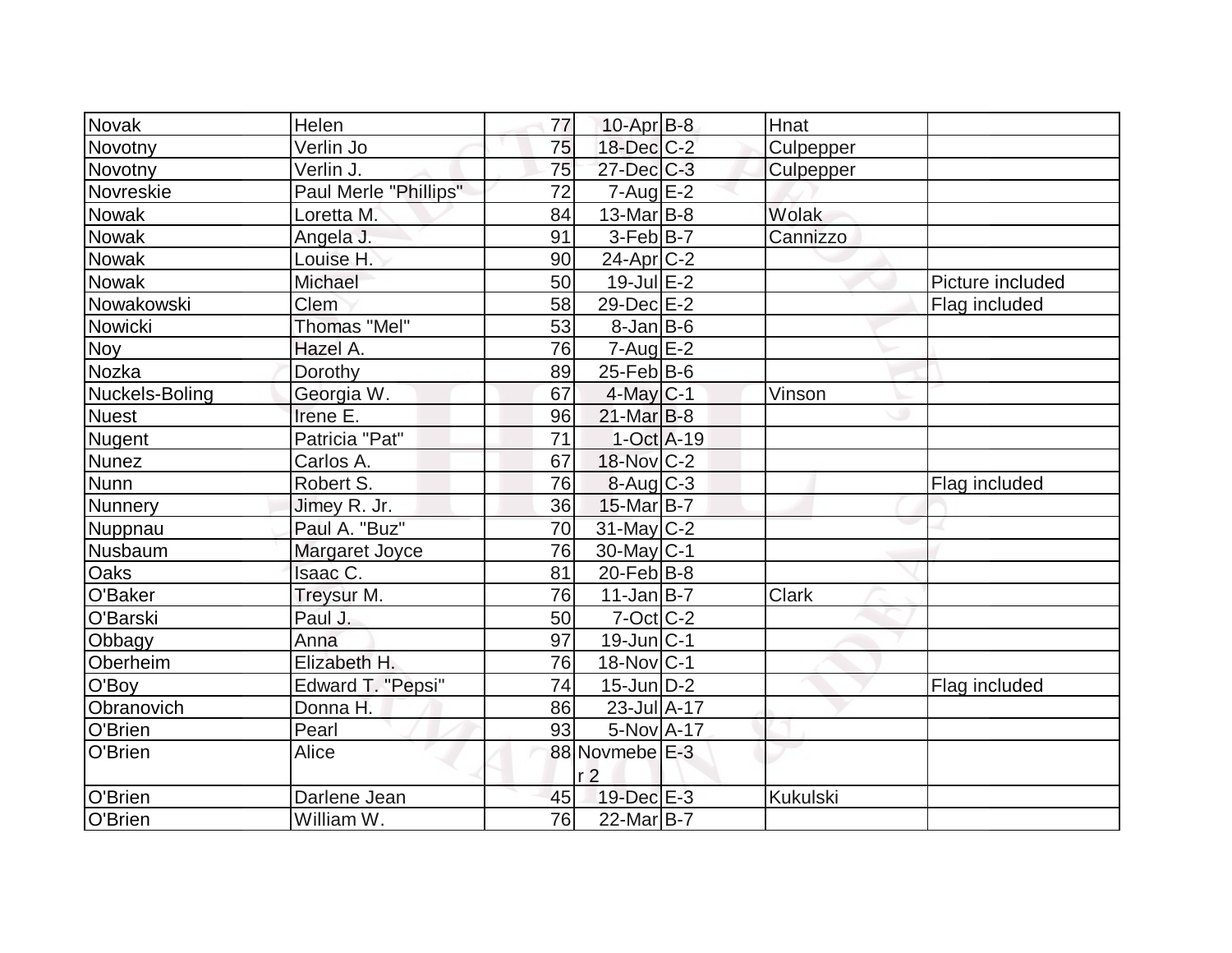| | | | | | | |
|---|---|---|---|---|---|---|
| Novak | Helen | 77 | 10-Apr | B-8 | Hnat | |
| Novotny | Verlin Jo | 75 | 18-Dec | C-2 | Culpepper | |
| Novotny | Verlin J. | 75 | 27-Dec | C-3 | Culpepper | |
| Novreskie | Paul Merle "Phillips" | 72 | 7-Aug | E-2 | | |
| Nowak | Loretta M. | 84 | 13-Mar | B-8 | Wolak | |
| Nowak | Angela J. | 91 | 3-Feb | B-7 | Cannizzo | |
| Nowak | Louise H. | 90 | 24-Apr | C-2 | | |
| Nowak | Michael | 50 | 19-Jul | E-2 | | Picture included |
| Nowakowski | Clem | 58 | 29-Dec | E-2 | | Flag included |
| Nowicki | Thomas "Mel" | 53 | 8-Jan | B-6 | | |
| Noy | Hazel A. | 76 | 7-Aug | E-2 | | |
| Nozka | Dorothy | 89 | 25-Feb | B-6 | | |
| Nuckels-Boling | Georgia W. | 67 | 4-May | C-1 | Vinson | |
| Nuest | Irene E. | 96 | 21-Mar | B-8 | | |
| Nugent | Patricia "Pat" | 71 | 1-Oct | A-19 | | |
| Nunez | Carlos A. | 67 | 18-Nov | C-2 | | |
| Nunn | Robert S. | 76 | 8-Aug | C-3 | | Flag included |
| Nunnery | Jimey R. Jr. | 36 | 15-Mar | B-7 | | |
| Nuppnau | Paul A. "Buz" | 70 | 31-May | C-2 | | |
| Nusbaum | Margaret Joyce | 76 | 30-May | C-1 | | |
| Oaks | Isaac C. | 81 | 20-Feb | B-8 | | |
| O'Baker | Treysur M. | 76 | 11-Jan | B-7 | Clark | |
| O'Barski | Paul J. | 50 | 7-Oct | C-2 | | |
| Obbagy | Anna | 97 | 19-Jun | C-1 | | |
| Oberheim | Elizabeth H. | 76 | 18-Nov | C-1 | | |
| O'Boy | Edward T. "Pepsi" | 74 | 15-Jun | D-2 | | Flag included |
| Obranovich | Donna H. | 86 | 23-Jul | A-17 | | |
| O'Brien | Pearl | 93 | 5-Nov | A-17 | | |
| O'Brien | Alice | 88 | Novmeber 2 | E-3 | | |
| O'Brien | Darlene Jean | 45 | 19-Dec | E-3 | Kukulski | |
| O'Brien | William W. | 76 | 22-Mar | B-7 | | |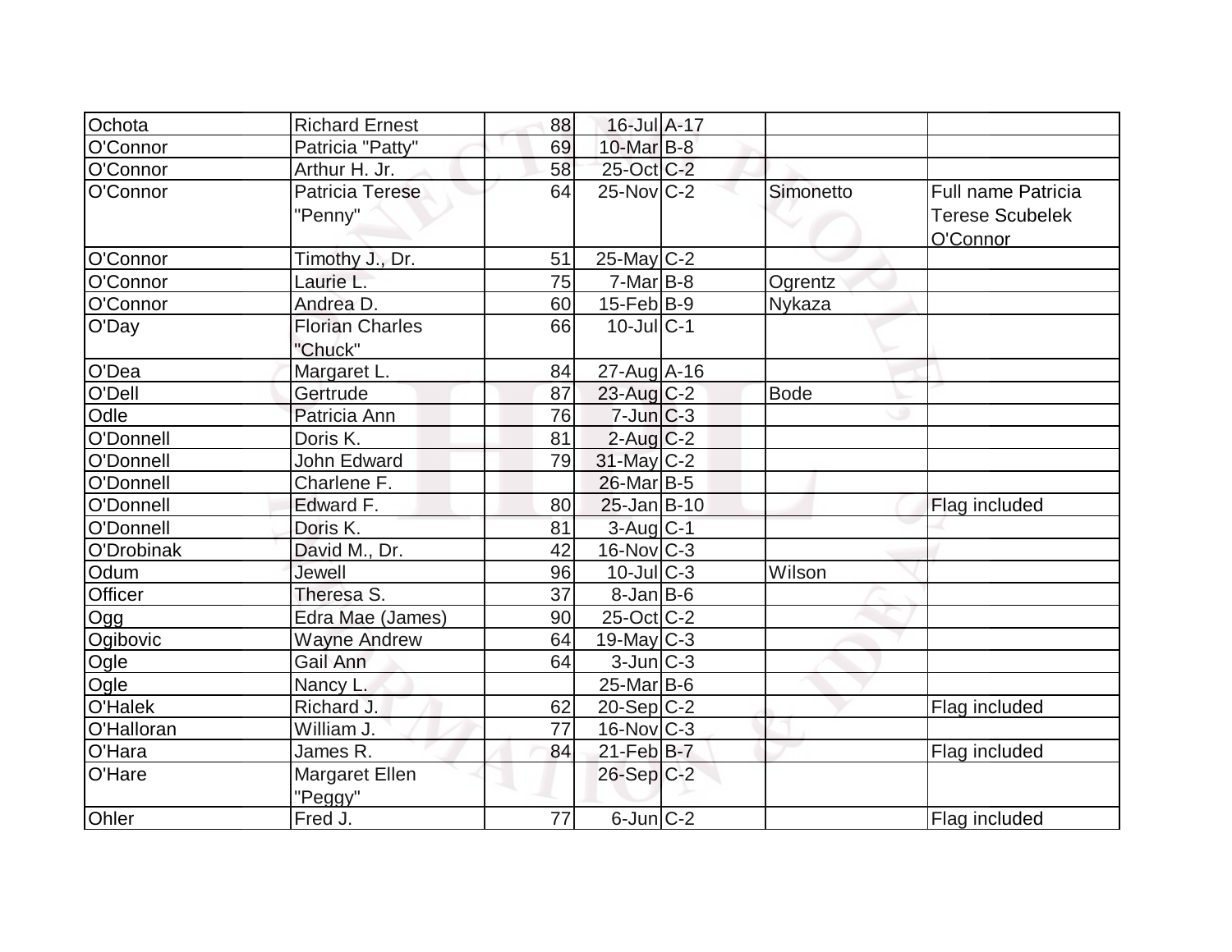| | | | | | | |
|---|---|---|---|---|---|---|
| Ochota | Richard Ernest | 88 | 16-Jul | A-17 | | |
| O'Connor | Patricia "Patty" | 69 | 10-Mar | B-8 | | |
| O'Connor | Arthur H. Jr. | 58 | 25-Oct | C-2 | | |
| O'Connor | Patricia Terese "Penny" | 64 | 25-Nov | C-2 | Simonetto | Full name Patricia Terese Scubelek O'Connor |
| O'Connor | Timothy J., Dr. | 51 | 25-May | C-2 | | |
| O'Connor | Laurie L. | 75 | 7-Mar | B-8 | Ogrentz | |
| O'Connor | Andrea D. | 60 | 15-Feb | B-9 | Nykaza | |
| O'Day | Florian Charles "Chuck" | 66 | 10-Jul | C-1 | | |
| O'Dea | Margaret L. | 84 | 27-Aug | A-16 | | |
| O'Dell | Gertrude | 87 | 23-Aug | C-2 | Bode | |
| Odle | Patricia Ann | 76 | 7-Jun | C-3 | | |
| O'Donnell | Doris K. | 81 | 2-Aug | C-2 | | |
| O'Donnell | John Edward | 79 | 31-May | C-2 | | |
| O'Donnell | Charlene F. | | 26-Mar | B-5 | | |
| O'Donnell | Edward F. | 80 | 25-Jan | B-10 | | Flag included |
| O'Donnell | Doris K. | 81 | 3-Aug | C-1 | | |
| O'Drobinak | David M., Dr. | 42 | 16-Nov | C-3 | | |
| Odum | Jewell | 96 | 10-Jul | C-3 | Wilson | |
| Officer | Theresa S. | 37 | 8-Jan | B-6 | | |
| Ogg | Edra Mae (James) | 90 | 25-Oct | C-2 | | |
| Ogibovic | Wayne Andrew | 64 | 19-May | C-3 | | |
| Ogle | Gail Ann | 64 | 3-Jun | C-3 | | |
| Ogle | Nancy L. | | 25-Mar | B-6 | | |
| O'Halek | Richard J. | 62 | 20-Sep | C-2 | | Flag included |
| O'Halloran | William J. | 77 | 16-Nov | C-3 | | |
| O'Hara | James R. | 84 | 21-Feb | B-7 | | Flag included |
| O'Hare | Margaret Ellen "Peggy" | | 26-Sep | C-2 | | |
| Ohler | Fred J. | 77 | 6-Jun | C-2 | | Flag included |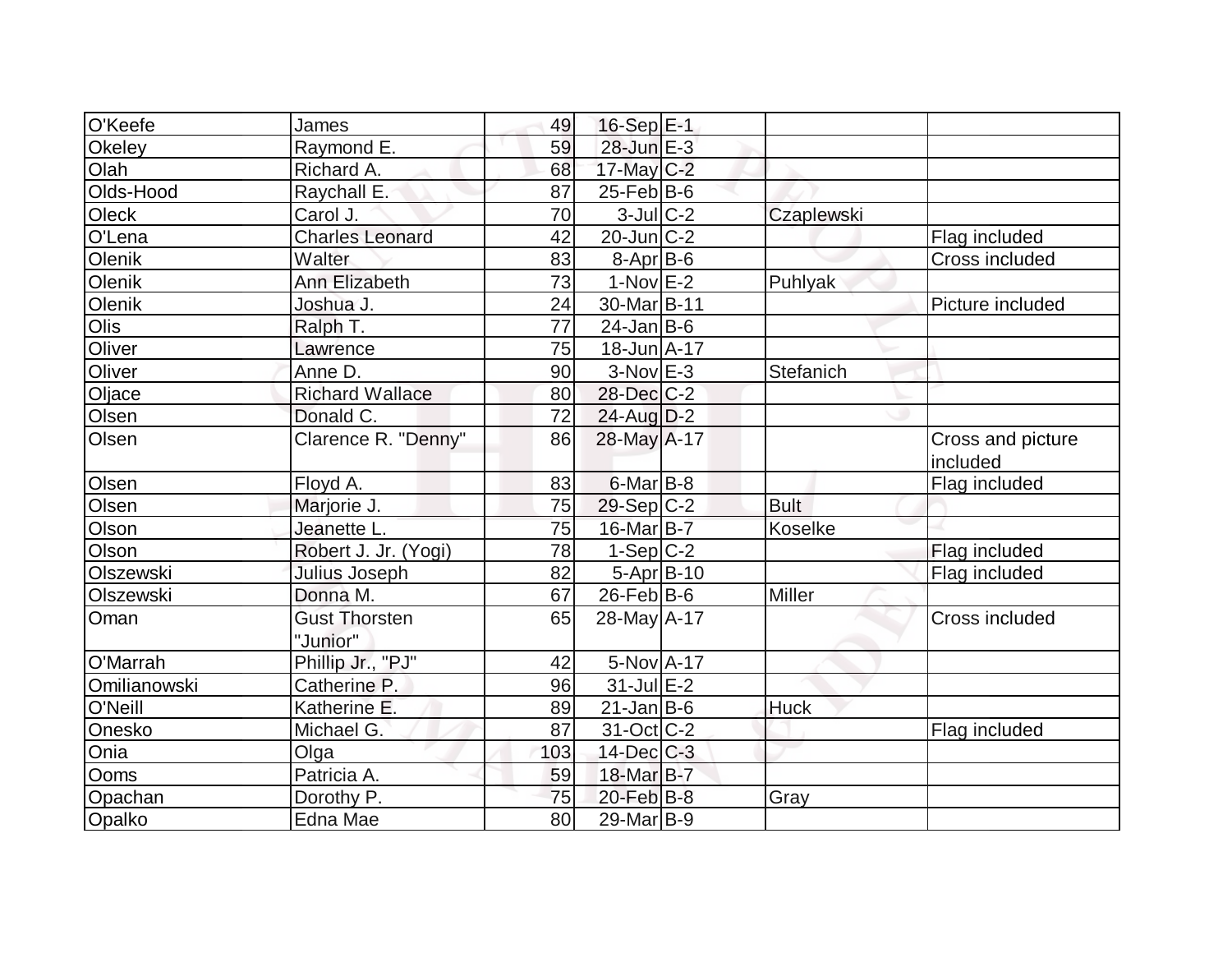| | | | | | | |
|---|---|---|---|---|---|---|
| O'Keefe | James | 49 | 16-Sep | E-1 | | |
| Okeley | Raymond E. | 59 | 28-Jun | E-3 | | |
| Olah | Richard A. | 68 | 17-May | C-2 | | |
| Olds-Hood | Raychall E. | 87 | 25-Feb | B-6 | | |
| Oleck | Carol J. | 70 | 3-Jul | C-2 | Czaplewski | |
| O'Lena | Charles Leonard | 42 | 20-Jun | C-2 | | Flag included |
| Olenik | Walter | 83 | 8-Apr | B-6 | | Cross included |
| Olenik | Ann Elizabeth | 73 | 1-Nov | E-2 | Puhlyak | |
| Olenik | Joshua J. | 24 | 30-Mar | B-11 | | Picture included |
| Olis | Ralph T. | 77 | 24-Jan | B-6 | | |
| Oliver | Lawrence | 75 | 18-Jun | A-17 | | |
| Oliver | Anne D. | 90 | 3-Nov | E-3 | Stefanich | |
| Oljace | Richard Wallace | 80 | 28-Dec | C-2 | | |
| Olsen | Donald C. | 72 | 24-Aug | D-2 | | |
| Olsen | Clarence R. "Denny" | 86 | 28-May | A-17 | | Cross and picture included |
| Olsen | Floyd A. | 83 | 6-Mar | B-8 | | Flag included |
| Olsen | Marjorie J. | 75 | 29-Sep | C-2 | Bult | |
| Olson | Jeanette L. | 75 | 16-Mar | B-7 | Koselke | |
| Olson | Robert J. Jr. (Yogi) | 78 | 1-Sep | C-2 | | Flag included |
| Olszewski | Julius Joseph | 82 | 5-Apr | B-10 | | Flag included |
| Olszewski | Donna M. | 67 | 26-Feb | B-6 | Miller | |
| Oman | Gust Thorsten "Junior" | 65 | 28-May | A-17 | | Cross included |
| O'Marrah | Phillip Jr., "PJ" | 42 | 5-Nov | A-17 | | |
| Omilianowski | Catherine P. | 96 | 31-Jul | E-2 | | |
| O'Neill | Katherine E. | 89 | 21-Jan | B-6 | Huck | |
| Onesko | Michael G. | 87 | 31-Oct | C-2 | | Flag included |
| Onia | Olga | 103 | 14-Dec | C-3 | | |
| Ooms | Patricia A. | 59 | 18-Mar | B-7 | | |
| Opachan | Dorothy P. | 75 | 20-Feb | B-8 | Gray | |
| Opalko | Edna Mae | 80 | 29-Mar | B-9 | | |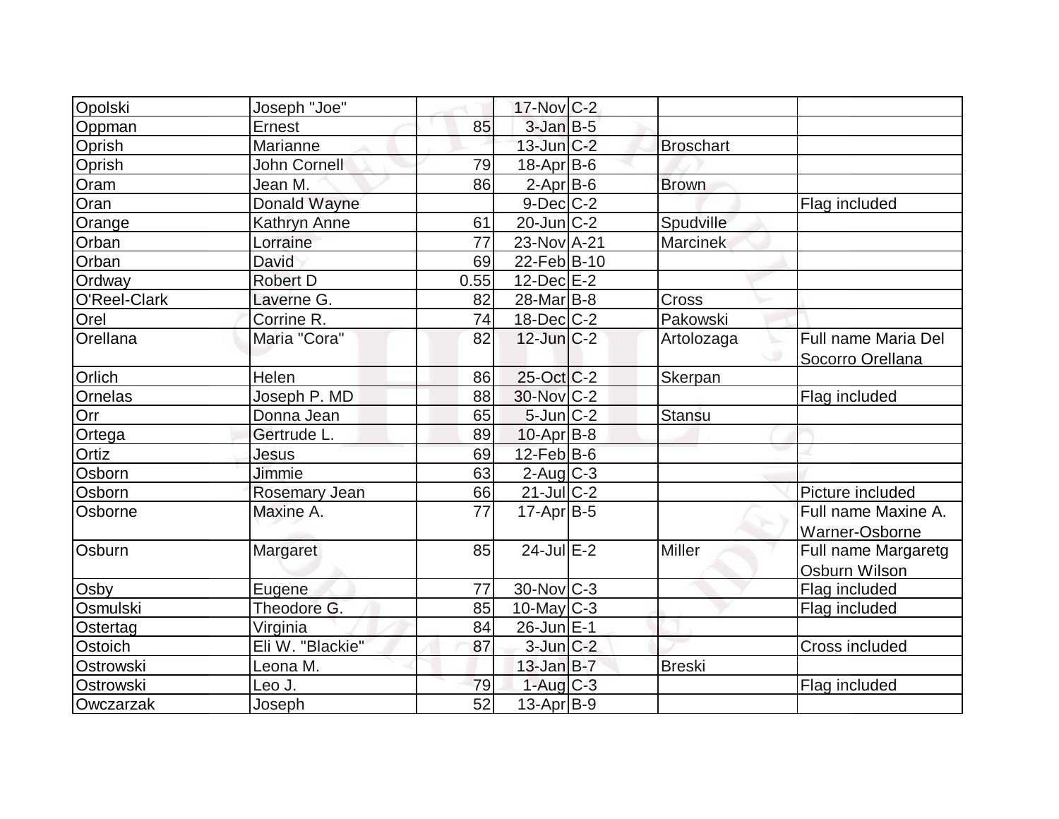| | | | | | | |
|---|---|---|---|---|---|---|
| Opolski | Joseph "Joe" | | 17-Nov | C-2 | | |
| Oppman | Ernest | 85 | 3-Jan | B-5 | | |
| Oprish | Marianne | | 13-Jun | C-2 | Broschart | |
| Oprish | John Cornell | 79 | 18-Apr | B-6 | | |
| Oram | Jean M. | 86 | 2-Apr | B-6 | Brown | |
| Oran | Donald Wayne | | 9-Dec | C-2 | | Flag included |
| Orange | Kathryn Anne | 61 | 20-Jun | C-2 | Spudville | |
| Orban | Lorraine | 77 | 23-Nov | A-21 | Marcinek | |
| Orban | David | 69 | 22-Feb | B-10 | | |
| Ordway | Robert D | 0.55 | 12-Dec | E-2 | | |
| O'Reel-Clark | Laverne G. | 82 | 28-Mar | B-8 | Cross | |
| Orel | Corrine R. | 74 | 18-Dec | C-2 | Pakowski | |
| Orellana | Maria "Cora" | 82 | 12-Jun | C-2 | Artolozaga | Full name Maria Del Socorro Orellana |
| Orlich | Helen | 86 | 25-Oct | C-2 | Skerpan | |
| Ornelas | Joseph P. MD | 88 | 30-Nov | C-2 | | Flag included |
| Orr | Donna Jean | 65 | 5-Jun | C-2 | Stansu | |
| Ortega | Gertrude L. | 89 | 10-Apr | B-8 | | |
| Ortiz | Jesus | 69 | 12-Feb | B-6 | | |
| Osborn | Jimmie | 63 | 2-Aug | C-3 | | |
| Osborn | Rosemary Jean | 66 | 21-Jul | C-2 | | Picture included |
| Osborne | Maxine A. | 77 | 17-Apr | B-5 | | Full name Maxine A. Warner-Osborne |
| Osburn | Margaret | 85 | 24-Jul | E-2 | Miller | Full name Margaretg Osburn Wilson |
| Osby | Eugene | 77 | 30-Nov | C-3 | | Flag included |
| Osmulski | Theodore G. | 85 | 10-May | C-3 | | Flag included |
| Ostertag | Virginia | 84 | 26-Jun | E-1 | | |
| Ostoich | Eli W. "Blackie" | 87 | 3-Jun | C-2 | | Cross included |
| Ostrowski | Leona M. | | 13-Jan | B-7 | Breski | |
| Ostrowski | Leo J. | 79 | 1-Aug | C-3 | | Flag included |
| Owczarzak | Joseph | 52 | 13-Apr | B-9 | | |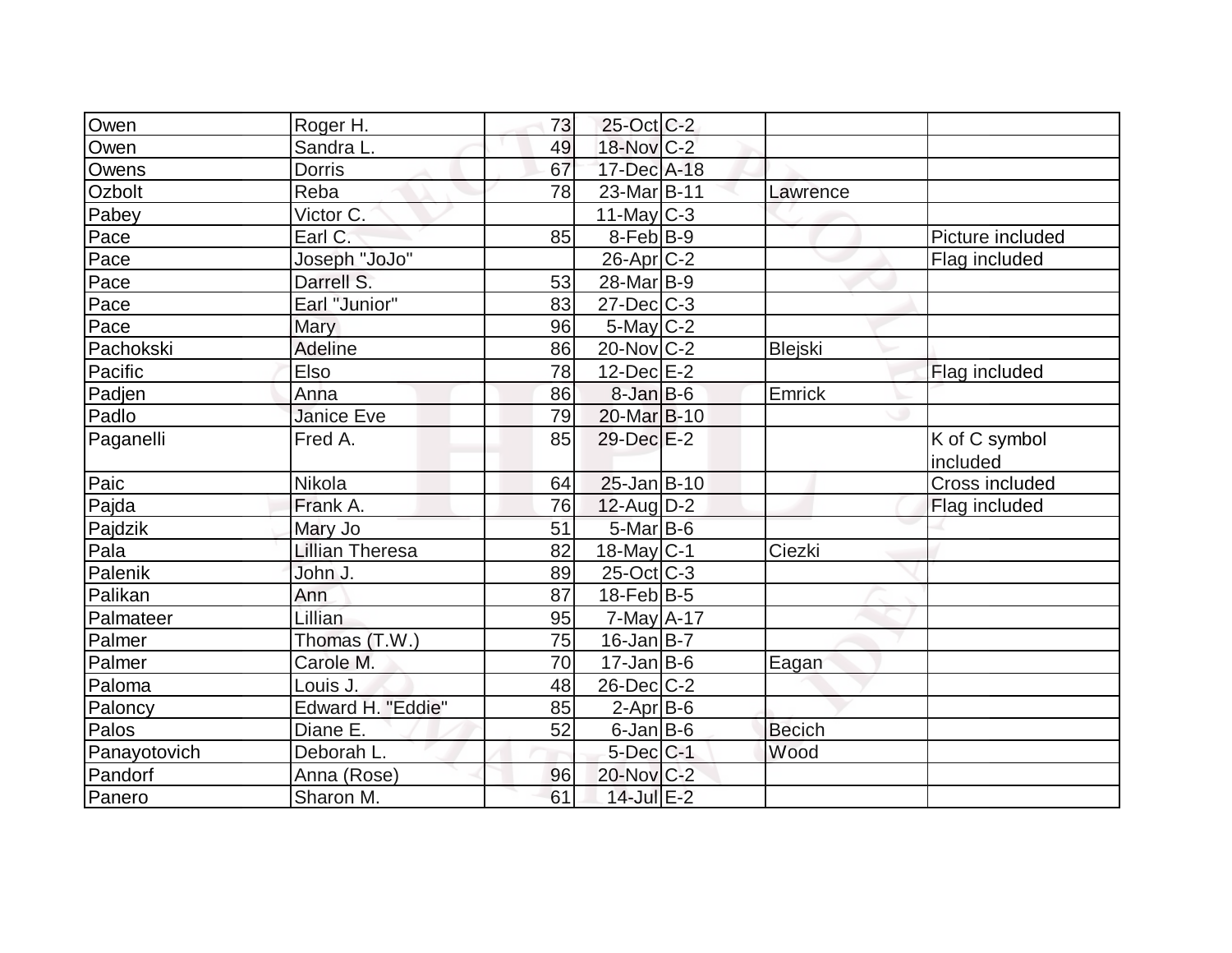| | | | | | | |
|---|---|---|---|---|---|---|
| Owen | Roger H. | 73 | 25-Oct | C-2 | | |
| Owen | Sandra L. | 49 | 18-Nov | C-2 | | |
| Owens | Dorris | 67 | 17-Dec | A-18 | | |
| Ozbolt | Reba | 78 | 23-Mar | B-11 | Lawrence | |
| Pabey | Victor C. | | 11-May | C-3 | | |
| Pace | Earl C. | 85 | 8-Feb | B-9 | | Picture included |
| Pace | Joseph "JoJo" | | 26-Apr | C-2 | | Flag included |
| Pace | Darrell S. | 53 | 28-Mar | B-9 | | |
| Pace | Earl "Junior" | 83 | 27-Dec | C-3 | | |
| Pace | Mary | 96 | 5-May | C-2 | | |
| Pachokski | Adeline | 86 | 20-Nov | C-2 | Blejski | |
| Pacific | Elso | 78 | 12-Dec | E-2 | | Flag included |
| Padjen | Anna | 86 | 8-Jan | B-6 | Emrick | |
| Padlo | Janice Eve | 79 | 20-Mar | B-10 | | |
| Paganelli | Fred A. | 85 | 29-Dec | E-2 | | K of C symbol included |
| Paic | Nikola | 64 | 25-Jan | B-10 | | Cross included |
| Pajda | Frank A. | 76 | 12-Aug | D-2 | | Flag included |
| Pajdzik | Mary Jo | 51 | 5-Mar | B-6 | | |
| Pala | Lillian Theresa | 82 | 18-May | C-1 | Ciezki | |
| Palenik | John J. | 89 | 25-Oct | C-3 | | |
| Palikan | Ann | 87 | 18-Feb | B-5 | | |
| Palmateer | Lillian | 95 | 7-May | A-17 | | |
| Palmer | Thomas (T.W.) | 75 | 16-Jan | B-7 | | |
| Palmer | Carole M. | 70 | 17-Jan | B-6 | Eagan | |
| Paloma | Louis J. | 48 | 26-Dec | C-2 | | |
| Paloncy | Edward H. "Eddie" | 85 | 2-Apr | B-6 | | |
| Palos | Diane E. | 52 | 6-Jan | B-6 | Becich | |
| Panayotovich | Deborah L. | | 5-Dec | C-1 | Wood | |
| Pandorf | Anna (Rose) | 96 | 20-Nov | C-2 | | |
| Panero | Sharon M. | 61 | 14-Jul | E-2 | | |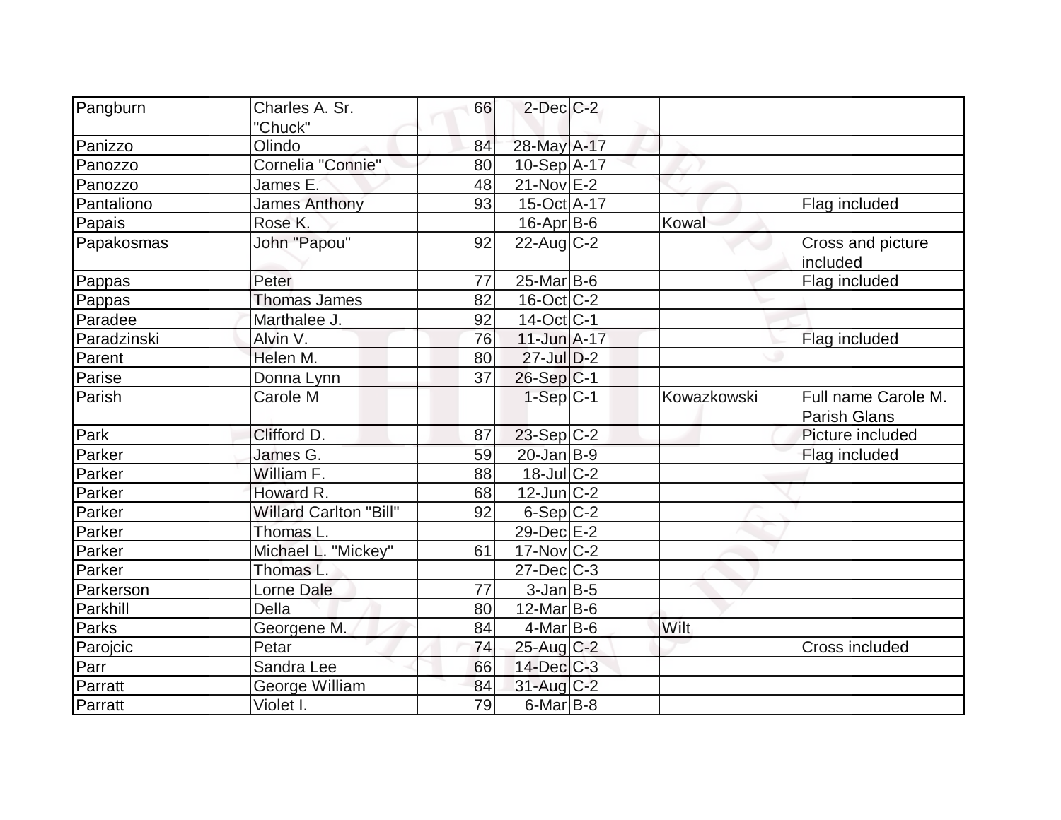| Pangburn | Charles A. Sr. "Chuck" | 66 | 2-Dec | C-2 | | |
|---|---|---|---|---|---|---|
| Panizzo | Olindo | 84 | 28-May | A-17 | | |
| Panozzo | Cornelia "Connie" | 80 | 10-Sep | A-17 | | |
| Panozzo | James E. | 48 | 21-Nov | E-2 | | |
| Pantaliono | James Anthony | 93 | 15-Oct | A-17 | | Flag included |
| Papais | Rose K. | | 16-Apr | B-6 | Kowal | |
| Papakosmas | John "Papou" | 92 | 22-Aug | C-2 | | Cross and picture included |
| Pappas | Peter | 77 | 25-Mar | B-6 | | Flag included |
| Pappas | Thomas James | 82 | 16-Oct | C-2 | | |
| Paradee | Marthalee J. | 92 | 14-Oct | C-1 | | |
| Paradzinski | Alvin V. | 76 | 11-Jun | A-17 | | Flag included |
| Parent | Helen M. | 80 | 27-Jul | D-2 | | |
| Parise | Donna Lynn | 37 | 26-Sep | C-1 | | |
| Parish | Carole M | | 1-Sep | C-1 | Kowazkowski | Full name Carole M. Parish Glans |
| Park | Clifford D. | 87 | 23-Sep | C-2 | | Picture included |
| Parker | James G. | 59 | 20-Jan | B-9 | | Flag included |
| Parker | William F. | 88 | 18-Jul | C-2 | | |
| Parker | Howard R. | 68 | 12-Jun | C-2 | | |
| Parker | Willard Carlton "Bill" | 92 | 6-Sep | C-2 | | |
| Parker | Thomas L. | | 29-Dec | E-2 | | |
| Parker | Michael L. "Mickey" | 61 | 17-Nov | C-2 | | |
| Parker | Thomas L. | | 27-Dec | C-3 | | |
| Parkerson | Lorne Dale | 77 | 3-Jan | B-5 | | |
| Parkhill | Della | 80 | 12-Mar | B-6 | | |
| Parks | Georgene M. | 84 | 4-Mar | B-6 | Wilt | |
| Parojcic | Petar | 74 | 25-Aug | C-2 | | Cross included |
| Parr | Sandra Lee | 66 | 14-Dec | C-3 | | |
| Parratt | George William | 84 | 31-Aug | C-2 | | |
| Parratt | Violet I. | 79 | 6-Mar | B-8 | | |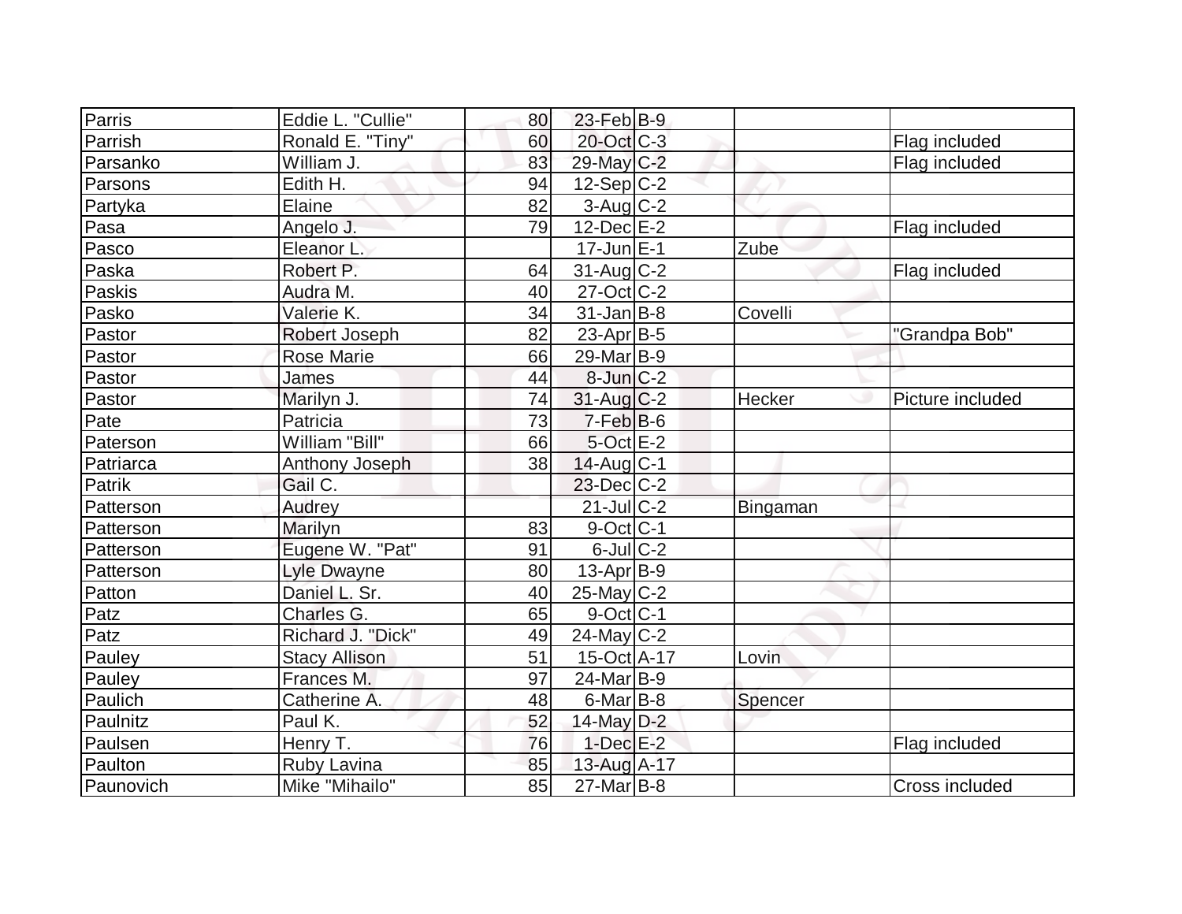| Parris | Eddie L. "Cullie" | 80 | 23-Feb | B-9 | | |
|---|---|---|---|---|---|---|
| Parrish | Ronald E. "Tiny" | 60 | 20-Oct | C-3 | | Flag included |
| Parsanko | William J. | 83 | 29-May | C-2 | | Flag included |
| Parsons | Edith H. | 94 | 12-Sep | C-2 | | |
| Partyka | Elaine | 82 | 3-Aug | C-2 | | |
| Pasa | Angelo J. | 79 | 12-Dec | E-2 | | Flag included |
| Pasco | Eleanor L. | | 17-Jun | E-1 | Zube | |
| Paska | Robert P. | 64 | 31-Aug | C-2 | | Flag included |
| Paskis | Audra M. | 40 | 27-Oct | C-2 | | |
| Pasko | Valerie K. | 34 | 31-Jan | B-8 | Covelli | |
| Pastor | Robert Joseph | 82 | 23-Apr | B-5 | | "Grandpa Bob" |
| Pastor | Rose Marie | 66 | 29-Mar | B-9 | | |
| Pastor | James | 44 | 8-Jun | C-2 | | |
| Pastor | Marilyn J. | 74 | 31-Aug | C-2 | Hecker | Picture included |
| Pate | Patricia | 73 | 7-Feb | B-6 | | |
| Paterson | William "Bill" | 66 | 5-Oct | E-2 | | |
| Patriarca | Anthony Joseph | 38 | 14-Aug | C-1 | | |
| Patrik | Gail C. | | 23-Dec | C-2 | | |
| Patterson | Audrey | | 21-Jul | C-2 | Bingaman | |
| Patterson | Marilyn | 83 | 9-Oct | C-1 | | |
| Patterson | Eugene W. "Pat" | 91 | 6-Jul | C-2 | | |
| Patterson | Lyle Dwayne | 80 | 13-Apr | B-9 | | |
| Patton | Daniel L. Sr. | 40 | 25-May | C-2 | | |
| Patz | Charles G. | 65 | 9-Oct | C-1 | | |
| Patz | Richard J. "Dick" | 49 | 24-May | C-2 | | |
| Pauley | Stacy Allison | 51 | 15-Oct | A-17 | Lovin | |
| Pauley | Frances M. | 97 | 24-Mar | B-9 | | |
| Paulich | Catherine A. | 48 | 6-Mar | B-8 | Spencer | |
| Paulnitz | Paul K. | 52 | 14-May | D-2 | | |
| Paulsen | Henry T. | 76 | 1-Dec | E-2 | | Flag included |
| Paulton | Ruby Lavina | 85 | 13-Aug | A-17 | | |
| Paunovich | Mike "Mihailo" | 85 | 27-Mar | B-8 | | Cross included |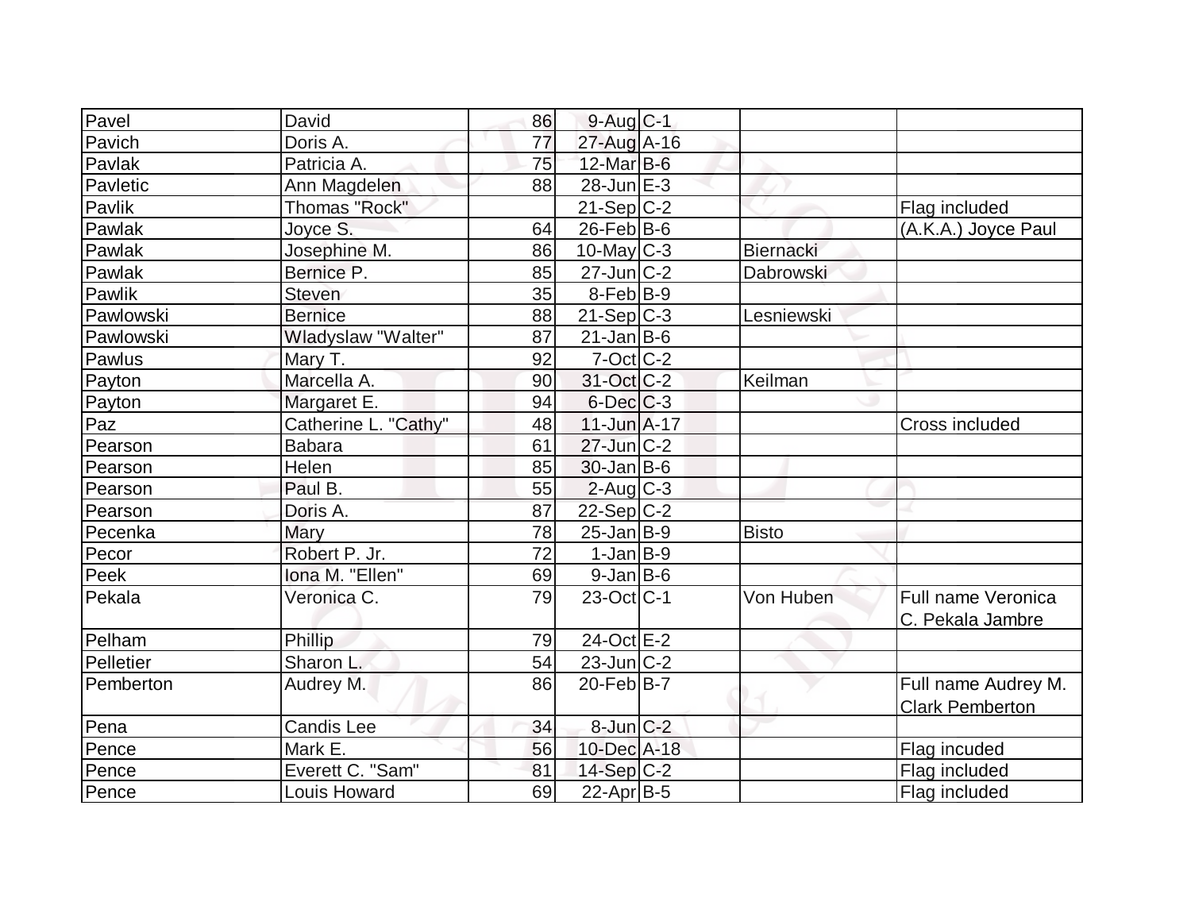| | | | | | | |
|---|---|---|---|---|---|---|
| Pavel | David | 86 | 9-Aug | C-1 | | |
| Pavich | Doris A. | 77 | 27-Aug | A-16 | | |
| Pavlak | Patricia A. | 75 | 12-Mar | B-6 | | |
| Pavletic | Ann Magdelen | 88 | 28-Jun | E-3 | | |
| Pavlik | Thomas "Rock" | | 21-Sep | C-2 | | Flag included |
| Pawlak | Joyce S. | 64 | 26-Feb | B-6 | | (A.K.A.) Joyce Paul |
| Pawlak | Josephine M. | 86 | 10-May | C-3 | Biernacki | |
| Pawlak | Bernice P. | 85 | 27-Jun | C-2 | Dabrowski | |
| Pawlik | Steven | 35 | 8-Feb | B-9 | | |
| Pawlowski | Bernice | 88 | 21-Sep | C-3 | Lesniewski | |
| Pawlowski | Wladyslaw "Walter" | 87 | 21-Jan | B-6 | | |
| Pawlus | Mary T. | 92 | 7-Oct | C-2 | | |
| Payton | Marcella A. | 90 | 31-Oct | C-2 | Keilman | |
| Payton | Margaret E. | 94 | 6-Dec | C-3 | | |
| Paz | Catherine L. "Cathy" | 48 | 11-Jun | A-17 | | Cross included |
| Pearson | Babara | 61 | 27-Jun | C-2 | | |
| Pearson | Helen | 85 | 30-Jan | B-6 | | |
| Pearson | Paul B. | 55 | 2-Aug | C-3 | | |
| Pearson | Doris A. | 87 | 22-Sep | C-2 | | |
| Pecenka | Mary | 78 | 25-Jan | B-9 | Bisto | |
| Pecor | Robert P. Jr. | 72 | 1-Jan | B-9 | | |
| Peek | Iona M. "Ellen" | 69 | 9-Jan | B-6 | | |
| Pekala | Veronica C. | 79 | 23-Oct | C-1 | Von Huben | Full name Veronica C. Pekala Jambre |
| Pelham | Phillip | 79 | 24-Oct | E-2 | | |
| Pelletier | Sharon L. | 54 | 23-Jun | C-2 | | |
| Pemberton | Audrey M. | 86 | 20-Feb | B-7 | | Full name Audrey M. Clark Pemberton |
| Pena | Candis Lee | 34 | 8-Jun | C-2 | | |
| Pence | Mark E. | 56 | 10-Dec | A-18 | | Flag incuded |
| Pence | Everett C. "Sam" | 81 | 14-Sep | C-2 | | Flag included |
| Pence | Louis Howard | 69 | 22-Apr | B-5 | | Flag included |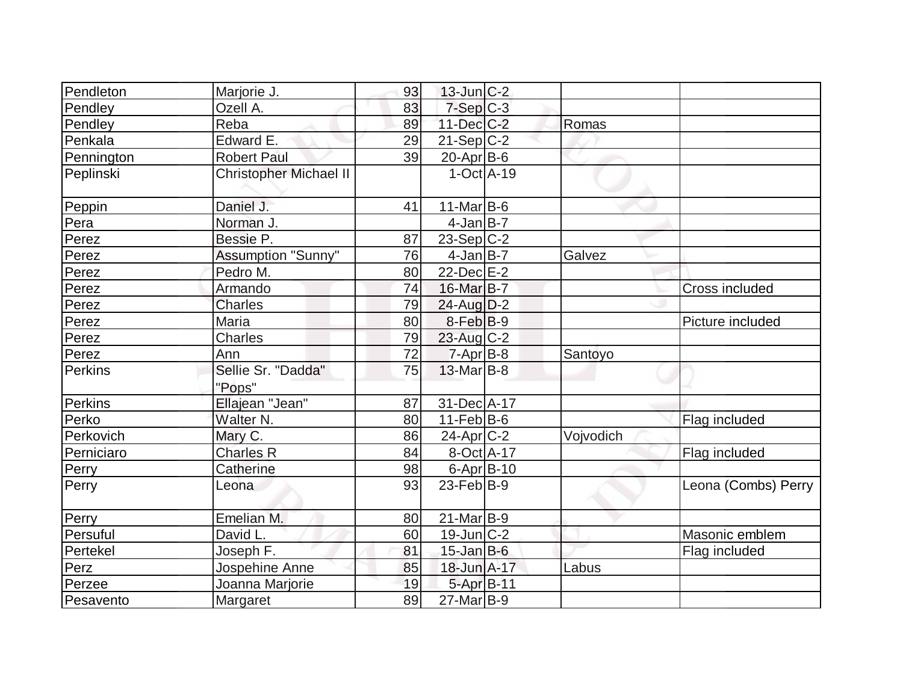| | | | | | | |
|---|---|---|---|---|---|---|
| Pendleton | Marjorie J. | 93 | 13-Jun | C-2 | | |
| Pendley | Ozell A. | 83 | 7-Sep | C-3 | | |
| Pendley | Reba | 89 | 11-Dec | C-2 | Romas | |
| Penkala | Edward E. | 29 | 21-Sep | C-2 | | |
| Pennington | Robert Paul | 39 | 20-Apr | B-6 | | |
| Peplinski | Christopher Michael II | | 1-Oct | A-19 | | |
| Peppin | Daniel J. | 41 | 11-Mar | B-6 | | |
| Pera | Norman J. | | 4-Jan | B-7 | | |
| Perez | Bessie P. | 87 | 23-Sep | C-2 | | |
| Perez | Assumption "Sunny" | 76 | 4-Jan | B-7 | Galvez | |
| Perez | Pedro M. | 80 | 22-Dec | E-2 | | |
| Perez | Armando | 74 | 16-Mar | B-7 | | Cross included |
| Perez | Charles | 79 | 24-Aug | D-2 | | |
| Perez | Maria | 80 | 8-Feb | B-9 | | Picture included |
| Perez | Charles | 79 | 23-Aug | C-2 | | |
| Perez | Ann | 72 | 7-Apr | B-8 | Santoyo | |
| Perkins | Sellie Sr. "Dadda" "Pops" | 75 | 13-Mar | B-8 | | |
| Perkins | Ellajean "Jean" | 87 | 31-Dec | A-17 | | |
| Perko | Walter N. | 80 | 11-Feb | B-6 | | Flag included |
| Perkovich | Mary C. | 86 | 24-Apr | C-2 | Vojvodich | |
| Perniciaro | Charles R | 84 | 8-Oct | A-17 | | Flag included |
| Perry | Catherine | 98 | 6-Apr | B-10 | | |
| Perry | Leona | 93 | 23-Feb | B-9 | | Leona (Combs) Perry |
| Perry | Emelian M. | 80 | 21-Mar | B-9 | | |
| Persuful | David L. | 60 | 19-Jun | C-2 | | Masonic emblem |
| Pertekel | Joseph F. | 81 | 15-Jan | B-6 | | Flag included |
| Perz | Jospehine Anne | 85 | 18-Jun | A-17 | Labus | |
| Perzee | Joanna Marjorie | 19 | 5-Apr | B-11 | | |
| Pesavento | Margaret | 89 | 27-Mar | B-9 | | |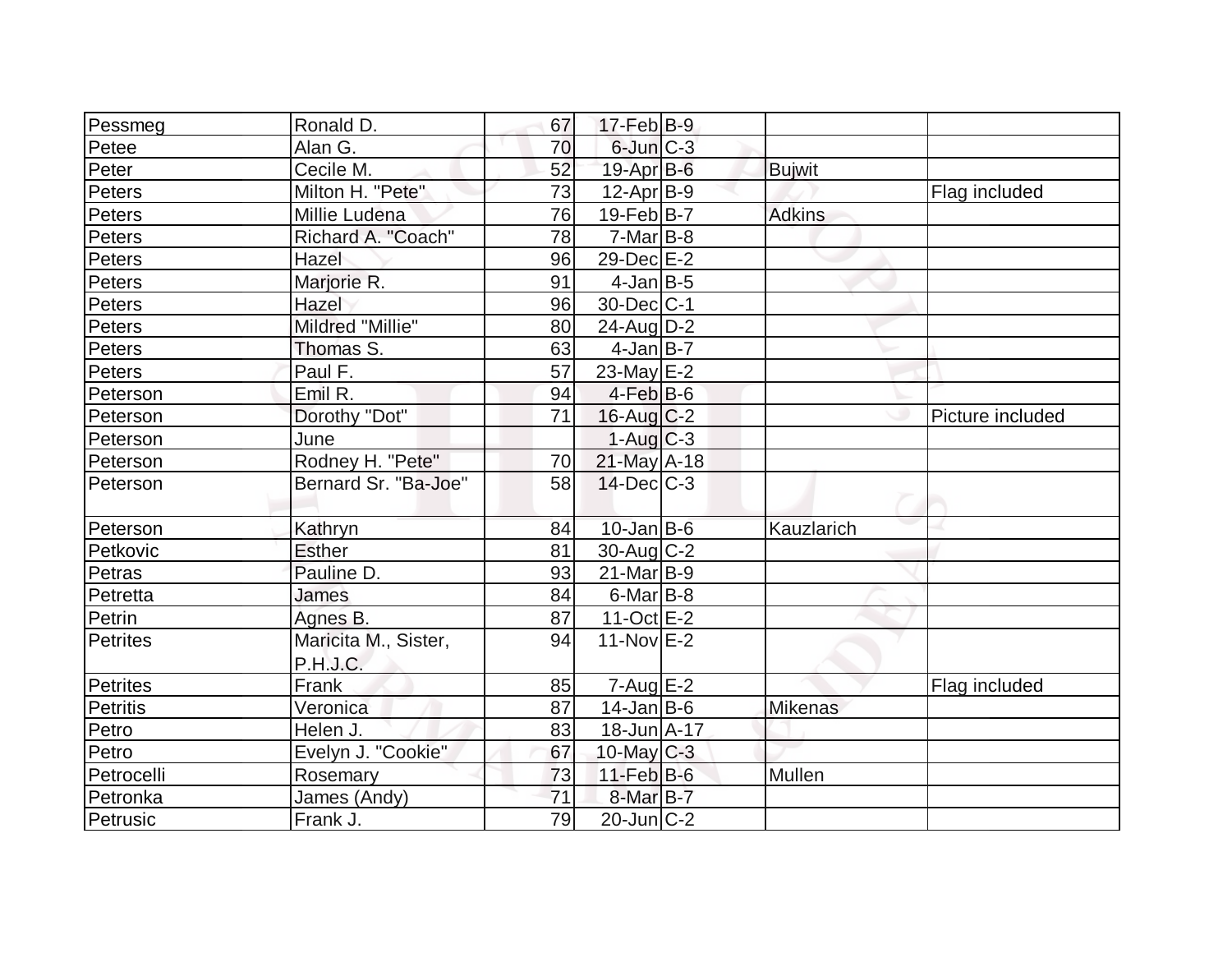| | | | | | | |
|---|---|---|---|---|---|---|
| Pessmeg | Ronald D. | 67 | 17-Feb | B-9 | | |
| Petee | Alan G. | 70 | 6-Jun | C-3 | | |
| Peter | Cecile M. | 52 | 19-Apr | B-6 | Bujwit | |
| Peters | Milton H. "Pete" | 73 | 12-Apr | B-9 | | Flag included |
| Peters | Millie Ludena | 76 | 19-Feb | B-7 | Adkins | |
| Peters | Richard A. "Coach" | 78 | 7-Mar | B-8 | | |
| Peters | Hazel | 96 | 29-Dec | E-2 | | |
| Peters | Marjorie R. | 91 | 4-Jan | B-5 | | |
| Peters | Hazel | 96 | 30-Dec | C-1 | | |
| Peters | Mildred "Millie" | 80 | 24-Aug | D-2 | | |
| Peters | Thomas S. | 63 | 4-Jan | B-7 | | |
| Peters | Paul F. | 57 | 23-May | E-2 | | |
| Peterson | Emil R. | 94 | 4-Feb | B-6 | | |
| Peterson | Dorothy "Dot" | 71 | 16-Aug | C-2 | | Picture included |
| Peterson | June | | 1-Aug | C-3 | | |
| Peterson | Rodney H. "Pete" | 70 | 21-May | A-18 | | |
| Peterson | Bernard Sr. "Ba-Joe" | 58 | 14-Dec | C-3 | | |
| Peterson | Kathryn | 84 | 10-Jan | B-6 | Kauzlarich | |
| Petkovic | Esther | 81 | 30-Aug | C-2 | | |
| Petras | Pauline D. | 93 | 21-Mar | B-9 | | |
| Petretta | James | 84 | 6-Mar | B-8 | | |
| Petrin | Agnes B. | 87 | 11-Oct | E-2 | | |
| Petrites | Maricita M., Sister, P.H.J.C. | 94 | 11-Nov | E-2 | | |
| Petrites | Frank | 85 | 7-Aug | E-2 | | Flag included |
| Petritis | Veronica | 87 | 14-Jan | B-6 | Mikenas | |
| Petro | Helen J. | 83 | 18-Jun | A-17 | | |
| Petro | Evelyn J. "Cookie" | 67 | 10-May | C-3 | | |
| Petrocelli | Rosemary | 73 | 11-Feb | B-6 | Mullen | |
| Petronka | James (Andy) | 71 | 8-Mar | B-7 | | |
| Petrusic | Frank J. | 79 | 20-Jun | C-2 | | |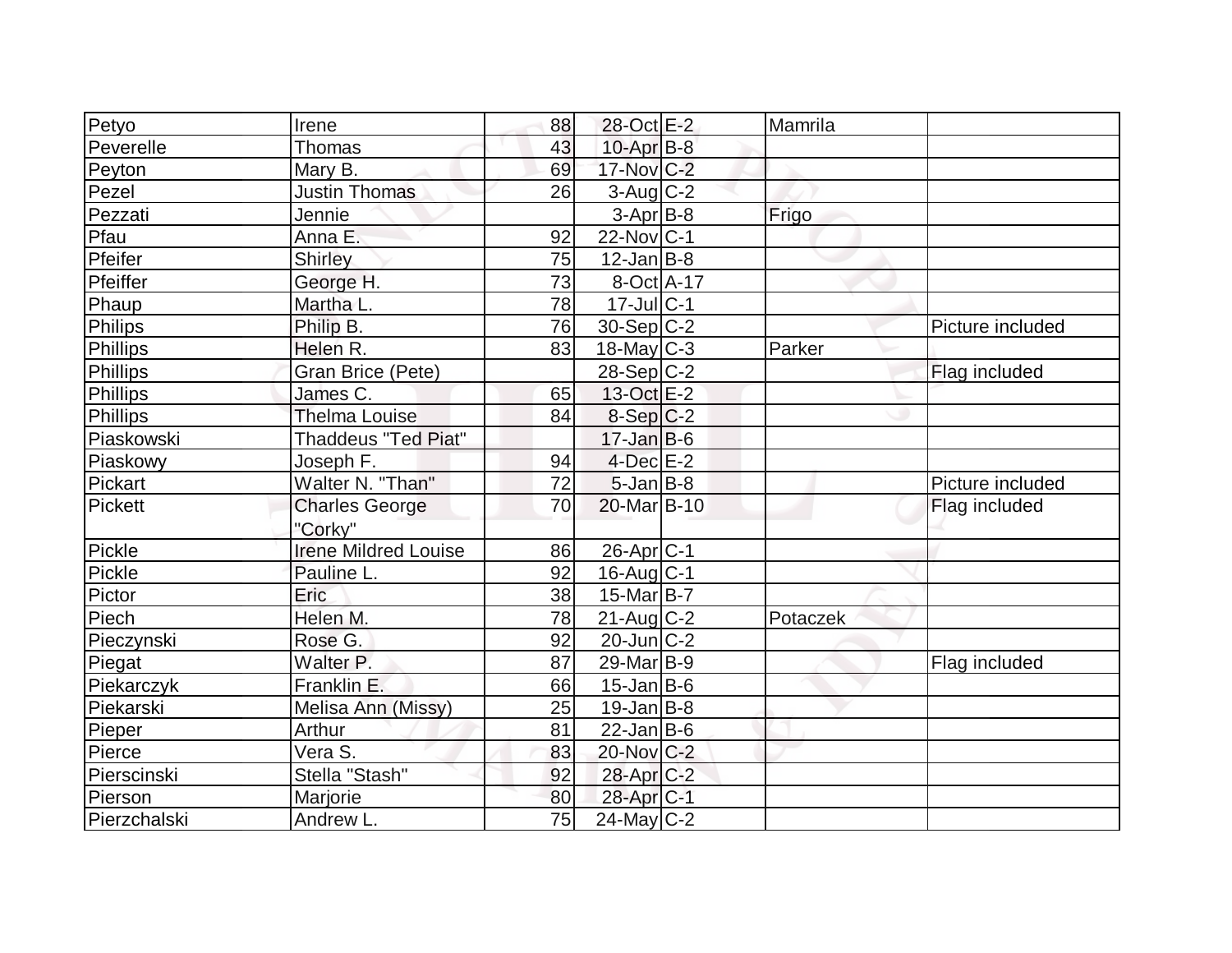| | | | | | | |
|---|---|---|---|---|---|---|
| Petyo | Irene | 88 | 28-Oct | E-2 | Mamrila | |
| Peverelle | Thomas | 43 | 10-Apr | B-8 | | |
| Peyton | Mary B. | 69 | 17-Nov | C-2 | | |
| Pezel | Justin Thomas | 26 | 3-Aug | C-2 | | |
| Pezzati | Jennie | | 3-Apr | B-8 | Frigo | |
| Pfau | Anna E. | 92 | 22-Nov | C-1 | | |
| Pfeifer | Shirley | 75 | 12-Jan | B-8 | | |
| Pfeiffer | George H. | 73 | 8-Oct | A-17 | | |
| Phaup | Martha L. | 78 | 17-Jul | C-1 | | |
| Philips | Philip B. | 76 | 30-Sep | C-2 | | Picture included |
| Phillips | Helen R. | 83 | 18-May | C-3 | Parker | |
| Phillips | Gran Brice (Pete) | | 28-Sep | C-2 | | Flag included |
| Phillips | James C. | 65 | 13-Oct | E-2 | | |
| Phillips | Thelma Louise | 84 | 8-Sep | C-2 | | |
| Piaskowski | Thaddeus "Ted Piat" | | 17-Jan | B-6 | | |
| Piaskowy | Joseph F. | 94 | 4-Dec | E-2 | | |
| Pickart | Walter N. "Than" | 72 | 5-Jan | B-8 | | Picture included |
| Pickett | Charles George "Corky" | 70 | 20-Mar | B-10 | | Flag included |
| Pickle | Irene Mildred Louise | 86 | 26-Apr | C-1 | | |
| Pickle | Pauline L. | 92 | 16-Aug | C-1 | | |
| Pictor | Eric | 38 | 15-Mar | B-7 | | |
| Piech | Helen M. | 78 | 21-Aug | C-2 | Potaczek | |
| Pieczynski | Rose G. | 92 | 20-Jun | C-2 | | |
| Piegat | Walter P. | 87 | 29-Mar | B-9 | | Flag included |
| Piekarczyk | Franklin E. | 66 | 15-Jan | B-6 | | |
| Piekarski | Melisa Ann (Missy) | 25 | 19-Jan | B-8 | | |
| Pieper | Arthur | 81 | 22-Jan | B-6 | | |
| Pierce | Vera S. | 83 | 20-Nov | C-2 | | |
| Pierscinski | Stella "Stash" | 92 | 28-Apr | C-2 | | |
| Pierson | Marjorie | 80 | 28-Apr | C-1 | | |
| Pierzchalski | Andrew L. | 75 | 24-May | C-2 | | |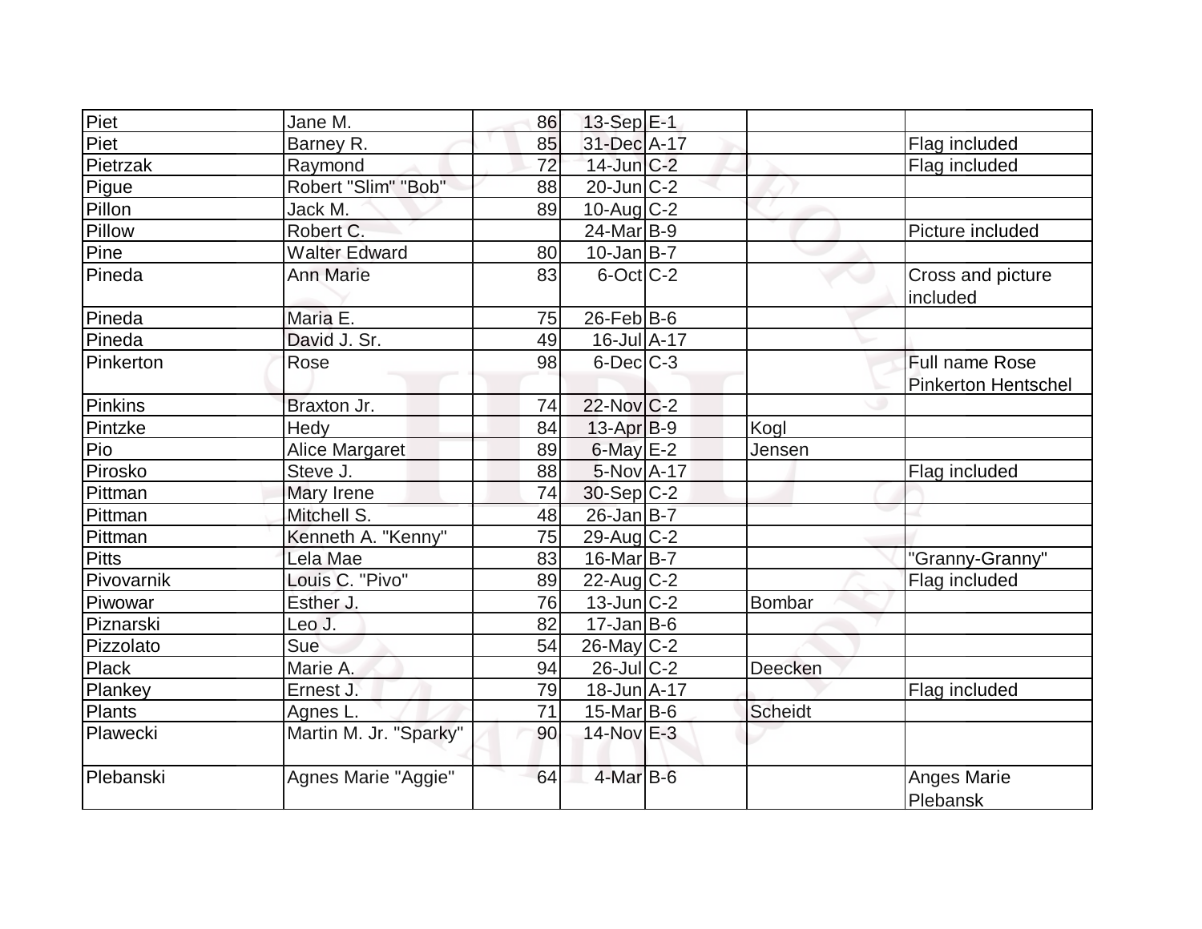| | | | | | | |
|---|---|---|---|---|---|---|
| Piet | Jane M. | 86 | 13-Sep | E-1 | | |
| Piet | Barney R. | 85 | 31-Dec | A-17 | | Flag included |
| Pietrzak | Raymond | 72 | 14-Jun | C-2 | | Flag included |
| Pigue | Robert "Slim" "Bob" | 88 | 20-Jun | C-2 | | |
| Pillon | Jack M. | 89 | 10-Aug | C-2 | | |
| Pillow | Robert C. | | 24-Mar | B-9 | | Picture included |
| Pine | Walter Edward | 80 | 10-Jan | B-7 | | |
| Pineda | Ann Marie | 83 | 6-Oct | C-2 | | Cross and picture included |
| Pineda | Maria E. | 75 | 26-Feb | B-6 | | |
| Pineda | David J. Sr. | 49 | 16-Jul | A-17 | | |
| Pinkerton | Rose | 98 | 6-Dec | C-3 | | Full name Rose Pinkerton Hentschel |
| Pinkins | Braxton Jr. | 74 | 22-Nov | C-2 | | |
| Pintzke | Hedy | 84 | 13-Apr | B-9 | Kogl | |
| Pio | Alice Margaret | 89 | 6-May | E-2 | Jensen | |
| Pirosko | Steve J. | 88 | 5-Nov | A-17 | | Flag included |
| Pittman | Mary Irene | 74 | 30-Sep | C-2 | | |
| Pittman | Mitchell S. | 48 | 26-Jan | B-7 | | |
| Pittman | Kenneth A. "Kenny" | 75 | 29-Aug | C-2 | | |
| Pitts | Lela Mae | 83 | 16-Mar | B-7 | | "Granny-Granny" |
| Pivovarnik | Louis C. "Pivo" | 89 | 22-Aug | C-2 | | Flag included |
| Piwowar | Esther J. | 76 | 13-Jun | C-2 | Bombar | |
| Piznarski | Leo J. | 82 | 17-Jan | B-6 | | |
| Pizzolato | Sue | 54 | 26-May | C-2 | | |
| Plack | Marie A. | 94 | 26-Jul | C-2 | Deecken | |
| Plankey | Ernest J. | 79 | 18-Jun | A-17 | | Flag included |
| Plants | Agnes L. | 71 | 15-Mar | B-6 | Scheidt | |
| Plawecki | Martin M. Jr. "Sparky" | 90 | 14-Nov | E-3 | | |
| Plebanski | Agnes Marie "Aggie" | 64 | 4-Mar | B-6 | | Anges Marie Plebansk |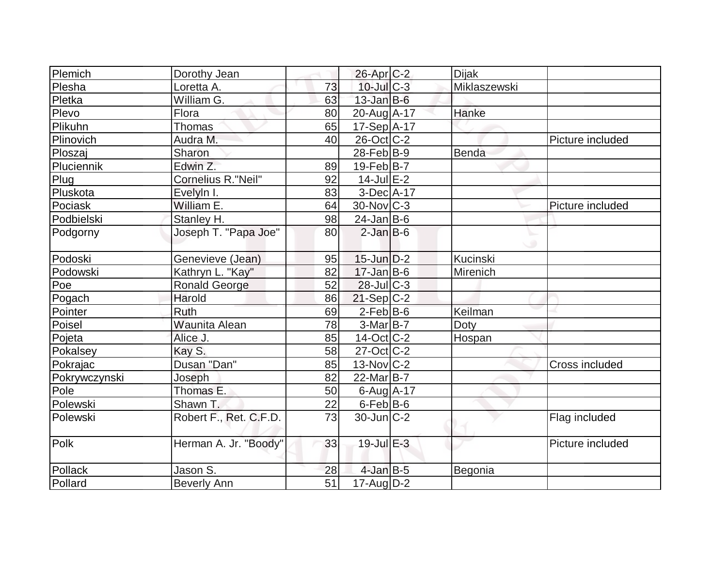| Plemich | Dorothy Jean | | 26-Apr | C-2 | Dijak | |
|---|---|---|---|---|---|---|
| Plesha | Loretta A. | 73 | 10-Jul | C-3 | Miklaszewski | |
| Pletka | William G. | 63 | 13-Jan | B-6 | | |
| Plevo | Flora | 80 | 20-Aug | A-17 | Hanke | |
| Plikuhn | Thomas | 65 | 17-Sep | A-17 | | |
| Plinovich | Audra M. | 40 | 26-Oct | C-2 | | Picture included |
| Ploszaj | Sharon | | 28-Feb | B-9 | Benda | |
| Pluciennik | Edwin Z. | 89 | 19-Feb | B-7 | | |
| Plug | Cornelius R."Neil" | 92 | 14-Jul | E-2 | | |
| Pluskota | Evelyln I. | 83 | 3-Dec | A-17 | | |
| Pociask | William E. | 64 | 30-Nov | C-3 | | Picture included |
| Podbielski | Stanley H. | 98 | 24-Jan | B-6 | | |
| Podgorny | Joseph T. "Papa Joe" | 80 | 2-Jan | B-6 | | |
| Podoski | Genevieve (Jean) | 95 | 15-Jun | D-2 | Kucinski | |
| Podowski | Kathryn L. "Kay" | 82 | 17-Jan | B-6 | Mirenich | |
| Poe | Ronald George | 52 | 28-Jul | C-3 | | |
| Pogach | Harold | 86 | 21-Sep | C-2 | | |
| Pointer | Ruth | 69 | 2-Feb | B-6 | Keilman | |
| Poisel | Waunita Alean | 78 | 3-Mar | B-7 | Doty | |
| Pojeta | Alice J. | 85 | 14-Oct | C-2 | Hospan | |
| Pokalsey | Kay S. | 58 | 27-Oct | C-2 | | |
| Pokrajac | Dusan "Dan" | 85 | 13-Nov | C-2 | | Cross included |
| Pokrywczynski | Joseph | 82 | 22-Mar | B-7 | | |
| Pole | Thomas E. | 50 | 6-Aug | A-17 | | |
| Polewski | Shawn T. | 22 | 6-Feb | B-6 | | |
| Polewski | Robert F., Ret. C.F.D. | 73 | 30-Jun | C-2 | | Flag included |
| Polk | Herman A. Jr. "Boody" | 33 | 19-Jul | E-3 | | Picture included |
| Pollack | Jason S. | 28 | 4-Jan | B-5 | Begonia | |
| Pollard | Beverly Ann | 51 | 17-Aug | D-2 | | |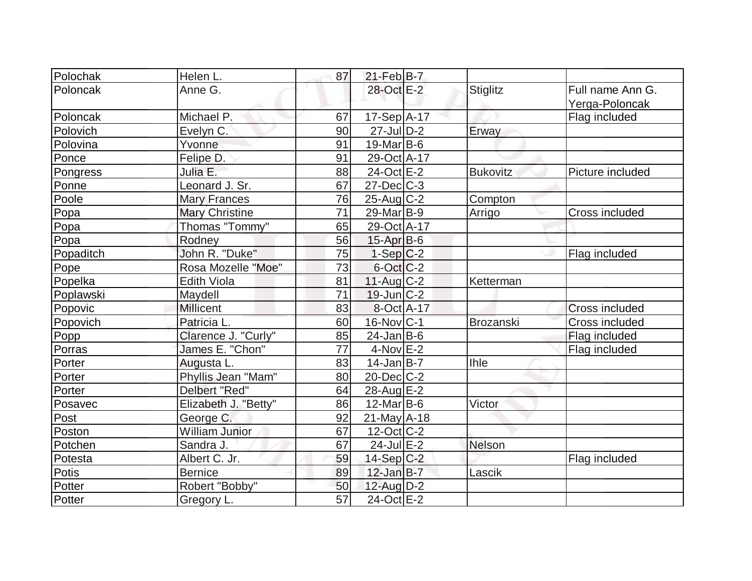| | | | | | | |
|---|---|---|---|---|---|---|
| Polochak | Helen L. | 87 | 21-Feb | B-7 | | |
| Poloncak | Anne G. | | 28-Oct | E-2 | Stiglitz | Full name Ann G. Yerga-Poloncak |
| Poloncak | Michael P. | 67 | 17-Sep | A-17 | | Flag included |
| Polovich | Evelyn C. | 90 | 27-Jul | D-2 | Erway | |
| Polovina | Yvonne | 91 | 19-Mar | B-6 | | |
| Ponce | Felipe D. | 91 | 29-Oct | A-17 | | |
| Pongress | Julia E. | 88 | 24-Oct | E-2 | Bukovitz | Picture included |
| Ponne | Leonard J. Sr. | 67 | 27-Dec | C-3 | | |
| Poole | Mary Frances | 76 | 25-Aug | C-2 | Compton | |
| Popa | Mary Christine | 71 | 29-Mar | B-9 | Arrigo | Cross included |
| Popa | Thomas "Tommy" | 65 | 29-Oct | A-17 | | |
| Popa | Rodney | 56 | 15-Apr | B-6 | | |
| Popaditch | John R. "Duke" | 75 | 1-Sep | C-2 | | Flag included |
| Pope | Rosa Mozelle "Moe" | 73 | 6-Oct | C-2 | | |
| Popelka | Edith Viola | 81 | 11-Aug | C-2 | Ketterman | |
| Poplawski | Maydell | 71 | 19-Jun | C-2 | | |
| Popovic | Millicent | 83 | 8-Oct | A-17 | | Cross included |
| Popovich | Patricia L. | 60 | 16-Nov | C-1 | Brozanski | Cross included |
| Popp | Clarence J. "Curly" | 85 | 24-Jan | B-6 | | Flag included |
| Porras | James E. "Chon" | 77 | 4-Nov | E-2 | | Flag included |
| Porter | Augusta L. | 83 | 14-Jan | B-7 | Ihle | |
| Porter | Phyllis Jean "Mam" | 80 | 20-Dec | C-2 | | |
| Porter | Delbert "Red" | 64 | 28-Aug | E-2 | | |
| Posavec | Elizabeth J. "Betty" | 86 | 12-Mar | B-6 | Victor | |
| Post | George C. | 92 | 21-May | A-18 | | |
| Poston | William Junior | 67 | 12-Oct | C-2 | | |
| Potchen | Sandra J. | 67 | 24-Jul | E-2 | Nelson | |
| Potesta | Albert C. Jr. | 59 | 14-Sep | C-2 | | Flag included |
| Potis | Bernice | 89 | 12-Jan | B-7 | Lascik | |
| Potter | Robert "Bobby" | 50 | 12-Aug | D-2 | | |
| Potter | Gregory L. | 57 | 24-Oct | E-2 | | |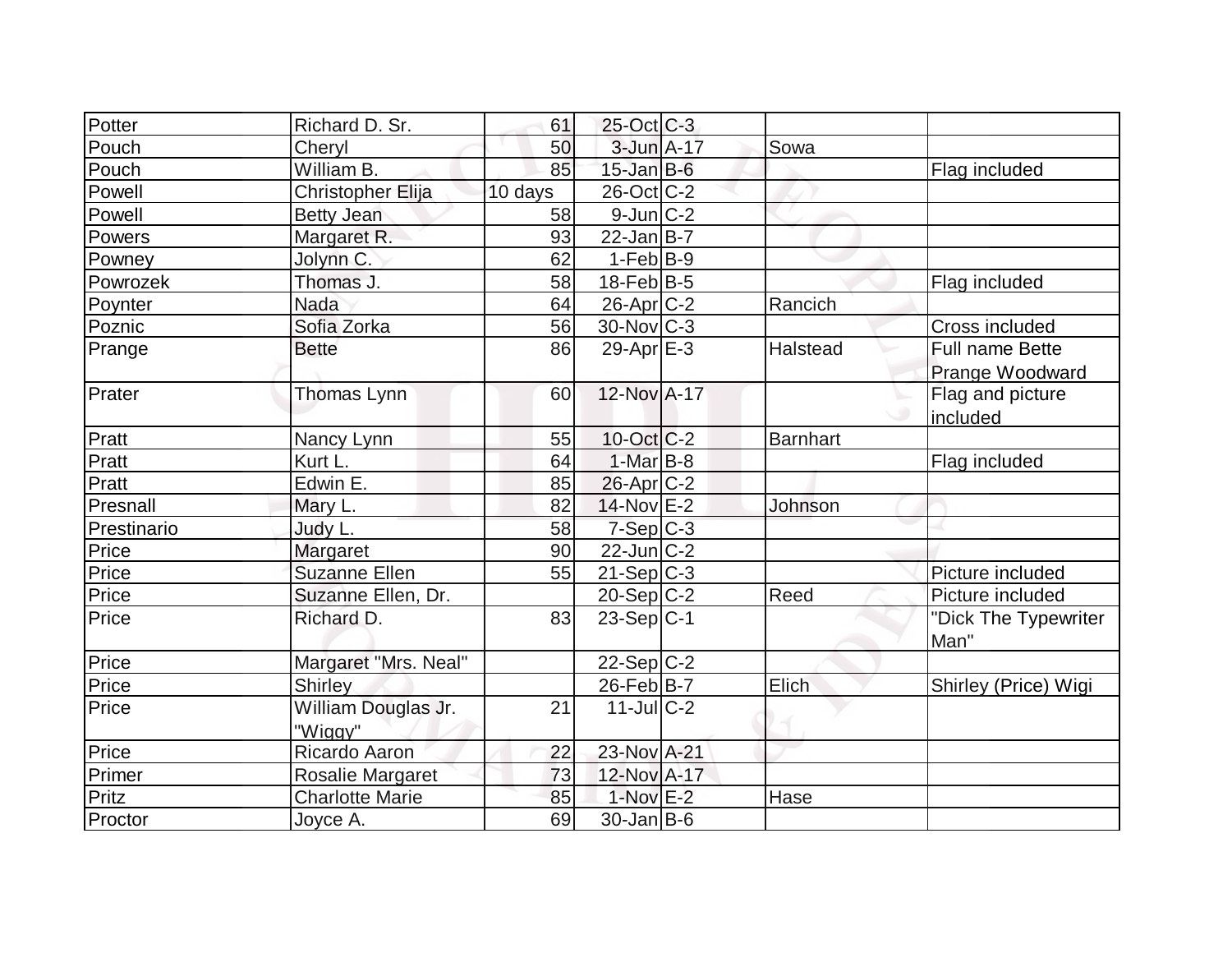| | | | | | | |
|---|---|---|---|---|---|---|
| Potter | Richard D. Sr. | 61 | 25-Oct | C-3 | | |
| Pouch | Cheryl | 50 | 3-Jun | A-17 | Sowa | |
| Pouch | William B. | 85 | 15-Jan | B-6 | | Flag included |
| Powell | Christopher Elija | 10 days | 26-Oct | C-2 | | |
| Powell | Betty Jean | 58 | 9-Jun | C-2 | | |
| Powers | Margaret R. | 93 | 22-Jan | B-7 | | |
| Powney | Jolynn C. | 62 | 1-Feb | B-9 | | |
| Powrozek | Thomas J. | 58 | 18-Feb | B-5 | | Flag included |
| Poynter | Nada | 64 | 26-Apr | C-2 | Rancich | |
| Poznic | Sofia Zorka | 56 | 30-Nov | C-3 | | Cross included |
| Prange | Bette | 86 | 29-Apr | E-3 | Halstead | Full name Bette Prange Woodward |
| Prater | Thomas Lynn | 60 | 12-Nov | A-17 | | Flag and picture included |
| Pratt | Nancy Lynn | 55 | 10-Oct | C-2 | Barnhart | |
| Pratt | Kurt L. | 64 | 1-Mar | B-8 | | Flag included |
| Pratt | Edwin E. | 85 | 26-Apr | C-2 | | |
| Presnall | Mary L. | 82 | 14-Nov | E-2 | Johnson | |
| Prestinario | Judy L. | 58 | 7-Sep | C-3 | | |
| Price | Margaret | 90 | 22-Jun | C-2 | | |
| Price | Suzanne Ellen | 55 | 21-Sep | C-3 | | Picture included |
| Price | Suzanne Ellen, Dr. | | 20-Sep | C-2 | Reed | Picture included |
| Price | Richard D. | 83 | 23-Sep | C-1 | | "Dick The Typewriter Man" |
| Price | Margaret "Mrs. Neal" | | 22-Sep | C-2 | | |
| Price | Shirley | | 26-Feb | B-7 | Elich | Shirley (Price) Wigi |
| Price | William Douglas Jr. "Wiggy" | 21 | 11-Jul | C-2 | | |
| Price | Ricardo Aaron | 22 | 23-Nov | A-21 | | |
| Primer | Rosalie Margaret | 73 | 12-Nov | A-17 | | |
| Pritz | Charlotte Marie | 85 | 1-Nov | E-2 | Hase | |
| Proctor | Joyce A. | 69 | 30-Jan | B-6 | | |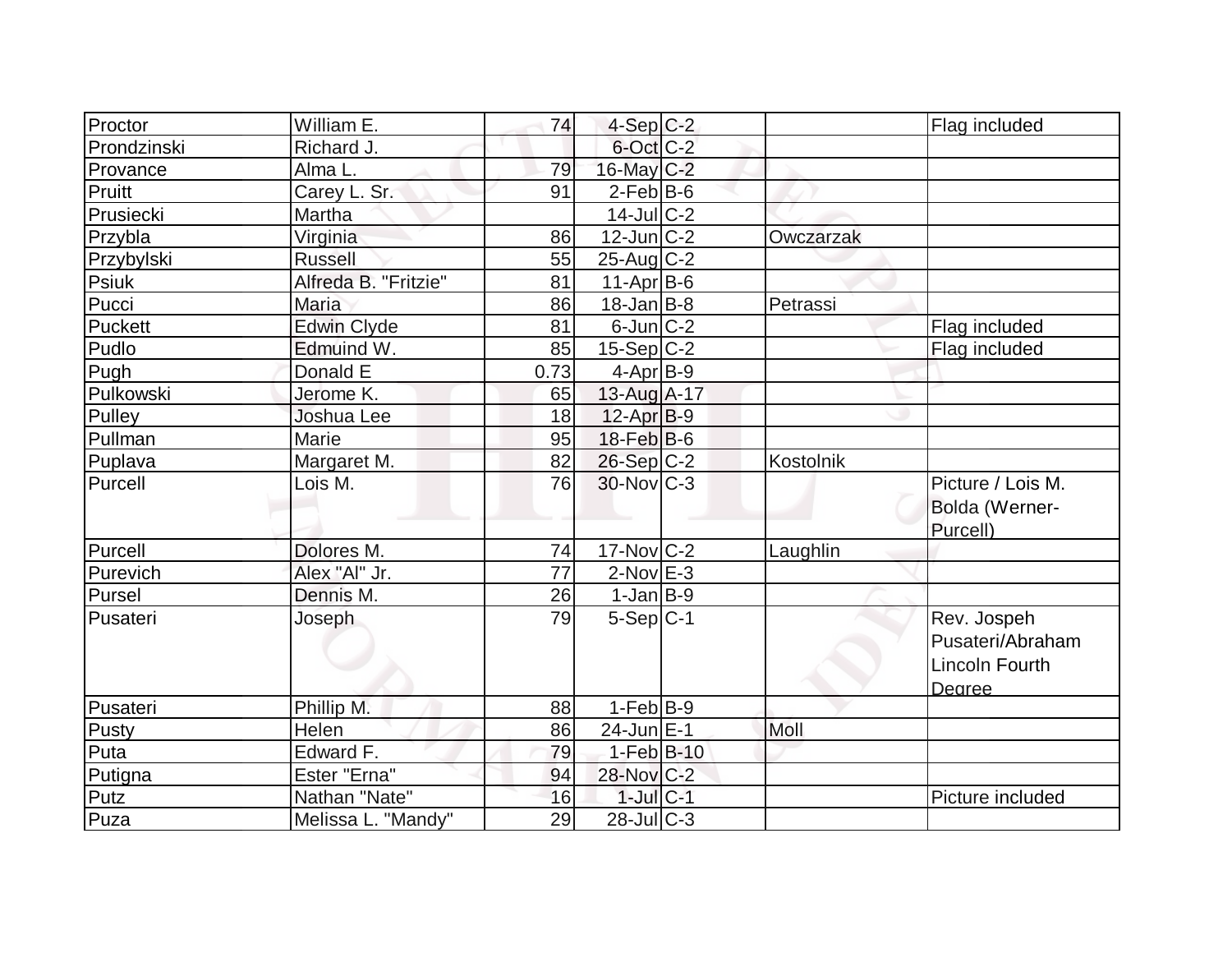| | | | | | | |
|---|---|---|---|---|---|---|
| Proctor | William E. | 74 | 4-Sep | C-2 | | Flag included |
| Prondzinski | Richard J. | | 6-Oct | C-2 | | |
| Provance | Alma L. | 79 | 16-May | C-2 | | |
| Pruitt | Carey L. Sr. | 91 | 2-Feb | B-6 | | |
| Prusiecki | Martha | | 14-Jul | C-2 | | |
| Przybla | Virginia | 86 | 12-Jun | C-2 | Owczarzak | |
| Przybylski | Russell | 55 | 25-Aug | C-2 | | |
| Psiuk | Alfreda B. "Fritzie" | 81 | 11-Apr | B-6 | | |
| Pucci | Maria | 86 | 18-Jan | B-8 | Petrassi | |
| Puckett | Edwin Clyde | 81 | 6-Jun | C-2 | | Flag included |
| Pudlo | Edmuind W. | 85 | 15-Sep | C-2 | | Flag included |
| Pugh | Donald E | 0.73 | 4-Apr | B-9 | | |
| Pulkowski | Jerome K. | 65 | 13-Aug | A-17 | | |
| Pulley | Joshua Lee | 18 | 12-Apr | B-9 | | |
| Pullman | Marie | 95 | 18-Feb | B-6 | | |
| Puplava | Margaret M. | 82 | 26-Sep | C-2 | Kostolnik | |
| Purcell | Lois M. | 76 | 30-Nov | C-3 | | Picture / Lois M. Bolda (Werner-Purcell) |
| Purcell | Dolores M. | 74 | 17-Nov | C-2 | Laughlin | |
| Purevich | Alex "Al" Jr. | 77 | 2-Nov | E-3 | | |
| Pursel | Dennis M. | 26 | 1-Jan | B-9 | | |
| Pusateri | Joseph | 79 | 5-Sep | C-1 | | Rev. Jospeh Pusateri/Abraham Lincoln Fourth Degree |
| Pusateri | Phillip M. | 88 | 1-Feb | B-9 | | |
| Pusty | Helen | 86 | 24-Jun | E-1 | Moll | |
| Puta | Edward F. | 79 | 1-Feb | B-10 | | |
| Putigna | Ester "Erna" | 94 | 28-Nov | C-2 | | |
| Putz | Nathan "Nate" | 16 | 1-Jul | C-1 | | Picture included |
| Puza | Melissa L. "Mandy" | 29 | 28-Jul | C-3 | | |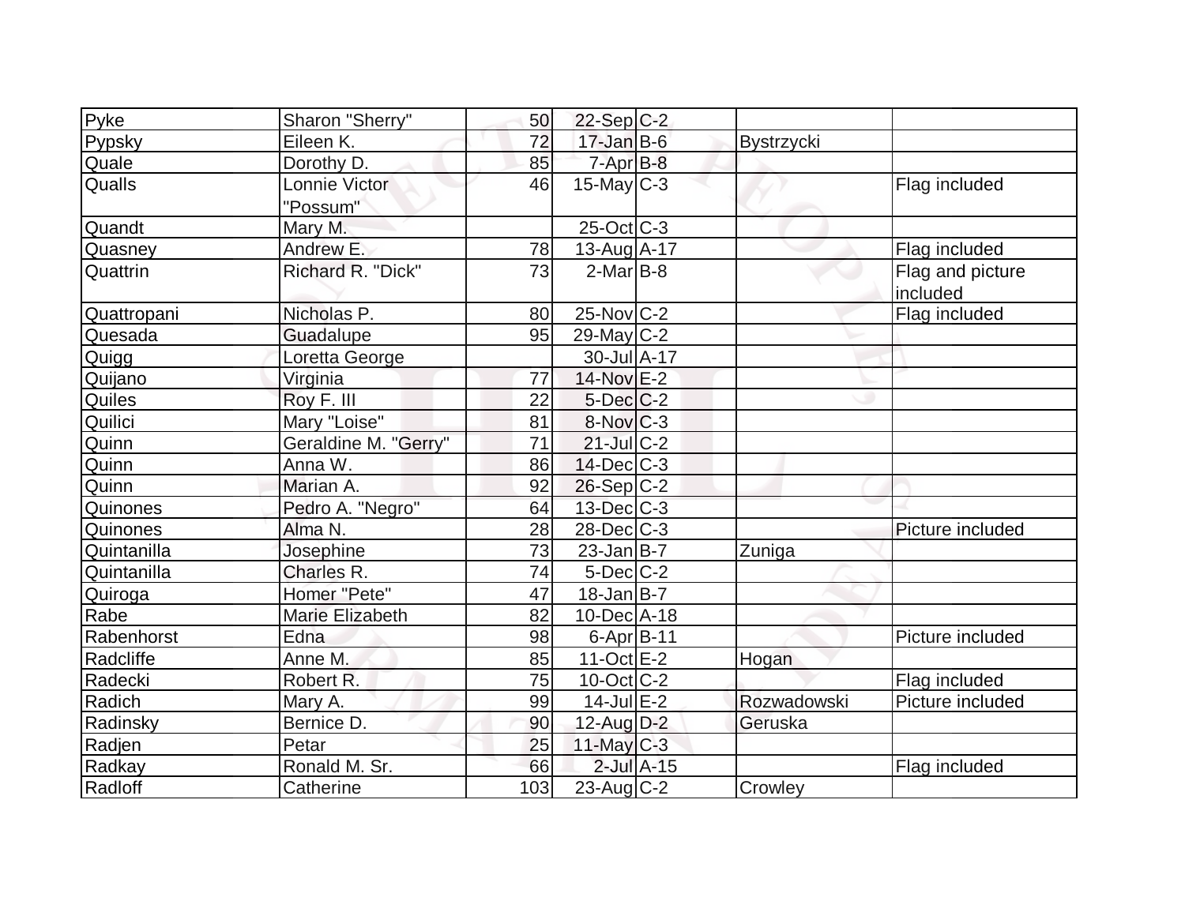| Pyke | Sharon "Sherry" | 50 | 22-Sep | C-2 | | |
|---|---|---|---|---|---|---|
| Pypsky | Eileen K. | 72 | 17-Jan | B-6 | Bystrzycki | |
| Quale | Dorothy D. | 85 | 7-Apr | B-8 | | |
| Qualls | Lonnie Victor "Possum" | 46 | 15-May | C-3 | | Flag included |
| Quandt | Mary M. | | 25-Oct | C-3 | | |
| Quasney | Andrew E. | 78 | 13-Aug | A-17 | | Flag included |
| Quattrin | Richard R. "Dick" | 73 | 2-Mar | B-8 | | Flag and picture included |
| Quattropani | Nicholas P. | 80 | 25-Nov | C-2 | | Flag included |
| Quesada | Guadalupe | 95 | 29-May | C-2 | | |
| Quigg | Loretta George | | 30-Jul | A-17 | | |
| Quijano | Virginia | 77 | 14-Nov | E-2 | | |
| Quiles | Roy F. III | 22 | 5-Dec | C-2 | | |
| Quilici | Mary "Loise" | 81 | 8-Nov | C-3 | | |
| Quinn | Geraldine M. "Gerry" | 71 | 21-Jul | C-2 | | |
| Quinn | Anna W. | 86 | 14-Dec | C-3 | | |
| Quinn | Marian A. | 92 | 26-Sep | C-2 | | |
| Quinones | Pedro A. "Negro" | 64 | 13-Dec | C-3 | | |
| Quinones | Alma N. | 28 | 28-Dec | C-3 | | Picture included |
| Quintanilla | Josephine | 73 | 23-Jan | B-7 | Zuniga | |
| Quintanilla | Charles R. | 74 | 5-Dec | C-2 | | |
| Quiroga | Homer "Pete" | 47 | 18-Jan | B-7 | | |
| Rabe | Marie Elizabeth | 82 | 10-Dec | A-18 | | |
| Rabenhorst | Edna | 98 | 6-Apr | B-11 | | Picture included |
| Radcliffe | Anne M. | 85 | 11-Oct | E-2 | Hogan | |
| Radecki | Robert R. | 75 | 10-Oct | C-2 | | Flag included |
| Radich | Mary A. | 99 | 14-Jul | E-2 | Rozwadowski | Picture included |
| Radinsky | Bernice D. | 90 | 12-Aug | D-2 | Geruska | |
| Radjen | Petar | 25 | 11-May | C-3 | | |
| Radkay | Ronald M. Sr. | 66 | 2-Jul | A-15 | | Flag included |
| Radloff | Catherine | 103 | 23-Aug | C-2 | Crowley | |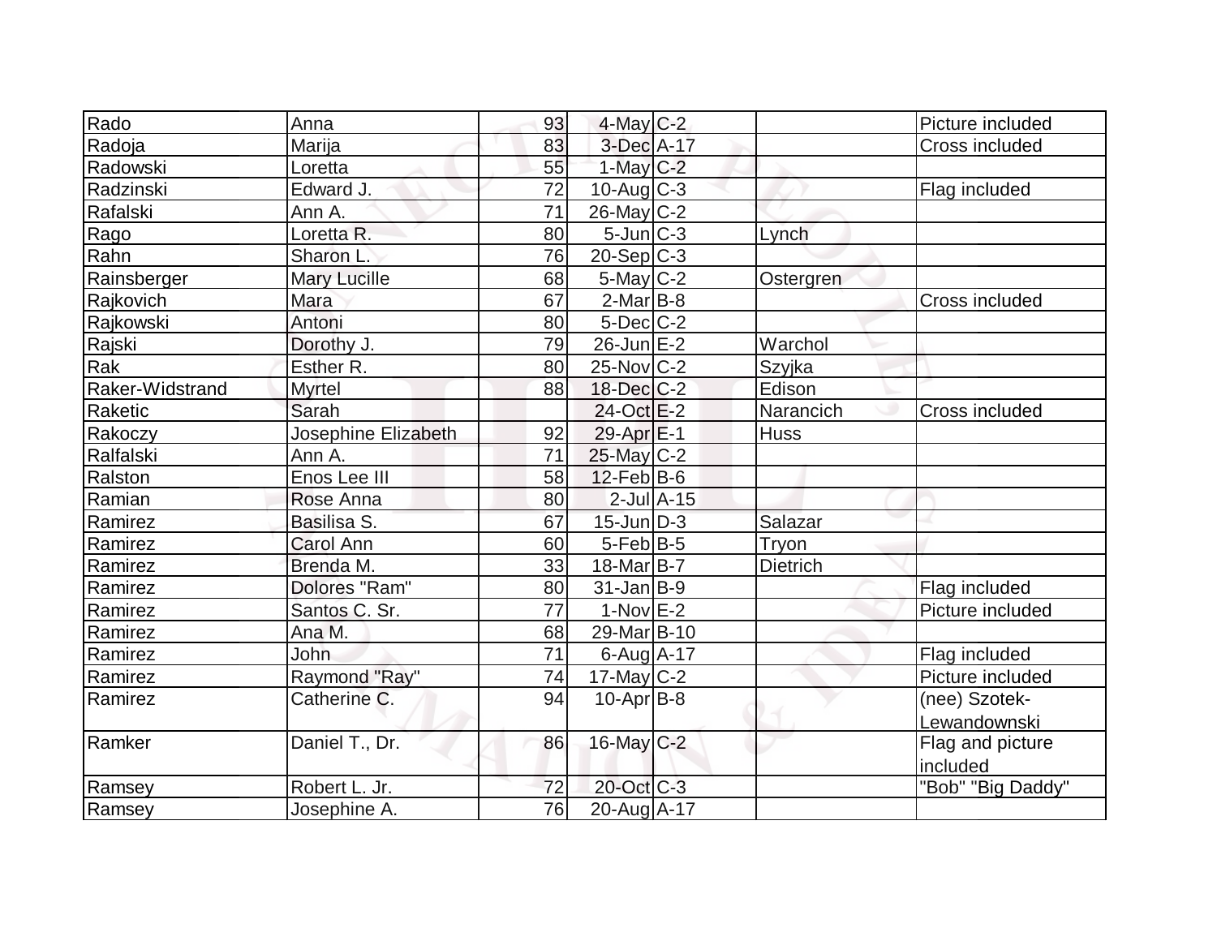| Rado | Anna | 93 | 4-May | C-2 | | Picture included |
|---|---|---|---|---|---|---|
| Radoja | Marija | 83 | 3-Dec | A-17 | | Cross included |
| Radowski | Loretta | 55 | 1-May | C-2 | | |
| Radzinski | Edward J. | 72 | 10-Aug | C-3 | | Flag included |
| Rafalski | Ann A. | 71 | 26-May | C-2 | | |
| Rago | Loretta R. | 80 | 5-Jun | C-3 | Lynch | |
| Rahn | Sharon L. | 76 | 20-Sep | C-3 | | |
| Rainsberger | Mary Lucille | 68 | 5-May | C-2 | Ostergren | |
| Rajkovich | Mara | 67 | 2-Mar | B-8 | | Cross included |
| Rajkowski | Antoni | 80 | 5-Dec | C-2 | | |
| Rajski | Dorothy J. | 79 | 26-Jun | E-2 | Warchol | |
| Rak | Esther R. | 80 | 25-Nov | C-2 | Szyjka | |
| Raker-Widstrand | Myrtel | 88 | 18-Dec | C-2 | Edison | |
| Raketic | Sarah | | 24-Oct | E-2 | Narancich | Cross included |
| Rakoczy | Josephine Elizabeth | 92 | 29-Apr | E-1 | Huss | |
| Ralfalski | Ann A. | 71 | 25-May | C-2 | | |
| Ralston | Enos Lee III | 58 | 12-Feb | B-6 | | |
| Ramian | Rose Anna | 80 | 2-Jul | A-15 | | |
| Ramirez | Basilisa S. | 67 | 15-Jun | D-3 | Salazar | |
| Ramirez | Carol Ann | 60 | 5-Feb | B-5 | Tryon | |
| Ramirez | Brenda M. | 33 | 18-Mar | B-7 | Dietrich | |
| Ramirez | Dolores "Ram" | 80 | 31-Jan | B-9 | | Flag included |
| Ramirez | Santos C. Sr. | 77 | 1-Nov | E-2 | | Picture included |
| Ramirez | Ana M. | 68 | 29-Mar | B-10 | | |
| Ramirez | John | 71 | 6-Aug | A-17 | | Flag included |
| Ramirez | Raymond "Ray" | 74 | 17-May | C-2 | | Picture included |
| Ramirez | Catherine C. | 94 | 10-Apr | B-8 | | (nee) Szotek-Lewandownski |
| Ramker | Daniel T., Dr. | 86 | 16-May | C-2 | | Flag and picture included |
| Ramsey | Robert L. Jr. | 72 | 20-Oct | C-3 | | "Bob" "Big Daddy" |
| Ramsey | Josephine A. | 76 | 20-Aug | A-17 | | |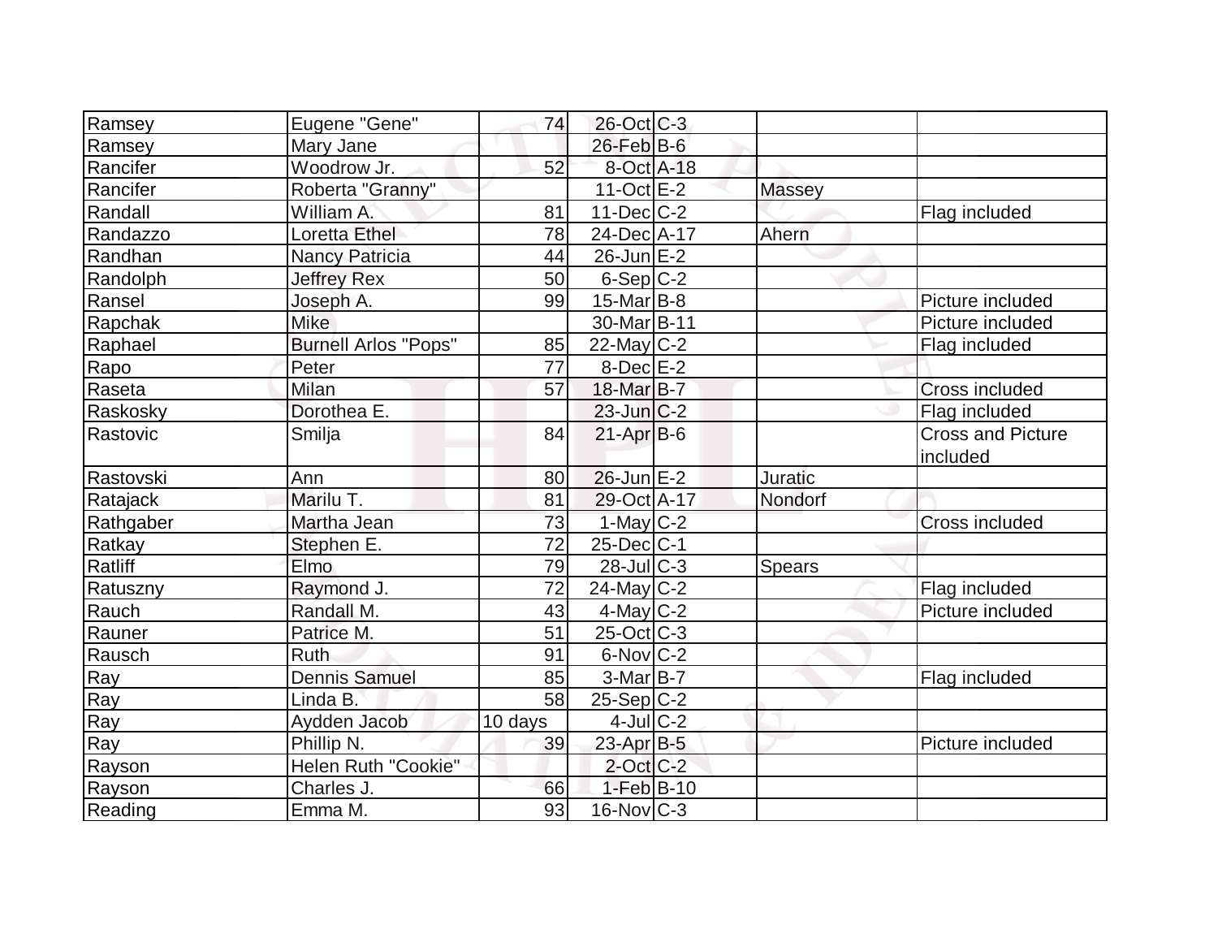| Ramsey | Eugene "Gene" | 74 | 26-Oct | C-3 | | |
|---|---|---|---|---|---|---|
| Ramsey | Mary Jane | | 26-Feb | B-6 | | |
| Rancifer | Woodrow Jr. | 52 | 8-Oct | A-18 | | |
| Rancifer | Roberta "Granny" | | 11-Oct | E-2 | Massey | |
| Randall | William A. | 81 | 11-Dec | C-2 | | Flag included |
| Randazzo | Loretta Ethel | 78 | 24-Dec | A-17 | Ahern | |
| Randhan | Nancy Patricia | 44 | 26-Jun | E-2 | | |
| Randolph | Jeffrey Rex | 50 | 6-Sep | C-2 | | |
| Ransel | Joseph A. | 99 | 15-Mar | B-8 | | Picture included |
| Rapchak | Mike | | 30-Mar | B-11 | | Picture included |
| Raphael | Burnell Arlos "Pops" | 85 | 22-May | C-2 | | Flag included |
| Rapo | Peter | 77 | 8-Dec | E-2 | | |
| Raseta | Milan | 57 | 18-Mar | B-7 | | Cross included |
| Raskosky | Dorothea E. | | 23-Jun | C-2 | | Flag included |
| Rastovic | Smilja | 84 | 21-Apr | B-6 | | Cross and Picture included |
| Rastovski | Ann | 80 | 26-Jun | E-2 | Juratic | |
| Ratajack | Marilu T. | 81 | 29-Oct | A-17 | Nondorf | |
| Rathgaber | Martha Jean | 73 | 1-May | C-2 | | Cross included |
| Ratkay | Stephen E. | 72 | 25-Dec | C-1 | | |
| Ratliff | Elmo | 79 | 28-Jul | C-3 | Spears | |
| Ratuszny | Raymond J. | 72 | 24-May | C-2 | | Flag included |
| Rauch | Randall M. | 43 | 4-May | C-2 | | Picture included |
| Rauner | Patrice M. | 51 | 25-Oct | C-3 | | |
| Rausch | Ruth | 91 | 6-Nov | C-2 | | |
| Ray | Dennis Samuel | 85 | 3-Mar | B-7 | | Flag included |
| Ray | Linda B. | 58 | 25-Sep | C-2 | | |
| Ray | Aydden Jacob | 10 days | 4-Jul | C-2 | | |
| Ray | Phillip N. | 39 | 23-Apr | B-5 | | Picture included |
| Rayson | Helen Ruth "Cookie" | | 2-Oct | C-2 | | |
| Rayson | Charles J. | 66 | 1-Feb | B-10 | | |
| Reading | Emma M. | 93 | 16-Nov | C-3 | | |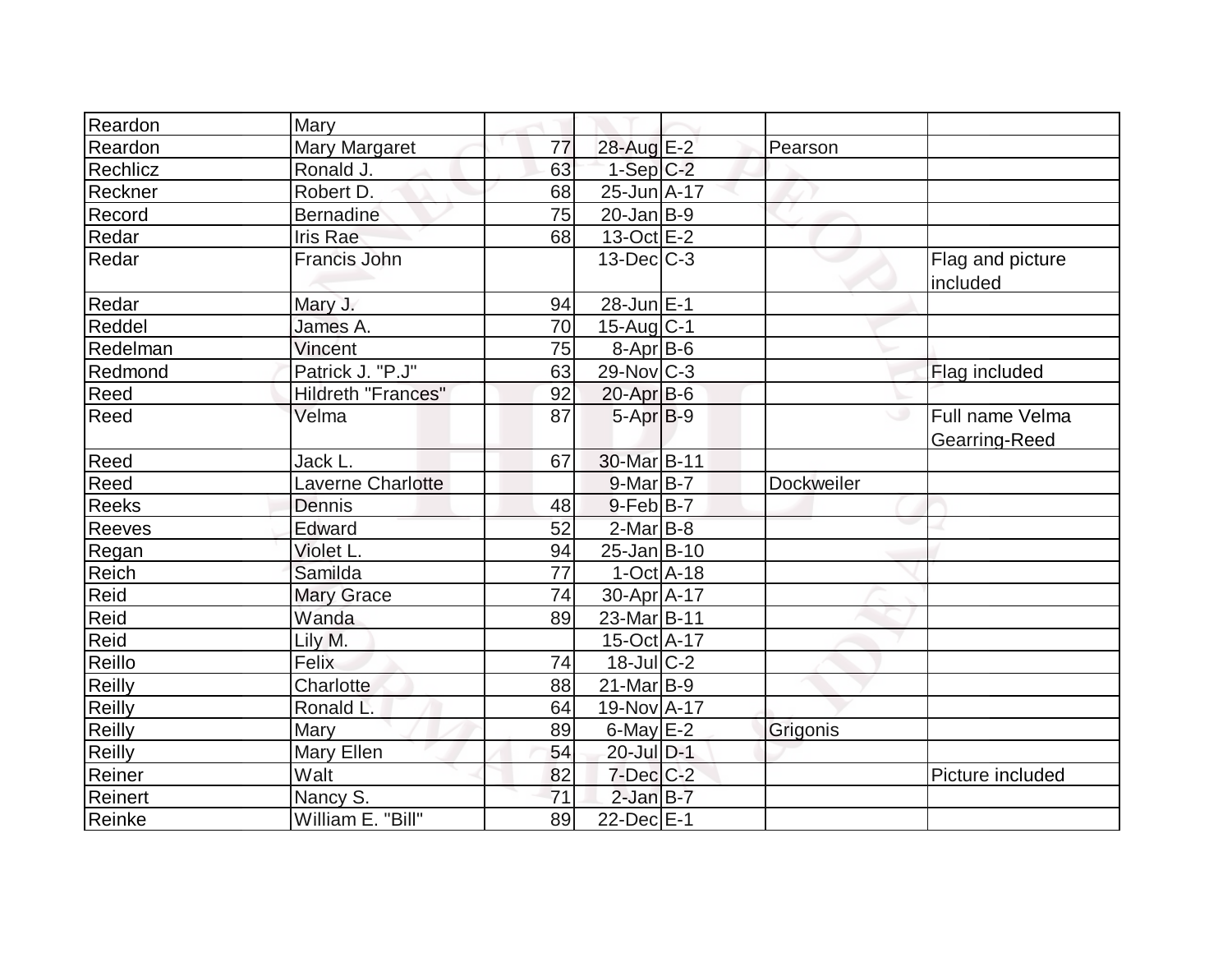| Reardon | Mary | | | | | |
|---|---|---|---|---|---|---|
| Reardon | Mary Margaret | 77 | 28-Aug | E-2 | Pearson | |
| Rechlicz | Ronald J. | 63 | 1-Sep | C-2 | | |
| Reckner | Robert D. | 68 | 25-Jun | A-17 | | |
| Record | Bernadine | 75 | 20-Jan | B-9 | | |
| Redar | Iris Rae | 68 | 13-Oct | E-2 | | |
| Redar | Francis John | | 13-Dec | C-3 | | Flag and picture included |
| Redar | Mary J. | 94 | 28-Jun | E-1 | | |
| Reddel | James A. | 70 | 15-Aug | C-1 | | |
| Redelman | Vincent | 75 | 8-Apr | B-6 | | |
| Redmond | Patrick J. "P.J" | 63 | 29-Nov | C-3 | | Flag included |
| Reed | Hildreth "Frances" | 92 | 20-Apr | B-6 | | |
| Reed | Velma | 87 | 5-Apr | B-9 | | Full name Velma Gearring-Reed |
| Reed | Jack L. | 67 | 30-Mar | B-11 | | |
| Reed | Laverne Charlotte | | 9-Mar | B-7 | Dockweiler | |
| Reeks | Dennis | 48 | 9-Feb | B-7 | | |
| Reeves | Edward | 52 | 2-Mar | B-8 | | |
| Regan | Violet L. | 94 | 25-Jan | B-10 | | |
| Reich | Samilda | 77 | 1-Oct | A-18 | | |
| Reid | Mary Grace | 74 | 30-Apr | A-17 | | |
| Reid | Wanda | 89 | 23-Mar | B-11 | | |
| Reid | Lily M. | | 15-Oct | A-17 | | |
| Reillo | Felix | 74 | 18-Jul | C-2 | | |
| Reilly | Charlotte | 88 | 21-Mar | B-9 | | |
| Reilly | Ronald L. | 64 | 19-Nov | A-17 | | |
| Reilly | Mary | 89 | 6-May | E-2 | Grigonis | |
| Reilly | Mary Ellen | 54 | 20-Jul | D-1 | | |
| Reiner | Walt | 82 | 7-Dec | C-2 | | Picture included |
| Reinert | Nancy S. | 71 | 2-Jan | B-7 | | |
| Reinke | William E. "Bill" | 89 | 22-Dec | E-1 | | |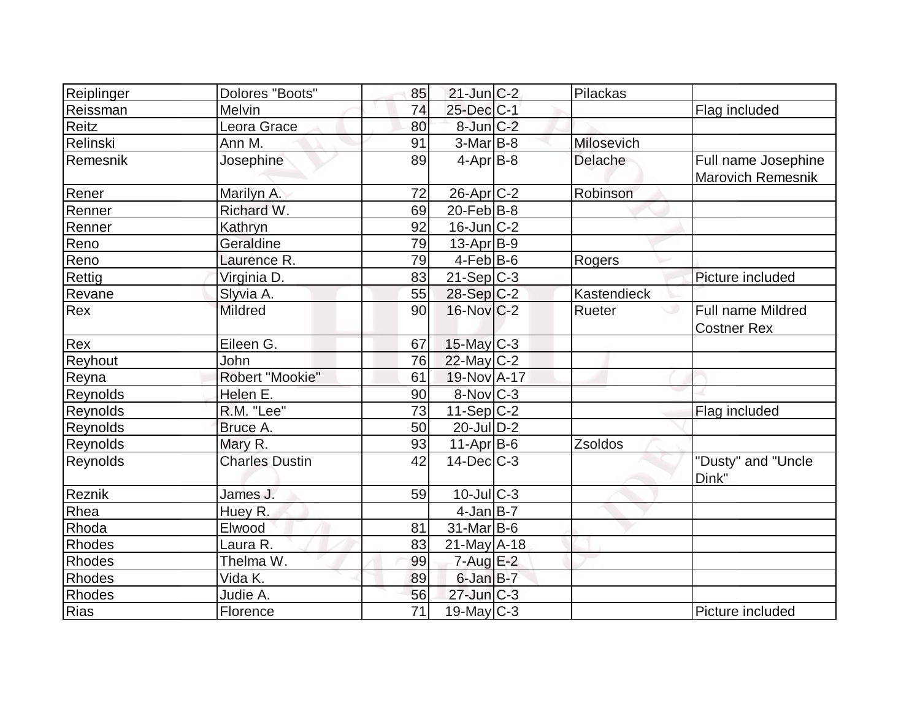| | | | | | | |
|---|---|---|---|---|---|---|
| Reiplinger | Dolores "Boots" | 85 | 21-Jun | C-2 | Pilackas | |
| Reissman | Melvin | 74 | 25-Dec | C-1 | | Flag included |
| Reitz | Leora Grace | 80 | 8-Jun | C-2 | | |
| Relinski | Ann M. | 91 | 3-Mar | B-8 | Milosevich | |
| Remesnik | Josephine | 89 | 4-Apr | B-8 | Delache | Full name Josephine Marovich Remesnik |
| Rener | Marilyn A. | 72 | 26-Apr | C-2 | Robinson | |
| Renner | Richard W. | 69 | 20-Feb | B-8 | | |
| Renner | Kathryn | 92 | 16-Jun | C-2 | | |
| Reno | Geraldine | 79 | 13-Apr | B-9 | | |
| Reno | Laurence R. | 79 | 4-Feb | B-6 | Rogers | |
| Rettig | Virginia D. | 83 | 21-Sep | C-3 | | Picture included |
| Revane | Slyvia A. | 55 | 28-Sep | C-2 | Kastendieck | |
| Rex | Mildred | 90 | 16-Nov | C-2 | Rueter | Full name Mildred Costner Rex |
| Rex | Eileen G. | 67 | 15-May | C-3 | | |
| Reyhout | John | 76 | 22-May | C-2 | | |
| Reyna | Robert "Mookie" | 61 | 19-Nov | A-17 | | |
| Reynolds | Helen E. | 90 | 8-Nov | C-3 | | |
| Reynolds | R.M. "Lee" | 73 | 11-Sep | C-2 | | Flag included |
| Reynolds | Bruce A. | 50 | 20-Jul | D-2 | | |
| Reynolds | Mary R. | 93 | 11-Apr | B-6 | Zsoldos | |
| Reynolds | Charles Dustin | 42 | 14-Dec | C-3 | | "Dusty" and "Uncle Dink" |
| Reznik | James J. | 59 | 10-Jul | C-3 | | |
| Rhea | Huey R. | | 4-Jan | B-7 | | |
| Rhoda | Elwood | 81 | 31-Mar | B-6 | | |
| Rhodes | Laura R. | 83 | 21-May | A-18 | | |
| Rhodes | Thelma W. | 99 | 7-Aug | E-2 | | |
| Rhodes | Vida K. | 89 | 6-Jan | B-7 | | |
| Rhodes | Judie A. | 56 | 27-Jun | C-3 | | |
| Rias | Florence | 71 | 19-May | C-3 | | Picture included |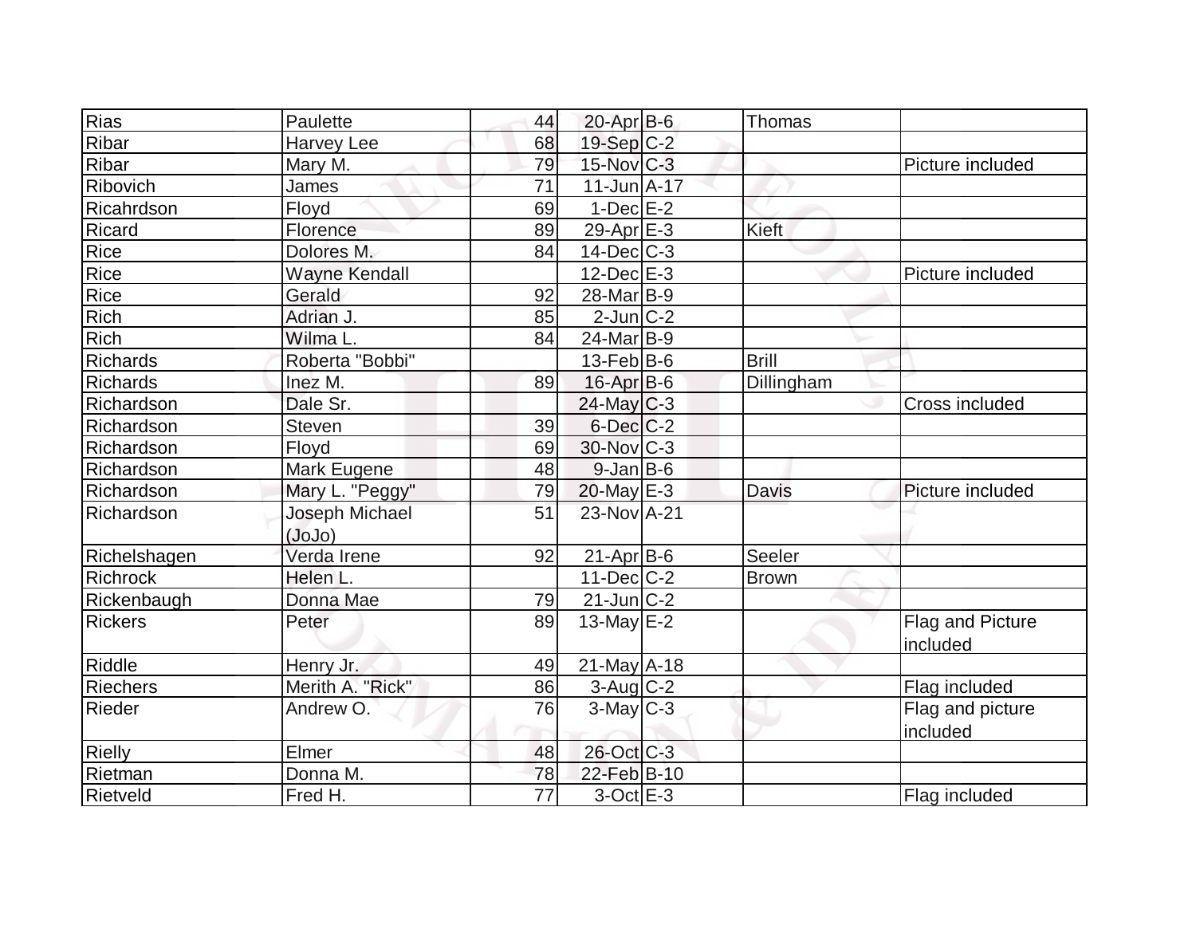| | | | | | | |
|---|---|---|---|---|---|---|
| Rias | Paulette | 44 | 20-Apr | B-6 | Thomas | |
| Ribar | Harvey Lee | 68 | 19-Sep | C-2 | | |
| Ribar | Mary M. | 79 | 15-Nov | C-3 | | Picture included |
| Ribovich | James | 71 | 11-Jun | A-17 | | |
| Ricahrdson | Floyd | 69 | 1-Dec | E-2 | | |
| Ricard | Florence | 89 | 29-Apr | E-3 | Kieft | |
| Rice | Dolores M. | 84 | 14-Dec | C-3 | | |
| Rice | Wayne Kendall | | 12-Dec | E-3 | | Picture included |
| Rice | Gerald | 92 | 28-Mar | B-9 | | |
| Rich | Adrian J. | 85 | 2-Jun | C-2 | | |
| Rich | Wilma L. | 84 | 24-Mar | B-9 | | |
| Richards | Roberta "Bobbi" | | 13-Feb | B-6 | Brill | |
| Richards | Inez M. | 89 | 16-Apr | B-6 | Dillingham | |
| Richardson | Dale Sr. | | 24-May | C-3 | | Cross included |
| Richardson | Steven | 39 | 6-Dec | C-2 | | |
| Richardson | Floyd | 69 | 30-Nov | C-3 | | |
| Richardson | Mark Eugene | 48 | 9-Jan | B-6 | | |
| Richardson | Mary L. "Peggy" | 79 | 20-May | E-3 | Davis | Picture included |
| Richardson | Joseph Michael (JoJo) | 51 | 23-Nov | A-21 | | |
| Richelshagen | Verda Irene | 92 | 21-Apr | B-6 | Seeler | |
| Richrock | Helen L. | | 11-Dec | C-2 | Brown | |
| Rickenbaugh | Donna Mae | 79 | 21-Jun | C-2 | | |
| Rickers | Peter | 89 | 13-May | E-2 | | Flag and Picture included |
| Riddle | Henry Jr. | 49 | 21-May | A-18 | | |
| Riechers | Merith A. "Rick" | 86 | 3-Aug | C-2 | | Flag included |
| Rieder | Andrew O. | 76 | 3-May | C-3 | | Flag and picture included |
| Rielly | Elmer | 48 | 26-Oct | C-3 | | |
| Rietman | Donna M. | 78 | 22-Feb | B-10 | | |
| Rietveld | Fred H. | 77 | 3-Oct | E-3 | | Flag included |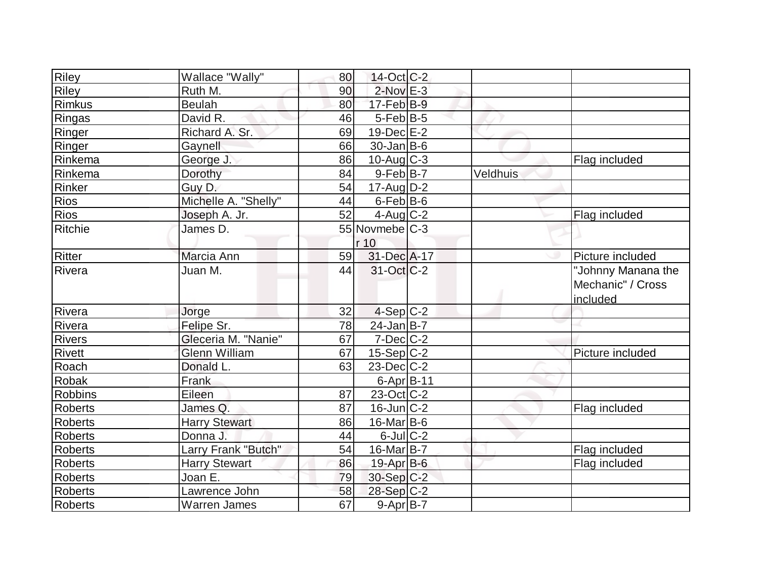| | | | | | | |
|---|---|---|---|---|---|---|
| Riley | Wallace "Wally" | 80 | 14-Oct | C-2 | | |
| Riley | Ruth M. | 90 | 2-Nov | E-3 | | |
| Rimkus | Beulah | 80 | 17-Feb | B-9 | | |
| Ringas | David R. | 46 | 5-Feb | B-5 | | |
| Ringer | Richard A. Sr. | 69 | 19-Dec | E-2 | | |
| Ringer | Gaynell | 66 | 30-Jan | B-6 | | |
| Rinkema | George J. | 86 | 10-Aug | C-3 | | Flag included |
| Rinkema | Dorothy | 84 | 9-Feb | B-7 | Veldhuis | |
| Rinker | Guy D. | 54 | 17-Aug | D-2 | | |
| Rios | Michelle A. "Shelly" | 44 | 6-Feb | B-6 | | |
| Rios | Joseph A. Jr. | 52 | 4-Aug | C-2 | | Flag included |
| Ritchie | James D. | 55 | Novmeber 10 | C-3 | | |
| Ritter | Marcia Ann | 59 | 31-Dec | A-17 | | Picture included |
| Rivera | Juan M. | 44 | 31-Oct | C-2 | | "Johnny Manana the Mechanic" / Cross included |
| Rivera | Jorge | 32 | 4-Sep | C-2 | | |
| Rivera | Felipe Sr. | 78 | 24-Jan | B-7 | | |
| Rivers | Gleceria M. "Nanie" | 67 | 7-Dec | C-2 | | |
| Rivett | Glenn William | 67 | 15-Sep | C-2 | | Picture included |
| Roach | Donald L. | 63 | 23-Dec | C-2 | | |
| Robak | Frank | | 6-Apr | B-11 | | |
| Robbins | Eileen | 87 | 23-Oct | C-2 | | |
| Roberts | James Q. | 87 | 16-Jun | C-2 | | Flag included |
| Roberts | Harry Stewart | 86 | 16-Mar | B-6 | | |
| Roberts | Donna J. | 44 | 6-Jul | C-2 | | |
| Roberts | Larry Frank "Butch" | 54 | 16-Mar | B-7 | | Flag included |
| Roberts | Harry Stewart | 86 | 19-Apr | B-6 | | Flag included |
| Roberts | Joan E. | 79 | 30-Sep | C-2 | | |
| Roberts | Lawrence John | 58 | 28-Sep | C-2 | | |
| Roberts | Warren James | 67 | 9-Apr | B-7 | | |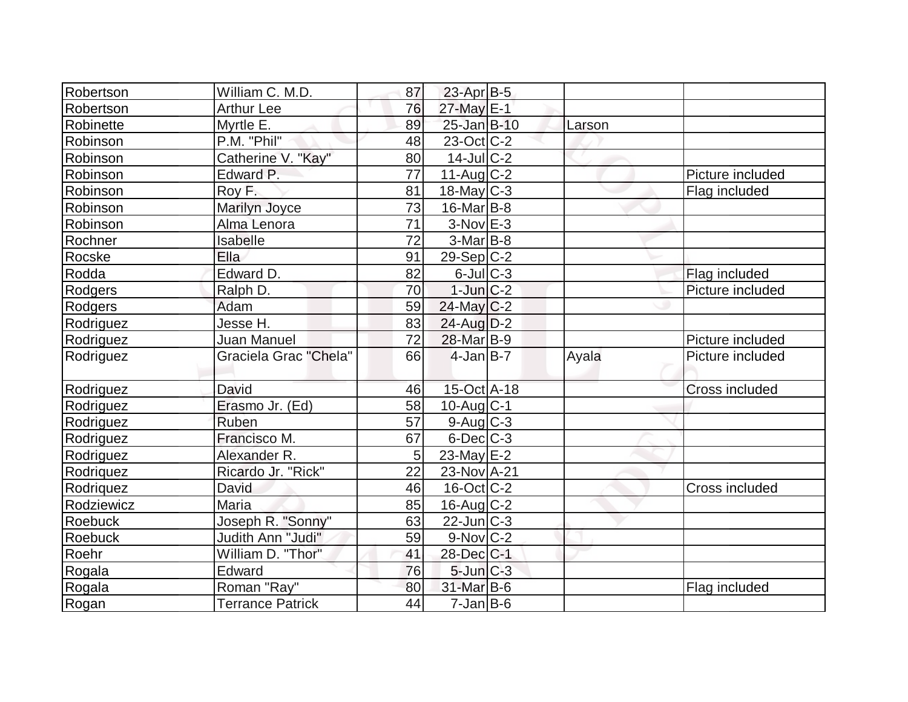| | | | | | | |
|---|---|---|---|---|---|---|
| Robertson | William C. M.D. | 87 | 23-Apr | B-5 | | |
| Robertson | Arthur Lee | 76 | 27-May | E-1 | | |
| Robinette | Myrtle E. | 89 | 25-Jan | B-10 | Larson | |
| Robinson | P.M. "Phil" | 48 | 23-Oct | C-2 | | |
| Robinson | Catherine V. "Kay" | 80 | 14-Jul | C-2 | | |
| Robinson | Edward P. | 77 | 11-Aug | C-2 | | Picture included |
| Robinson | Roy F. | 81 | 18-May | C-3 | | Flag included |
| Robinson | Marilyn Joyce | 73 | 16-Mar | B-8 | | |
| Robinson | Alma Lenora | 71 | 3-Nov | E-3 | | |
| Rochner | Isabelle | 72 | 3-Mar | B-8 | | |
| Rocske | Ella | 91 | 29-Sep | C-2 | | |
| Rodda | Edward D. | 82 | 6-Jul | C-3 | | Flag included |
| Rodgers | Ralph D. | 70 | 1-Jun | C-2 | | Picture included |
| Rodgers | Adam | 59 | 24-May | C-2 | | |
| Rodriguez | Jesse H. | 83 | 24-Aug | D-2 | | |
| Rodriguez | Juan Manuel | 72 | 28-Mar | B-9 | | Picture included |
| Rodriguez | Graciela Grac "Chela" | 66 | 4-Jan | B-7 | Ayala | Picture included |
| Rodriguez | David | 46 | 15-Oct | A-18 | | Cross included |
| Rodriguez | Erasmo Jr. (Ed) | 58 | 10-Aug | C-1 | | |
| Rodriguez | Ruben | 57 | 9-Aug | C-3 | | |
| Rodriguez | Francisco M. | 67 | 6-Dec | C-3 | | |
| Rodriguez | Alexander R. | 5 | 23-May | E-2 | | |
| Rodriquez | Ricardo Jr. "Rick" | 22 | 23-Nov | A-21 | | |
| Rodriquez | David | 46 | 16-Oct | C-2 | | Cross included |
| Rodziewicz | Maria | 85 | 16-Aug | C-2 | | |
| Roebuck | Joseph R. "Sonny" | 63 | 22-Jun | C-3 | | |
| Roebuck | Judith Ann "Judi" | 59 | 9-Nov | C-2 | | |
| Roehr | William D. "Thor" | 41 | 28-Dec | C-1 | | |
| Rogala | Edward | 76 | 5-Jun | C-3 | | |
| Rogala | Roman "Ray" | 80 | 31-Mar | B-6 | | Flag included |
| Rogan | Terrance Patrick | 44 | 7-Jan | B-6 | | |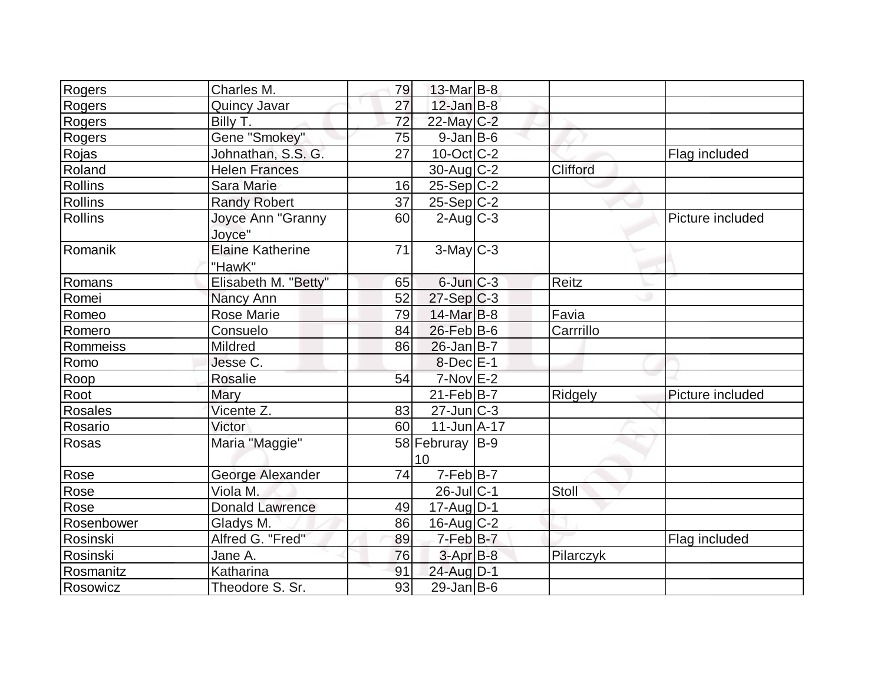| | | | | | | |
|---|---|---|---|---|---|---|
| Rogers | Charles M. | 79 | 13-Mar | B-8 | | |
| Rogers | Quincy Javar | 27 | 12-Jan | B-8 | | |
| Rogers | Billy T. | 72 | 22-May | C-2 | | |
| Rogers | Gene "Smokey" | 75 | 9-Jan | B-6 | | |
| Rojas | Johnathan, S.S. G. | 27 | 10-Oct | C-2 | | Flag included |
| Roland | Helen Frances | | 30-Aug | C-2 | Clifford | |
| Rollins | Sara Marie | 16 | 25-Sep | C-2 | | |
| Rollins | Randy Robert | 37 | 25-Sep | C-2 | | |
| Rollins | Joyce Ann "Granny Joyce" | 60 | 2-Aug | C-3 | | Picture included |
| Romanik | Elaine Katherine "HawK" | 71 | 3-May | C-3 | | |
| Romans | Elisabeth M. "Betty" | 65 | 6-Jun | C-3 | Reitz | |
| Romei | Nancy Ann | 52 | 27-Sep | C-3 | | |
| Romeo | Rose Marie | 79 | 14-Mar | B-8 | Favia | |
| Romero | Consuelo | 84 | 26-Feb | B-6 | Carrrillo | |
| Rommeiss | Mildred | 86 | 26-Jan | B-7 | | |
| Romo | Jesse C. | | 8-Dec | E-1 | | |
| Roop | Rosalie | 54 | 7-Nov | E-2 | | |
| Root | Mary | | 21-Feb | B-7 | Ridgely | Picture included |
| Rosales | Vicente Z. | 83 | 27-Jun | C-3 | | |
| Rosario | Victor | 60 | 11-Jun | A-17 | | |
| Rosas | Maria "Maggie" | 58 | Februray 10 | B-9 | | |
| Rose | George Alexander | 74 | 7-Feb | B-7 | | |
| Rose | Viola M. | | 26-Jul | C-1 | Stoll | |
| Rose | Donald Lawrence | 49 | 17-Aug | D-1 | | |
| Rosenbower | Gladys M. | 86 | 16-Aug | C-2 | | |
| Rosinski | Alfred G. "Fred" | 89 | 7-Feb | B-7 | | Flag included |
| Rosinski | Jane A. | 76 | 3-Apr | B-8 | Pilarczyk | |
| Rosmanitz | Katharina | 91 | 24-Aug | D-1 | | |
| Rosowicz | Theodore S. Sr. | 93 | 29-Jan | B-6 | | |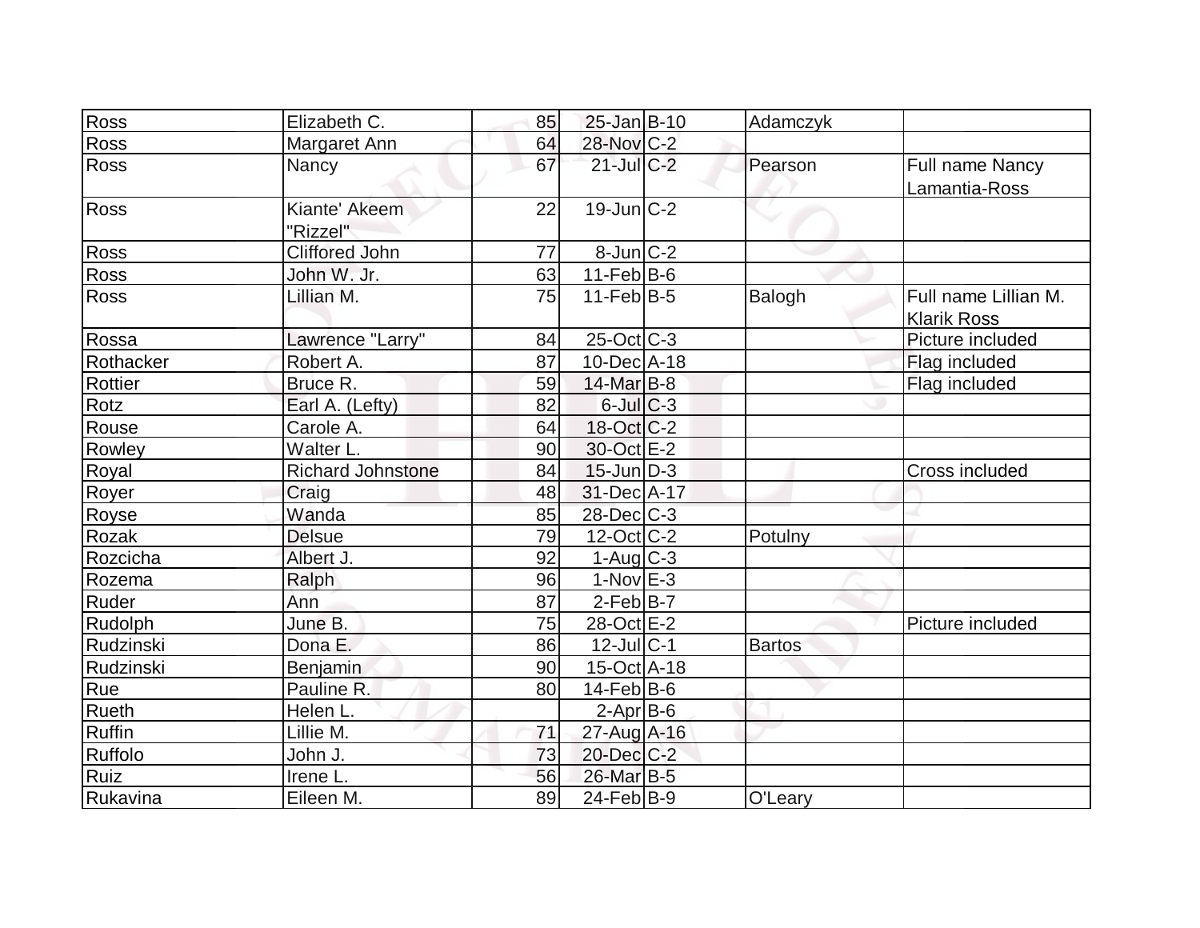| | | | | | | |
|---|---|---|---|---|---|---|
| Ross | Elizabeth C. | 85 | 25-Jan | B-10 | Adamczyk | |
| Ross | Margaret Ann | 64 | 28-Nov | C-2 | | |
| Ross | Nancy | 67 | 21-Jul | C-2 | Pearson | Full name Nancy Lamantia-Ross |
| Ross | Kiante' Akeem "Rizzel" | 22 | 19-Jun | C-2 | | |
| Ross | Cliffored John | 77 | 8-Jun | C-2 | | |
| Ross | John W. Jr. | 63 | 11-Feb | B-6 | | |
| Ross | Lillian M. | 75 | 11-Feb | B-5 | Balogh | Full name Lillian M. Klarik Ross |
| Rossa | Lawrence "Larry" | 84 | 25-Oct | C-3 | | Picture included |
| Rothacker | Robert A. | 87 | 10-Dec | A-18 | | Flag included |
| Rottier | Bruce R. | 59 | 14-Mar | B-8 | | Flag included |
| Rotz | Earl A. (Lefty) | 82 | 6-Jul | C-3 | | |
| Rouse | Carole A. | 64 | 18-Oct | C-2 | | |
| Rowley | Walter L. | 90 | 30-Oct | E-2 | | |
| Royal | Richard Johnstone | 84 | 15-Jun | D-3 | | Cross included |
| Royer | Craig | 48 | 31-Dec | A-17 | | |
| Royse | Wanda | 85 | 28-Dec | C-3 | | |
| Rozak | Delsue | 79 | 12-Oct | C-2 | Potulny | |
| Rozcicha | Albert J. | 92 | 1-Aug | C-3 | | |
| Rozema | Ralph | 96 | 1-Nov | E-3 | | |
| Ruder | Ann | 87 | 2-Feb | B-7 | | |
| Rudolph | June B. | 75 | 28-Oct | E-2 | | Picture included |
| Rudzinski | Dona E. | 86 | 12-Jul | C-1 | Bartos | |
| Rudzinski | Benjamin | 90 | 15-Oct | A-18 | | |
| Rue | Pauline R. | 80 | 14-Feb | B-6 | | |
| Rueth | Helen L. | | 2-Apr | B-6 | | |
| Ruffin | Lillie M. | 71 | 27-Aug | A-16 | | |
| Ruffolo | John J. | 73 | 20-Dec | C-2 | | |
| Ruiz | Irene L. | 56 | 26-Mar | B-5 | | |
| Rukavina | Eileen M. | 89 | 24-Feb | B-9 | O'Leary | |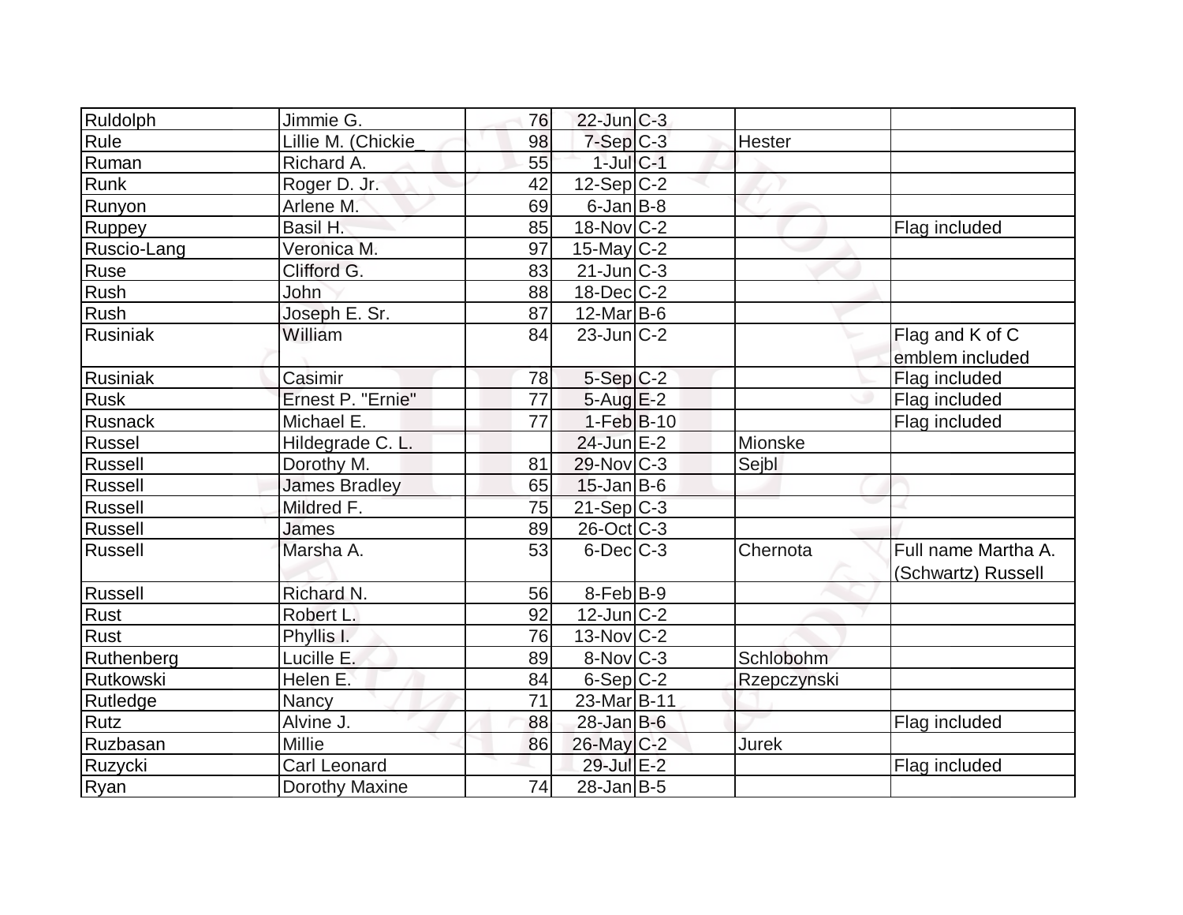| Ruldolph | Jimmie G. | 76 | 22-Jun | C-3 | | |
|---|---|---|---|---|---|---|
| Rule | Lillie M. (Chickie_ | 98 | 7-Sep | C-3 | Hester | |
| Ruman | Richard A. | 55 | 1-Jul | C-1 | | |
| Runk | Roger D. Jr. | 42 | 12-Sep | C-2 | | |
| Runyon | Arlene M. | 69 | 6-Jan | B-8 | | |
| Ruppey | Basil H. | 85 | 18-Nov | C-2 | | Flag included |
| Ruscio-Lang | Veronica M. | 97 | 15-May | C-2 | | |
| Ruse | Clifford G. | 83 | 21-Jun | C-3 | | |
| Rush | John | 88 | 18-Dec | C-2 | | |
| Rush | Joseph E. Sr. | 87 | 12-Mar | B-6 | | |
| Rusiniak | William | 84 | 23-Jun | C-2 | | Flag and K of C emblem included |
| Rusiniak | Casimir | 78 | 5-Sep | C-2 | | Flag included |
| Rusk | Ernest P. "Ernie" | 77 | 5-Aug | E-2 | | Flag included |
| Rusnack | Michael E. | 77 | 1-Feb | B-10 | | Flag included |
| Russel | Hildegrade C. L. | | 24-Jun | E-2 | Mionske | |
| Russell | Dorothy M. | 81 | 29-Nov | C-3 | Sejbl | |
| Russell | James Bradley | 65 | 15-Jan | B-6 | | |
| Russell | Mildred F. | 75 | 21-Sep | C-3 | | |
| Russell | James | 89 | 26-Oct | C-3 | | |
| Russell | Marsha A. | 53 | 6-Dec | C-3 | Chernota | Full name Martha A. (Schwartz) Russell |
| Russell | Richard N. | 56 | 8-Feb | B-9 | | |
| Rust | Robert L. | 92 | 12-Jun | C-2 | | |
| Rust | Phyllis I. | 76 | 13-Nov | C-2 | | |
| Ruthenberg | Lucille E. | 89 | 8-Nov | C-3 | Schlobohm | |
| Rutkowski | Helen E. | 84 | 6-Sep | C-2 | Rzepczynski | |
| Rutledge | Nancy | 71 | 23-Mar | B-11 | | |
| Rutz | Alvine J. | 88 | 28-Jan | B-6 | | Flag included |
| Ruzbasan | Millie | 86 | 26-May | C-2 | Jurek | |
| Ruzycki | Carl Leonard | | 29-Jul | E-2 | | Flag included |
| Ryan | Dorothy Maxine | 74 | 28-Jan | B-5 | | |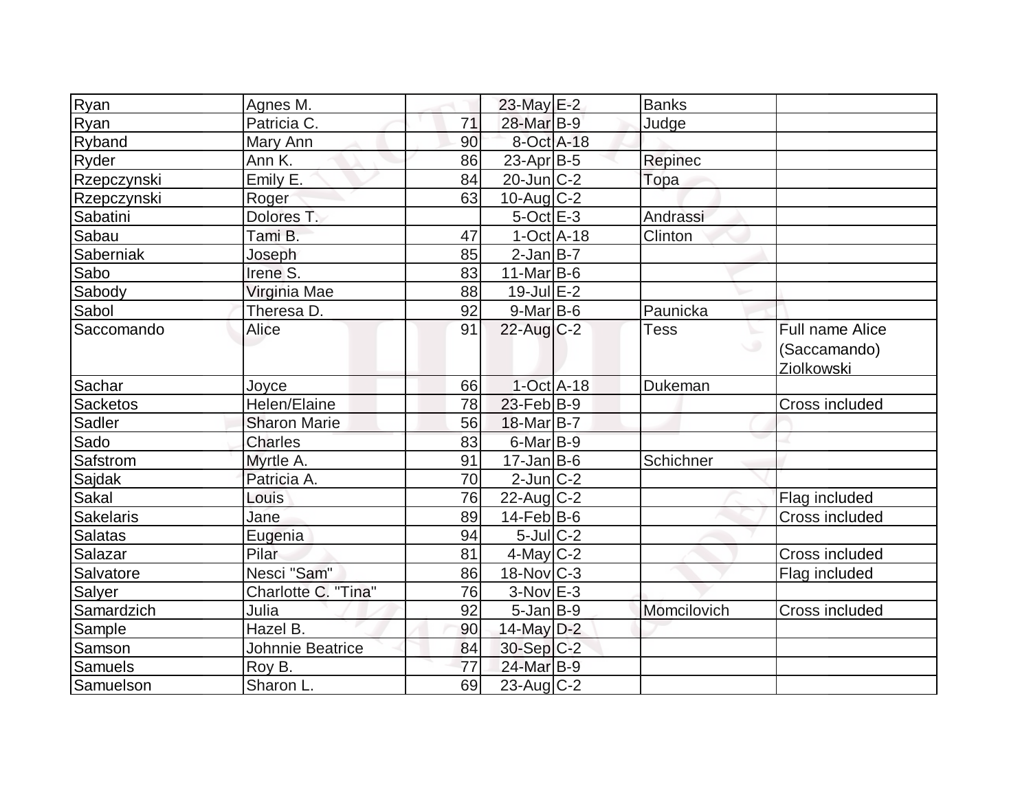| | | | | | | |
|---|---|---|---|---|---|---|
| Ryan | Agnes M. | | 23-May | E-2 | Banks | |
| Ryan | Patricia C. | 71 | 28-Mar | B-9 | Judge | |
| Ryband | Mary Ann | 90 | 8-Oct | A-18 | | |
| Ryder | Ann K. | 86 | 23-Apr | B-5 | Repinec | |
| Rzepczynski | Emily E. | 84 | 20-Jun | C-2 | Topa | |
| Rzepczynski | Roger | 63 | 10-Aug | C-2 | | |
| Sabatini | Dolores T. | | 5-Oct | E-3 | Andrassi | |
| Sabau | Tami B. | 47 | 1-Oct | A-18 | Clinton | |
| Saberniak | Joseph | 85 | 2-Jan | B-7 | | |
| Sabo | Irene S. | 83 | 11-Mar | B-6 | | |
| Sabody | Virginia Mae | 88 | 19-Jul | E-2 | | |
| Sabol | Theresa D. | 92 | 9-Mar | B-6 | Paunicka | |
| Saccomando | Alice | 91 | 22-Aug | C-2 | Tess | Full name Alice (Saccamando) Ziolkowski |
| Sachar | Joyce | 66 | 1-Oct | A-18 | Dukeman | |
| Sacketos | Helen/Elaine | 78 | 23-Feb | B-9 | | Cross included |
| Sadler | Sharon Marie | 56 | 18-Mar | B-7 | | |
| Sado | Charles | 83 | 6-Mar | B-9 | | |
| Safstrom | Myrtle A. | 91 | 17-Jan | B-6 | Schichner | |
| Sajdak | Patricia A. | 70 | 2-Jun | C-2 | | |
| Sakal | Louis | 76 | 22-Aug | C-2 | | Flag included |
| Sakelaris | Jane | 89 | 14-Feb | B-6 | | Cross included |
| Salatas | Eugenia | 94 | 5-Jul | C-2 | | |
| Salazar | Pilar | 81 | 4-May | C-2 | | Cross included |
| Salvatore | Nesci "Sam" | 86 | 18-Nov | C-3 | | Flag included |
| Salyer | Charlotte C. "Tina" | 76 | 3-Nov | E-3 | | |
| Samardzich | Julia | 92 | 5-Jan | B-9 | Momcilovich | Cross included |
| Sample | Hazel B. | 90 | 14-May | D-2 | | |
| Samson | Johnnie Beatrice | 84 | 30-Sep | C-2 | | |
| Samuels | Roy B. | 77 | 24-Mar | B-9 | | |
| Samuelson | Sharon L. | 69 | 23-Aug | C-2 | | |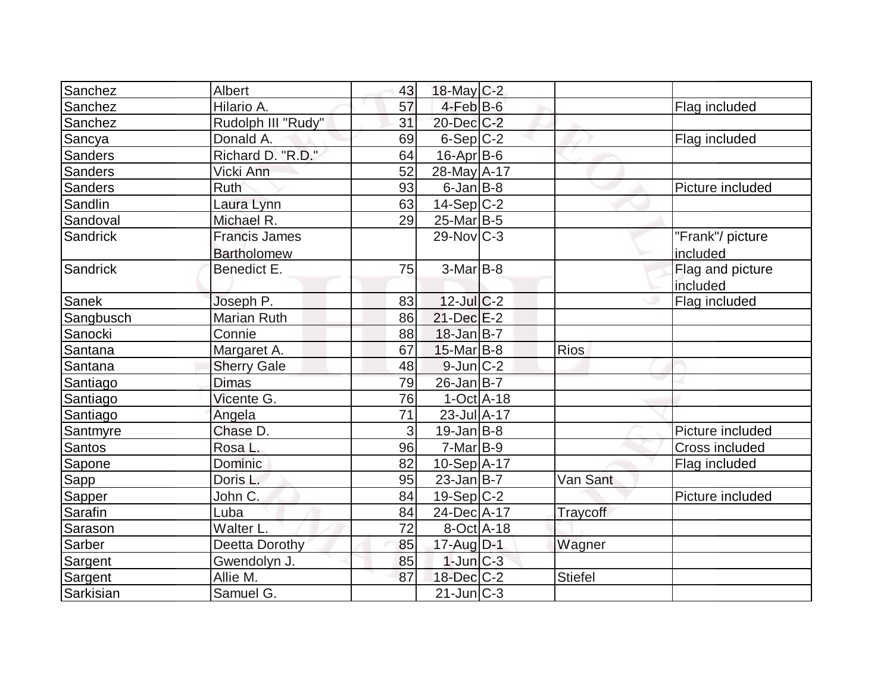| | | | | | | |
|---|---|---|---|---|---|---|
| Sanchez | Albert | 43 | 18-May | C-2 | | |
| Sanchez | Hilario A. | 57 | 4-Feb | B-6 | | Flag included |
| Sanchez | Rudolph III "Rudy" | 31 | 20-Dec | C-2 | | |
| Sancya | Donald A. | 69 | 6-Sep | C-2 | | Flag included |
| Sanders | Richard D. "R.D." | 64 | 16-Apr | B-6 | | |
| Sanders | Vicki Ann | 52 | 28-May | A-17 | | |
| Sanders | Ruth | 93 | 6-Jan | B-8 | | Picture included |
| Sandlin | Laura Lynn | 63 | 14-Sep | C-2 | | |
| Sandoval | Michael R. | 29 | 25-Mar | B-5 | | |
| Sandrick | Francis James Bartholomew | | 29-Nov | C-3 | | "Frank"/ picture included |
| Sandrick | Benedict E. | 75 | 3-Mar | B-8 | | Flag and picture included |
| Sanek | Joseph P. | 83 | 12-Jul | C-2 | | Flag included |
| Sangbusch | Marian Ruth | 86 | 21-Dec | E-2 | | |
| Sanocki | Connie | 88 | 18-Jan | B-7 | | |
| Santana | Margaret A. | 67 | 15-Mar | B-8 | Rios | |
| Santana | Sherry Gale | 48 | 9-Jun | C-2 | | |
| Santiago | Dimas | 79 | 26-Jan | B-7 | | |
| Santiago | Vicente G. | 76 | 1-Oct | A-18 | | |
| Santiago | Angela | 71 | 23-Jul | A-17 | | |
| Santmyre | Chase D. | 3 | 19-Jan | B-8 | | Picture included |
| Santos | Rosa L. | 96 | 7-Mar | B-9 | | Cross included |
| Sapone | Dominic | 82 | 10-Sep | A-17 | | Flag included |
| Sapp | Doris L. | 95 | 23-Jan | B-7 | Van Sant | |
| Sapper | John C. | 84 | 19-Sep | C-2 | | Picture included |
| Sarafin | Luba | 84 | 24-Dec | A-17 | Traycoff | |
| Sarason | Walter L. | 72 | 8-Oct | A-18 | | |
| Sarber | Deetta Dorothy | 85 | 17-Aug | D-1 | Wagner | |
| Sargent | Gwendolyn J. | 85 | 1-Jun | C-3 | | |
| Sargent | Allie M. | 87 | 18-Dec | C-2 | Stiefel | |
| Sarkisian | Samuel G. | | 21-Jun | C-3 | | |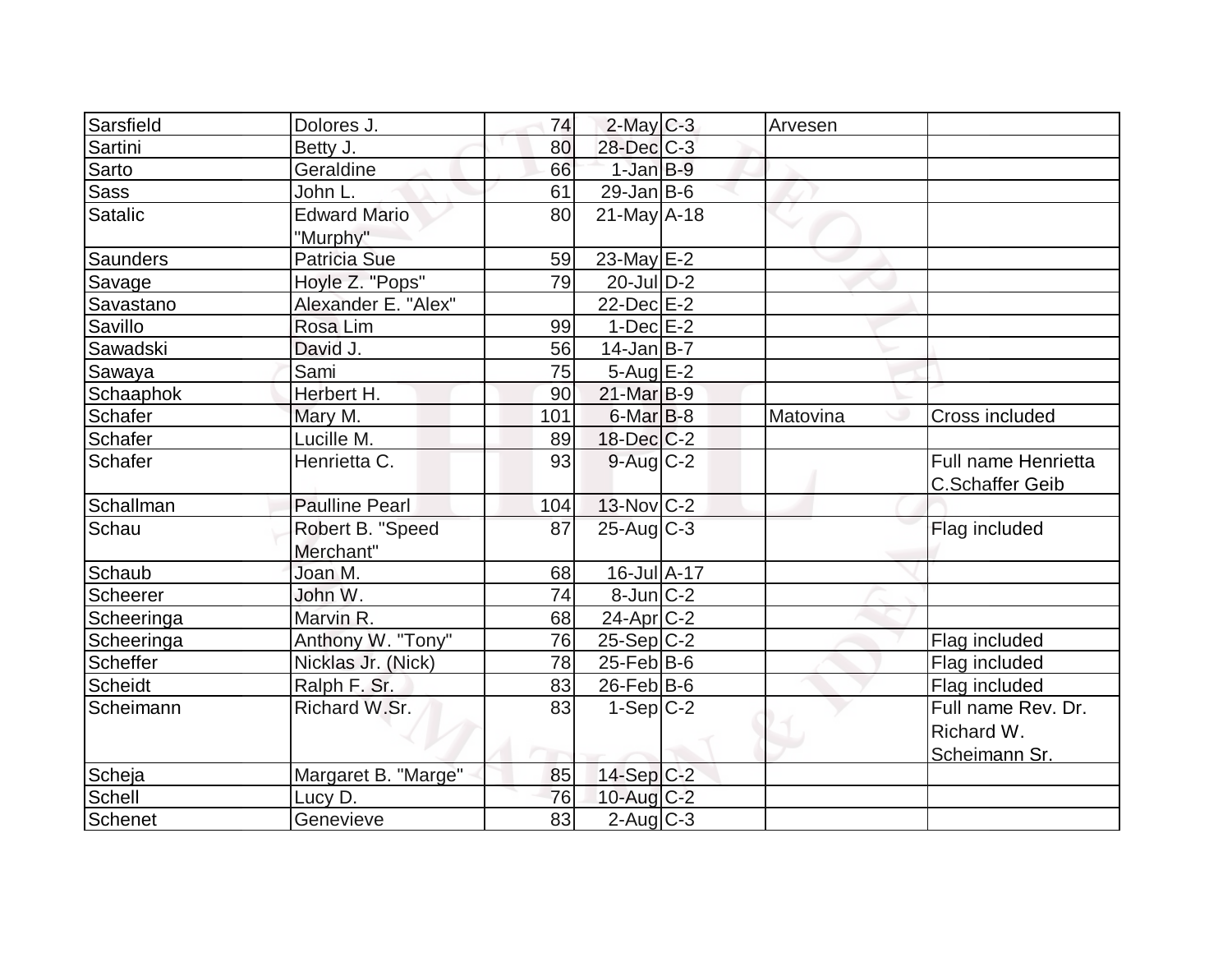| | | | | | | |
|---|---|---|---|---|---|---|
| Sarsfield | Dolores J. | 74 | 2-May | C-3 | Arvesen | |
| Sartini | Betty J. | 80 | 28-Dec | C-3 | | |
| Sarto | Geraldine | 66 | 1-Jan | B-9 | | |
| Sass | John L. | 61 | 29-Jan | B-6 | | |
| Satalic | Edward Mario "Murphy" | 80 | 21-May | A-18 | | |
| Saunders | Patricia Sue | 59 | 23-May | E-2 | | |
| Savage | Hoyle Z. "Pops" | 79 | 20-Jul | D-2 | | |
| Savastano | Alexander E. "Alex" | | 22-Dec | E-2 | | |
| Savillo | Rosa Lim | 99 | 1-Dec | E-2 | | |
| Sawadski | David J. | 56 | 14-Jan | B-7 | | |
| Sawaya | Sami | 75 | 5-Aug | E-2 | | |
| Schaaphok | Herbert H. | 90 | 21-Mar | B-9 | | |
| Schafer | Mary M. | 101 | 6-Mar | B-8 | Matovina | Cross included |
| Schafer | Lucille M. | 89 | 18-Dec | C-2 | | |
| Schafer | Henrietta C. | 93 | 9-Aug | C-2 | | Full name Henrietta C.Schaffer Geib |
| Schallman | Paulline Pearl | 104 | 13-Nov | C-2 | | |
| Schau | Robert B. "Speed Merchant" | 87 | 25-Aug | C-3 | | Flag included |
| Schaub | Joan M. | 68 | 16-Jul | A-17 | | |
| Scheerer | John W. | 74 | 8-Jun | C-2 | | |
| Scheeringa | Marvin R. | 68 | 24-Apr | C-2 | | |
| Scheeringa | Anthony W. "Tony" | 76 | 25-Sep | C-2 | | Flag included |
| Scheffer | Nicklas Jr. (Nick) | 78 | 25-Feb | B-6 | | Flag included |
| Scheidt | Ralph F. Sr. | 83 | 26-Feb | B-6 | | Flag included |
| Scheimann | Richard W.Sr. | 83 | 1-Sep | C-2 | | Full name Rev. Dr. Richard W. Scheimann Sr. |
| Scheja | Margaret B. "Marge" | 85 | 14-Sep | C-2 | | |
| Schell | Lucy D. | 76 | 10-Aug | C-2 | | |
| Schenet | Genevieve | 83 | 2-Aug | C-3 | | |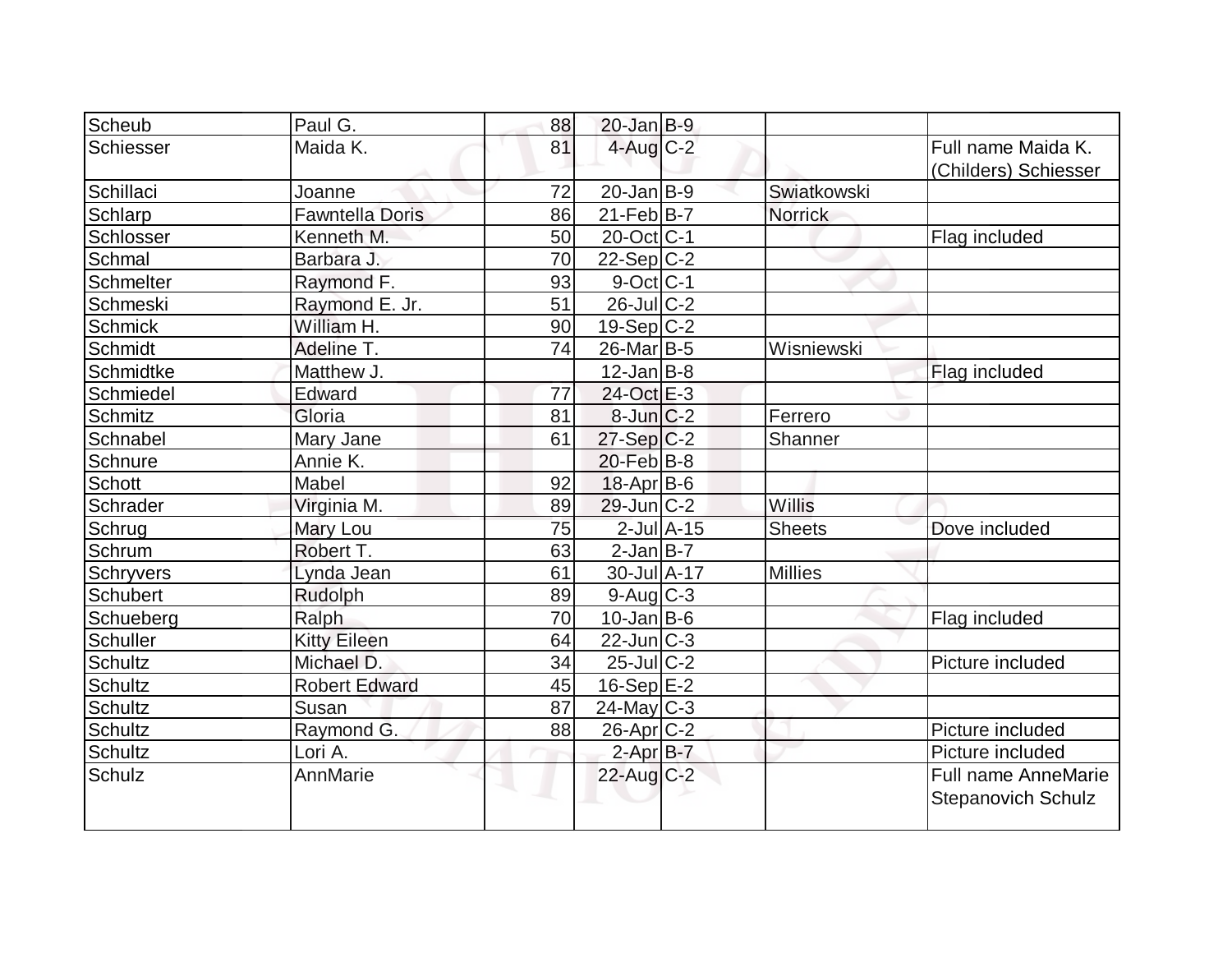| Scheub | Paul G. | 88 | 20-Jan | B-9 | | |
|---|---|---|---|---|---|---|
| Schiesser | Maida K. | 81 | 4-Aug | C-2 | | Full name Maida K. (Childers) Schiesser |
| Schillaci | Joanne | 72 | 20-Jan | B-9 | Swiatkowski | |
| Schlarp | Fawntella Doris | 86 | 21-Feb | B-7 | Norrick | |
| Schlosser | Kenneth M. | 50 | 20-Oct | C-1 | | Flag included |
| Schmal | Barbara J. | 70 | 22-Sep | C-2 | | |
| Schmelter | Raymond F. | 93 | 9-Oct | C-1 | | |
| Schmeski | Raymond E. Jr. | 51 | 26-Jul | C-2 | | |
| Schmick | William H. | 90 | 19-Sep | C-2 | | |
| Schmidt | Adeline T. | 74 | 26-Mar | B-5 | Wisniewski | |
| Schmidtke | Matthew J. | | 12-Jan | B-8 | | Flag included |
| Schmiedel | Edward | 77 | 24-Oct | E-3 | | |
| Schmitz | Gloria | 81 | 8-Jun | C-2 | Ferrero | |
| Schnabel | Mary Jane | 61 | 27-Sep | C-2 | Shanner | |
| Schnure | Annie K. | | 20-Feb | B-8 | | |
| Schott | Mabel | 92 | 18-Apr | B-6 | | |
| Schrader | Virginia M. | 89 | 29-Jun | C-2 | Willis | |
| Schrug | Mary Lou | 75 | 2-Jul | A-15 | Sheets | Dove included |
| Schrum | Robert T. | 63 | 2-Jan | B-7 | | |
| Schryvers | Lynda Jean | 61 | 30-Jul | A-17 | Millies | |
| Schubert | Rudolph | 89 | 9-Aug | C-3 | | |
| Schueberg | Ralph | 70 | 10-Jan | B-6 | | Flag included |
| Schuller | Kitty Eileen | 64 | 22-Jun | C-3 | | |
| Schultz | Michael D. | 34 | 25-Jul | C-2 | | Picture included |
| Schultz | Robert Edward | 45 | 16-Sep | E-2 | | |
| Schultz | Susan | 87 | 24-May | C-3 | | |
| Schultz | Raymond G. | 88 | 26-Apr | C-2 | | Picture included |
| Schultz | Lori A. | | 2-Apr | B-7 | | Picture included |
| Schulz | AnnMarie | | 22-Aug | C-2 | | Full name AnneMarie Stepanovich Schulz |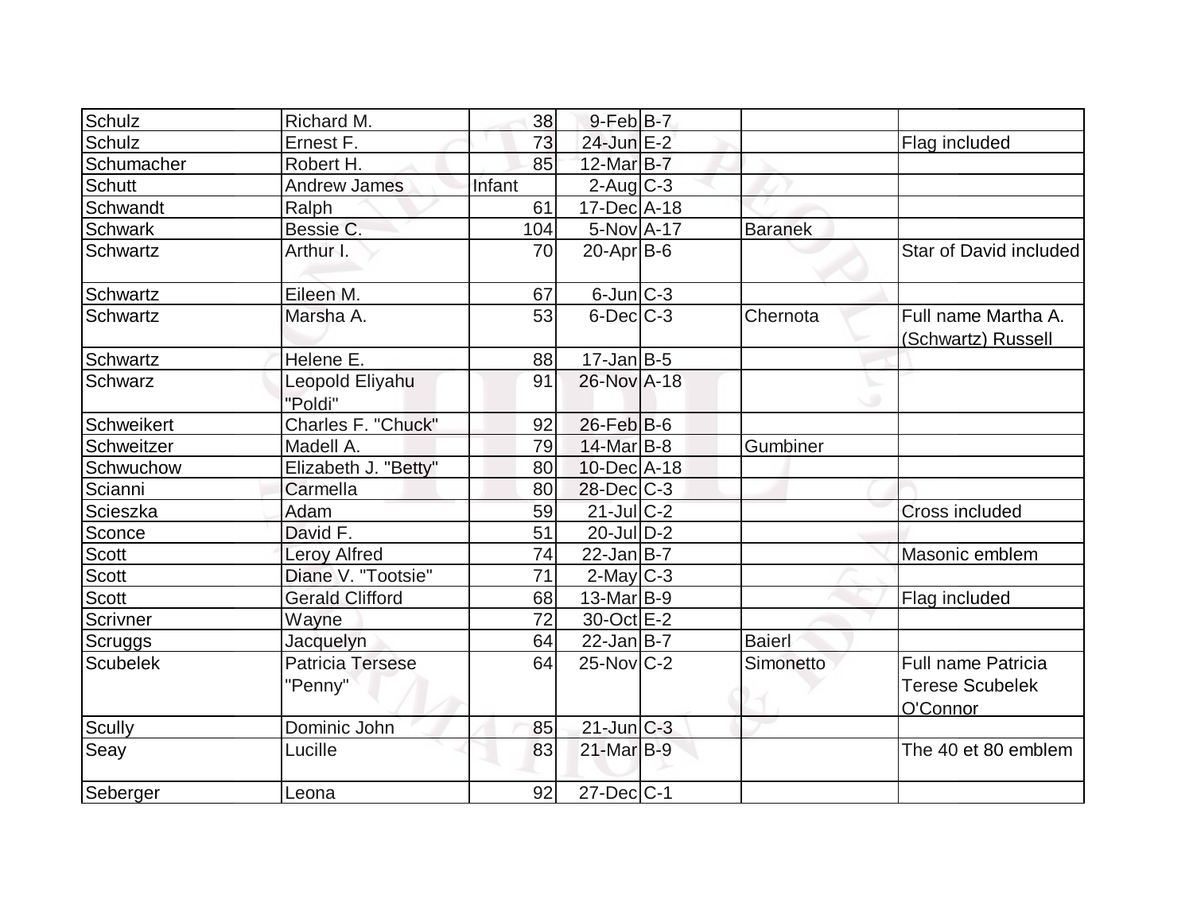| | | | | | | |
|---|---|---|---|---|---|---|
| Schulz | Richard M. | 38 | 9-Feb | B-7 | | |
| Schulz | Ernest F. | 73 | 24-Jun | E-2 | | Flag included |
| Schumacher | Robert H. | 85 | 12-Mar | B-7 | | |
| Schutt | Andrew James | Infant | 2-Aug | C-3 | | |
| Schwandt | Ralph | 61 | 17-Dec | A-18 | | |
| Schwark | Bessie C. | 104 | 5-Nov | A-17 | Baranek | |
| Schwartz | Arthur I. | 70 | 20-Apr | B-6 | | Star of David included |
| Schwartz | Eileen M. | 67 | 6-Jun | C-3 | | |
| Schwartz | Marsha A. | 53 | 6-Dec | C-3 | Chernota | Full name Martha A. (Schwartz) Russell |
| Schwartz | Helene E. | 88 | 17-Jan | B-5 | | |
| Schwarz | Leopold Eliyahu "Poldi" | 91 | 26-Nov | A-18 | | |
| Schweikert | Charles F. "Chuck" | 92 | 26-Feb | B-6 | | |
| Schweitzer | Madell A. | 79 | 14-Mar | B-8 | Gumbiner | |
| Schwuchow | Elizabeth J. "Betty" | 80 | 10-Dec | A-18 | | |
| Scianni | Carmella | 80 | 28-Dec | C-3 | | |
| Scieszka | Adam | 59 | 21-Jul | C-2 | | Cross included |
| Sconce | David F. | 51 | 20-Jul | D-2 | | |
| Scott | Leroy Alfred | 74 | 22-Jan | B-7 | | Masonic emblem |
| Scott | Diane V. "Tootsie" | 71 | 2-May | C-3 | | |
| Scott | Gerald Clifford | 68 | 13-Mar | B-9 | | Flag included |
| Scrivner | Wayne | 72 | 30-Oct | E-2 | | |
| Scruggs | Jacquelyn | 64 | 22-Jan | B-7 | Baierl | |
| Scubelek | Patricia Tersese "Penny" | 64 | 25-Nov | C-2 | Simonetto | Full name Patricia Terese Scubelek O'Connor |
| Scully | Dominic John | 85 | 21-Jun | C-3 | | |
| Seay | Lucille | 83 | 21-Mar | B-9 | | The 40 et 80 emblem |
| Seberger | Leona | 92 | 27-Dec | C-1 | | |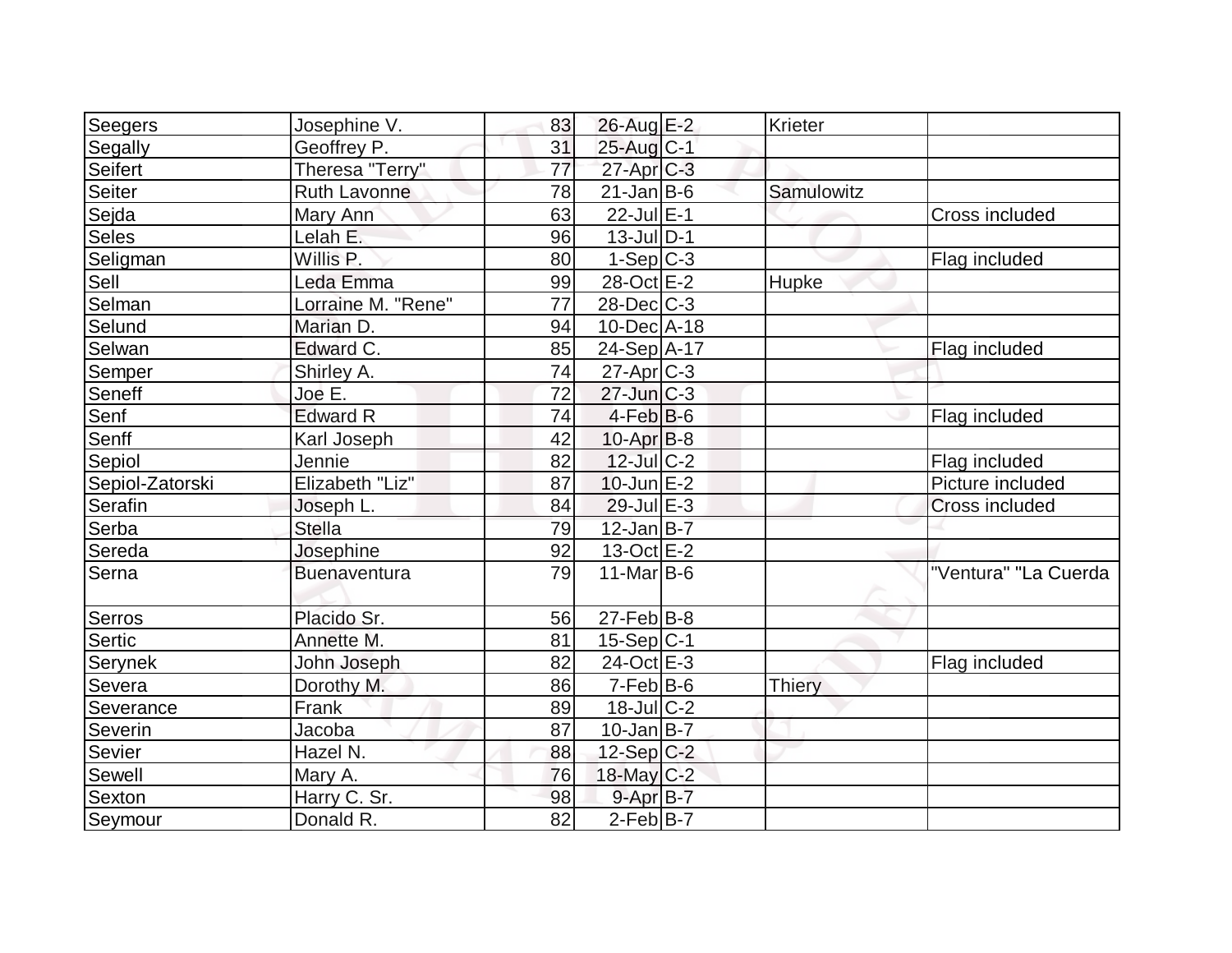| | | | | | | |
|---|---|---|---|---|---|---|
| Seegers | Josephine V. | 83 | 26-Aug | E-2 | Krieter | |
| Segally | Geoffrey P. | 31 | 25-Aug | C-1 | | |
| Seifert | Theresa "Terry" | 77 | 27-Apr | C-3 | | |
| Seiter | Ruth Lavonne | 78 | 21-Jan | B-6 | Samulowitz | |
| Sejda | Mary Ann | 63 | 22-Jul | E-1 | | Cross included |
| Seles | Lelah E. | 96 | 13-Jul | D-1 | | |
| Seligman | Willis P. | 80 | 1-Sep | C-3 | | Flag included |
| Sell | Leda Emma | 99 | 28-Oct | E-2 | Hupke | |
| Selman | Lorraine M. "Rene" | 77 | 28-Dec | C-3 | | |
| Selund | Marian D. | 94 | 10-Dec | A-18 | | |
| Selwan | Edward C. | 85 | 24-Sep | A-17 | | Flag included |
| Semper | Shirley A. | 74 | 27-Apr | C-3 | | |
| Seneff | Joe E. | 72 | 27-Jun | C-3 | | |
| Senf | Edward R | 74 | 4-Feb | B-6 | | Flag included |
| Senff | Karl Joseph | 42 | 10-Apr | B-8 | | |
| Sepiol | Jennie | 82 | 12-Jul | C-2 | | Flag included |
| Sepiol-Zatorski | Elizabeth "Liz" | 87 | 10-Jun | E-2 | | Picture included |
| Serafin | Joseph L. | 84 | 29-Jul | E-3 | | Cross included |
| Serba | Stella | 79 | 12-Jan | B-7 | | |
| Sereda | Josephine | 92 | 13-Oct | E-2 | | |
| Serna | Buenaventura | 79 | 11-Mar | B-6 | | "Ventura" "La Cuerda |
| Serros | Placido Sr. | 56 | 27-Feb | B-8 | | |
| Sertic | Annette M. | 81 | 15-Sep | C-1 | | |
| Serynek | John Joseph | 82 | 24-Oct | E-3 | | Flag included |
| Severa | Dorothy M. | 86 | 7-Feb | B-6 | Thiery | |
| Severance | Frank | 89 | 18-Jul | C-2 | | |
| Severin | Jacoba | 87 | 10-Jan | B-7 | | |
| Sevier | Hazel N. | 88 | 12-Sep | C-2 | | |
| Sewell | Mary A. | 76 | 18-May | C-2 | | |
| Sexton | Harry C. Sr. | 98 | 9-Apr | B-7 | | |
| Seymour | Donald R. | 82 | 2-Feb | B-7 | | |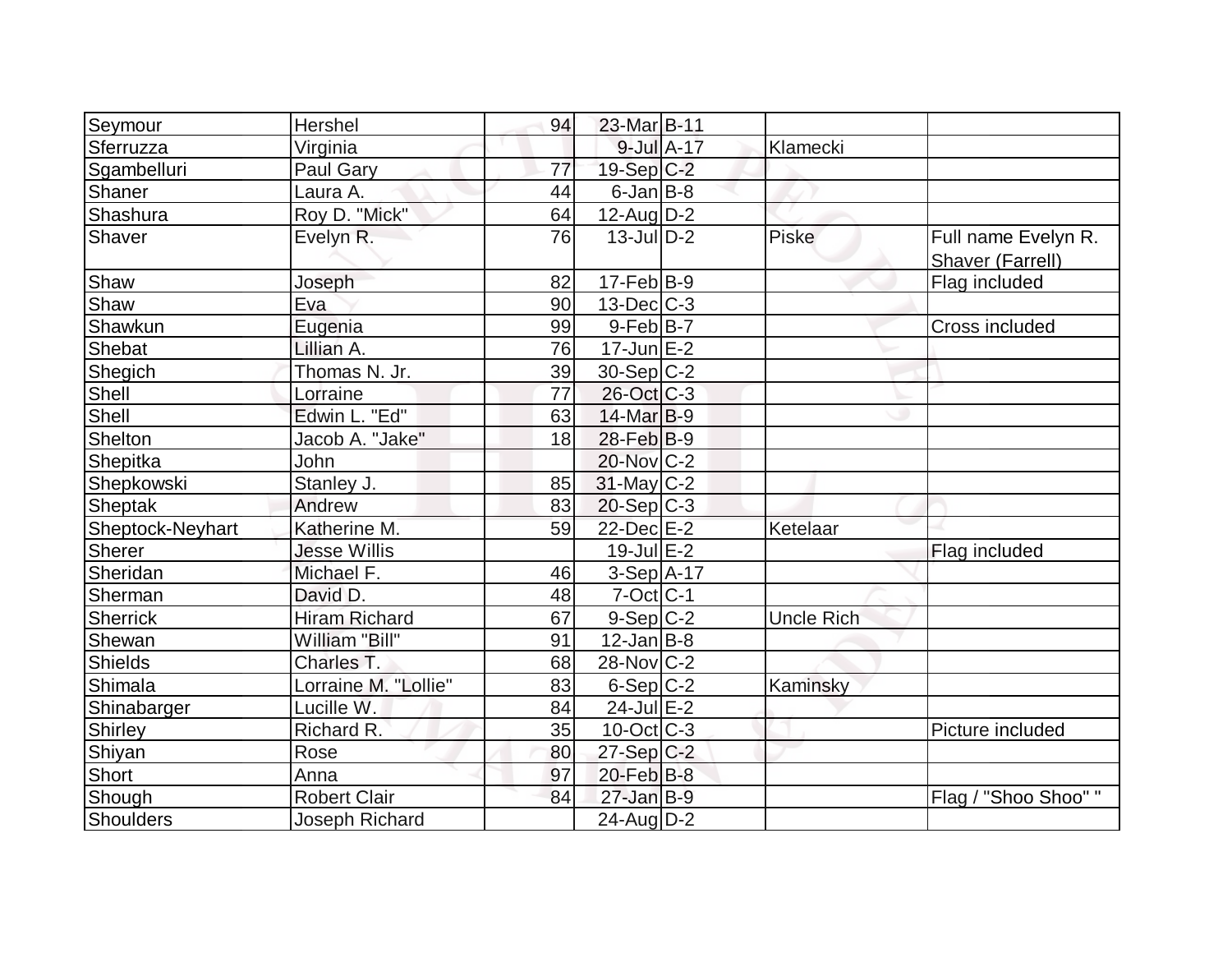| | | | | | | |
|---|---|---|---|---|---|---|
| Seymour | Hershel | 94 | 23-Mar | B-11 | | |
| Sferruzza | Virginia | | 9-Jul | A-17 | Klamecki | |
| Sgambelluri | Paul Gary | 77 | 19-Sep | C-2 | | |
| Shaner | Laura A. | 44 | 6-Jan | B-8 | | |
| Shashura | Roy D. "Mick" | 64 | 12-Aug | D-2 | | |
| Shaver | Evelyn R. | 76 | 13-Jul | D-2 | Piske | Full name Evelyn R. Shaver (Farrell) |
| Shaw | Joseph | 82 | 17-Feb | B-9 | | Flag included |
| Shaw | Eva | 90 | 13-Dec | C-3 | | |
| Shawkun | Eugenia | 99 | 9-Feb | B-7 | | Cross included |
| Shebat | Lillian A. | 76 | 17-Jun | E-2 | | |
| Shegich | Thomas N. Jr. | 39 | 30-Sep | C-2 | | |
| Shell | Lorraine | 77 | 26-Oct | C-3 | | |
| Shell | Edwin L. "Ed" | 63 | 14-Mar | B-9 | | |
| Shelton | Jacob A. "Jake" | 18 | 28-Feb | B-9 | | |
| Shepitka | John | | 20-Nov | C-2 | | |
| Shepkowski | Stanley J. | 85 | 31-May | C-2 | | |
| Sheptak | Andrew | 83 | 20-Sep | C-3 | | |
| Sheptock-Neyhart | Katherine M. | 59 | 22-Dec | E-2 | Ketelaar | |
| Sherer | Jesse Willis | | 19-Jul | E-2 | | Flag included |
| Sheridan | Michael F. | 46 | 3-Sep | A-17 | | |
| Sherman | David D. | 48 | 7-Oct | C-1 | | |
| Sherrick | Hiram Richard | 67 | 9-Sep | C-2 | Uncle Rich | |
| Shewan | William "Bill" | 91 | 12-Jan | B-8 | | |
| Shields | Charles T. | 68 | 28-Nov | C-2 | | |
| Shimala | Lorraine M. "Lollie" | 83 | 6-Sep | C-2 | Kaminsky | |
| Shinabarger | Lucille W. | 84 | 24-Jul | E-2 | | |
| Shirley | Richard R. | 35 | 10-Oct | C-3 | | Picture included |
| Shiyan | Rose | 80 | 27-Sep | C-2 | | |
| Short | Anna | 97 | 20-Feb | B-8 | | |
| Shough | Robert Clair | 84 | 27-Jan | B-9 | | Flag / "Shoo Shoo" " |
| Shoulders | Joseph Richard | | 24-Aug | D-2 | | |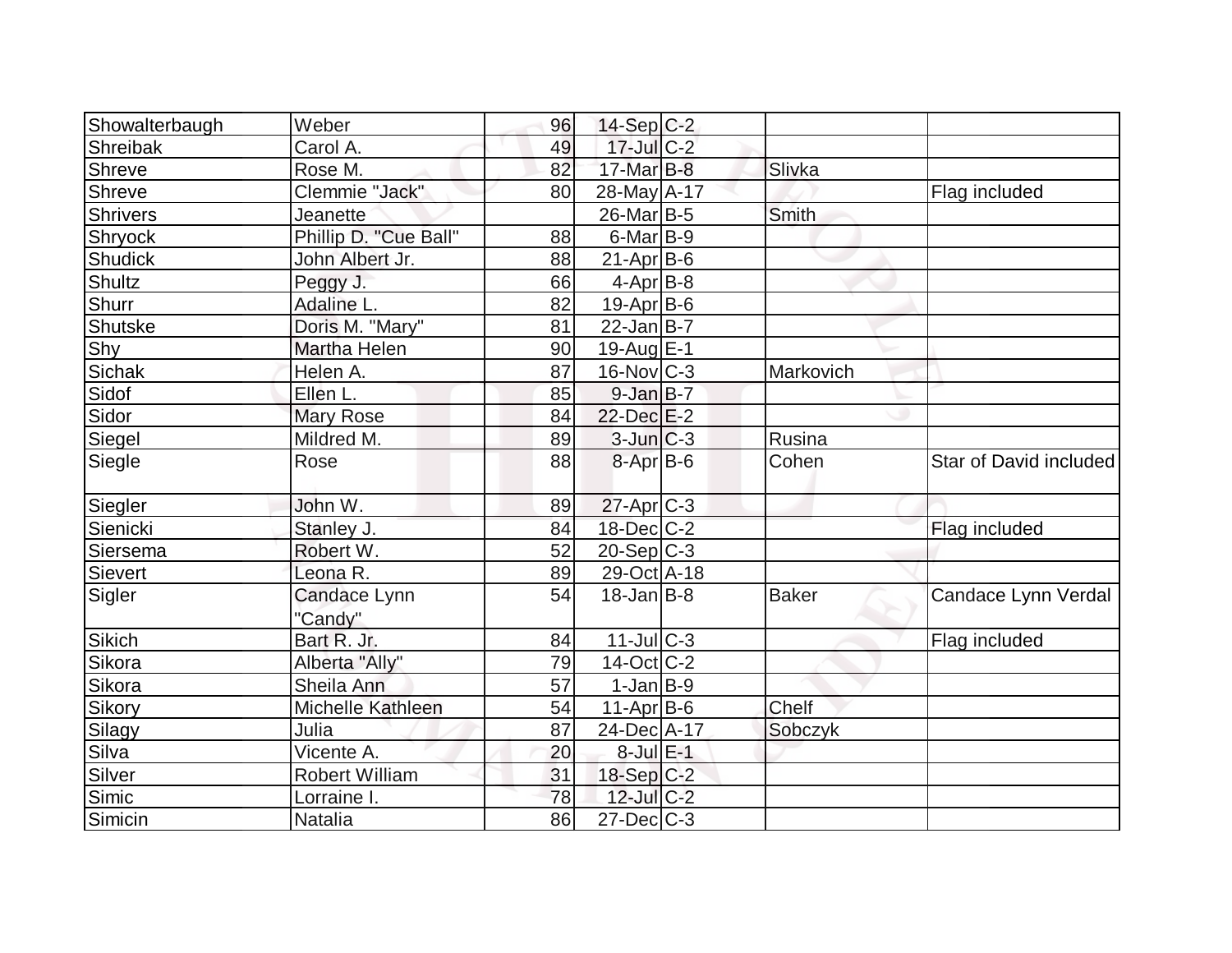| | | | | | | |
|---|---|---|---|---|---|---|
| Showalterbaugh | Weber | 96 | 14-Sep | C-2 | | |
| Shreibak | Carol A. | 49 | 17-Jul | C-2 | | |
| Shreve | Rose M. | 82 | 17-Mar | B-8 | Slivka | |
| Shreve | Clemmie "Jack" | 80 | 28-May | A-17 | | Flag included |
| Shrivers | Jeanette | | 26-Mar | B-5 | Smith | |
| Shryock | Phillip D. "Cue Ball" | 88 | 6-Mar | B-9 | | |
| Shudick | John Albert Jr. | 88 | 21-Apr | B-6 | | |
| Shultz | Peggy J. | 66 | 4-Apr | B-8 | | |
| Shurr | Adaline L. | 82 | 19-Apr | B-6 | | |
| Shutske | Doris M. "Mary" | 81 | 22-Jan | B-7 | | |
| Shy | Martha Helen | 90 | 19-Aug | E-1 | | |
| Sichak | Helen A. | 87 | 16-Nov | C-3 | Markovich | |
| Sidof | Ellen L. | 85 | 9-Jan | B-7 | | |
| Sidor | Mary Rose | 84 | 22-Dec | E-2 | | |
| Siegel | Mildred M. | 89 | 3-Jun | C-3 | Rusina | |
| Siegle | Rose | 88 | 8-Apr | B-6 | Cohen | Star of David included |
| Siegler | John W. | 89 | 27-Apr | C-3 | | |
| Sienicki | Stanley J. | 84 | 18-Dec | C-2 | | Flag included |
| Siersema | Robert W. | 52 | 20-Sep | C-3 | | |
| Sievert | Leona R. | 89 | 29-Oct | A-18 | | |
| Sigler | Candace Lynn "Candy" | 54 | 18-Jan | B-8 | Baker | Candace Lynn Verdal |
| Sikich | Bart R. Jr. | 84 | 11-Jul | C-3 | | Flag included |
| Sikora | Alberta "Ally" | 79 | 14-Oct | C-2 | | |
| Sikora | Sheila Ann | 57 | 1-Jan | B-9 | | |
| Sikory | Michelle Kathleen | 54 | 11-Apr | B-6 | Chelf | |
| Silagy | Julia | 87 | 24-Dec | A-17 | Sobczyk | |
| Silva | Vicente A. | 20 | 8-Jul | E-1 | | |
| Silver | Robert William | 31 | 18-Sep | C-2 | | |
| Simic | Lorraine I. | 78 | 12-Jul | C-2 | | |
| Simicin | Natalia | 86 | 27-Dec | C-3 | | |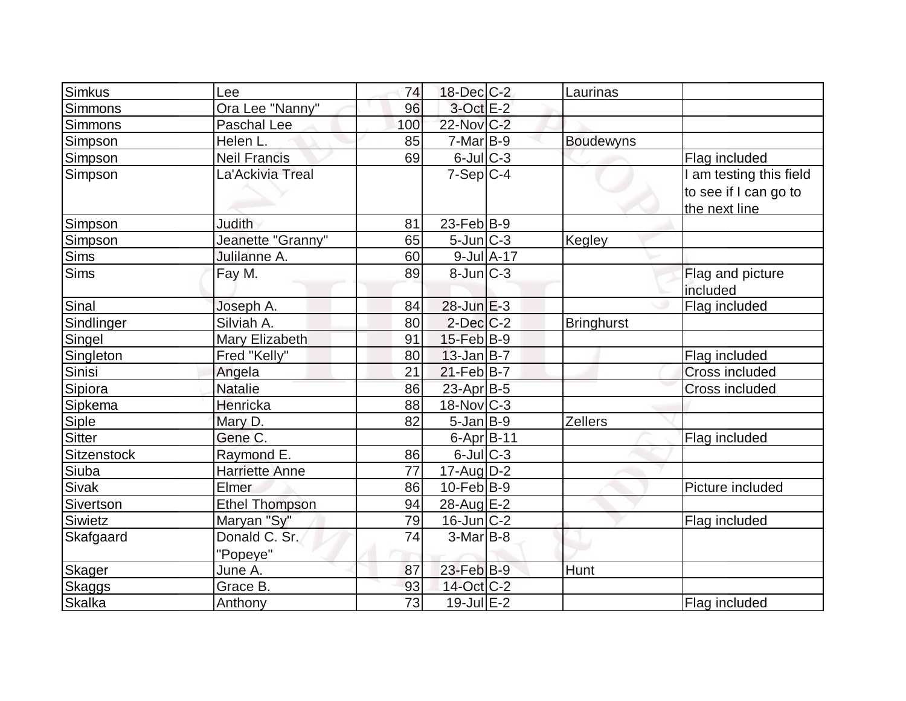| Simkus | Lee | 74 | 18-Dec | C-2 | Laurinas | |
|---|---|---|---|---|---|---|
| Simmons | Ora Lee "Nanny" | 96 | 3-Oct | E-2 | | |
| Simmons | Paschal Lee | 100 | 22-Nov | C-2 | | |
| Simpson | Helen L. | 85 | 7-Mar | B-9 | Boudewyns | |
| Simpson | Neil Francis | 69 | 6-Jul | C-3 | | Flag included |
| Simpson | La'Ackivia Treal | | 7-Sep | C-4 | | I am testing this field to see if I can go to the next line |
| Simpson | Judith | 81 | 23-Feb | B-9 | | |
| Simpson | Jeanette "Granny" | 65 | 5-Jun | C-3 | Kegley | |
| Sims | Julilanne A. | 60 | 9-Jul | A-17 | | |
| Sims | Fay M. | 89 | 8-Jun | C-3 | | Flag and picture included |
| Sinal | Joseph A. | 84 | 28-Jun | E-3 | | Flag included |
| Sindlinger | Silviah A. | 80 | 2-Dec | C-2 | Bringhurst | |
| Singel | Mary Elizabeth | 91 | 15-Feb | B-9 | | |
| Singleton | Fred "Kelly" | 80 | 13-Jan | B-7 | | Flag included |
| Sinisi | Angela | 21 | 21-Feb | B-7 | | Cross included |
| Sipiora | Natalie | 86 | 23-Apr | B-5 | | Cross included |
| Sipkema | Henricka | 88 | 18-Nov | C-3 | | |
| Siple | Mary D. | 82 | 5-Jan | B-9 | Zellers | |
| Sitter | Gene C. | | 6-Apr | B-11 | | Flag included |
| Sitzenstock | Raymond E. | 86 | 6-Jul | C-3 | | |
| Siuba | Harriette Anne | 77 | 17-Aug | D-2 | | |
| Sivak | Elmer | 86 | 10-Feb | B-9 | | Picture included |
| Sivertson | Ethel Thompson | 94 | 28-Aug | E-2 | | |
| Siwietz | Maryan "Sy" | 79 | 16-Jun | C-2 | | Flag included |
| Skafgaard | Donald C. Sr. "Popeye" | 74 | 3-Mar | B-8 | | |
| Skager | June A. | 87 | 23-Feb | B-9 | Hunt | |
| Skaggs | Grace B. | 93 | 14-Oct | C-2 | | |
| Skalka | Anthony | 73 | 19-Jul | E-2 | | Flag included |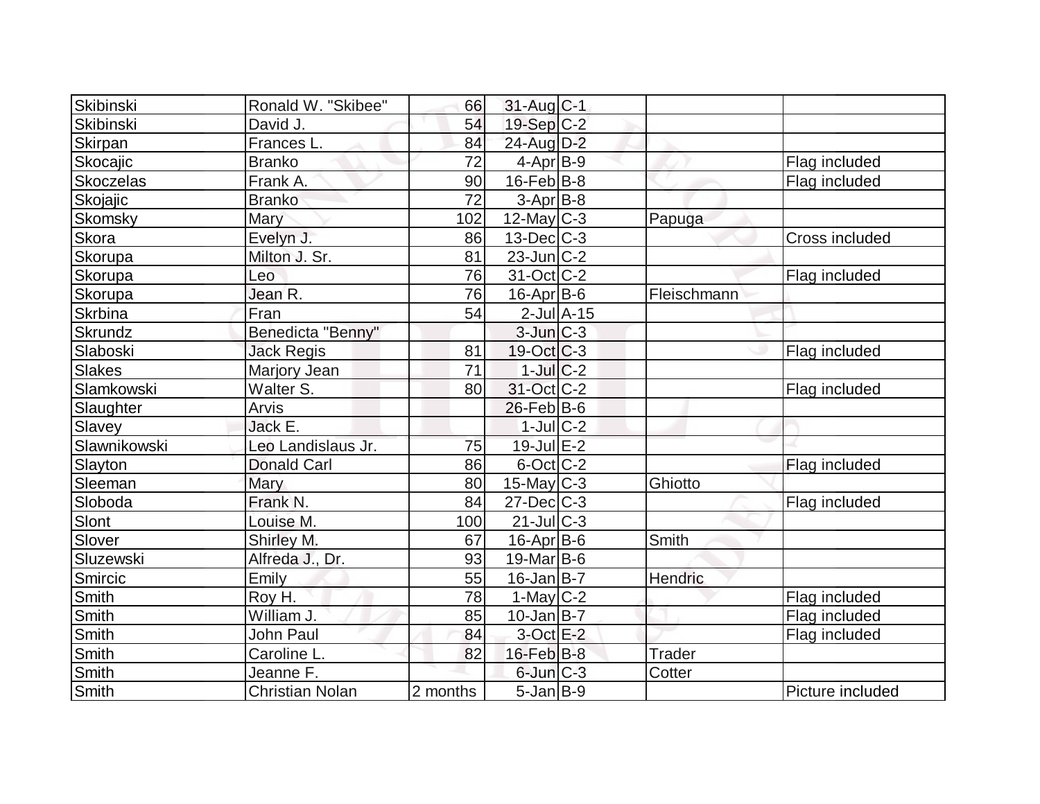| Skibinski | Ronald W. "Skibee" | 66 | 31-Aug | C-1 | | |
|---|---|---|---|---|---|---|
| Skibinski | David J. | 54 | 19-Sep | C-2 | | |
| Skirpan | Frances L. | 84 | 24-Aug | D-2 | | |
| Skocajic | Branko | 72 | 4-Apr | B-9 | | Flag included |
| Skoczelas | Frank A. | 90 | 16-Feb | B-8 | | Flag included |
| Skojajic | Branko | 72 | 3-Apr | B-8 | | |
| Skomsky | Mary | 102 | 12-May | C-3 | Papuga | |
| Skora | Evelyn J. | 86 | 13-Dec | C-3 | | Cross included |
| Skorupa | Milton J. Sr. | 81 | 23-Jun | C-2 | | |
| Skorupa | Leo | 76 | 31-Oct | C-2 | | Flag included |
| Skorupa | Jean R. | 76 | 16-Apr | B-6 | Fleischmann | |
| Skrbina | Fran | 54 | 2-Jul | A-15 | | |
| Skrundz | Benedicta "Benny" | | 3-Jun | C-3 | | |
| Slaboski | Jack Regis | 81 | 19-Oct | C-3 | | Flag included |
| Slakes | Marjory Jean | 71 | 1-Jul | C-2 | | |
| Slamkowski | Walter S. | 80 | 31-Oct | C-2 | | Flag included |
| Slaughter | Arvis | | 26-Feb | B-6 | | |
| Slavey | Jack E. | | 1-Jul | C-2 | | |
| Slawnikowski | Leo Landislaus Jr. | 75 | 19-Jul | E-2 | | |
| Slayton | Donald Carl | 86 | 6-Oct | C-2 | | Flag included |
| Sleeman | Mary | 80 | 15-May | C-3 | Ghiotto | |
| Sloboda | Frank N. | 84 | 27-Dec | C-3 | | Flag included |
| Slont | Louise M. | 100 | 21-Jul | C-3 | | |
| Slover | Shirley M. | 67 | 16-Apr | B-6 | Smith | |
| Sluzewski | Alfreda J., Dr. | 93 | 19-Mar | B-6 | | |
| Smircic | Emily | 55 | 16-Jan | B-7 | Hendric | |
| Smith | Roy H. | 78 | 1-May | C-2 | | Flag included |
| Smith | William J. | 85 | 10-Jan | B-7 | | Flag included |
| Smith | John Paul | 84 | 3-Oct | E-2 | | Flag included |
| Smith | Caroline L. | 82 | 16-Feb | B-8 | Trader | |
| Smith | Jeanne F. | | 6-Jun | C-3 | Cotter | |
| Smith | Christian Nolan | 2 months | 5-Jan | B-9 | | Picture included |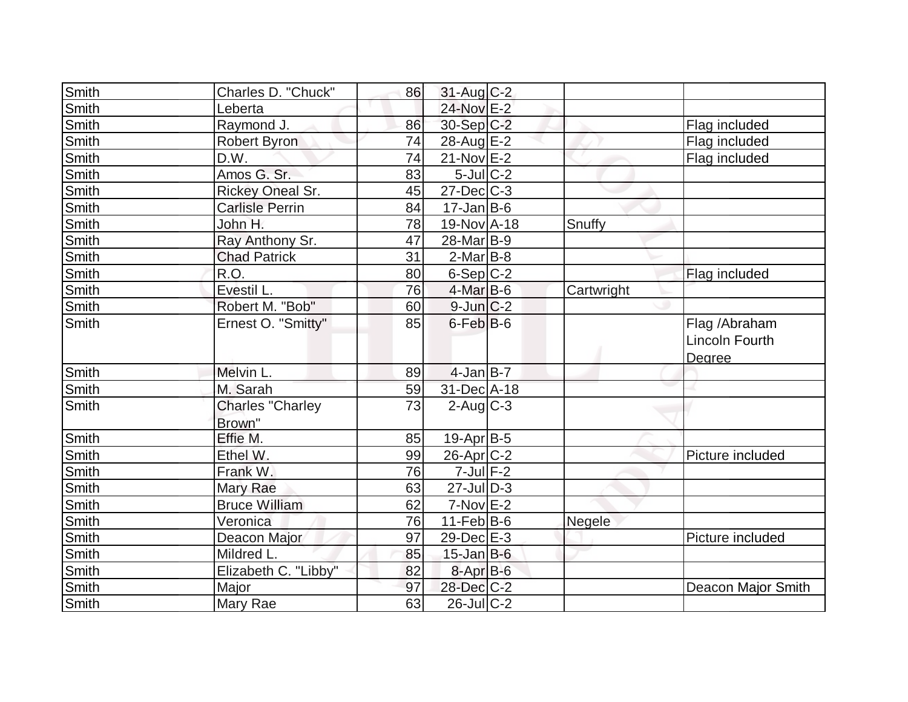| | | | | | | |
|---|---|---|---|---|---|---|
| Smith | Charles D. "Chuck" | 86 | 31-Aug | C-2 | | |
| Smith | Leberta | | 24-Nov | E-2 | | |
| Smith | Raymond J. | 86 | 30-Sep | C-2 | | Flag included |
| Smith | Robert Byron | 74 | 28-Aug | E-2 | | Flag included |
| Smith | D.W. | 74 | 21-Nov | E-2 | | Flag included |
| Smith | Amos G. Sr. | 83 | 5-Jul | C-2 | | |
| Smith | Rickey Oneal Sr. | 45 | 27-Dec | C-3 | | |
| Smith | Carlisle Perrin | 84 | 17-Jan | B-6 | | |
| Smith | John H. | 78 | 19-Nov | A-18 | Snuffy | |
| Smith | Ray Anthony Sr. | 47 | 28-Mar | B-9 | | |
| Smith | Chad Patrick | 31 | 2-Mar | B-8 | | |
| Smith | R.O. | 80 | 6-Sep | C-2 | | Flag included |
| Smith | Evestil L. | 76 | 4-Mar | B-6 | Cartwright | |
| Smith | Robert M. "Bob" | 60 | 9-Jun | C-2 | | |
| Smith | Ernest O. "Smitty" | 85 | 6-Feb | B-6 | | Flag /Abraham Lincoln Fourth Degree |
| Smith | Melvin L. | 89 | 4-Jan | B-7 | | |
| Smith | M. Sarah | 59 | 31-Dec | A-18 | | |
| Smith | Charles "Charley Brown" | 73 | 2-Aug | C-3 | | |
| Smith | Effie M. | 85 | 19-Apr | B-5 | | |
| Smith | Ethel W. | 99 | 26-Apr | C-2 | | Picture included |
| Smith | Frank W. | 76 | 7-Jul | F-2 | | |
| Smith | Mary Rae | 63 | 27-Jul | D-3 | | |
| Smith | Bruce William | 62 | 7-Nov | E-2 | | |
| Smith | Veronica | 76 | 11-Feb | B-6 | Negele | |
| Smith | Deacon Major | 97 | 29-Dec | E-3 | | Picture included |
| Smith | Mildred L. | 85 | 15-Jan | B-6 | | |
| Smith | Elizabeth C. "Libby" | 82 | 8-Apr | B-6 | | |
| Smith | Major | 97 | 28-Dec | C-2 | | Deacon Major Smith |
| Smith | Mary Rae | 63 | 26-Jul | C-2 | | |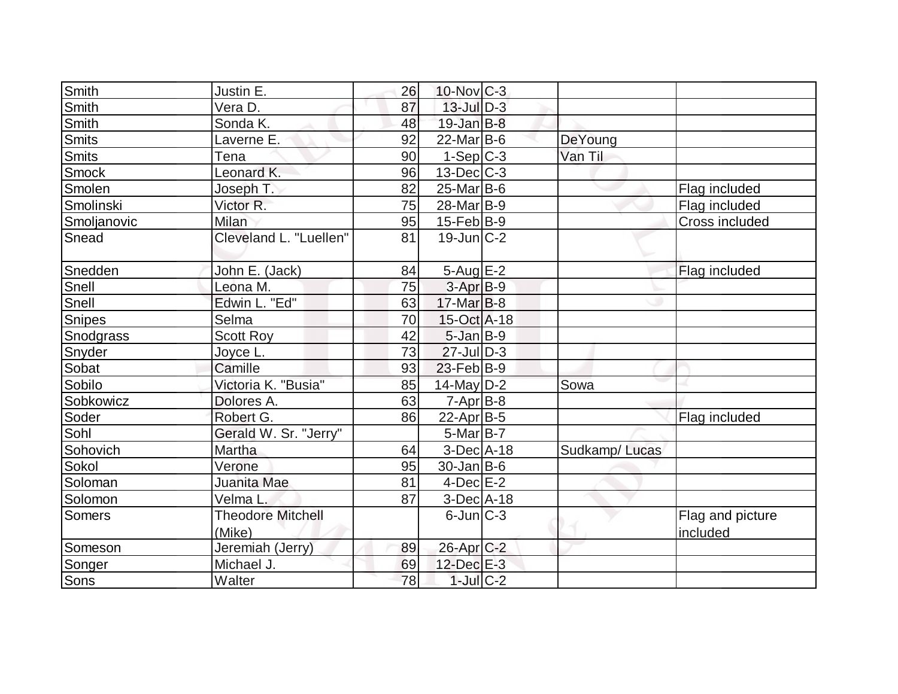| | | | | | | |
|---|---|---|---|---|---|---|
| Smith | Justin E. | 26 | 10-Nov | C-3 | | |
| Smith | Vera D. | 87 | 13-Jul | D-3 | | |
| Smith | Sonda K. | 48 | 19-Jan | B-8 | | |
| Smits | Laverne E. | 92 | 22-Mar | B-6 | DeYoung | |
| Smits | Tena | 90 | 1-Sep | C-3 | Van Til | |
| Smock | Leonard K. | 96 | 13-Dec | C-3 | | |
| Smolen | Joseph T. | 82 | 25-Mar | B-6 | | Flag included |
| Smolinski | Victor R. | 75 | 28-Mar | B-9 | | Flag included |
| Smoljanovic | Milan | 95 | 15-Feb | B-9 | | Cross included |
| Snead | Cleveland L. "Luellen" | 81 | 19-Jun | C-2 | | |
| Snedden | John E. (Jack) | 84 | 5-Aug | E-2 | | Flag included |
| Snell | Leona M. | 75 | 3-Apr | B-9 | | |
| Snell | Edwin L. "Ed" | 63 | 17-Mar | B-8 | | |
| Snipes | Selma | 70 | 15-Oct | A-18 | | |
| Snodgrass | Scott Roy | 42 | 5-Jan | B-9 | | |
| Snyder | Joyce L. | 73 | 27-Jul | D-3 | | |
| Sobat | Camille | 93 | 23-Feb | B-9 | | |
| Sobilo | Victoria K. "Busia" | 85 | 14-May | D-2 | Sowa | |
| Sobkowicz | Dolores A. | 63 | 7-Apr | B-8 | | |
| Soder | Robert G. | 86 | 22-Apr | B-5 | | Flag included |
| Sohl | Gerald W. Sr. "Jerry" | | 5-Mar | B-7 | | |
| Sohovich | Martha | 64 | 3-Dec | A-18 | Sudkamp/ Lucas | |
| Sokol | Verone | 95 | 30-Jan | B-6 | | |
| Soloman | Juanita Mae | 81 | 4-Dec | E-2 | | |
| Solomon | Velma L. | 87 | 3-Dec | A-18 | | |
| Somers | Theodore Mitchell (Mike) | | 6-Jun | C-3 | | Flag and picture included |
| Someson | Jeremiah (Jerry) | 89 | 26-Apr | C-2 | | |
| Songer | Michael J. | 69 | 12-Dec | E-3 | | |
| Sons | Walter | 78 | 1-Jul | C-2 | | |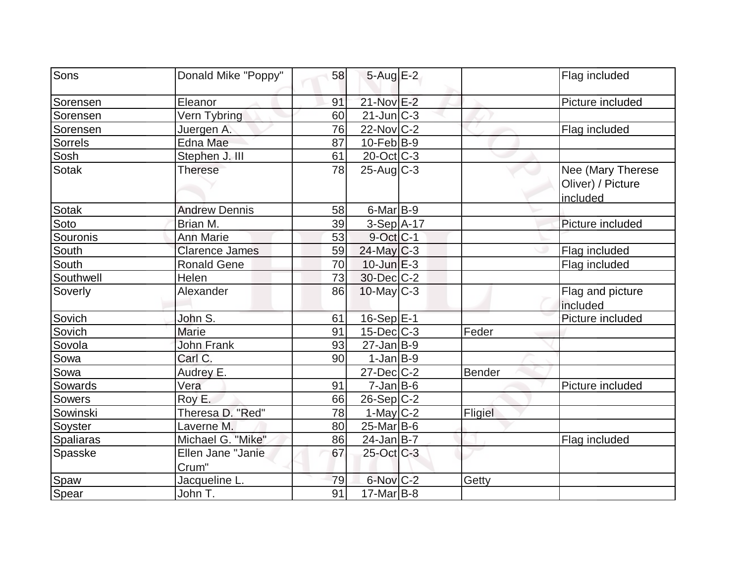| Sons | Donald Mike "Poppy" | 58 | 5-Aug | E-2 | | Flag included |
|---|---|---|---|---|---|---|
| Sorensen | Eleanor | 91 | 21-Nov | E-2 | | Picture included |
| Sorensen | Vern Tybring | 60 | 21-Jun | C-3 | | |
| Sorensen | Juergen A. | 76 | 22-Nov | C-2 | | Flag included |
| Sorrels | Edna Mae | 87 | 10-Feb | B-9 | | |
| Sosh | Stephen J. III | 61 | 20-Oct | C-3 | | |
| Sotak | Therese | 78 | 25-Aug | C-3 | | Nee (Mary Therese Oliver) / Picture included |
| Sotak | Andrew Dennis | 58 | 6-Mar | B-9 | | |
| Soto | Brian M. | 39 | 3-Sep | A-17 | | Picture included |
| Souronis | Ann Marie | 53 | 9-Oct | C-1 | | |
| South | Clarence James | 59 | 24-May | C-3 | | Flag included |
| South | Ronald Gene | 70 | 10-Jun | E-3 | | Flag included |
| Southwell | Helen | 73 | 30-Dec | C-2 | | |
| Soverly | Alexander | 86 | 10-May | C-3 | | Flag and picture included |
| Sovich | John S. | 61 | 16-Sep | E-1 | | Picture included |
| Sovich | Marie | 91 | 15-Dec | C-3 | Feder | |
| Sovola | John Frank | 93 | 27-Jan | B-9 | | |
| Sowa | Carl C. | 90 | 1-Jan | B-9 | | |
| Sowa | Audrey E. | | 27-Dec | C-2 | Bender | |
| Sowards | Vera | 91 | 7-Jan | B-6 | | Picture included |
| Sowers | Roy E. | 66 | 26-Sep | C-2 | | |
| Sowinski | Theresa D. "Red" | 78 | 1-May | C-2 | Fligiel | |
| Soyster | Laverne M. | 80 | 25-Mar | B-6 | | |
| Spaliaras | Michael G. "Mike" | 86 | 24-Jan | B-7 | | Flag included |
| Spasske | Ellen Jane "Janie Crum" | 67 | 25-Oct | C-3 | | |
| Spaw | Jacqueline L. | 79 | 6-Nov | C-2 | Getty | |
| Spear | John T. | 91 | 17-Mar | B-8 | | |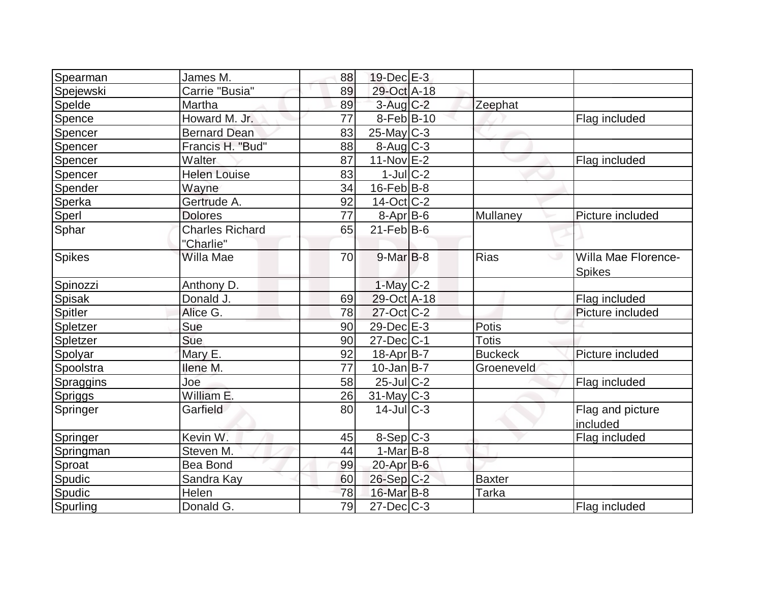| Spearman | James M. | 88 | 19-Dec | E-3 | | |
|---|---|---|---|---|---|---|
| Spejewski | Carrie "Busia" | 89 | 29-Oct | A-18 | | |
| Spelde | Martha | 89 | 3-Aug | C-2 | Zeephat | |
| Spence | Howard M. Jr. | 77 | 8-Feb | B-10 | | Flag included |
| Spencer | Bernard Dean | 83 | 25-May | C-3 | | |
| Spencer | Francis H. "Bud" | 88 | 8-Aug | C-3 | | |
| Spencer | Walter | 87 | 11-Nov | E-2 | | Flag included |
| Spencer | Helen Louise | 83 | 1-Jul | C-2 | | |
| Spender | Wayne | 34 | 16-Feb | B-8 | | |
| Sperka | Gertrude A. | 92 | 14-Oct | C-2 | | |
| Sperl | Dolores | 77 | 8-Apr | B-6 | Mullaney | Picture included |
| Sphar | Charles Richard "Charlie" | 65 | 21-Feb | B-6 | | |
| Spikes | Willa Mae | 70 | 9-Mar | B-8 | Rias | Willa Mae Florence-Spikes |
| Spinozzi | Anthony D. | | 1-May | C-2 | | |
| Spisak | Donald J. | 69 | 29-Oct | A-18 | | Flag included |
| Spitler | Alice G. | 78 | 27-Oct | C-2 | | Picture included |
| Spletzer | Sue | 90 | 29-Dec | E-3 | Potis | |
| Spletzer | Sue | 90 | 27-Dec | C-1 | Totis | |
| Spolyar | Mary E. | 92 | 18-Apr | B-7 | Buckeck | Picture included |
| Spoolstra | Ilene M. | 77 | 10-Jan | B-7 | Groeneveld | |
| Spraggins | Joe | 58 | 25-Jul | C-2 | | Flag included |
| Spriggs | William E. | 26 | 31-May | C-3 | | |
| Springer | Garfield | 80 | 14-Jul | C-3 | | Flag and picture included |
| Springer | Kevin W. | 45 | 8-Sep | C-3 | | Flag included |
| Springman | Steven M. | 44 | 1-Mar | B-8 | | |
| Sproat | Bea Bond | 99 | 20-Apr | B-6 | | |
| Spudic | Sandra Kay | 60 | 26-Sep | C-2 | Baxter | |
| Spudic | Helen | 78 | 16-Mar | B-8 | Tarka | |
| Spurling | Donald G. | 79 | 27-Dec | C-3 | | Flag included |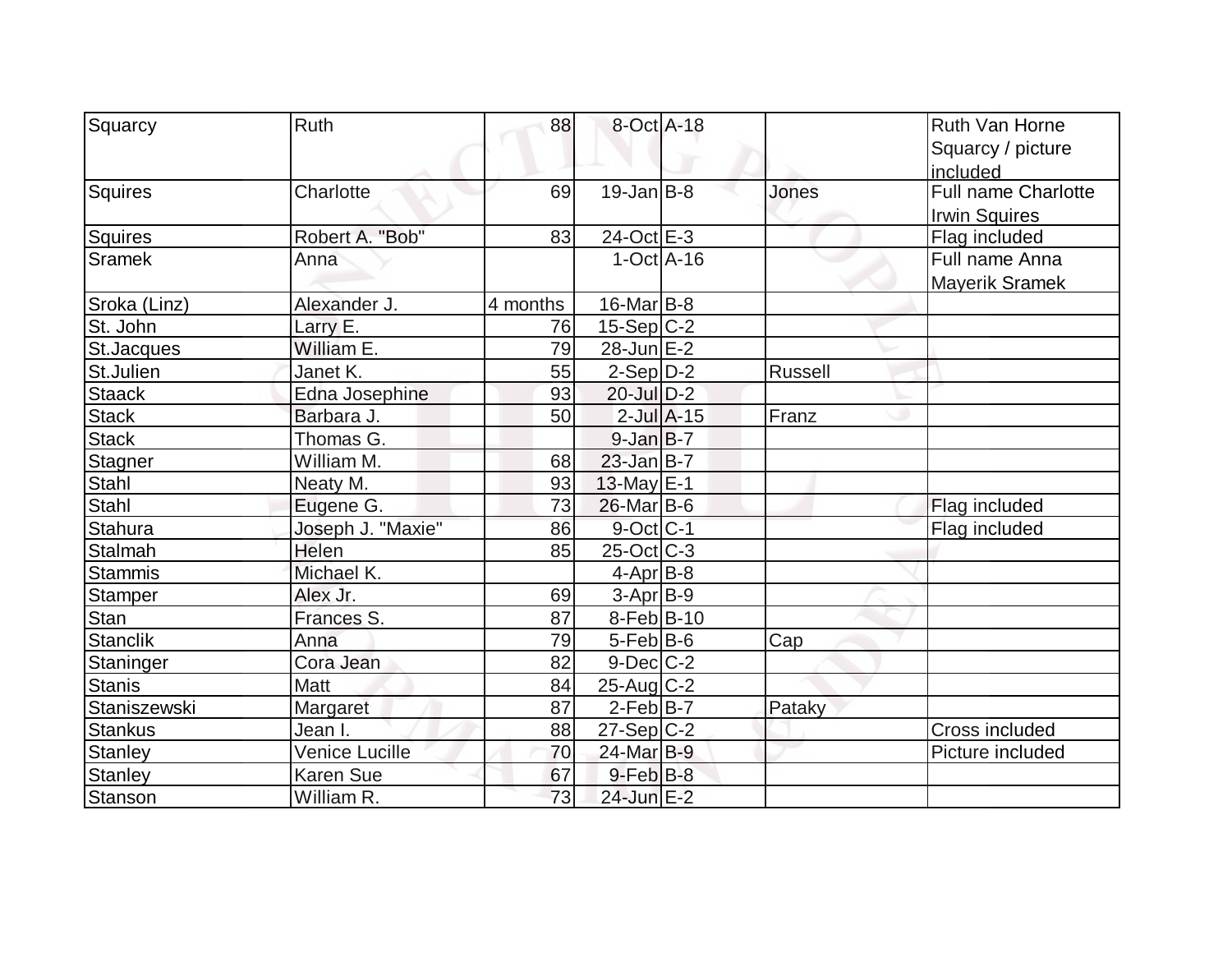| | | | | | | |
|---|---|---|---|---|---|---|
| Squarcy | Ruth | 88 | 8-Oct | A-18 | | Ruth Van Horne Squarcy / picture included |
| Squires | Charlotte | 69 | 19-Jan | B-8 | Jones | Full name Charlotte Irwin Squires |
| Squires | Robert A. "Bob" | 83 | 24-Oct | E-3 | | Flag included |
| Sramek | Anna | | 1-Oct | A-16 | | Full name Anna Mayerik Sramek |
| Sroka (Linz) | Alexander J. | 4 months | 16-Mar | B-8 | | |
| St. John | Larry E. | 76 | 15-Sep | C-2 | | |
| St.Jacques | William E. | 79 | 28-Jun | E-2 | | |
| St.Julien | Janet K. | 55 | 2-Sep | D-2 | Russell | |
| Staack | Edna Josephine | 93 | 20-Jul | D-2 | | |
| Stack | Barbara J. | 50 | 2-Jul | A-15 | Franz | |
| Stack | Thomas G. | | 9-Jan | B-7 | | |
| Stagner | William M. | 68 | 23-Jan | B-7 | | |
| Stahl | Neaty M. | 93 | 13-May | E-1 | | |
| Stahl | Eugene G. | 73 | 26-Mar | B-6 | | Flag included |
| Stahura | Joseph J. "Maxie" | 86 | 9-Oct | C-1 | | Flag included |
| Stalmah | Helen | 85 | 25-Oct | C-3 | | |
| Stammis | Michael K. | | 4-Apr | B-8 | | |
| Stamper | Alex Jr. | 69 | 3-Apr | B-9 | | |
| Stan | Frances S. | 87 | 8-Feb | B-10 | | |
| Stanclik | Anna | 79 | 5-Feb | B-6 | Cap | |
| Staninger | Cora Jean | 82 | 9-Dec | C-2 | | |
| Stanis | Matt | 84 | 25-Aug | C-2 | | |
| Staniszewski | Margaret | 87 | 2-Feb | B-7 | Pataky | |
| Stankus | Jean I. | 88 | 27-Sep | C-2 | | Cross included |
| Stanley | Venice Lucille | 70 | 24-Mar | B-9 | | Picture included |
| Stanley | Karen Sue | 67 | 9-Feb | B-8 | | |
| Stanson | William R. | 73 | 24-Jun | E-2 | | |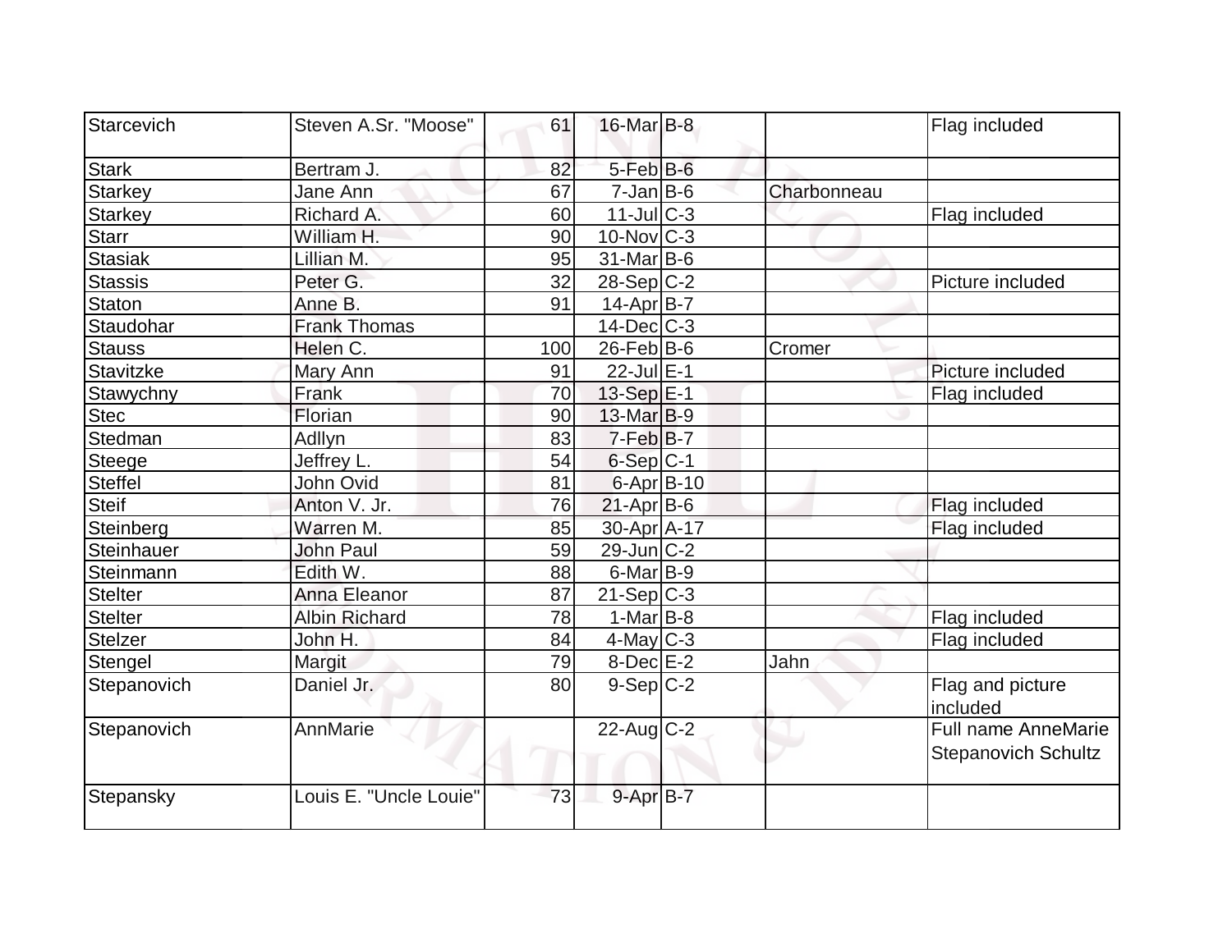| Starcevich | Steven A.Sr. "Moose" | 61 | 16-Mar | B-8 | | Flag included |
|---|---|---|---|---|---|---|
| Stark | Bertram J. | 82 | 5-Feb | B-6 | | |
| Starkey | Jane Ann | 67 | 7-Jan | B-6 | Charbonneau | |
| Starkey | Richard A. | 60 | 11-Jul | C-3 | | Flag included |
| Starr | William H. | 90 | 10-Nov | C-3 | | |
| Stasiak | Lillian M. | 95 | 31-Mar | B-6 | | |
| Stassis | Peter G. | 32 | 28-Sep | C-2 | | Picture included |
| Staton | Anne B. | 91 | 14-Apr | B-7 | | |
| Staudohar | Frank Thomas | | 14-Dec | C-3 | | |
| Stauss | Helen C. | 100 | 26-Feb | B-6 | Cromer | |
| Stavitzke | Mary Ann | 91 | 22-Jul | E-1 | | Picture included |
| Stawychny | Frank | 70 | 13-Sep | E-1 | | Flag included |
| Stec | Florian | 90 | 13-Mar | B-9 | | |
| Stedman | Adllyn | 83 | 7-Feb | B-7 | | |
| Steege | Jeffrey L. | 54 | 6-Sep | C-1 | | |
| Steffel | John Ovid | 81 | 6-Apr | B-10 | | |
| Steif | Anton V. Jr. | 76 | 21-Apr | B-6 | | Flag included |
| Steinberg | Warren M. | 85 | 30-Apr | A-17 | | Flag included |
| Steinhauer | John Paul | 59 | 29-Jun | C-2 | | |
| Steinmann | Edith W. | 88 | 6-Mar | B-9 | | |
| Stelter | Anna Eleanor | 87 | 21-Sep | C-3 | | |
| Stelter | Albin Richard | 78 | 1-Mar | B-8 | | Flag included |
| Stelzer | John H. | 84 | 4-May | C-3 | | Flag included |
| Stengel | Margit | 79 | 8-Dec | E-2 | Jahn | |
| Stepanovich | Daniel Jr. | 80 | 9-Sep | C-2 | | Flag and picture included |
| Stepanovich | AnnMarie | | 22-Aug | C-2 | | Full name AnneMarie Stepanovich Schultz |
| Stepansky | Louis E. "Uncle Louie" | 73 | 9-Apr | B-7 | | |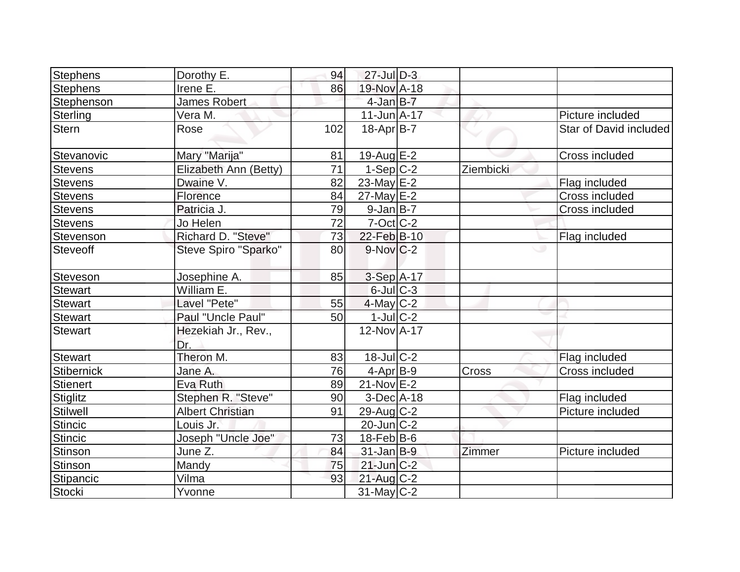| | | | | | | |
|---|---|---|---|---|---|---|
| Stephens | Dorothy E. | 94 | 27-Jul | D-3 | | |
| Stephens | Irene E. | 86 | 19-Nov | A-18 | | |
| Stephenson | James Robert | | 4-Jan | B-7 | | |
| Sterling | Vera M. | | 11-Jun | A-17 | | Picture included |
| Stern | Rose | 102 | 18-Apr | B-7 | | Star of David included |
| Stevanovic | Mary "Marija" | 81 | 19-Aug | E-2 | | Cross included |
| Stevens | Elizabeth Ann (Betty) | 71 | 1-Sep | C-2 | Ziembicki | |
| Stevens | Dwaine V. | 82 | 23-May | E-2 | | Flag included |
| Stevens | Florence | 84 | 27-May | E-2 | | Cross included |
| Stevens | Patricia J. | 79 | 9-Jan | B-7 | | Cross included |
| Stevens | Jo Helen | 72 | 7-Oct | C-2 | | |
| Stevenson | Richard D. "Steve" | 73 | 22-Feb | B-10 | | Flag included |
| Steveoff | Steve Spiro "Sparko" | 80 | 9-Nov | C-2 | | |
| Steveson | Josephine A. | 85 | 3-Sep | A-17 | | |
| Stewart | William E. | | 6-Jul | C-3 | | |
| Stewart | Lavel "Pete" | 55 | 4-May | C-2 | | |
| Stewart | Paul "Uncle Paul" | 50 | 1-Jul | C-2 | | |
| Stewart | Hezekiah Jr., Rev., Dr. | | 12-Nov | A-17 | | |
| Stewart | Theron M. | 83 | 18-Jul | C-2 | | Flag included |
| Stibernick | Jane A. | 76 | 4-Apr | B-9 | Cross | Cross included |
| Stienert | Eva Ruth | 89 | 21-Nov | E-2 | | |
| Stiglitz | Stephen R. "Steve" | 90 | 3-Dec | A-18 | | Flag included |
| Stilwell | Albert Christian | 91 | 29-Aug | C-2 | | Picture included |
| Stincic | Louis Jr. | | 20-Jun | C-2 | | |
| Stincic | Joseph "Uncle Joe" | 73 | 18-Feb | B-6 | | |
| Stinson | June Z. | 84 | 31-Jan | B-9 | Zimmer | Picture included |
| Stinson | Mandy | 75 | 21-Jun | C-2 | | |
| Stipancic | Vilma | 93 | 21-Aug | C-2 | | |
| Stocki | Yvonne | | 31-May | C-2 | | |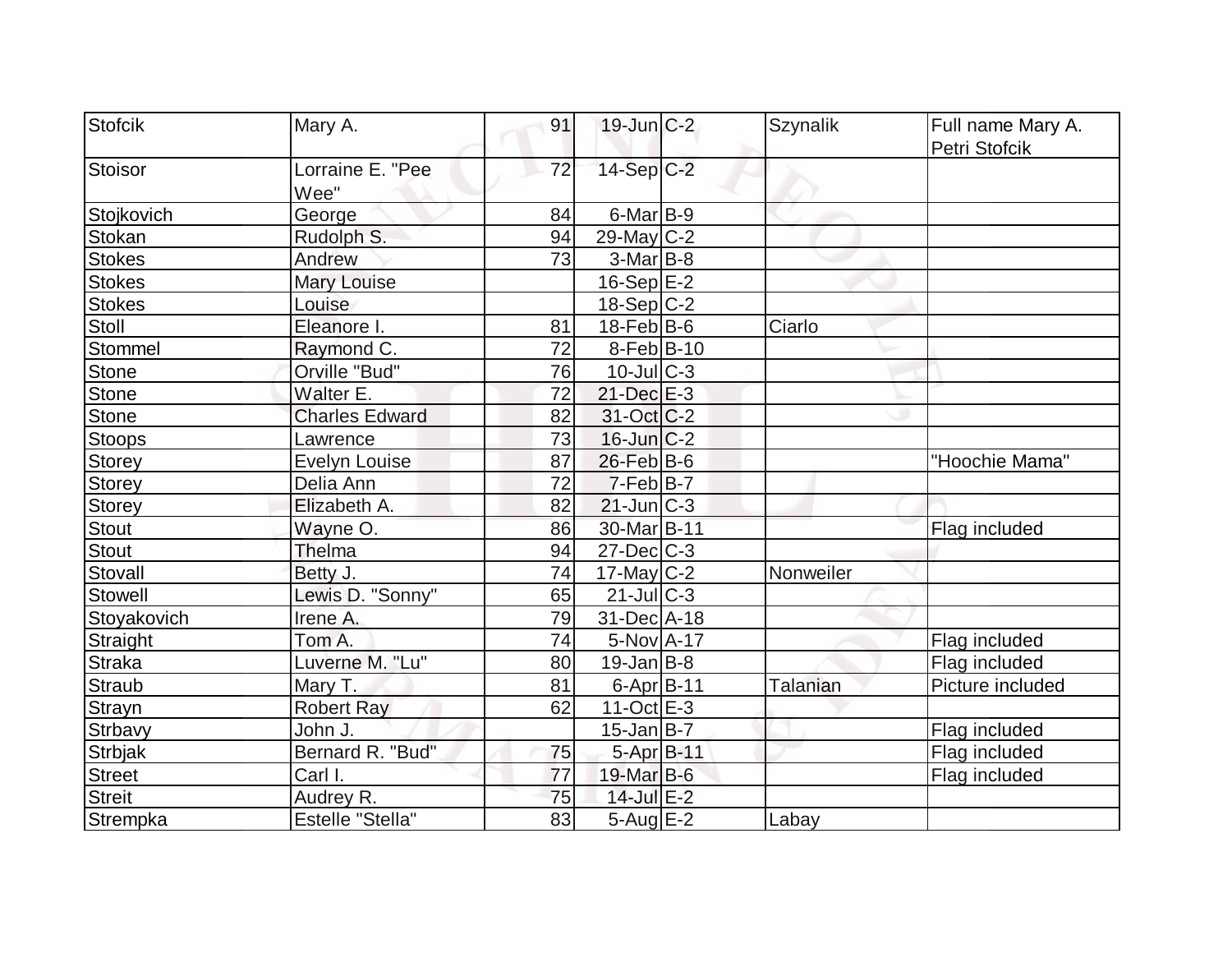| Stofcik | Mary A. | 91 | 19-Jun | C-2 | Szynalik | Full name Mary A. Petri Stofcik |
|---|---|---|---|---|---|---|
| Stoisor | Lorraine E. "Pee Wee" | 72 | 14-Sep | C-2 | | |
| Stojkovich | George | 84 | 6-Mar | B-9 | | |
| Stokan | Rudolph S. | 94 | 29-May | C-2 | | |
| Stokes | Andrew | 73 | 3-Mar | B-8 | | |
| Stokes | Mary Louise | | 16-Sep | E-2 | | |
| Stokes | Louise | | 18-Sep | C-2 | | |
| Stoll | Eleanore I. | 81 | 18-Feb | B-6 | Ciarlo | |
| Stommel | Raymond C. | 72 | 8-Feb | B-10 | | |
| Stone | Orville "Bud" | 76 | 10-Jul | C-3 | | |
| Stone | Walter E. | 72 | 21-Dec | E-3 | | |
| Stone | Charles Edward | 82 | 31-Oct | C-2 | | |
| Stoops | Lawrence | 73 | 16-Jun | C-2 | | |
| Storey | Evelyn Louise | 87 | 26-Feb | B-6 | | "Hoochie Mama" |
| Storey | Delia Ann | 72 | 7-Feb | B-7 | | |
| Storey | Elizabeth A. | 82 | 21-Jun | C-3 | | |
| Stout | Wayne O. | 86 | 30-Mar | B-11 | | Flag included |
| Stout | Thelma | 94 | 27-Dec | C-3 | | |
| Stovall | Betty J. | 74 | 17-May | C-2 | Nonweiler | |
| Stowell | Lewis D. "Sonny" | 65 | 21-Jul | C-3 | | |
| Stoyakovich | Irene A. | 79 | 31-Dec | A-18 | | |
| Straight | Tom A. | 74 | 5-Nov | A-17 | | Flag included |
| Straka | Luverne M. "Lu" | 80 | 19-Jan | B-8 | | Flag included |
| Straub | Mary T. | 81 | 6-Apr | B-11 | Talanian | Picture included |
| Strayn | Robert Ray | 62 | 11-Oct | E-3 | | |
| Strbavy | John J. | | 15-Jan | B-7 | | Flag included |
| Strbjak | Bernard R. "Bud" | 75 | 5-Apr | B-11 | | Flag included |
| Street | Carl I. | 77 | 19-Mar | B-6 | | Flag included |
| Streit | Audrey R. | 75 | 14-Jul | E-2 | | |
| Strempka | Estelle "Stella" | 83 | 5-Aug | E-2 | Labay | |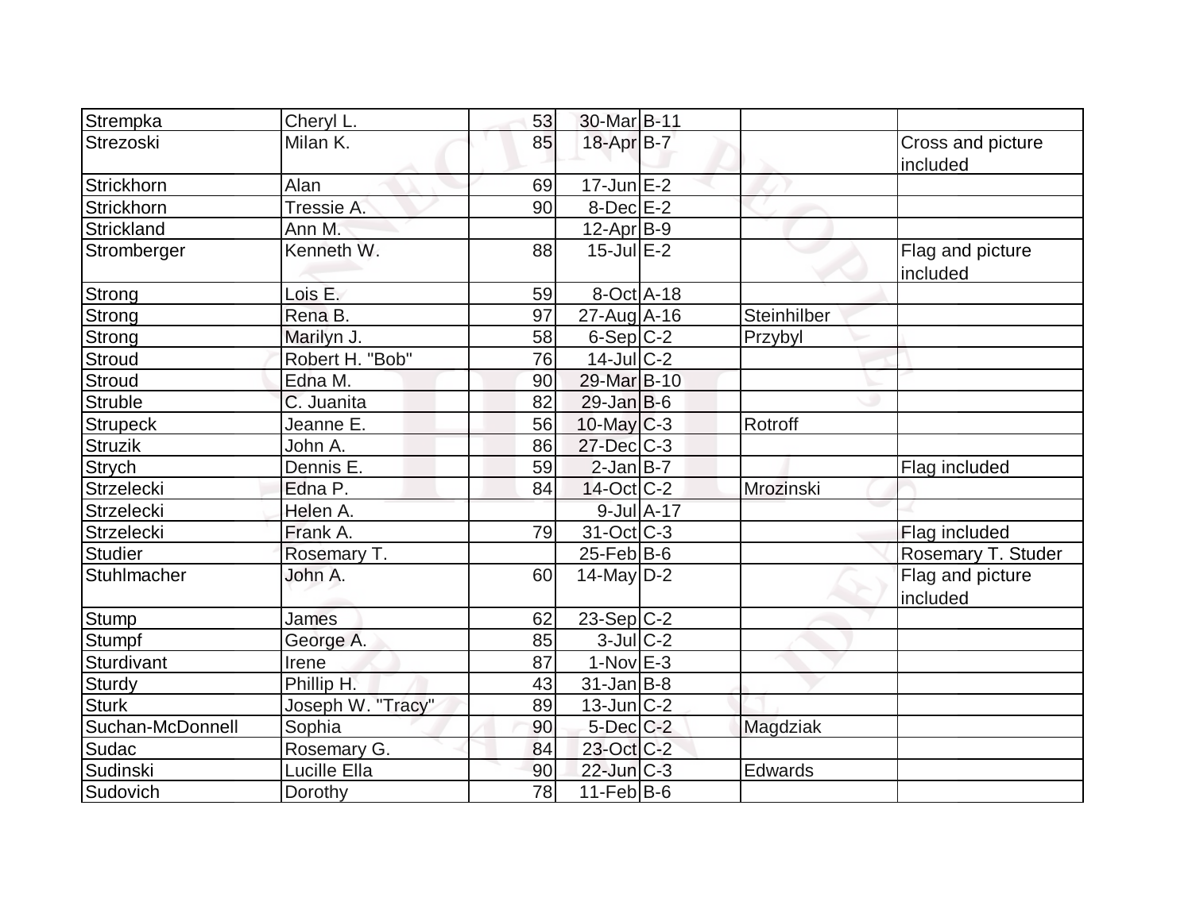| | | | | | | |
|---|---|---|---|---|---|---|
| Strempka | Cheryl L. | 53 | 30-Mar | B-11 | | |
| Strezoski | Milan K. | 85 | 18-Apr | B-7 | | Cross and picture included |
| Strickhorn | Alan | 69 | 17-Jun | E-2 | | |
| Strickhorn | Tressie A. | 90 | 8-Dec | E-2 | | |
| Strickland | Ann M. | | 12-Apr | B-9 | | |
| Stromberger | Kenneth W. | 88 | 15-Jul | E-2 | | Flag and picture included |
| Strong | Lois E. | 59 | 8-Oct | A-18 | | |
| Strong | Rena B. | 97 | 27-Aug | A-16 | Steinhilber | |
| Strong | Marilyn J. | 58 | 6-Sep | C-2 | Przybyl | |
| Stroud | Robert H. "Bob" | 76 | 14-Jul | C-2 | | |
| Stroud | Edna M. | 90 | 29-Mar | B-10 | | |
| Struble | C. Juanita | 82 | 29-Jan | B-6 | | |
| Strupeck | Jeanne E. | 56 | 10-May | C-3 | Rotroff | |
| Struzik | John A. | 86 | 27-Dec | C-3 | | |
| Strych | Dennis E. | 59 | 2-Jan | B-7 | | Flag included |
| Strzelecki | Edna P. | 84 | 14-Oct | C-2 | Mrozinski | |
| Strzelecki | Helen A. | | 9-Jul | A-17 | | |
| Strzelecki | Frank A. | 79 | 31-Oct | C-3 | | Flag included |
| Studier | Rosemary T. | | 25-Feb | B-6 | | Rosemary T. Studer |
| Stuhlmacher | John A. | 60 | 14-May | D-2 | | Flag and picture included |
| Stump | James | 62 | 23-Sep | C-2 | | |
| Stumpf | George A. | 85 | 3-Jul | C-2 | | |
| Sturdivant | Irene | 87 | 1-Nov | E-3 | | |
| Sturdy | Phillip H. | 43 | 31-Jan | B-8 | | |
| Sturk | Joseph W. "Tracy" | 89 | 13-Jun | C-2 | | |
| Suchan-McDonnell | Sophia | 90 | 5-Dec | C-2 | Magdziak | |
| Sudac | Rosemary G. | 84 | 23-Oct | C-2 | | |
| Sudinski | Lucille Ella | 90 | 22-Jun | C-3 | Edwards | |
| Sudovich | Dorothy | 78 | 11-Feb | B-6 | | |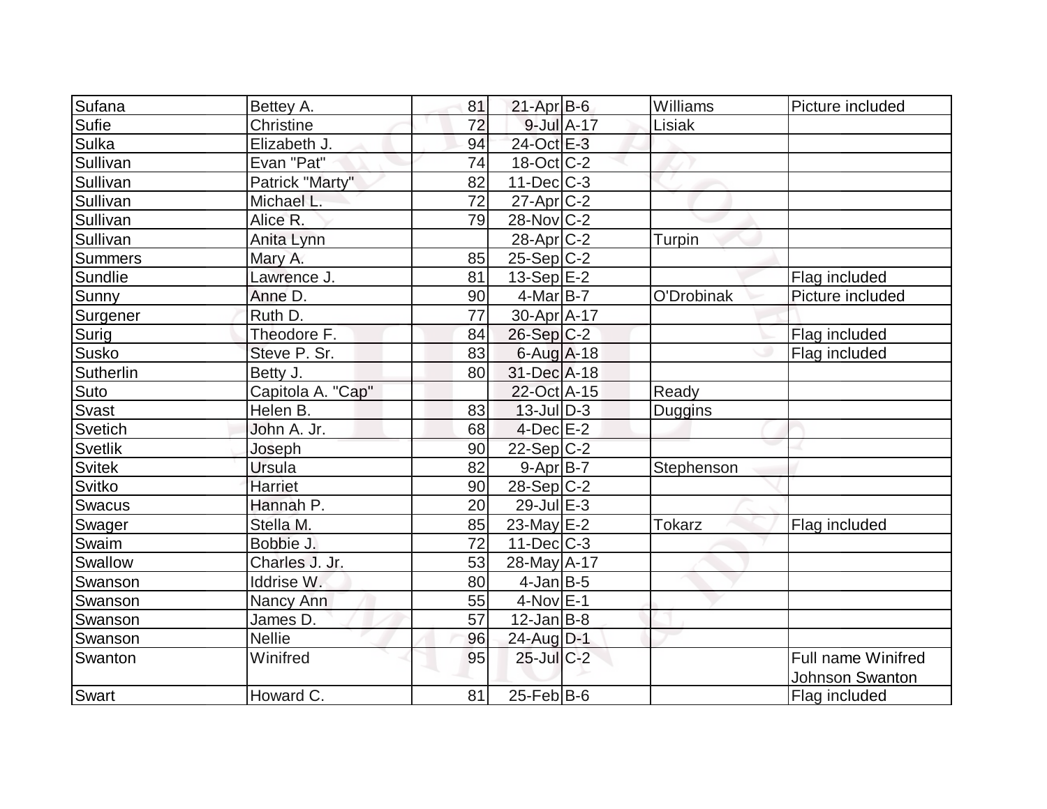| Sufana | Bettey A. | 81 | 21-Apr | B-6 | Williams | Picture included |
|---|---|---|---|---|---|---|
| Sufie | Christine | 72 | 9-Jul | A-17 | Lisiak | |
| Sulka | Elizabeth J. | 94 | 24-Oct | E-3 | | |
| Sullivan | Evan "Pat" | 74 | 18-Oct | C-2 | | |
| Sullivan | Patrick "Marty" | 82 | 11-Dec | C-3 | | |
| Sullivan | Michael L. | 72 | 27-Apr | C-2 | | |
| Sullivan | Alice R. | 79 | 28-Nov | C-2 | | |
| Sullivan | Anita Lynn | | 28-Apr | C-2 | Turpin | |
| Summers | Mary A. | 85 | 25-Sep | C-2 | | |
| Sundlie | Lawrence J. | 81 | 13-Sep | E-2 | | Flag included |
| Sunny | Anne D. | 90 | 4-Mar | B-7 | O'Drobinak | Picture included |
| Surgener | Ruth D. | 77 | 30-Apr | A-17 | | |
| Surig | Theodore F. | 84 | 26-Sep | C-2 | | Flag included |
| Susko | Steve P. Sr. | 83 | 6-Aug | A-18 | | Flag included |
| Sutherlin | Betty J. | 80 | 31-Dec | A-18 | | |
| Suto | Capitola A. "Cap" | | 22-Oct | A-15 | Ready | |
| Svast | Helen B. | 83 | 13-Jul | D-3 | Duggins | |
| Svetich | John A. Jr. | 68 | 4-Dec | E-2 | | |
| Svetlik | Joseph | 90 | 22-Sep | C-2 | | |
| Svitek | Ursula | 82 | 9-Apr | B-7 | Stephenson | |
| Svitko | Harriet | 90 | 28-Sep | C-2 | | |
| Swacus | Hannah P. | 20 | 29-Jul | E-3 | | |
| Swager | Stella M. | 85 | 23-May | E-2 | Tokarz | Flag included |
| Swaim | Bobbie J. | 72 | 11-Dec | C-3 | | |
| Swallow | Charles J. Jr. | 53 | 28-May | A-17 | | |
| Swanson | Iddrise W. | 80 | 4-Jan | B-5 | | |
| Swanson | Nancy Ann | 55 | 4-Nov | E-1 | | |
| Swanson | James D. | 57 | 12-Jan | B-8 | | |
| Swanson | Nellie | 96 | 24-Aug | D-1 | | |
| Swanton | Winifred | 95 | 25-Jul | C-2 | | Full name Winifred Johnson Swanton |
| Swart | Howard C. | 81 | 25-Feb | B-6 | | Flag included |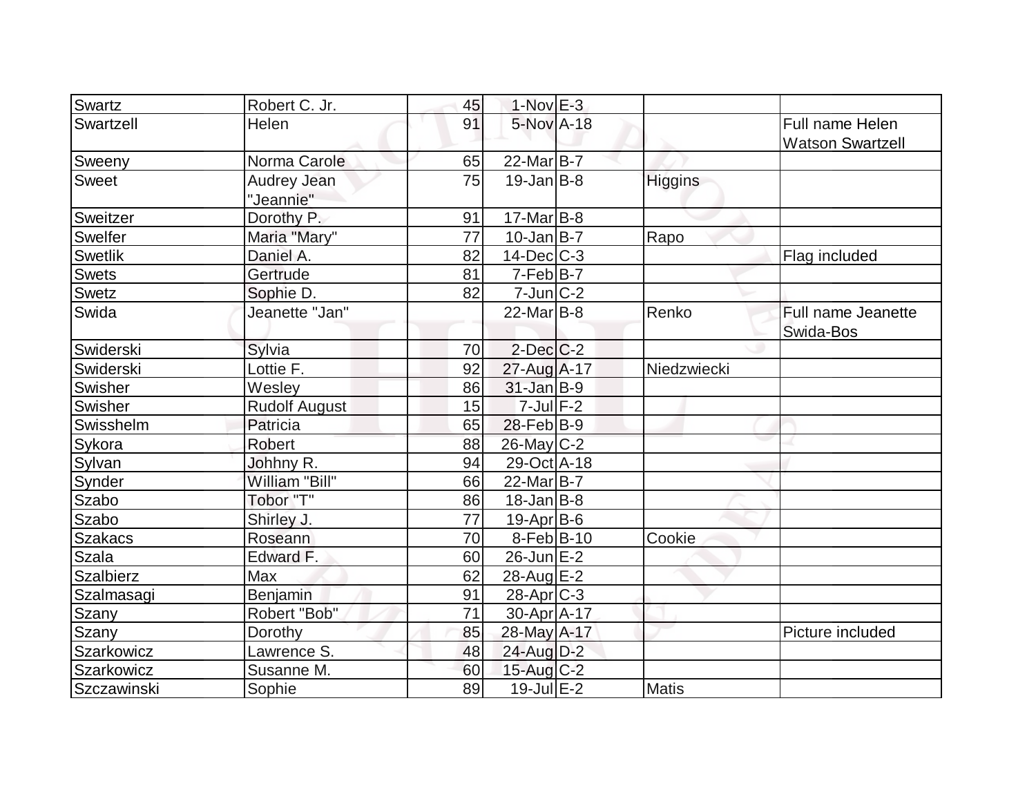| | | | | | | |
|---|---|---|---|---|---|---|
| Swartz | Robert C. Jr. | 45 | 1-Nov | E-3 | | |
| Swartzell | Helen | 91 | 5-Nov | A-18 | | Full name Helen Watson Swartzell |
| Sweeny | Norma Carole | 65 | 22-Mar | B-7 | | |
| Sweet | Audrey Jean "Jeannie" | 75 | 19-Jan | B-8 | Higgins | |
| Sweitzer | Dorothy P. | 91 | 17-Mar | B-8 | | |
| Swelfer | Maria "Mary" | 77 | 10-Jan | B-7 | Rapo | |
| Swetlik | Daniel A. | 82 | 14-Dec | C-3 | | Flag included |
| Swets | Gertrude | 81 | 7-Feb | B-7 | | |
| Swetz | Sophie D. | 82 | 7-Jun | C-2 | | |
| Swida | Jeanette "Jan" | | 22-Mar | B-8 | Renko | Full name Jeanette Swida-Bos |
| Swiderski | Sylvia | 70 | 2-Dec | C-2 | | |
| Swiderski | Lottie F. | 92 | 27-Aug | A-17 | Niedzwiecki | |
| Swisher | Wesley | 86 | 31-Jan | B-9 | | |
| Swisher | Rudolf August | 15 | 7-Jul | F-2 | | |
| Swisshelm | Patricia | 65 | 28-Feb | B-9 | | |
| Sykora | Robert | 88 | 26-May | C-2 | | |
| Sylvan | Johhny R. | 94 | 29-Oct | A-18 | | |
| Synder | William "Bill" | 66 | 22-Mar | B-7 | | |
| Szabo | Tobor "T" | 86 | 18-Jan | B-8 | | |
| Szabo | Shirley J. | 77 | 19-Apr | B-6 | | |
| Szakacs | Roseann | 70 | 8-Feb | B-10 | Cookie | |
| Szala | Edward F. | 60 | 26-Jun | E-2 | | |
| Szalbierz | Max | 62 | 28-Aug | E-2 | | |
| Szalmasagi | Benjamin | 91 | 28-Apr | C-3 | | |
| Szany | Robert "Bob" | 71 | 30-Apr | A-17 | | |
| Szany | Dorothy | 85 | 28-May | A-17 | | Picture included |
| Szarkowicz | Lawrence S. | 48 | 24-Aug | D-2 | | |
| Szarkowicz | Susanne M. | 60 | 15-Aug | C-2 | | |
| Szczawinski | Sophie | 89 | 19-Jul | E-2 | Matis | |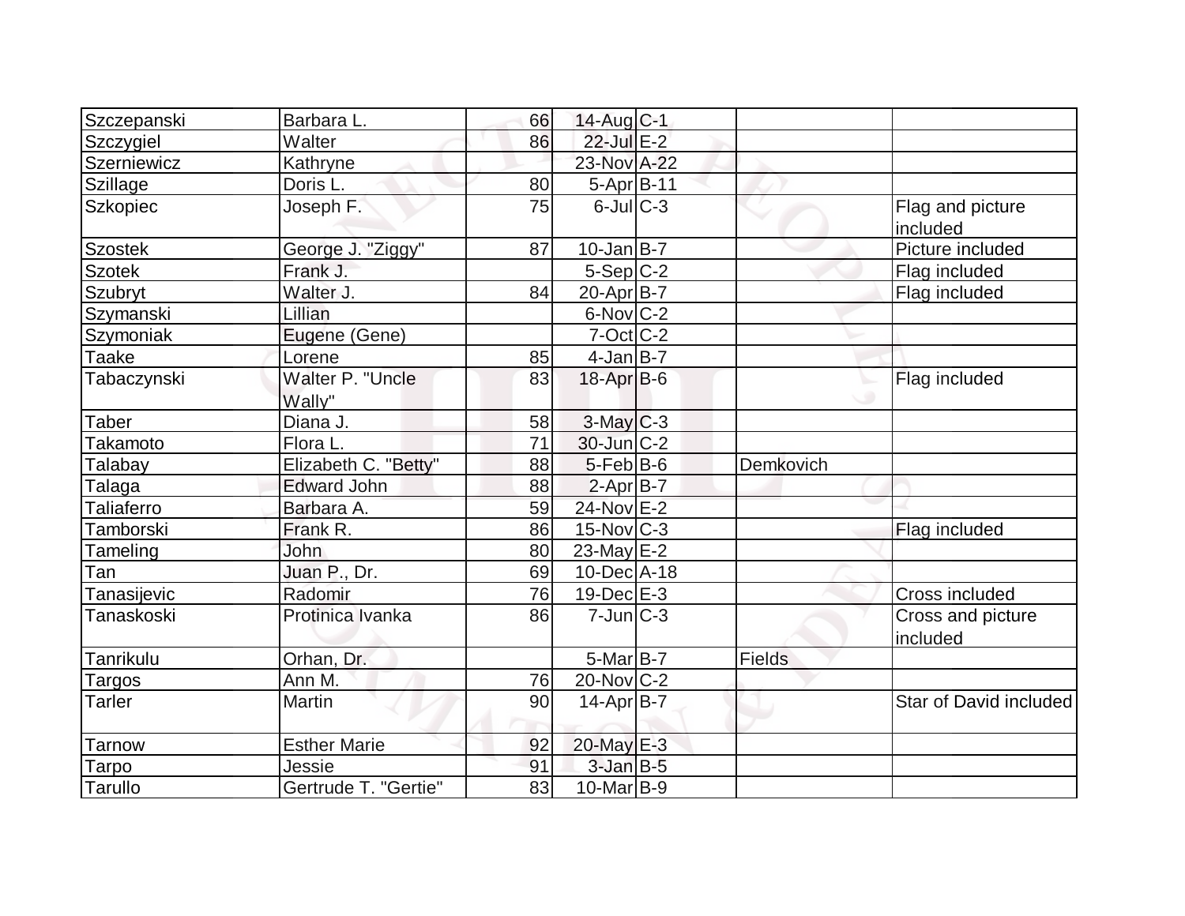| | | | | | | |
|---|---|---|---|---|---|---|
| Szczepanski | Barbara L. | 66 | 14-Aug | C-1 | | |
| Szczygiel | Walter | 86 | 22-Jul | E-2 | | |
| Szerniewicz | Kathryne | | 23-Nov | A-22 | | |
| Szillage | Doris L. | 80 | 5-Apr | B-11 | | |
| Szkopiec | Joseph F. | 75 | 6-Jul | C-3 | | Flag and picture included |
| Szostek | George J. "Ziggy" | 87 | 10-Jan | B-7 | | Picture included |
| Szotek | Frank J. | | 5-Sep | C-2 | | Flag included |
| Szubryt | Walter J. | 84 | 20-Apr | B-7 | | Flag included |
| Szymanski | Lillian | | 6-Nov | C-2 | | |
| Szymoniak | Eugene (Gene) | | 7-Oct | C-2 | | |
| Taake | Lorene | 85 | 4-Jan | B-7 | | |
| Tabaczynski | Walter P. "Uncle Wally" | 83 | 18-Apr | B-6 | | Flag included |
| Taber | Diana J. | 58 | 3-May | C-3 | | |
| Takamoto | Flora L. | 71 | 30-Jun | C-2 | | |
| Talabay | Elizabeth C. "Betty" | 88 | 5-Feb | B-6 | Demkovich | |
| Talaga | Edward John | 88 | 2-Apr | B-7 | | |
| Taliaferro | Barbara A. | 59 | 24-Nov | E-2 | | |
| Tamborski | Frank R. | 86 | 15-Nov | C-3 | | Flag included |
| Tameling | John | 80 | 23-May | E-2 | | |
| Tan | Juan P., Dr. | 69 | 10-Dec | A-18 | | |
| Tanasijevic | Radomir | 76 | 19-Dec | E-3 | | Cross included |
| Tanaskoski | Protinica Ivanka | 86 | 7-Jun | C-3 | | Cross and picture included |
| Tanrikulu | Orhan, Dr. | | 5-Mar | B-7 | Fields | |
| Targos | Ann M. | 76 | 20-Nov | C-2 | | |
| Tarler | Martin | 90 | 14-Apr | B-7 | | Star of David included |
| Tarnow | Esther Marie | 92 | 20-May | E-3 | | |
| Tarpo | Jessie | 91 | 3-Jan | B-5 | | |
| Tarullo | Gertrude T. "Gertie" | 83 | 10-Mar | B-9 | | |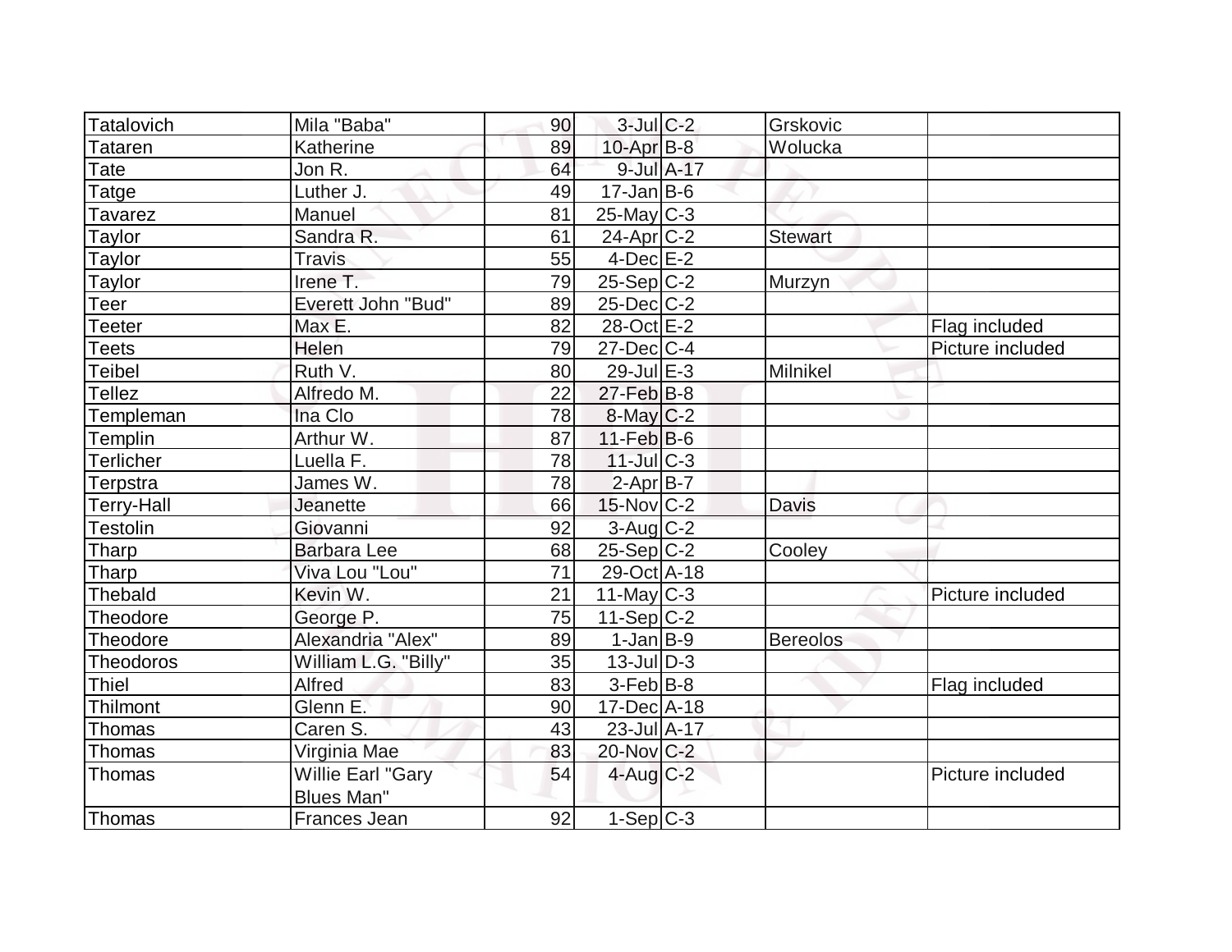| Tatalovich | Mila "Baba" | 90 | 3-Jul | C-2 | Grskovic | |
|---|---|---|---|---|---|---|
| Tataren | Katherine | 89 | 10-Apr | B-8 | Wolucka | |
| Tate | Jon R. | 64 | 9-Jul | A-17 | | |
| Tatge | Luther J. | 49 | 17-Jan | B-6 | | |
| Tavarez | Manuel | 81 | 25-May | C-3 | | |
| Taylor | Sandra R. | 61 | 24-Apr | C-2 | Stewart | |
| Taylor | Travis | 55 | 4-Dec | E-2 | | |
| Taylor | Irene T. | 79 | 25-Sep | C-2 | Murzyn | |
| Teer | Everett John "Bud" | 89 | 25-Dec | C-2 | | |
| Teeter | Max E. | 82 | 28-Oct | E-2 | | Flag included |
| Teets | Helen | 79 | 27-Dec | C-4 | | Picture included |
| Teibel | Ruth V. | 80 | 29-Jul | E-3 | Milnikel | |
| Tellez | Alfredo M. | 22 | 27-Feb | B-8 | | |
| Templeman | Ina Clo | 78 | 8-May | C-2 | | |
| Templin | Arthur W. | 87 | 11-Feb | B-6 | | |
| Terlicher | Luella F. | 78 | 11-Jul | C-3 | | |
| Terpstra | James W. | 78 | 2-Apr | B-7 | | |
| Terry-Hall | Jeanette | 66 | 15-Nov | C-2 | Davis | |
| Testolin | Giovanni | 92 | 3-Aug | C-2 | | |
| Tharp | Barbara Lee | 68 | 25-Sep | C-2 | Cooley | |
| Tharp | Viva Lou "Lou" | 71 | 29-Oct | A-18 | | |
| Thebald | Kevin W. | 21 | 11-May | C-3 | | Picture included |
| Theodore | George P. | 75 | 11-Sep | C-2 | | |
| Theodore | Alexandria "Alex" | 89 | 1-Jan | B-9 | Bereolos | |
| Theodoros | William L.G. "Billy" | 35 | 13-Jul | D-3 | | |
| Thiel | Alfred | 83 | 3-Feb | B-8 | | Flag included |
| Thilmont | Glenn E. | 90 | 17-Dec | A-18 | | |
| Thomas | Caren S. | 43 | 23-Jul | A-17 | | |
| Thomas | Virginia Mae | 83 | 20-Nov | C-2 | | |
| Thomas | Willie Earl "Gary Blues Man" | 54 | 4-Aug | C-2 | | Picture included |
| Thomas | Frances Jean | 92 | 1-Sep | C-3 | | |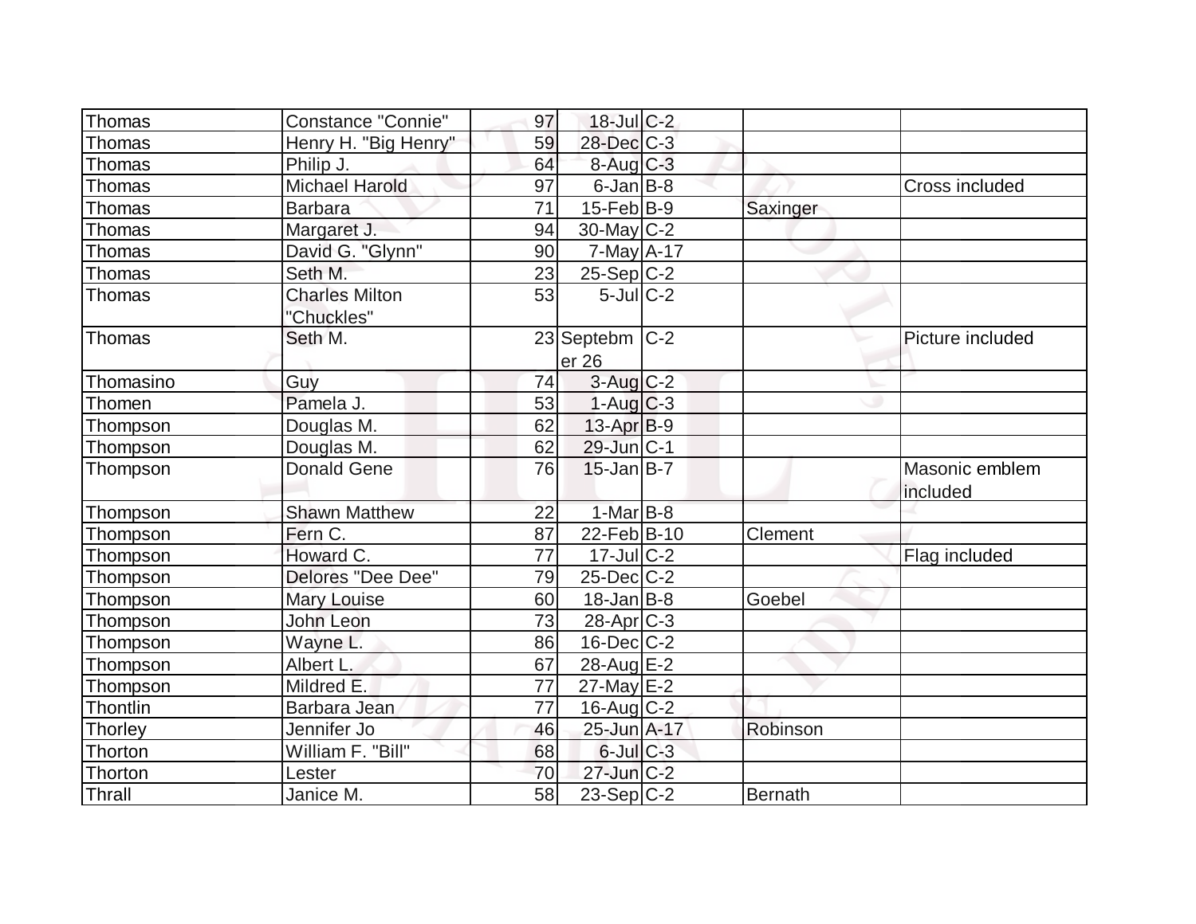| Thomas | Constance "Connie" | 97 | 18-Jul | C-2 | | |
|---|---|---|---|---|---|---|
| Thomas | Henry H. "Big Henry" | 59 | 28-Dec | C-3 | | |
| Thomas | Philip J. | 64 | 8-Aug | C-3 | | |
| Thomas | Michael Harold | 97 | 6-Jan | B-8 | | Cross included |
| Thomas | Barbara | 71 | 15-Feb | B-9 | Saxinger | |
| Thomas | Margaret J. | 94 | 30-May | C-2 | | |
| Thomas | David G. "Glynn" | 90 | 7-May | A-17 | | |
| Thomas | Seth M. | 23 | 25-Sep | C-2 | | |
| Thomas | Charles Milton "Chuckles" | 53 | 5-Jul | C-2 | | |
| Thomas | Seth M. | 23 | September 26 | C-2 | | Picture included |
| Thomasino | Guy | 74 | 3-Aug | C-2 | | |
| Thomen | Pamela J. | 53 | 1-Aug | C-3 | | |
| Thompson | Douglas M. | 62 | 13-Apr | B-9 | | |
| Thompson | Douglas M. | 62 | 29-Jun | C-1 | | |
| Thompson | Donald Gene | 76 | 15-Jan | B-7 | | Masonic emblem included |
| Thompson | Shawn Matthew | 22 | 1-Mar | B-8 | | |
| Thompson | Fern C. | 87 | 22-Feb | B-10 | Clement | |
| Thompson | Howard C. | 77 | 17-Jul | C-2 | | Flag included |
| Thompson | Delores "Dee Dee" | 79 | 25-Dec | C-2 | | |
| Thompson | Mary Louise | 60 | 18-Jan | B-8 | Goebel | |
| Thompson | John Leon | 73 | 28-Apr | C-3 | | |
| Thompson | Wayne L. | 86 | 16-Dec | C-2 | | |
| Thompson | Albert L. | 67 | 28-Aug | E-2 | | |
| Thompson | Mildred E. | 77 | 27-May | E-2 | | |
| Thontlin | Barbara Jean | 77 | 16-Aug | C-2 | | |
| Thorley | Jennifer Jo | 46 | 25-Jun | A-17 | Robinson | |
| Thorton | William F. "Bill" | 68 | 6-Jul | C-3 | | |
| Thorton | Lester | 70 | 27-Jun | C-2 | | |
| Thrall | Janice M. | 58 | 23-Sep | C-2 | Bernath | |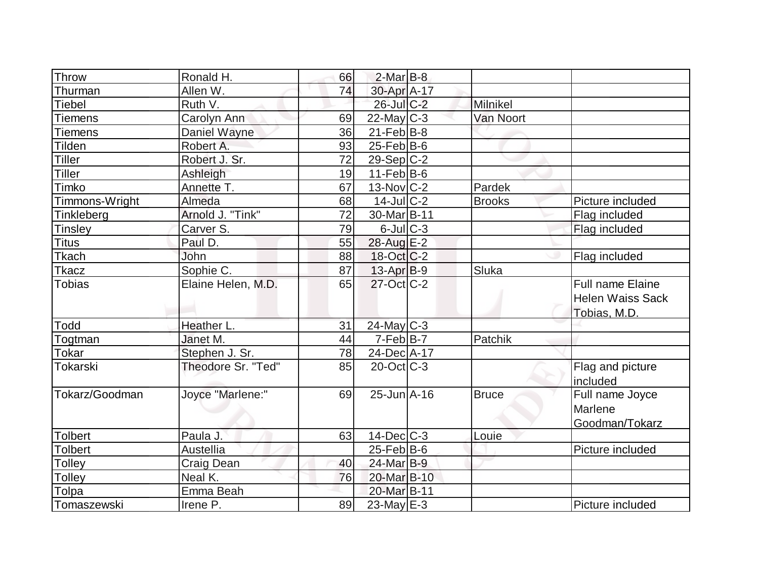| Throw | Ronald H. | 66 | 2-Mar | B-8 | | |
|---|---|---|---|---|---|---|
| Thurman | Allen W. | 74 | 30-Apr | A-17 | | |
| Tiebel | Ruth V. | | 26-Jul | C-2 | Milnikel | |
| Tiemens | Carolyn Ann | 69 | 22-May | C-3 | Van Noort | |
| Tiemens | Daniel Wayne | 36 | 21-Feb | B-8 | | |
| Tilden | Robert A. | 93 | 25-Feb | B-6 | | |
| Tiller | Robert J. Sr. | 72 | 29-Sep | C-2 | | |
| Tiller | Ashleigh | 19 | 11-Feb | B-6 | | |
| Timko | Annette T. | 67 | 13-Nov | C-2 | Pardek | |
| Timmons-Wright | Almeda | 68 | 14-Jul | C-2 | Brooks | Picture included |
| Tinkleberg | Arnold J. "Tink" | 72 | 30-Mar | B-11 | | Flag included |
| Tinsley | Carver S. | 79 | 6-Jul | C-3 | | Flag included |
| Titus | Paul D. | 55 | 28-Aug | E-2 | | |
| Tkach | John | 88 | 18-Oct | C-2 | | Flag included |
| Tkacz | Sophie C. | 87 | 13-Apr | B-9 | Sluka | |
| Tobias | Elaine Helen, M.D. | 65 | 27-Oct | C-2 | | Full name Elaine Helen Waiss Sack Tobias, M.D. |
| Todd | Heather L. | 31 | 24-May | C-3 | | |
| Togtman | Janet M. | 44 | 7-Feb | B-7 | Patchik | |
| Tokar | Stephen J. Sr. | 78 | 24-Dec | A-17 | | |
| Tokarski | Theodore Sr. "Ted" | 85 | 20-Oct | C-3 | | Flag and picture included |
| Tokarz/Goodman | Joyce "Marlene:" | 69 | 25-Jun | A-16 | Bruce | Full name Joyce Marlene Goodman/Tokarz |
| Tolbert | Paula J. | 63 | 14-Dec | C-3 | Louie | |
| Tolbert | Austellia | | 25-Feb | B-6 | | Picture included |
| Tolley | Craig Dean | 40 | 24-Mar | B-9 | | |
| Tolley | Neal K. | 76 | 20-Mar | B-10 | | |
| Tolpa | Emma Beah | | 20-Mar | B-11 | | |
| Tomaszewski | Irene P. | 89 | 23-May | E-3 | | Picture included |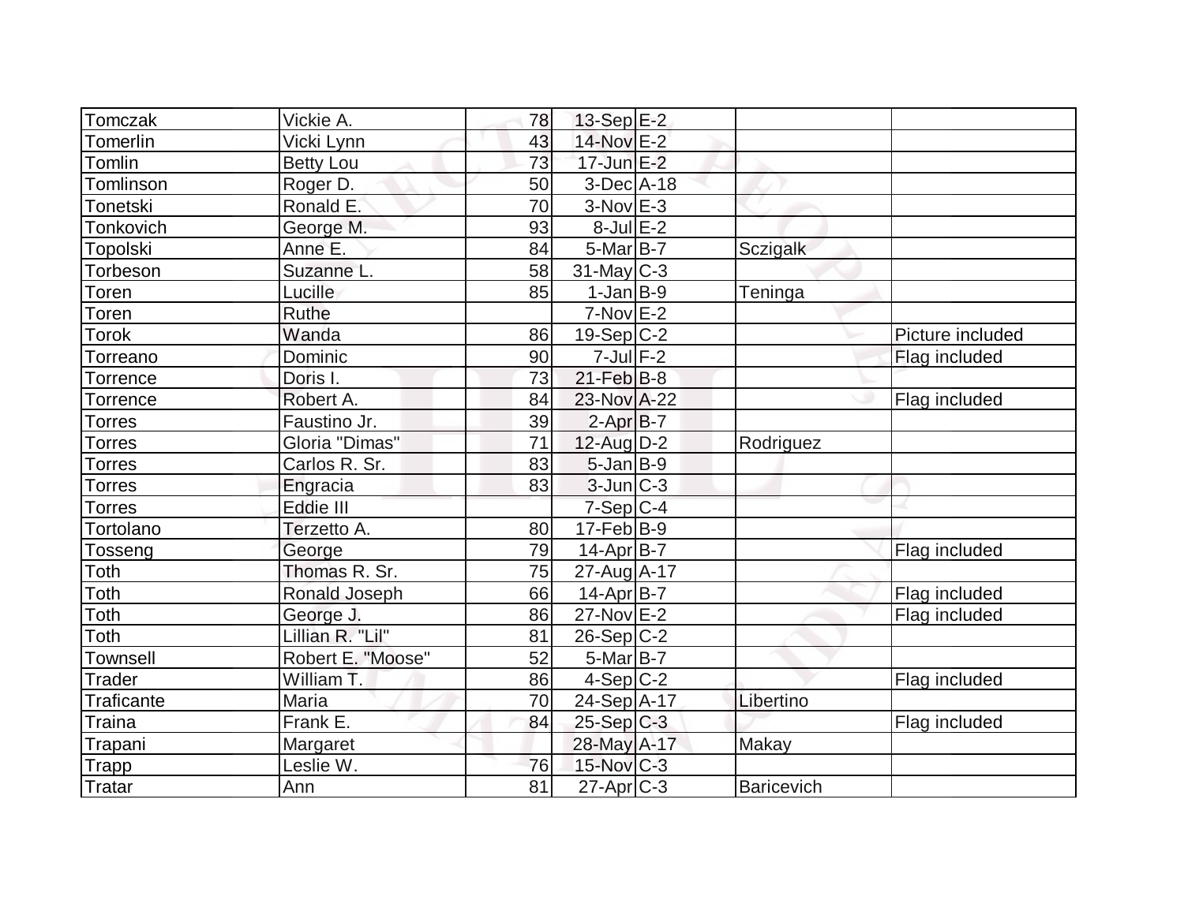| Tomczak | Vickie A. | 78 | 13-Sep | E-2 | | |
|---|---|---|---|---|---|---|
| Tomerlin | Vicki Lynn | 43 | 14-Nov | E-2 | | |
| Tomlin | Betty Lou | 73 | 17-Jun | E-2 | | |
| Tomlinson | Roger D. | 50 | 3-Dec | A-18 | | |
| Tonetski | Ronald E. | 70 | 3-Nov | E-3 | | |
| Tonkovich | George M. | 93 | 8-Jul | E-2 | | |
| Topolski | Anne E. | 84 | 5-Mar | B-7 | Sczigalk | |
| Torbeson | Suzanne L. | 58 | 31-May | C-3 | | |
| Toren | Lucille | 85 | 1-Jan | B-9 | Teninga | |
| Toren | Ruthe | | 7-Nov | E-2 | | |
| Torok | Wanda | 86 | 19-Sep | C-2 | | Picture included |
| Torreano | Dominic | 90 | 7-Jul | F-2 | | Flag included |
| Torrence | Doris I. | 73 | 21-Feb | B-8 | | |
| Torrence | Robert A. | 84 | 23-Nov | A-22 | | Flag included |
| Torres | Faustino Jr. | 39 | 2-Apr | B-7 | | |
| Torres | Gloria "Dimas" | 71 | 12-Aug | D-2 | Rodriguez | |
| Torres | Carlos R. Sr. | 83 | 5-Jan | B-9 | | |
| Torres | Engracia | 83 | 3-Jun | C-3 | | |
| Torres | Eddie III | | 7-Sep | C-4 | | |
| Tortolano | Terzetto A. | 80 | 17-Feb | B-9 | | |
| Tosseng | George | 79 | 14-Apr | B-7 | | Flag included |
| Toth | Thomas R. Sr. | 75 | 27-Aug | A-17 | | |
| Toth | Ronald Joseph | 66 | 14-Apr | B-7 | | Flag included |
| Toth | George J. | 86 | 27-Nov | E-2 | | Flag included |
| Toth | Lillian R. "Lil" | 81 | 26-Sep | C-2 | | |
| Townsell | Robert E. "Moose" | 52 | 5-Mar | B-7 | | |
| Trader | William T. | 86 | 4-Sep | C-2 | | Flag included |
| Traficante | Maria | 70 | 24-Sep | A-17 | Libertino | |
| Traina | Frank E. | 84 | 25-Sep | C-3 | | Flag included |
| Trapani | Margaret | | 28-May | A-17 | Makay | |
| Trapp | Leslie W. | 76 | 15-Nov | C-3 | | |
| Tratar | Ann | 81 | 27-Apr | C-3 | Baricevich | |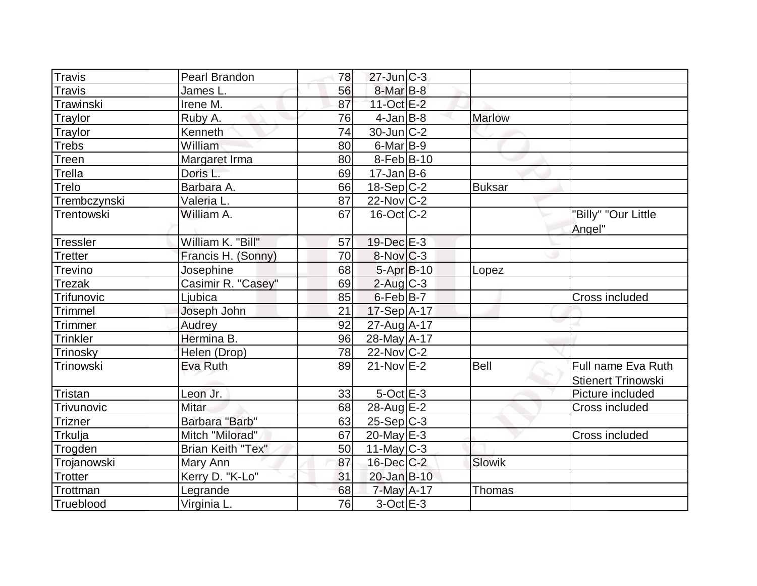| Travis | Pearl Brandon | 78 | 27-Jun | C-3 | | |
|---|---|---|---|---|---|---|
| Travis | James L. | 56 | 8-Mar | B-8 | | |
| Trawinski | Irene M. | 87 | 11-Oct | E-2 | | |
| Traylor | Ruby A. | 76 | 4-Jan | B-8 | Marlow | |
| Traylor | Kenneth | 74 | 30-Jun | C-2 | | |
| Trebs | William | 80 | 6-Mar | B-9 | | |
| Treen | Margaret Irma | 80 | 8-Feb | B-10 | | |
| Trella | Doris L. | 69 | 17-Jan | B-6 | | |
| Trelo | Barbara A. | 66 | 18-Sep | C-2 | Buksar | |
| Trembczynski | Valeria L. | 87 | 22-Nov | C-2 | | |
| Trentowski | William A. | 67 | 16-Oct | C-2 | | "Billy" "Our Little Angel" |
| Tressler | William K. "Bill" | 57 | 19-Dec | E-3 | | |
| Tretter | Francis H. (Sonny) | 70 | 8-Nov | C-3 | | |
| Trevino | Josephine | 68 | 5-Apr | B-10 | Lopez | |
| Trezak | Casimir R. "Casey" | 69 | 2-Aug | C-3 | | |
| Trifunovic | Ljubica | 85 | 6-Feb | B-7 | | Cross included |
| Trimmel | Joseph John | 21 | 17-Sep | A-17 | | |
| Trimmer | Audrey | 92 | 27-Aug | A-17 | | |
| Trinkler | Hermina B. | 96 | 28-May | A-17 | | |
| Trinosky | Helen (Drop) | 78 | 22-Nov | C-2 | | |
| Trinowski | Eva Ruth | 89 | 21-Nov | E-2 | Bell | Full name Eva Ruth Stienert Trinowski |
| Tristan | Leon Jr. | 33 | 5-Oct | E-3 | | Picture included |
| Trivunovic | Mitar | 68 | 28-Aug | E-2 | | Cross included |
| Trizner | Barbara "Barb" | 63 | 25-Sep | C-3 | | |
| Trkulja | Mitch "Milorad" | 67 | 20-May | E-3 | | Cross included |
| Trogden | Brian Keith "Tex" | 50 | 11-May | C-3 | | |
| Trojanowski | Mary Ann | 87 | 16-Dec | C-2 | Slowik | |
| Trotter | Kerry D. "K-Lo" | 31 | 20-Jan | B-10 | | |
| Trottman | Legrande | 68 | 7-May | A-17 | Thomas | |
| Trueblood | Virginia L. | 76 | 3-Oct | E-3 | | |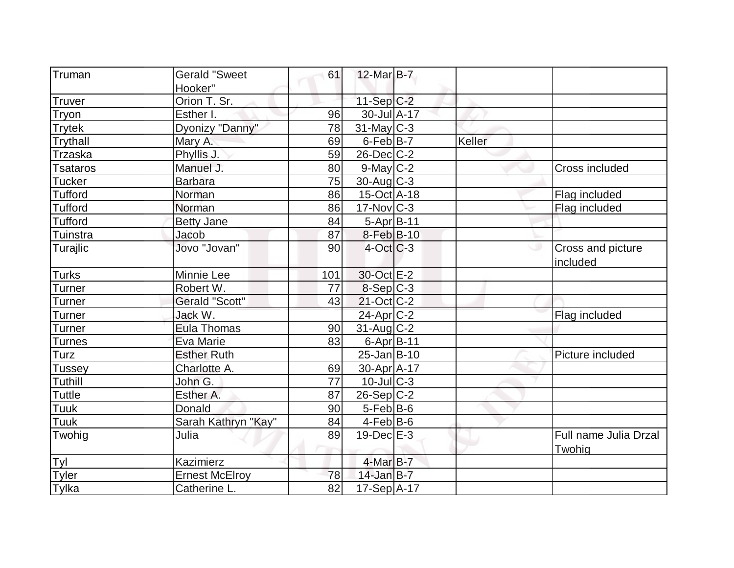| | | | | | | |
|---|---|---|---|---|---|---|
| Truman | Gerald "Sweet Hooker" | 61 | 12-Mar | B-7 | | |
| Truver | Orion T. Sr. | | 11-Sep | C-2 | | |
| Tryon | Esther I. | 96 | 30-Jul | A-17 | | |
| Trytek | Dyonizy "Danny" | 78 | 31-May | C-3 | | |
| Trythall | Mary A. | 69 | 6-Feb | B-7 | Keller | |
| Trzaska | Phyllis J. | 59 | 26-Dec | C-2 | | |
| Tsataros | Manuel J. | 80 | 9-May | C-2 | | Cross included |
| Tucker | Barbara | 75 | 30-Aug | C-3 | | |
| Tufford | Norman | 86 | 15-Oct | A-18 | | Flag included |
| Tufford | Norman | 86 | 17-Nov | C-3 | | Flag included |
| Tufford | Betty Jane | 84 | 5-Apr | B-11 | | |
| Tuinstra | Jacob | 87 | 8-Feb | B-10 | | |
| Turajlic | Jovo "Jovan" | 90 | 4-Oct | C-3 | | Cross and picture included |
| Turks | Minnie Lee | 101 | 30-Oct | E-2 | | |
| Turner | Robert W. | 77 | 8-Sep | C-3 | | |
| Turner | Gerald "Scott" | 43 | 21-Oct | C-2 | | |
| Turner | Jack W. | | 24-Apr | C-2 | | Flag included |
| Turner | Eula Thomas | 90 | 31-Aug | C-2 | | |
| Turnes | Eva Marie | 83 | 6-Apr | B-11 | | |
| Turz | Esther Ruth | | 25-Jan | B-10 | | Picture included |
| Tussey | Charlotte A. | 69 | 30-Apr | A-17 | | |
| Tuthill | John G. | 77 | 10-Jul | C-3 | | |
| Tuttle | Esther A. | 87 | 26-Sep | C-2 | | |
| Tuuk | Donald | 90 | 5-Feb | B-6 | | |
| Tuuk | Sarah Kathryn "Kay" | 84 | 4-Feb | B-6 | | |
| Twohig | Julia | 89 | 19-Dec | E-3 | | Full name Julia Drzal Twohig |
| Tyl | Kazimierz | | 4-Mar | B-7 | | |
| Tyler | Ernest McElroy | 78 | 14-Jan | B-7 | | |
| Tylka | Catherine L. | 82 | 17-Sep | A-17 | | |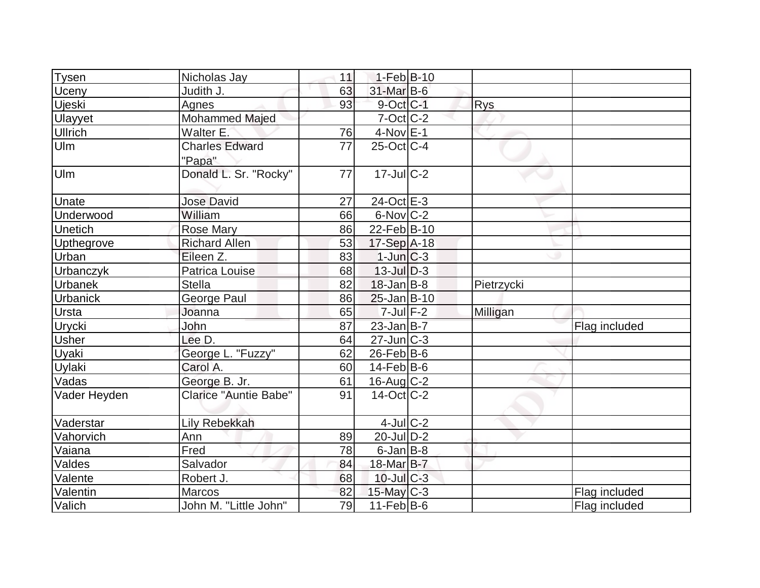| | | | | | | |
|---|---|---|---|---|---|---|
| Tysen | Nicholas Jay | 11 | 1-Feb | B-10 | | |
| Uceny | Judith J. | 63 | 31-Mar | B-6 | | |
| Ujeski | Agnes | 93 | 9-Oct | C-1 | Rys | |
| Ulayyet | Mohammed Majed | | 7-Oct | C-2 | | |
| Ullrich | Walter E. | 76 | 4-Nov | E-1 | | |
| Ulm | Charles Edward "Papa" | 77 | 25-Oct | C-4 | | |
| Ulm | Donald L. Sr. "Rocky" | 77 | 17-Jul | C-2 | | |
| Unate | Jose David | 27 | 24-Oct | E-3 | | |
| Underwood | William | 66 | 6-Nov | C-2 | | |
| Unetich | Rose Mary | 86 | 22-Feb | B-10 | | |
| Upthegrove | Richard Allen | 53 | 17-Sep | A-18 | | |
| Urban | Eileen Z. | 83 | 1-Jun | C-3 | | |
| Urbanczyk | Patrica Louise | 68 | 13-Jul | D-3 | | |
| Urbanek | Stella | 82 | 18-Jan | B-8 | Pietrzycki | |
| Urbanick | George Paul | 86 | 25-Jan | B-10 | | |
| Ursta | Joanna | 65 | 7-Jul | F-2 | Milligan | |
| Urycki | John | 87 | 23-Jan | B-7 | | Flag included |
| Usher | Lee D. | 64 | 27-Jun | C-3 | | |
| Uyaki | George L. "Fuzzy" | 62 | 26-Feb | B-6 | | |
| Uylaki | Carol A. | 60 | 14-Feb | B-6 | | |
| Vadas | George B. Jr. | 61 | 16-Aug | C-2 | | |
| Vader Heyden | Clarice "Auntie Babe" | 91 | 14-Oct | C-2 | | |
| Vaderstar | Lily Rebekkah | | 4-Jul | C-2 | | |
| Vahorvich | Ann | 89 | 20-Jul | D-2 | | |
| Vaiana | Fred | 78 | 6-Jan | B-8 | | |
| Valdes | Salvador | 84 | 18-Mar | B-7 | | |
| Valente | Robert J. | 68 | 10-Jul | C-3 | | |
| Valentin | Marcos | 82 | 15-May | C-3 | | Flag included |
| Valich | John M. "Little John" | 79 | 11-Feb | B-6 | | Flag included |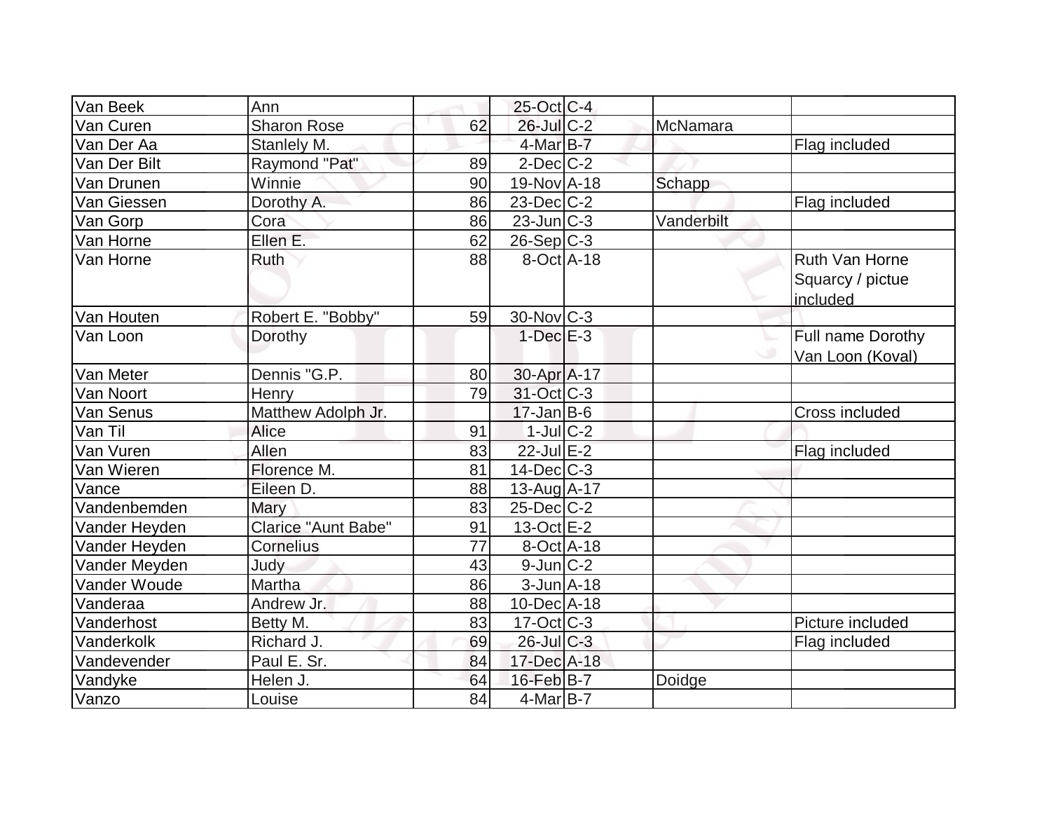| | | | | | | |
|---|---|---|---|---|---|---|
| Van Beek | Ann | | 25-Oct | C-4 | | |
| Van Curen | Sharon Rose | 62 | 26-Jul | C-2 | McNamara | |
| Van Der Aa | Stanlely M. | | 4-Mar | B-7 | | Flag included |
| Van Der Bilt | Raymond "Pat" | 89 | 2-Dec | C-2 | | |
| Van Drunen | Winnie | 90 | 19-Nov | A-18 | Schapp | |
| Van Giessen | Dorothy A. | 86 | 23-Dec | C-2 | | Flag included |
| Van Gorp | Cora | 86 | 23-Jun | C-3 | Vanderbilt | |
| Van Horne | Ellen E. | 62 | 26-Sep | C-3 | | |
| Van Horne | Ruth | 88 | 8-Oct | A-18 | | Ruth Van Horne Squarcy / pictue included |
| Van Houten | Robert E. "Bobby" | 59 | 30-Nov | C-3 | | |
| Van Loon | Dorothy | | 1-Dec | E-3 | | Full name Dorothy Van Loon (Koval) |
| Van Meter | Dennis "G.P. | 80 | 30-Apr | A-17 | | |
| Van Noort | Henry | 79 | 31-Oct | C-3 | | |
| Van Senus | Matthew Adolph Jr. | | 17-Jan | B-6 | | Cross included |
| Van Til | Alice | 91 | 1-Jul | C-2 | | |
| Van Vuren | Allen | 83 | 22-Jul | E-2 | | Flag included |
| Van Wieren | Florence M. | 81 | 14-Dec | C-3 | | |
| Vance | Eileen D. | 88 | 13-Aug | A-17 | | |
| Vandenbemden | Mary | 83 | 25-Dec | C-2 | | |
| Vander Heyden | Clarice "Aunt Babe" | 91 | 13-Oct | E-2 | | |
| Vander Heyden | Cornelius | 77 | 8-Oct | A-18 | | |
| Vander Meyden | Judy | 43 | 9-Jun | C-2 | | |
| Vander Woude | Martha | 86 | 3-Jun | A-18 | | |
| Vanderaa | Andrew Jr. | 88 | 10-Dec | A-18 | | |
| Vanderhost | Betty M. | 83 | 17-Oct | C-3 | | Picture included |
| Vanderkolk | Richard J. | 69 | 26-Jul | C-3 | | Flag included |
| Vandevender | Paul E. Sr. | 84 | 17-Dec | A-18 | | |
| Vandyke | Helen J. | 64 | 16-Feb | B-7 | Doidge | |
| Vanzo | Louise | 84 | 4-Mar | B-7 | | |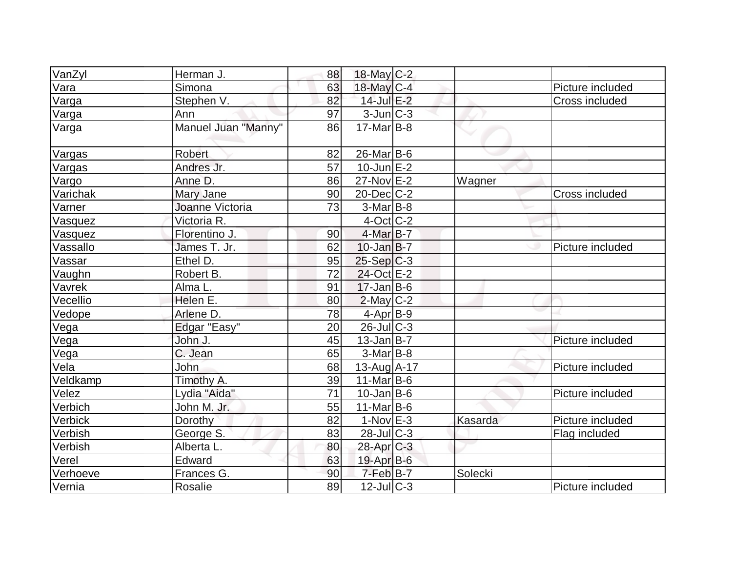| | | | | | | |
|---|---|---|---|---|---|---|
| VanZyl | Herman J. | 88 | 18-May | C-2 | | |
| Vara | Simona | 63 | 18-May | C-4 | | Picture included |
| Varga | Stephen V. | 82 | 14-Jul | E-2 | | Cross included |
| Varga | Ann | 97 | 3-Jun | C-3 | | |
| Varga | Manuel Juan "Manny" | 86 | 17-Mar | B-8 | | |
| Vargas | Robert | 82 | 26-Mar | B-6 | | |
| Vargas | Andres Jr. | 57 | 10-Jun | E-2 | | |
| Vargo | Anne D. | 86 | 27-Nov | E-2 | Wagner | |
| Varichak | Mary Jane | 90 | 20-Dec | C-2 | | Cross included |
| Varner | Joanne Victoria | 73 | 3-Mar | B-8 | | |
| Vasquez | Victoria R. | | 4-Oct | C-2 | | |
| Vasquez | Florentino J. | 90 | 4-Mar | B-7 | | |
| Vassallo | James T. Jr. | 62 | 10-Jan | B-7 | | Picture included |
| Vassar | Ethel D. | 95 | 25-Sep | C-3 | | |
| Vaughn | Robert B. | 72 | 24-Oct | E-2 | | |
| Vavrek | Alma L. | 91 | 17-Jan | B-6 | | |
| Vecellio | Helen E. | 80 | 2-May | C-2 | | |
| Vedope | Arlene D. | 78 | 4-Apr | B-9 | | |
| Vega | Edgar "Easy" | 20 | 26-Jul | C-3 | | |
| Vega | John J. | 45 | 13-Jan | B-7 | | Picture included |
| Vega | C. Jean | 65 | 3-Mar | B-8 | | |
| Vela | John | 68 | 13-Aug | A-17 | | Picture included |
| Veldkamp | Timothy A. | 39 | 11-Mar | B-6 | | |
| Velez | Lydia "Aida" | 71 | 10-Jan | B-6 | | Picture included |
| Verbich | John M. Jr. | 55 | 11-Mar | B-6 | | |
| Verbick | Dorothy | 82 | 1-Nov | E-3 | Kasarda | Picture included |
| Verbish | George S. | 83 | 28-Jul | C-3 | | Flag included |
| Verbish | Alberta L. | 80 | 28-Apr | C-3 | | |
| Verel | Edward | 63 | 19-Apr | B-6 | | |
| Verhoeve | Frances G. | 90 | 7-Feb | B-7 | Solecki | |
| Vernia | Rosalie | 89 | 12-Jul | C-3 | | Picture included |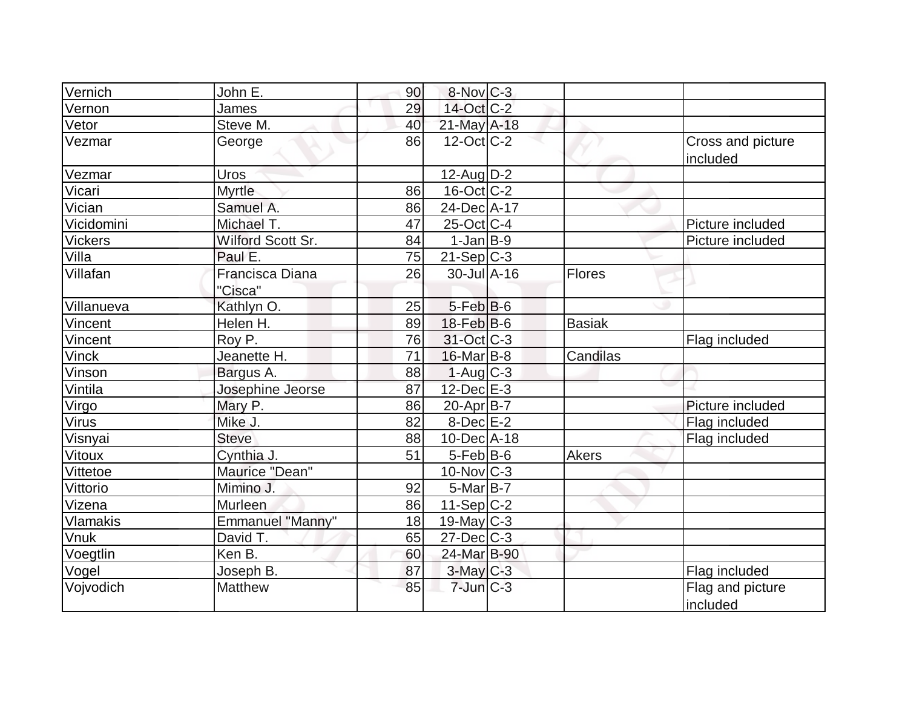| | | | | | | |
|---|---|---|---|---|---|---|
| Vernich | John E. | 90 | 8-Nov | C-3 | | |
| Vernon | James | 29 | 14-Oct | C-2 | | |
| Vetor | Steve M. | 40 | 21-May | A-18 | | |
| Vezmar | George | 86 | 12-Oct | C-2 | | Cross and picture included |
| Vezmar | Uros | | 12-Aug | D-2 | | |
| Vicari | Myrtle | 86 | 16-Oct | C-2 | | |
| Vician | Samuel A. | 86 | 24-Dec | A-17 | | |
| Vicidomini | Michael T. | 47 | 25-Oct | C-4 | | Picture included |
| Vickers | Wilford Scott Sr. | 84 | 1-Jan | B-9 | | Picture included |
| Villa | Paul E. | 75 | 21-Sep | C-3 | | |
| Villafan | Francisca Diana "Cisca" | 26 | 30-Jul | A-16 | Flores | |
| Villanueva | Kathlyn O. | 25 | 5-Feb | B-6 | | |
| Vincent | Helen H. | 89 | 18-Feb | B-6 | Basiak | |
| Vincent | Roy P. | 76 | 31-Oct | C-3 | | Flag included |
| Vinck | Jeanette H. | 71 | 16-Mar | B-8 | Candilas | |
| Vinson | Bargus A. | 88 | 1-Aug | C-3 | | |
| Vintila | Josephine Jeorse | 87 | 12-Dec | E-3 | | |
| Virgo | Mary P. | 86 | 20-Apr | B-7 | | Picture included |
| Virus | Mike J. | 82 | 8-Dec | E-2 | | Flag included |
| Visnyai | Steve | 88 | 10-Dec | A-18 | | Flag included |
| Vitoux | Cynthia J. | 51 | 5-Feb | B-6 | Akers | |
| Vittetoe | Maurice "Dean" | | 10-Nov | C-3 | | |
| Vittorio | Mimino J. | 92 | 5-Mar | B-7 | | |
| Vizena | Murleen | 86 | 11-Sep | C-2 | | |
| Vlamakis | Emmanuel "Manny" | 18 | 19-May | C-3 | | |
| Vnuk | David T. | 65 | 27-Dec | C-3 | | |
| Voegtlin | Ken B. | 60 | 24-Mar | B-90 | | |
| Vogel | Joseph B. | 87 | 3-May | C-3 | | Flag included |
| Vojvodich | Matthew | 85 | 7-Jun | C-3 | | Flag and picture included |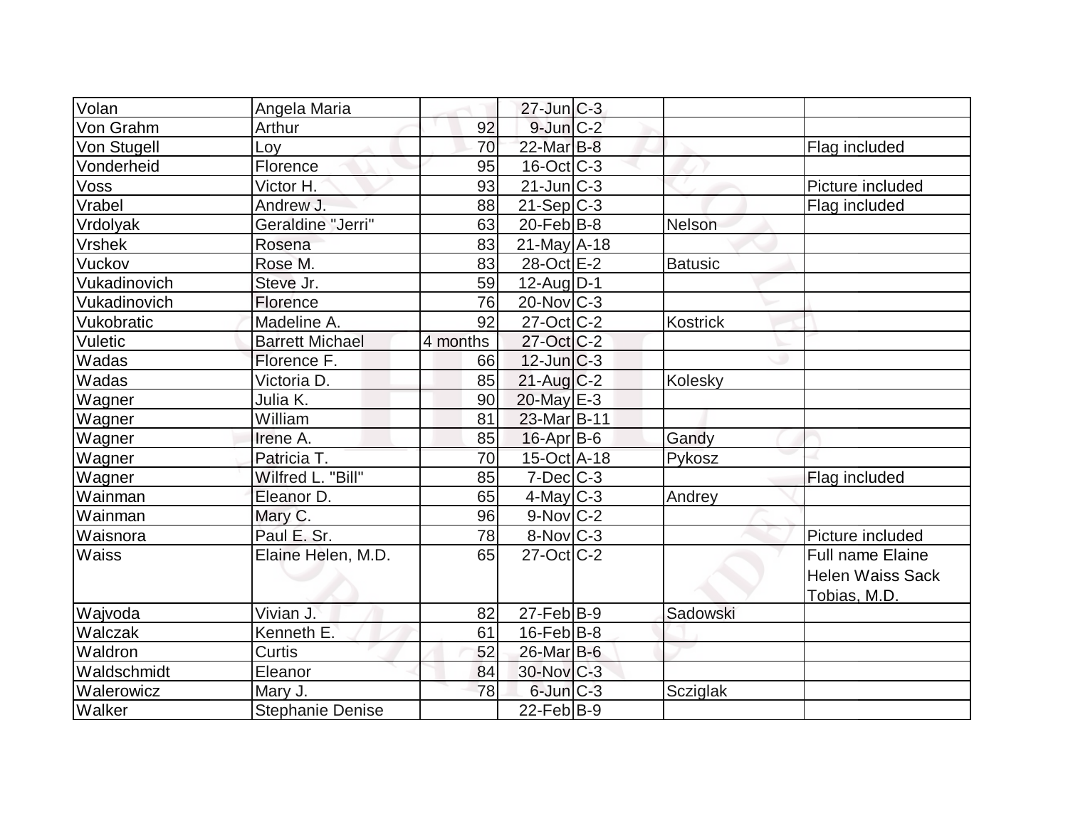| | | | | | | |
|---|---|---|---|---|---|---|
| Volan | Angela Maria | | 27-Jun | C-3 | | |
| Von Grahm | Arthur | 92 | 9-Jun | C-2 | | |
| Von Stugell | Loy | 70 | 22-Mar | B-8 | | Flag included |
| Vonderheid | Florence | 95 | 16-Oct | C-3 | | |
| Voss | Victor H. | 93 | 21-Jun | C-3 | | Picture included |
| Vrabel | Andrew J. | 88 | 21-Sep | C-3 | | Flag included |
| Vrdolyak | Geraldine "Jerri" | 63 | 20-Feb | B-8 | Nelson | |
| Vrshek | Rosena | 83 | 21-May | A-18 | | |
| Vuckov | Rose M. | 83 | 28-Oct | E-2 | Batusic | |
| Vukadinovich | Steve Jr. | 59 | 12-Aug | D-1 | | |
| Vukadinovich | Florence | 76 | 20-Nov | C-3 | | |
| Vukobratic | Madeline A. | 92 | 27-Oct | C-2 | Kostrick | |
| Vuletic | Barrett Michael | 4 months | 27-Oct | C-2 | | |
| Wadas | Florence F. | 66 | 12-Jun | C-3 | | |
| Wadas | Victoria D. | 85 | 21-Aug | C-2 | Kolesky | |
| Wagner | Julia K. | 90 | 20-May | E-3 | | |
| Wagner | William | 81 | 23-Mar | B-11 | | |
| Wagner | Irene A. | 85 | 16-Apr | B-6 | Gandy | |
| Wagner | Patricia T. | 70 | 15-Oct | A-18 | Pykosz | |
| Wagner | Wilfred L. "Bill" | 85 | 7-Dec | C-3 | | Flag included |
| Wainman | Eleanor D. | 65 | 4-May | C-3 | Andrey | |
| Wainman | Mary C. | 96 | 9-Nov | C-2 | | |
| Waisnora | Paul E. Sr. | 78 | 8-Nov | C-3 | | Picture included |
| Waiss | Elaine Helen, M.D. | 65 | 27-Oct | C-2 | | Full name Elaine Helen Waiss Sack Tobias, M.D. |
| Wajvoda | Vivian J. | 82 | 27-Feb | B-9 | Sadowski | |
| Walczak | Kenneth E. | 61 | 16-Feb | B-8 | | |
| Waldron | Curtis | 52 | 26-Mar | B-6 | | |
| Waldschmidt | Eleanor | 84 | 30-Nov | C-3 | | |
| Walerowicz | Mary J. | 78 | 6-Jun | C-3 | Scziglak | |
| Walker | Stephanie Denise | | 22-Feb | B-9 | | |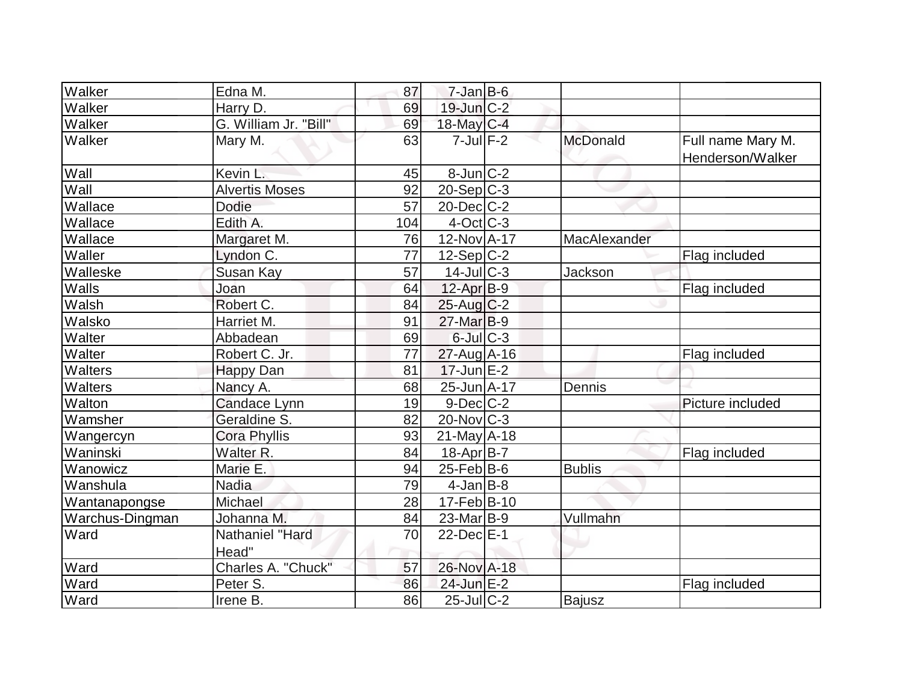| Walker | Edna M. | 87 | 7-Jan | B-6 | | |
|---|---|---|---|---|---|---|
| Walker | Harry D. | 69 | 19-Jun | C-2 | | |
| Walker | G. William Jr. "Bill" | 69 | 18-May | C-4 | | |
| Walker | Mary M. | 63 | 7-Jul | F-2 | McDonald | Full name Mary M. Henderson/Walker |
| Wall | Kevin L. | 45 | 8-Jun | C-2 | | |
| Wall | Alvertis Moses | 92 | 20-Sep | C-3 | | |
| Wallace | Dodie | 57 | 20-Dec | C-2 | | |
| Wallace | Edith A. | 104 | 4-Oct | C-3 | | |
| Wallace | Margaret M. | 76 | 12-Nov | A-17 | MacAlexander | |
| Waller | Lyndon C. | 77 | 12-Sep | C-2 | | Flag included |
| Walleske | Susan Kay | 57 | 14-Jul | C-3 | Jackson | |
| Walls | Joan | 64 | 12-Apr | B-9 | | Flag included |
| Walsh | Robert C. | 84 | 25-Aug | C-2 | | |
| Walsko | Harriet M. | 91 | 27-Mar | B-9 | | |
| Walter | Abbadean | 69 | 6-Jul | C-3 | | |
| Walter | Robert C. Jr. | 77 | 27-Aug | A-16 | | Flag included |
| Walters | Happy Dan | 81 | 17-Jun | E-2 | | |
| Walters | Nancy A. | 68 | 25-Jun | A-17 | Dennis | |
| Walton | Candace Lynn | 19 | 9-Dec | C-2 | | Picture included |
| Wamsher | Geraldine S. | 82 | 20-Nov | C-3 | | |
| Wangercyn | Cora Phyllis | 93 | 21-May | A-18 | | |
| Waninski | Walter R. | 84 | 18-Apr | B-7 | | Flag included |
| Wanowicz | Marie E. | 94 | 25-Feb | B-6 | Bublis | |
| Wanshula | Nadia | 79 | 4-Jan | B-8 | | |
| Wantanapongse | Michael | 28 | 17-Feb | B-10 | | |
| Warchus-Dingman | Johanna M. | 84 | 23-Mar | B-9 | Vullmahn | |
| Ward | Nathaniel "Hard Head" | 70 | 22-Dec | E-1 | | |
| Ward | Charles A. "Chuck" | 57 | 26-Nov | A-18 | | |
| Ward | Peter S. | 86 | 24-Jun | E-2 | | Flag included |
| Ward | Irene B. | 86 | 25-Jul | C-2 | Bajusz | |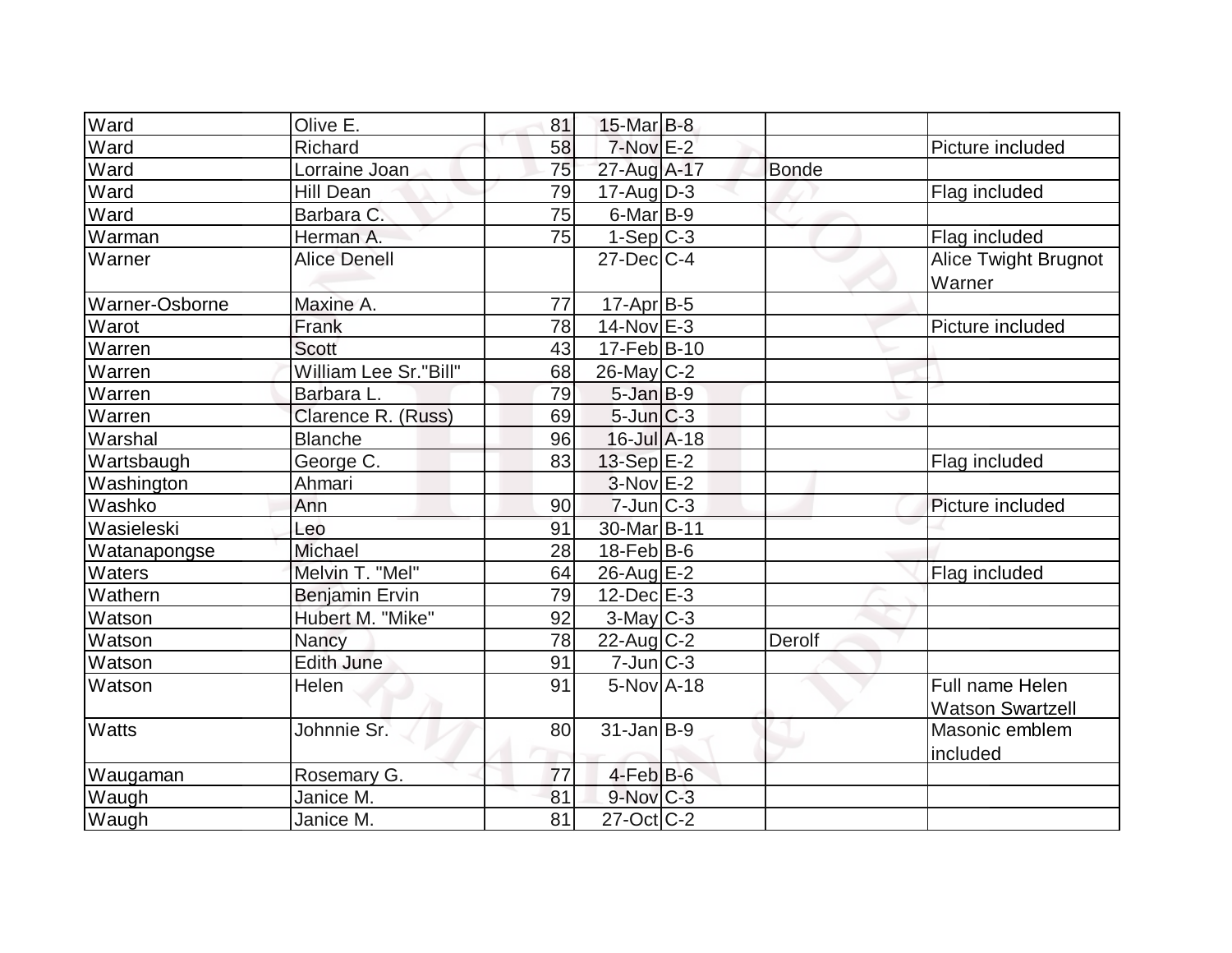| | | | | | | |
|---|---|---|---|---|---|---|
| Ward | Olive E. | 81 | 15-Mar | B-8 | | |
| Ward | Richard | 58 | 7-Nov | E-2 | | Picture included |
| Ward | Lorraine Joan | 75 | 27-Aug | A-17 | Bonde | |
| Ward | Hill Dean | 79 | 17-Aug | D-3 | | Flag included |
| Ward | Barbara C. | 75 | 6-Mar | B-9 | | |
| Warman | Herman A. | 75 | 1-Sep | C-3 | | Flag included |
| Warner | Alice Denell | | 27-Dec | C-4 | | Alice Twight Brugnot Warner |
| Warner-Osborne | Maxine A. | 77 | 17-Apr | B-5 | | |
| Warot | Frank | 78 | 14-Nov | E-3 | | Picture included |
| Warren | Scott | 43 | 17-Feb | B-10 | | |
| Warren | William Lee Sr."Bill" | 68 | 26-May | C-2 | | |
| Warren | Barbara L. | 79 | 5-Jan | B-9 | | |
| Warren | Clarence R. (Russ) | 69 | 5-Jun | C-3 | | |
| Warshal | Blanche | 96 | 16-Jul | A-18 | | |
| Wartsbaugh | George C. | 83 | 13-Sep | E-2 | | Flag included |
| Washington | Ahmari | | 3-Nov | E-2 | | |
| Washko | Ann | 90 | 7-Jun | C-3 | | Picture included |
| Wasieleski | Leo | 91 | 30-Mar | B-11 | | |
| Watanapongse | Michael | 28 | 18-Feb | B-6 | | |
| Waters | Melvin T. "Mel" | 64 | 26-Aug | E-2 | | Flag included |
| Wathern | Benjamin Ervin | 79 | 12-Dec | E-3 | | |
| Watson | Hubert M. "Mike" | 92 | 3-May | C-3 | | |
| Watson | Nancy | 78 | 22-Aug | C-2 | Derolf | |
| Watson | Edith June | 91 | 7-Jun | C-3 | | |
| Watson | Helen | 91 | 5-Nov | A-18 | | Full name Helen Watson Swartzell |
| Watts | Johnnie Sr. | 80 | 31-Jan | B-9 | | Masonic emblem included |
| Waugaman | Rosemary G. | 77 | 4-Feb | B-6 | | |
| Waugh | Janice M. | 81 | 9-Nov | C-3 | | |
| Waugh | Janice M. | 81 | 27-Oct | C-2 | | |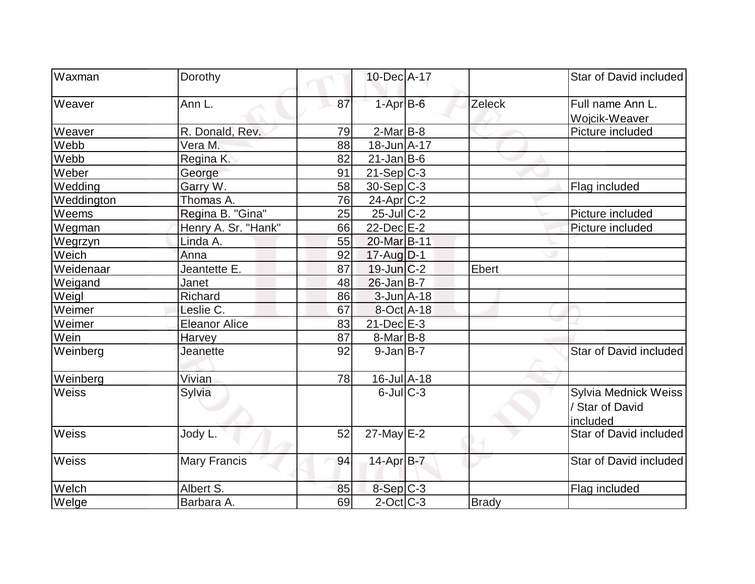| Waxman | Dorothy | | 10-Dec | A-17 | | Star of David included |
|---|---|---|---|---|---|---|
| Weaver | Ann L. | 87 | 1-Apr | B-6 | Zeleck | Full name Ann L. Wojcik-Weaver |
| Weaver | R. Donald, Rev. | 79 | 2-Mar | B-8 | | Picture included |
| Webb | Vera M. | 88 | 18-Jun | A-17 | | |
| Webb | Regina K. | 82 | 21-Jan | B-6 | | |
| Weber | George | 91 | 21-Sep | C-3 | | |
| Wedding | Garry W. | 58 | 30-Sep | C-3 | | Flag included |
| Weddington | Thomas A. | 76 | 24-Apr | C-2 | | |
| Weems | Regina B. "Gina" | 25 | 25-Jul | C-2 | | Picture included |
| Wegman | Henry A. Sr. "Hank" | 66 | 22-Dec | E-2 | | Picture included |
| Wegrzyn | Linda A. | 55 | 20-Mar | B-11 | | |
| Weich | Anna | 92 | 17-Aug | D-1 | | |
| Weidenaar | Jeantette E. | 87 | 19-Jun | C-2 | Ebert | |
| Weigand | Janet | 48 | 26-Jan | B-7 | | |
| Weigl | Richard | 86 | 3-Jun | A-18 | | |
| Weimer | Leslie C. | 67 | 8-Oct | A-18 | | |
| Weimer | Eleanor Alice | 83 | 21-Dec | E-3 | | |
| Wein | Harvey | 87 | 8-Mar | B-8 | | |
| Weinberg | Jeanette | 92 | 9-Jan | B-7 | | Star of David included |
| Weinberg | Vivian | 78 | 16-Jul | A-18 | | |
| Weiss | Sylvia | | 6-Jul | C-3 | | Sylvia Mednick Weiss / Star of David included |
| Weiss | Jody L. | 52 | 27-May | E-2 | | Star of David included |
| Weiss | Mary Francis | 94 | 14-Apr | B-7 | | Star of David included |
| Welch | Albert S. | 85 | 8-Sep | C-3 | | Flag included |
| Welge | Barbara A. | 69 | 2-Oct | C-3 | Brady | |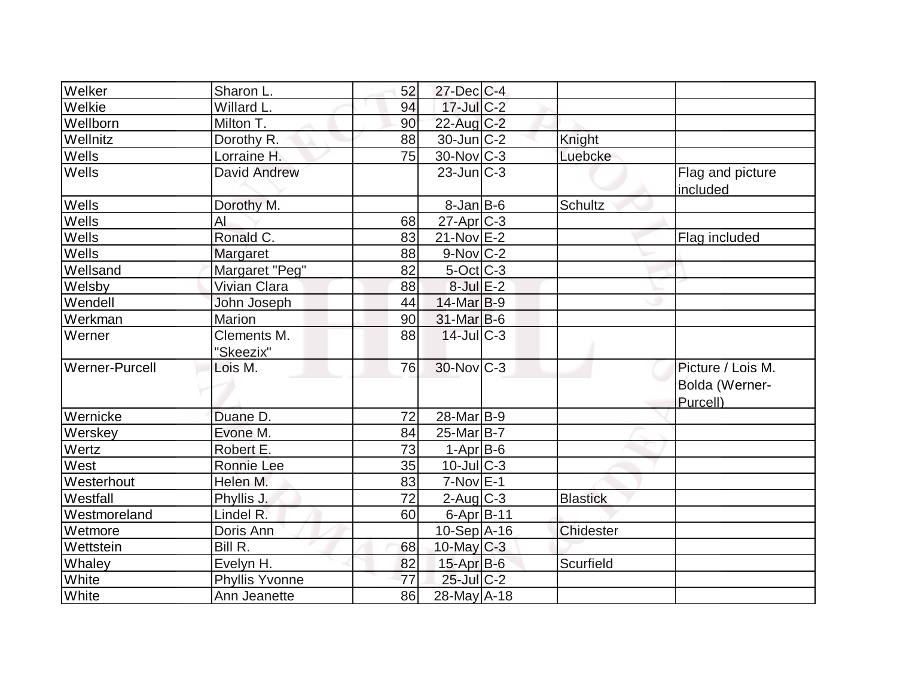| | | | | | | |
|---|---|---|---|---|---|---|
| Welker | Sharon L. | 52 | 27-Dec | C-4 | | |
| Welkie | Willard L. | 94 | 17-Jul | C-2 | | |
| Wellborn | Milton T. | 90 | 22-Aug | C-2 | | |
| Wellnitz | Dorothy R. | 88 | 30-Jun | C-2 | Knight | |
| Wells | Lorraine H. | 75 | 30-Nov | C-3 | Luebcke | |
| Wells | David Andrew | | 23-Jun | C-3 | | Flag and picture included |
| Wells | Dorothy M. | | 8-Jan | B-6 | Schultz | |
| Wells | Al | 68 | 27-Apr | C-3 | | |
| Wells | Ronald C. | 83 | 21-Nov | E-2 | | Flag included |
| Wells | Margaret | 88 | 9-Nov | C-2 | | |
| Wellsand | Margaret "Peg" | 82 | 5-Oct | C-3 | | |
| Welsby | Vivian Clara | 88 | 8-Jul | E-2 | | |
| Wendell | John Joseph | 44 | 14-Mar | B-9 | | |
| Werkman | Marion | 90 | 31-Mar | B-6 | | |
| Werner | Clements M. "Skeezix" | 88 | 14-Jul | C-3 | | |
| Werner-Purcell | Lois M. | 76 | 30-Nov | C-3 | | Picture / Lois M. Bolda (Werner-Purcell) |
| Wernicke | Duane D. | 72 | 28-Mar | B-9 | | |
| Werskey | Evone M. | 84 | 25-Mar | B-7 | | |
| Wertz | Robert E. | 73 | 1-Apr | B-6 | | |
| West | Ronnie Lee | 35 | 10-Jul | C-3 | | |
| Westerhout | Helen M. | 83 | 7-Nov | E-1 | | |
| Westfall | Phyllis J. | 72 | 2-Aug | C-3 | Blastick | |
| Westmoreland | Lindel R. | 60 | 6-Apr | B-11 | | |
| Wetmore | Doris Ann | | 10-Sep | A-16 | Chidester | |
| Wettstein | Bill R. | 68 | 10-May | C-3 | | |
| Whaley | Evelyn H. | 82 | 15-Apr | B-6 | Scurfield | |
| White | Phyllis Yvonne | 77 | 25-Jul | C-2 | | |
| White | Ann Jeanette | 86 | 28-May | A-18 | | |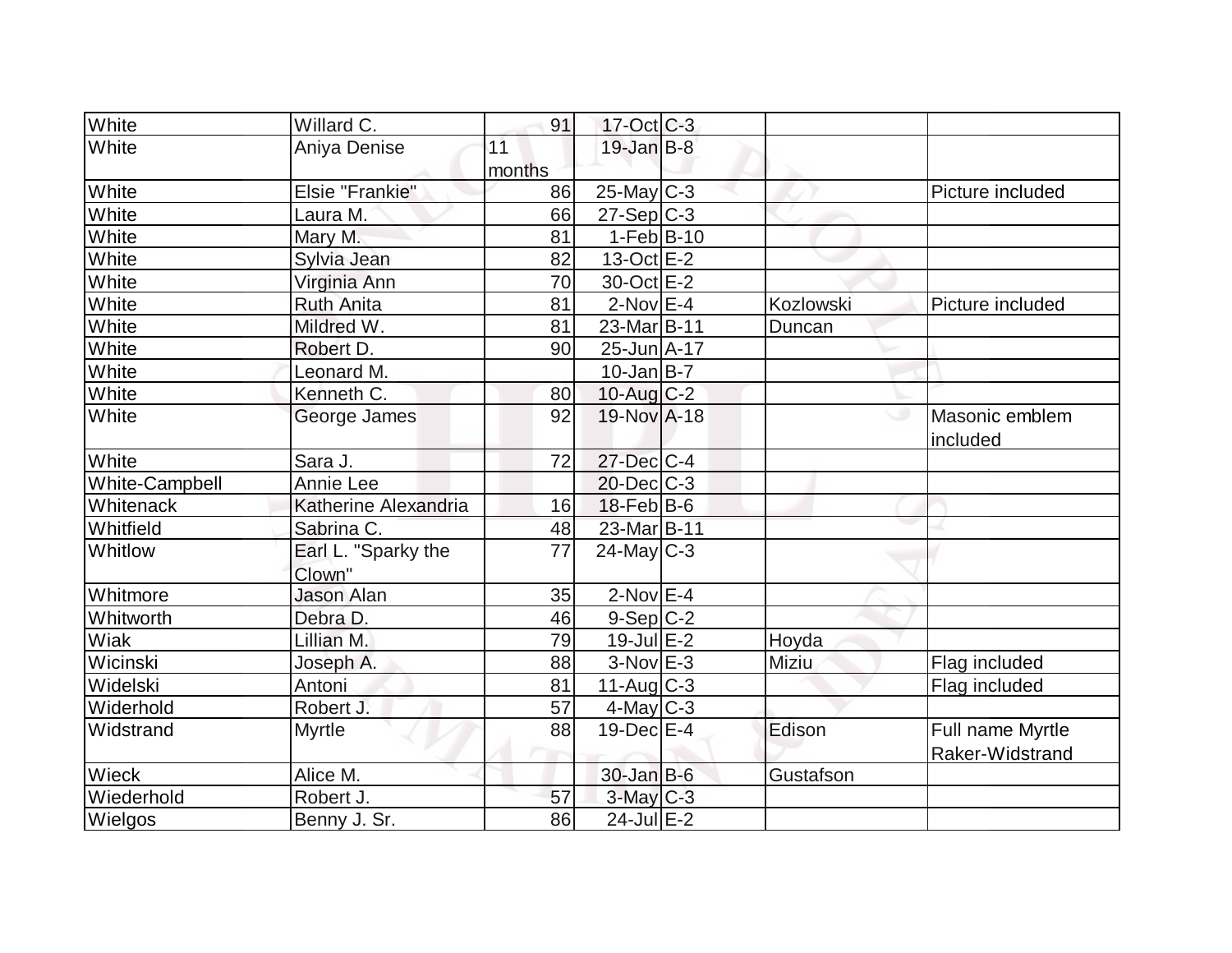| White | Willard C. | 91 | 17-Oct | C-3 | | |
|---|---|---|---|---|---|---|
| White | Aniya Denise | 11 months | 19-Jan | B-8 | | |
| White | Elsie "Frankie" | 86 | 25-May | C-3 | | Picture included |
| White | Laura M. | 66 | 27-Sep | C-3 | | |
| White | Mary M. | 81 | 1-Feb | B-10 | | |
| White | Sylvia Jean | 82 | 13-Oct | E-2 | | |
| White | Virginia Ann | 70 | 30-Oct | E-2 | | |
| White | Ruth Anita | 81 | 2-Nov | E-4 | Kozlowski | Picture included |
| White | Mildred W. | 81 | 23-Mar | B-11 | Duncan | |
| White | Robert D. | 90 | 25-Jun | A-17 | | |
| White | Leonard M. | | 10-Jan | B-7 | | |
| White | Kenneth C. | 80 | 10-Aug | C-2 | | |
| White | George James | 92 | 19-Nov | A-18 | | Masonic emblem included |
| White | Sara J. | 72 | 27-Dec | C-4 | | |
| White-Campbell | Annie Lee | | 20-Dec | C-3 | | |
| Whitenack | Katherine Alexandria | 16 | 18-Feb | B-6 | | |
| Whitfield | Sabrina C. | 48 | 23-Mar | B-11 | | |
| Whitlow | Earl L. "Sparky the Clown" | 77 | 24-May | C-3 | | |
| Whitmore | Jason Alan | 35 | 2-Nov | E-4 | | |
| Whitworth | Debra D. | 46 | 9-Sep | C-2 | | |
| Wiak | Lillian M. | 79 | 19-Jul | E-2 | Hoyda | |
| Wicinski | Joseph A. | 88 | 3-Nov | E-3 | Miziu | Flag included |
| Widelski | Antoni | 81 | 11-Aug | C-3 | | Flag included |
| Widerhold | Robert J. | 57 | 4-May | C-3 | | |
| Widstrand | Myrtle | 88 | 19-Dec | E-4 | Edison | Full name Myrtle Raker-Widstrand |
| Wieck | Alice M. | | 30-Jan | B-6 | Gustafson | |
| Wiederhold | Robert J. | 57 | 3-May | C-3 | | |
| Wielgos | Benny J. Sr. | 86 | 24-Jul | E-2 | | |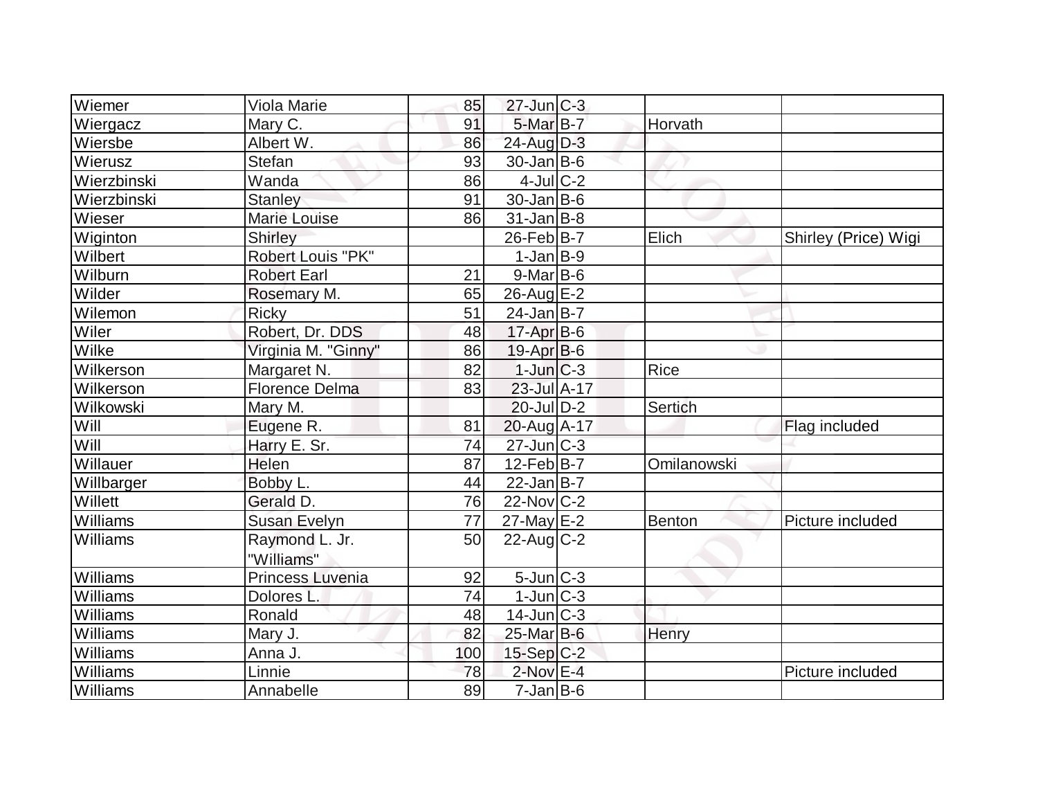| | | | | | | |
|---|---|---|---|---|---|---|
| Wiemer | Viola Marie | 85 | 27-Jun | C-3 | | |
| Wiergacz | Mary C. | 91 | 5-Mar | B-7 | Horvath | |
| Wiersbe | Albert W. | 86 | 24-Aug | D-3 | | |
| Wierusz | Stefan | 93 | 30-Jan | B-6 | | |
| Wierzbinski | Wanda | 86 | 4-Jul | C-2 | | |
| Wierzbinski | Stanley | 91 | 30-Jan | B-6 | | |
| Wieser | Marie Louise | 86 | 31-Jan | B-8 | | |
| Wiginton | Shirley | | 26-Feb | B-7 | Elich | Shirley (Price) Wigi |
| Wilbert | Robert Louis "PK" | | 1-Jan | B-9 | | |
| Wilburn | Robert Earl | 21 | 9-Mar | B-6 | | |
| Wilder | Rosemary M. | 65 | 26-Aug | E-2 | | |
| Wilemon | Ricky | 51 | 24-Jan | B-7 | | |
| Wiler | Robert, Dr. DDS | 48 | 17-Apr | B-6 | | |
| Wilke | Virginia M. "Ginny" | 86 | 19-Apr | B-6 | | |
| Wilkerson | Margaret N. | 82 | 1-Jun | C-3 | Rice | |
| Wilkerson | Florence Delma | 83 | 23-Jul | A-17 | | |
| Wilkowski | Mary M. | | 20-Jul | D-2 | Sertich | |
| Will | Eugene R. | 81 | 20-Aug | A-17 | | Flag included |
| Will | Harry E. Sr. | 74 | 27-Jun | C-3 | | |
| Willauer | Helen | 87 | 12-Feb | B-7 | Omilanowski | |
| Willbarger | Bobby L. | 44 | 22-Jan | B-7 | | |
| Willett | Gerald D. | 76 | 22-Nov | C-2 | | |
| Williams | Susan Evelyn | 77 | 27-May | E-2 | Benton | Picture included |
| Williams | Raymond L. Jr. "Williams" | 50 | 22-Aug | C-2 | | |
| Williams | Princess Luvenia | 92 | 5-Jun | C-3 | | |
| Williams | Dolores L. | 74 | 1-Jun | C-3 | | |
| Williams | Ronald | 48 | 14-Jun | C-3 | | |
| Williams | Mary J. | 82 | 25-Mar | B-6 | Henry | |
| Williams | Anna J. | 100 | 15-Sep | C-2 | | |
| Williams | Linnie | 78 | 2-Nov | E-4 | | Picture included |
| Williams | Annabelle | 89 | 7-Jan | B-6 | | |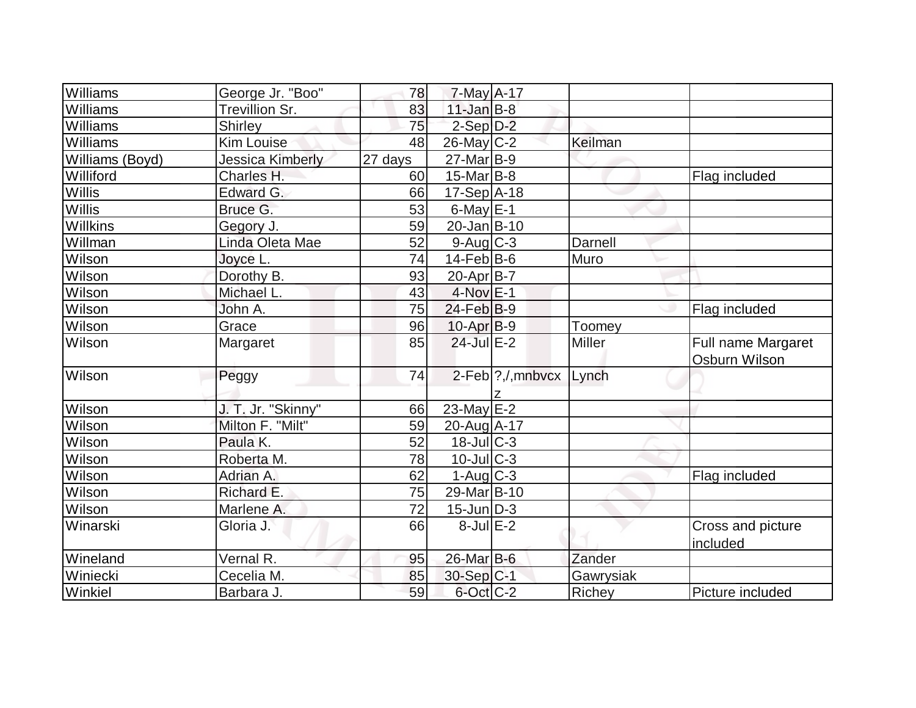| Williams | George Jr. "Boo" | 78 | 7-May | A-17 | | |
|---|---|---|---|---|---|---|
| Williams | Trevillion Sr. | 83 | 11-Jan | B-8 | | |
| Williams | Shirley | 75 | 2-Sep | D-2 | | |
| Williams | Kim Louise | 48 | 26-May | C-2 | Keilman | |
| Williams (Boyd) | Jessica Kimberly | 27 days | 27-Mar | B-9 | | |
| Williford | Charles H. | 60 | 15-Mar | B-8 | | Flag included |
| Willis | Edward G. | 66 | 17-Sep | A-18 | | |
| Willis | Bruce G. | 53 | 6-May | E-1 | | |
| Willkins | Gegory J. | 59 | 20-Jan | B-10 | | |
| Willman | Linda Oleta Mae | 52 | 9-Aug | C-3 | Darnell | |
| Wilson | Joyce L. | 74 | 14-Feb | B-6 | Muro | |
| Wilson | Dorothy B. | 93 | 20-Apr | B-7 | | |
| Wilson | Michael L. | 43 | 4-Nov | E-1 | | |
| Wilson | John A. | 75 | 24-Feb | B-9 | | Flag included |
| Wilson | Grace | 96 | 10-Apr | B-9 | Toomey | |
| Wilson | Margaret | 85 | 24-Jul | E-2 | Miller | Full name Margaret Osburn Wilson |
| Wilson | Peggy | 74 | 2-Feb | ?,/,mnbvcxz | Lynch | |
| Wilson | J. T. Jr. "Skinny" | 66 | 23-May | E-2 | | |
| Wilson | Milton F. "Milt" | 59 | 20-Aug | A-17 | | |
| Wilson | Paula K. | 52 | 18-Jul | C-3 | | |
| Wilson | Roberta M. | 78 | 10-Jul | C-3 | | |
| Wilson | Adrian A. | 62 | 1-Aug | C-3 | | Flag included |
| Wilson | Richard E. | 75 | 29-Mar | B-10 | | |
| Wilson | Marlene A. | 72 | 15-Jun | D-3 | | |
| Winarski | Gloria J. | 66 | 8-Jul | E-2 | | Cross and picture included |
| Wineland | Vernal R. | 95 | 26-Mar | B-6 | Zander | |
| Winiecki | Cecelia M. | 85 | 30-Sep | C-1 | Gawrysiak | |
| Winkiel | Barbara J. | 59 | 6-Oct | C-2 | Richey | Picture included |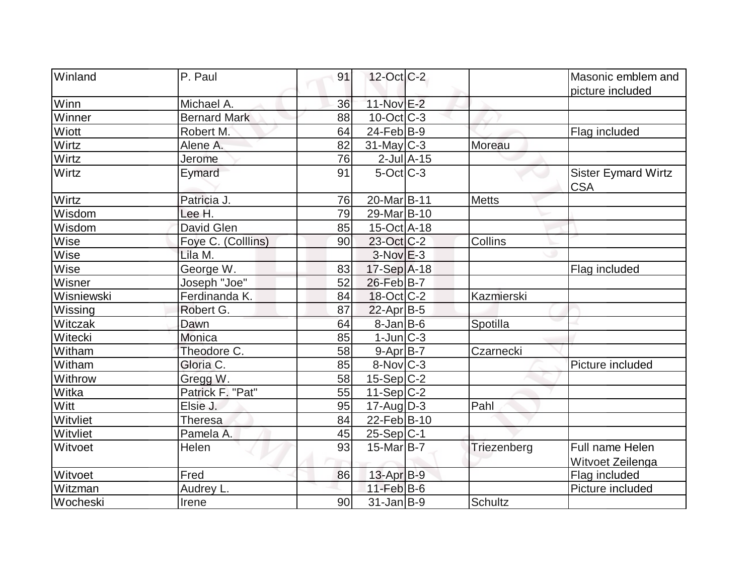| Winland | P. Paul | 91 | 12-Oct | C-2 | | Masonic emblem and picture included |
|---|---|---|---|---|---|---|
| Winn | Michael A. | 36 | 11-Nov | E-2 | | |
| Winner | Bernard Mark | 88 | 10-Oct | C-3 | | |
| Wiott | Robert M. | 64 | 24-Feb | B-9 | | Flag included |
| Wirtz | Alene A. | 82 | 31-May | C-3 | Moreau | |
| Wirtz | Jerome | 76 | 2-Jul | A-15 | | |
| Wirtz | Eymard | 91 | 5-Oct | C-3 | | Sister Eymard Wirtz CSA |
| Wirtz | Patricia J. | 76 | 20-Mar | B-11 | Metts | |
| Wisdom | Lee H. | 79 | 29-Mar | B-10 | | |
| Wisdom | David Glen | 85 | 15-Oct | A-18 | | |
| Wise | Foye C. (Colllins) | 90 | 23-Oct | C-2 | Collins | |
| Wise | Lila M. | | 3-Nov | E-3 | | |
| Wise | George W. | 83 | 17-Sep | A-18 | | Flag included |
| Wisner | Joseph "Joe" | 52 | 26-Feb | B-7 | | |
| Wisniewski | Ferdinanda K. | 84 | 18-Oct | C-2 | Kazmierski | |
| Wissing | Robert G. | 87 | 22-Apr | B-5 | | |
| Witczak | Dawn | 64 | 8-Jan | B-6 | Spotilla | |
| Witecki | Monica | 85 | 1-Jun | C-3 | | |
| Witham | Theodore C. | 58 | 9-Apr | B-7 | Czarnecki | |
| Witham | Gloria C. | 85 | 8-Nov | C-3 | | Picture included |
| Withrow | Gregg W. | 58 | 15-Sep | C-2 | | |
| Witka | Patrick F. "Pat" | 55 | 11-Sep | C-2 | | |
| Witt | Elsie J. | 95 | 17-Aug | D-3 | Pahl | |
| Witvliet | Theresa | 84 | 22-Feb | B-10 | | |
| Witvliet | Pamela A. | 45 | 25-Sep | C-1 | | |
| Witvoet | Helen | 93 | 15-Mar | B-7 | Triezenberg | Full name Helen Witvoet Zeilenga |
| Witvoet | Fred | 86 | 13-Apr | B-9 | | Flag included |
| Witzman | Audrey L. | | 11-Feb | B-6 | | Picture included |
| Wocheski | Irene | 90 | 31-Jan | B-9 | Schultz | |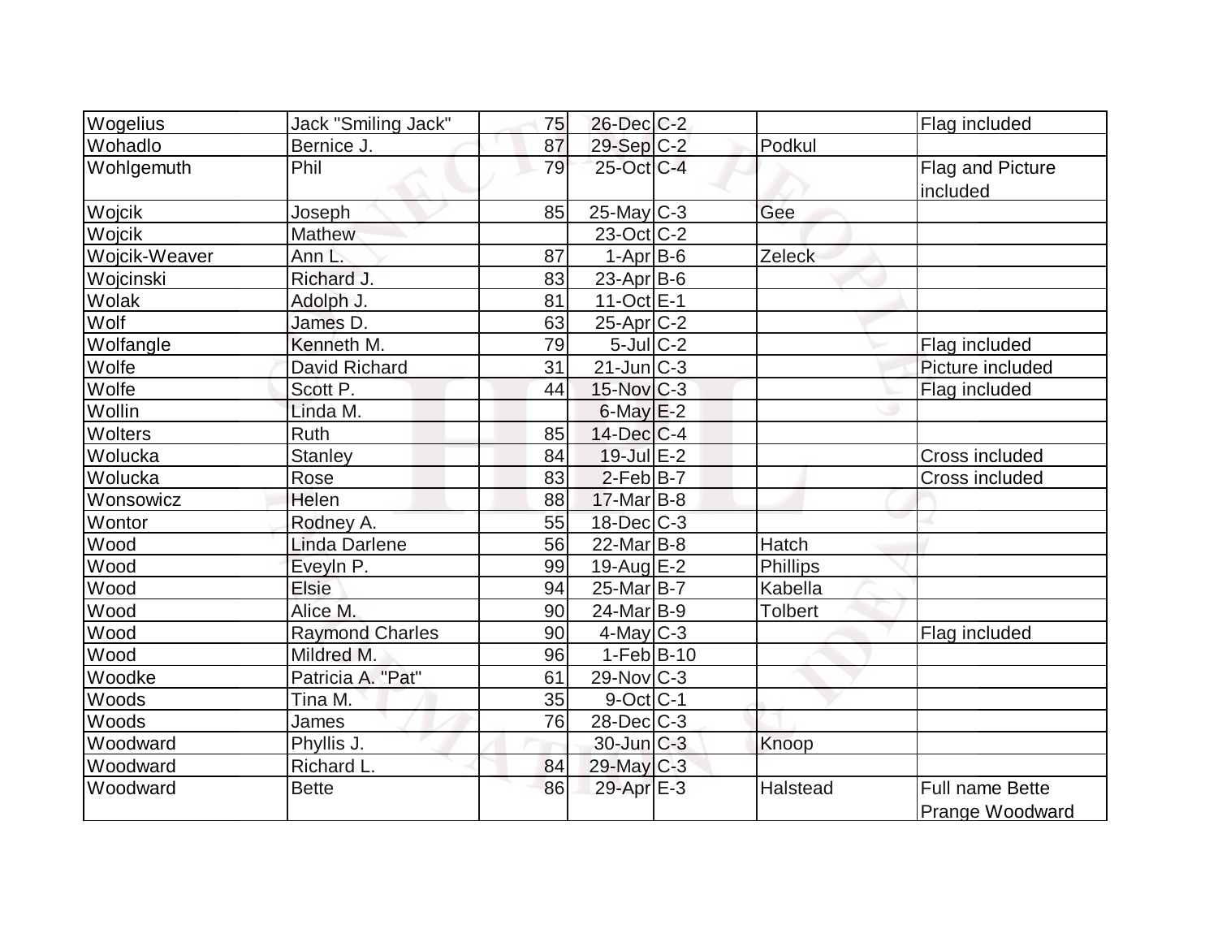| | | | | | | |
|---|---|---|---|---|---|---|
| Wogelius | Jack "Smiling Jack" | 75 | 26-Dec | C-2 | | Flag included |
| Wohadlo | Bernice J. | 87 | 29-Sep | C-2 | Podkul | |
| Wohlgemuth | Phil | 79 | 25-Oct | C-4 | | Flag and Picture included |
| Wojcik | Joseph | 85 | 25-May | C-3 | Gee | |
| Wojcik | Mathew | | 23-Oct | C-2 | | |
| Wojcik-Weaver | Ann L. | 87 | 1-Apr | B-6 | Zeleck | |
| Wojcinski | Richard J. | 83 | 23-Apr | B-6 | | |
| Wolak | Adolph J. | 81 | 11-Oct | E-1 | | |
| Wolf | James D. | 63 | 25-Apr | C-2 | | |
| Wolfangle | Kenneth M. | 79 | 5-Jul | C-2 | | Flag included |
| Wolfe | David Richard | 31 | 21-Jun | C-3 | | Picture included |
| Wolfe | Scott P. | 44 | 15-Nov | C-3 | | Flag included |
| Wollin | Linda M. | | 6-May | E-2 | | |
| Wolters | Ruth | 85 | 14-Dec | C-4 | | |
| Wolucka | Stanley | 84 | 19-Jul | E-2 | | Cross included |
| Wolucka | Rose | 83 | 2-Feb | B-7 | | Cross included |
| Wonsowicz | Helen | 88 | 17-Mar | B-8 | | |
| Wontor | Rodney A. | 55 | 18-Dec | C-3 | | |
| Wood | Linda Darlene | 56 | 22-Mar | B-8 | Hatch | |
| Wood | Eveyln P. | 99 | 19-Aug | E-2 | Phillips | |
| Wood | Elsie | 94 | 25-Mar | B-7 | Kabella | |
| Wood | Alice M. | 90 | 24-Mar | B-9 | Tolbert | |
| Wood | Raymond Charles | 90 | 4-May | C-3 | | Flag included |
| Wood | Mildred M. | 96 | 1-Feb | B-10 | | |
| Woodke | Patricia A. "Pat" | 61 | 29-Nov | C-3 | | |
| Woods | Tina M. | 35 | 9-Oct | C-1 | | |
| Woods | James | 76 | 28-Dec | C-3 | | |
| Woodward | Phyllis J. | | 30-Jun | C-3 | Knoop | |
| Woodward | Richard L. | 84 | 29-May | C-3 | | |
| Woodward | Bette | 86 | 29-Apr | E-3 | Halstead | Full name Bette Prange Woodward |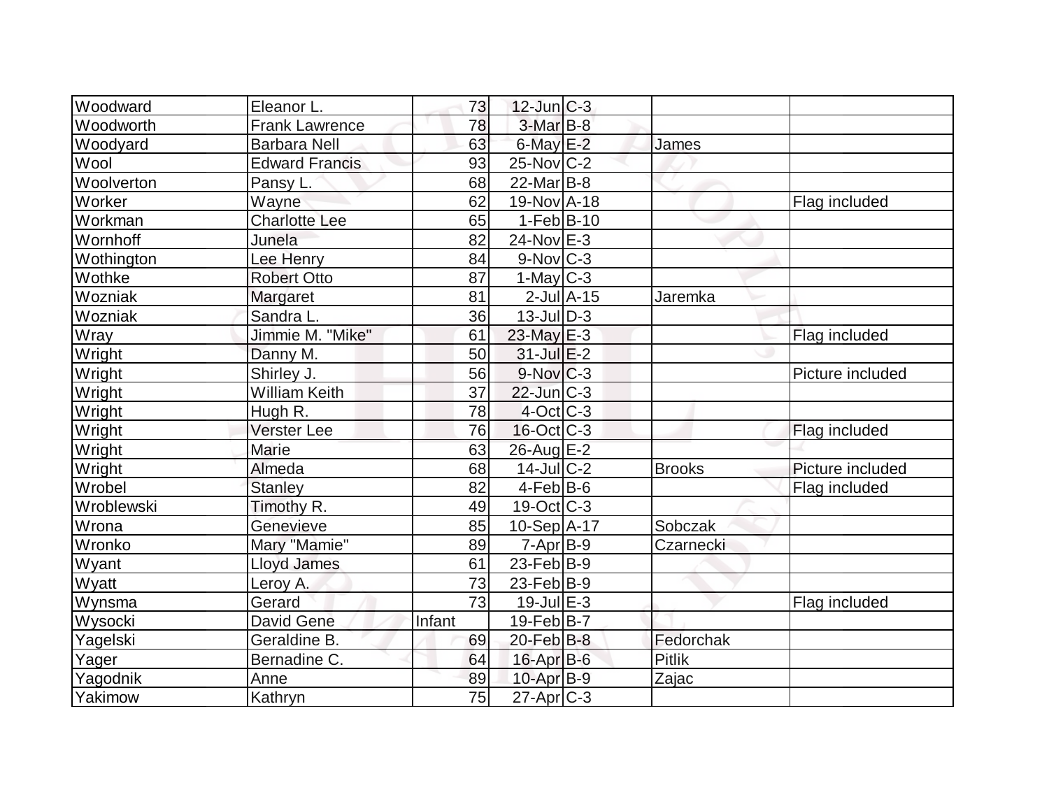| Woodward | Eleanor L. | 73 | 12-Jun | C-3 | | |
|---|---|---|---|---|---|---|
| Woodworth | Frank Lawrence | 78 | 3-Mar | B-8 | | |
| Woodyard | Barbara Nell | 63 | 6-May | E-2 | James | |
| Wool | Edward Francis | 93 | 25-Nov | C-2 | | |
| Woolverton | Pansy L. | 68 | 22-Mar | B-8 | | |
| Worker | Wayne | 62 | 19-Nov | A-18 | | Flag included |
| Workman | Charlotte Lee | 65 | 1-Feb | B-10 | | |
| Wornhoff | Junela | 82 | 24-Nov | E-3 | | |
| Wothington | Lee Henry | 84 | 9-Nov | C-3 | | |
| Wothke | Robert Otto | 87 | 1-May | C-3 | | |
| Wozniak | Margaret | 81 | 2-Jul | A-15 | Jaremka | |
| Wozniak | Sandra L. | 36 | 13-Jul | D-3 | | |
| Wray | Jimmie M. "Mike" | 61 | 23-May | E-3 | | Flag included |
| Wright | Danny M. | 50 | 31-Jul | E-2 | | |
| Wright | Shirley J. | 56 | 9-Nov | C-3 | | Picture included |
| Wright | William Keith | 37 | 22-Jun | C-3 | | |
| Wright | Hugh R. | 78 | 4-Oct | C-3 | | |
| Wright | Verster Lee | 76 | 16-Oct | C-3 | | Flag included |
| Wright | Marie | 63 | 26-Aug | E-2 | | |
| Wright | Almeda | 68 | 14-Jul | C-2 | Brooks | Picture included |
| Wrobel | Stanley | 82 | 4-Feb | B-6 | | Flag included |
| Wroblewski | Timothy R. | 49 | 19-Oct | C-3 | | |
| Wrona | Genevieve | 85 | 10-Sep | A-17 | Sobczak | |
| Wronko | Mary "Mamie" | 89 | 7-Apr | B-9 | Czarnecki | |
| Wyant | Lloyd James | 61 | 23-Feb | B-9 | | |
| Wyatt | Leroy A. | 73 | 23-Feb | B-9 | | |
| Wynsma | Gerard | 73 | 19-Jul | E-3 | | Flag included |
| Wysocki | David Gene | Infant | 19-Feb | B-7 | | |
| Yagelski | Geraldine B. | 69 | 20-Feb | B-8 | Fedorchak | |
| Yager | Bernadine C. | 64 | 16-Apr | B-6 | Pitlik | |
| Yagodnik | Anne | 89 | 10-Apr | B-9 | Zajac | |
| Yakimow | Kathryn | 75 | 27-Apr | C-3 | | |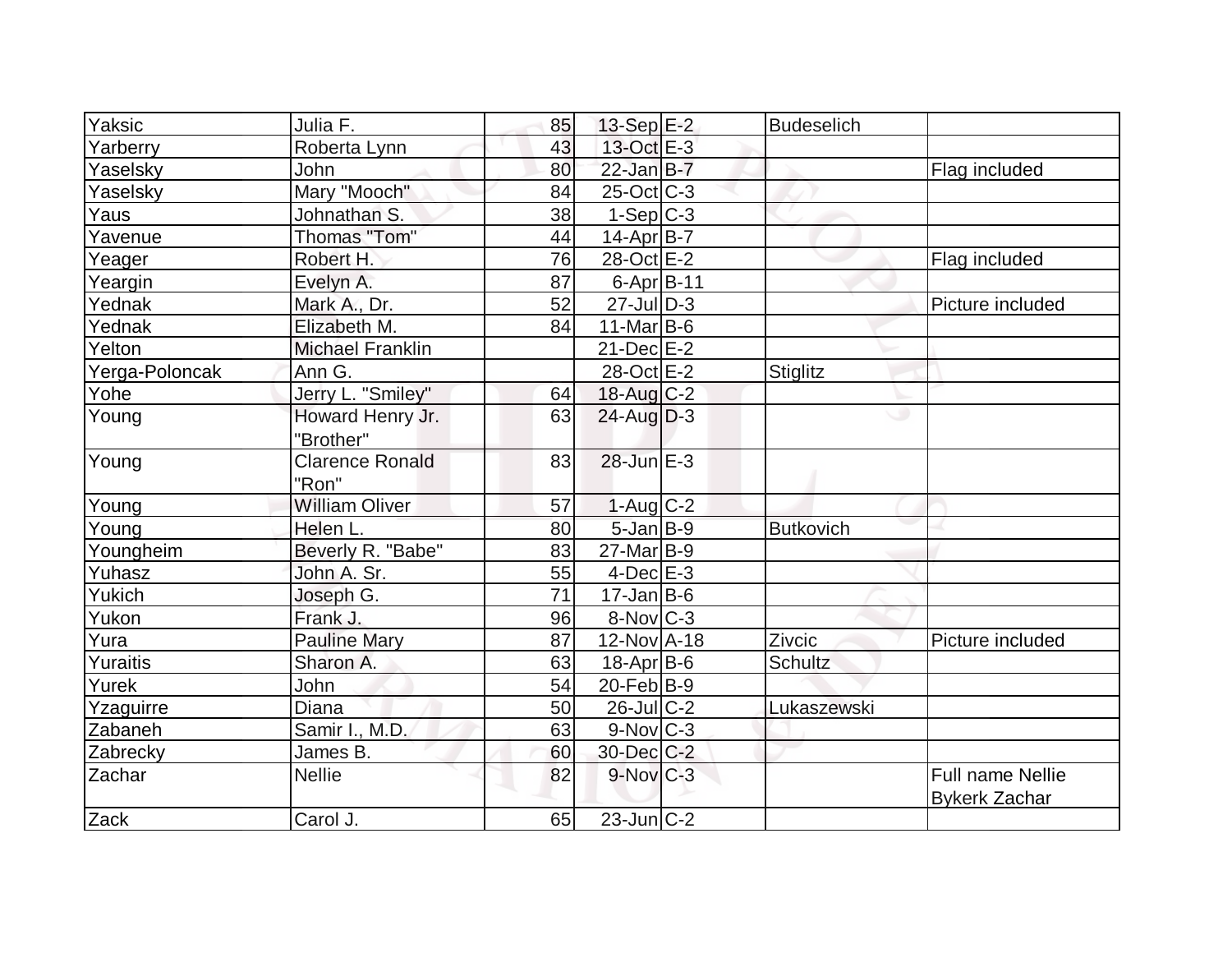| | | | | | | |
|---|---|---|---|---|---|---|
| Yaksic | Julia F. | 85 | 13-Sep | E-2 | Budeselich | |
| Yarberry | Roberta Lynn | 43 | 13-Oct | E-3 | | |
| Yaselsky | John | 80 | 22-Jan | B-7 | | Flag included |
| Yaselsky | Mary "Mooch" | 84 | 25-Oct | C-3 | | |
| Yaus | Johnathan S. | 38 | 1-Sep | C-3 | | |
| Yavenue | Thomas "Tom" | 44 | 14-Apr | B-7 | | |
| Yeager | Robert H. | 76 | 28-Oct | E-2 | | Flag included |
| Yeargin | Evelyn A. | 87 | 6-Apr | B-11 | | |
| Yednak | Mark A., Dr. | 52 | 27-Jul | D-3 | | Picture included |
| Yednak | Elizabeth M. | 84 | 11-Mar | B-6 | | |
| Yelton | Michael Franklin | | 21-Dec | E-2 | | |
| Yerga-Poloncak | Ann G. | | 28-Oct | E-2 | Stiglitz | |
| Yohe | Jerry L. "Smiley" | 64 | 18-Aug | C-2 | | |
| Young | Howard Henry Jr. "Brother" | 63 | 24-Aug | D-3 | | |
| Young | Clarence Ronald "Ron" | 83 | 28-Jun | E-3 | | |
| Young | William Oliver | 57 | 1-Aug | C-2 | | |
| Young | Helen L. | 80 | 5-Jan | B-9 | Butkovich | |
| Youngheim | Beverly R. "Babe" | 83 | 27-Mar | B-9 | | |
| Yuhasz | John A. Sr. | 55 | 4-Dec | E-3 | | |
| Yukich | Joseph G. | 71 | 17-Jan | B-6 | | |
| Yukon | Frank J. | 96 | 8-Nov | C-3 | | |
| Yura | Pauline Mary | 87 | 12-Nov | A-18 | Zivcic | Picture included |
| Yuraitis | Sharon A. | 63 | 18-Apr | B-6 | Schultz | |
| Yurek | John | 54 | 20-Feb | B-9 | | |
| Yzaguirre | Diana | 50 | 26-Jul | C-2 | Lukaszewski | |
| Zabaneh | Samir I., M.D. | 63 | 9-Nov | C-3 | | |
| Zabrecky | James B. | 60 | 30-Dec | C-2 | | |
| Zachar | Nellie | 82 | 9-Nov | C-3 | | Full name Nellie Bykerk Zachar |
| Zack | Carol J. | 65 | 23-Jun | C-2 | | |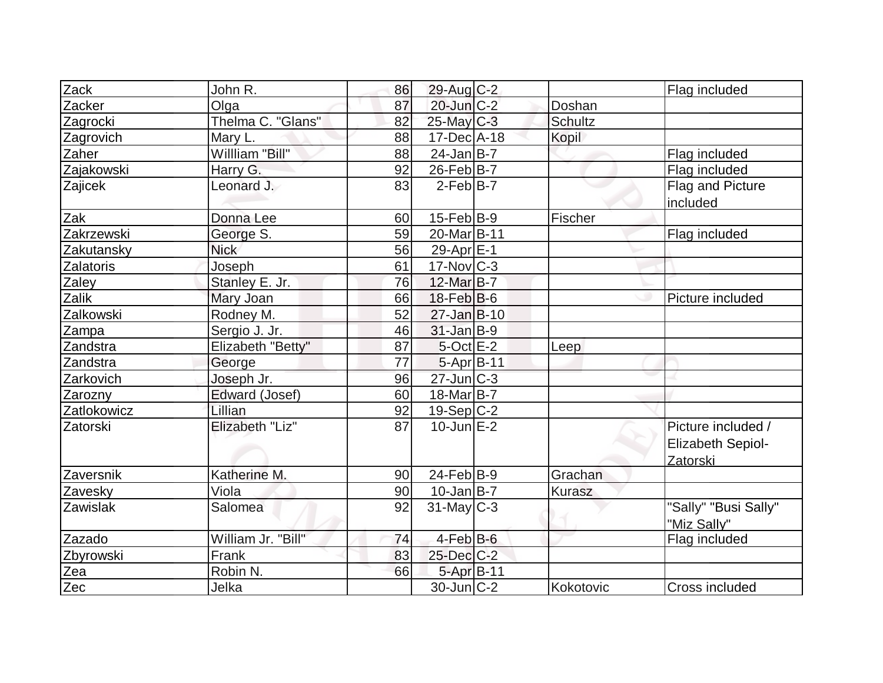| Zack | John R. | 86 | 29-Aug | C-2 | | Flag included |
|---|---|---|---|---|---|---|
| Zacker | Olga | 87 | 20-Jun | C-2 | Doshan | |
| Zagrocki | Thelma C. "Glans" | 82 | 25-May | C-3 | Schultz | |
| Zagrovich | Mary L. | 88 | 17-Dec | A-18 | Kopil | |
| Zaher | Willliam "Bill" | 88 | 24-Jan | B-7 | | Flag included |
| Zajakowski | Harry G. | 92 | 26-Feb | B-7 | | Flag included |
| Zajicek | Leonard J. | 83 | 2-Feb | B-7 | | Flag and Picture included |
| Zak | Donna Lee | 60 | 15-Feb | B-9 | Fischer | |
| Zakrzewski | George S. | 59 | 20-Mar | B-11 | | Flag included |
| Zakutansky | Nick | 56 | 29-Apr | E-1 | | |
| Zalatoris | Joseph | 61 | 17-Nov | C-3 | | |
| Zaley | Stanley E. Jr. | 76 | 12-Mar | B-7 | | |
| Zalik | Mary Joan | 66 | 18-Feb | B-6 | | Picture included |
| Zalkowski | Rodney M. | 52 | 27-Jan | B-10 | | |
| Zampa | Sergio J. Jr. | 46 | 31-Jan | B-9 | | |
| Zandstra | Elizabeth "Betty" | 87 | 5-Oct | E-2 | Leep | |
| Zandstra | George | 77 | 5-Apr | B-11 | | |
| Zarkovich | Joseph Jr. | 96 | 27-Jun | C-3 | | |
| Zarozny | Edward (Josef) | 60 | 18-Mar | B-7 | | |
| Zatlokowicz | Lillian | 92 | 19-Sep | C-2 | | |
| Zatorski | Elizabeth "Liz" | 87 | 10-Jun | E-2 | | Picture included / Elizabeth Sepiol-Zatorski |
| Zaversnik | Katherine M. | 90 | 24-Feb | B-9 | Grachan | |
| Zavesky | Viola | 90 | 10-Jan | B-7 | Kurasz | |
| Zawislak | Salomea | 92 | 31-May | C-3 | | "Sally" "Busi Sally" "Miz Sally" |
| Zazado | William Jr. "Bill" | 74 | 4-Feb | B-6 | | Flag included |
| Zbyrowski | Frank | 83 | 25-Dec | C-2 | | |
| Zea | Robin N. | 66 | 5-Apr | B-11 | | |
| Zec | Jelka | | 30-Jun | C-2 | Kokotovic | Cross included |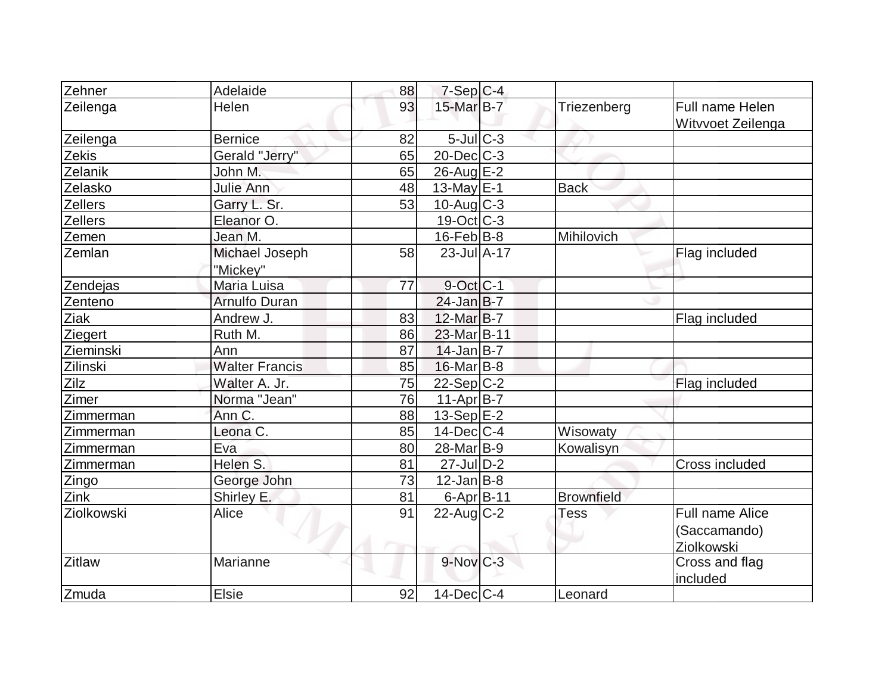| | | | | | | |
|---|---|---|---|---|---|---|
| Zehner | Adelaide | 88 | 7-Sep | C-4 | | |
| Zeilenga | Helen | 93 | 15-Mar | B-7 | Triezenberg | Full name Helen Witvvoet Zeilenga |
| Zeilenga | Bernice | 82 | 5-Jul | C-3 | | |
| Zekis | Gerald "Jerry" | 65 | 20-Dec | C-3 | | |
| Zelanik | John M. | 65 | 26-Aug | E-2 | | |
| Zelasko | Julie Ann | 48 | 13-May | E-1 | Back | |
| Zellers | Garry L. Sr. | 53 | 10-Aug | C-3 | | |
| Zellers | Eleanor O. | | 19-Oct | C-3 | | |
| Zemen | Jean M. | | 16-Feb | B-8 | Mihilovich | |
| Zemlan | Michael Joseph "Mickey" | 58 | 23-Jul | A-17 | | Flag included |
| Zendejas | Maria Luisa | 77 | 9-Oct | C-1 | | |
| Zenteno | Arnulfo Duran | | 24-Jan | B-7 | | |
| Ziak | Andrew J. | 83 | 12-Mar | B-7 | | Flag included |
| Ziegert | Ruth M. | 86 | 23-Mar | B-11 | | |
| Zieminski | Ann | 87 | 14-Jan | B-7 | | |
| Zilinski | Walter Francis | 85 | 16-Mar | B-8 | | |
| Zilz | Walter A. Jr. | 75 | 22-Sep | C-2 | | Flag included |
| Zimer | Norma "Jean" | 76 | 11-Apr | B-7 | | |
| Zimmerman | Ann C. | 88 | 13-Sep | E-2 | | |
| Zimmerman | Leona C. | 85 | 14-Dec | C-4 | Wisowaty | |
| Zimmerman | Eva | 80 | 28-Mar | B-9 | Kowalisyn | |
| Zimmerman | Helen S. | 81 | 27-Jul | D-2 | | Cross included |
| Zingo | George John | 73 | 12-Jan | B-8 | | |
| Zink | Shirley E. | 81 | 6-Apr | B-11 | Brownfield | |
| Ziolkowski | Alice | 91 | 22-Aug | C-2 | Tess | Full name Alice (Saccamando) Ziolkowski |
| Zitlaw | Marianne | | 9-Nov | C-3 | | Cross and flag included |
| Zmuda | Elsie | 92 | 14-Dec | C-4 | Leonard | |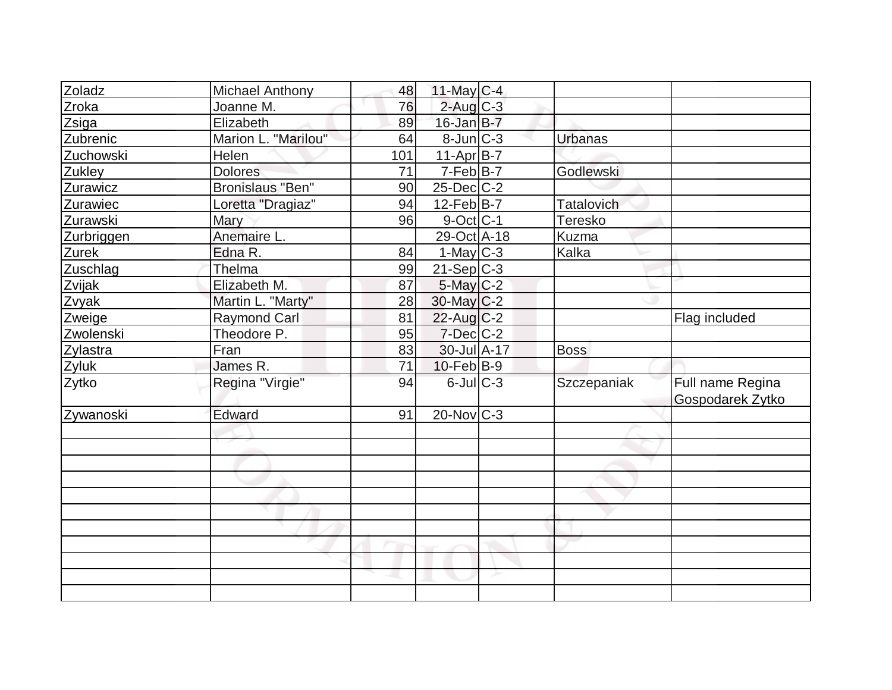| | | | | | | |
|---|---|---|---|---|---|---|
| Zoladz | Michael Anthony | 48 | 11-May | C-4 | | |
| Zroka | Joanne M. | 76 | 2-Aug | C-3 | | |
| Zsiga | Elizabeth | 89 | 16-Jan | B-7 | | |
| Zubrenic | Marion L. "Marilou" | 64 | 8-Jun | C-3 | Urbanas | |
| Zuchowski | Helen | 101 | 11-Apr | B-7 | | |
| Zukley | Dolores | 71 | 7-Feb | B-7 | Godlewski | |
| Zurawicz | Bronislaus "Ben" | 90 | 25-Dec | C-2 | | |
| Zurawiec | Loretta "Dragiaz" | 94 | 12-Feb | B-7 | Tatalovich | |
| Zurawski | Mary | 96 | 9-Oct | C-1 | Teresko | |
| Zurbriggen | Anemaire L. | | 29-Oct | A-18 | Kuzma | |
| Zurek | Edna R. | 84 | 1-May | C-3 | Kalka | |
| Zuschlag | Thelma | 99 | 21-Sep | C-3 | | |
| Zvijak | Elizabeth M. | 87 | 5-May | C-2 | | |
| Zvyak | Martin L. "Marty" | 28 | 30-May | C-2 | | |
| Zweige | Raymond Carl | 81 | 22-Aug | C-2 | | Flag included |
| Zwolenski | Theodore P. | 95 | 7-Dec | C-2 | | |
| Zylastra | Fran | 83 | 30-Jul | A-17 | Boss | |
| Zyluk | James R. | 71 | 10-Feb | B-9 | | |
| Zytko | Regina "Virgie" | 94 | 6-Jul | C-3 | Szczepaniak | Full name Regina Gospodarek Zytko |
| Zywanoski | Edward | 91 | 20-Nov | C-3 | | |